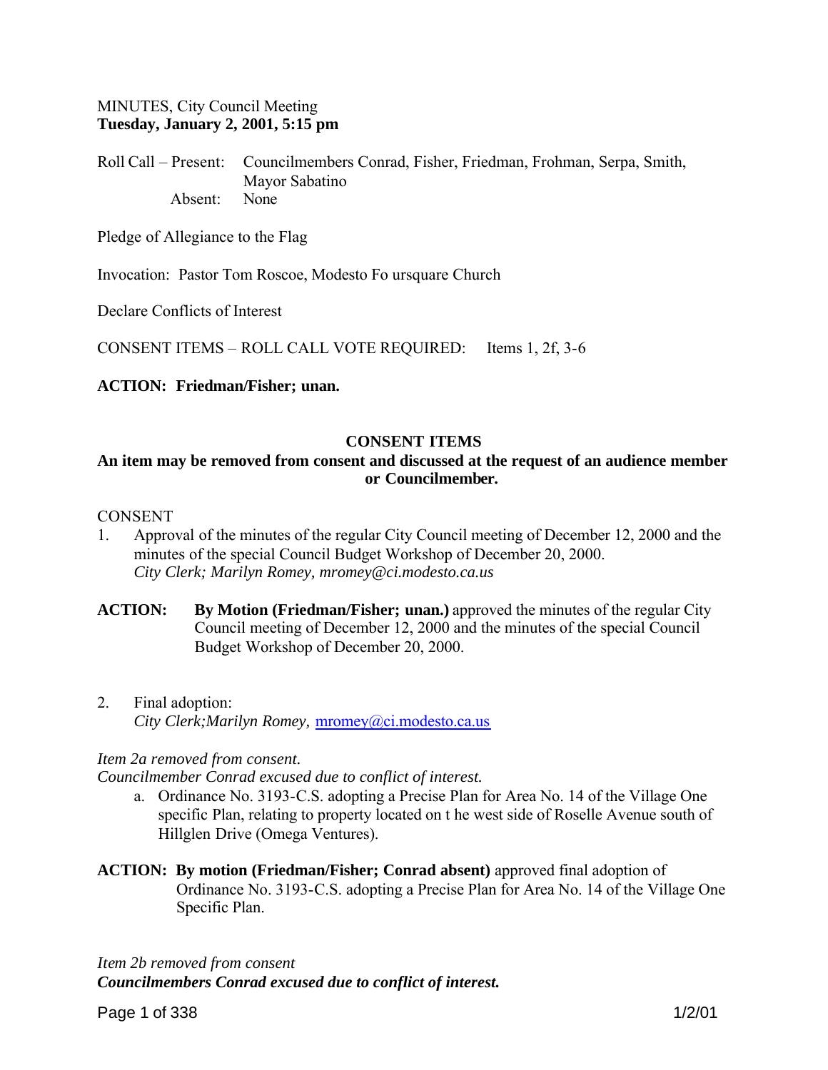MINUTES, City Council Meeting
**Tuesday, January 2, 2001, 5:15 pm**

Roll Call – Present: Councilmembers Conrad, Fisher, Friedman, Frohman, Serpa, Smith, Mayor Sabatino
Absent: None

Pledge of Allegiance to the Flag

Invocation: Pastor Tom Roscoe, Modesto Fo ursquare Church

Declare Conflicts of Interest

CONSENT ITEMS – ROLL CALL VOTE REQUIRED: Items 1, 2f, 3-6

**ACTION: Friedman/Fisher; unan.**

## CONSENT ITEMS

**An item may be removed from consent and discussed at the request of an audience member or Councilmember.**

CONSENT

1. Approval of the minutes of the regular City Council meeting of December 12, 2000 and the minutes of the special Council Budget Workshop of December 20, 2000.
   *City Clerk; Marilyn Romey, mromey@ci.modesto.ca.us*

**ACTION:** **By Motion (Friedman/Fisher; unan.)** approved the minutes of the regular City Council meeting of December 12, 2000 and the minutes of the special Council Budget Workshop of December 20, 2000.

2. Final adoption:
   *City Clerk;Marilyn Romey,* mromey@ci.modesto.ca.us

*Item 2a removed from consent.*
*Councilmember Conrad excused due to conflict of interest.*

a. Ordinance No. 3193-C.S. adopting a Precise Plan for Area No. 14 of the Village One specific Plan, relating to property located on t he west side of Roselle Avenue south of Hillglen Drive (Omega Ventures).

**ACTION: By motion (Friedman/Fisher; Conrad absent)** approved final adoption of Ordinance No. 3193-C.S. adopting a Precise Plan for Area No. 14 of the Village One Specific Plan.

*Item 2b removed from consent*
***Councilmembers Conrad excused due to conflict of interest.***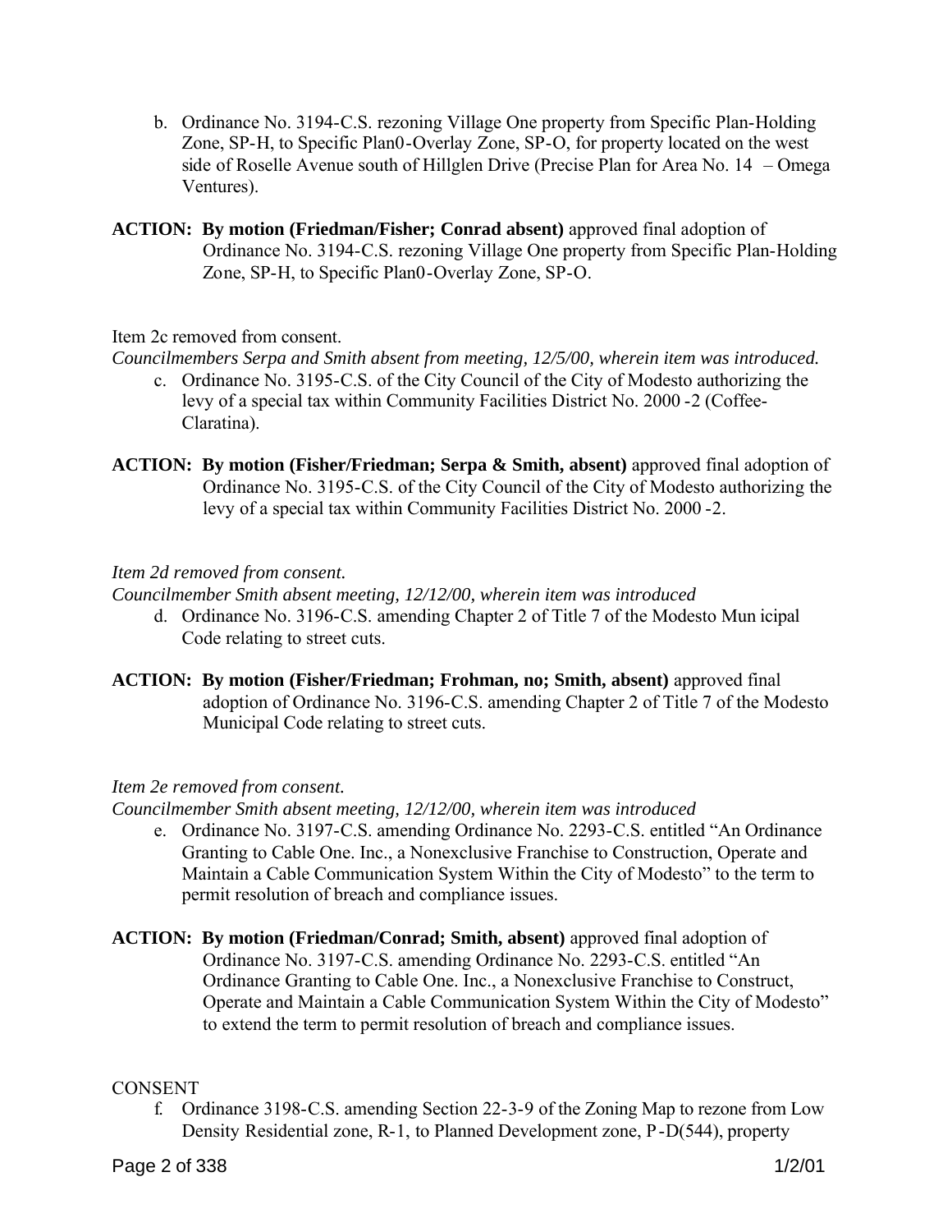b. Ordinance No. 3194-C.S. rezoning Village One property from Specific Plan-Holding Zone, SP-H, to Specific Plan0-Overlay Zone, SP-O, for property located on the west side of Roselle Avenue south of Hillglen Drive (Precise Plan for Area No. 14 – Omega Ventures).

**ACTION: By motion (Friedman/Fisher; Conrad absent)** approved final adoption of Ordinance No. 3194-C.S. rezoning Village One property from Specific Plan-Holding Zone, SP-H, to Specific Plan0-Overlay Zone, SP-O.

Item 2c removed from consent.

*Councilmembers Serpa and Smith absent from meeting, 12/5/00, wherein item was introduced.*

c. Ordinance No. 3195-C.S. of the City Council of the City of Modesto authorizing the levy of a special tax within Community Facilities District No. 2000 -2 (Coffee-Claratina).

**ACTION: By motion (Fisher/Friedman; Serpa & Smith, absent)** approved final adoption of Ordinance No. 3195-C.S. of the City Council of the City of Modesto authorizing the levy of a special tax within Community Facilities District No. 2000 -2.

*Item 2d removed from consent.*

*Councilmember Smith absent meeting, 12/12/00, wherein item was introduced*

d. Ordinance No. 3196-C.S. amending Chapter 2 of Title 7 of the Modesto Mun icipal Code relating to street cuts.

**ACTION: By motion (Fisher/Friedman; Frohman, no; Smith, absent)** approved final adoption of Ordinance No. 3196-C.S. amending Chapter 2 of Title 7 of the Modesto Municipal Code relating to street cuts.

*Item 2e removed from consent.*

*Councilmember Smith absent meeting, 12/12/00, wherein item was introduced*

e. Ordinance No. 3197-C.S. amending Ordinance No. 2293-C.S. entitled "An Ordinance Granting to Cable One. Inc., a Nonexclusive Franchise to Construction, Operate and Maintain a Cable Communication System Within the City of Modesto" to the term to permit resolution of breach and compliance issues.

**ACTION: By motion (Friedman/Conrad; Smith, absent)** approved final adoption of Ordinance No. 3197-C.S. amending Ordinance No. 2293-C.S. entitled "An Ordinance Granting to Cable One. Inc., a Nonexclusive Franchise to Construct, Operate and Maintain a Cable Communication System Within the City of Modesto" to extend the term to permit resolution of breach and compliance issues.

CONSENT

f. Ordinance 3198-C.S. amending Section 22-3-9 of the Zoning Map to rezone from Low Density Residential zone, R-1, to Planned Development zone, P-D(544), property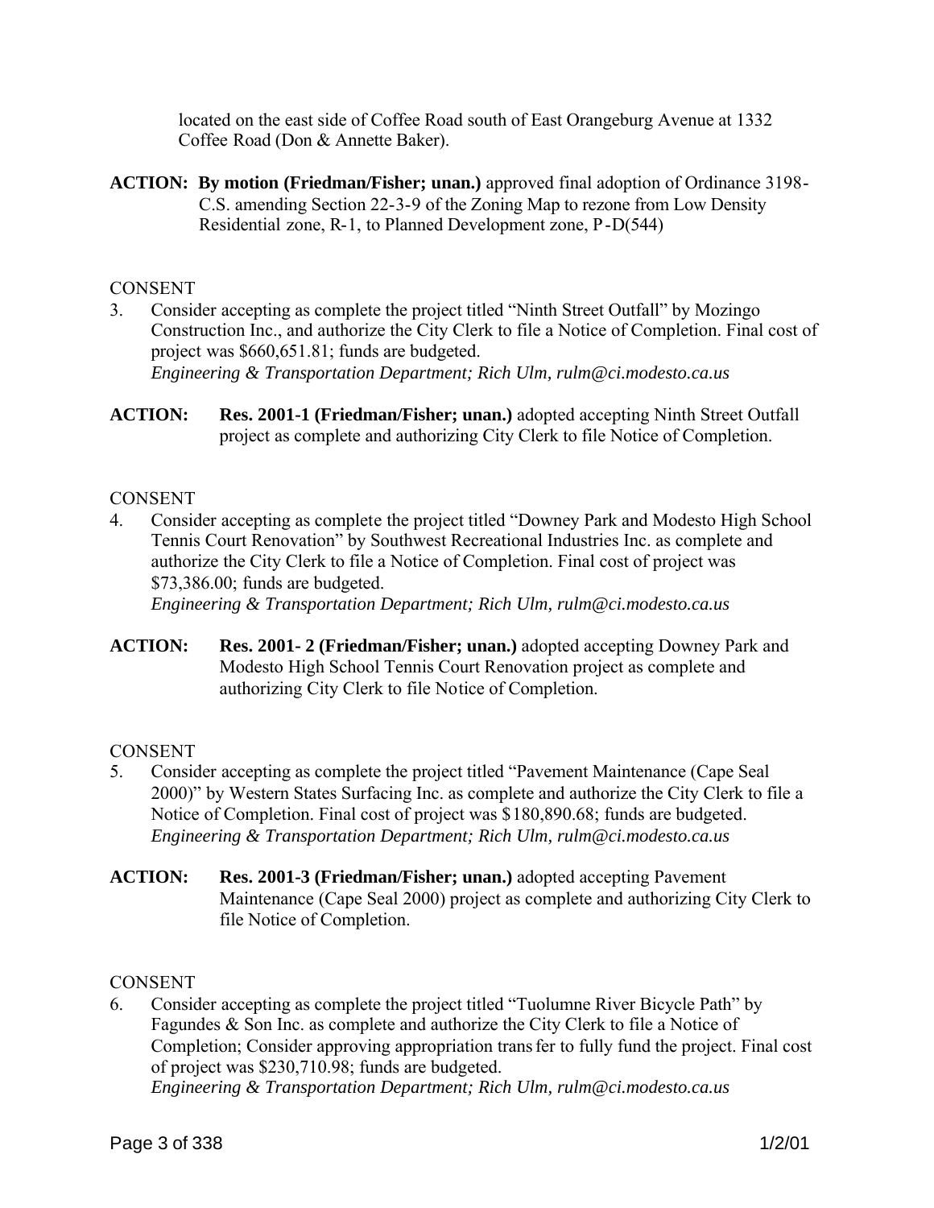located on the east side of Coffee Road south of East Orangeburg Avenue at 1332 Coffee Road (Don & Annette Baker).

**ACTION: By motion (Friedman/Fisher; unan.)** approved final adoption of Ordinance 3198-C.S. amending Section 22-3-9 of the Zoning Map to rezone from Low Density Residential zone, R-1, to Planned Development zone, P-D(544)

CONSENT

3. Consider accepting as complete the project titled "Ninth Street Outfall" by Mozingo Construction Inc., and authorize the City Clerk to file a Notice of Completion. Final cost of project was $660,651.81; funds are budgeted.
   *Engineering & Transportation Department; Rich Ulm, rulm@ci.modesto.ca.us*

**ACTION: Res. 2001-1 (Friedman/Fisher; unan.)** adopted accepting Ninth Street Outfall project as complete and authorizing City Clerk to file Notice of Completion.

CONSENT

4. Consider accepting as complete the project titled "Downey Park and Modesto High School Tennis Court Renovation" by Southwest Recreational Industries Inc. as complete and authorize the City Clerk to file a Notice of Completion. Final cost of project was $73,386.00; funds are budgeted.
   *Engineering & Transportation Department; Rich Ulm, rulm@ci.modesto.ca.us*

**ACTION: Res. 2001- 2 (Friedman/Fisher; unan.)** adopted accepting Downey Park and Modesto High School Tennis Court Renovation project as complete and authorizing City Clerk to file Notice of Completion.

CONSENT

5. Consider accepting as complete the project titled "Pavement Maintenance (Cape Seal 2000)" by Western States Surfacing Inc. as complete and authorize the City Clerk to file a Notice of Completion. Final cost of project was $180,890.68; funds are budgeted.
   *Engineering & Transportation Department; Rich Ulm, rulm@ci.modesto.ca.us*

**ACTION: Res. 2001-3 (Friedman/Fisher; unan.)** adopted accepting Pavement Maintenance (Cape Seal 2000) project as complete and authorizing City Clerk to file Notice of Completion.

CONSENT

6. Consider accepting as complete the project titled "Tuolumne River Bicycle Path" by Fagundes & Son Inc. as complete and authorize the City Clerk to file a Notice of Completion; Consider approving appropriation transfer to fully fund the project. Final cost of project was $230,710.98; funds are budgeted.
   *Engineering & Transportation Department; Rich Ulm, rulm@ci.modesto.ca.us*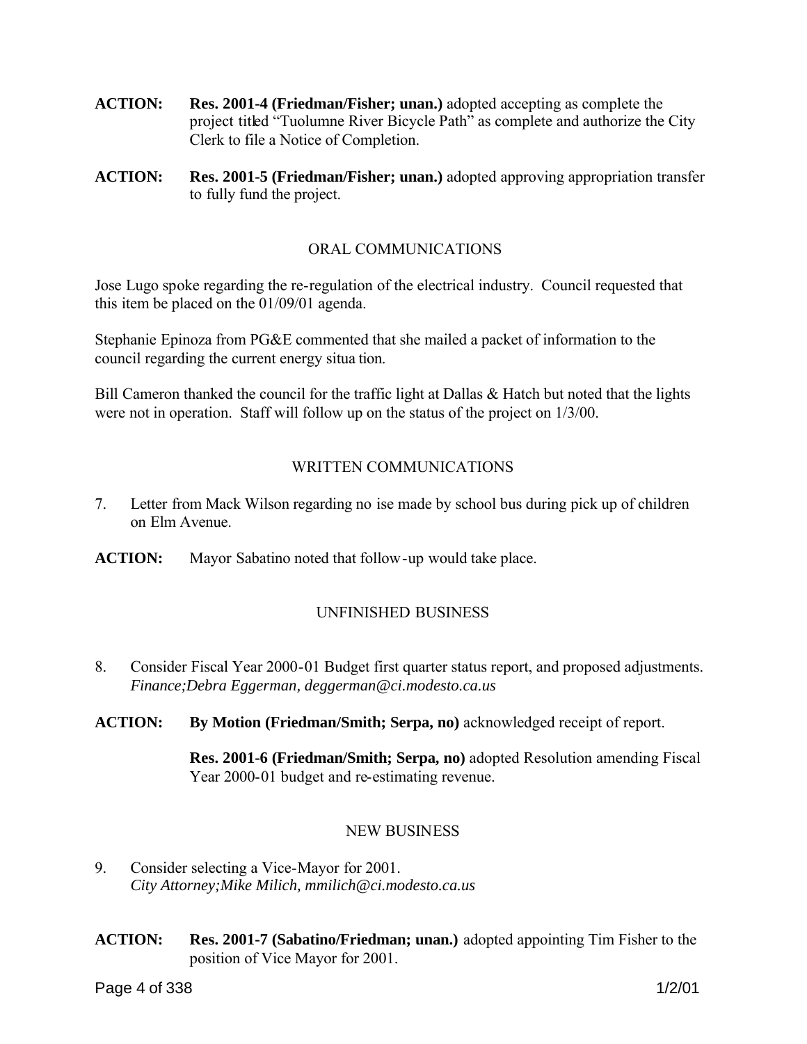**ACTION:** **Res. 2001-4 (Friedman/Fisher; unan.)** adopted accepting as complete the project titled "Tuolumne River Bicycle Path" as complete and authorize the City Clerk to file a Notice of Completion.

**ACTION:** **Res. 2001-5 (Friedman/Fisher; unan.)** adopted approving appropriation transfer to fully fund the project.

## ORAL COMMUNICATIONS

Jose Lugo spoke regarding the re-regulation of the electrical industry. Council requested that this item be placed on the 01/09/01 agenda.

Stephanie Epinoza from PG&E commented that she mailed a packet of information to the council regarding the current energy situa tion.

Bill Cameron thanked the council for the traffic light at Dallas & Hatch but noted that the lights were not in operation. Staff will follow up on the status of the project on 1/3/00.

## WRITTEN COMMUNICATIONS

7. Letter from Mack Wilson regarding no ise made by school bus during pick up of children on Elm Avenue.

**ACTION:** Mayor Sabatino noted that follow-up would take place.

## UNFINISHED BUSINESS

8. Consider Fiscal Year 2000-01 Budget first quarter status report, and proposed adjustments. *Finance;Debra Eggerman, deggerman@ci.modesto.ca.us*

**ACTION:** **By Motion (Friedman/Smith; Serpa, no)** acknowledged receipt of report.

**Res. 2001-6 (Friedman/Smith; Serpa, no)** adopted Resolution amending Fiscal Year 2000-01 budget and re-estimating revenue.

## NEW BUSINESS

9. Consider selecting a Vice-Mayor for 2001. *City Attorney;Mike Milich, mmilich@ci.modesto.ca.us*

**ACTION:** **Res. 2001-7 (Sabatino/Friedman; unan.)** adopted appointing Tim Fisher to the position of Vice Mayor for 2001.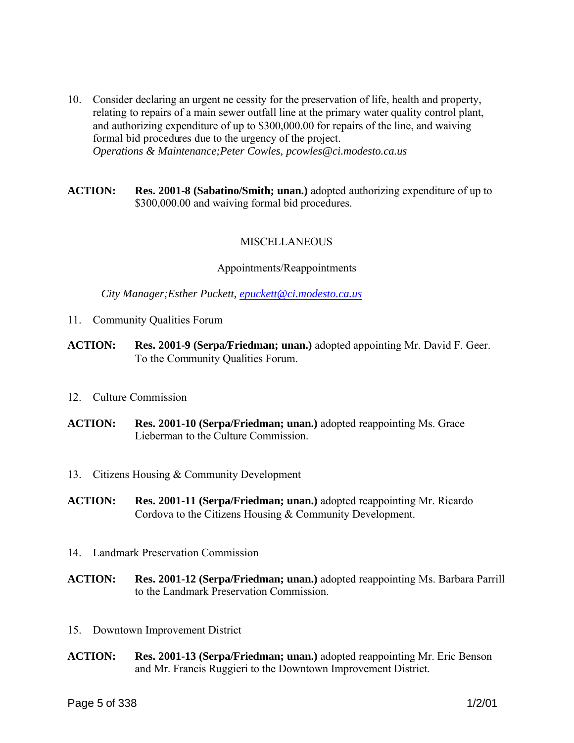10. Consider declaring an urgent necessity for the preservation of life, health and property, relating to repairs of a main sewer outfall line at the primary water quality control plant, and authorizing expenditure of up to $300,000.00 for repairs of the line, and waiving formal bid procedures due to the urgency of the project.
    *Operations & Maintenance;Peter Cowles, pcowles@ci.modesto.ca.us*

**ACTION:** **Res. 2001-8 (Sabatino/Smith; unan.)** adopted authorizing expenditure of up to $300,000.00 and waiving formal bid procedures.

## MISCELLANEOUS

### Appointments/Reappointments

*City Manager;Esther Puckett, epuckett@ci.modesto.ca.us*

11. Community Qualities Forum

**ACTION:** **Res. 2001-9 (Serpa/Friedman; unan.)** adopted appointing Mr. David F. Geer. To the Community Qualities Forum.

12. Culture Commission

**ACTION:** **Res. 2001-10 (Serpa/Friedman; unan.)** adopted reappointing Ms. Grace Lieberman to the Culture Commission.

13. Citizens Housing & Community Development

**ACTION:** **Res. 2001-11 (Serpa/Friedman; unan.)** adopted reappointing Mr. Ricardo Cordova to the Citizens Housing & Community Development.

14. Landmark Preservation Commission

**ACTION:** **Res. 2001-12 (Serpa/Friedman; unan.)** adopted reappointing Ms. Barbara Parrill to the Landmark Preservation Commission.

15. Downtown Improvement District

**ACTION:** **Res. 2001-13 (Serpa/Friedman; unan.)** adopted reappointing Mr. Eric Benson and Mr. Francis Ruggieri to the Downtown Improvement District.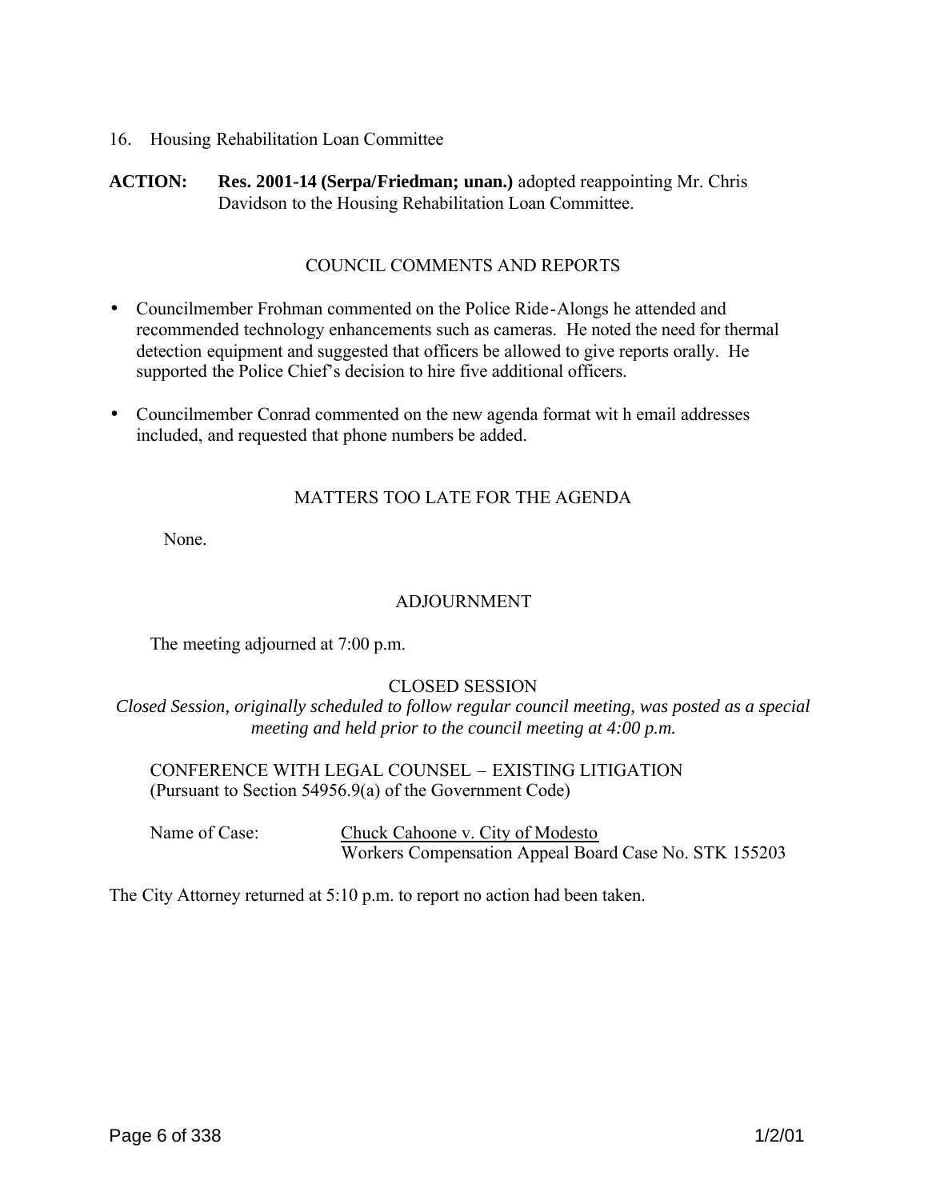16. Housing Rehabilitation Loan Committee

**ACTION:** **Res. 2001-14 (Serpa/Friedman; unan.)** adopted reappointing Mr. Chris Davidson to the Housing Rehabilitation Loan Committee.

## COUNCIL COMMENTS AND REPORTS

- Councilmember Frohman commented on the Police Ride-Alongs he attended and recommended technology enhancements such as cameras. He noted the need for thermal detection equipment and suggested that officers be allowed to give reports orally. He supported the Police Chief's decision to hire five additional officers.
- Councilmember Conrad commented on the new agenda format wit h email addresses included, and requested that phone numbers be added.

## MATTERS TOO LATE FOR THE AGENDA

None.

## ADJOURNMENT

The meeting adjourned at 7:00 p.m.

## CLOSED SESSION

*Closed Session, originally scheduled to follow regular council meeting, was posted as a special meeting and held prior to the council meeting at 4:00 p.m.*

CONFERENCE WITH LEGAL COUNSEL – EXISTING LITIGATION
(Pursuant to Section 54956.9(a) of the Government Code)

Name of Case: Chuck Cahoone v. City of Modesto
Workers Compensation Appeal Board Case No. STK 155203

The City Attorney returned at 5:10 p.m. to report no action had been taken.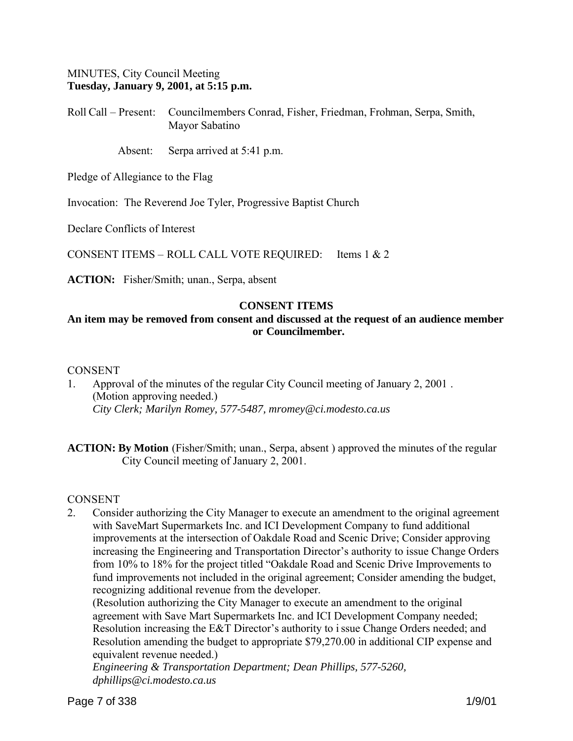MINUTES, City Council Meeting
**Tuesday, January 9, 2001, at 5:15 p.m.**

Roll Call – Present: Councilmembers Conrad, Fisher, Friedman, Frohman, Serpa, Smith, Mayor Sabatino

Absent: Serpa arrived at 5:41 p.m.

Pledge of Allegiance to the Flag

Invocation: The Reverend Joe Tyler, Progressive Baptist Church

Declare Conflicts of Interest

CONSENT ITEMS – ROLL CALL VOTE REQUIRED: Items 1 & 2

**ACTION:** Fisher/Smith; unan., Serpa, absent

**CONSENT ITEMS**

**An item may be removed from consent and discussed at the request of an audience member or Councilmember.**

CONSENT

1. Approval of the minutes of the regular City Council meeting of January 2, 2001 . (Motion approving needed.)
   *City Clerk; Marilyn Romey, 577-5487, mromey@ci.modesto.ca.us*

**ACTION: By Motion** (Fisher/Smith; unan., Serpa, absent ) approved the minutes of the regular City Council meeting of January 2, 2001.

CONSENT

2. Consider authorizing the City Manager to execute an amendment to the original agreement with SaveMart Supermarkets Inc. and ICI Development Company to fund additional improvements at the intersection of Oakdale Road and Scenic Drive; Consider approving increasing the Engineering and Transportation Director's authority to issue Change Orders from 10% to 18% for the project titled "Oakdale Road and Scenic Drive Improvements to fund improvements not included in the original agreement; Consider amending the budget, recognizing additional revenue from the developer.
   (Resolution authorizing the City Manager to execute an amendment to the original agreement with Save Mart Supermarkets Inc. and ICI Development Company needed; Resolution increasing the E&T Director's authority to i ssue Change Orders needed; and Resolution amending the budget to appropriate $79,270.00 in additional CIP expense and equivalent revenue needed.)
   *Engineering & Transportation Department; Dean Phillips, 577-5260, dphillips@ci.modesto.ca.us*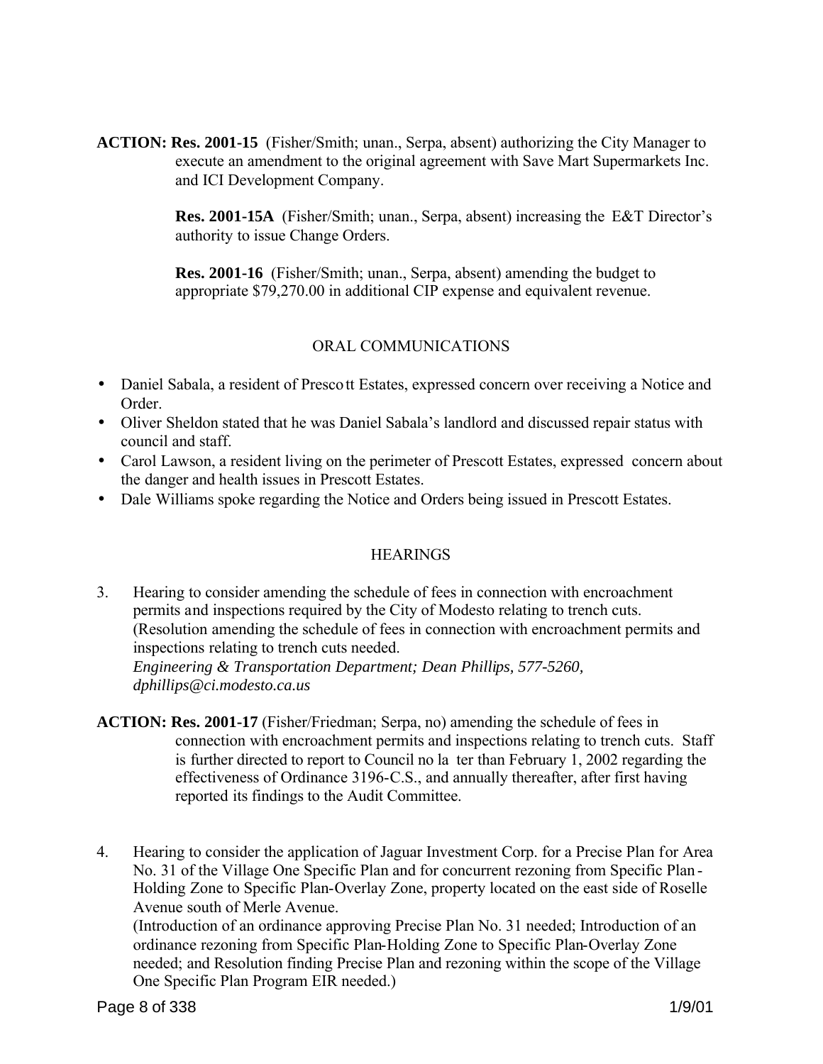**ACTION: Res. 2001-15** (Fisher/Smith; unan., Serpa, absent) authorizing the City Manager to execute an amendment to the original agreement with Save Mart Supermarkets Inc. and ICI Development Company.

**Res. 2001-15A** (Fisher/Smith; unan., Serpa, absent) increasing the E&T Director's authority to issue Change Orders.

**Res. 2001-16** (Fisher/Smith; unan., Serpa, absent) amending the budget to appropriate $79,270.00 in additional CIP expense and equivalent revenue.

## ORAL COMMUNICATIONS

- Daniel Sabala, a resident of Prescott Estates, expressed concern over receiving a Notice and Order.
- Oliver Sheldon stated that he was Daniel Sabala's landlord and discussed repair status with council and staff.
- Carol Lawson, a resident living on the perimeter of Prescott Estates, expressed concern about the danger and health issues in Prescott Estates.
- Dale Williams spoke regarding the Notice and Orders being issued in Prescott Estates.

## HEARINGS

3. Hearing to consider amending the schedule of fees in connection with encroachment permits and inspections required by the City of Modesto relating to trench cuts. (Resolution amending the schedule of fees in connection with encroachment permits and inspections relating to trench cuts needed.
*Engineering & Transportation Department; Dean Phillips, 577-5260, dphillips@ci.modesto.ca.us*

**ACTION: Res. 2001-17** (Fisher/Friedman; Serpa, no) amending the schedule of fees in connection with encroachment permits and inspections relating to trench cuts. Staff is further directed to report to Council no later than February 1, 2002 regarding the effectiveness of Ordinance 3196-C.S., and annually thereafter, after first having reported its findings to the Audit Committee.

4. Hearing to consider the application of Jaguar Investment Corp. for a Precise Plan for Area No. 31 of the Village One Specific Plan and for concurrent rezoning from Specific Plan-Holding Zone to Specific Plan-Overlay Zone, property located on the east side of Roselle Avenue south of Merle Avenue.
(Introduction of an ordinance approving Precise Plan No. 31 needed; Introduction of an ordinance rezoning from Specific Plan-Holding Zone to Specific Plan-Overlay Zone needed; and Resolution finding Precise Plan and rezoning within the scope of the Village One Specific Plan Program EIR needed.)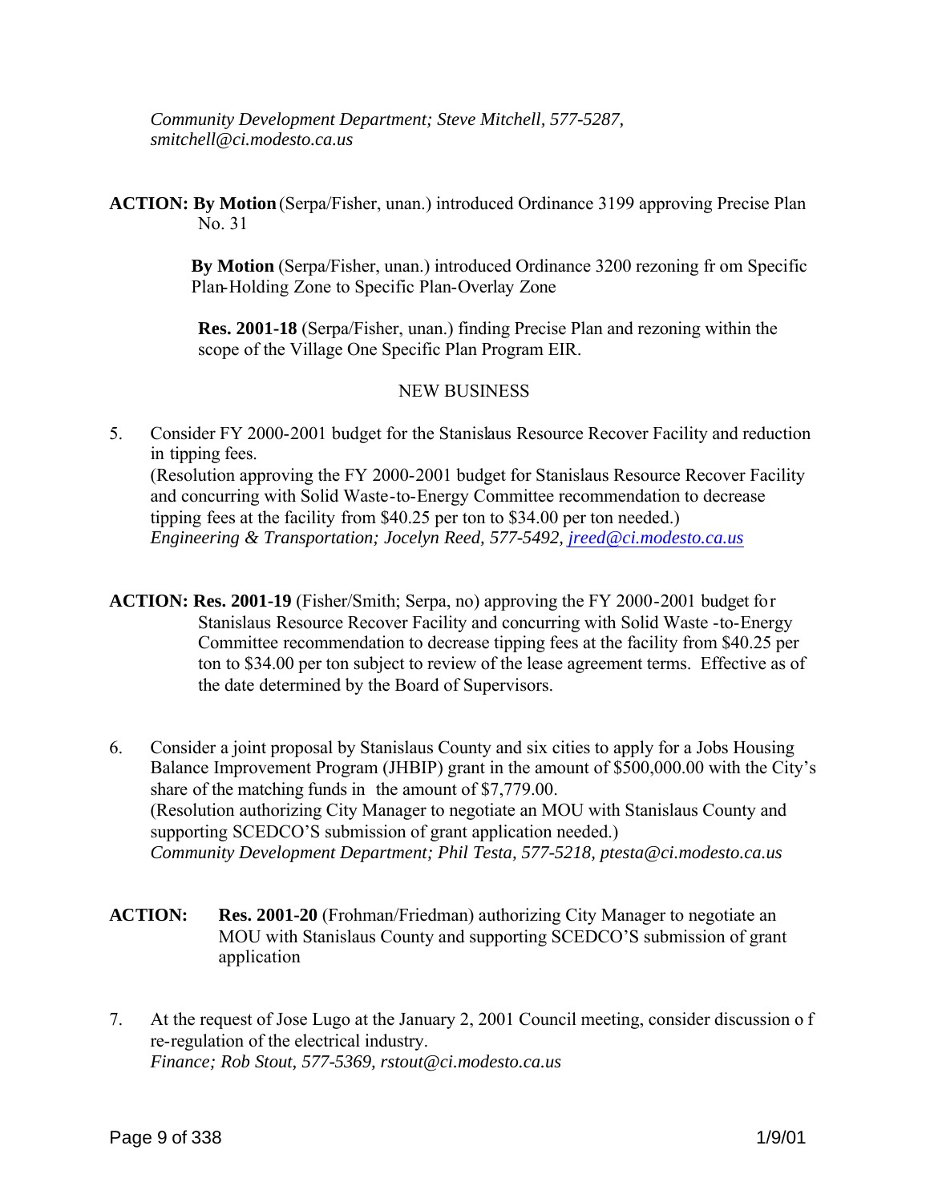*Community Development Department; Steve Mitchell, 577-5287, smitchell@ci.modesto.ca.us*

**ACTION: By Motion** (Serpa/Fisher, unan.) introduced Ordinance 3199 approving Precise Plan No. 31

**By Motion** (Serpa/Fisher, unan.) introduced Ordinance 3200 rezoning from Specific Plan-Holding Zone to Specific Plan-Overlay Zone

**Res. 2001-18** (Serpa/Fisher, unan.) finding Precise Plan and rezoning within the scope of the Village One Specific Plan Program EIR.

NEW BUSINESS

5. Consider FY 2000-2001 budget for the Stanislaus Resource Recover Facility and reduction in tipping fees.
   (Resolution approving the FY 2000-2001 budget for Stanislaus Resource Recover Facility and concurring with Solid Waste-to-Energy Committee recommendation to decrease tipping fees at the facility from $40.25 per ton to $34.00 per ton needed.)
   *Engineering & Transportation; Jocelyn Reed, 577-5492, jreed@ci.modesto.ca.us*

**ACTION: Res. 2001-19** (Fisher/Smith; Serpa, no) approving the FY 2000-2001 budget for Stanislaus Resource Recover Facility and concurring with Solid Waste-to-Energy Committee recommendation to decrease tipping fees at the facility from $40.25 per ton to $34.00 per ton subject to review of the lease agreement terms. Effective as of the date determined by the Board of Supervisors.

6. Consider a joint proposal by Stanislaus County and six cities to apply for a Jobs Housing Balance Improvement Program (JHBIP) grant in the amount of $500,000.00 with the City's share of the matching funds in the amount of $7,779.00.
   (Resolution authorizing City Manager to negotiate an MOU with Stanislaus County and supporting SCEDCO'S submission of grant application needed.)
   *Community Development Department; Phil Testa, 577-5218, ptesta@ci.modesto.ca.us*

**ACTION: Res. 2001-20** (Frohman/Friedman) authorizing City Manager to negotiate an MOU with Stanislaus County and supporting SCEDCO'S submission of grant application

7. At the request of Jose Lugo at the January 2, 2001 Council meeting, consider discussion of re-regulation of the electrical industry.
   *Finance; Rob Stout, 577-5369, rstout@ci.modesto.ca.us*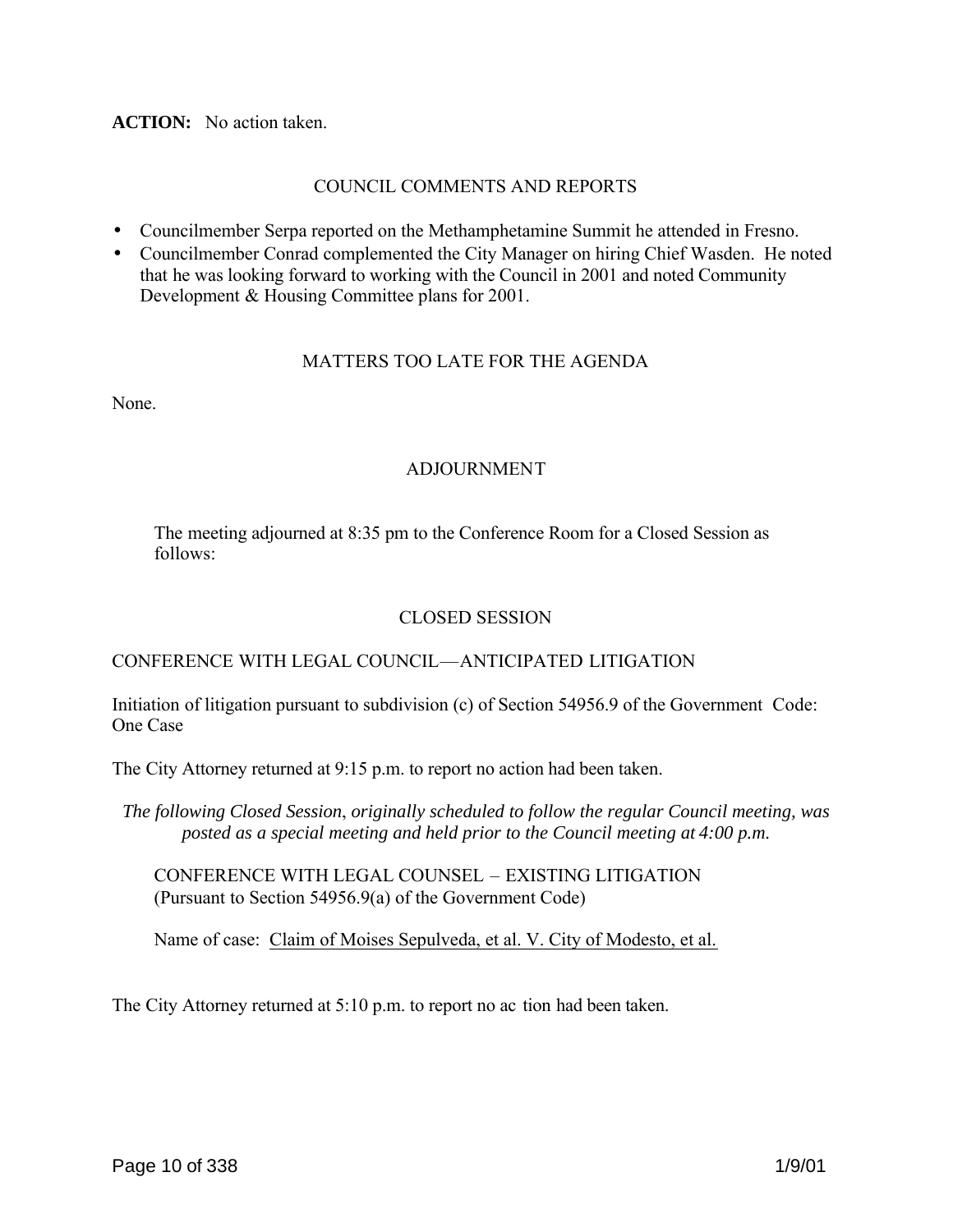**ACTION:** No action taken.

## COUNCIL COMMENTS AND REPORTS

- Councilmember Serpa reported on the Methamphetamine Summit he attended in Fresno.
- Councilmember Conrad complemented the City Manager on hiring Chief Wasden. He noted that he was looking forward to working with the Council in 2001 and noted Community Development & Housing Committee plans for 2001.

## MATTERS TOO LATE FOR THE AGENDA

None.

## ADJOURNMENT

The meeting adjourned at 8:35 pm to the Conference Room for a Closed Session as follows:

## CLOSED SESSION

CONFERENCE WITH LEGAL COUNCIL—ANTICIPATED LITIGATION

Initiation of litigation pursuant to subdivision (c) of Section 54956.9 of the Government Code: One Case

The City Attorney returned at 9:15 p.m. to report no action had been taken.

*The following Closed Session, originally scheduled to follow the regular Council meeting, was posted as a special meeting and held prior to the Council meeting at 4:00 p.m.*

CONFERENCE WITH LEGAL COUNSEL – EXISTING LITIGATION
(Pursuant to Section 54956.9(a) of the Government Code)

Name of case: Claim of Moises Sepulveda, et al. V. City of Modesto, et al.

The City Attorney returned at 5:10 p.m. to report no ac tion had been taken.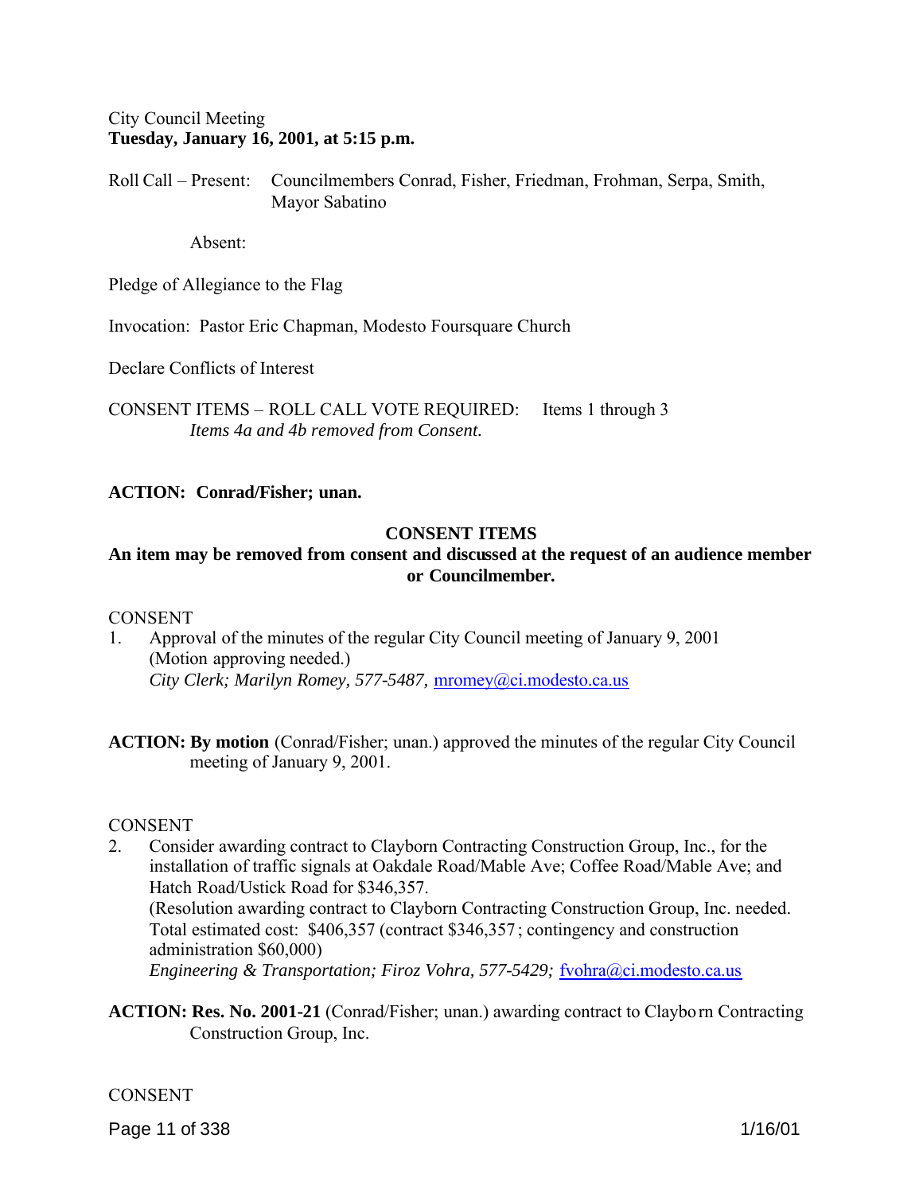City Council Meeting
**Tuesday, January 16, 2001, at 5:15 p.m.**

Roll Call – Present: Councilmembers Conrad, Fisher, Friedman, Frohman, Serpa, Smith, Mayor Sabatino

Absent:

Pledge of Allegiance to the Flag

Invocation: Pastor Eric Chapman, Modesto Foursquare Church

Declare Conflicts of Interest

CONSENT ITEMS – ROLL CALL VOTE REQUIRED: Items 1 through 3
*Items 4a and 4b removed from Consent.*

**ACTION: Conrad/Fisher; unan.**

**CONSENT ITEMS**

**An item may be removed from consent and discussed at the request of an audience member or Councilmember.**

CONSENT

1. Approval of the minutes of the regular City Council meeting of January 9, 2001 (Motion approving needed.)
   *City Clerk; Marilyn Romey, 577-5487,* mromey@ci.modesto.ca.us

**ACTION: By motion** (Conrad/Fisher; unan.) approved the minutes of the regular City Council meeting of January 9, 2001.

CONSENT

2. Consider awarding contract to Clayborn Contracting Construction Group, Inc., for the installation of traffic signals at Oakdale Road/Mable Ave; Coffee Road/Mable Ave; and Hatch Road/Ustick Road for $346,357.
   (Resolution awarding contract to Clayborn Contracting Construction Group, Inc. needed. Total estimated cost: $406,357 (contract $346,357; contingency and construction administration $60,000)
   *Engineering & Transportation; Firoz Vohra, 577-5429;* fvohra@ci.modesto.ca.us

**ACTION: Res. No. 2001-21** (Conrad/Fisher; unan.) awarding contract to Clayborn Contracting Construction Group, Inc.

CONSENT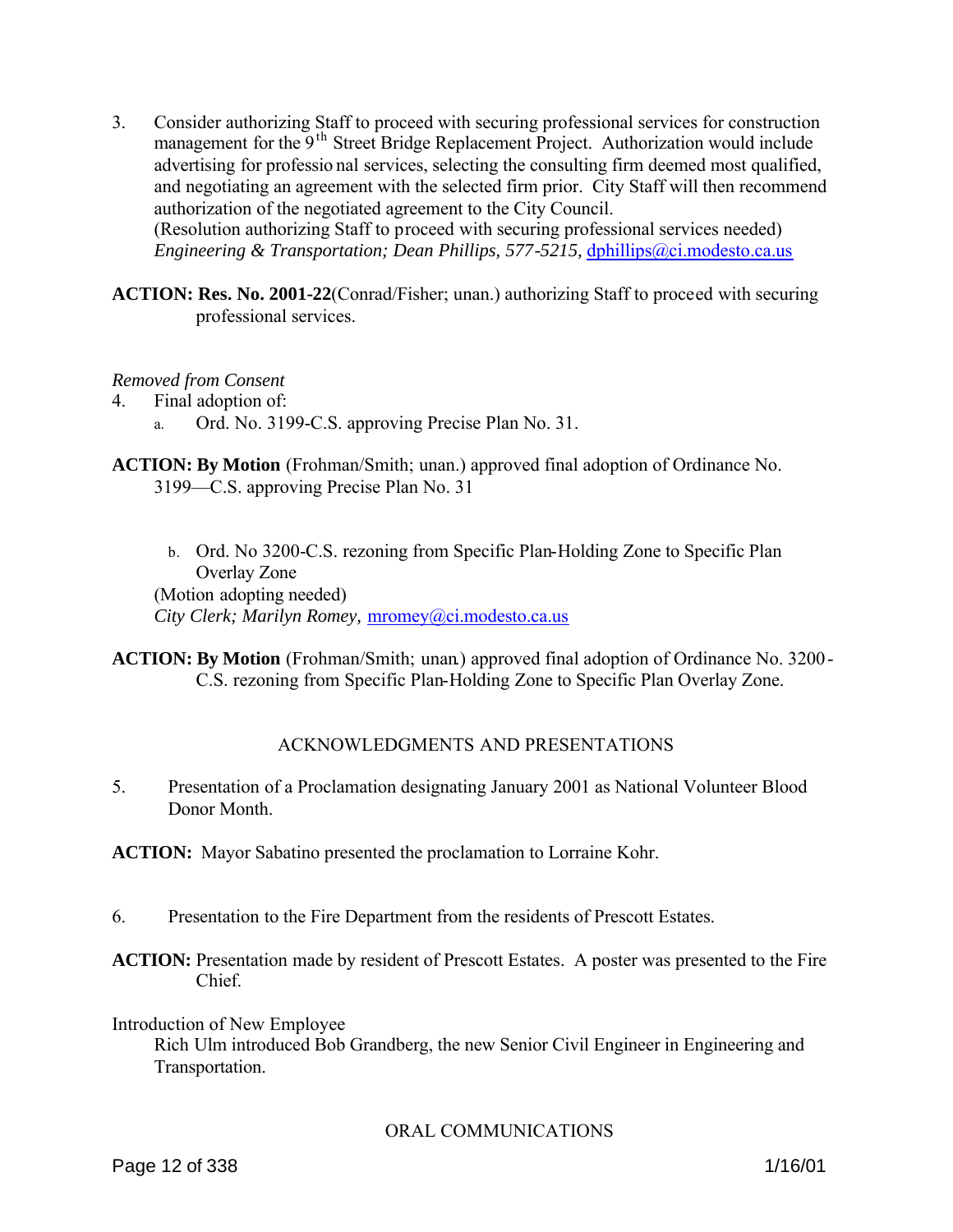3. Consider authorizing Staff to proceed with securing professional services for construction management for the 9th Street Bridge Replacement Project. Authorization would include advertising for professional services, selecting the consulting firm deemed most qualified, and negotiating an agreement with the selected firm prior. City Staff will then recommend authorization of the negotiated agreement to the City Council.
(Resolution authorizing Staff to proceed with securing professional services needed)
*Engineering & Transportation; Dean Phillips, 577-5215,* dphillips@ci.modesto.ca.us

**ACTION: Res. No. 2001-22**(Conrad/Fisher; unan.) authorizing Staff to proceed with securing professional services.

*Removed from Consent*

4. Final adoption of:
   a. Ord. No. 3199-C.S. approving Precise Plan No. 31.

**ACTION: By Motion** (Frohman/Smith; unan.) approved final adoption of Ordinance No. 3199—C.S. approving Precise Plan No. 31

   b. Ord. No 3200-C.S. rezoning from Specific Plan-Holding Zone to Specific Plan Overlay Zone

(Motion adopting needed)
*City Clerk; Marilyn Romey,* mromey@ci.modesto.ca.us

**ACTION: By Motion** (Frohman/Smith; unan.) approved final adoption of Ordinance No. 3200-C.S. rezoning from Specific Plan-Holding Zone to Specific Plan Overlay Zone.

## ACKNOWLEDGMENTS AND PRESENTATIONS

5. Presentation of a Proclamation designating January 2001 as National Volunteer Blood Donor Month.

**ACTION:** Mayor Sabatino presented the proclamation to Lorraine Kohr.

6. Presentation to the Fire Department from the residents of Prescott Estates.

**ACTION:** Presentation made by resident of Prescott Estates. A poster was presented to the Fire Chief.

Introduction of New Employee
Rich Ulm introduced Bob Grandberg, the new Senior Civil Engineer in Engineering and Transportation.

## ORAL COMMUNICATIONS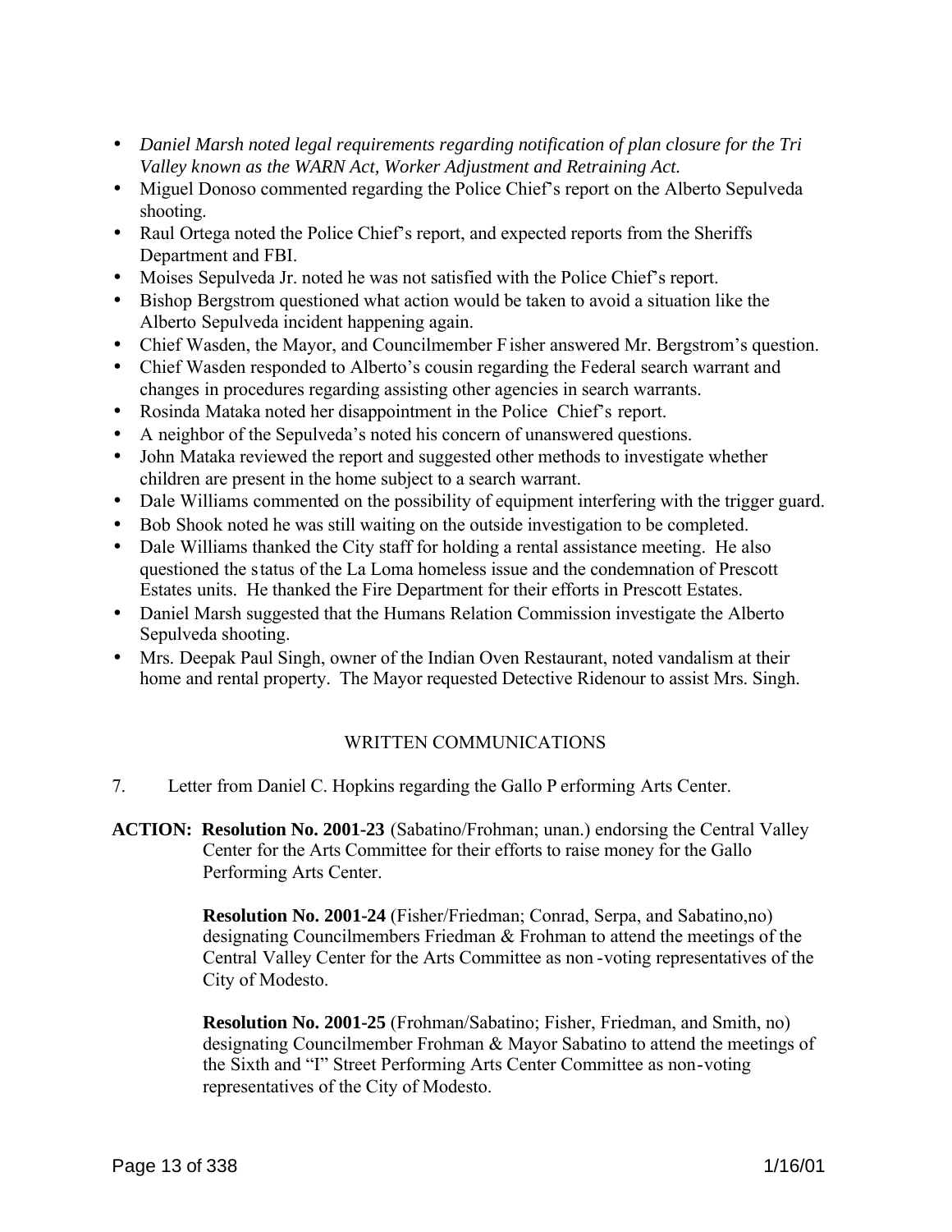- *Daniel Marsh noted legal requirements regarding notification of plan closure for the Tri Valley known as the WARN Act, Worker Adjustment and Retraining Act.*
- Miguel Donoso commented regarding the Police Chief's report on the Alberto Sepulveda shooting.
- Raul Ortega noted the Police Chief's report, and expected reports from the Sheriffs Department and FBI.
- Moises Sepulveda Jr. noted he was not satisfied with the Police Chief's report.
- Bishop Bergstrom questioned what action would be taken to avoid a situation like the Alberto Sepulveda incident happening again.
- Chief Wasden, the Mayor, and Councilmember Fisher answered Mr. Bergstrom's question.
- Chief Wasden responded to Alberto's cousin regarding the Federal search warrant and changes in procedures regarding assisting other agencies in search warrants.
- Rosinda Mataka noted her disappointment in the Police Chief's report.
- A neighbor of the Sepulveda's noted his concern of unanswered questions.
- John Mataka reviewed the report and suggested other methods to investigate whether children are present in the home subject to a search warrant.
- Dale Williams commented on the possibility of equipment interfering with the trigger guard.
- Bob Shook noted he was still waiting on the outside investigation to be completed.
- Dale Williams thanked the City staff for holding a rental assistance meeting. He also questioned the status of the La Loma homeless issue and the condemnation of Prescott Estates units. He thanked the Fire Department for their efforts in Prescott Estates.
- Daniel Marsh suggested that the Humans Relation Commission investigate the Alberto Sepulveda shooting.
- Mrs. Deepak Paul Singh, owner of the Indian Oven Restaurant, noted vandalism at their home and rental property. The Mayor requested Detective Ridenour to assist Mrs. Singh.

## WRITTEN COMMUNICATIONS

7. Letter from Daniel C. Hopkins regarding the Gallo Performing Arts Center.

**ACTION:** **Resolution No. 2001-23** (Sabatino/Frohman; unan.) endorsing the Central Valley Center for the Arts Committee for their efforts to raise money for the Gallo Performing Arts Center.

**Resolution No. 2001-24** (Fisher/Friedman; Conrad, Serpa, and Sabatino,no) designating Councilmembers Friedman & Frohman to attend the meetings of the Central Valley Center for the Arts Committee as non-voting representatives of the City of Modesto.

**Resolution No. 2001-25** (Frohman/Sabatino; Fisher, Friedman, and Smith, no) designating Councilmember Frohman & Mayor Sabatino to attend the meetings of the Sixth and "I" Street Performing Arts Center Committee as non-voting representatives of the City of Modesto.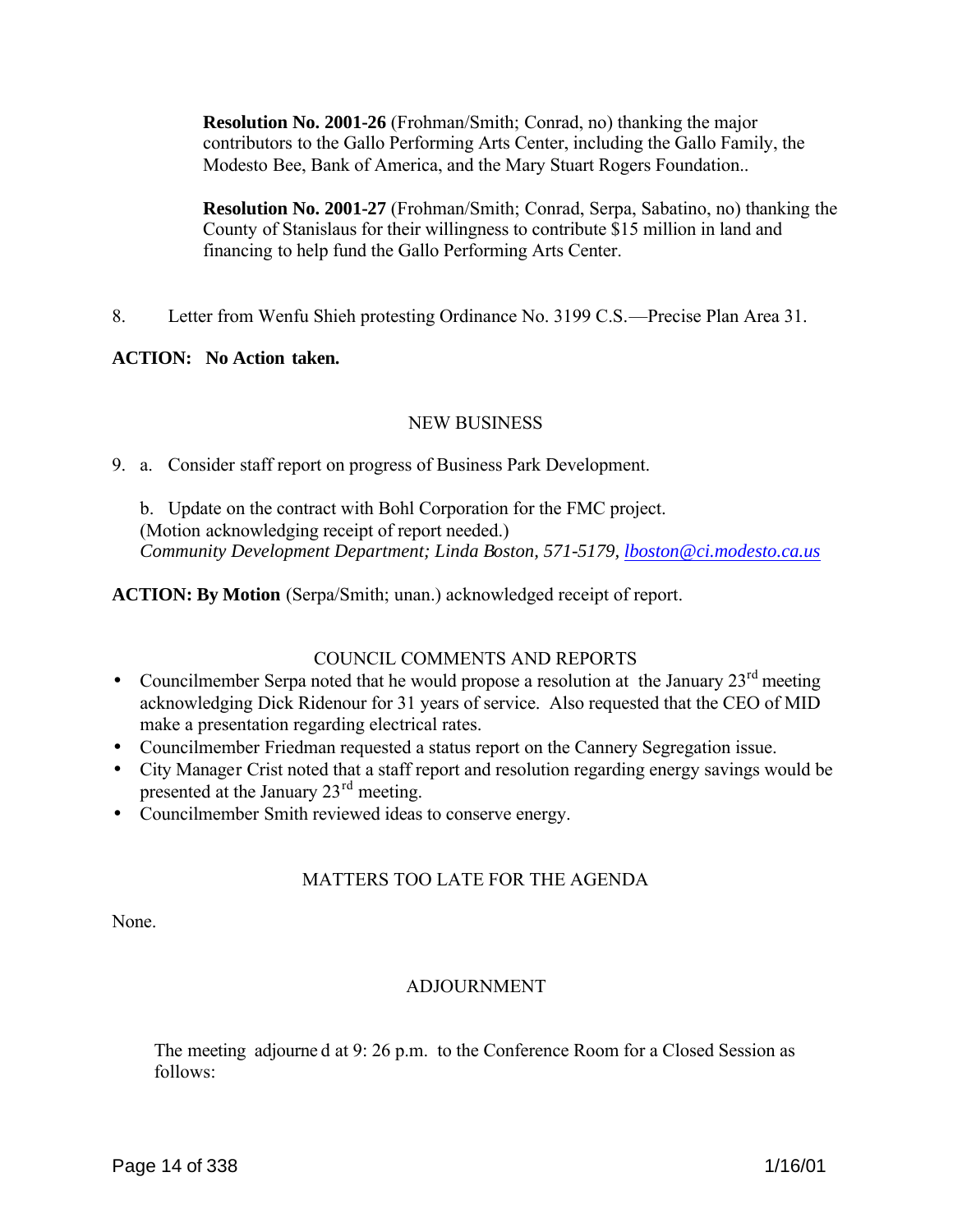**Resolution No. 2001-26** (Frohman/Smith; Conrad, no) thanking the major contributors to the Gallo Performing Arts Center, including the Gallo Family, the Modesto Bee, Bank of America, and the Mary Stuart Rogers Foundation..

**Resolution No. 2001-27** (Frohman/Smith; Conrad, Serpa, Sabatino, no) thanking the County of Stanislaus for their willingness to contribute $15 million in land and financing to help fund the Gallo Performing Arts Center.

8. Letter from Wenfu Shieh protesting Ordinance No. 3199 C.S.—Precise Plan Area 31.

**ACTION: No Action taken.**

## NEW BUSINESS

9. a. Consider staff report on progress of Business Park Development.

   b. Update on the contract with Bohl Corporation for the FMC project.
   (Motion acknowledging receipt of report needed.)
   *Community Development Department; Linda Boston, 571-5179, lboston@ci.modesto.ca.us*

**ACTION: By Motion** (Serpa/Smith; unan.) acknowledged receipt of report.

## COUNCIL COMMENTS AND REPORTS

- Councilmember Serpa noted that he would propose a resolution at the January 23rd meeting acknowledging Dick Ridenour for 31 years of service. Also requested that the CEO of MID make a presentation regarding electrical rates.
- Councilmember Friedman requested a status report on the Cannery Segregation issue.
- City Manager Crist noted that a staff report and resolution regarding energy savings would be presented at the January 23rd meeting.
- Councilmember Smith reviewed ideas to conserve energy.

## MATTERS TOO LATE FOR THE AGENDA

None.

## ADJOURNMENT

The meeting adjourned at 9:26 p.m. to the Conference Room for a Closed Session as follows: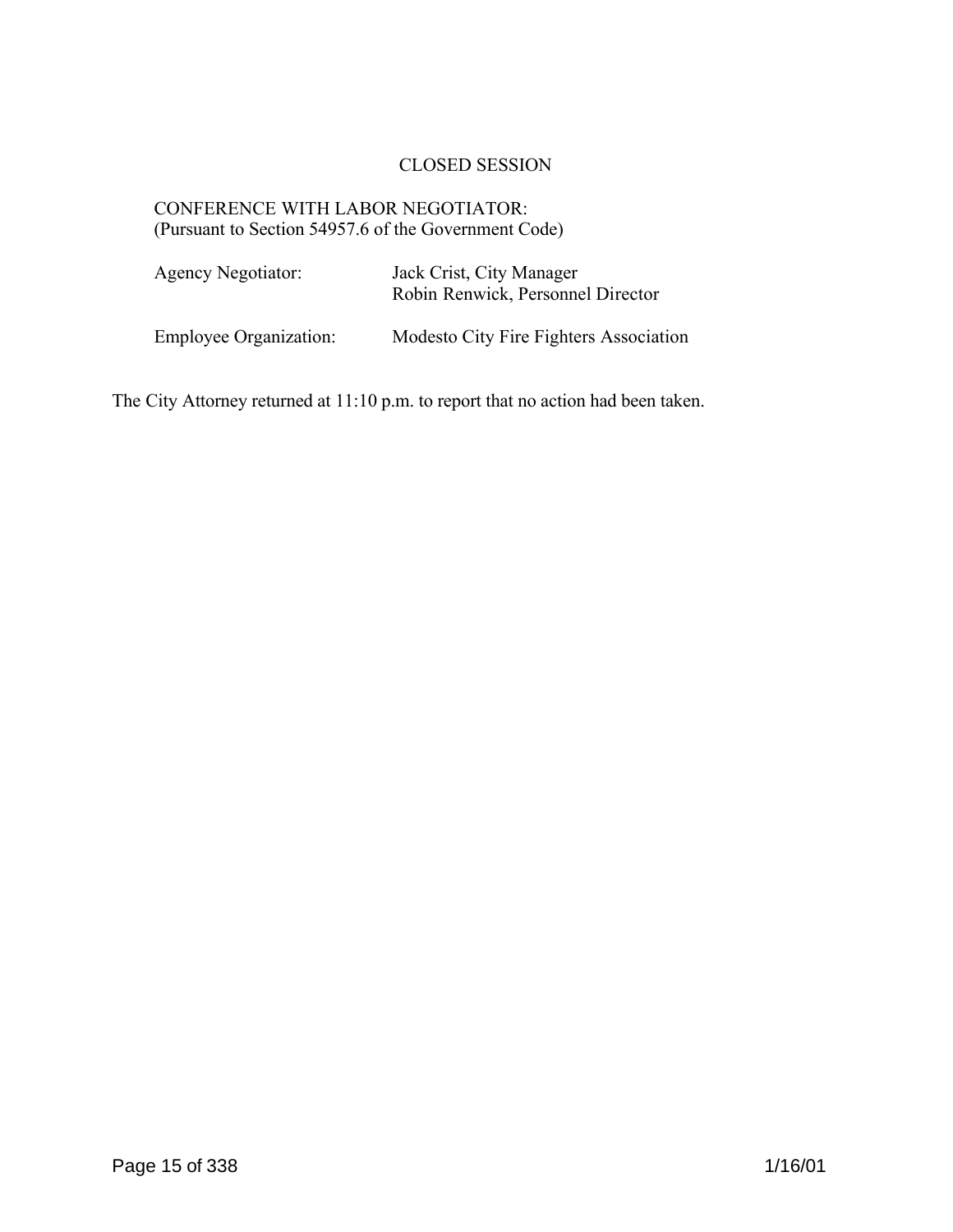## CLOSED SESSION

CONFERENCE WITH LABOR NEGOTIATOR:
(Pursuant to Section 54957.6 of the Government Code)

| | |
|---|---|
| Agency Negotiator: | Jack Crist, City Manager<br>Robin Renwick, Personnel Director |
| Employee Organization: | Modesto City Fire Fighters Association |

The City Attorney returned at 11:10 p.m. to report that no action had been taken.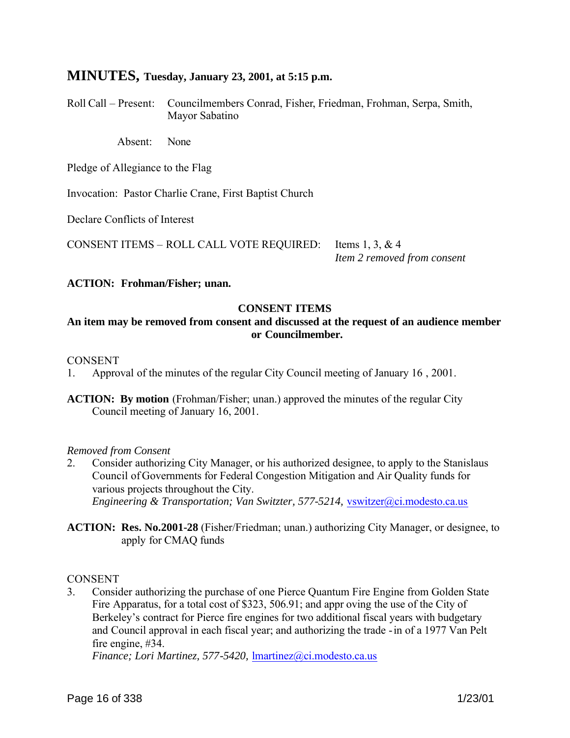# MINUTES, Tuesday, January 23, 2001, at 5:15 p.m.

Roll Call – Present: Councilmembers Conrad, Fisher, Friedman, Frohman, Serpa, Smith, Mayor Sabatino

Absent: None

Pledge of Allegiance to the Flag

Invocation: Pastor Charlie Crane, First Baptist Church

Declare Conflicts of Interest

CONSENT ITEMS – ROLL CALL VOTE REQUIRED: Items 1, 3, & 4
*Item 2 removed from consent*

**ACTION: Frohman/Fisher; unan.**

**CONSENT ITEMS**

**An item may be removed from consent and discussed at the request of an audience member or Councilmember.**

CONSENT

1. Approval of the minutes of the regular City Council meeting of January 16 , 2001.

**ACTION: By motion** (Frohman/Fisher; unan.) approved the minutes of the regular City Council meeting of January 16, 2001.

*Removed from Consent*

2. Consider authorizing City Manager, or his authorized designee, to apply to the Stanislaus Council of Governments for Federal Congestion Mitigation and Air Quality funds for various projects throughout the City.
*Engineering & Transportation; Van Switzter, 577-5214,* vswitzer@ci.modesto.ca.us

**ACTION: Res. No.2001-28** (Fisher/Friedman; unan.) authorizing City Manager, or designee, to apply for CMAQ funds

CONSENT

3. Consider authorizing the purchase of one Pierce Quantum Fire Engine from Golden State Fire Apparatus, for a total cost of $323, 506.91; and appr oving the use of the City of Berkeley's contract for Pierce fire engines for two additional fiscal years with budgetary and Council approval in each fiscal year; and authorizing the trade - in of a 1977 Van Pelt fire engine, #34.
*Finance; Lori Martinez, 577-5420,* lmartinez@ci.modesto.ca.us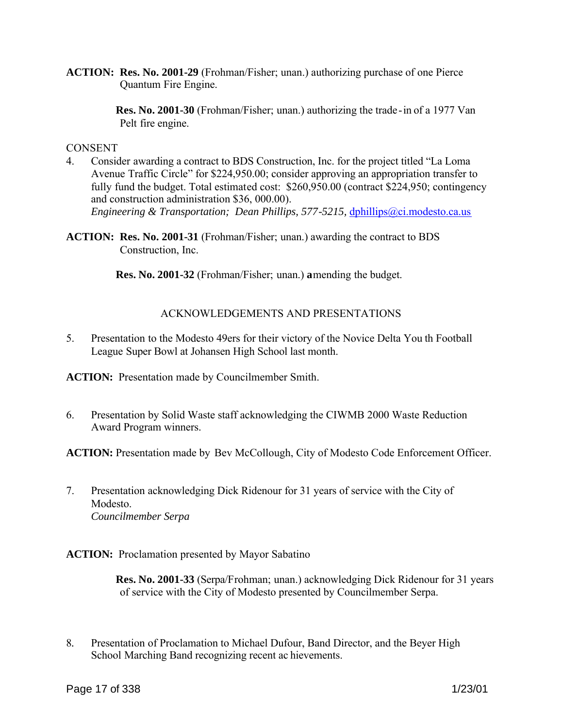**ACTION:** **Res. No. 2001-29** (Frohman/Fisher; unan.) authorizing purchase of one Pierce Quantum Fire Engine.

**Res. No. 2001-30** (Frohman/Fisher; unan.) authorizing the trade-in of a 1977 Van Pelt fire engine.

CONSENT

4. Consider awarding a contract to BDS Construction, Inc. for the project titled "La Loma Avenue Traffic Circle" for $224,950.00; consider approving an appropriation transfer to fully fund the budget. Total estimated cost: $260,950.00 (contract $224,950; contingency and construction administration $36, 000.00).
*Engineering & Transportation; Dean Phillips, 577-5215,* dphillips@ci.modesto.ca.us

**ACTION:** **Res. No. 2001-31** (Frohman/Fisher; unan.) awarding the contract to BDS Construction, Inc.

**Res. No. 2001-32** (Frohman/Fisher; unan.) **a**mending the budget.

ACKNOWLEDGEMENTS AND PRESENTATIONS

5. Presentation to the Modesto 49ers for their victory of the Novice Delta Youth Football League Super Bowl at Johansen High School last month.

**ACTION:** Presentation made by Councilmember Smith.

6. Presentation by Solid Waste staff acknowledging the CIWMB 2000 Waste Reduction Award Program winners.

**ACTION:** Presentation made by Bev McCollough, City of Modesto Code Enforcement Officer.

7. Presentation acknowledging Dick Ridenour for 31 years of service with the City of Modesto.
*Councilmember Serpa*

**ACTION:** Proclamation presented by Mayor Sabatino

**Res. No. 2001-33** (Serpa/Frohman; unan.) acknowledging Dick Ridenour for 31 years of service with the City of Modesto presented by Councilmember Serpa.

8. Presentation of Proclamation to Michael Dufour, Band Director, and the Beyer High School Marching Band recognizing recent achievements.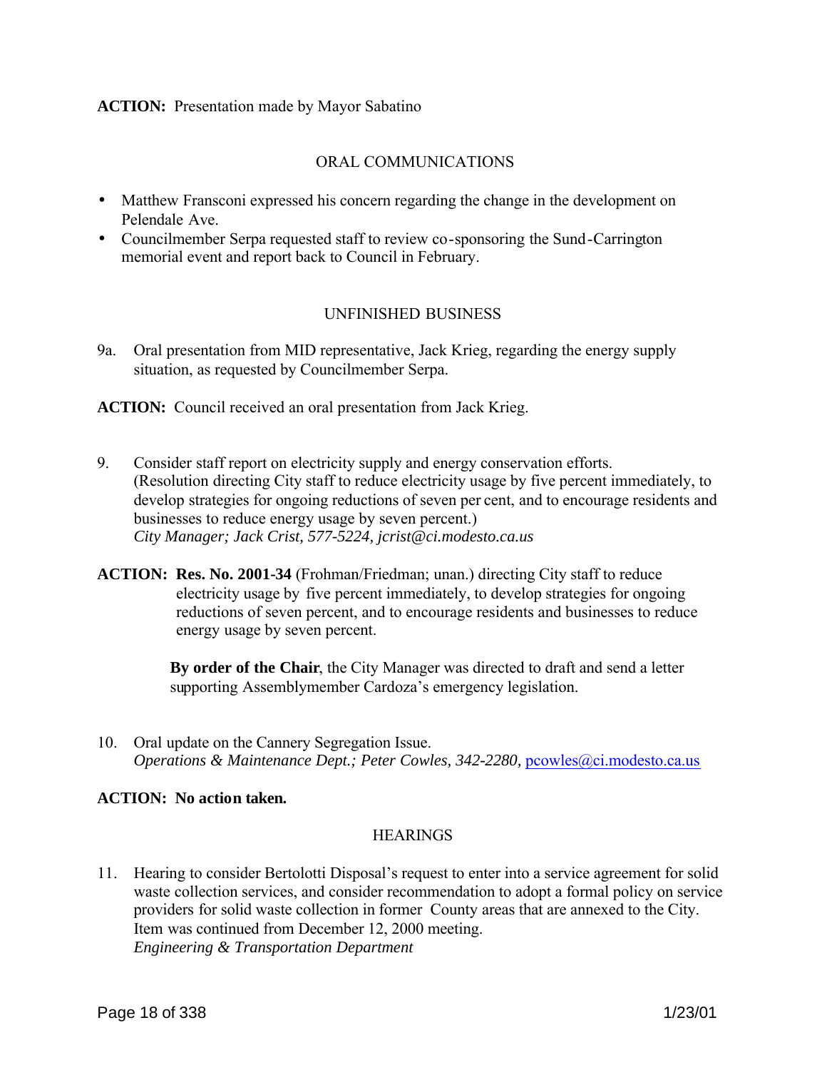**ACTION:** Presentation made by Mayor Sabatino

## ORAL COMMUNICATIONS

- Matthew Fransconi expressed his concern regarding the change in the development on Pelendale Ave.
- Councilmember Serpa requested staff to review co-sponsoring the Sund-Carrington memorial event and report back to Council in February.

## UNFINISHED BUSINESS

9a. Oral presentation from MID representative, Jack Krieg, regarding the energy supply situation, as requested by Councilmember Serpa.

**ACTION:** Council received an oral presentation from Jack Krieg.

9. Consider staff report on electricity supply and energy conservation efforts. (Resolution directing City staff to reduce electricity usage by five percent immediately, to develop strategies for ongoing reductions of seven per cent, and to encourage residents and businesses to reduce energy usage by seven percent.)
*City Manager; Jack Crist, 577-5224, jcrist@ci.modesto.ca.us*

**ACTION: Res. No. 2001-34** (Frohman/Friedman; unan.) directing City staff to reduce electricity usage by five percent immediately, to develop strategies for ongoing reductions of seven percent, and to encourage residents and businesses to reduce energy usage by seven percent.

**By order of the Chair**, the City Manager was directed to draft and send a letter supporting Assemblymember Cardoza's emergency legislation.

10. Oral update on the Cannery Segregation Issue.
*Operations & Maintenance Dept.; Peter Cowles, 342-2280,* pcowles@ci.modesto.ca.us

**ACTION: No action taken.**

## HEARINGS

11. Hearing to consider Bertolotti Disposal's request to enter into a service agreement for solid waste collection services, and consider recommendation to adopt a formal policy on service providers for solid waste collection in former County areas that are annexed to the City. Item was continued from December 12, 2000 meeting.
*Engineering & Transportation Department*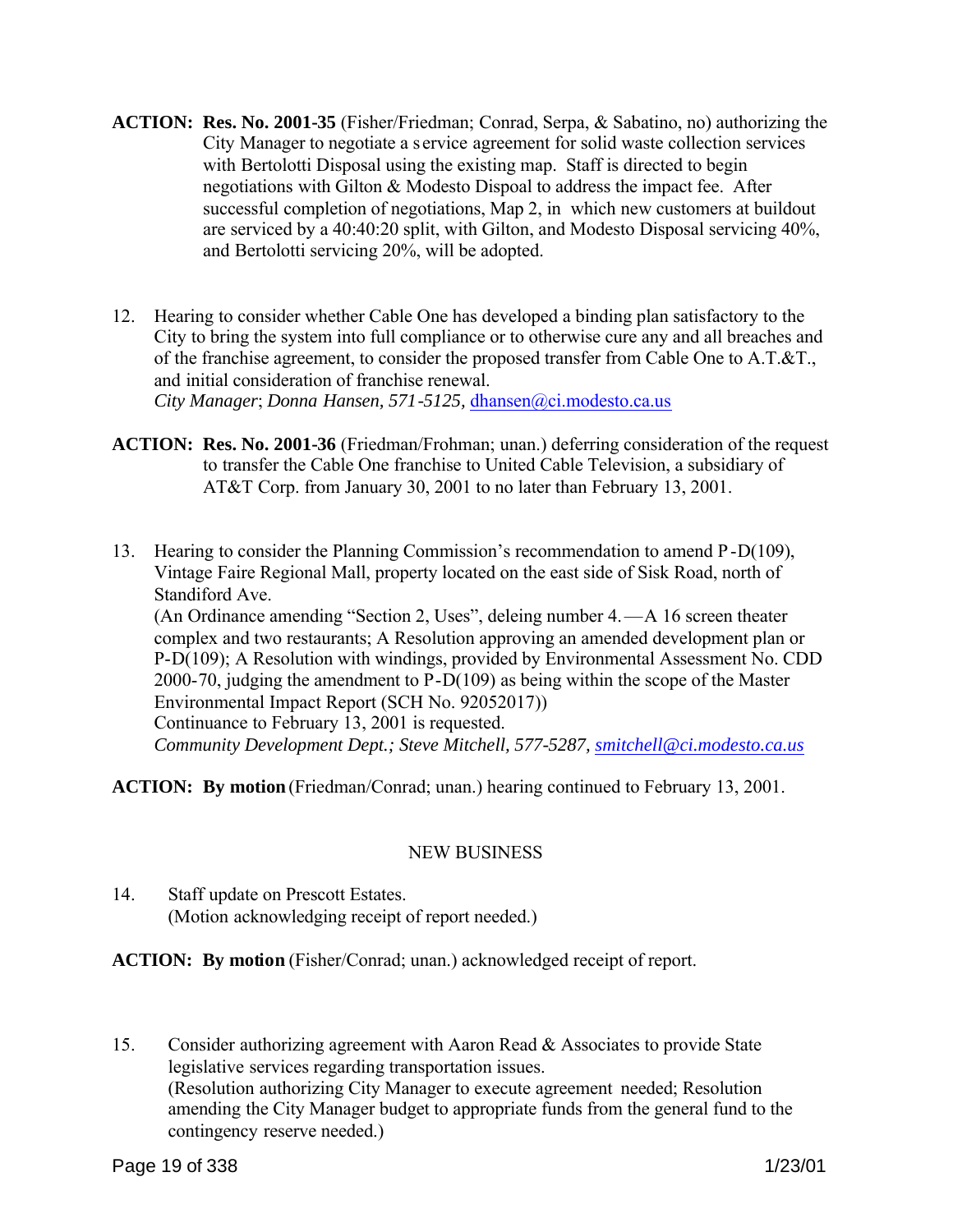**ACTION:** **Res. No. 2001-35** (Fisher/Friedman; Conrad, Serpa, & Sabatino, no) authorizing the City Manager to negotiate a service agreement for solid waste collection services with Bertolotti Disposal using the existing map. Staff is directed to begin negotiations with Gilton & Modesto Dispoal to address the impact fee. After successful completion of negotiations, Map 2, in which new customers at buildout are serviced by a 40:40:20 split, with Gilton, and Modesto Disposal servicing 40%, and Bertolotti servicing 20%, will be adopted.

12. Hearing to consider whether Cable One has developed a binding plan satisfactory to the City to bring the system into full compliance or to otherwise cure any and all breaches and of the franchise agreement, to consider the proposed transfer from Cable One to A.T.&T., and initial consideration of franchise renewal.
*City Manager*; *Donna Hansen, 571-5125,* dhansen@ci.modesto.ca.us

**ACTION:** **Res. No. 2001-36** (Friedman/Frohman; unan.) deferring consideration of the request to transfer the Cable One franchise to United Cable Television, a subsidiary of AT&T Corp. from January 30, 2001 to no later than February 13, 2001.

13. Hearing to consider the Planning Commission's recommendation to amend P-D(109), Vintage Faire Regional Mall, property located on the east side of Sisk Road, north of Standiford Ave.
(An Ordinance amending "Section 2, Uses", deleing number 4.—A 16 screen theater complex and two restaurants; A Resolution approving an amended development plan or P-D(109); A Resolution with windings, provided by Environmental Assessment No. CDD 2000-70, judging the amendment to P-D(109) as being within the scope of the Master Environmental Impact Report (SCH No. 92052017))
Continuance to February 13, 2001 is requested.
*Community Development Dept.; Steve Mitchell, 577-5287, smitchell@ci.modesto.ca.us*

**ACTION:** **By motion** (Friedman/Conrad; unan.) hearing continued to February 13, 2001.

NEW BUSINESS

14. Staff update on Prescott Estates.
(Motion acknowledging receipt of report needed.)

**ACTION:** **By motion** (Fisher/Conrad; unan.) acknowledged receipt of report.

15. Consider authorizing agreement with Aaron Read & Associates to provide State legislative services regarding transportation issues.
(Resolution authorizing City Manager to execute agreement needed; Resolution amending the City Manager budget to appropriate funds from the general fund to the contingency reserve needed.)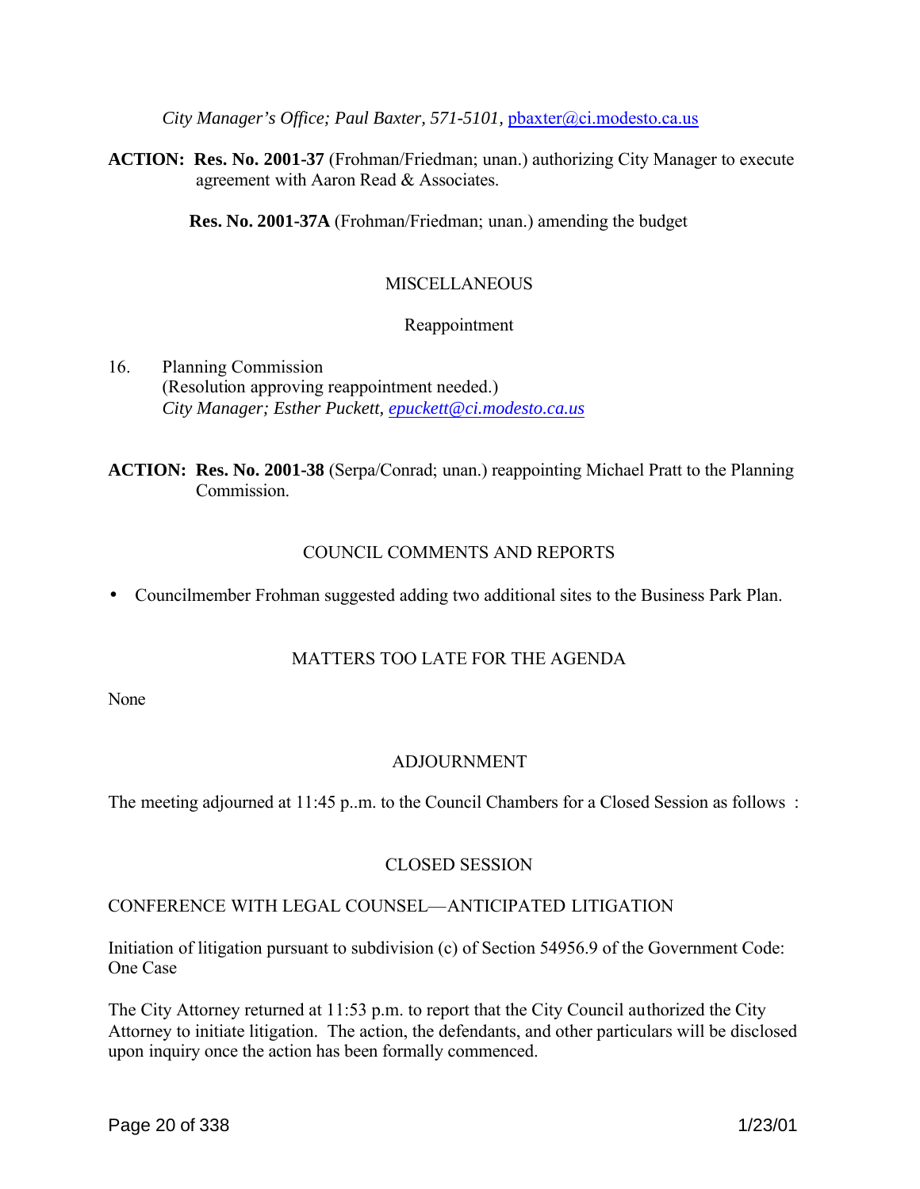*City Manager's Office; Paul Baxter, 571-5101,* pbaxter@ci.modesto.ca.us

**ACTION: Res. No. 2001-37** (Frohman/Friedman; unan.) authorizing City Manager to execute agreement with Aaron Read & Associates.

**Res. No. 2001-37A** (Frohman/Friedman; unan.) amending the budget

MISCELLANEOUS

Reappointment

16. Planning Commission
(Resolution approving reappointment needed.)
*City Manager; Esther Puckett, epuckett@ci.modesto.ca.us*

**ACTION: Res. No. 2001-38** (Serpa/Conrad; unan.) reappointing Michael Pratt to the Planning Commission.

COUNCIL COMMENTS AND REPORTS

- Councilmember Frohman suggested adding two additional sites to the Business Park Plan.

MATTERS TOO LATE FOR THE AGENDA

None

ADJOURNMENT

The meeting adjourned at 11:45 p..m. to the Council Chambers for a Closed Session as follows :

CLOSED SESSION

CONFERENCE WITH LEGAL COUNSEL—ANTICIPATED LITIGATION

Initiation of litigation pursuant to subdivision (c) of Section 54956.9 of the Government Code: One Case

The City Attorney returned at 11:53 p.m. to report that the City Council authorized the City Attorney to initiate litigation. The action, the defendants, and other particulars will be disclosed upon inquiry once the action has been formally commenced.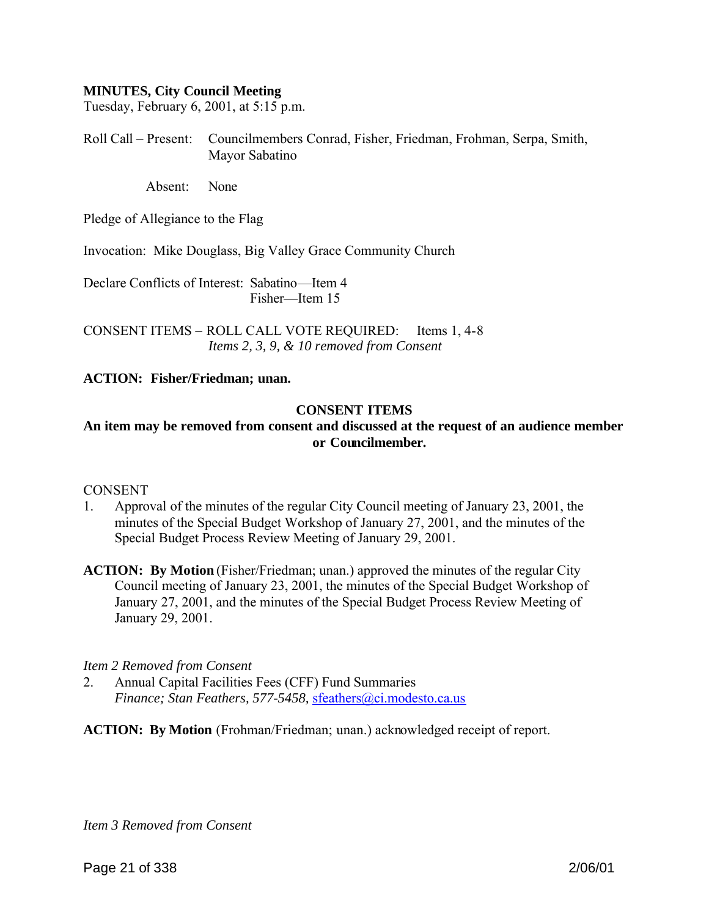**MINUTES, City Council Meeting**
Tuesday, February 6, 2001, at 5:15 p.m.

Roll Call – Present: Councilmembers Conrad, Fisher, Friedman, Frohman, Serpa, Smith, Mayor Sabatino

Absent: None

Pledge of Allegiance to the Flag

Invocation: Mike Douglass, Big Valley Grace Community Church

Declare Conflicts of Interest: Sabatino—Item 4
Fisher—Item 15

CONSENT ITEMS – ROLL CALL VOTE REQUIRED: Items 1, 4-8
*Items 2, 3, 9, & 10 removed from Consent*

**ACTION: Fisher/Friedman; unan.**

**CONSENT ITEMS**

**An item may be removed from consent and discussed at the request of an audience member or Councilmember.**

CONSENT

1. Approval of the minutes of the regular City Council meeting of January 23, 2001, the minutes of the Special Budget Workshop of January 27, 2001, and the minutes of the Special Budget Process Review Meeting of January 29, 2001.

**ACTION: By Motion** (Fisher/Friedman; unan.) approved the minutes of the regular City Council meeting of January 23, 2001, the minutes of the Special Budget Workshop of January 27, 2001, and the minutes of the Special Budget Process Review Meeting of January 29, 2001.

*Item 2 Removed from Consent*

2. Annual Capital Facilities Fees (CFF) Fund Summaries
*Finance; Stan Feathers, 577-5458,* sfeathers@ci.modesto.ca.us

**ACTION: By Motion** (Frohman/Friedman; unan.) acknowledged receipt of report.

*Item 3 Removed from Consent*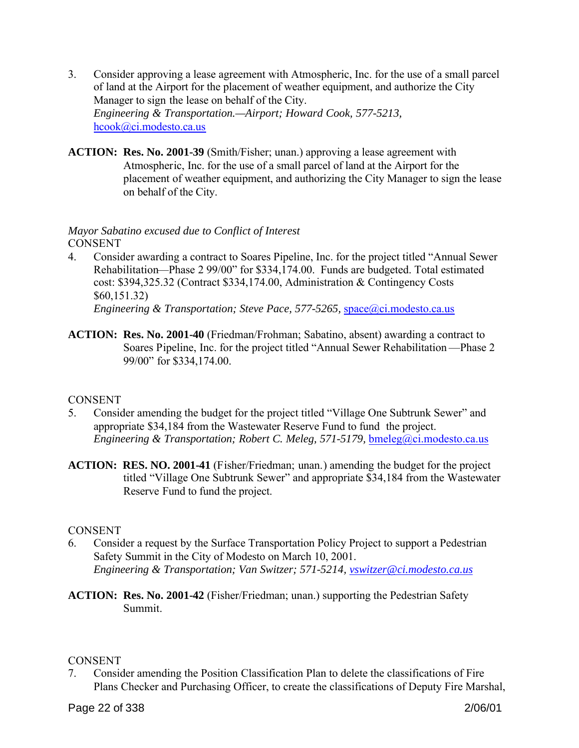3. Consider approving a lease agreement with Atmospheric, Inc. for the use of a small parcel of land at the Airport for the placement of weather equipment, and authorize the City Manager to sign the lease on behalf of the City.
   *Engineering & Transportation.—Airport; Howard Cook, 577-5213,* hcook@ci.modesto.ca.us

**ACTION:** **Res. No. 2001-39** (Smith/Fisher; unan.) approving a lease agreement with Atmospheric, Inc. for the use of a small parcel of land at the Airport for the placement of weather equipment, and authorizing the City Manager to sign the lease on behalf of the City.

*Mayor Sabatino excused due to Conflict of Interest*

CONSENT

4. Consider awarding a contract to Soares Pipeline, Inc. for the project titled "Annual Sewer Rehabilitation—Phase 2 99/00" for $334,174.00. Funds are budgeted. Total estimated cost: $394,325.32 (Contract $334,174.00, Administration & Contingency Costs $60,151.32)
   *Engineering & Transportation; Steve Pace, 577-5265,* space@ci.modesto.ca.us

**ACTION:** **Res. No. 2001-40** (Friedman/Frohman; Sabatino, absent) awarding a contract to Soares Pipeline, Inc. for the project titled "Annual Sewer Rehabilitation —Phase 2 99/00" for $334,174.00.

CONSENT

5. Consider amending the budget for the project titled "Village One Subtrunk Sewer" and appropriate $34,184 from the Wastewater Reserve Fund to fund the project.
   *Engineering & Transportation; Robert C. Meleg, 571-5179,* bmeleg@ci.modesto.ca.us

**ACTION:** **RES. NO. 2001-41** (Fisher/Friedman; unan.) amending the budget for the project titled "Village One Subtrunk Sewer" and appropriate $34,184 from the Wastewater Reserve Fund to fund the project.

CONSENT

6. Consider a request by the Surface Transportation Policy Project to support a Pedestrian Safety Summit in the City of Modesto on March 10, 2001.
   *Engineering & Transportation; Van Switzer; 571-5214, vswitzer@ci.modesto.ca.us*

**ACTION:** **Res. No. 2001-42** (Fisher/Friedman; unan.) supporting the Pedestrian Safety Summit.

CONSENT

7. Consider amending the Position Classification Plan to delete the classifications of Fire Plans Checker and Purchasing Officer, to create the classifications of Deputy Fire Marshal,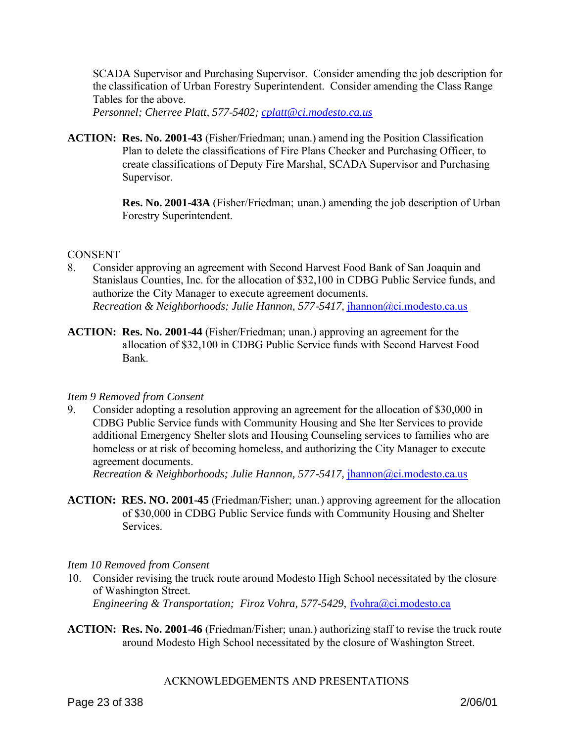SCADA Supervisor and Purchasing Supervisor. Consider amending the job description for the classification of Urban Forestry Superintendent. Consider amending the Class Range Tables for the above.
*Personnel; Cherree Platt, 577-5402; cplatt@ci.modesto.ca.us*

**ACTION: Res. No. 2001-43** (Fisher/Friedman; unan.) amending the Position Classification Plan to delete the classifications of Fire Plans Checker and Purchasing Officer, to create classifications of Deputy Fire Marshal, SCADA Supervisor and Purchasing Supervisor.

**Res. No. 2001-43A** (Fisher/Friedman; unan.) amending the job description of Urban Forestry Superintendent.

CONSENT

8. Consider approving an agreement with Second Harvest Food Bank of San Joaquin and Stanislaus Counties, Inc. for the allocation of $32,100 in CDBG Public Service funds, and authorize the City Manager to execute agreement documents.
*Recreation & Neighborhoods; Julie Hannon, 577-5417,* jhannon@ci.modesto.ca.us

**ACTION: Res. No. 2001-44** (Fisher/Friedman; unan.) approving an agreement for the allocation of $32,100 in CDBG Public Service funds with Second Harvest Food Bank.

*Item 9 Removed from Consent*

9. Consider adopting a resolution approving an agreement for the allocation of $30,000 in CDBG Public Service funds with Community Housing and Shelter Services to provide additional Emergency Shelter slots and Housing Counseling services to families who are homeless or at risk of becoming homeless, and authorizing the City Manager to execute agreement documents.
*Recreation & Neighborhoods; Julie Hannon, 577-5417,* jhannon@ci.modesto.ca.us

**ACTION: RES. NO. 2001-45** (Friedman/Fisher; unan.) approving agreement for the allocation of $30,000 in CDBG Public Service funds with Community Housing and Shelter Services.

*Item 10 Removed from Consent*

10. Consider revising the truck route around Modesto High School necessitated by the closure of Washington Street.
*Engineering & Transportation; Firoz Vohra, 577-5429,* fvohra@ci.modesto.ca

**ACTION: Res. No. 2001-46** (Friedman/Fisher; unan.) authorizing staff to revise the truck route around Modesto High School necessitated by the closure of Washington Street.

ACKNOWLEDGEMENTS AND PRESENTATIONS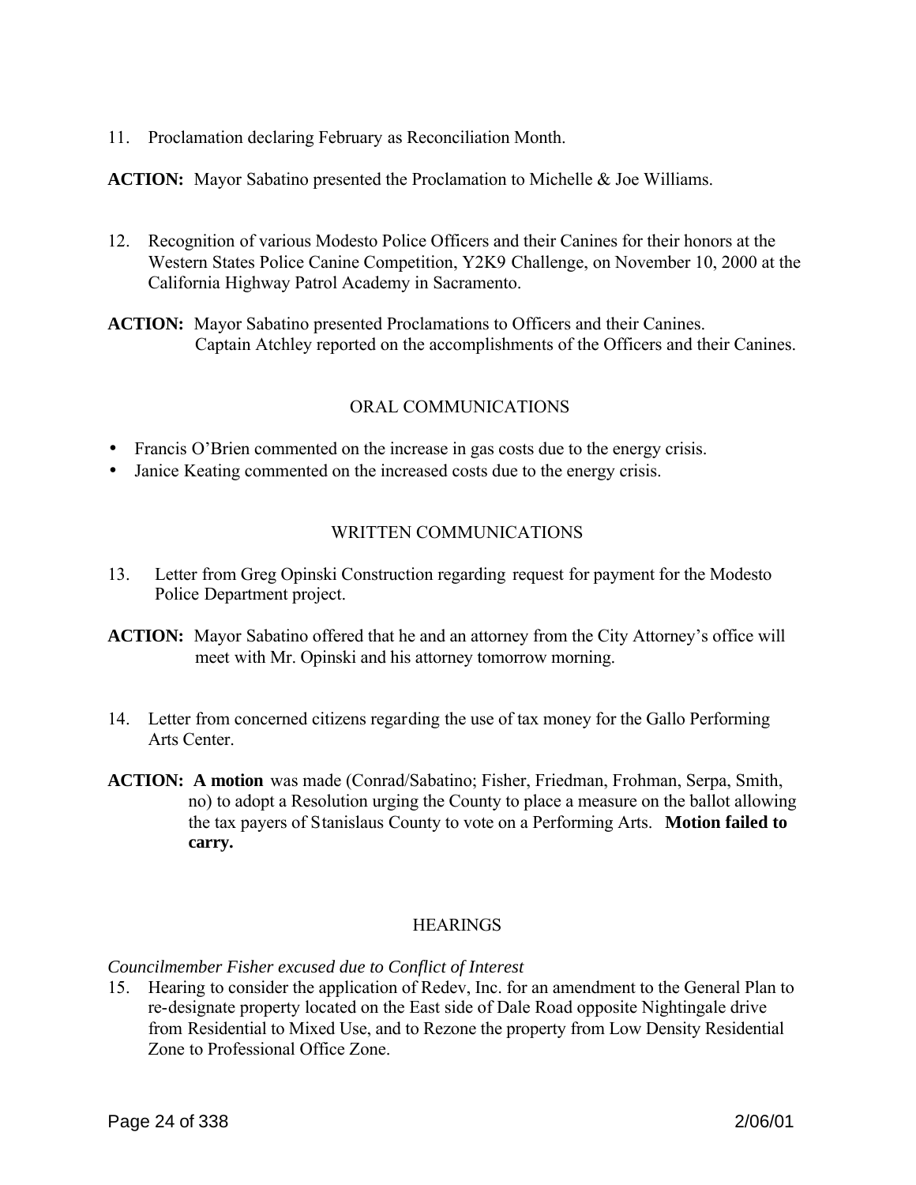11. Proclamation declaring February as Reconciliation Month.

**ACTION:** Mayor Sabatino presented the Proclamation to Michelle & Joe Williams.

12. Recognition of various Modesto Police Officers and their Canines for their honors at the Western States Police Canine Competition, Y2K9 Challenge, on November 10, 2000 at the California Highway Patrol Academy in Sacramento.

**ACTION:** Mayor Sabatino presented Proclamations to Officers and their Canines. Captain Atchley reported on the accomplishments of the Officers and their Canines.

ORAL COMMUNICATIONS

- Francis O'Brien commented on the increase in gas costs due to the energy crisis.
- Janice Keating commented on the increased costs due to the energy crisis.

WRITTEN COMMUNICATIONS

13. Letter from Greg Opinski Construction regarding request for payment for the Modesto Police Department project.

**ACTION:** Mayor Sabatino offered that he and an attorney from the City Attorney's office will meet with Mr. Opinski and his attorney tomorrow morning.

14. Letter from concerned citizens regarding the use of tax money for the Gallo Performing Arts Center.

**ACTION:** **A motion** was made (Conrad/Sabatino; Fisher, Friedman, Frohman, Serpa, Smith, no) to adopt a Resolution urging the County to place a measure on the ballot allowing the tax payers of Stanislaus County to vote on a Performing Arts. **Motion failed to carry.**

HEARINGS

*Councilmember Fisher excused due to Conflict of Interest*

15. Hearing to consider the application of Redev, Inc. for an amendment to the General Plan to re-designate property located on the East side of Dale Road opposite Nightingale drive from Residential to Mixed Use, and to Rezone the property from Low Density Residential Zone to Professional Office Zone.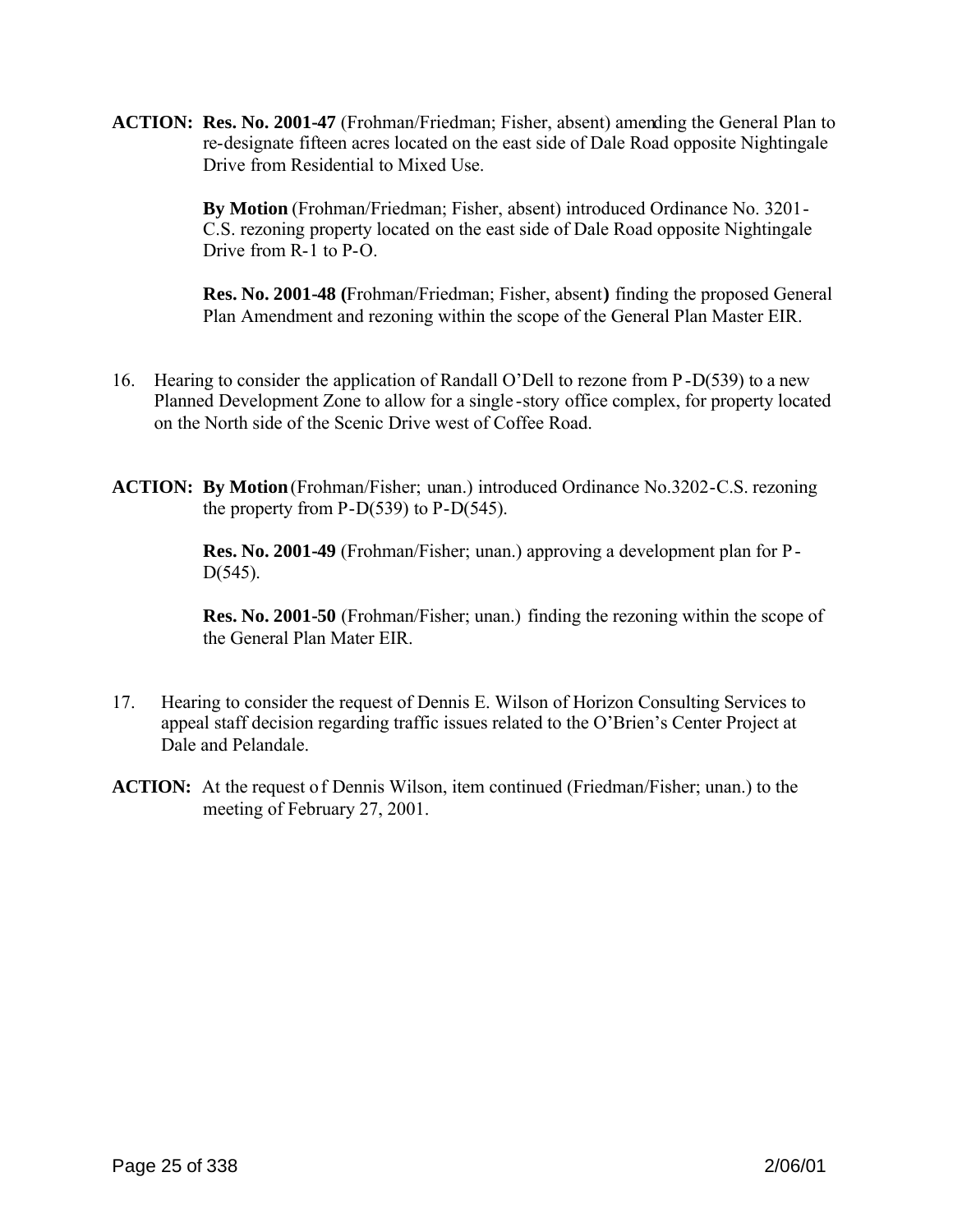**ACTION:** **Res. No. 2001-47** (Frohman/Friedman; Fisher, absent) amending the General Plan to re-designate fifteen acres located on the east side of Dale Road opposite Nightingale Drive from Residential to Mixed Use.

**By Motion** (Frohman/Friedman; Fisher, absent) introduced Ordinance No. 3201-C.S. rezoning property located on the east side of Dale Road opposite Nightingale Drive from R-1 to P-O.

**Res. No. 2001-48 (**Frohman/Friedman; Fisher, absent**)** finding the proposed General Plan Amendment and rezoning within the scope of the General Plan Master EIR.

16. Hearing to consider the application of Randall O'Dell to rezone from P-D(539) to a new Planned Development Zone to allow for a single-story office complex, for property located on the North side of the Scenic Drive west of Coffee Road.

**ACTION:** **By Motion** (Frohman/Fisher; unan.) introduced Ordinance No.3202-C.S. rezoning the property from P-D(539) to P-D(545).

**Res. No. 2001-49** (Frohman/Fisher; unan.) approving a development plan for P-D(545).

**Res. No. 2001-50** (Frohman/Fisher; unan.) finding the rezoning within the scope of the General Plan Mater EIR.

17. Hearing to consider the request of Dennis E. Wilson of Horizon Consulting Services to appeal staff decision regarding traffic issues related to the O'Brien's Center Project at Dale and Pelandale.

**ACTION:** At the request of Dennis Wilson, item continued (Friedman/Fisher; unan.) to the meeting of February 27, 2001.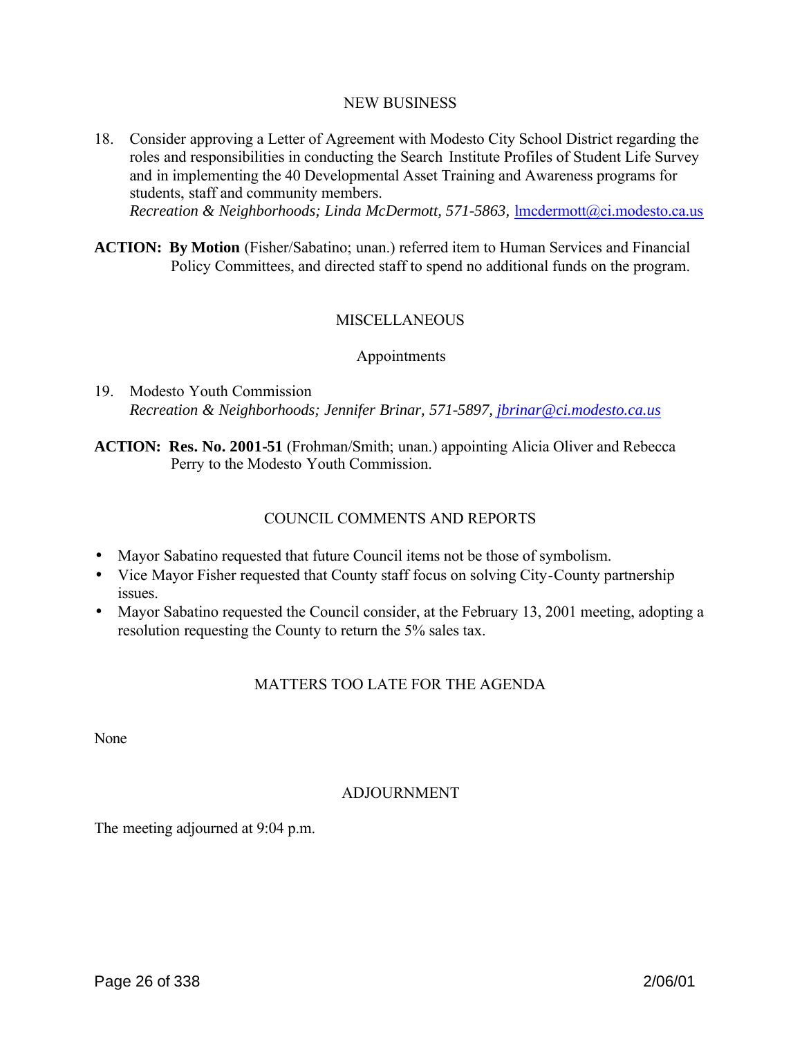## NEW BUSINESS

18. Consider approving a Letter of Agreement with Modesto City School District regarding the roles and responsibilities in conducting the Search Institute Profiles of Student Life Survey and in implementing the 40 Developmental Asset Training and Awareness programs for students, staff and community members.
*Recreation & Neighborhoods; Linda McDermott, 571-5863,* lmcdermott@ci.modesto.ca.us

**ACTION: By Motion** (Fisher/Sabatino; unan.) referred item to Human Services and Financial Policy Committees, and directed staff to spend no additional funds on the program.

## MISCELLANEOUS

### Appointments

19. Modesto Youth Commission
*Recreation & Neighborhoods; Jennifer Brinar, 571-5897, jbrinar@ci.modesto.ca.us*

**ACTION: Res. No. 2001-51** (Frohman/Smith; unan.) appointing Alicia Oliver and Rebecca Perry to the Modesto Youth Commission.

## COUNCIL COMMENTS AND REPORTS

- Mayor Sabatino requested that future Council items not be those of symbolism.
- Vice Mayor Fisher requested that County staff focus on solving City-County partnership issues.
- Mayor Sabatino requested the Council consider, at the February 13, 2001 meeting, adopting a resolution requesting the County to return the 5% sales tax.

## MATTERS TOO LATE FOR THE AGENDA

None

## ADJOURNMENT

The meeting adjourned at 9:04 p.m.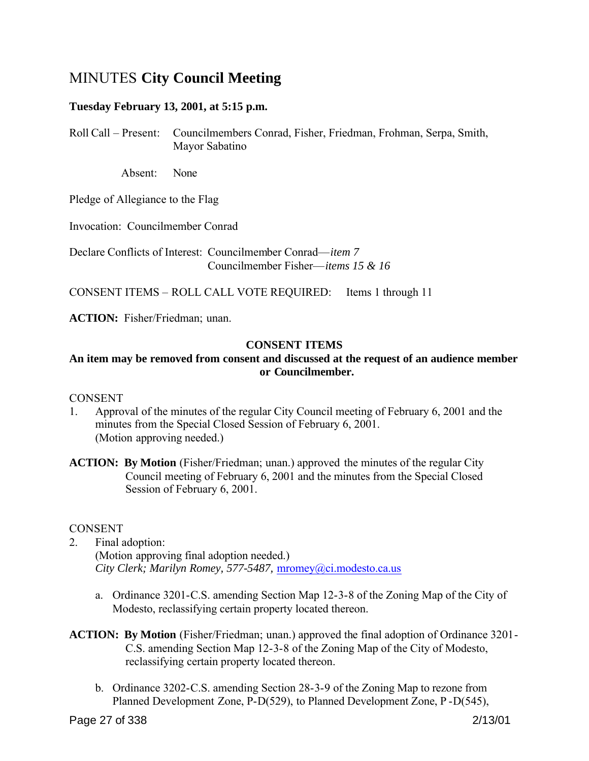# MINUTES **City Council Meeting**

**Tuesday February 13, 2001, at 5:15 p.m.**

Roll Call – Present: Councilmembers Conrad, Fisher, Friedman, Frohman, Serpa, Smith, Mayor Sabatino

Absent: None

Pledge of Allegiance to the Flag

Invocation: Councilmember Conrad

Declare Conflicts of Interest: Councilmember Conrad—*item 7*
Councilmember Fisher—*items 15 & 16*

CONSENT ITEMS – ROLL CALL VOTE REQUIRED: Items 1 through 11

**ACTION:** Fisher/Friedman; unan.

**CONSENT ITEMS**

**An item may be removed from consent and discussed at the request of an audience member or Councilmember.**

CONSENT

1. Approval of the minutes of the regular City Council meeting of February 6, 2001 and the minutes from the Special Closed Session of February 6, 2001.
(Motion approving needed.)

**ACTION: By Motion** (Fisher/Friedman; unan.) approved the minutes of the regular City Council meeting of February 6, 2001 and the minutes from the Special Closed Session of February 6, 2001.

CONSENT

2. Final adoption:
(Motion approving final adoption needed.)
*City Clerk; Marilyn Romey, 577-5487,* mromey@ci.modesto.ca.us

a. Ordinance 3201-C.S. amending Section Map 12-3-8 of the Zoning Map of the City of Modesto, reclassifying certain property located thereon.

**ACTION: By Motion** (Fisher/Friedman; unan.) approved the final adoption of Ordinance 3201-C.S. amending Section Map 12-3-8 of the Zoning Map of the City of Modesto, reclassifying certain property located thereon.

b. Ordinance 3202-C.S. amending Section 28-3-9 of the Zoning Map to rezone from Planned Development Zone, P-D(529), to Planned Development Zone, P-D(545),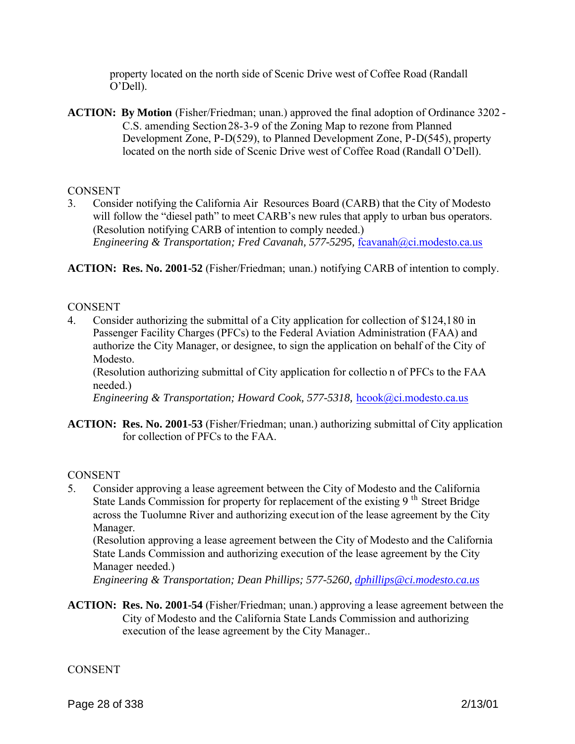property located on the north side of Scenic Drive west of Coffee Road (Randall O'Dell).

**ACTION: By Motion** (Fisher/Friedman; unan.) approved the final adoption of Ordinance 3202 - C.S. amending Section 28-3-9 of the Zoning Map to rezone from Planned Development Zone, P-D(529), to Planned Development Zone, P-D(545), property located on the north side of Scenic Drive west of Coffee Road (Randall O'Dell).

CONSENT

3. Consider notifying the California Air Resources Board (CARB) that the City of Modesto will follow the "diesel path" to meet CARB's new rules that apply to urban bus operators. (Resolution notifying CARB of intention to comply needed.)
*Engineering & Transportation; Fred Cavanah, 577-5295,* fcavanah@ci.modesto.ca.us

**ACTION: Res. No. 2001-52** (Fisher/Friedman; unan.) notifying CARB of intention to comply.

CONSENT

4. Consider authorizing the submittal of a City application for collection of $124,180 in Passenger Facility Charges (PFCs) to the Federal Aviation Administration (FAA) and authorize the City Manager, or designee, to sign the application on behalf of the City of Modesto.
(Resolution authorizing submittal of City application for collection of PFCs to the FAA needed.)
*Engineering & Transportation; Howard Cook, 577-5318,* hcook@ci.modesto.ca.us

**ACTION: Res. No. 2001-53** (Fisher/Friedman; unan.) authorizing submittal of City application for collection of PFCs to the FAA.

CONSENT

5. Consider approving a lease agreement between the City of Modesto and the California State Lands Commission for property for replacement of the existing 9th Street Bridge across the Tuolumne River and authorizing execution of the lease agreement by the City Manager.
(Resolution approving a lease agreement between the City of Modesto and the California State Lands Commission and authorizing execution of the lease agreement by the City Manager needed.)
*Engineering & Transportation; Dean Phillips; 577-5260, dphillips@ci.modesto.ca.us*

**ACTION: Res. No. 2001-54** (Fisher/Friedman; unan.) approving a lease agreement between the City of Modesto and the California State Lands Commission and authorizing execution of the lease agreement by the City Manager..

CONSENT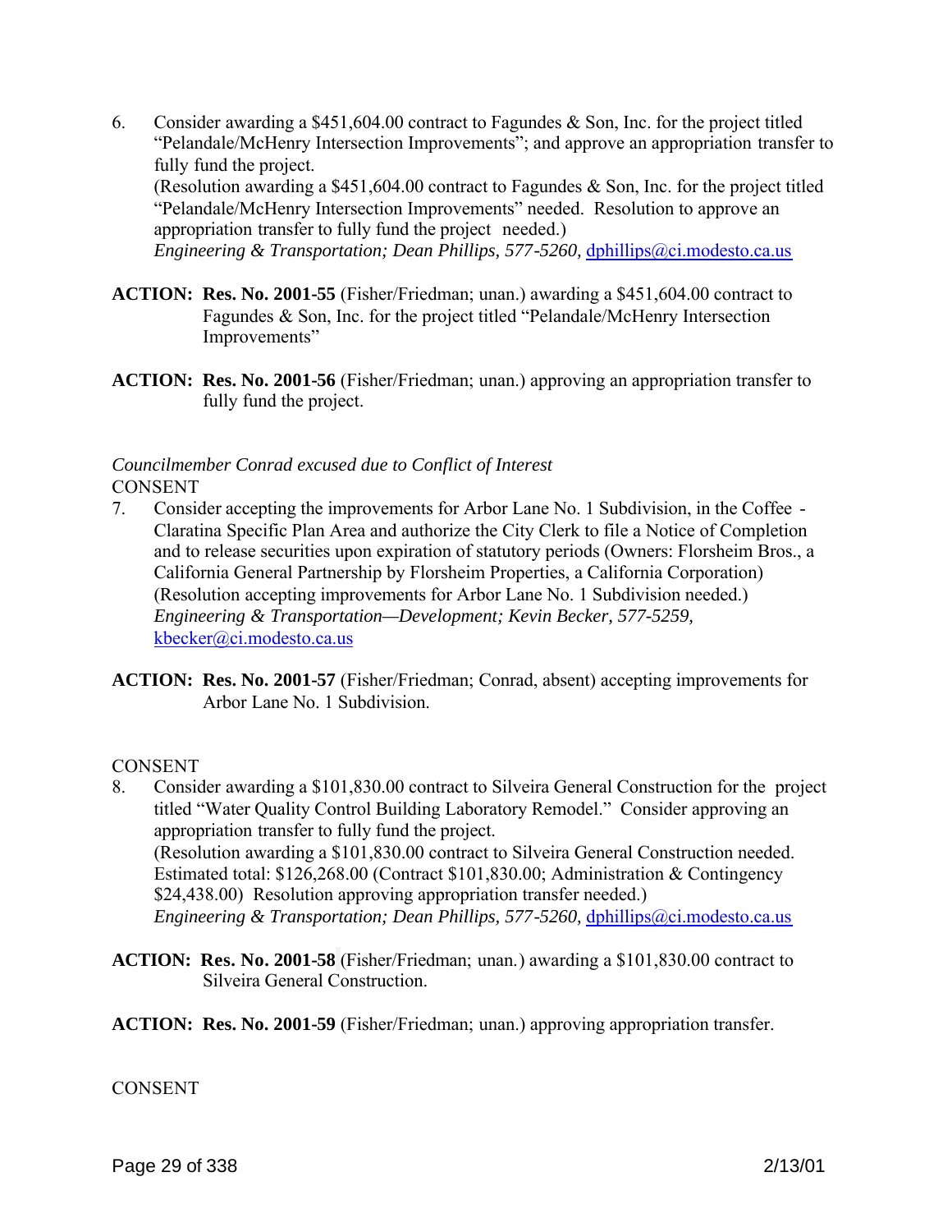6. Consider awarding a $451,604.00 contract to Fagundes & Son, Inc. for the project titled "Pelandale/McHenry Intersection Improvements"; and approve an appropriation transfer to fully fund the project.
   (Resolution awarding a $451,604.00 contract to Fagundes & Son, Inc. for the project titled "Pelandale/McHenry Intersection Improvements" needed. Resolution to approve an appropriation transfer to fully fund the project needed.)
   *Engineering & Transportation; Dean Phillips, 577-5260,* dphillips@ci.modesto.ca.us

**ACTION: Res. No. 2001-55** (Fisher/Friedman; unan.) awarding a $451,604.00 contract to Fagundes & Son, Inc. for the project titled "Pelandale/McHenry Intersection Improvements"

**ACTION: Res. No. 2001-56** (Fisher/Friedman; unan.) approving an appropriation transfer to fully fund the project.

*Councilmember Conrad excused due to Conflict of Interest*

CONSENT

7. Consider accepting the improvements for Arbor Lane No. 1 Subdivision, in the Coffee - Claratina Specific Plan Area and authorize the City Clerk to file a Notice of Completion and to release securities upon expiration of statutory periods (Owners: Florsheim Bros., a California General Partnership by Florsheim Properties, a California Corporation)
   (Resolution accepting improvements for Arbor Lane No. 1 Subdivision needed.)
   *Engineering & Transportation—Development; Kevin Becker, 577-5259,* kbecker@ci.modesto.ca.us

**ACTION: Res. No. 2001-57** (Fisher/Friedman; Conrad, absent) accepting improvements for Arbor Lane No. 1 Subdivision.

CONSENT

8. Consider awarding a $101,830.00 contract to Silveira General Construction for the project titled "Water Quality Control Building Laboratory Remodel." Consider approving an appropriation transfer to fully fund the project.
   (Resolution awarding a $101,830.00 contract to Silveira General Construction needed. Estimated total: $126,268.00 (Contract $101,830.00; Administration & Contingency $24,438.00) Resolution approving appropriation transfer needed.)
   *Engineering & Transportation; Dean Phillips, 577-5260,* dphillips@ci.modesto.ca.us

**ACTION: Res. No. 2001-58** (Fisher/Friedman; unan.) awarding a $101,830.00 contract to Silveira General Construction.

**ACTION: Res. No. 2001-59** (Fisher/Friedman; unan.) approving appropriation transfer.

CONSENT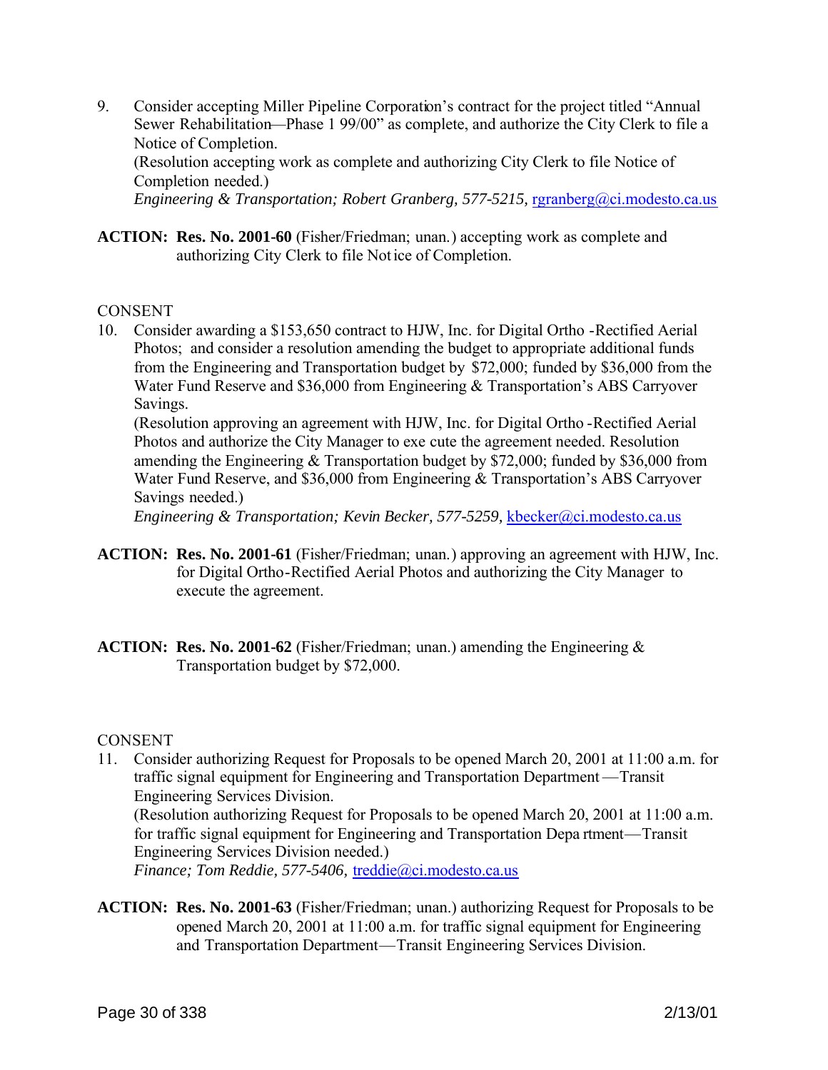9. Consider accepting Miller Pipeline Corporation's contract for the project titled "Annual Sewer Rehabilitation—Phase 1 99/00" as complete, and authorize the City Clerk to file a Notice of Completion.
   (Resolution accepting work as complete and authorizing City Clerk to file Notice of Completion needed.)
   *Engineering & Transportation; Robert Granberg, 577-5215,* rgranberg@ci.modesto.ca.us

**ACTION: Res. No. 2001-60** (Fisher/Friedman; unan.) accepting work as complete and authorizing City Clerk to file Notice of Completion.

CONSENT

10. Consider awarding a $153,650 contract to HJW, Inc. for Digital Ortho -Rectified Aerial Photos; and consider a resolution amending the budget to appropriate additional funds from the Engineering and Transportation budget by $72,000; funded by $36,000 from the Water Fund Reserve and $36,000 from Engineering & Transportation's ABS Carryover Savings.
    (Resolution approving an agreement with HJW, Inc. for Digital Ortho -Rectified Aerial Photos and authorize the City Manager to execute the agreement needed. Resolution amending the Engineering & Transportation budget by $72,000; funded by $36,000 from Water Fund Reserve, and $36,000 from Engineering & Transportation's ABS Carryover Savings needed.)
    *Engineering & Transportation; Kevin Becker, 577-5259,* kbecker@ci.modesto.ca.us

**ACTION: Res. No. 2001-61** (Fisher/Friedman; unan.) approving an agreement with HJW, Inc. for Digital Ortho-Rectified Aerial Photos and authorizing the City Manager to execute the agreement.

**ACTION: Res. No. 2001-62** (Fisher/Friedman; unan.) amending the Engineering & Transportation budget by $72,000.

CONSENT

11. Consider authorizing Request for Proposals to be opened March 20, 2001 at 11:00 a.m. for traffic signal equipment for Engineering and Transportation Department—Transit Engineering Services Division.
    (Resolution authorizing Request for Proposals to be opened March 20, 2001 at 11:00 a.m. for traffic signal equipment for Engineering and Transportation Department—Transit Engineering Services Division needed.)
    *Finance; Tom Reddie, 577-5406,* treddie@ci.modesto.ca.us

**ACTION: Res. No. 2001-63** (Fisher/Friedman; unan.) authorizing Request for Proposals to be opened March 20, 2001 at 11:00 a.m. for traffic signal equipment for Engineering and Transportation Department—Transit Engineering Services Division.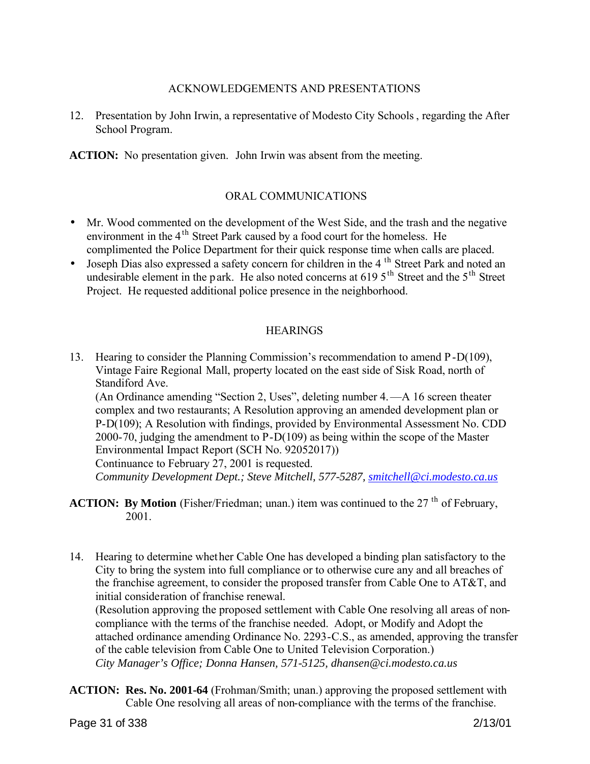## ACKNOWLEDGEMENTS AND PRESENTATIONS

12. Presentation by John Irwin, a representative of Modesto City Schools, regarding the After School Program.

**ACTION:** No presentation given. John Irwin was absent from the meeting.

## ORAL COMMUNICATIONS

- Mr. Wood commented on the development of the West Side, and the trash and the negative environment in the 4th Street Park caused by a food court for the homeless. He complimented the Police Department for their quick response time when calls are placed.
- Joseph Dias also expressed a safety concern for children in the 4th Street Park and noted an undesirable element in the park. He also noted concerns at 619 5th Street and the 5th Street Project. He requested additional police presence in the neighborhood.

## HEARINGS

13. Hearing to consider the Planning Commission's recommendation to amend P-D(109), Vintage Faire Regional Mall, property located on the east side of Sisk Road, north of Standiford Ave.
(An Ordinance amending "Section 2, Uses", deleting number 4.—A 16 screen theater complex and two restaurants; A Resolution approving an amended development plan or P-D(109); A Resolution with findings, provided by Environmental Assessment No. CDD 2000-70, judging the amendment to P-D(109) as being within the scope of the Master Environmental Impact Report (SCH No. 92052017))
Continuance to February 27, 2001 is requested.
*Community Development Dept.; Steve Mitchell, 577-5287, smitchell@ci.modesto.ca.us*

**ACTION: By Motion** (Fisher/Friedman; unan.) item was continued to the 27th of February, 2001.

14. Hearing to determine whether Cable One has developed a binding plan satisfactory to the City to bring the system into full compliance or to otherwise cure any and all breaches of the franchise agreement, to consider the proposed transfer from Cable One to AT&T, and initial consideration of franchise renewal.
(Resolution approving the proposed settlement with Cable One resolving all areas of non-compliance with the terms of the franchise needed. Adopt, or Modify and Adopt the attached ordinance amending Ordinance No. 2293-C.S., as amended, approving the transfer of the cable television from Cable One to United Television Corporation.)
*City Manager's Office; Donna Hansen, 571-5125, dhansen@ci.modesto.ca.us*

**ACTION: Res. No. 2001-64** (Frohman/Smith; unan.) approving the proposed settlement with Cable One resolving all areas of non-compliance with the terms of the franchise.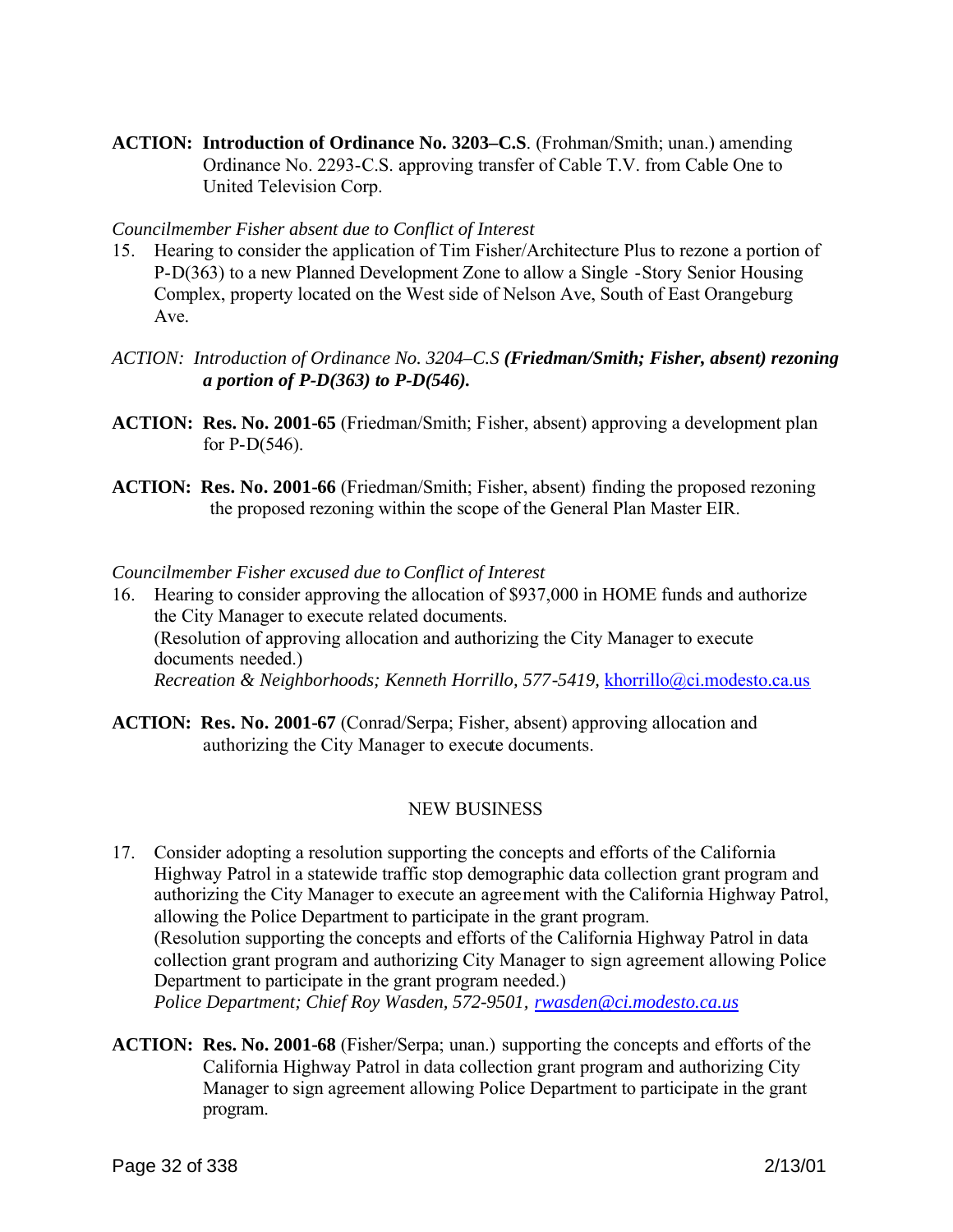**ACTION: Introduction of Ordinance No. 3203–C.S**. (Frohman/Smith; unan.) amending Ordinance No. 2293-C.S. approving transfer of Cable T.V. from Cable One to United Television Corp.

*Councilmember Fisher absent due to Conflict of Interest*

15. Hearing to consider the application of Tim Fisher/Architecture Plus to rezone a portion of P-D(363) to a new Planned Development Zone to allow a Single -Story Senior Housing Complex, property located on the West side of Nelson Ave, South of East Orangeburg Ave.

*ACTION: Introduction of Ordinance No. 3204–C.S* ***(Friedman/Smith; Fisher, absent) rezoning a portion of P-D(363) to P-D(546).***

**ACTION: Res. No. 2001-65** (Friedman/Smith; Fisher, absent) approving a development plan for P-D(546).

**ACTION: Res. No. 2001-66** (Friedman/Smith; Fisher, absent) finding the proposed rezoning the proposed rezoning within the scope of the General Plan Master EIR.

*Councilmember Fisher excused due to Conflict of Interest*

16. Hearing to consider approving the allocation of $937,000 in HOME funds and authorize the City Manager to execute related documents.
(Resolution of approving allocation and authorizing the City Manager to execute documents needed.)
*Recreation & Neighborhoods; Kenneth Horrillo, 577-5419,* khorrillo@ci.modesto.ca.us

**ACTION: Res. No. 2001-67** (Conrad/Serpa; Fisher, absent) approving allocation and authorizing the City Manager to execute documents.

NEW BUSINESS

17. Consider adopting a resolution supporting the concepts and efforts of the California Highway Patrol in a statewide traffic stop demographic data collection grant program and authorizing the City Manager to execute an agreement with the California Highway Patrol, allowing the Police Department to participate in the grant program.
(Resolution supporting the concepts and efforts of the California Highway Patrol in data collection grant program and authorizing City Manager to sign agreement allowing Police Department to participate in the grant program needed.)
*Police Department; Chief Roy Wasden, 572-9501, rwasden@ci.modesto.ca.us*

**ACTION: Res. No. 2001-68** (Fisher/Serpa; unan.) supporting the concepts and efforts of the California Highway Patrol in data collection grant program and authorizing City Manager to sign agreement allowing Police Department to participate in the grant program.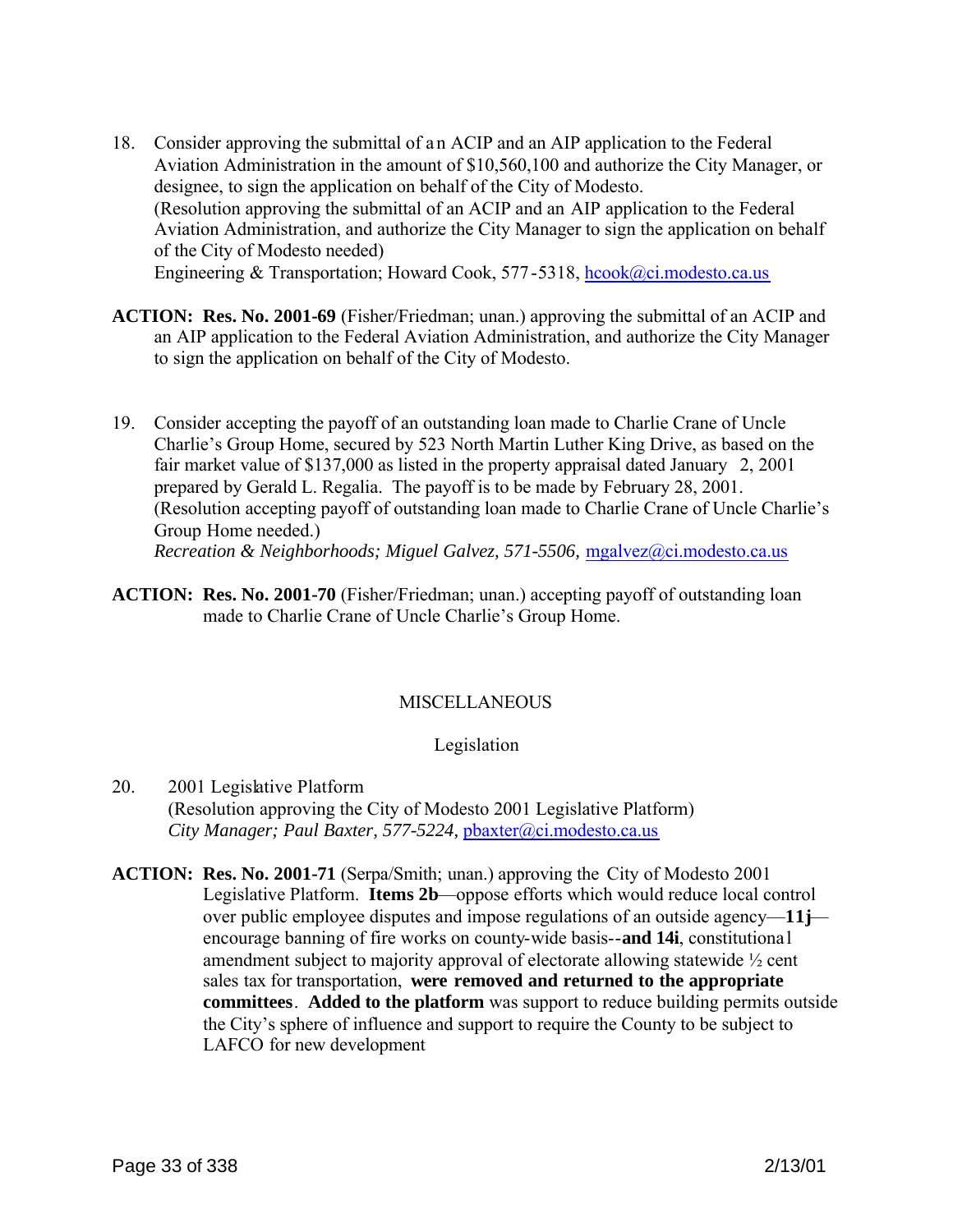18. Consider approving the submittal of an ACIP and an AIP application to the Federal Aviation Administration in the amount of $10,560,100 and authorize the City Manager, or designee, to sign the application on behalf of the City of Modesto.
    (Resolution approving the submittal of an ACIP and an AIP application to the Federal Aviation Administration, and authorize the City Manager to sign the application on behalf of the City of Modesto needed)
    Engineering & Transportation; Howard Cook, 577-5318, hcook@ci.modesto.ca.us

**ACTION: Res. No. 2001-69** (Fisher/Friedman; unan.) approving the submittal of an ACIP and an AIP application to the Federal Aviation Administration, and authorize the City Manager to sign the application on behalf of the City of Modesto.

19. Consider accepting the payoff of an outstanding loan made to Charlie Crane of Uncle Charlie's Group Home, secured by 523 North Martin Luther King Drive, as based on the fair market value of $137,000 as listed in the property appraisal dated January 2, 2001 prepared by Gerald L. Regalia. The payoff is to be made by February 28, 2001.
    (Resolution accepting payoff of outstanding loan made to Charlie Crane of Uncle Charlie's Group Home needed.)
    *Recreation & Neighborhoods; Miguel Galvez, 571-5506,* mgalvez@ci.modesto.ca.us

**ACTION: Res. No. 2001-70** (Fisher/Friedman; unan.) accepting payoff of outstanding loan made to Charlie Crane of Uncle Charlie's Group Home.

MISCELLANEOUS

Legislation

20. 2001 Legislative Platform
    (Resolution approving the City of Modesto 2001 Legislative Platform)
    *City Manager; Paul Baxter, 577-5224,* pbaxter@ci.modesto.ca.us

**ACTION: Res. No. 2001-71** (Serpa/Smith; unan.) approving the City of Modesto 2001 Legislative Platform. **Items 2b**—oppose efforts which would reduce local control over public employee disputes and impose regulations of an outside agency—**11j**—encourage banning of fire works on county-wide basis--**and 14i**, constitutional amendment subject to majority approval of electorate allowing statewide ½ cent sales tax for transportation, **were removed and returned to the appropriate committees**. **Added to the platform** was support to reduce building permits outside the City's sphere of influence and support to require the County to be subject to LAFCO for new development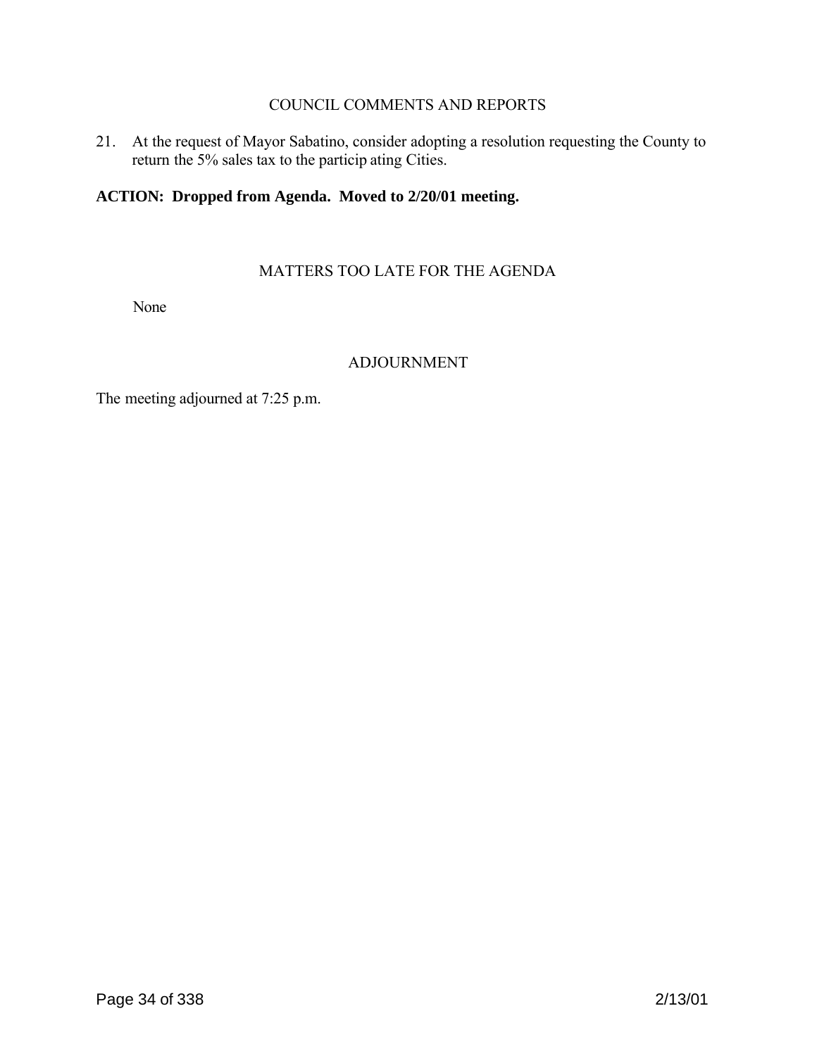## COUNCIL COMMENTS AND REPORTS

21. At the request of Mayor Sabatino, consider adopting a resolution requesting the County to return the 5% sales tax to the participating Cities.

**ACTION: Dropped from Agenda. Moved to 2/20/01 meeting.**

## MATTERS TOO LATE FOR THE AGENDA

None

## ADJOURNMENT

The meeting adjourned at 7:25 p.m.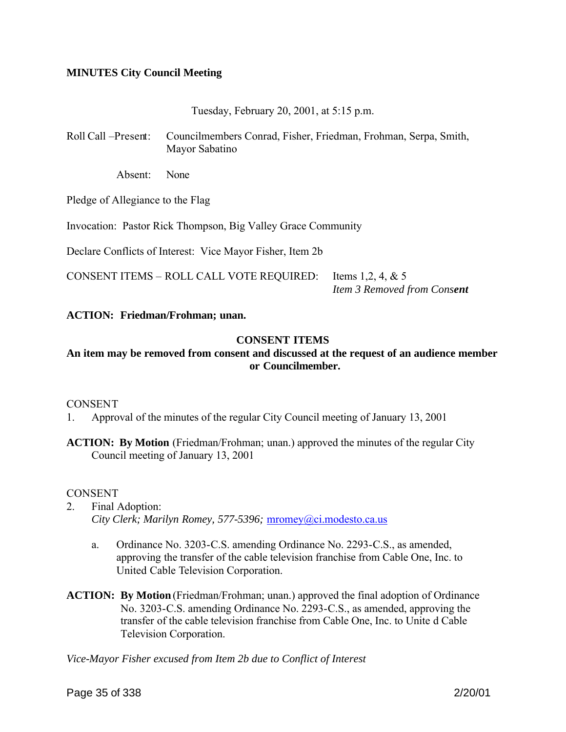**MINUTES City Council Meeting**

Tuesday, February 20, 2001, at 5:15 p.m.

Roll Call –Present: Councilmembers Conrad, Fisher, Friedman, Frohman, Serpa, Smith, Mayor Sabatino

Absent: None

Pledge of Allegiance to the Flag

Invocation: Pastor Rick Thompson, Big Valley Grace Community

Declare Conflicts of Interest: Vice Mayor Fisher, Item 2b

CONSENT ITEMS – ROLL CALL VOTE REQUIRED: Items 1,2, 4, & 5
*Item 3 Removed from Consent*

**ACTION: Friedman/Frohman; unan.**

**CONSENT ITEMS**

**An item may be removed from consent and discussed at the request of an audience member or Councilmember.**

CONSENT

1. Approval of the minutes of the regular City Council meeting of January 13, 2001

**ACTION: By Motion** (Friedman/Frohman; unan.) approved the minutes of the regular City Council meeting of January 13, 2001

CONSENT

2. Final Adoption:
   *City Clerk; Marilyn Romey, 577-5396;* mromey@ci.modesto.ca.us

   a. Ordinance No. 3203-C.S. amending Ordinance No. 2293-C.S., as amended, approving the transfer of the cable television franchise from Cable One, Inc. to United Cable Television Corporation.

**ACTION: By Motion** (Friedman/Frohman; unan.) approved the final adoption of Ordinance No. 3203-C.S. amending Ordinance No. 2293-C.S., as amended, approving the transfer of the cable television franchise from Cable One, Inc. to Unite d Cable Television Corporation.

*Vice-Mayor Fisher excused from Item 2b due to Conflict of Interest*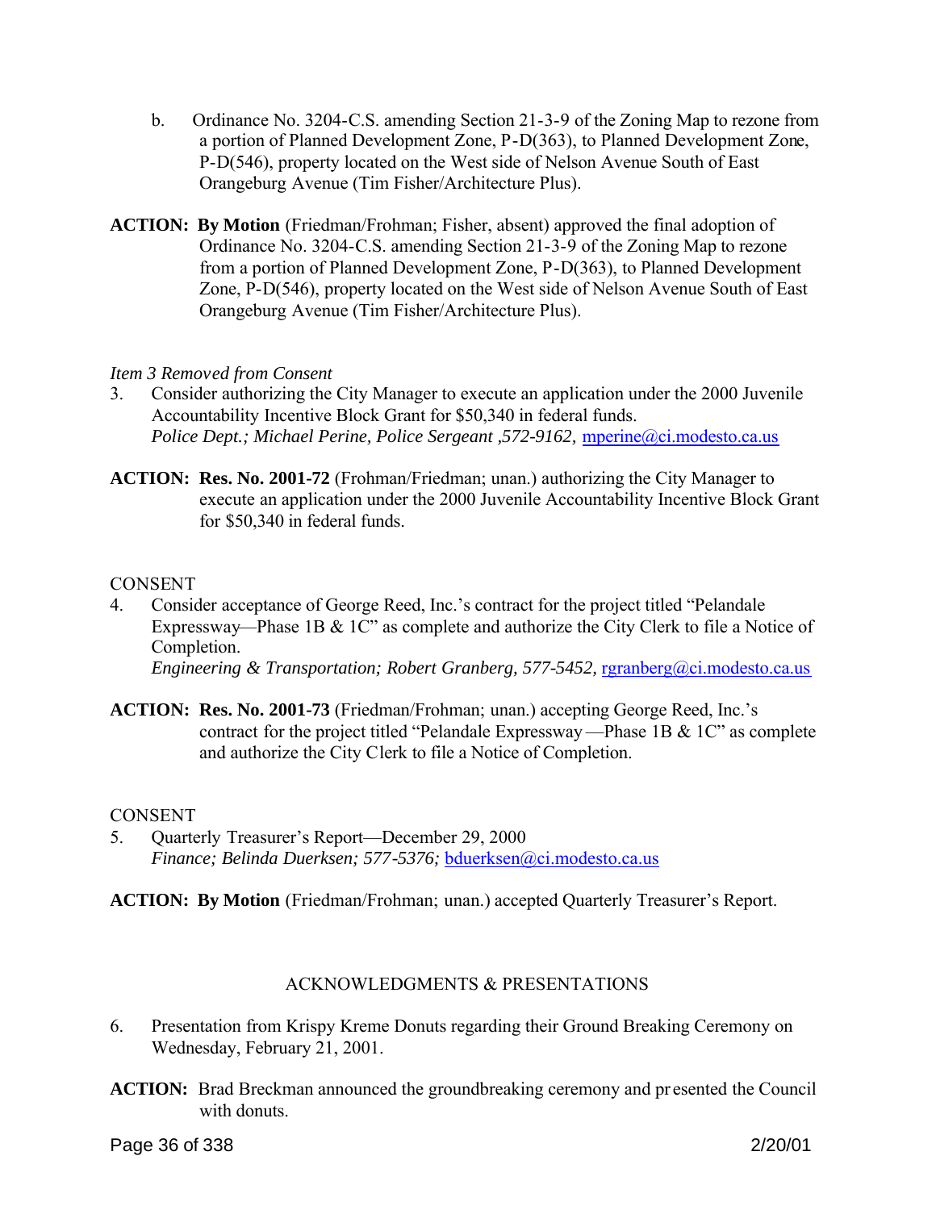b. Ordinance No. 3204-C.S. amending Section 21-3-9 of the Zoning Map to rezone from a portion of Planned Development Zone, P-D(363), to Planned Development Zone, P-D(546), property located on the West side of Nelson Avenue South of East Orangeburg Avenue (Tim Fisher/Architecture Plus).

**ACTION: By Motion** (Friedman/Frohman; Fisher, absent) approved the final adoption of Ordinance No. 3204-C.S. amending Section 21-3-9 of the Zoning Map to rezone from a portion of Planned Development Zone, P-D(363), to Planned Development Zone, P-D(546), property located on the West side of Nelson Avenue South of East Orangeburg Avenue (Tim Fisher/Architecture Plus).

*Item 3 Removed from Consent*

3. Consider authorizing the City Manager to execute an application under the 2000 Juvenile Accountability Incentive Block Grant for $50,340 in federal funds.
*Police Dept.; Michael Perine, Police Sergeant ,572-9162,* mperine@ci.modesto.ca.us

**ACTION: Res. No. 2001-72** (Frohman/Friedman; unan.) authorizing the City Manager to execute an application under the 2000 Juvenile Accountability Incentive Block Grant for $50,340 in federal funds.

CONSENT

4. Consider acceptance of George Reed, Inc.'s contract for the project titled "Pelandale Expressway—Phase 1B & 1C" as complete and authorize the City Clerk to file a Notice of Completion.
*Engineering & Transportation; Robert Granberg, 577-5452,* rgranberg@ci.modesto.ca.us

**ACTION: Res. No. 2001-73** (Friedman/Frohman; unan.) accepting George Reed, Inc.'s contract for the project titled "Pelandale Expressway—Phase 1B & 1C" as complete and authorize the City Clerk to file a Notice of Completion.

CONSENT

5. Quarterly Treasurer's Report—December 29, 2000
*Finance; Belinda Duerksen; 577-5376;* bduerksen@ci.modesto.ca.us

**ACTION: By Motion** (Friedman/Frohman; unan.) accepted Quarterly Treasurer's Report.

ACKNOWLEDGMENTS & PRESENTATIONS

6. Presentation from Krispy Kreme Donuts regarding their Ground Breaking Ceremony on Wednesday, February 21, 2001.

**ACTION:** Brad Breckman announced the groundbreaking ceremony and presented the Council with donuts.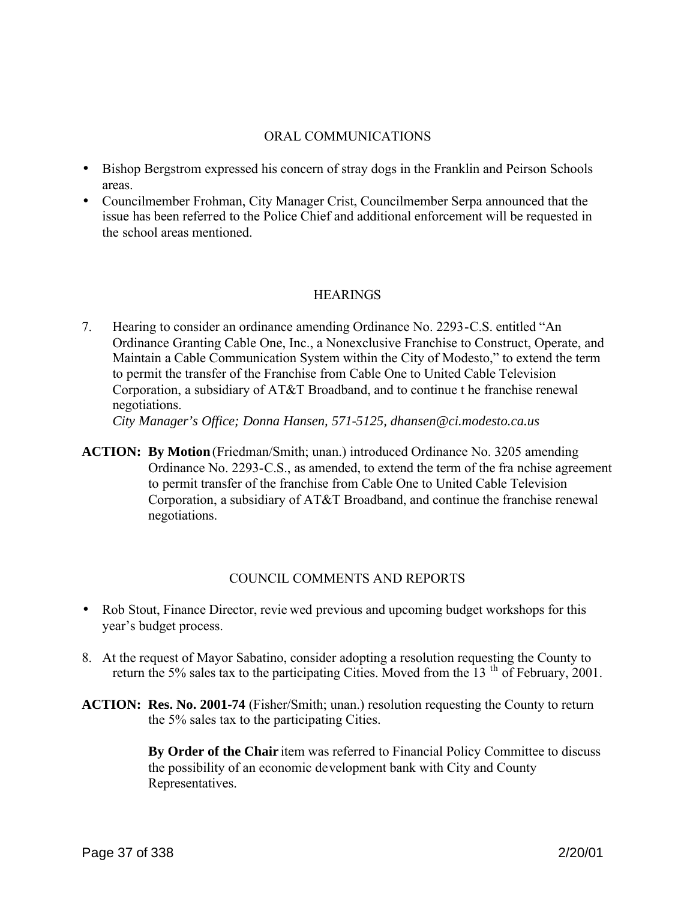## ORAL COMMUNICATIONS

- Bishop Bergstrom expressed his concern of stray dogs in the Franklin and Peirson Schools areas.
- Councilmember Frohman, City Manager Crist, Councilmember Serpa announced that the issue has been referred to the Police Chief and additional enforcement will be requested in the school areas mentioned.

## HEARINGS

7. Hearing to consider an ordinance amending Ordinance No. 2293-C.S. entitled "An Ordinance Granting Cable One, Inc., a Nonexclusive Franchise to Construct, Operate, and Maintain a Cable Communication System within the City of Modesto," to extend the term to permit the transfer of the Franchise from Cable One to United Cable Television Corporation, a subsidiary of AT&T Broadband, and to continue t he franchise renewal negotiations.
   *City Manager's Office; Donna Hansen, 571-5125, dhansen@ci.modesto.ca.us*

**ACTION:** **By Motion** (Friedman/Smith; unan.) introduced Ordinance No. 3205 amending Ordinance No. 2293-C.S., as amended, to extend the term of the fra nchise agreement to permit transfer of the franchise from Cable One to United Cable Television Corporation, a subsidiary of AT&T Broadband, and continue the franchise renewal negotiations.

## COUNCIL COMMENTS AND REPORTS

- Rob Stout, Finance Director, revie wed previous and upcoming budget workshops for this year's budget process.

8. At the request of Mayor Sabatino, consider adopting a resolution requesting the County to return the 5% sales tax to the participating Cities. Moved from the 13 th of February, 2001.

**ACTION:** **Res. No. 2001-74** (Fisher/Smith; unan.) resolution requesting the County to return the 5% sales tax to the participating Cities.

**By Order of the Chair** item was referred to Financial Policy Committee to discuss the possibility of an economic development bank with City and County Representatives.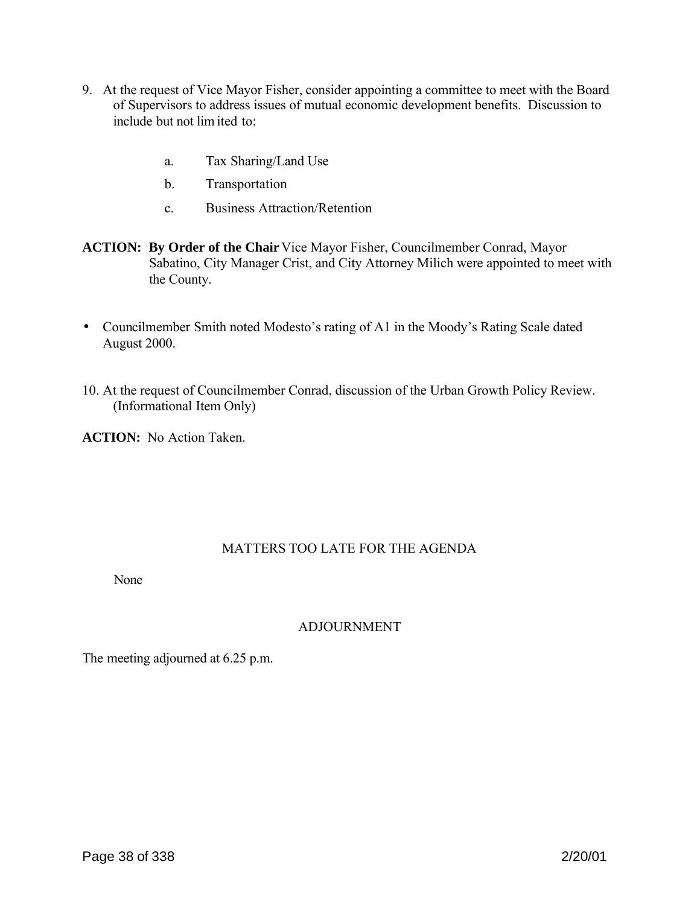9. At the request of Vice Mayor Fisher, consider appointing a committee to meet with the Board of Supervisors to address issues of mutual economic development benefits. Discussion to include but not limited to:

   a. Tax Sharing/Land Use

   b. Transportation

   c. Business Attraction/Retention

**ACTION:** **By Order of the Chair** Vice Mayor Fisher, Councilmember Conrad, Mayor Sabatino, City Manager Crist, and City Attorney Milich were appointed to meet with the County.

- Councilmember Smith noted Modesto's rating of A1 in the Moody's Rating Scale dated August 2000.

10. At the request of Councilmember Conrad, discussion of the Urban Growth Policy Review. (Informational Item Only)

**ACTION:** No Action Taken.

## MATTERS TOO LATE FOR THE AGENDA

None

## ADJOURNMENT

The meeting adjourned at 6.25 p.m.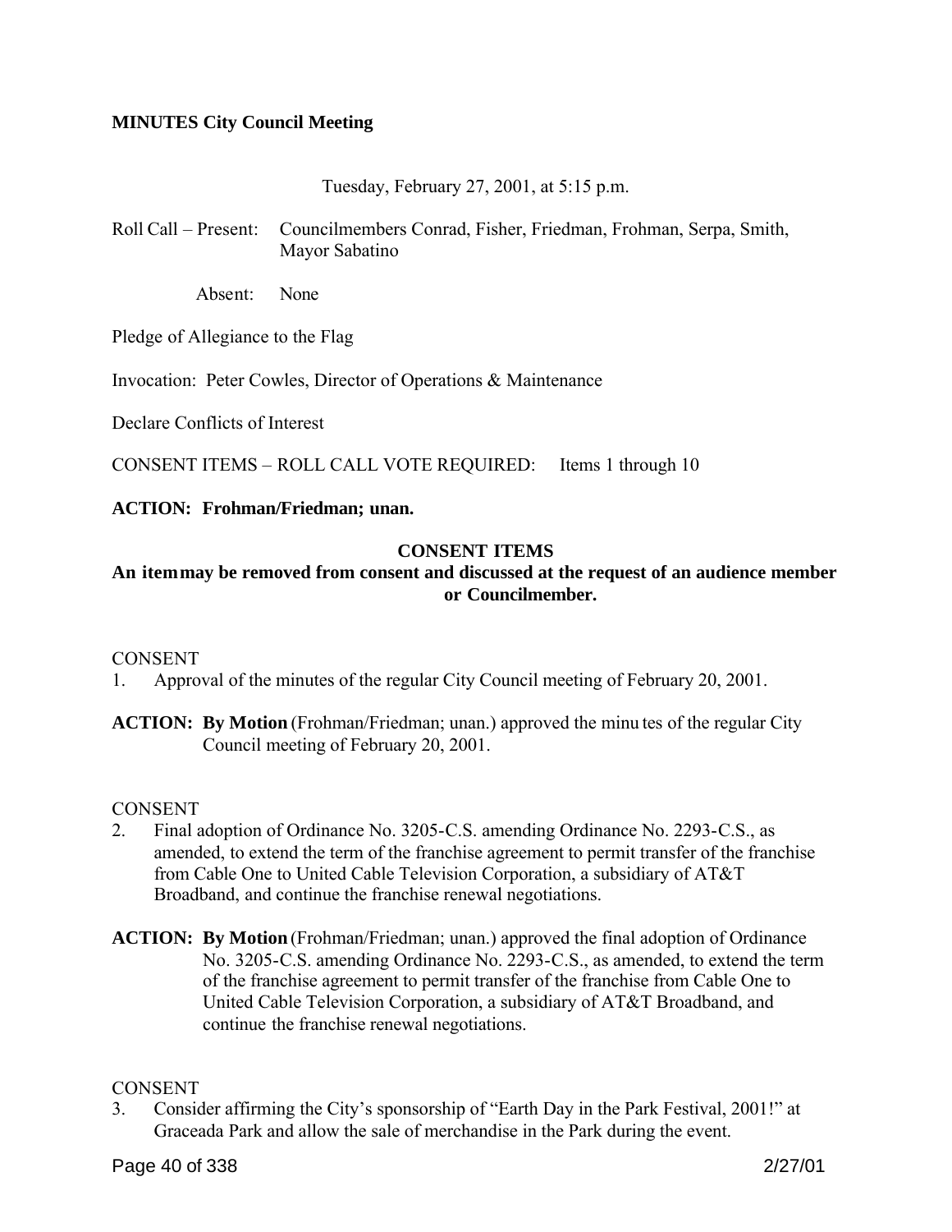**MINUTES City Council Meeting**

Tuesday, February 27, 2001, at 5:15 p.m.

Roll Call – Present: Councilmembers Conrad, Fisher, Friedman, Frohman, Serpa, Smith, Mayor Sabatino

Absent: None

Pledge of Allegiance to the Flag

Invocation: Peter Cowles, Director of Operations & Maintenance

Declare Conflicts of Interest

CONSENT ITEMS – ROLL CALL VOTE REQUIRED: Items 1 through 10

**ACTION: Frohman/Friedman; unan.**

**CONSENT ITEMS**

**An item may be removed from consent and discussed at the request of an audience member or Councilmember.**

CONSENT

1. Approval of the minutes of the regular City Council meeting of February 20, 2001.

**ACTION: By Motion** (Frohman/Friedman; unan.) approved the minutes of the regular City Council meeting of February 20, 2001.

CONSENT

2. Final adoption of Ordinance No. 3205-C.S. amending Ordinance No. 2293-C.S., as amended, to extend the term of the franchise agreement to permit transfer of the franchise from Cable One to United Cable Television Corporation, a subsidiary of AT&T Broadband, and continue the franchise renewal negotiations.

**ACTION: By Motion** (Frohman/Friedman; unan.) approved the final adoption of Ordinance No. 3205-C.S. amending Ordinance No. 2293-C.S., as amended, to extend the term of the franchise agreement to permit transfer of the franchise from Cable One to United Cable Television Corporation, a subsidiary of AT&T Broadband, and continue the franchise renewal negotiations.

CONSENT

3. Consider affirming the City's sponsorship of "Earth Day in the Park Festival, 2001!" at Graceada Park and allow the sale of merchandise in the Park during the event.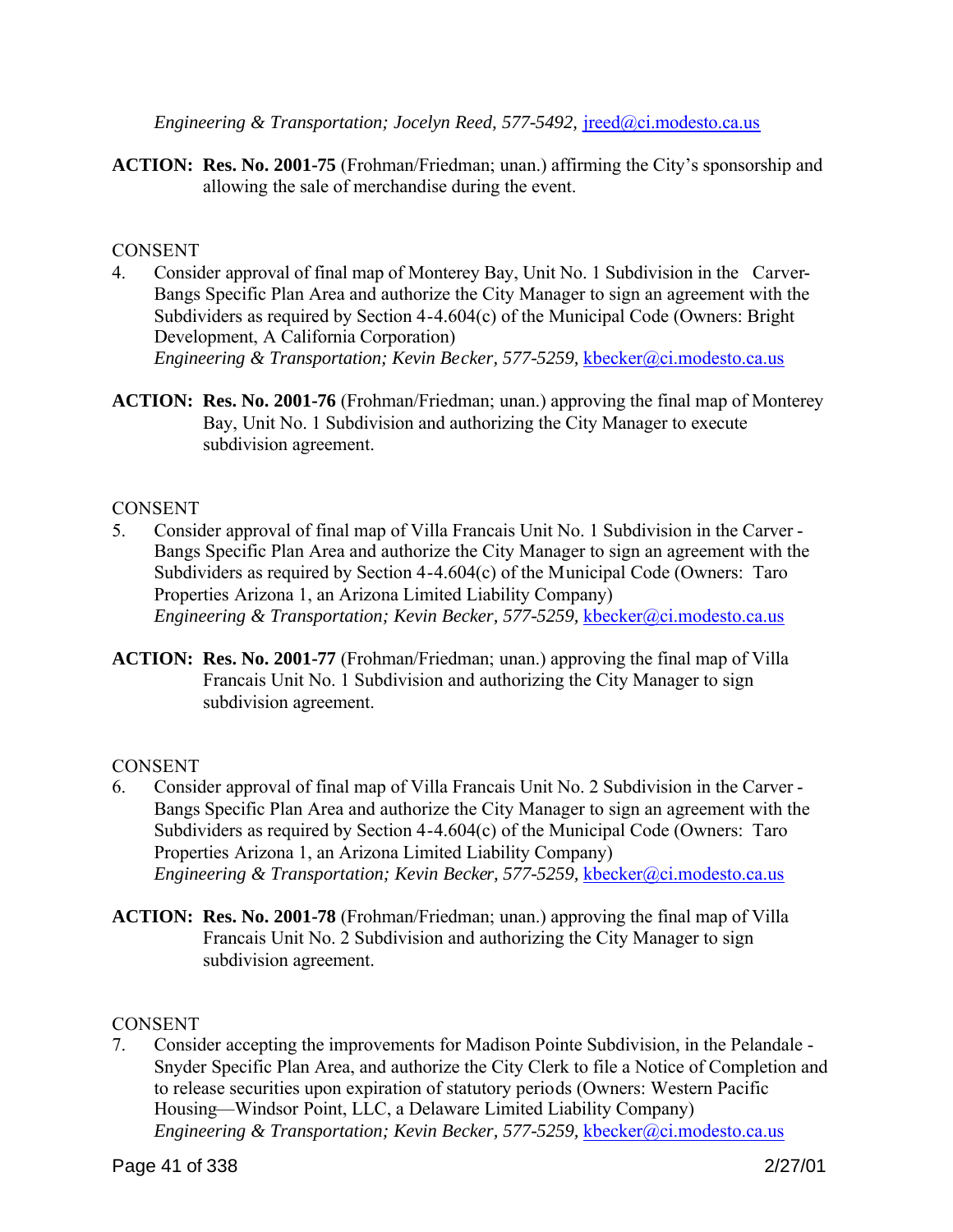*Engineering & Transportation; Jocelyn Reed, 577-5492,* jreed@ci.modesto.ca.us

**ACTION: Res. No. 2001-75** (Frohman/Friedman; unan.) affirming the City's sponsorship and allowing the sale of merchandise during the event.

CONSENT

4. Consider approval of final map of Monterey Bay, Unit No. 1 Subdivision in the Carver-Bangs Specific Plan Area and authorize the City Manager to sign an agreement with the Subdividers as required by Section 4-4.604(c) of the Municipal Code (Owners: Bright Development, A California Corporation)
*Engineering & Transportation; Kevin Becker, 577-5259,* kbecker@ci.modesto.ca.us

**ACTION: Res. No. 2001-76** (Frohman/Friedman; unan.) approving the final map of Monterey Bay, Unit No. 1 Subdivision and authorizing the City Manager to execute subdivision agreement.

CONSENT

5. Consider approval of final map of Villa Francais Unit No. 1 Subdivision in the Carver - Bangs Specific Plan Area and authorize the City Manager to sign an agreement with the Subdividers as required by Section 4-4.604(c) of the Municipal Code (Owners: Taro Properties Arizona 1, an Arizona Limited Liability Company)
*Engineering & Transportation; Kevin Becker, 577-5259,* kbecker@ci.modesto.ca.us

**ACTION: Res. No. 2001-77** (Frohman/Friedman; unan.) approving the final map of Villa Francais Unit No. 1 Subdivision and authorizing the City Manager to sign subdivision agreement.

CONSENT

6. Consider approval of final map of Villa Francais Unit No. 2 Subdivision in the Carver - Bangs Specific Plan Area and authorize the City Manager to sign an agreement with the Subdividers as required by Section 4-4.604(c) of the Municipal Code (Owners: Taro Properties Arizona 1, an Arizona Limited Liability Company)
*Engineering & Transportation; Kevin Becker, 577-5259,* kbecker@ci.modesto.ca.us

**ACTION: Res. No. 2001-78** (Frohman/Friedman; unan.) approving the final map of Villa Francais Unit No. 2 Subdivision and authorizing the City Manager to sign subdivision agreement.

CONSENT

7. Consider accepting the improvements for Madison Pointe Subdivision, in the Pelandale - Snyder Specific Plan Area, and authorize the City Clerk to file a Notice of Completion and to release securities upon expiration of statutory periods (Owners: Western Pacific Housing—Windsor Point, LLC, a Delaware Limited Liability Company)
*Engineering & Transportation; Kevin Becker, 577-5259,* kbecker@ci.modesto.ca.us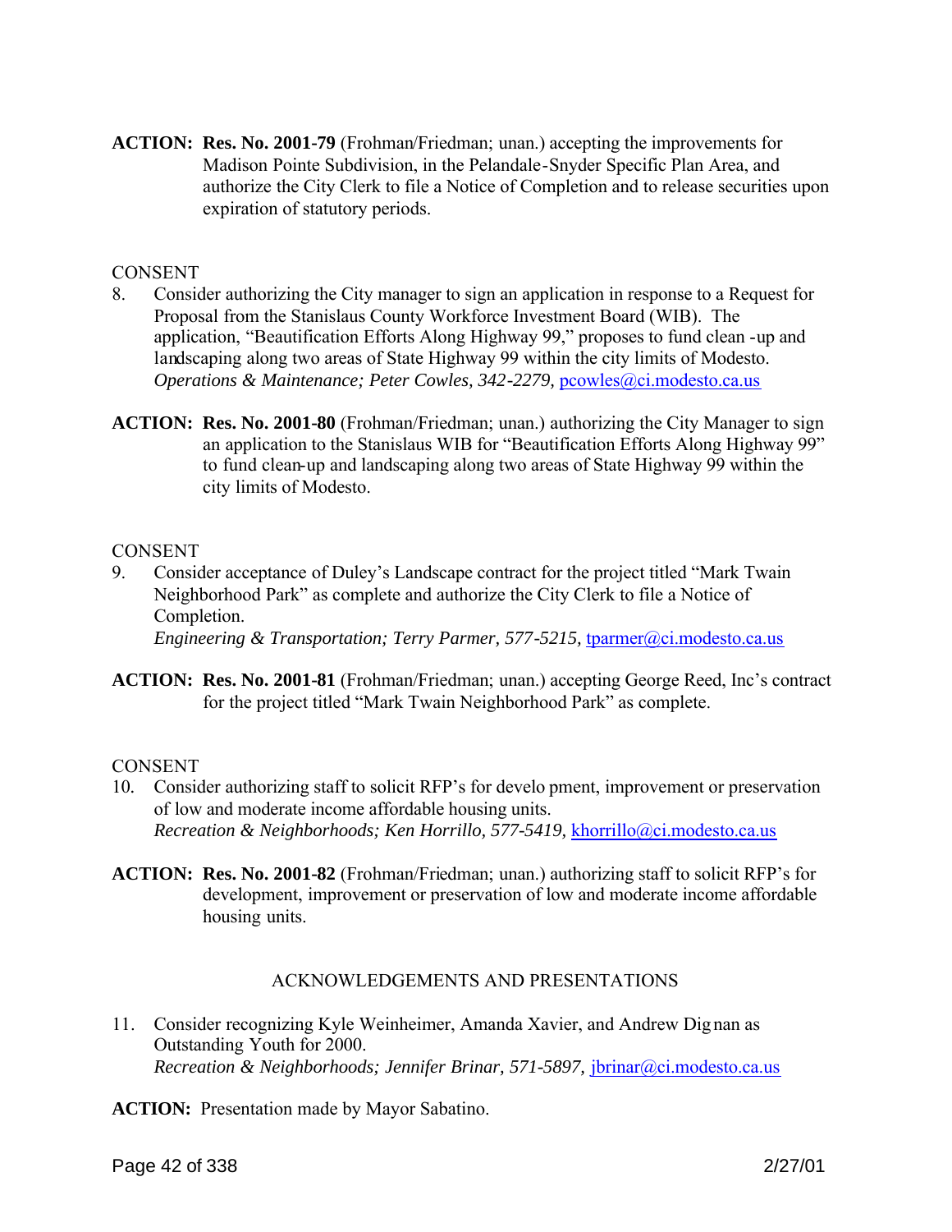**ACTION:** **Res. No. 2001-79** (Frohman/Friedman; unan.) accepting the improvements for Madison Pointe Subdivision, in the Pelandale-Snyder Specific Plan Area, and authorize the City Clerk to file a Notice of Completion and to release securities upon expiration of statutory periods.

CONSENT

8. Consider authorizing the City manager to sign an application in response to a Request for Proposal from the Stanislaus County Workforce Investment Board (WIB). The application, "Beautification Efforts Along Highway 99," proposes to fund clean -up and landscaping along two areas of State Highway 99 within the city limits of Modesto.
*Operations & Maintenance; Peter Cowles, 342-2279,* pcowles@ci.modesto.ca.us

**ACTION:** **Res. No. 2001-80** (Frohman/Friedman; unan.) authorizing the City Manager to sign an application to the Stanislaus WIB for "Beautification Efforts Along Highway 99" to fund clean-up and landscaping along two areas of State Highway 99 within the city limits of Modesto.

CONSENT

9. Consider acceptance of Duley's Landscape contract for the project titled "Mark Twain Neighborhood Park" as complete and authorize the City Clerk to file a Notice of Completion.
*Engineering & Transportation; Terry Parmer, 577-5215,* tparmer@ci.modesto.ca.us

**ACTION:** **Res. No. 2001-81** (Frohman/Friedman; unan.) accepting George Reed, Inc's contract for the project titled "Mark Twain Neighborhood Park" as complete.

CONSENT

10. Consider authorizing staff to solicit RFP's for development, improvement or preservation of low and moderate income affordable housing units.
*Recreation & Neighborhoods; Ken Horrillo, 577-5419,* khorrillo@ci.modesto.ca.us

**ACTION:** **Res. No. 2001-82** (Frohman/Friedman; unan.) authorizing staff to solicit RFP's for development, improvement or preservation of low and moderate income affordable housing units.

ACKNOWLEDGEMENTS AND PRESENTATIONS

11. Consider recognizing Kyle Weinheimer, Amanda Xavier, and Andrew Dignan as Outstanding Youth for 2000.
*Recreation & Neighborhoods; Jennifer Brinar, 571-5897,* jbrinar@ci.modesto.ca.us

**ACTION:** Presentation made by Mayor Sabatino.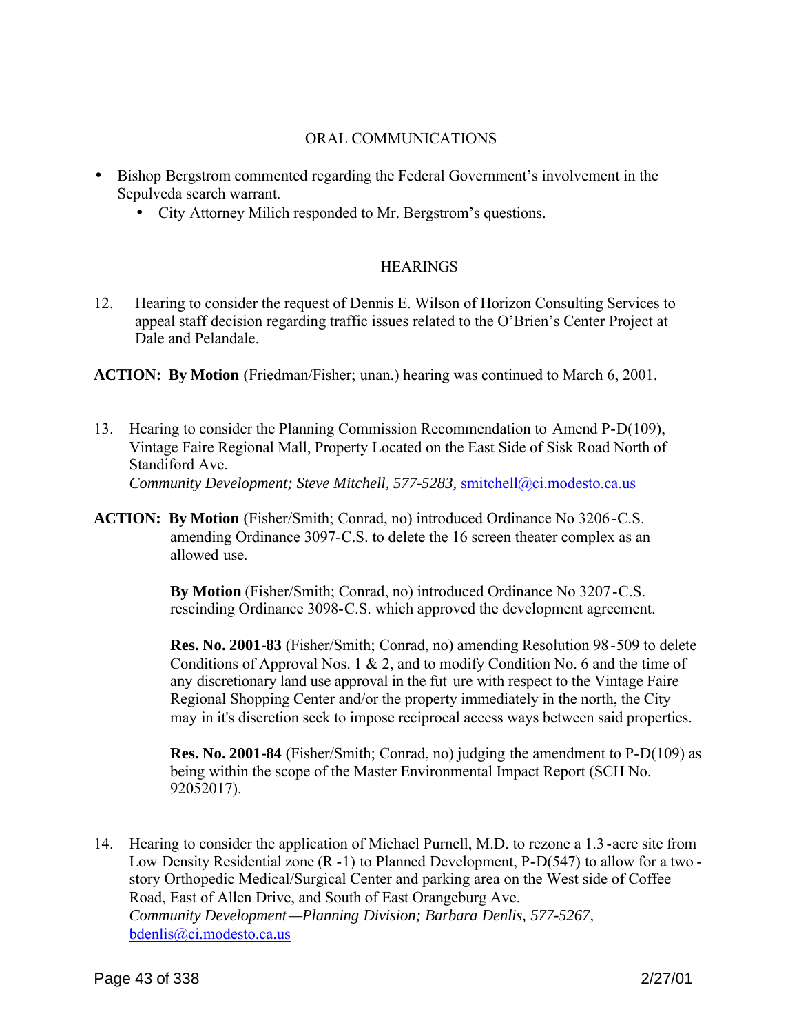## ORAL COMMUNICATIONS

- Bishop Bergstrom commented regarding the Federal Government's involvement in the Sepulveda search warrant.
    - City Attorney Milich responded to Mr. Bergstrom's questions.

## HEARINGS

12. Hearing to consider the request of Dennis E. Wilson of Horizon Consulting Services to appeal staff decision regarding traffic issues related to the O'Brien's Center Project at Dale and Pelandale.

**ACTION: By Motion** (Friedman/Fisher; unan.) hearing was continued to March 6, 2001.

13. Hearing to consider the Planning Commission Recommendation to Amend P-D(109), Vintage Faire Regional Mall, Property Located on the East Side of Sisk Road North of Standiford Ave.
*Community Development; Steve Mitchell, 577-5283,* smitchell@ci.modesto.ca.us

**ACTION: By Motion** (Fisher/Smith; Conrad, no) introduced Ordinance No 3206-C.S. amending Ordinance 3097-C.S. to delete the 16 screen theater complex as an allowed use.

**By Motion** (Fisher/Smith; Conrad, no) introduced Ordinance No 3207-C.S. rescinding Ordinance 3098-C.S. which approved the development agreement.

**Res. No. 2001-83** (Fisher/Smith; Conrad, no) amending Resolution 98-509 to delete Conditions of Approval Nos. 1 & 2, and to modify Condition No. 6 and the time of any discretionary land use approval in the fut ure with respect to the Vintage Faire Regional Shopping Center and/or the property immediately in the north, the City may in it's discretion seek to impose reciprocal access ways between said properties.

**Res. No. 2001-84** (Fisher/Smith; Conrad, no) judging the amendment to P-D(109) as being within the scope of the Master Environmental Impact Report (SCH No. 92052017).

14. Hearing to consider the application of Michael Purnell, M.D. to rezone a 1.3-acre site from Low Density Residential zone (R-1) to Planned Development, P-D(547) to allow for a two-story Orthopedic Medical/Surgical Center and parking area on the West side of Coffee Road, East of Allen Drive, and South of East Orangeburg Ave.
*Community Development—Planning Division; Barbara Denlis, 577-5267,* bdenlis@ci.modesto.ca.us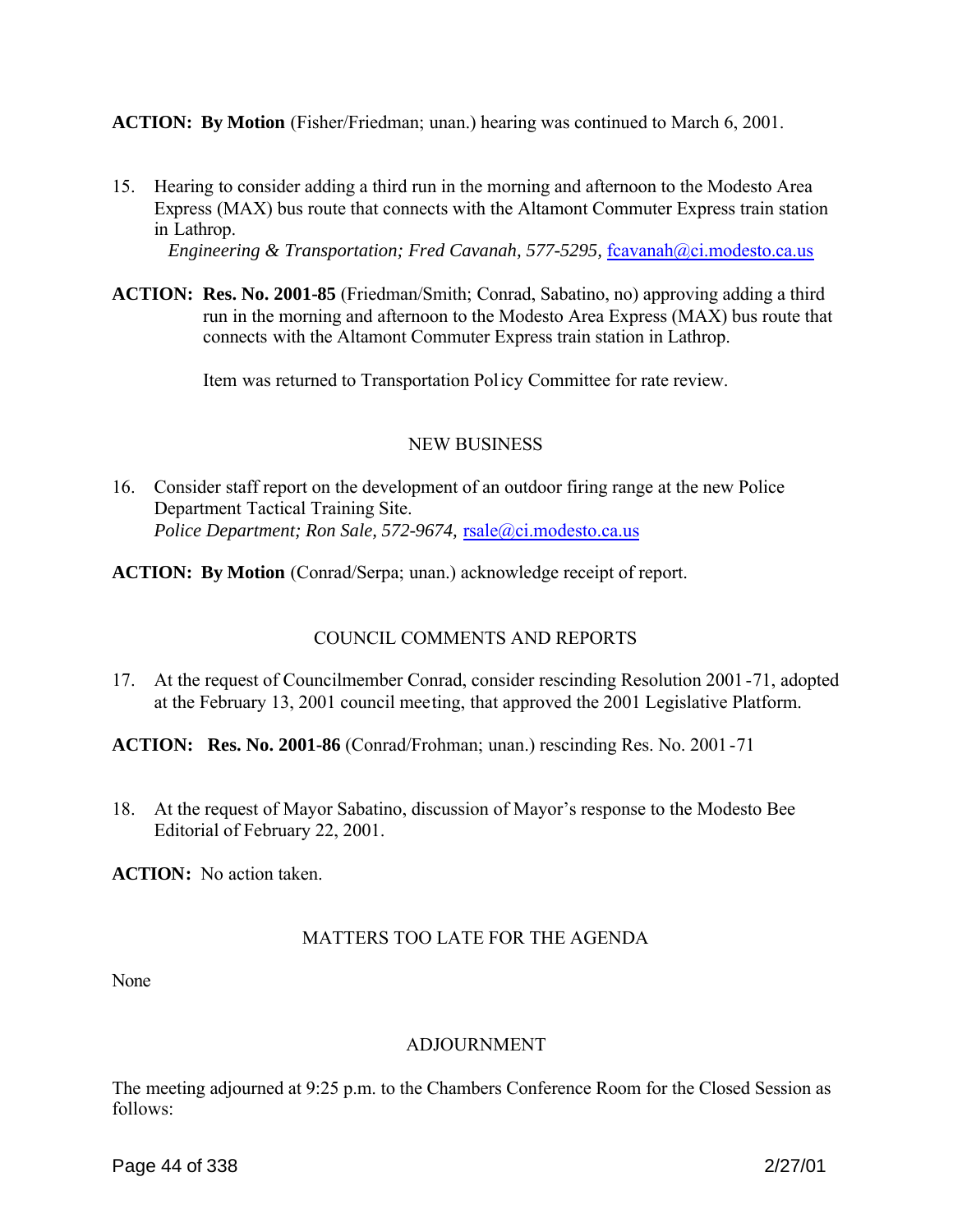**ACTION: By Motion** (Fisher/Friedman; unan.) hearing was continued to March 6, 2001.

15. Hearing to consider adding a third run in the morning and afternoon to the Modesto Area Express (MAX) bus route that connects with the Altamont Commuter Express train station in Lathrop.
    *Engineering & Transportation; Fred Cavanah, 577-5295,* fcavanah@ci.modesto.ca.us

**ACTION: Res. No. 2001-85** (Friedman/Smith; Conrad, Sabatino, no) approving adding a third run in the morning and afternoon to the Modesto Area Express (MAX) bus route that connects with the Altamont Commuter Express train station in Lathrop.

Item was returned to Transportation Policy Committee for rate review.

NEW BUSINESS

16. Consider staff report on the development of an outdoor firing range at the new Police Department Tactical Training Site.
    *Police Department; Ron Sale, 572-9674,* rsale@ci.modesto.ca.us

**ACTION: By Motion** (Conrad/Serpa; unan.) acknowledge receipt of report.

COUNCIL COMMENTS AND REPORTS

17. At the request of Councilmember Conrad, consider rescinding Resolution 2001-71, adopted at the February 13, 2001 council meeting, that approved the 2001 Legislative Platform.

**ACTION: Res. No. 2001-86** (Conrad/Frohman; unan.) rescinding Res. No. 2001-71

18. At the request of Mayor Sabatino, discussion of Mayor's response to the Modesto Bee Editorial of February 22, 2001.

**ACTION:** No action taken.

MATTERS TOO LATE FOR THE AGENDA

None

ADJOURNMENT

The meeting adjourned at 9:25 p.m. to the Chambers Conference Room for the Closed Session as follows: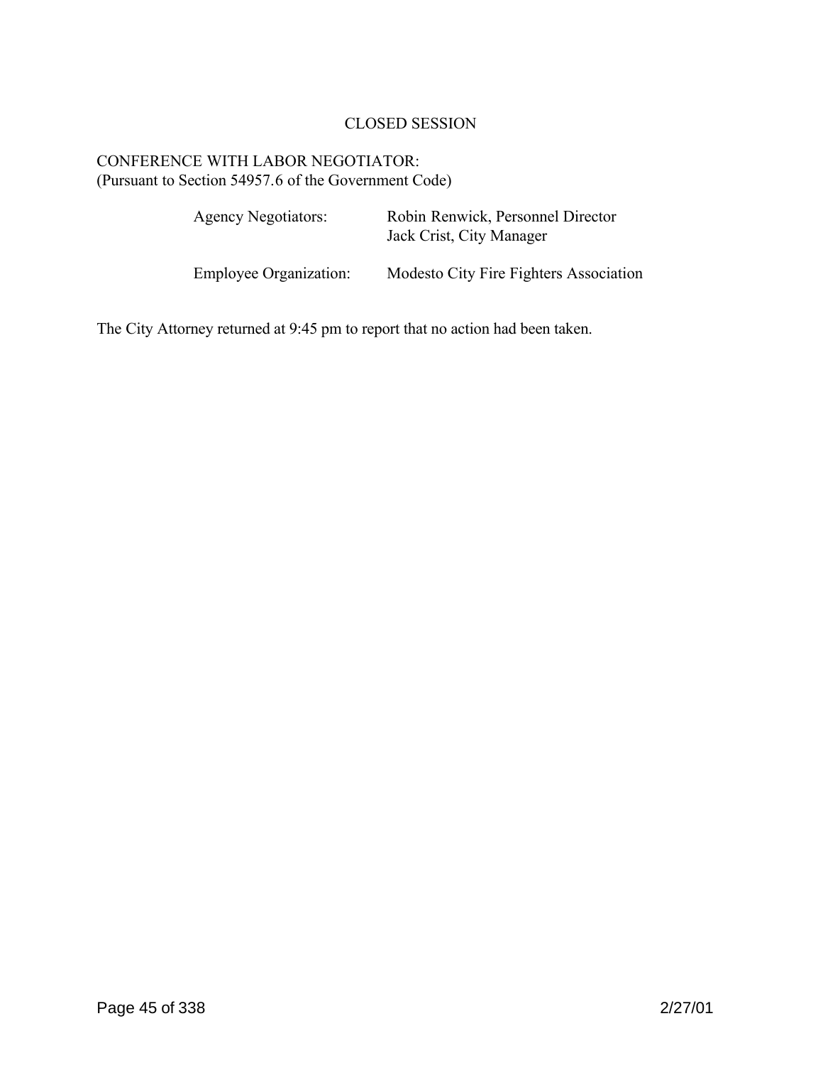# CLOSED SESSION

CONFERENCE WITH LABOR NEGOTIATOR:
(Pursuant to Section 54957.6 of the Government Code)

| | |
|---|---|
| Agency Negotiators: | Robin Renwick, Personnel Director<br>Jack Crist, City Manager |
| Employee Organization: | Modesto City Fire Fighters Association |

The City Attorney returned at 9:45 pm to report that no action had been taken.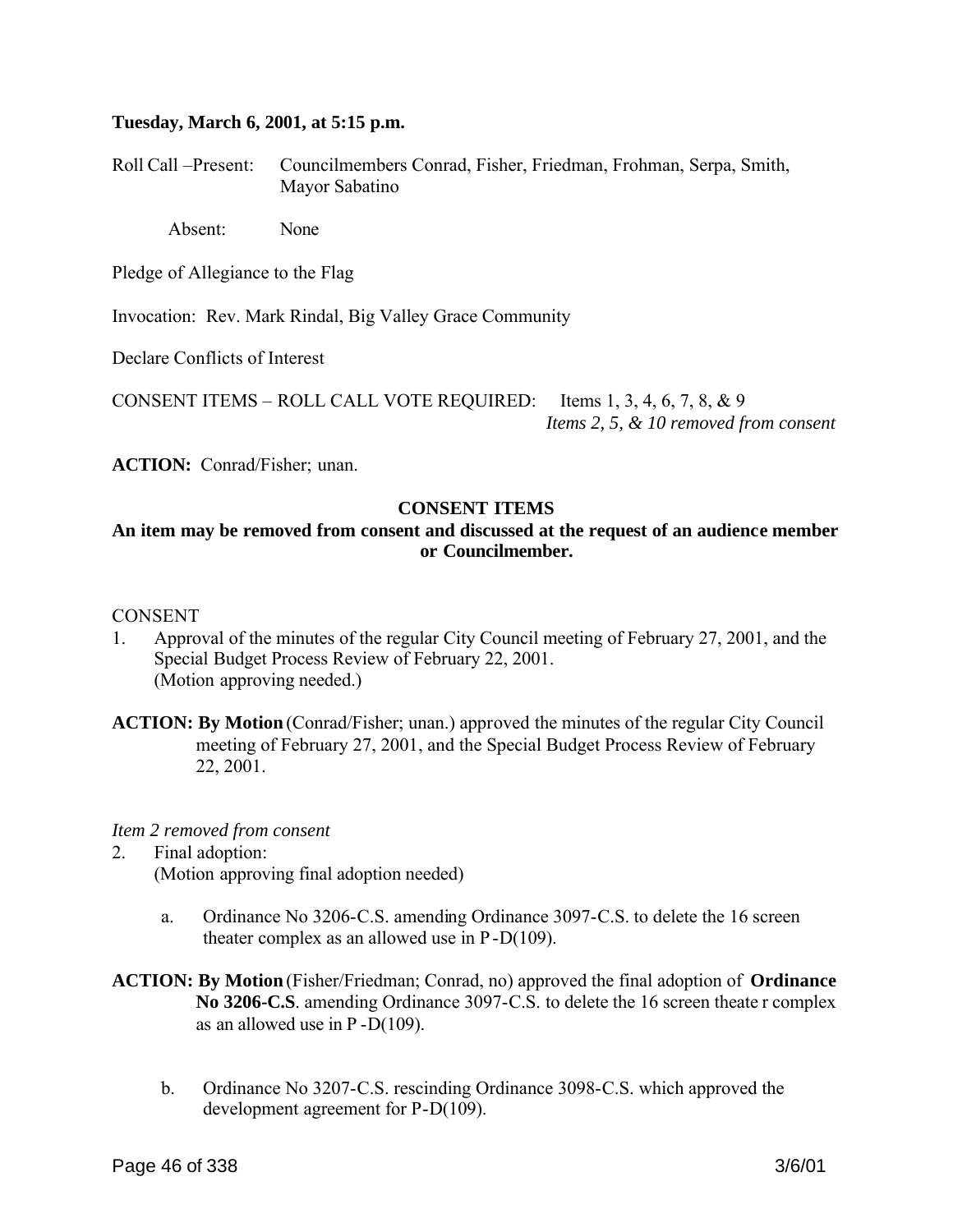**Tuesday, March 6, 2001, at 5:15 p.m.**

Roll Call –Present: Councilmembers Conrad, Fisher, Friedman, Frohman, Serpa, Smith, Mayor Sabatino

Absent: None

Pledge of Allegiance to the Flag

Invocation: Rev. Mark Rindal, Big Valley Grace Community

Declare Conflicts of Interest

CONSENT ITEMS – ROLL CALL VOTE REQUIRED: Items 1, 3, 4, 6, 7, 8, & 9
*Items 2, 5, & 10 removed from consent*

**ACTION:** Conrad/Fisher; unan.

**CONSENT ITEMS**

**An item may be removed from consent and discussed at the request of an audience member or Councilmember.**

CONSENT

1. Approval of the minutes of the regular City Council meeting of February 27, 2001, and the Special Budget Process Review of February 22, 2001.
   (Motion approving needed.)

**ACTION: By Motion** (Conrad/Fisher; unan.) approved the minutes of the regular City Council meeting of February 27, 2001, and the Special Budget Process Review of February 22, 2001.

*Item 2 removed from consent*

2. Final adoption:
   (Motion approving final adoption needed)

   a. Ordinance No 3206-C.S. amending Ordinance 3097-C.S. to delete the 16 screen theater complex as an allowed use in P-D(109).

**ACTION: By Motion** (Fisher/Friedman; Conrad, no) approved the final adoption of **Ordinance No 3206-C.S**. amending Ordinance 3097-C.S. to delete the 16 screen theater complex as an allowed use in P-D(109).

   b. Ordinance No 3207-C.S. rescinding Ordinance 3098-C.S. which approved the development agreement for P-D(109).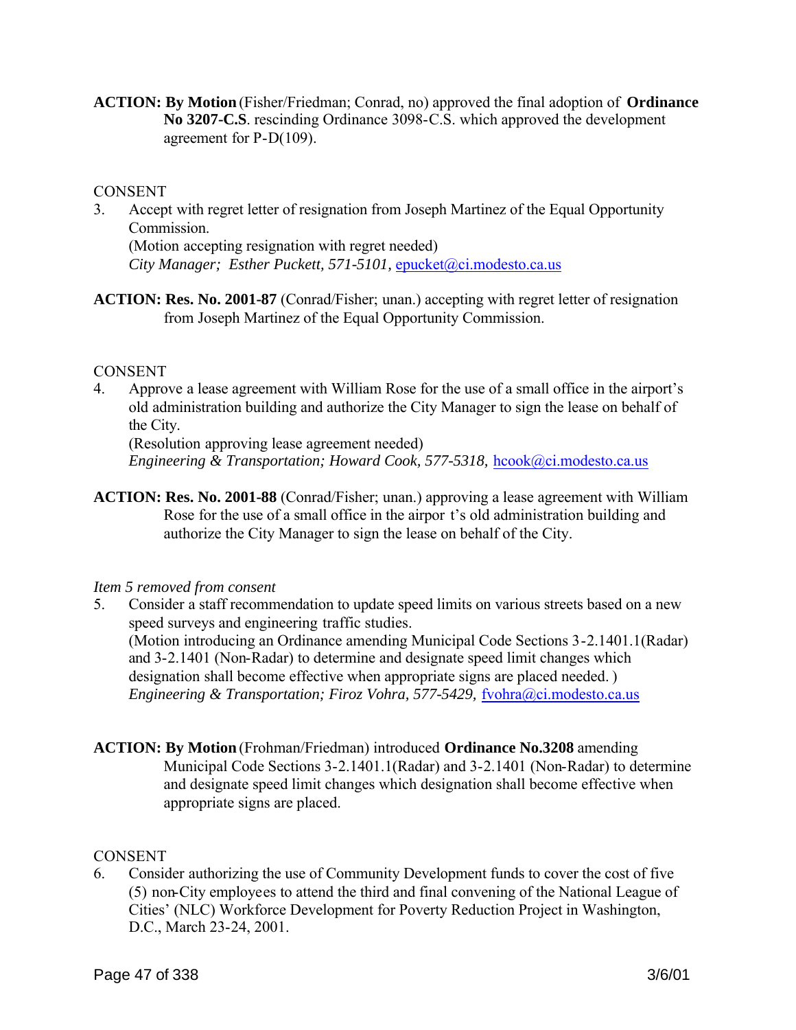**ACTION: By Motion** (Fisher/Friedman; Conrad, no) approved the final adoption of **Ordinance No 3207-C.S**. rescinding Ordinance 3098-C.S. which approved the development agreement for P-D(109).

CONSENT

3. Accept with regret letter of resignation from Joseph Martinez of the Equal Opportunity Commission.
   (Motion accepting resignation with regret needed)
   *City Manager; Esther Puckett, 571-5101,* epucket@ci.modesto.ca.us

**ACTION: Res. No. 2001-87** (Conrad/Fisher; unan.) accepting with regret letter of resignation from Joseph Martinez of the Equal Opportunity Commission.

CONSENT

4. Approve a lease agreement with William Rose for the use of a small office in the airport's old administration building and authorize the City Manager to sign the lease on behalf of the City.
   (Resolution approving lease agreement needed)
   *Engineering & Transportation; Howard Cook, 577-5318,* hcook@ci.modesto.ca.us

**ACTION: Res. No. 2001-88** (Conrad/Fisher; unan.) approving a lease agreement with William Rose for the use of a small office in the airpor t's old administration building and authorize the City Manager to sign the lease on behalf of the City.

*Item 5 removed from consent*

5. Consider a staff recommendation to update speed limits on various streets based on a new speed surveys and engineering traffic studies.
   (Motion introducing an Ordinance amending Municipal Code Sections 3-2.1401.1(Radar) and 3-2.1401 (Non-Radar) to determine and designate speed limit changes which designation shall become effective when appropriate signs are placed needed. )
   *Engineering & Transportation; Firoz Vohra, 577-5429,* fvohra@ci.modesto.ca.us

**ACTION: By Motion** (Frohman/Friedman) introduced **Ordinance No.3208** amending Municipal Code Sections 3-2.1401.1(Radar) and 3-2.1401 (Non-Radar) to determine and designate speed limit changes which designation shall become effective when appropriate signs are placed.

CONSENT

6. Consider authorizing the use of Community Development funds to cover the cost of five (5) non-City employees to attend the third and final convening of the National League of Cities' (NLC) Workforce Development for Poverty Reduction Project in Washington, D.C., March 23-24, 2001.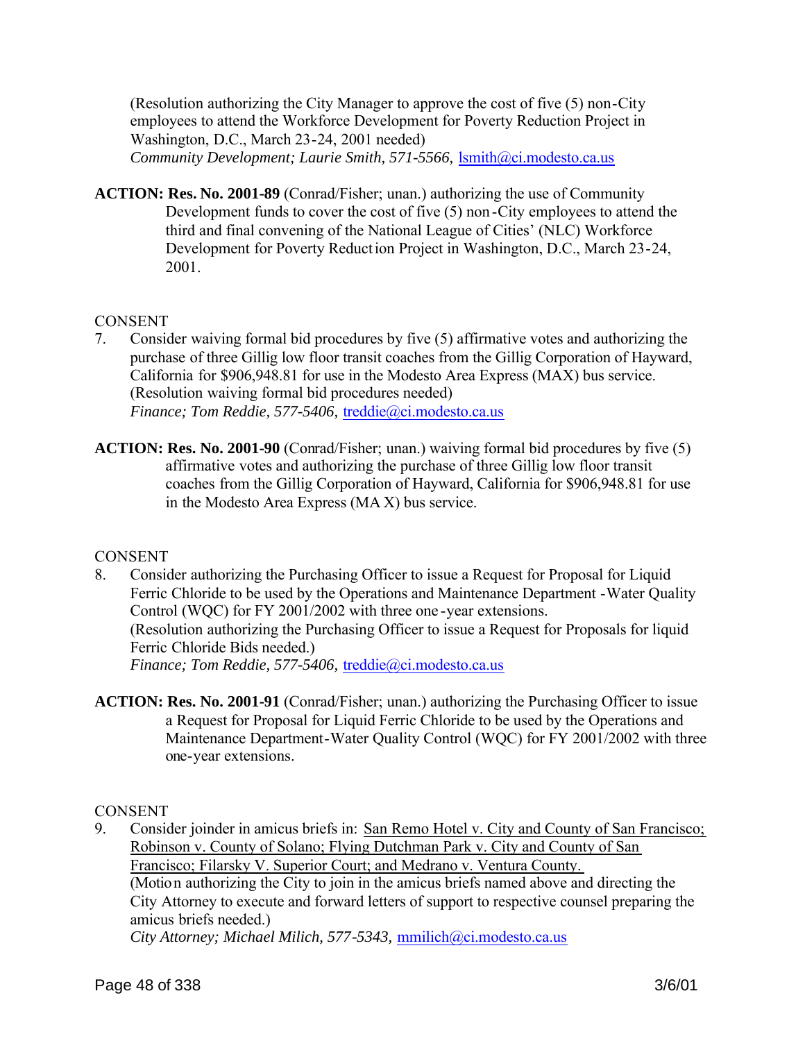(Resolution authorizing the City Manager to approve the cost of five (5) non-City employees to attend the Workforce Development for Poverty Reduction Project in Washington, D.C., March 23-24, 2001 needed)
*Community Development; Laurie Smith, 571-5566,* lsmith@ci.modesto.ca.us

**ACTION: Res. No. 2001-89** (Conrad/Fisher; unan.) authorizing the use of Community Development funds to cover the cost of five (5) non-City employees to attend the third and final convening of the National League of Cities' (NLC) Workforce Development for Poverty Reduction Project in Washington, D.C., March 23-24, 2001.

CONSENT

7. Consider waiving formal bid procedures by five (5) affirmative votes and authorizing the purchase of three Gillig low floor transit coaches from the Gillig Corporation of Hayward, California for $906,948.81 for use in the Modesto Area Express (MAX) bus service.
(Resolution waiving formal bid procedures needed)
*Finance; Tom Reddie, 577-5406,* treddie@ci.modesto.ca.us

**ACTION: Res. No. 2001-90** (Conrad/Fisher; unan.) waiving formal bid procedures by five (5) affirmative votes and authorizing the purchase of three Gillig low floor transit coaches from the Gillig Corporation of Hayward, California for $906,948.81 for use in the Modesto Area Express (MAX) bus service.

CONSENT

8. Consider authorizing the Purchasing Officer to issue a Request for Proposal for Liquid Ferric Chloride to be used by the Operations and Maintenance Department -Water Quality Control (WQC) for FY 2001/2002 with three one-year extensions.
(Resolution authorizing the Purchasing Officer to issue a Request for Proposals for liquid Ferric Chloride Bids needed.)
*Finance; Tom Reddie, 577-5406,* treddie@ci.modesto.ca.us

**ACTION: Res. No. 2001-91** (Conrad/Fisher; unan.) authorizing the Purchasing Officer to issue a Request for Proposal for Liquid Ferric Chloride to be used by the Operations and Maintenance Department-Water Quality Control (WQC) for FY 2001/2002 with three one-year extensions.

CONSENT

9. Consider joinder in amicus briefs in: San Remo Hotel v. City and County of San Francisco; Robinson v. County of Solano; Flying Dutchman Park v. City and County of San Francisco; Filarsky V. Superior Court; and Medrano v. Ventura County.
(Motion authorizing the City to join in the amicus briefs named above and directing the City Attorney to execute and forward letters of support to respective counsel preparing the amicus briefs needed.)
*City Attorney; Michael Milich, 577-5343,* mmilich@ci.modesto.ca.us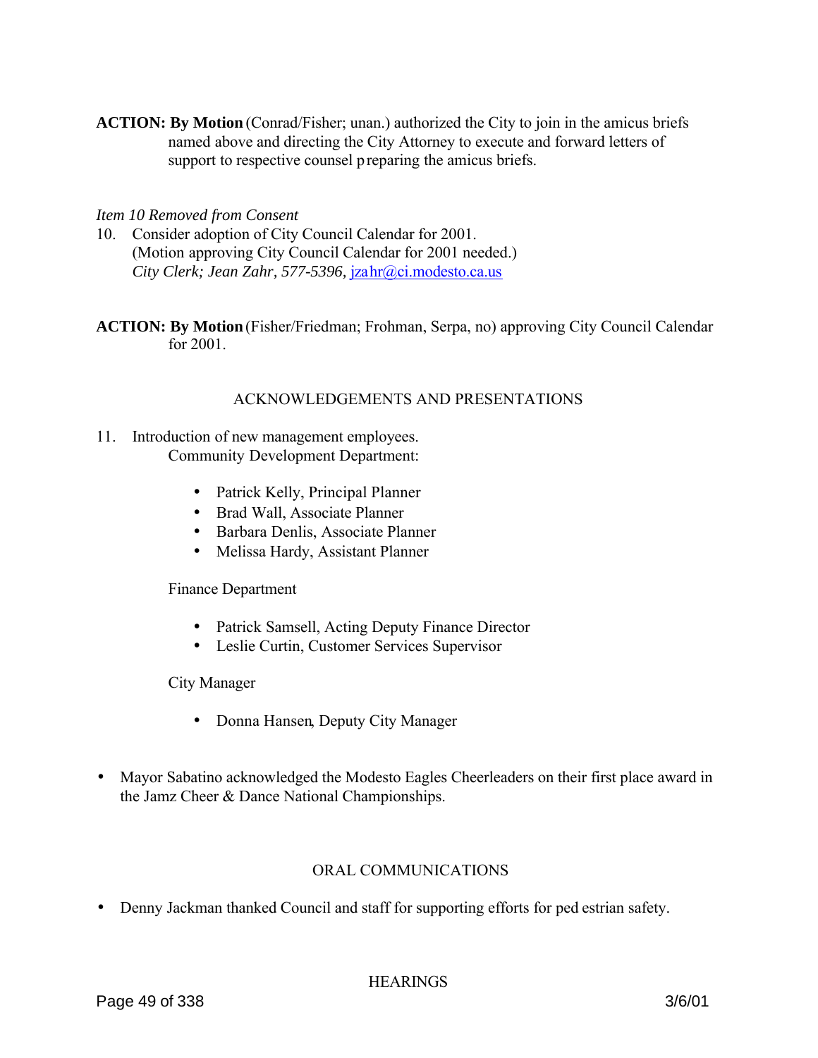**ACTION: By Motion** (Conrad/Fisher; unan.) authorized the City to join in the amicus briefs named above and directing the City Attorney to execute and forward letters of support to respective counsel preparing the amicus briefs.

*Item 10 Removed from Consent*

10. Consider adoption of City Council Calendar for 2001.
    (Motion approving City Council Calendar for 2001 needed.)
    *City Clerk; Jean Zahr, 577-5396,* jzahr@ci.modesto.ca.us

**ACTION: By Motion** (Fisher/Friedman; Frohman, Serpa, no) approving City Council Calendar for 2001.

## ACKNOWLEDGEMENTS AND PRESENTATIONS

11. Introduction of new management employees.

    Community Development Department:

    - Patrick Kelly, Principal Planner
    - Brad Wall, Associate Planner
    - Barbara Denlis, Associate Planner
    - Melissa Hardy, Assistant Planner

    Finance Department

    - Patrick Samsell, Acting Deputy Finance Director
    - Leslie Curtin, Customer Services Supervisor

    City Manager

    - Donna Hansen, Deputy City Manager

- Mayor Sabatino acknowledged the Modesto Eagles Cheerleaders on their first place award in the Jamz Cheer & Dance National Championships.

## ORAL COMMUNICATIONS

- Denny Jackman thanked Council and staff for supporting efforts for pedestrian safety.

## HEARINGS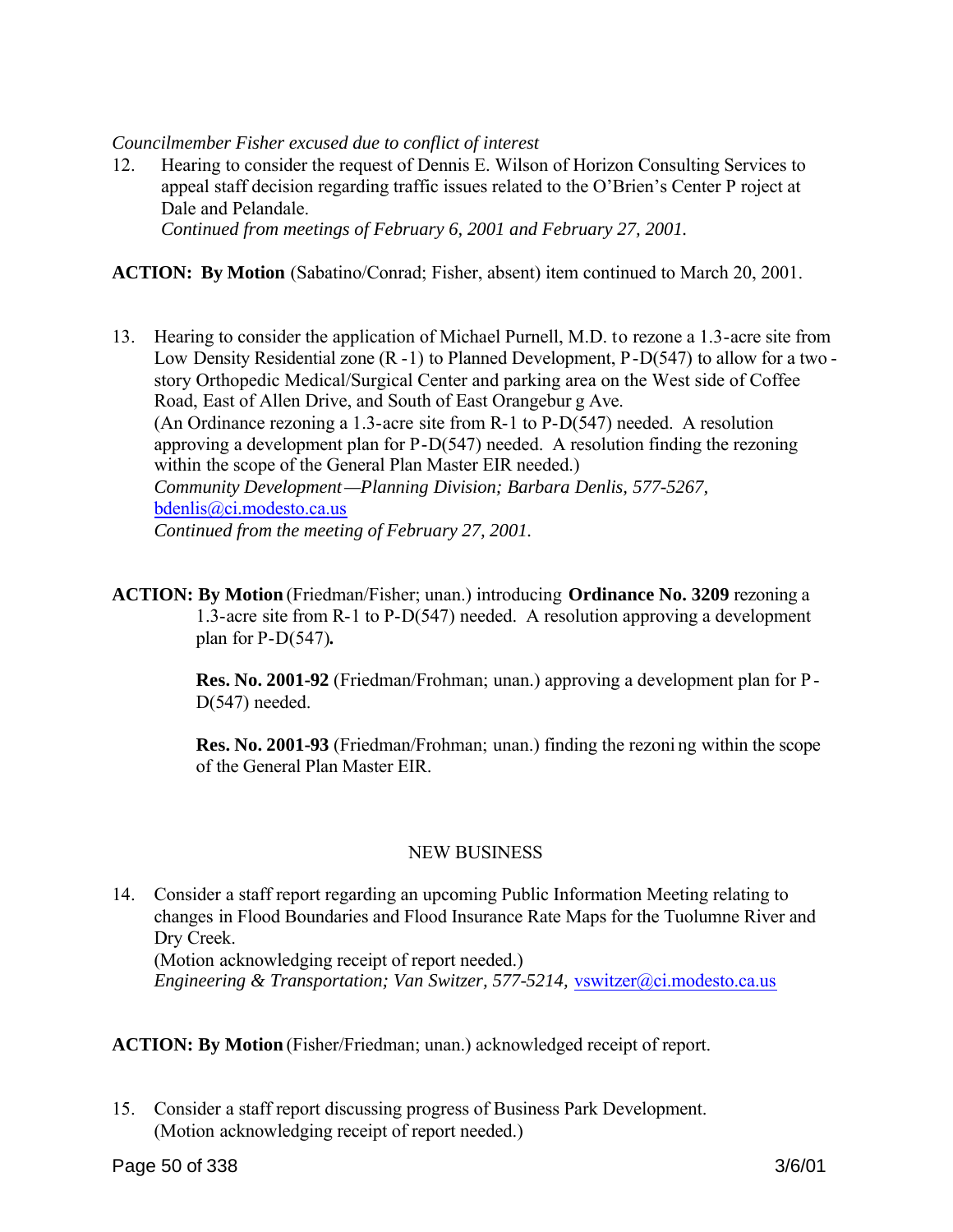*Councilmember Fisher excused due to conflict of interest*

12. Hearing to consider the request of Dennis E. Wilson of Horizon Consulting Services to appeal staff decision regarding traffic issues related to the O'Brien's Center Project at Dale and Pelandale.
 *Continued from meetings of February 6, 2001 and February 27, 2001.*

**ACTION: By Motion** (Sabatino/Conrad; Fisher, absent) item continued to March 20, 2001.

13. Hearing to consider the application of Michael Purnell, M.D. to rezone a 1.3-acre site from Low Density Residential zone (R-1) to Planned Development, P-D(547) to allow for a two-story Orthopedic Medical/Surgical Center and parking area on the West side of Coffee Road, East of Allen Drive, and South of East Orangeburg Ave.
 (An Ordinance rezoning a 1.3-acre site from R-1 to P-D(547) needed. A resolution approving a development plan for P-D(547) needed. A resolution finding the rezoning within the scope of the General Plan Master EIR needed.)
 *Community Development—Planning Division; Barbara Denlis, 577-5267,* bdenlis@ci.modesto.ca.us
 *Continued from the meeting of February 27, 2001.*

**ACTION: By Motion** (Friedman/Fisher; unan.) introducing **Ordinance No. 3209** rezoning a 1.3-acre site from R-1 to P-D(547) needed. A resolution approving a development plan for P-D(547)**.**

**Res. No. 2001-92** (Friedman/Frohman; unan.) approving a development plan for P-D(547) needed.

**Res. No. 2001-93** (Friedman/Frohman; unan.) finding the rezoning within the scope of the General Plan Master EIR.

NEW BUSINESS

14. Consider a staff report regarding an upcoming Public Information Meeting relating to changes in Flood Boundaries and Flood Insurance Rate Maps for the Tuolumne River and Dry Creek.
 (Motion acknowledging receipt of report needed.)
 *Engineering & Transportation; Van Switzer, 577-5214,* vswitzer@ci.modesto.ca.us

**ACTION: By Motion** (Fisher/Friedman; unan.) acknowledged receipt of report.

15. Consider a staff report discussing progress of Business Park Development.
 (Motion acknowledging receipt of report needed.)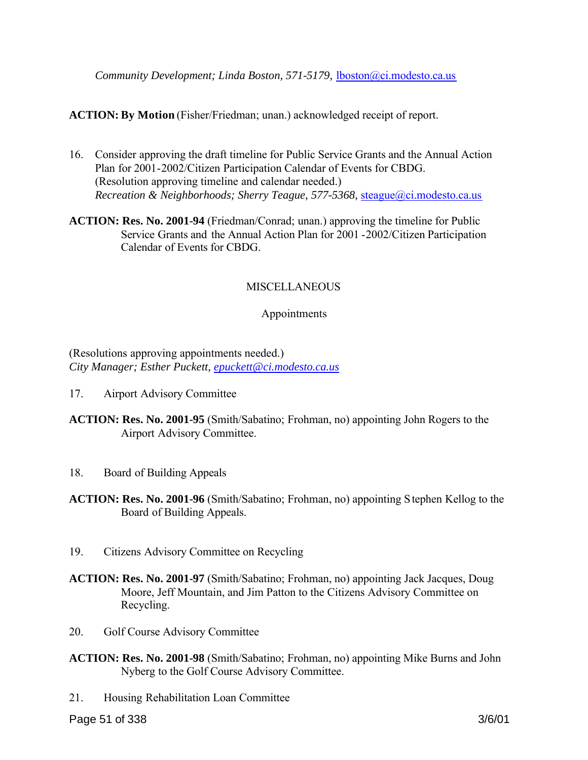*Community Development; Linda Boston, 571-5179,* lboston@ci.modesto.ca.us

**ACTION: By Motion** (Fisher/Friedman; unan.) acknowledged receipt of report.

16. Consider approving the draft timeline for Public Service Grants and the Annual Action Plan for 2001-2002/Citizen Participation Calendar of Events for CBDG. (Resolution approving timeline and calendar needed.)
*Recreation & Neighborhoods; Sherry Teague, 577-5368,* steague@ci.modesto.ca.us

**ACTION: Res. No. 2001-94** (Friedman/Conrad; unan.) approving the timeline for Public Service Grants and the Annual Action Plan for 2001 -2002/Citizen Participation Calendar of Events for CBDG.

MISCELLANEOUS

Appointments

(Resolutions approving appointments needed.)
*City Manager; Esther Puckett, epuckett@ci.modesto.ca.us*

17. Airport Advisory Committee

**ACTION: Res. No. 2001-95** (Smith/Sabatino; Frohman, no) appointing John Rogers to the Airport Advisory Committee.

18. Board of Building Appeals

**ACTION: Res. No. 2001-96** (Smith/Sabatino; Frohman, no) appointing Stephen Kellog to the Board of Building Appeals.

19. Citizens Advisory Committee on Recycling

**ACTION: Res. No. 2001-97** (Smith/Sabatino; Frohman, no) appointing Jack Jacques, Doug Moore, Jeff Mountain, and Jim Patton to the Citizens Advisory Committee on Recycling.

20. Golf Course Advisory Committee

**ACTION: Res. No. 2001-98** (Smith/Sabatino; Frohman, no) appointing Mike Burns and John Nyberg to the Golf Course Advisory Committee.

21. Housing Rehabilitation Loan Committee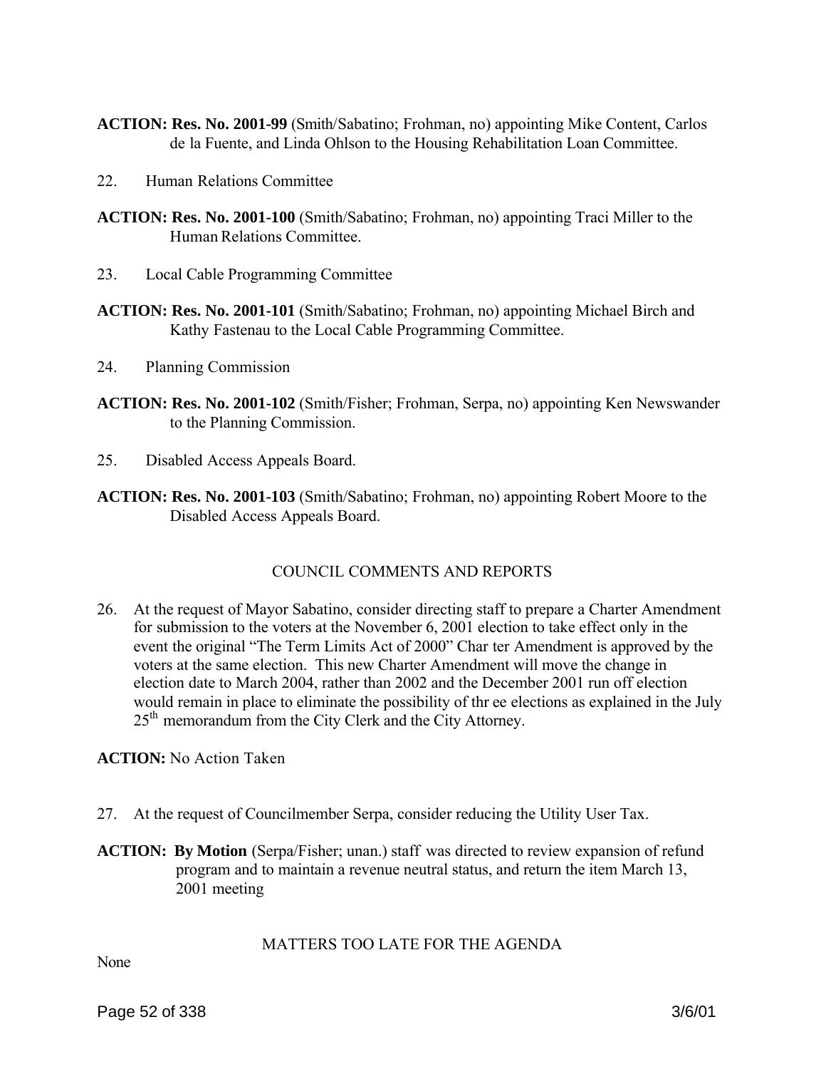**ACTION: Res. No. 2001-99** (Smith/Sabatino; Frohman, no) appointing Mike Content, Carlos de la Fuente, and Linda Ohlson to the Housing Rehabilitation Loan Committee.

22. Human Relations Committee

**ACTION: Res. No. 2001-100** (Smith/Sabatino; Frohman, no) appointing Traci Miller to the Human Relations Committee.

23. Local Cable Programming Committee

**ACTION: Res. No. 2001-101** (Smith/Sabatino; Frohman, no) appointing Michael Birch and Kathy Fastenau to the Local Cable Programming Committee.

24. Planning Commission

**ACTION: Res. No. 2001-102** (Smith/Fisher; Frohman, Serpa, no) appointing Ken Newswander to the Planning Commission.

25. Disabled Access Appeals Board.

**ACTION: Res. No. 2001-103** (Smith/Sabatino; Frohman, no) appointing Robert Moore to the Disabled Access Appeals Board.

COUNCIL COMMENTS AND REPORTS

26. At the request of Mayor Sabatino, consider directing staff to prepare a Charter Amendment for submission to the voters at the November 6, 2001 election to take effect only in the event the original "The Term Limits Act of 2000" Charter Amendment is approved by the voters at the same election. This new Charter Amendment will move the change in election date to March 2004, rather than 2002 and the December 2001 run off election would remain in place to eliminate the possibility of three elections as explained in the July 25th memorandum from the City Clerk and the City Attorney.

**ACTION:** No Action Taken

27. At the request of Councilmember Serpa, consider reducing the Utility User Tax.

**ACTION: By Motion** (Serpa/Fisher; unan.) staff was directed to review expansion of refund program and to maintain a revenue neutral status, and return the item March 13, 2001 meeting

MATTERS TOO LATE FOR THE AGENDA

None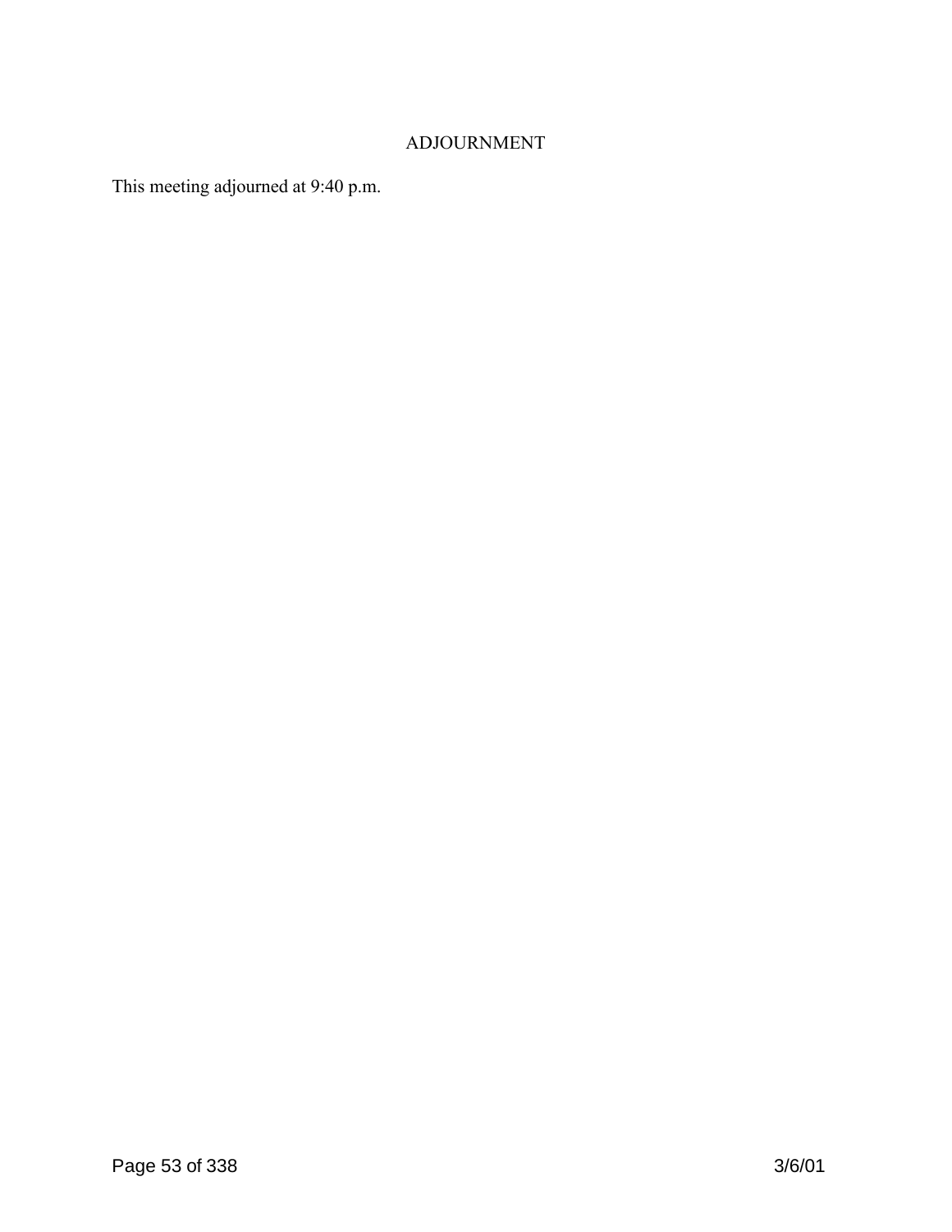## ADJOURNMENT

This meeting adjourned at 9:40 p.m.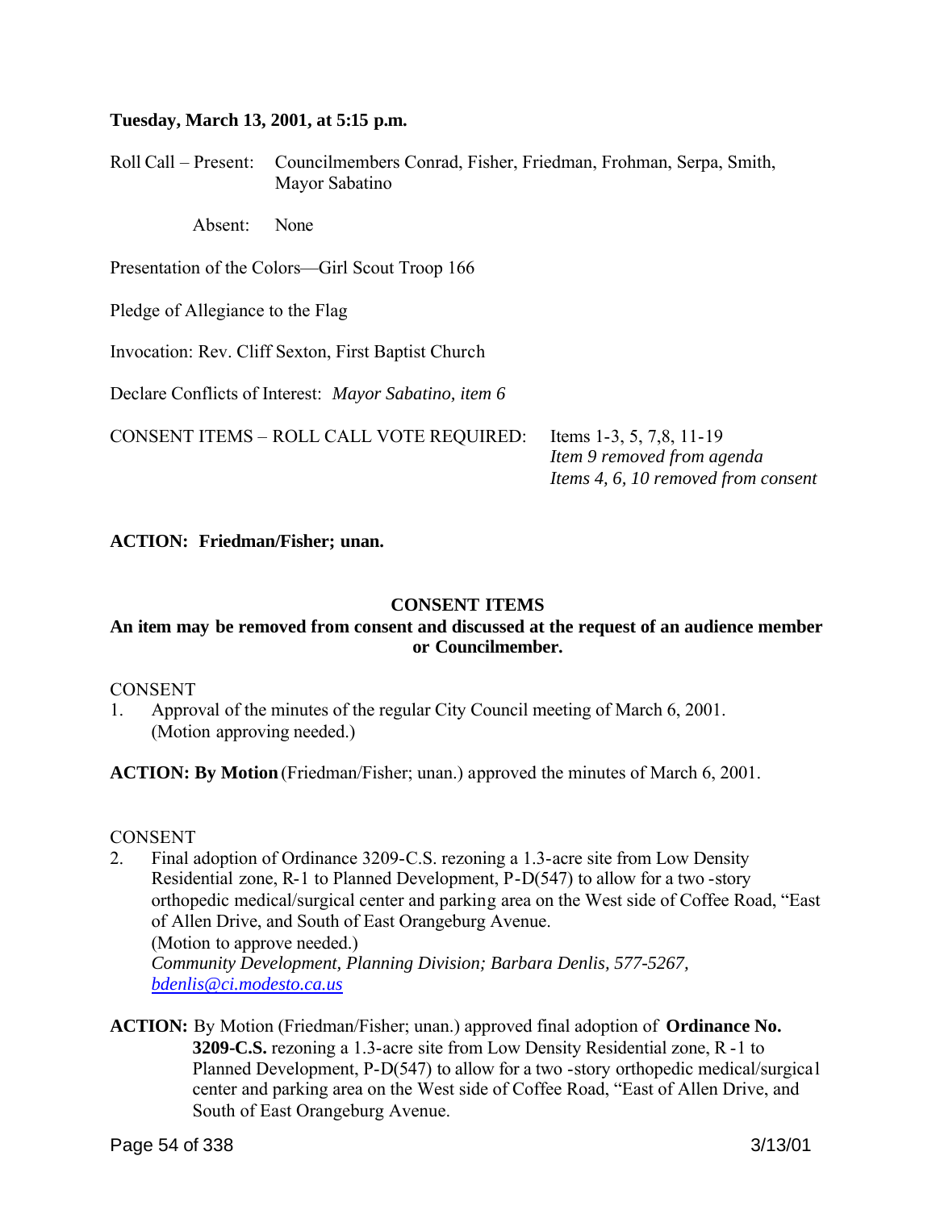**Tuesday, March 13, 2001, at 5:15 p.m.**

Roll Call – Present: Councilmembers Conrad, Fisher, Friedman, Frohman, Serpa, Smith, Mayor Sabatino

Absent: None

Presentation of the Colors—Girl Scout Troop 166

Pledge of Allegiance to the Flag

Invocation: Rev. Cliff Sexton, First Baptist Church

Declare Conflicts of Interest: *Mayor Sabatino, item 6*

CONSENT ITEMS – ROLL CALL VOTE REQUIRED: Items 1-3, 5, 7,8, 11-19
*Item 9 removed from agenda*
*Items 4, 6, 10 removed from consent*

**ACTION: Friedman/Fisher; unan.**

**CONSENT ITEMS**

**An item may be removed from consent and discussed at the request of an audience member or Councilmember.**

CONSENT

1. Approval of the minutes of the regular City Council meeting of March 6, 2001. (Motion approving needed.)

**ACTION: By Motion** (Friedman/Fisher; unan.) approved the minutes of March 6, 2001.

CONSENT

2. Final adoption of Ordinance 3209-C.S. rezoning a 1.3-acre site from Low Density Residential zone, R-1 to Planned Development, P-D(547) to allow for a two -story orthopedic medical/surgical center and parking area on the West side of Coffee Road, "East of Allen Drive, and South of East Orangeburg Avenue.
(Motion to approve needed.)
*Community Development, Planning Division; Barbara Denlis, 577-5267, bdenlis@ci.modesto.ca.us*

**ACTION:** By Motion (Friedman/Fisher; unan.) approved final adoption of **Ordinance No. 3209-C.S.** rezoning a 1.3-acre site from Low Density Residential zone, R -1 to Planned Development, P-D(547) to allow for a two -story orthopedic medical/surgical center and parking area on the West side of Coffee Road, "East of Allen Drive, and South of East Orangeburg Avenue.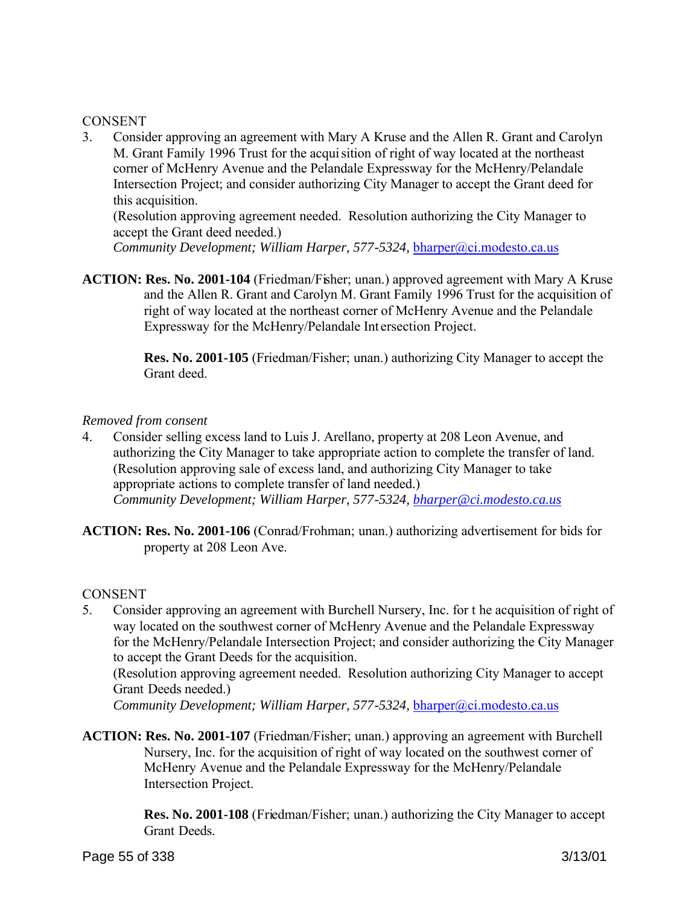CONSENT

3. Consider approving an agreement with Mary A Kruse and the Allen R. Grant and Carolyn M. Grant Family 1996 Trust for the acquisition of right of way located at the northeast corner of McHenry Avenue and the Pelandale Expressway for the McHenry/Pelandale Intersection Project; and consider authorizing City Manager to accept the Grant deed for this acquisition.
(Resolution approving agreement needed. Resolution authorizing the City Manager to accept the Grant deed needed.)
*Community Development; William Harper, 577-5324,* bharper@ci.modesto.ca.us

**ACTION: Res. No. 2001-104** (Friedman/Fisher; unan.) approved agreement with Mary A Kruse and the Allen R. Grant and Carolyn M. Grant Family 1996 Trust for the acquisition of right of way located at the northeast corner of McHenry Avenue and the Pelandale Expressway for the McHenry/Pelandale Intersection Project.

**Res. No. 2001-105** (Friedman/Fisher; unan.) authorizing City Manager to accept the Grant deed.

*Removed from consent*

4. Consider selling excess land to Luis J. Arellano, property at 208 Leon Avenue, and authorizing the City Manager to take appropriate action to complete the transfer of land.
(Resolution approving sale of excess land, and authorizing City Manager to take appropriate actions to complete transfer of land needed.)
*Community Development; William Harper, 577-5324, bharper@ci.modesto.ca.us*

**ACTION: Res. No. 2001-106** (Conrad/Frohman; unan.) authorizing advertisement for bids for property at 208 Leon Ave.

CONSENT

5. Consider approving an agreement with Burchell Nursery, Inc. for the acquisition of right of way located on the southwest corner of McHenry Avenue and the Pelandale Expressway for the McHenry/Pelandale Intersection Project; and consider authorizing the City Manager to accept the Grant Deeds for the acquisition.
(Resolution approving agreement needed. Resolution authorizing City Manager to accept Grant Deeds needed.)
*Community Development; William Harper, 577-5324,* bharper@ci.modesto.ca.us

**ACTION: Res. No. 2001-107** (Friedman/Fisher; unan.) approving an agreement with Burchell Nursery, Inc. for the acquisition of right of way located on the southwest corner of McHenry Avenue and the Pelandale Expressway for the McHenry/Pelandale Intersection Project.

**Res. No. 2001-108** (Friedman/Fisher; unan.) authorizing the City Manager to accept Grant Deeds.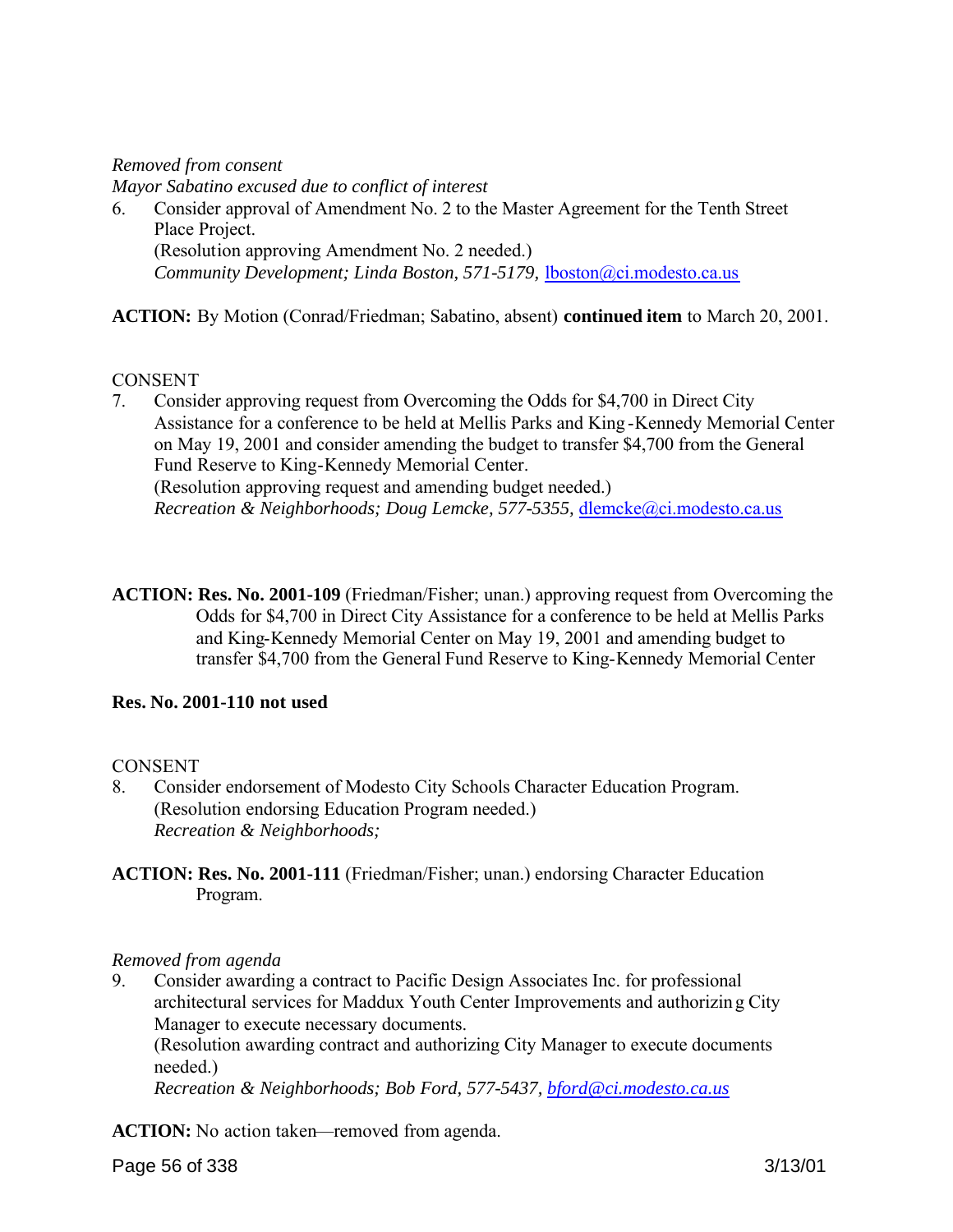*Removed from consent*
*Mayor Sabatino excused due to conflict of interest*

6. Consider approval of Amendment No. 2 to the Master Agreement for the Tenth Street Place Project.
   (Resolution approving Amendment No. 2 needed.)
   *Community Development; Linda Boston, 571-5179,* lboston@ci.modesto.ca.us

**ACTION:** By Motion (Conrad/Friedman; Sabatino, absent) **continued item** to March 20, 2001.

CONSENT

7. Consider approving request from Overcoming the Odds for $4,700 in Direct City Assistance for a conference to be held at Mellis Parks and King-Kennedy Memorial Center on May 19, 2001 and consider amending the budget to transfer $4,700 from the General Fund Reserve to King-Kennedy Memorial Center.
   (Resolution approving request and amending budget needed.)
   *Recreation & Neighborhoods; Doug Lemcke, 577-5355,* dlemcke@ci.modesto.ca.us

**ACTION: Res. No. 2001-109** (Friedman/Fisher; unan.) approving request from Overcoming the Odds for $4,700 in Direct City Assistance for a conference to be held at Mellis Parks and King-Kennedy Memorial Center on May 19, 2001 and amending budget to transfer $4,700 from the General Fund Reserve to King-Kennedy Memorial Center

**Res. No. 2001-110 not used**

CONSENT

8. Consider endorsement of Modesto City Schools Character Education Program.
   (Resolution endorsing Education Program needed.)
   *Recreation & Neighborhoods;*

**ACTION: Res. No. 2001-111** (Friedman/Fisher; unan.) endorsing Character Education Program.

*Removed from agenda*

9. Consider awarding a contract to Pacific Design Associates Inc. for professional architectural services for Maddux Youth Center Improvements and authorizing City Manager to execute necessary documents.
   (Resolution awarding contract and authorizing City Manager to execute documents needed.)
   *Recreation & Neighborhoods; Bob Ford, 577-5437, bford@ci.modesto.ca.us*

**ACTION:** No action taken—removed from agenda.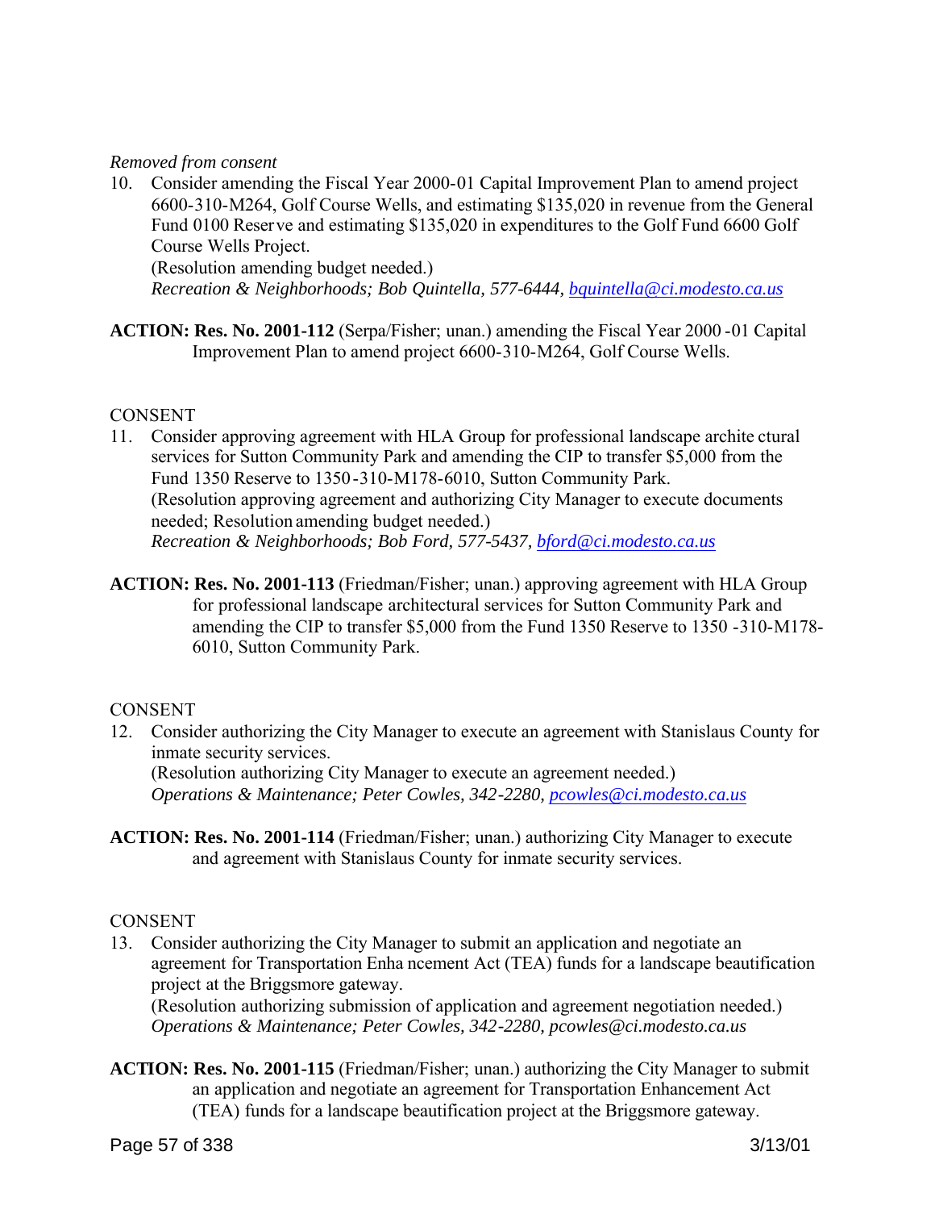*Removed from consent*

10. Consider amending the Fiscal Year 2000-01 Capital Improvement Plan to amend project 6600-310-M264, Golf Course Wells, and estimating $135,020 in revenue from the General Fund 0100 Reserve and estimating $135,020 in expenditures to the Golf Fund 6600 Golf Course Wells Project.
    (Resolution amending budget needed.)
    *Recreation & Neighborhoods; Bob Quintella, 577-6444, bquintella@ci.modesto.ca.us*

**ACTION: Res. No. 2001-112** (Serpa/Fisher; unan.) amending the Fiscal Year 2000-01 Capital Improvement Plan to amend project 6600-310-M264, Golf Course Wells.

CONSENT

11. Consider approving agreement with HLA Group for professional landscape architectural services for Sutton Community Park and amending the CIP to transfer $5,000 from the Fund 1350 Reserve to 1350-310-M178-6010, Sutton Community Park.
    (Resolution approving agreement and authorizing City Manager to execute documents needed; Resolution amending budget needed.)
    *Recreation & Neighborhoods; Bob Ford, 577-5437, bford@ci.modesto.ca.us*

**ACTION: Res. No. 2001-113** (Friedman/Fisher; unan.) approving agreement with HLA Group for professional landscape architectural services for Sutton Community Park and amending the CIP to transfer $5,000 from the Fund 1350 Reserve to 1350-310-M178-6010, Sutton Community Park.

CONSENT

12. Consider authorizing the City Manager to execute an agreement with Stanislaus County for inmate security services.
    (Resolution authorizing City Manager to execute an agreement needed.)
    *Operations & Maintenance; Peter Cowles, 342-2280, pcowles@ci.modesto.ca.us*

**ACTION: Res. No. 2001-114** (Friedman/Fisher; unan.) authorizing City Manager to execute and agreement with Stanislaus County for inmate security services.

CONSENT

13. Consider authorizing the City Manager to submit an application and negotiate an agreement for Transportation Enhancement Act (TEA) funds for a landscape beautification project at the Briggsmore gateway.
    (Resolution authorizing submission of application and agreement negotiation needed.)
    *Operations & Maintenance; Peter Cowles, 342-2280, pcowles@ci.modesto.ca.us*

**ACTION: Res. No. 2001-115** (Friedman/Fisher; unan.) authorizing the City Manager to submit an application and negotiate an agreement for Transportation Enhancement Act (TEA) funds for a landscape beautification project at the Briggsmore gateway.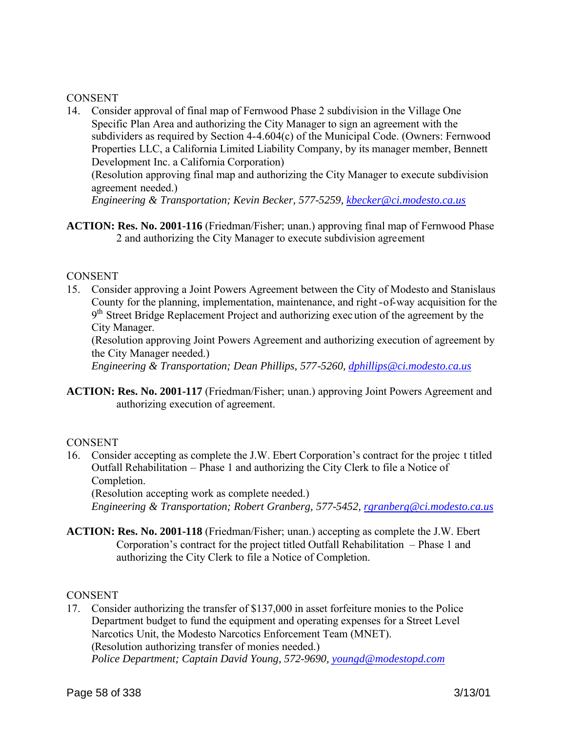CONSENT

14. Consider approval of final map of Fernwood Phase 2 subdivision in the Village One Specific Plan Area and authorizing the City Manager to sign an agreement with the subdividers as required by Section 4-4.604(c) of the Municipal Code. (Owners: Fernwood Properties LLC, a California Limited Liability Company, by its manager member, Bennett Development Inc. a California Corporation)
(Resolution approving final map and authorizing the City Manager to execute subdivision agreement needed.)
*Engineering & Transportation; Kevin Becker, 577-5259, kbecker@ci.modesto.ca.us*

**ACTION: Res. No. 2001-116** (Friedman/Fisher; unan.) approving final map of Fernwood Phase 2 and authorizing the City Manager to execute subdivision agreement

CONSENT

15. Consider approving a Joint Powers Agreement between the City of Modesto and Stanislaus County for the planning, implementation, maintenance, and right-of-way acquisition for the 9th Street Bridge Replacement Project and authorizing execution of the agreement by the City Manager.
(Resolution approving Joint Powers Agreement and authorizing execution of agreement by the City Manager needed.)
*Engineering & Transportation; Dean Phillips, 577-5260, dphillips@ci.modesto.ca.us*

**ACTION: Res. No. 2001-117** (Friedman/Fisher; unan.) approving Joint Powers Agreement and authorizing execution of agreement.

CONSENT

16. Consider accepting as complete the J.W. Ebert Corporation's contract for the project titled Outfall Rehabilitation – Phase 1 and authorizing the City Clerk to file a Notice of Completion.
(Resolution accepting work as complete needed.)
*Engineering & Transportation; Robert Granberg, 577-5452, rgranberg@ci.modesto.ca.us*

**ACTION: Res. No. 2001-118** (Friedman/Fisher; unan.) accepting as complete the J.W. Ebert Corporation's contract for the project titled Outfall Rehabilitation – Phase 1 and authorizing the City Clerk to file a Notice of Completion.

CONSENT

17. Consider authorizing the transfer of $137,000 in asset forfeiture monies to the Police Department budget to fund the equipment and operating expenses for a Street Level Narcotics Unit, the Modesto Narcotics Enforcement Team (MNET).
(Resolution authorizing transfer of monies needed.)
*Police Department; Captain David Young, 572-9690, youngd@modestopd.com*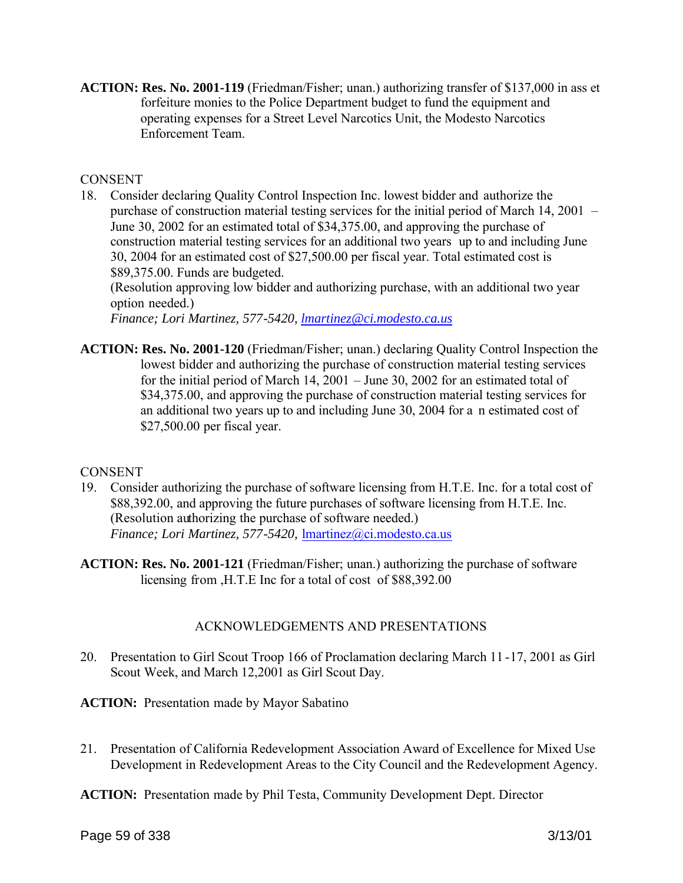**ACTION: Res. No. 2001-119** (Friedman/Fisher; unan.) authorizing transfer of $137,000 in ass et forfeiture monies to the Police Department budget to fund the equipment and operating expenses for a Street Level Narcotics Unit, the Modesto Narcotics Enforcement Team.

CONSENT

18. Consider declaring Quality Control Inspection Inc. lowest bidder and authorize the purchase of construction material testing services for the initial period of March 14, 2001 – June 30, 2002 for an estimated total of $34,375.00, and approving the purchase of construction material testing services for an additional two years up to and including June 30, 2004 for an estimated cost of $27,500.00 per fiscal year. Total estimated cost is $89,375.00. Funds are budgeted.
   (Resolution approving low bidder and authorizing purchase, with an additional two year option needed.)
   *Finance; Lori Martinez, 577-5420, lmartinez@ci.modesto.ca.us*

**ACTION: Res. No. 2001-120** (Friedman/Fisher; unan.) declaring Quality Control Inspection the lowest bidder and authorizing the purchase of construction material testing services for the initial period of March 14, 2001 – June 30, 2002 for an estimated total of $34,375.00, and approving the purchase of construction material testing services for an additional two years up to and including June 30, 2004 for a n estimated cost of $27,500.00 per fiscal year.

CONSENT

19. Consider authorizing the purchase of software licensing from H.T.E. Inc. for a total cost of $88,392.00, and approving the future purchases of software licensing from H.T.E. Inc.
   (Resolution authorizing the purchase of software needed.)
   *Finance; Lori Martinez, 577-5420,* lmartinez@ci.modesto.ca.us

**ACTION: Res. No. 2001-121** (Friedman/Fisher; unan.) authorizing the purchase of software licensing from ,H.T.E Inc for a total of cost of $88,392.00

ACKNOWLEDGEMENTS AND PRESENTATIONS

20. Presentation to Girl Scout Troop 166 of Proclamation declaring March 11-17, 2001 as Girl Scout Week, and March 12,2001 as Girl Scout Day.

**ACTION:** Presentation made by Mayor Sabatino

21. Presentation of California Redevelopment Association Award of Excellence for Mixed Use Development in Redevelopment Areas to the City Council and the Redevelopment Agency.

**ACTION:** Presentation made by Phil Testa, Community Development Dept. Director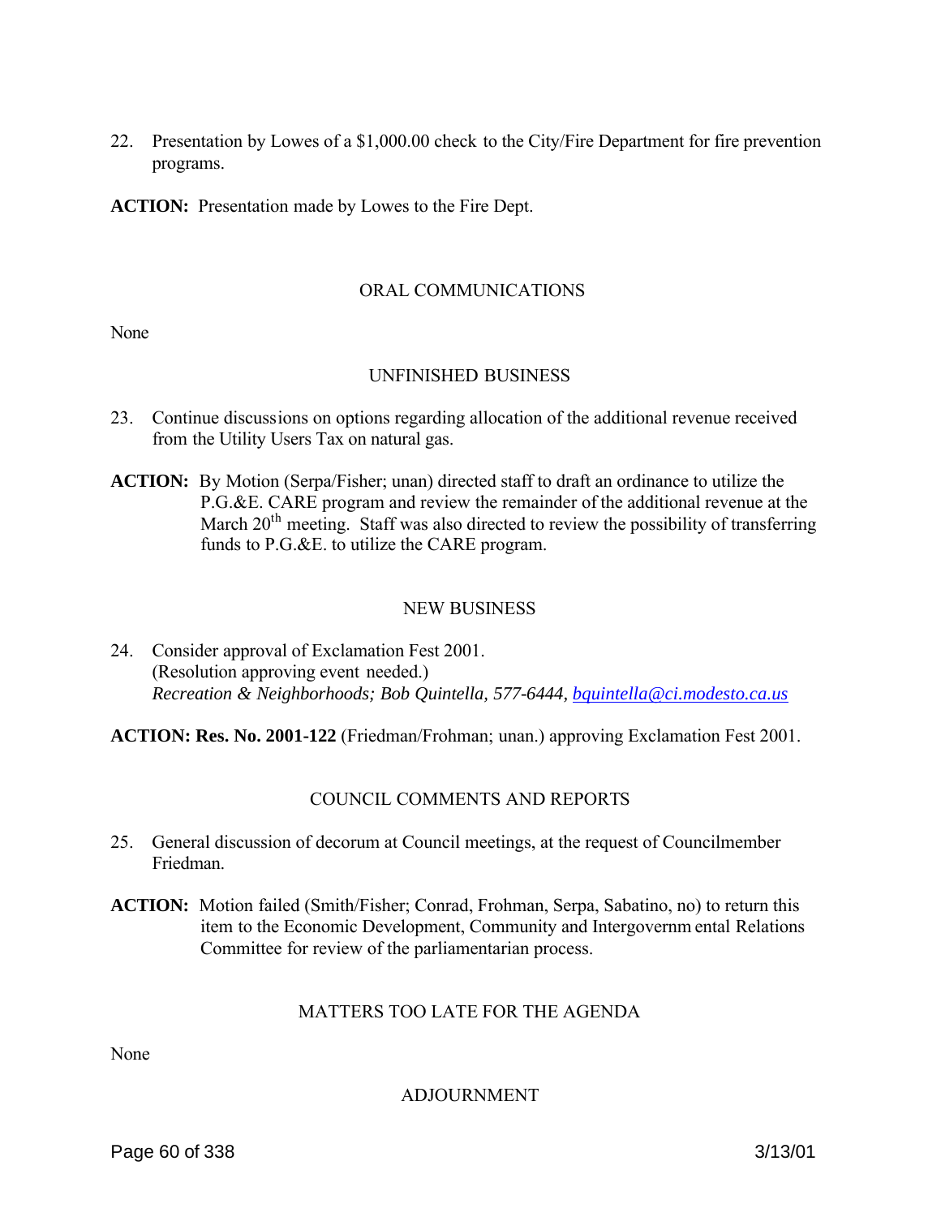22. Presentation by Lowes of a $1,000.00 check to the City/Fire Department for fire prevention programs.

**ACTION:** Presentation made by Lowes to the Fire Dept.

## ORAL COMMUNICATIONS

None

## UNFINISHED BUSINESS

23. Continue discussions on options regarding allocation of the additional revenue received from the Utility Users Tax on natural gas.

**ACTION:** By Motion (Serpa/Fisher; unan) directed staff to draft an ordinance to utilize the P.G.&E. CARE program and review the remainder of the additional revenue at the March 20th meeting. Staff was also directed to review the possibility of transferring funds to P.G.&E. to utilize the CARE program.

## NEW BUSINESS

24. Consider approval of Exclamation Fest 2001.
(Resolution approving event needed.)
*Recreation & Neighborhoods; Bob Quintella, 577-6444, bquintella@ci.modesto.ca.us*

**ACTION: Res. No. 2001-122** (Friedman/Frohman; unan.) approving Exclamation Fest 2001.

## COUNCIL COMMENTS AND REPORTS

25. General discussion of decorum at Council meetings, at the request of Councilmember Friedman.

**ACTION:** Motion failed (Smith/Fisher; Conrad, Frohman, Serpa, Sabatino, no) to return this item to the Economic Development, Community and Intergovernmental Relations Committee for review of the parliamentarian process.

## MATTERS TOO LATE FOR THE AGENDA

None

## ADJOURNMENT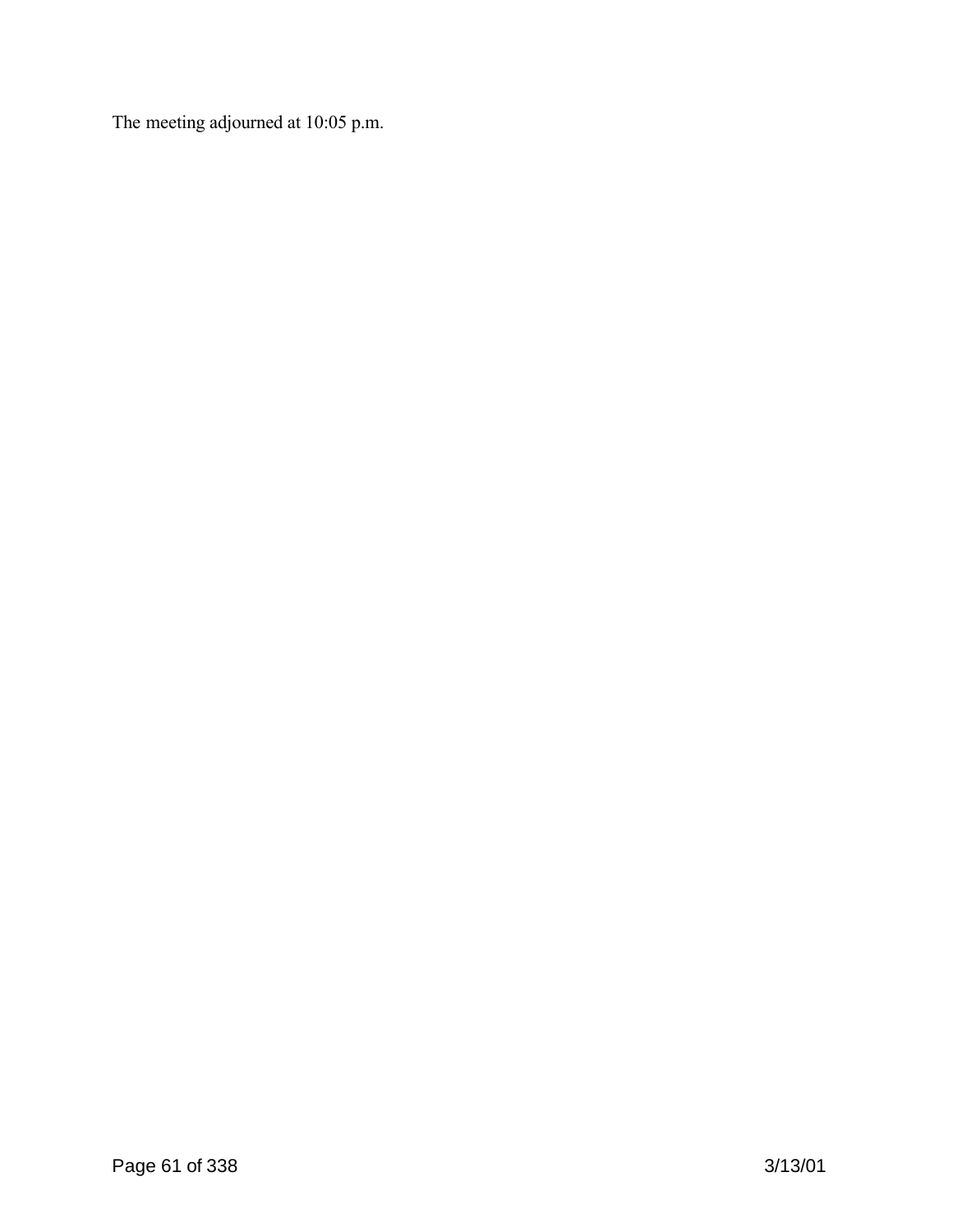The meeting adjourned at 10:05 p.m.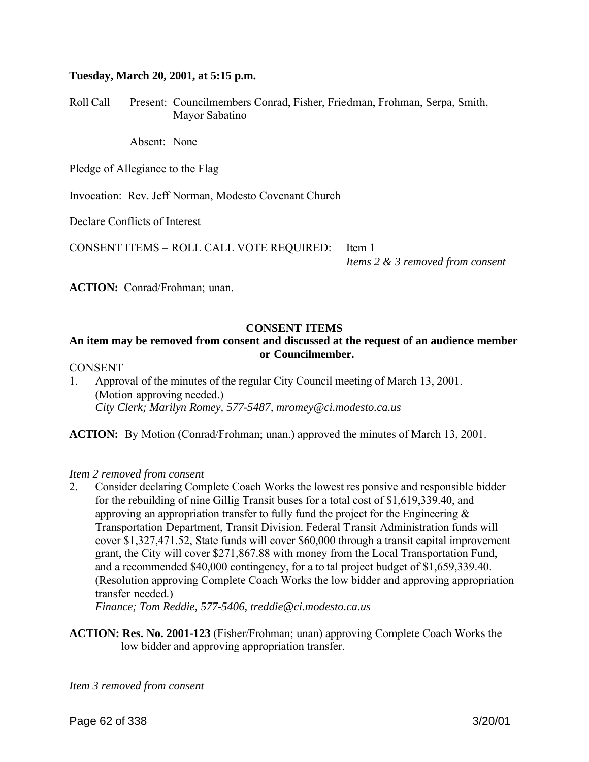**Tuesday, March 20, 2001, at 5:15 p.m.**

Roll Call – Present: Councilmembers Conrad, Fisher, Friedman, Frohman, Serpa, Smith, Mayor Sabatino

Absent: None

Pledge of Allegiance to the Flag

Invocation: Rev. Jeff Norman, Modesto Covenant Church

Declare Conflicts of Interest

CONSENT ITEMS – ROLL CALL VOTE REQUIRED: Item 1
*Items 2 & 3 removed from consent*

**ACTION:** Conrad/Frohman; unan.

**CONSENT ITEMS**

**An item may be removed from consent and discussed at the request of an audience member or Councilmember.**

CONSENT

1. Approval of the minutes of the regular City Council meeting of March 13, 2001. (Motion approving needed.)
*City Clerk; Marilyn Romey, 577-5487, mromey@ci.modesto.ca.us*

**ACTION:** By Motion (Conrad/Frohman; unan.) approved the minutes of March 13, 2001.

*Item 2 removed from consent*

2. Consider declaring Complete Coach Works the lowest responsive and responsible bidder for the rebuilding of nine Gillig Transit buses for a total cost of $1,619,339.40, and approving an appropriation transfer to fully fund the project for the Engineering & Transportation Department, Transit Division. Federal Transit Administration funds will cover $1,327,471.52, State funds will cover $60,000 through a transit capital improvement grant, the City will cover $271,867.88 with money from the Local Transportation Fund, and a recommended $40,000 contingency, for a total project budget of $1,659,339.40. (Resolution approving Complete Coach Works the low bidder and approving appropriation transfer needed.)
*Finance; Tom Reddie, 577-5406, treddie@ci.modesto.ca.us*

**ACTION: Res. No. 2001-123** (Fisher/Frohman; unan) approving Complete Coach Works the low bidder and approving appropriation transfer.

*Item 3 removed from consent*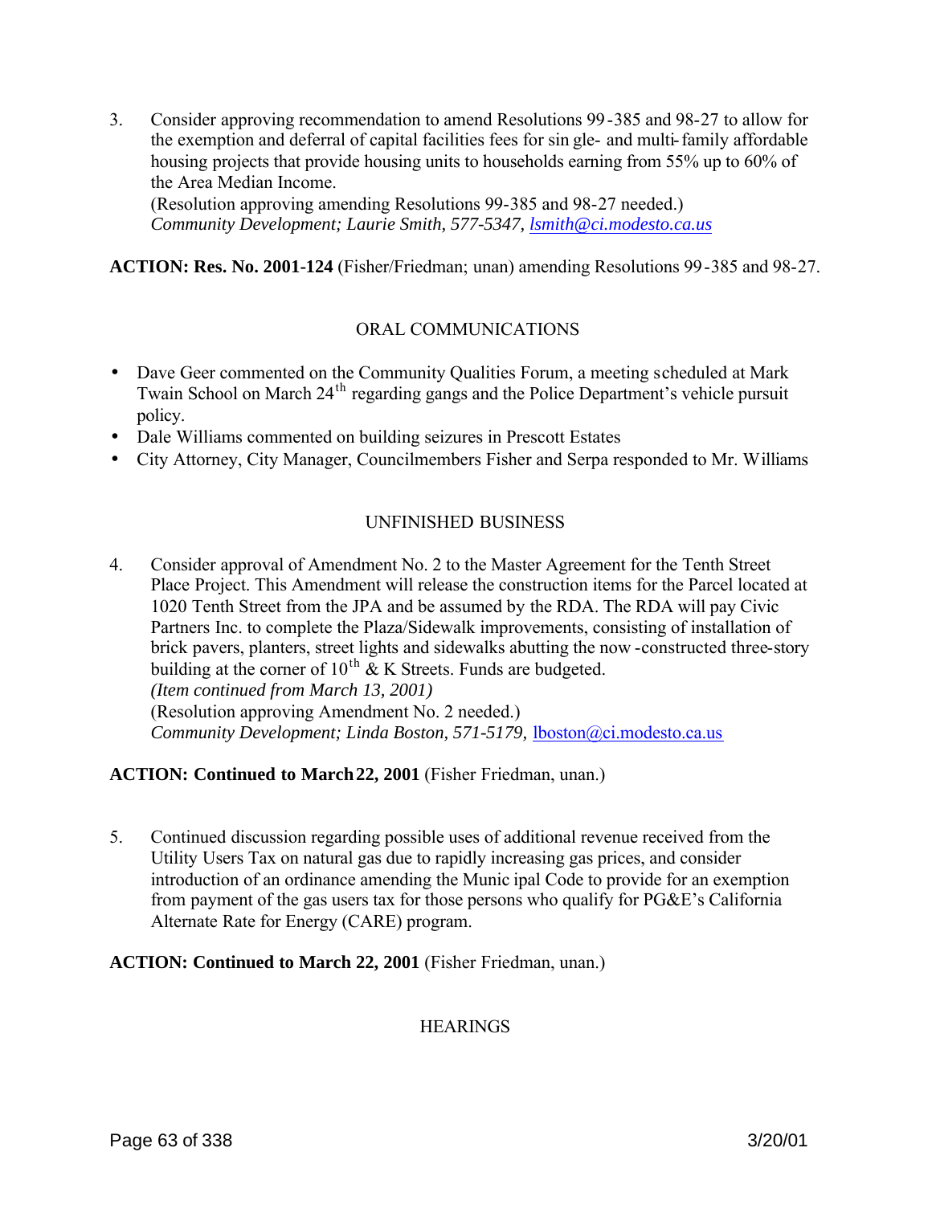3. Consider approving recommendation to amend Resolutions 99-385 and 98-27 to allow for the exemption and deferral of capital facilities fees for single- and multi-family affordable housing projects that provide housing units to households earning from 55% up to 60% of the Area Median Income.
   (Resolution approving amending Resolutions 99-385 and 98-27 needed.)
   *Community Development; Laurie Smith, 577-5347, lsmith@ci.modesto.ca.us*

**ACTION: Res. No. 2001-124** (Fisher/Friedman; unan) amending Resolutions 99-385 and 98-27.

ORAL COMMUNICATIONS

- Dave Geer commented on the Community Qualities Forum, a meeting scheduled at Mark Twain School on March 24th regarding gangs and the Police Department's vehicle pursuit policy.
- Dale Williams commented on building seizures in Prescott Estates
- City Attorney, City Manager, Councilmembers Fisher and Serpa responded to Mr. Williams

UNFINISHED BUSINESS

4. Consider approval of Amendment No. 2 to the Master Agreement for the Tenth Street Place Project. This Amendment will release the construction items for the Parcel located at 1020 Tenth Street from the JPA and be assumed by the RDA. The RDA will pay Civic Partners Inc. to complete the Plaza/Sidewalk improvements, consisting of installation of brick pavers, planters, street lights and sidewalks abutting the now-constructed three-story building at the corner of 10th & K Streets. Funds are budgeted.
   *(Item continued from March 13, 2001)*
   (Resolution approving Amendment No. 2 needed.)
   *Community Development; Linda Boston, 571-5179,* lboston@ci.modesto.ca.us

**ACTION: Continued to March 22, 2001** (Fisher Friedman, unan.)

5. Continued discussion regarding possible uses of additional revenue received from the Utility Users Tax on natural gas due to rapidly increasing gas prices, and consider introduction of an ordinance amending the Municipal Code to provide for an exemption from payment of the gas users tax for those persons who qualify for PG&E's California Alternate Rate for Energy (CARE) program.

**ACTION: Continued to March 22, 2001** (Fisher Friedman, unan.)

HEARINGS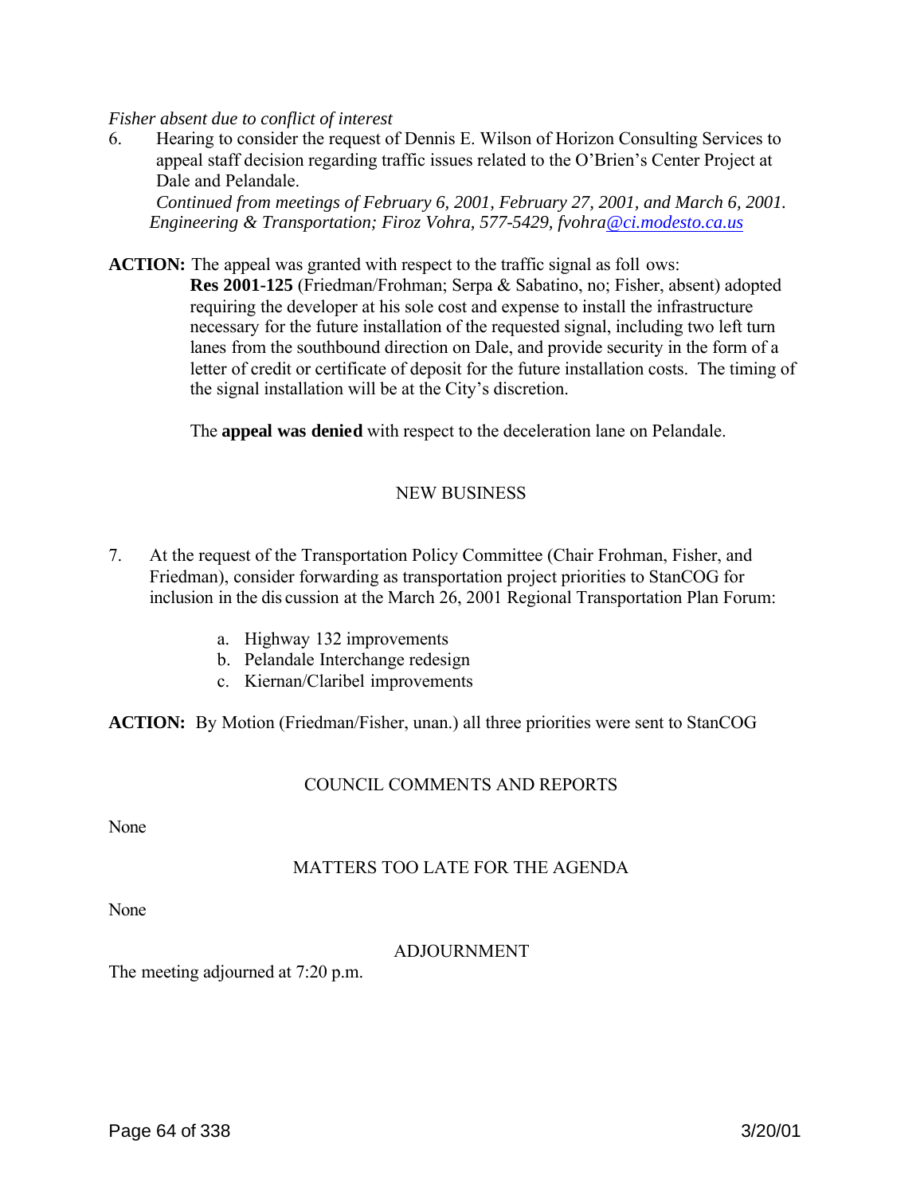*Fisher absent due to conflict of interest*

6. Hearing to consider the request of Dennis E. Wilson of Horizon Consulting Services to appeal staff decision regarding traffic issues related to the O'Brien's Center Project at Dale and Pelandale.
   *Continued from meetings of February 6, 2001, February 27, 2001, and March 6, 2001.*
   *Engineering & Transportation; Firoz Vohra, 577-5429, fvohra@ci.modesto.ca.us*

**ACTION:** The appeal was granted with respect to the traffic signal as foll ows:
**Res 2001-125** (Friedman/Frohman; Serpa & Sabatino, no; Fisher, absent) adopted requiring the developer at his sole cost and expense to install the infrastructure necessary for the future installation of the requested signal, including two left turn lanes from the southbound direction on Dale, and provide security in the form of a letter of credit or certificate of deposit for the future installation costs. The timing of the signal installation will be at the City's discretion.

The **appeal was denied** with respect to the deceleration lane on Pelandale.

## NEW BUSINESS

7. At the request of the Transportation Policy Committee (Chair Frohman, Fisher, and Friedman), consider forwarding as transportation project priorities to StanCOG for inclusion in the dis cussion at the March 26, 2001 Regional Transportation Plan Forum:

   a. Highway 132 improvements
   b. Pelandale Interchange redesign
   c. Kiernan/Claribel improvements

**ACTION:** By Motion (Friedman/Fisher, unan.) all three priorities were sent to StanCOG

## COUNCIL COMMENTS AND REPORTS

None

## MATTERS TOO LATE FOR THE AGENDA

None

## ADJOURNMENT

The meeting adjourned at 7:20 p.m.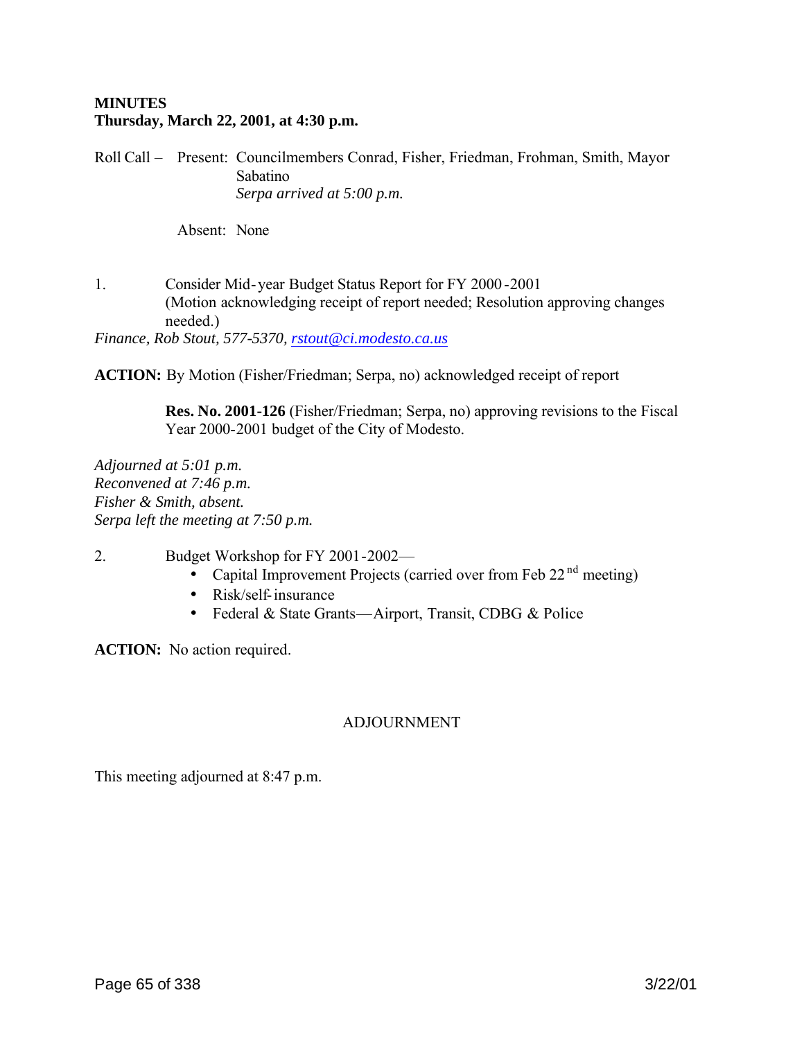**MINUTES**
**Thursday, March 22, 2001, at 4:30 p.m.**

Roll Call – Present: Councilmembers Conrad, Fisher, Friedman, Frohman, Smith, Mayor Sabatino
*Serpa arrived at 5:00 p.m.*

Absent: None

1. Consider Mid-year Budget Status Report for FY 2000-2001
(Motion acknowledging receipt of report needed; Resolution approving changes needed.)

*Finance, Rob Stout, 577-5370, rstout@ci.modesto.ca.us*

**ACTION:** By Motion (Fisher/Friedman; Serpa, no) acknowledged receipt of report

**Res. No. 2001-126** (Fisher/Friedman; Serpa, no) approving revisions to the Fiscal Year 2000-2001 budget of the City of Modesto.

*Adjourned at 5:01 p.m.*
*Reconvened at 7:46 p.m.*
*Fisher & Smith, absent.*
*Serpa left the meeting at 7:50 p.m.*

2. Budget Workshop for FY 2001-2002—
   - Capital Improvement Projects (carried over from Feb 22nd meeting)
   - Risk/self-insurance
   - Federal & State Grants—Airport, Transit, CDBG & Police

**ACTION:** No action required.

ADJOURNMENT

This meeting adjourned at 8:47 p.m.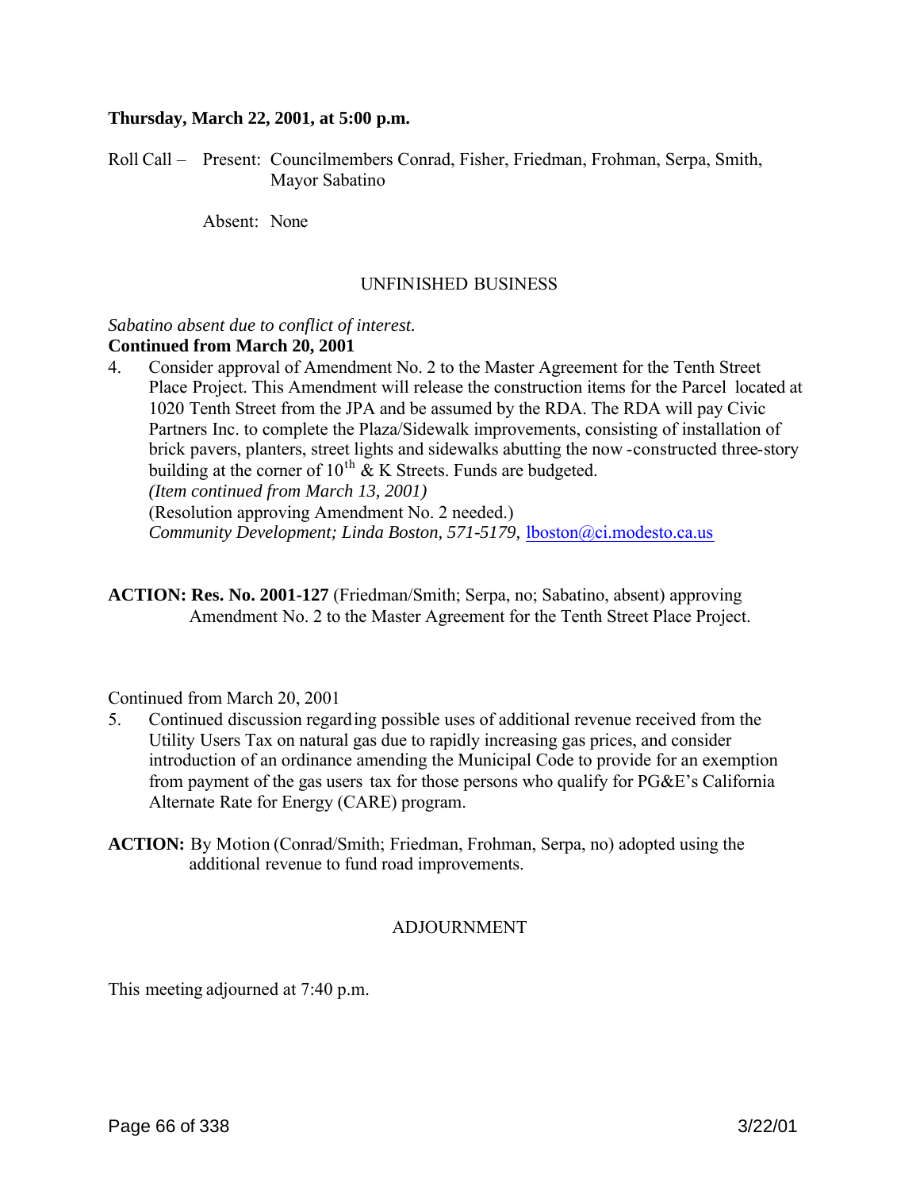**Thursday, March 22, 2001, at 5:00 p.m.**

Roll Call – Present: Councilmembers Conrad, Fisher, Friedman, Frohman, Serpa, Smith, Mayor Sabatino

Absent: None

UNFINISHED BUSINESS

*Sabatino absent due to conflict of interest.*
**Continued from March 20, 2001**

4. Consider approval of Amendment No. 2 to the Master Agreement for the Tenth Street Place Project. This Amendment will release the construction items for the Parcel located at 1020 Tenth Street from the JPA and be assumed by the RDA. The RDA will pay Civic Partners Inc. to complete the Plaza/Sidewalk improvements, consisting of installation of brick pavers, planters, street lights and sidewalks abutting the now-constructed three-story building at the corner of 10th & K Streets. Funds are budgeted.
*(Item continued from March 13, 2001)*
(Resolution approving Amendment No. 2 needed.)
*Community Development; Linda Boston, 571-5179,* lboston@ci.modesto.ca.us

**ACTION: Res. No. 2001-127** (Friedman/Smith; Serpa, no; Sabatino, absent) approving Amendment No. 2 to the Master Agreement for the Tenth Street Place Project.

Continued from March 20, 2001

5. Continued discussion regarding possible uses of additional revenue received from the Utility Users Tax on natural gas due to rapidly increasing gas prices, and consider introduction of an ordinance amending the Municipal Code to provide for an exemption from payment of the gas users tax for those persons who qualify for PG&E's California Alternate Rate for Energy (CARE) program.

**ACTION:** By Motion (Conrad/Smith; Friedman, Frohman, Serpa, no) adopted using the additional revenue to fund road improvements.

ADJOURNMENT

This meeting adjourned at 7:40 p.m.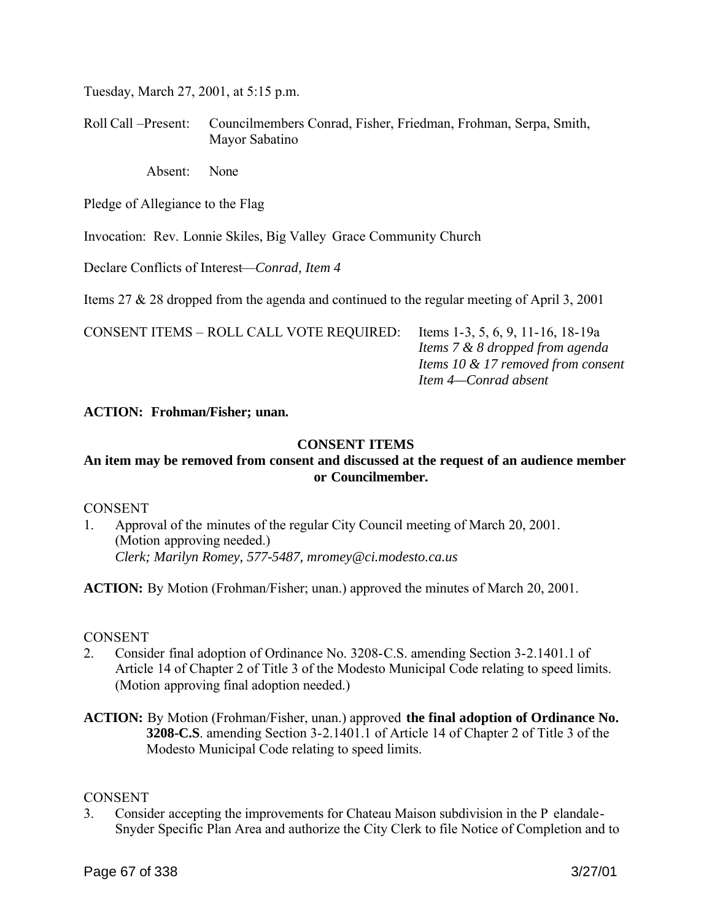Tuesday, March 27, 2001, at 5:15 p.m.

Roll Call –Present: Councilmembers Conrad, Fisher, Friedman, Frohman, Serpa, Smith, Mayor Sabatino

Absent: None

Pledge of Allegiance to the Flag

Invocation: Rev. Lonnie Skiles, Big Valley Grace Community Church

Declare Conflicts of Interest—*Conrad, Item 4*

Items 27 & 28 dropped from the agenda and continued to the regular meeting of April 3, 2001

CONSENT ITEMS – ROLL CALL VOTE REQUIRED: Items 1-3, 5, 6, 9, 11-16, 18-19a
*Items 7 & 8 dropped from agenda*
*Items 10 & 17 removed from consent*
*Item 4—Conrad absent*

**ACTION: Frohman/Fisher; unan.**

**CONSENT ITEMS**

**An item may be removed from consent and discussed at the request of an audience member or Councilmember.**

CONSENT

1. Approval of the minutes of the regular City Council meeting of March 20, 2001. (Motion approving needed.)
   *Clerk; Marilyn Romey, 577-5487, mromey@ci.modesto.ca.us*

**ACTION:** By Motion (Frohman/Fisher; unan.) approved the minutes of March 20, 2001.

CONSENT

2. Consider final adoption of Ordinance No. 3208-C.S. amending Section 3-2.1401.1 of Article 14 of Chapter 2 of Title 3 of the Modesto Municipal Code relating to speed limits. (Motion approving final adoption needed.)

**ACTION:** By Motion (Frohman/Fisher, unan.) approved **the final adoption of Ordinance No. 3208-C.S**. amending Section 3-2.1401.1 of Article 14 of Chapter 2 of Title 3 of the Modesto Municipal Code relating to speed limits.

CONSENT

3. Consider accepting the improvements for Chateau Maison subdivision in the P elandale-Snyder Specific Plan Area and authorize the City Clerk to file Notice of Completion and to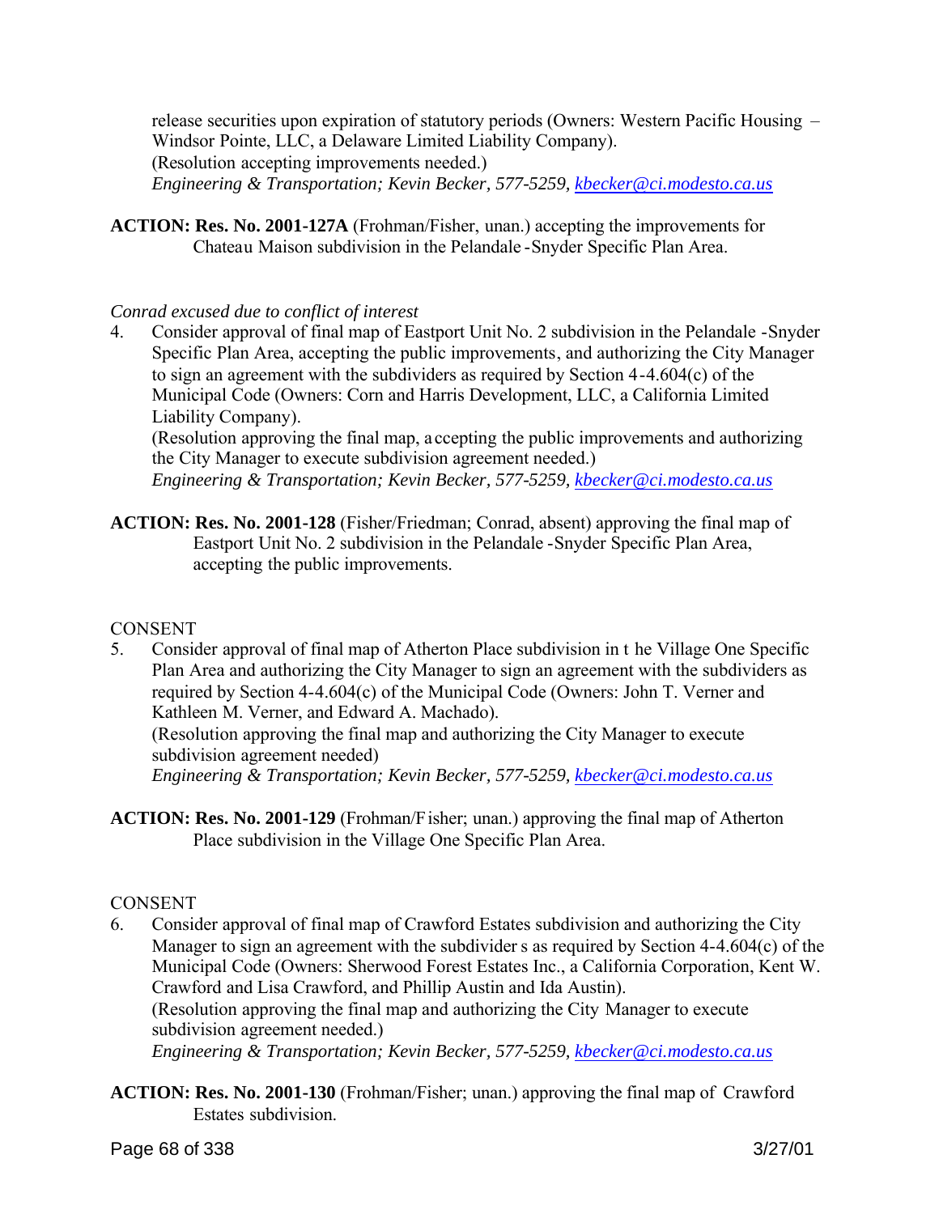release securities upon expiration of statutory periods (Owners: Western Pacific Housing – Windsor Pointe, LLC, a Delaware Limited Liability Company).
(Resolution accepting improvements needed.)
*Engineering & Transportation; Kevin Becker, 577-5259, kbecker@ci.modesto.ca.us*

**ACTION: Res. No. 2001-127A** (Frohman/Fisher, unan.) accepting the improvements for Chateau Maison subdivision in the Pelandale-Snyder Specific Plan Area.

*Conrad excused due to conflict of interest*

4. Consider approval of final map of Eastport Unit No. 2 subdivision in the Pelandale-Snyder Specific Plan Area, accepting the public improvements, and authorizing the City Manager to sign an agreement with the subdividers as required by Section 4-4.604(c) of the Municipal Code (Owners: Corn and Harris Development, LLC, a California Limited Liability Company).
(Resolution approving the final map, accepting the public improvements and authorizing the City Manager to execute subdivision agreement needed.)
*Engineering & Transportation; Kevin Becker, 577-5259, kbecker@ci.modesto.ca.us*

**ACTION: Res. No. 2001-128** (Fisher/Friedman; Conrad, absent) approving the final map of Eastport Unit No. 2 subdivision in the Pelandale-Snyder Specific Plan Area, accepting the public improvements.

CONSENT

5. Consider approval of final map of Atherton Place subdivision in the Village One Specific Plan Area and authorizing the City Manager to sign an agreement with the subdividers as required by Section 4-4.604(c) of the Municipal Code (Owners: John T. Verner and Kathleen M. Verner, and Edward A. Machado).
(Resolution approving the final map and authorizing the City Manager to execute subdivision agreement needed)
*Engineering & Transportation; Kevin Becker, 577-5259, kbecker@ci.modesto.ca.us*

**ACTION: Res. No. 2001-129** (Frohman/Fisher; unan.) approving the final map of Atherton Place subdivision in the Village One Specific Plan Area.

CONSENT

6. Consider approval of final map of Crawford Estates subdivision and authorizing the City Manager to sign an agreement with the subdividers as required by Section 4-4.604(c) of the Municipal Code (Owners: Sherwood Forest Estates Inc., a California Corporation, Kent W. Crawford and Lisa Crawford, and Phillip Austin and Ida Austin).
(Resolution approving the final map and authorizing the City Manager to execute subdivision agreement needed.)
*Engineering & Transportation; Kevin Becker, 577-5259, kbecker@ci.modesto.ca.us*

**ACTION: Res. No. 2001-130** (Frohman/Fisher; unan.) approving the final map of Crawford Estates subdivision.

3/27/01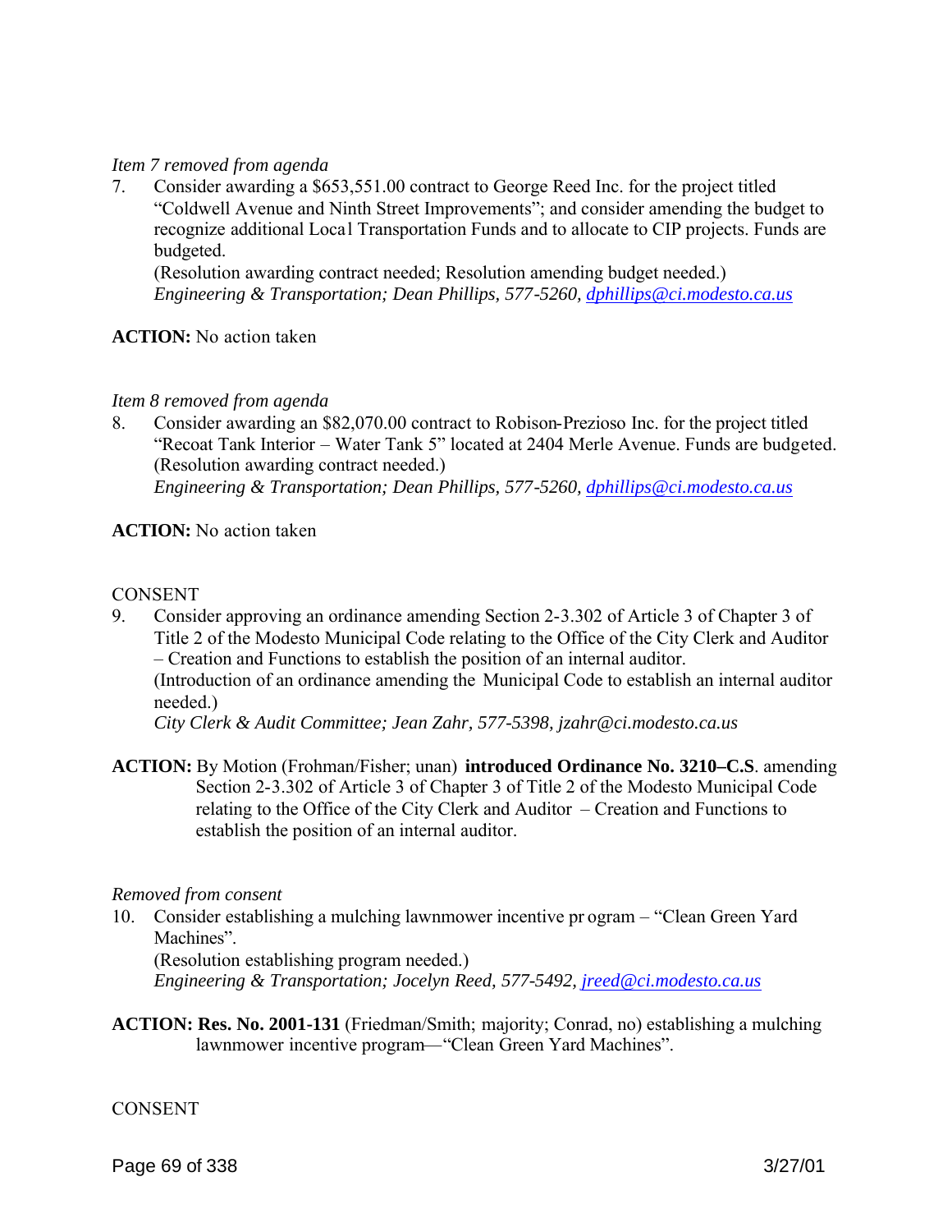*Item 7 removed from agenda*

7. Consider awarding a $653,551.00 contract to George Reed Inc. for the project titled "Coldwell Avenue and Ninth Street Improvements"; and consider amending the budget to recognize additional Local Transportation Funds and to allocate to CIP projects. Funds are budgeted.
   (Resolution awarding contract needed; Resolution amending budget needed.)
   *Engineering & Transportation; Dean Phillips, 577-5260, [dphillips@ci.modesto.ca.us](mailto:dphillips@ci.modesto.ca.us)*

**ACTION:** No action taken

*Item 8 removed from agenda*

8. Consider awarding an $82,070.00 contract to Robison-Prezioso Inc. for the project titled "Recoat Tank Interior – Water Tank 5" located at 2404 Merle Avenue. Funds are budgeted.
   (Resolution awarding contract needed.)
   *Engineering & Transportation; Dean Phillips, 577-5260, [dphillips@ci.modesto.ca.us](mailto:dphillips@ci.modesto.ca.us)*

**ACTION:** No action taken

CONSENT

9. Consider approving an ordinance amending Section 2-3.302 of Article 3 of Chapter 3 of Title 2 of the Modesto Municipal Code relating to the Office of the City Clerk and Auditor – Creation and Functions to establish the position of an internal auditor.
   (Introduction of an ordinance amending the Municipal Code to establish an internal auditor needed.)
   *City Clerk & Audit Committee; Jean Zahr, 577-5398, jzahr@ci.modesto.ca.us*

**ACTION:** By Motion (Frohman/Fisher; unan) **introduced Ordinance No. 3210–C.S**. amending Section 2-3.302 of Article 3 of Chapter 3 of Title 2 of the Modesto Municipal Code relating to the Office of the City Clerk and Auditor – Creation and Functions to establish the position of an internal auditor.

*Removed from consent*

10. Consider establishing a mulching lawnmower incentive program – "Clean Green Yard Machines".
   (Resolution establishing program needed.)
   *Engineering & Transportation; Jocelyn Reed, 577-5492, [jreed@ci.modesto.ca.us](mailto:jreed@ci.modesto.ca.us)*

**ACTION: Res. No. 2001-131** (Friedman/Smith; majority; Conrad, no) establishing a mulching lawnmower incentive program—"Clean Green Yard Machines".

CONSENT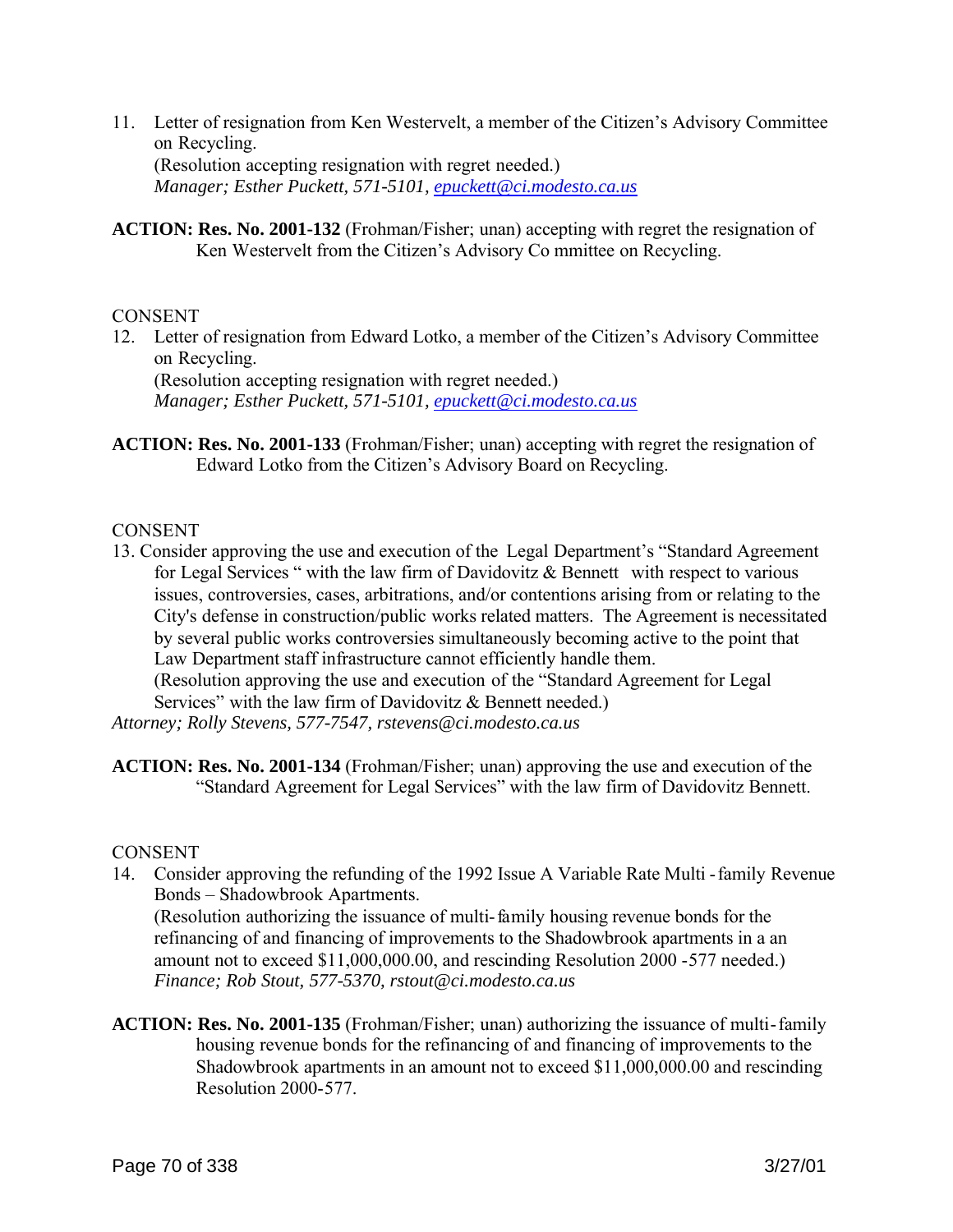11. Letter of resignation from Ken Westervelt, a member of the Citizen's Advisory Committee on Recycling.
    (Resolution accepting resignation with regret needed.)
    *Manager; Esther Puckett, 571-5101, epuckett@ci.modesto.ca.us*

**ACTION: Res. No. 2001-132** (Frohman/Fisher; unan) accepting with regret the resignation of Ken Westervelt from the Citizen's Advisory Co mmittee on Recycling.

CONSENT

12. Letter of resignation from Edward Lotko, a member of the Citizen's Advisory Committee on Recycling.
    (Resolution accepting resignation with regret needed.)
    *Manager; Esther Puckett, 571-5101, epuckett@ci.modesto.ca.us*

**ACTION: Res. No. 2001-133** (Frohman/Fisher; unan) accepting with regret the resignation of Edward Lotko from the Citizen's Advisory Board on Recycling.

CONSENT

13. Consider approving the use and execution of the Legal Department's "Standard Agreement for Legal Services " with the law firm of Davidovitz & Bennett with respect to various issues, controversies, cases, arbitrations, and/or contentions arising from or relating to the City's defense in construction/public works related matters. The Agreement is necessitated by several public works controversies simultaneously becoming active to the point that Law Department staff infrastructure cannot efficiently handle them.
    (Resolution approving the use and execution of the "Standard Agreement for Legal Services" with the law firm of Davidovitz & Bennett needed.)
    *Attorney; Rolly Stevens, 577-7547, rstevens@ci.modesto.ca.us*

**ACTION: Res. No. 2001-134** (Frohman/Fisher; unan) approving the use and execution of the "Standard Agreement for Legal Services" with the law firm of Davidovitz Bennett.

CONSENT

14. Consider approving the refunding of the 1992 Issue A Variable Rate Multi -family Revenue Bonds – Shadowbrook Apartments.
    (Resolution authorizing the issuance of multi-family housing revenue bonds for the refinancing of and financing of improvements to the Shadowbrook apartments in a an amount not to exceed $11,000,000.00, and rescinding Resolution 2000 -577 needed.)
    *Finance; Rob Stout, 577-5370, rstout@ci.modesto.ca.us*

**ACTION: Res. No. 2001-135** (Frohman/Fisher; unan) authorizing the issuance of multi-family housing revenue bonds for the refinancing of and financing of improvements to the Shadowbrook apartments in an amount not to exceed $11,000,000.00 and rescinding Resolution 2000-577.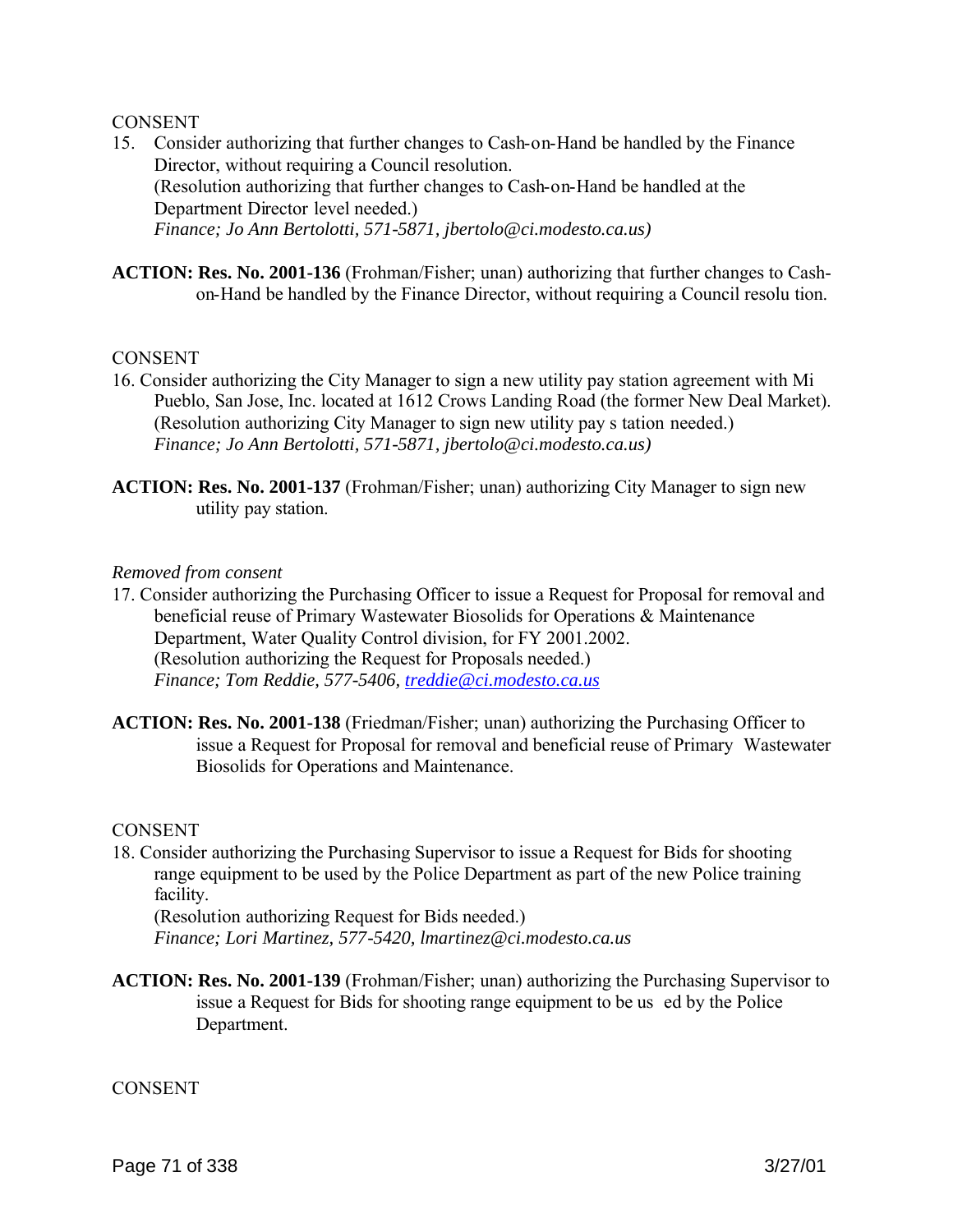CONSENT

15. Consider authorizing that further changes to Cash-on-Hand be handled by the Finance Director, without requiring a Council resolution.
    (Resolution authorizing that further changes to Cash-on-Hand be handled at the Department Director level needed.)
    *Finance; Jo Ann Bertolotti, 571-5871, jbertolo@ci.modesto.ca.us)*

**ACTION: Res. No. 2001-136** (Frohman/Fisher; unan) authorizing that further changes to Cash-on-Hand be handled by the Finance Director, without requiring a Council resolu tion.

CONSENT

16. Consider authorizing the City Manager to sign a new utility pay station agreement with Mi Pueblo, San Jose, Inc. located at 1612 Crows Landing Road (the former New Deal Market).
    (Resolution authorizing City Manager to sign new utility pay s tation needed.)
    *Finance; Jo Ann Bertolotti, 571-5871, jbertolo@ci.modesto.ca.us)*

**ACTION: Res. No. 2001-137** (Frohman/Fisher; unan) authorizing City Manager to sign new utility pay station.

*Removed from consent*

17. Consider authorizing the Purchasing Officer to issue a Request for Proposal for removal and beneficial reuse of Primary Wastewater Biosolids for Operations & Maintenance Department, Water Quality Control division, for FY 2001.2002.
    (Resolution authorizing the Request for Proposals needed.)
    *Finance; Tom Reddie, 577-5406, treddie@ci.modesto.ca.us*

**ACTION: Res. No. 2001-138** (Friedman/Fisher; unan) authorizing the Purchasing Officer to issue a Request for Proposal for removal and beneficial reuse of Primary Wastewater Biosolids for Operations and Maintenance.

CONSENT

18. Consider authorizing the Purchasing Supervisor to issue a Request for Bids for shooting range equipment to be used by the Police Department as part of the new Police training facility.
    (Resolution authorizing Request for Bids needed.)
    *Finance; Lori Martinez, 577-5420, lmartinez@ci.modesto.ca.us*

**ACTION: Res. No. 2001-139** (Frohman/Fisher; unan) authorizing the Purchasing Supervisor to issue a Request for Bids for shooting range equipment to be us ed by the Police Department.

CONSENT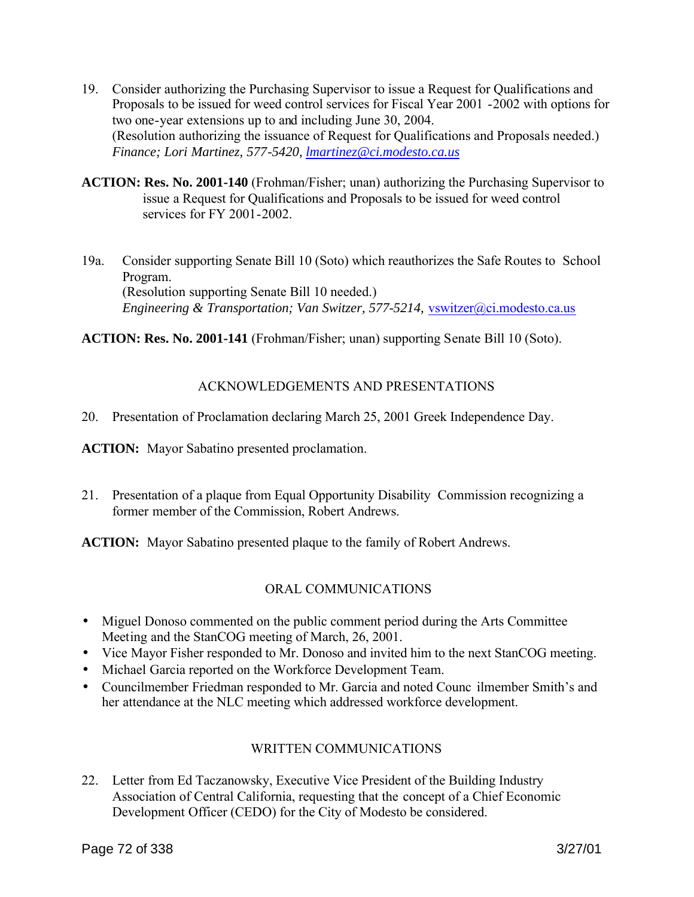19. Consider authorizing the Purchasing Supervisor to issue a Request for Qualifications and Proposals to be issued for weed control services for Fiscal Year 2001 -2002 with options for two one-year extensions up to and including June 30, 2004.
(Resolution authorizing the issuance of Request for Qualifications and Proposals needed.)
*Finance; Lori Martinez, 577-5420, lmartinez@ci.modesto.ca.us*

**ACTION: Res. No. 2001-140** (Frohman/Fisher; unan) authorizing the Purchasing Supervisor to issue a Request for Qualifications and Proposals to be issued for weed control services for FY 2001-2002.

19a. Consider supporting Senate Bill 10 (Soto) which reauthorizes the Safe Routes to School Program.
(Resolution supporting Senate Bill 10 needed.)
*Engineering & Transportation; Van Switzer, 577-5214,* vswitzer@ci.modesto.ca.us

**ACTION: Res. No. 2001-141** (Frohman/Fisher; unan) supporting Senate Bill 10 (Soto).

## ACKNOWLEDGEMENTS AND PRESENTATIONS

20. Presentation of Proclamation declaring March 25, 2001 Greek Independence Day.

**ACTION:** Mayor Sabatino presented proclamation.

21. Presentation of a plaque from Equal Opportunity Disability Commission recognizing a former member of the Commission, Robert Andrews.

**ACTION:** Mayor Sabatino presented plaque to the family of Robert Andrews.

## ORAL COMMUNICATIONS

- Miguel Donoso commented on the public comment period during the Arts Committee Meeting and the StanCOG meeting of March, 26, 2001.
- Vice Mayor Fisher responded to Mr. Donoso and invited him to the next StanCOG meeting.
- Michael Garcia reported on the Workforce Development Team.
- Councilmember Friedman responded to Mr. Garcia and noted Councilmember Smith's and her attendance at the NLC meeting which addressed workforce development.

## WRITTEN COMMUNICATIONS

22. Letter from Ed Taczanowsky, Executive Vice President of the Building Industry Association of Central California, requesting that the concept of a Chief Economic Development Officer (CEDO) for the City of Modesto be considered.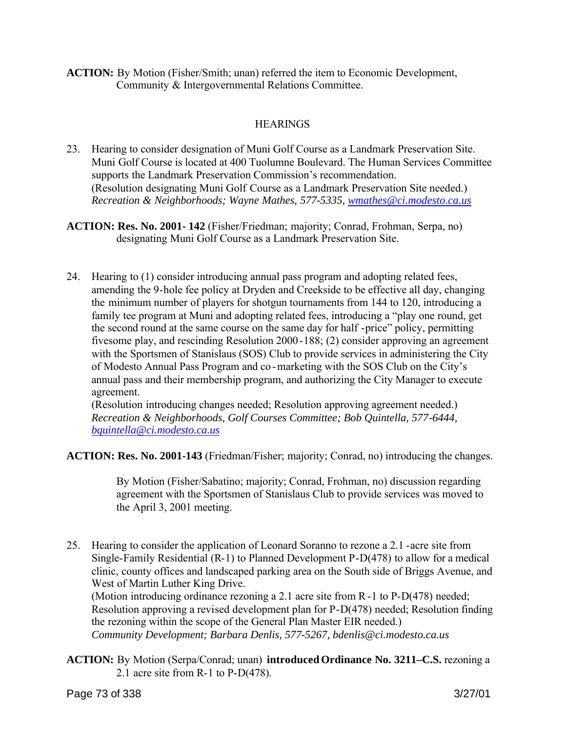**ACTION:** By Motion (Fisher/Smith; unan) referred the item to Economic Development, Community & Intergovernmental Relations Committee.

HEARINGS

23. Hearing to consider designation of Muni Golf Course as a Landmark Preservation Site. Muni Golf Course is located at 400 Tuolumne Boulevard. The Human Services Committee supports the Landmark Preservation Commission's recommendation.
(Resolution designating Muni Golf Course as a Landmark Preservation Site needed.)
*Recreation & Neighborhoods; Wayne Mathes, 577-5335, wmathes@ci.modesto.ca.us*

**ACTION: Res. No. 2001- 142** (Fisher/Friedman; majority; Conrad, Frohman, Serpa, no) designating Muni Golf Course as a Landmark Preservation Site.

24. Hearing to (1) consider introducing annual pass program and adopting related fees, amending the 9-hole fee policy at Dryden and Creekside to be effective all day, changing the minimum number of players for shotgun tournaments from 144 to 120, introducing a family tee program at Muni and adopting related fees, introducing a "play one round, get the second round at the same course on the same day for half -price" policy, permitting fivesome play, and rescinding Resolution 2000-188; (2) consider approving an agreement with the Sportsmen of Stanislaus (SOS) Club to provide services in administering the City of Modesto Annual Pass Program and co-marketing with the SOS Club on the City's annual pass and their membership program, and authorizing the City Manager to execute agreement.
(Resolution introducing changes needed; Resolution approving agreement needed.)
*Recreation & Neighborhoods, Golf Courses Committee; Bob Quintella, 577-6444, bquintella@ci.modesto.ca.us*

**ACTION: Res. No. 2001-143** (Friedman/Fisher; majority; Conrad, no) introducing the changes.

By Motion (Fisher/Sabatino; majority; Conrad, Frohman, no) discussion regarding agreement with the Sportsmen of Stanislaus Club to provide services was moved to the April 3, 2001 meeting.

25. Hearing to consider the application of Leonard Soranno to rezone a 2.1 -acre site from Single-Family Residential (R-1) to Planned Development P-D(478) to allow for a medical clinic, county offices and landscaped parking area on the South side of Briggs Avenue, and West of Martin Luther King Drive.
(Motion introducing ordinance rezoning a 2.1 acre site from R-1 to P-D(478) needed; Resolution approving a revised development plan for P-D(478) needed; Resolution finding the rezoning within the scope of the General Plan Master EIR needed.)
*Community Development; Barbara Denlis, 577-5267, bdenlis@ci.modesto.ca.us*

**ACTION:** By Motion (Serpa/Conrad; unan) **introduced Ordinance No. 3211–C.S.** rezoning a 2.1 acre site from R-1 to P-D(478).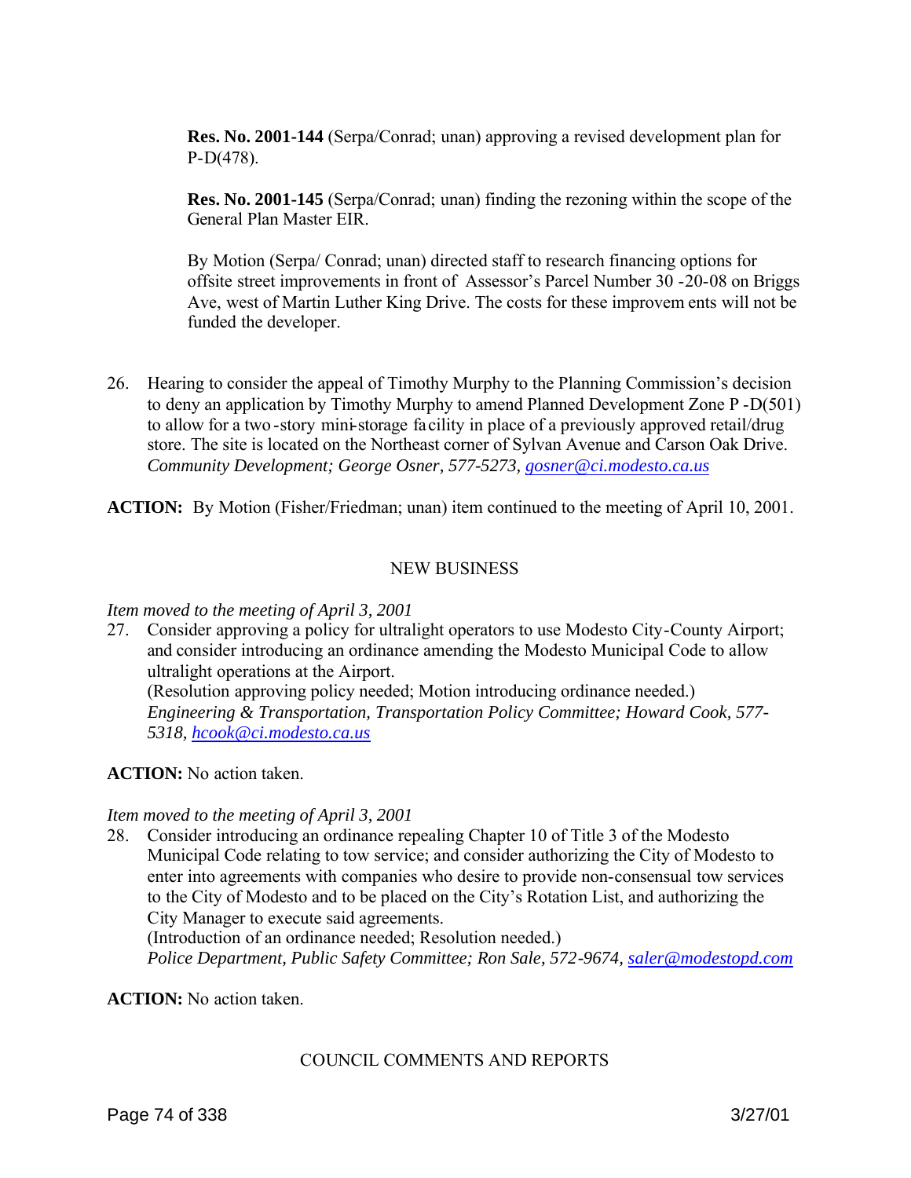**Res. No. 2001-144** (Serpa/Conrad; unan) approving a revised development plan for P-D(478).

**Res. No. 2001-145** (Serpa/Conrad; unan) finding the rezoning within the scope of the General Plan Master EIR.

By Motion (Serpa/ Conrad; unan) directed staff to research financing options for offsite street improvements in front of Assessor's Parcel Number 30 -20-08 on Briggs Ave, west of Martin Luther King Drive. The costs for these improvem ents will not be funded the developer.

26. Hearing to consider the appeal of Timothy Murphy to the Planning Commission's decision to deny an application by Timothy Murphy to amend Planned Development Zone P -D(501) to allow for a two -story mini-storage fa cility in place of a previously approved retail/drug store. The site is located on the Northeast corner of Sylvan Avenue and Carson Oak Drive. *Community Development; George Osner, 577-5273, gosner@ci.modesto.ca.us*

**ACTION:** By Motion (Fisher/Friedman; unan) item continued to the meeting of April 10, 2001.

NEW BUSINESS

*Item moved to the meeting of April 3, 2001*

27. Consider approving a policy for ultralight operators to use Modesto City-County Airport; and consider introducing an ordinance amending the Modesto Municipal Code to allow ultralight operations at the Airport.
(Resolution approving policy needed; Motion introducing ordinance needed.)
*Engineering & Transportation, Transportation Policy Committee; Howard Cook, 577-5318, hcook@ci.modesto.ca.us*

**ACTION:** No action taken.

*Item moved to the meeting of April 3, 2001*

28. Consider introducing an ordinance repealing Chapter 10 of Title 3 of the Modesto Municipal Code relating to tow service; and consider authorizing the City of Modesto to enter into agreements with companies who desire to provide non-consensual tow services to the City of Modesto and to be placed on the City's Rotation List, and authorizing the City Manager to execute said agreements.
(Introduction of an ordinance needed; Resolution needed.)
*Police Department, Public Safety Committee; Ron Sale, 572-9674, saler@modestopd.com*

**ACTION:** No action taken.

COUNCIL COMMENTS AND REPORTS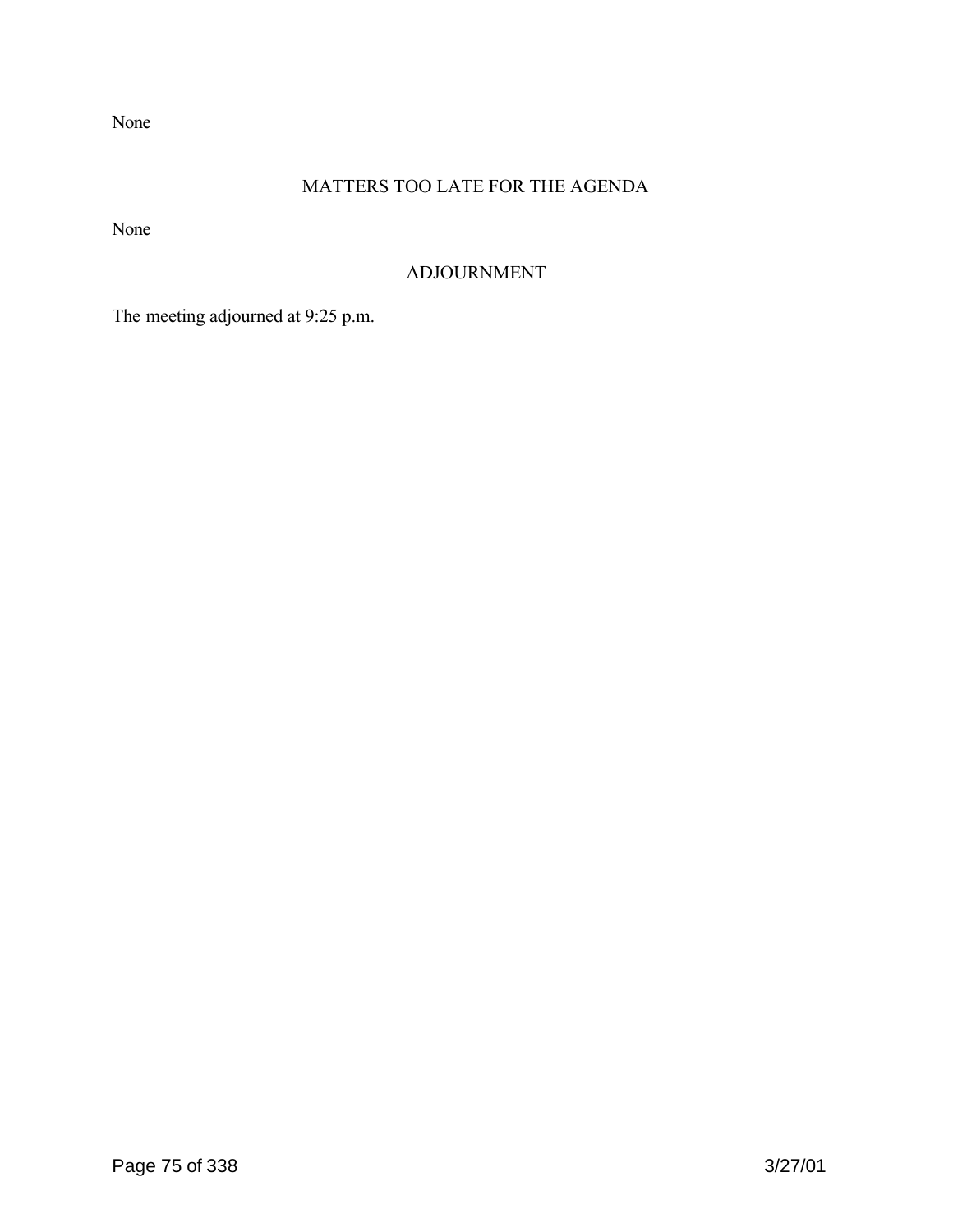None

## MATTERS TOO LATE FOR THE AGENDA

None

## ADJOURNMENT

The meeting adjourned at 9:25 p.m.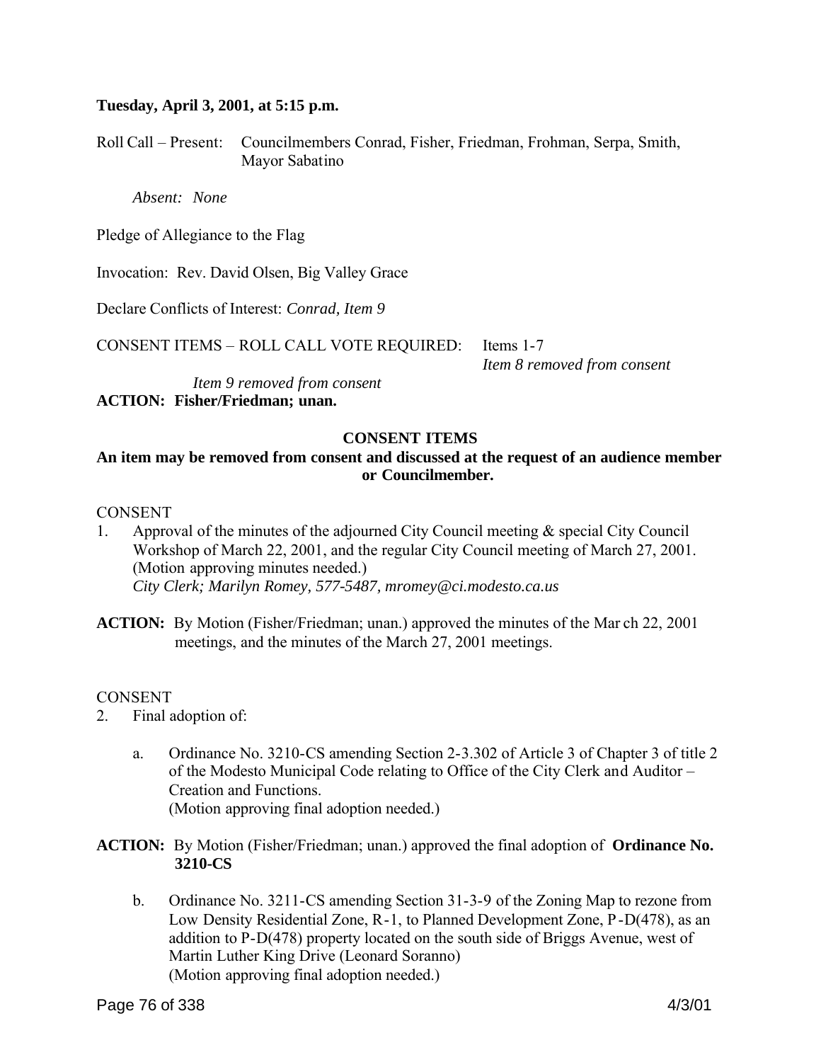**Tuesday, April 3, 2001, at 5:15 p.m.**

Roll Call – Present: Councilmembers Conrad, Fisher, Friedman, Frohman, Serpa, Smith, Mayor Sabatino

*Absent: None*

Pledge of Allegiance to the Flag

Invocation: Rev. David Olsen, Big Valley Grace

Declare Conflicts of Interest: *Conrad, Item 9*

CONSENT ITEMS – ROLL CALL VOTE REQUIRED: Items 1-7
*Item 8 removed from consent*
*Item 9 removed from consent*

**ACTION: Fisher/Friedman; unan.**

**CONSENT ITEMS**

**An item may be removed from consent and discussed at the request of an audience member or Councilmember.**

CONSENT

1. Approval of the minutes of the adjourned City Council meeting & special City Council Workshop of March 22, 2001, and the regular City Council meeting of March 27, 2001. (Motion approving minutes needed.)
   *City Clerk; Marilyn Romey, 577-5487, mromey@ci.modesto.ca.us*

**ACTION:** By Motion (Fisher/Friedman; unan.) approved the minutes of the Mar ch 22, 2001 meetings, and the minutes of the March 27, 2001 meetings.

CONSENT

2. Final adoption of:

   a. Ordinance No. 3210-CS amending Section 2-3.302 of Article 3 of Chapter 3 of title 2 of the Modesto Municipal Code relating to Office of the City Clerk and Auditor – Creation and Functions.
   (Motion approving final adoption needed.)

**ACTION:** By Motion (Fisher/Friedman; unan.) approved the final adoption of **Ordinance No. 3210-CS**

   b. Ordinance No. 3211-CS amending Section 31-3-9 of the Zoning Map to rezone from Low Density Residential Zone, R-1, to Planned Development Zone, P-D(478), as an addition to P-D(478) property located on the south side of Briggs Avenue, west of Martin Luther King Drive (Leonard Soranno)
   (Motion approving final adoption needed.)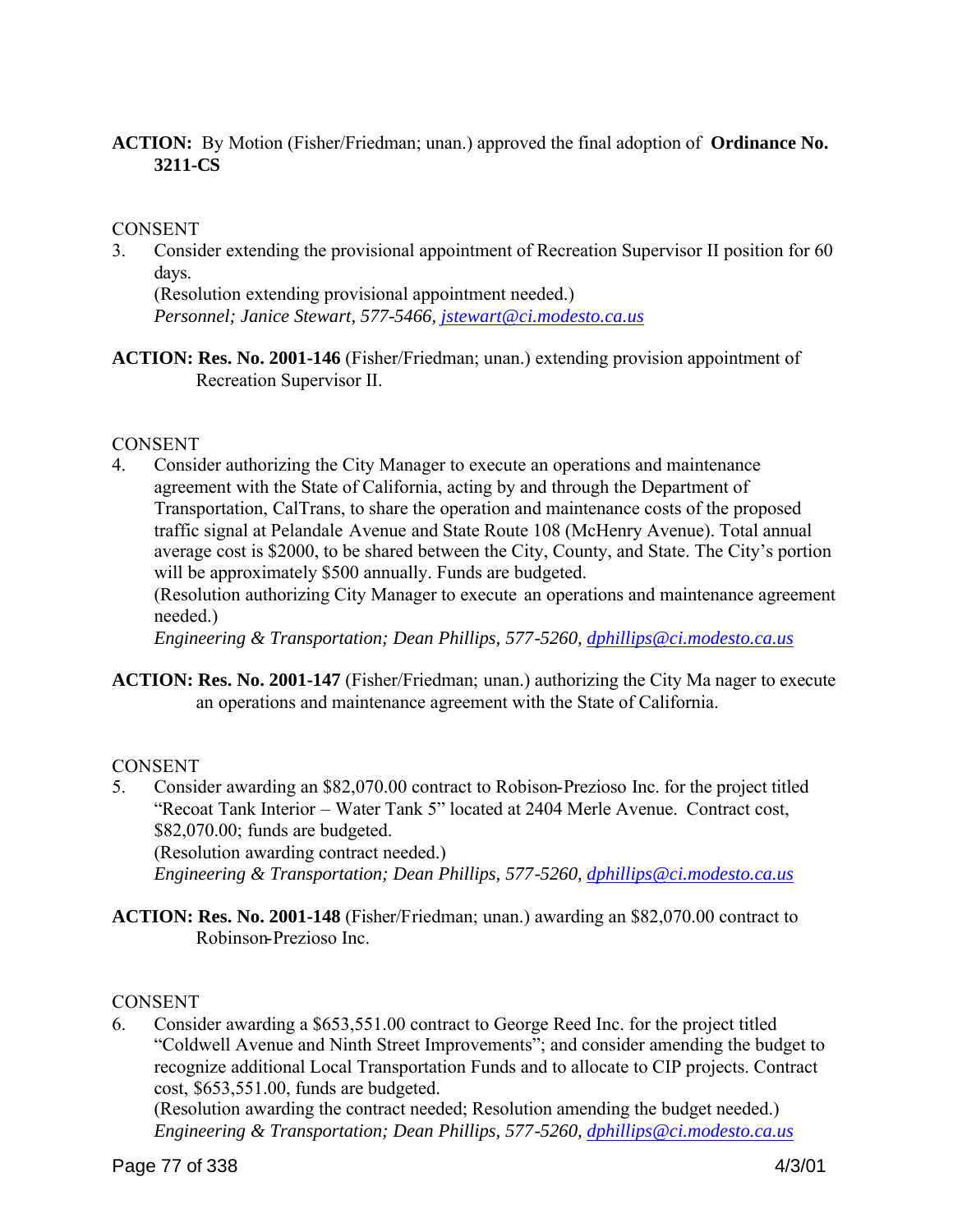**ACTION:** By Motion (Fisher/Friedman; unan.) approved the final adoption of **Ordinance No. 3211-CS**

CONSENT

3. Consider extending the provisional appointment of Recreation Supervisor II position for 60 days.
   (Resolution extending provisional appointment needed.)
   *Personnel; Janice Stewart, 577-5466, jstewart@ci.modesto.ca.us*

**ACTION: Res. No. 2001-146** (Fisher/Friedman; unan.) extending provision appointment of Recreation Supervisor II.

CONSENT

4. Consider authorizing the City Manager to execute an operations and maintenance agreement with the State of California, acting by and through the Department of Transportation, CalTrans, to share the operation and maintenance costs of the proposed traffic signal at Pelandale Avenue and State Route 108 (McHenry Avenue). Total annual average cost is $2000, to be shared between the City, County, and State. The City's portion will be approximately $500 annually. Funds are budgeted.
   (Resolution authorizing City Manager to execute an operations and maintenance agreement needed.)
   *Engineering & Transportation; Dean Phillips, 577-5260, dphillips@ci.modesto.ca.us*

**ACTION: Res. No. 2001-147** (Fisher/Friedman; unan.) authorizing the City Ma nager to execute an operations and maintenance agreement with the State of California.

CONSENT

5. Consider awarding an $82,070.00 contract to Robison-Prezioso Inc. for the project titled "Recoat Tank Interior – Water Tank 5" located at 2404 Merle Avenue. Contract cost, $82,070.00; funds are budgeted.
   (Resolution awarding contract needed.)
   *Engineering & Transportation; Dean Phillips, 577-5260, dphillips@ci.modesto.ca.us*

**ACTION: Res. No. 2001-148** (Fisher/Friedman; unan.) awarding an $82,070.00 contract to Robinson-Prezioso Inc.

CONSENT

6. Consider awarding a $653,551.00 contract to George Reed Inc. for the project titled "Coldwell Avenue and Ninth Street Improvements"; and consider amending the budget to recognize additional Local Transportation Funds and to allocate to CIP projects. Contract cost, $653,551.00, funds are budgeted.
   (Resolution awarding the contract needed; Resolution amending the budget needed.)
   *Engineering & Transportation; Dean Phillips, 577-5260, dphillips@ci.modesto.ca.us*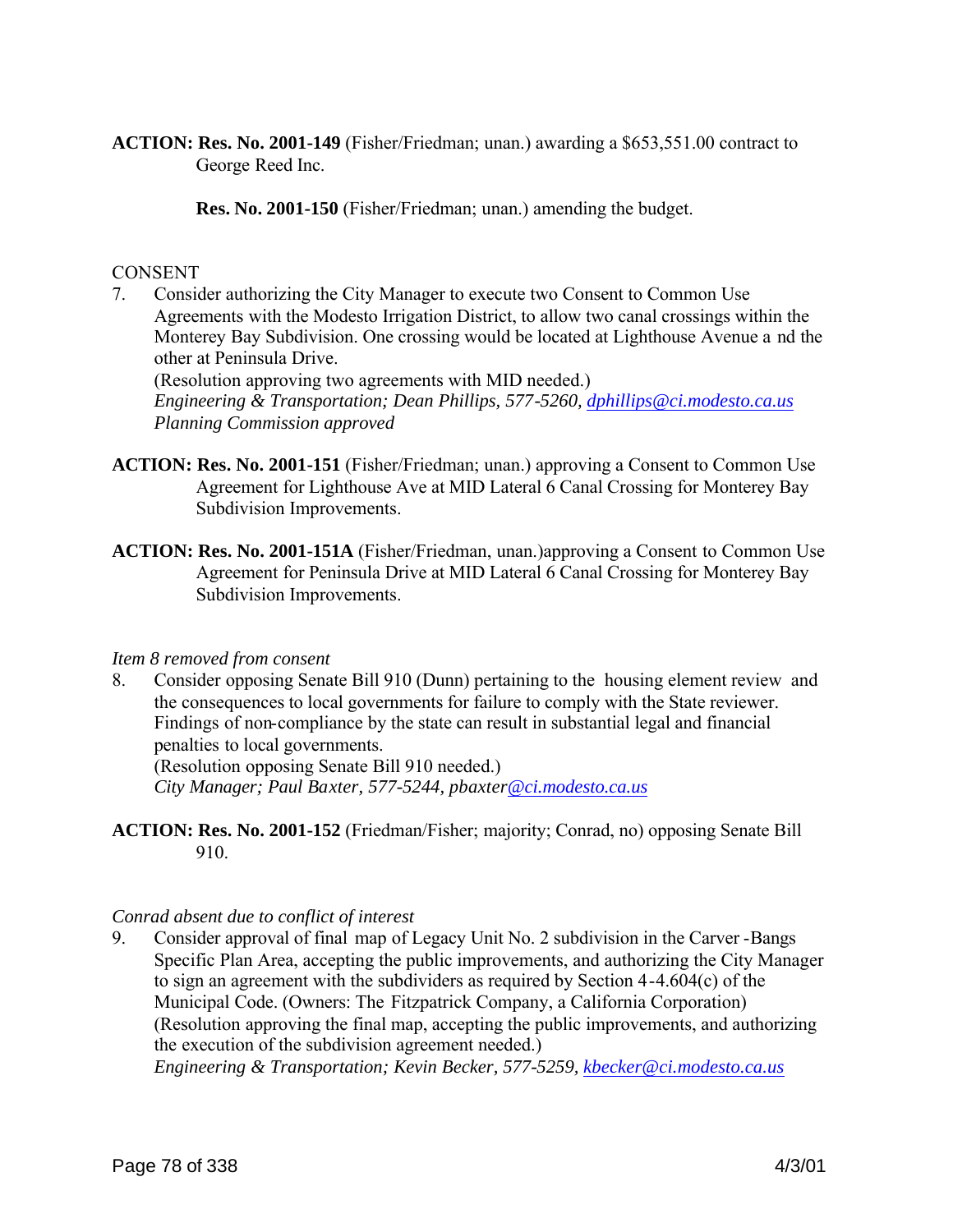**ACTION: Res. No. 2001-149** (Fisher/Friedman; unan.) awarding a $653,551.00 contract to George Reed Inc.

**Res. No. 2001-150** (Fisher/Friedman; unan.) amending the budget.

CONSENT

7. Consider authorizing the City Manager to execute two Consent to Common Use Agreements with the Modesto Irrigation District, to allow two canal crossings within the Monterey Bay Subdivision. One crossing would be located at Lighthouse Avenue a nd the other at Peninsula Drive.
   (Resolution approving two agreements with MID needed.)
   *Engineering & Transportation; Dean Phillips, 577-5260, dphillips@ci.modesto.ca.us*
   *Planning Commission approved*

**ACTION: Res. No. 2001-151** (Fisher/Friedman; unan.) approving a Consent to Common Use Agreement for Lighthouse Ave at MID Lateral 6 Canal Crossing for Monterey Bay Subdivision Improvements.

**ACTION: Res. No. 2001-151A** (Fisher/Friedman, unan.)approving a Consent to Common Use Agreement for Peninsula Drive at MID Lateral 6 Canal Crossing for Monterey Bay Subdivision Improvements.

*Item 8 removed from consent*

8. Consider opposing Senate Bill 910 (Dunn) pertaining to the housing element review and the consequences to local governments for failure to comply with the State reviewer. Findings of non-compliance by the state can result in substantial legal and financial penalties to local governments.
   (Resolution opposing Senate Bill 910 needed.)
   *City Manager; Paul Baxter, 577-5244, pbaxter@ci.modesto.ca.us*

**ACTION: Res. No. 2001-152** (Friedman/Fisher; majority; Conrad, no) opposing Senate Bill 910.

*Conrad absent due to conflict of interest*

9. Consider approval of final map of Legacy Unit No. 2 subdivision in the Carver-Bangs Specific Plan Area, accepting the public improvements, and authorizing the City Manager to sign an agreement with the subdividers as required by Section 4-4.604(c) of the Municipal Code. (Owners: The Fitzpatrick Company, a California Corporation)
   (Resolution approving the final map, accepting the public improvements, and authorizing the execution of the subdivision agreement needed.)
   *Engineering & Transportation; Kevin Becker, 577-5259, kbecker@ci.modesto.ca.us*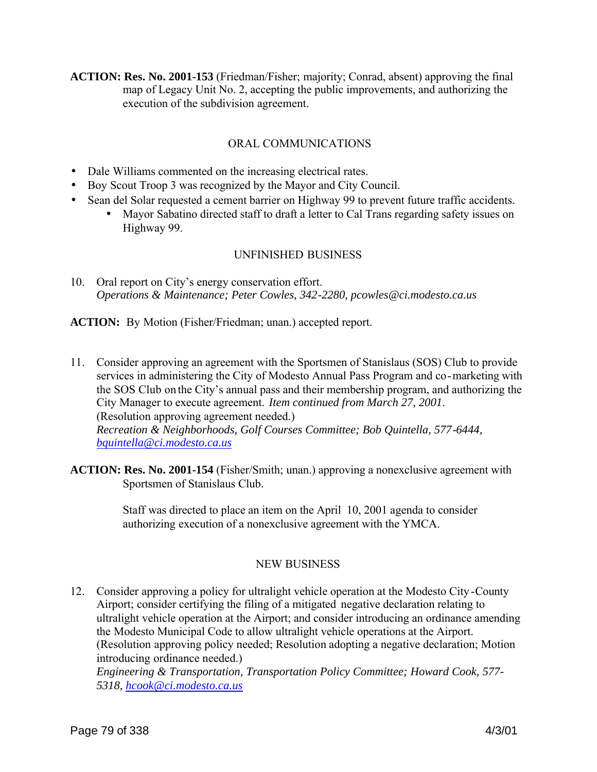**ACTION: Res. No. 2001-153** (Friedman/Fisher; majority; Conrad, absent) approving the final map of Legacy Unit No. 2, accepting the public improvements, and authorizing the execution of the subdivision agreement.

## ORAL COMMUNICATIONS

- Dale Williams commented on the increasing electrical rates.
- Boy Scout Troop 3 was recognized by the Mayor and City Council.
- Sean del Solar requested a cement barrier on Highway 99 to prevent future traffic accidents.
    - Mayor Sabatino directed staff to draft a letter to Cal Trans regarding safety issues on Highway 99.

## UNFINISHED BUSINESS

10. Oral report on City's energy conservation effort.
*Operations & Maintenance; Peter Cowles, 342-2280, pcowles@ci.modesto.ca.us*

**ACTION:** By Motion (Fisher/Friedman; unan.) accepted report.

11. Consider approving an agreement with the Sportsmen of Stanislaus (SOS) Club to provide services in administering the City of Modesto Annual Pass Program and co-marketing with the SOS Club on the City's annual pass and their membership program, and authorizing the City Manager to execute agreement. *Item continued from March 27, 2001*.
(Resolution approving agreement needed.)
*Recreation & Neighborhoods, Golf Courses Committee; Bob Quintella, 577-6444, bquintella@ci.modesto.ca.us*

**ACTION: Res. No. 2001-154** (Fisher/Smith; unan.) approving a nonexclusive agreement with Sportsmen of Stanislaus Club.

Staff was directed to place an item on the April 10, 2001 agenda to consider authorizing execution of a nonexclusive agreement with the YMCA.

## NEW BUSINESS

12. Consider approving a policy for ultralight vehicle operation at the Modesto City-County Airport; consider certifying the filing of a mitigated negative declaration relating to ultralight vehicle operation at the Airport; and consider introducing an ordinance amending the Modesto Municipal Code to allow ultralight vehicle operations at the Airport.
(Resolution approving policy needed; Resolution adopting a negative declaration; Motion introducing ordinance needed.)
*Engineering & Transportation, Transportation Policy Committee; Howard Cook, 577-5318, hcook@ci.modesto.ca.us*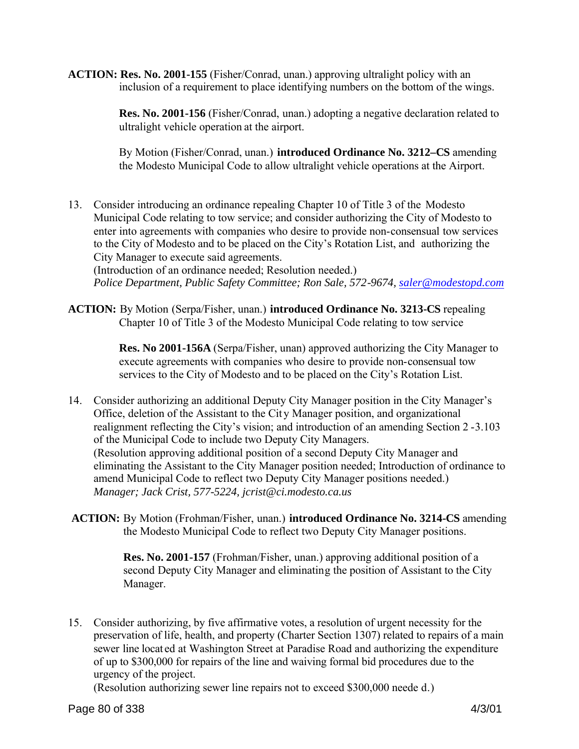**ACTION:** **Res. No. 2001-155** (Fisher/Conrad, unan.) approving ultralight policy with an inclusion of a requirement to place identifying numbers on the bottom of the wings.

**Res. No. 2001-156** (Fisher/Conrad, unan.) adopting a negative declaration related to ultralight vehicle operation at the airport.

By Motion (Fisher/Conrad, unan.) **introduced Ordinance No. 3212–CS** amending the Modesto Municipal Code to allow ultralight vehicle operations at the Airport.

13. Consider introducing an ordinance repealing Chapter 10 of Title 3 of the Modesto Municipal Code relating to tow service; and consider authorizing the City of Modesto to enter into agreements with companies who desire to provide non-consensual tow services to the City of Modesto and to be placed on the City's Rotation List, and authorizing the City Manager to execute said agreements.
(Introduction of an ordinance needed; Resolution needed.)
*Police Department, Public Safety Committee; Ron Sale, 572-9674, saler@modestopd.com*

**ACTION:** By Motion (Serpa/Fisher, unan.) **introduced Ordinance No. 3213-CS** repealing Chapter 10 of Title 3 of the Modesto Municipal Code relating to tow service

**Res. No 2001-156A** (Serpa/Fisher, unan) approved authorizing the City Manager to execute agreements with companies who desire to provide non-consensual tow services to the City of Modesto and to be placed on the City's Rotation List.

14. Consider authorizing an additional Deputy City Manager position in the City Manager's Office, deletion of the Assistant to the City Manager position, and organizational realignment reflecting the City's vision; and introduction of an amending Section 2 -3.103 of the Municipal Code to include two Deputy City Managers.
(Resolution approving additional position of a second Deputy City Manager and eliminating the Assistant to the City Manager position needed; Introduction of ordinance to amend Municipal Code to reflect two Deputy City Manager positions needed.)
*Manager; Jack Crist, 577-5224, jcrist@ci.modesto.ca.us*

**ACTION:** By Motion (Frohman/Fisher, unan.) **introduced Ordinance No. 3214-CS** amending the Modesto Municipal Code to reflect two Deputy City Manager positions.

**Res. No. 2001-157** (Frohman/Fisher, unan.) approving additional position of a second Deputy City Manager and eliminating the position of Assistant to the City Manager.

15. Consider authorizing, by five affirmative votes, a resolution of urgent necessity for the preservation of life, health, and property (Charter Section 1307) related to repairs of a main sewer line located at Washington Street at Paradise Road and authorizing the expenditure of up to $300,000 for repairs of the line and waiving formal bid procedures due to the urgency of the project.
(Resolution authorizing sewer line repairs not to exceed $300,000 needed.)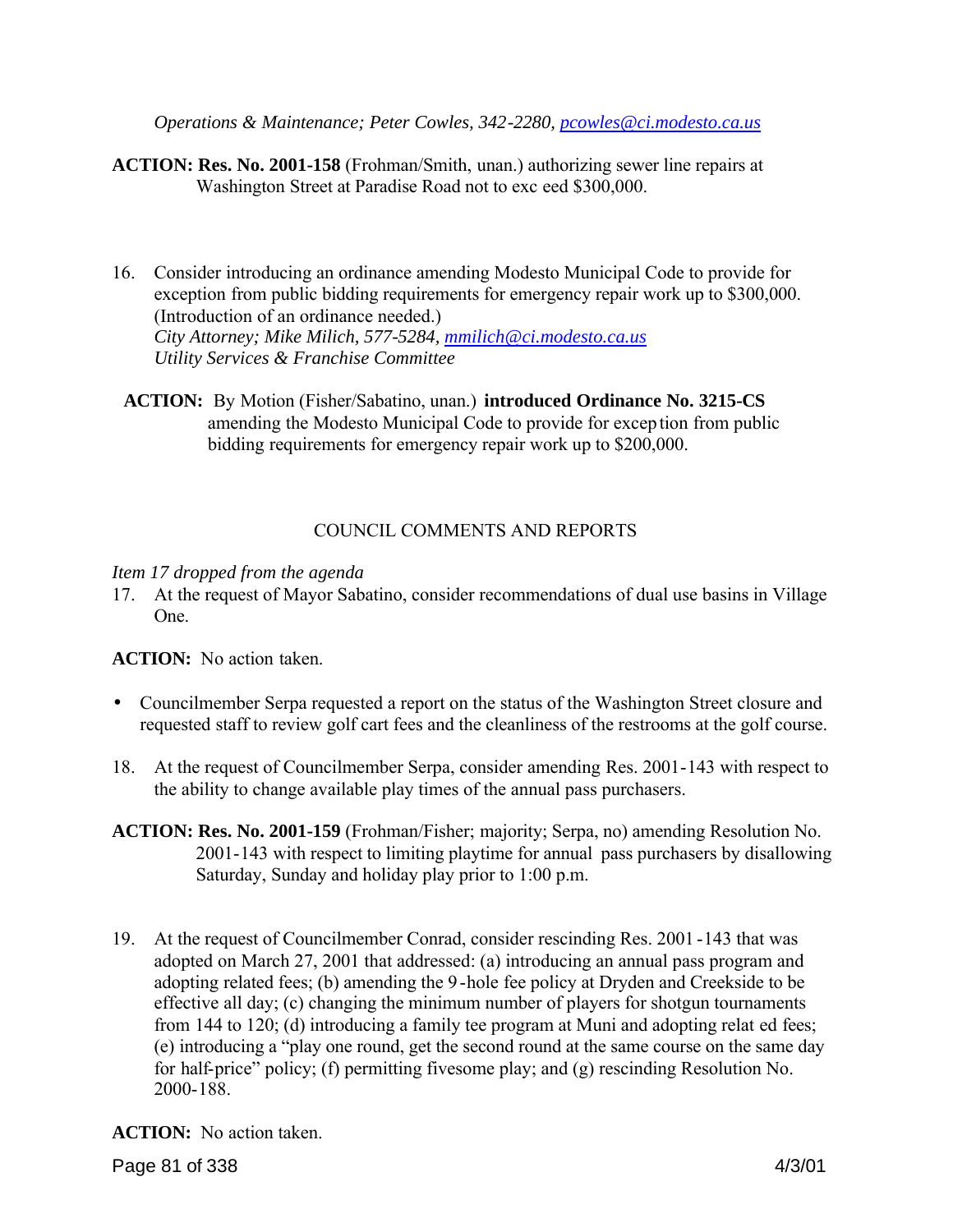*Operations & Maintenance; Peter Cowles, 342-2280, pcowles@ci.modesto.ca.us*

**ACTION: Res. No. 2001-158** (Frohman/Smith, unan.) authorizing sewer line repairs at Washington Street at Paradise Road not to exc eed $300,000.

16. Consider introducing an ordinance amending Modesto Municipal Code to provide for exception from public bidding requirements for emergency repair work up to $300,000. (Introduction of an ordinance needed.)
*City Attorney; Mike Milich, 577-5284, mmilich@ci.modesto.ca.us*
*Utility Services & Franchise Committee*

**ACTION:** By Motion (Fisher/Sabatino, unan.) **introduced Ordinance No. 3215-CS** amending the Modesto Municipal Code to provide for excep tion from public bidding requirements for emergency repair work up to $200,000.

COUNCIL COMMENTS AND REPORTS

*Item 17 dropped from the agenda*

17. At the request of Mayor Sabatino, consider recommendations of dual use basins in Village One.

**ACTION:** No action taken.

- Councilmember Serpa requested a report on the status of the Washington Street closure and requested staff to review golf cart fees and the cleanliness of the restrooms at the golf course.

18. At the request of Councilmember Serpa, consider amending Res. 2001-143 with respect to the ability to change available play times of the annual pass purchasers.

**ACTION: Res. No. 2001-159** (Frohman/Fisher; majority; Serpa, no) amending Resolution No. 2001-143 with respect to limiting playtime for annual pass purchasers by disallowing Saturday, Sunday and holiday play prior to 1:00 p.m.

19. At the request of Councilmember Conrad, consider rescinding Res. 2001-143 that was adopted on March 27, 2001 that addressed: (a) introducing an annual pass program and adopting related fees; (b) amending the 9-hole fee policy at Dryden and Creekside to be effective all day; (c) changing the minimum number of players for shotgun tournaments from 144 to 120; (d) introducing a family tee program at Muni and adopting relat ed fees; (e) introducing a "play one round, get the second round at the same course on the same day for half-price" policy; (f) permitting fivesome play; and (g) rescinding Resolution No. 2000-188.

**ACTION:** No action taken.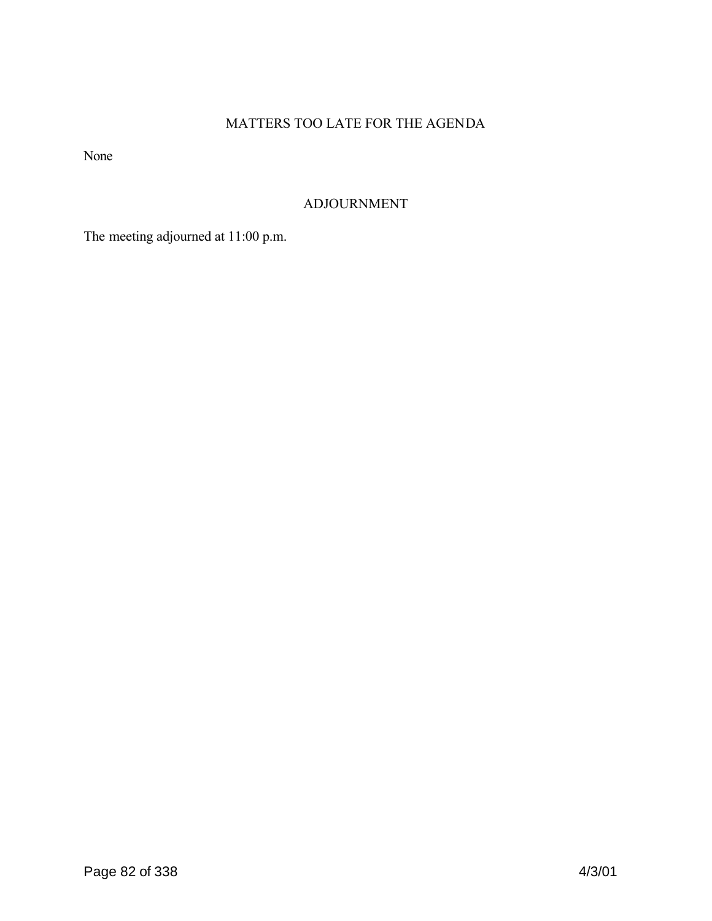## MATTERS TOO LATE FOR THE AGENDA

None

## ADJOURNMENT

The meeting adjourned at 11:00 p.m.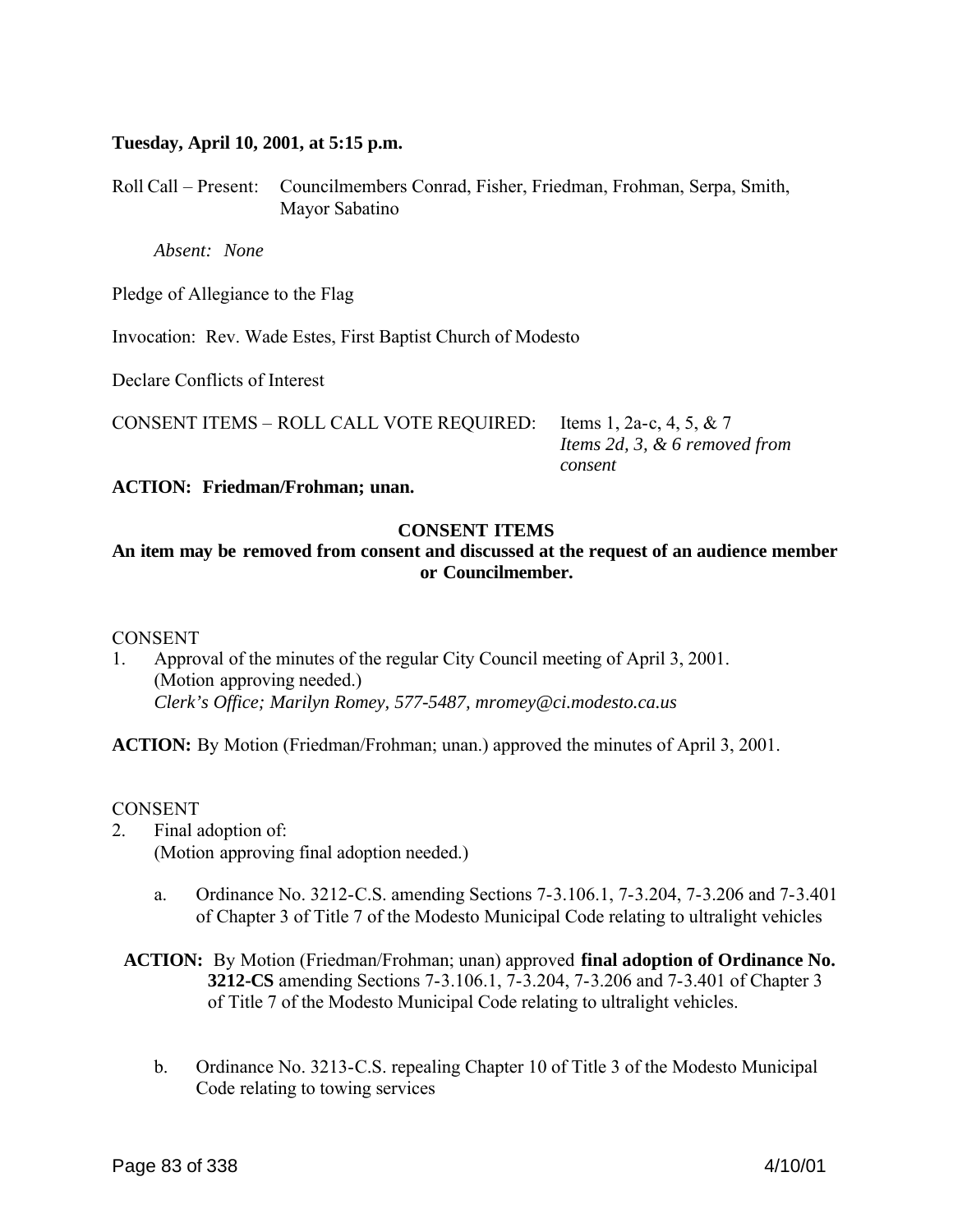**Tuesday, April 10, 2001, at 5:15 p.m.**

Roll Call – Present: Councilmembers Conrad, Fisher, Friedman, Frohman, Serpa, Smith, Mayor Sabatino

*Absent: None*

Pledge of Allegiance to the Flag

Invocation: Rev. Wade Estes, First Baptist Church of Modesto

Declare Conflicts of Interest

CONSENT ITEMS – ROLL CALL VOTE REQUIRED: Items 1, 2a-c, 4, 5, & 7
*Items 2d, 3, & 6 removed from consent*

**ACTION: Friedman/Frohman; unan.**

**CONSENT ITEMS**

**An item may be removed from consent and discussed at the request of an audience member or Councilmember.**

CONSENT

1. Approval of the minutes of the regular City Council meeting of April 3, 2001. (Motion approving needed.)
   *Clerk's Office; Marilyn Romey, 577-5487, mromey@ci.modesto.ca.us*

**ACTION:** By Motion (Friedman/Frohman; unan.) approved the minutes of April 3, 2001.

CONSENT

2. Final adoption of:
   (Motion approving final adoption needed.)

   a. Ordinance No. 3212-C.S. amending Sections 7-3.106.1, 7-3.204, 7-3.206 and 7-3.401 of Chapter 3 of Title 7 of the Modesto Municipal Code relating to ultralight vehicles

   **ACTION:** By Motion (Friedman/Frohman; unan) approved **final adoption of Ordinance No. 3212-CS** amending Sections 7-3.106.1, 7-3.204, 7-3.206 and 7-3.401 of Chapter 3 of Title 7 of the Modesto Municipal Code relating to ultralight vehicles.

   b. Ordinance No. 3213-C.S. repealing Chapter 10 of Title 3 of the Modesto Municipal Code relating to towing services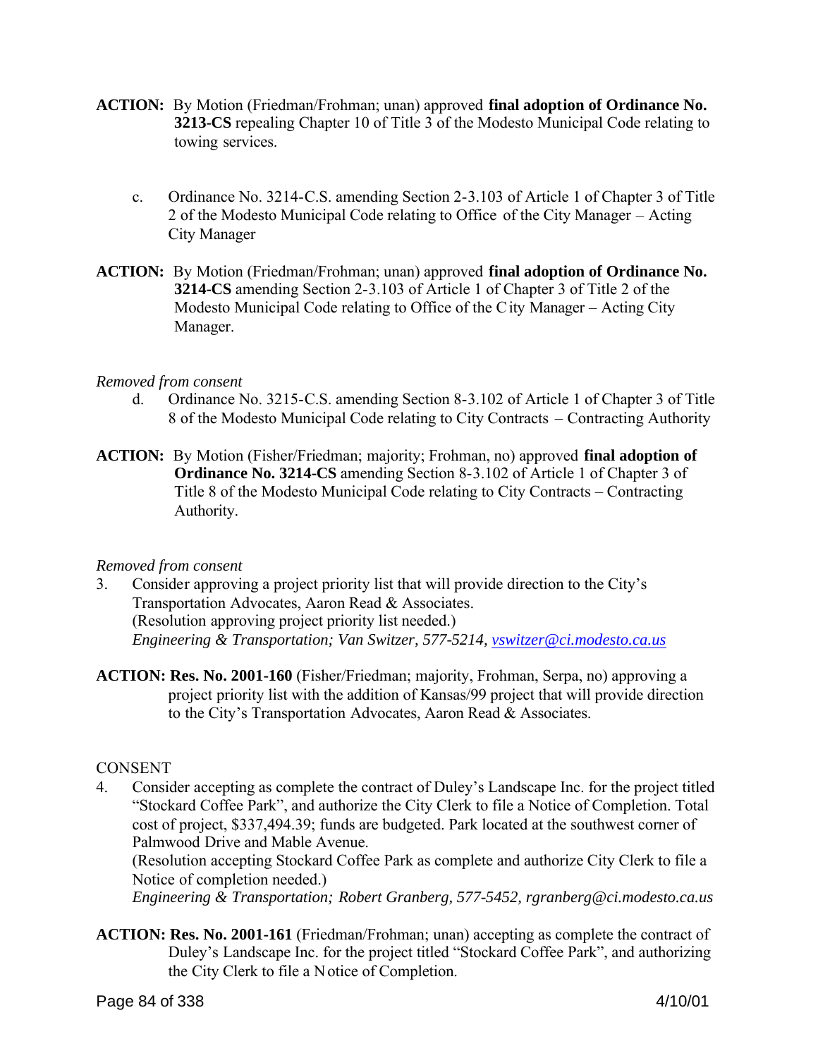**ACTION:** By Motion (Friedman/Frohman; unan) approved **final adoption of Ordinance No. 3213-CS** repealing Chapter 10 of Title 3 of the Modesto Municipal Code relating to towing services.

c. Ordinance No. 3214-C.S. amending Section 2-3.103 of Article 1 of Chapter 3 of Title 2 of the Modesto Municipal Code relating to Office of the City Manager – Acting City Manager

**ACTION:** By Motion (Friedman/Frohman; unan) approved **final adoption of Ordinance No. 3214-CS** amending Section 2-3.103 of Article 1 of Chapter 3 of Title 2 of the Modesto Municipal Code relating to Office of the City Manager – Acting City Manager.

*Removed from consent*

d. Ordinance No. 3215-C.S. amending Section 8-3.102 of Article 1 of Chapter 3 of Title 8 of the Modesto Municipal Code relating to City Contracts – Contracting Authority

**ACTION:** By Motion (Fisher/Friedman; majority; Frohman, no) approved **final adoption of Ordinance No. 3214-CS** amending Section 8-3.102 of Article 1 of Chapter 3 of Title 8 of the Modesto Municipal Code relating to City Contracts – Contracting Authority.

*Removed from consent*

3. Consider approving a project priority list that will provide direction to the City's Transportation Advocates, Aaron Read & Associates.
   (Resolution approving project priority list needed.)
   *Engineering & Transportation; Van Switzer, 577-5214, vswitzer@ci.modesto.ca.us*

**ACTION: Res. No. 2001-160** (Fisher/Friedman; majority, Frohman, Serpa, no) approving a project priority list with the addition of Kansas/99 project that will provide direction to the City's Transportation Advocates, Aaron Read & Associates.

CONSENT

4. Consider accepting as complete the contract of Duley's Landscape Inc. for the project titled "Stockard Coffee Park", and authorize the City Clerk to file a Notice of Completion. Total cost of project, $337,494.39; funds are budgeted. Park located at the southwest corner of Palmwood Drive and Mable Avenue.
   (Resolution accepting Stockard Coffee Park as complete and authorize City Clerk to file a Notice of completion needed.)
   *Engineering & Transportation; Robert Granberg, 577-5452, rgranberg@ci.modesto.ca.us*

**ACTION: Res. No. 2001-161** (Friedman/Frohman; unan) accepting as complete the contract of Duley's Landscape Inc. for the project titled "Stockard Coffee Park", and authorizing the City Clerk to file a Notice of Completion.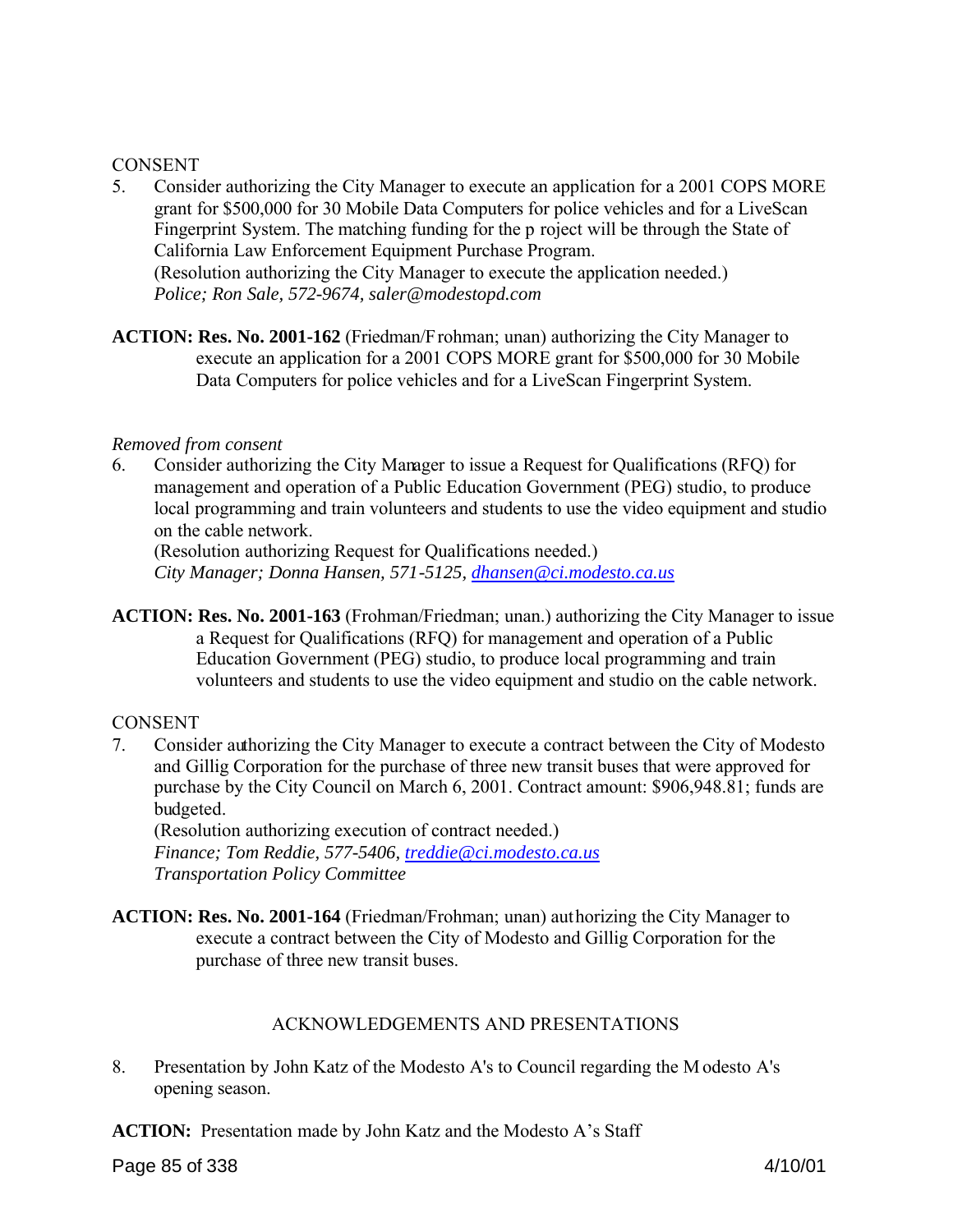CONSENT

5. Consider authorizing the City Manager to execute an application for a 2001 COPS MORE grant for $500,000 for 30 Mobile Data Computers for police vehicles and for a LiveScan Fingerprint System. The matching funding for the project will be through the State of California Law Enforcement Equipment Purchase Program.
   (Resolution authorizing the City Manager to execute the application needed.)
   *Police; Ron Sale, 572-9674, saler@modestopd.com*

**ACTION: Res. No. 2001-162** (Friedman/Frohman; unan) authorizing the City Manager to execute an application for a 2001 COPS MORE grant for $500,000 for 30 Mobile Data Computers for police vehicles and for a LiveScan Fingerprint System.

*Removed from consent*

6. Consider authorizing the City Manager to issue a Request for Qualifications (RFQ) for management and operation of a Public Education Government (PEG) studio, to produce local programming and train volunteers and students to use the video equipment and studio on the cable network.
   (Resolution authorizing Request for Qualifications needed.)
   *City Manager; Donna Hansen, 571-5125, dhansen@ci.modesto.ca.us*

**ACTION: Res. No. 2001-163** (Frohman/Friedman; unan.) authorizing the City Manager to issue a Request for Qualifications (RFQ) for management and operation of a Public Education Government (PEG) studio, to produce local programming and train volunteers and students to use the video equipment and studio on the cable network.

CONSENT

7. Consider authorizing the City Manager to execute a contract between the City of Modesto and Gillig Corporation for the purchase of three new transit buses that were approved for purchase by the City Council on March 6, 2001. Contract amount: $906,948.81; funds are budgeted.
   (Resolution authorizing execution of contract needed.)
   *Finance; Tom Reddie, 577-5406, treddie@ci.modesto.ca.us*
   *Transportation Policy Committee*

**ACTION: Res. No. 2001-164** (Friedman/Frohman; unan) authorizing the City Manager to execute a contract between the City of Modesto and Gillig Corporation for the purchase of three new transit buses.

ACKNOWLEDGEMENTS AND PRESENTATIONS

8. Presentation by John Katz of the Modesto A's to Council regarding the Modesto A's opening season.

**ACTION:** Presentation made by John Katz and the Modesto A's Staff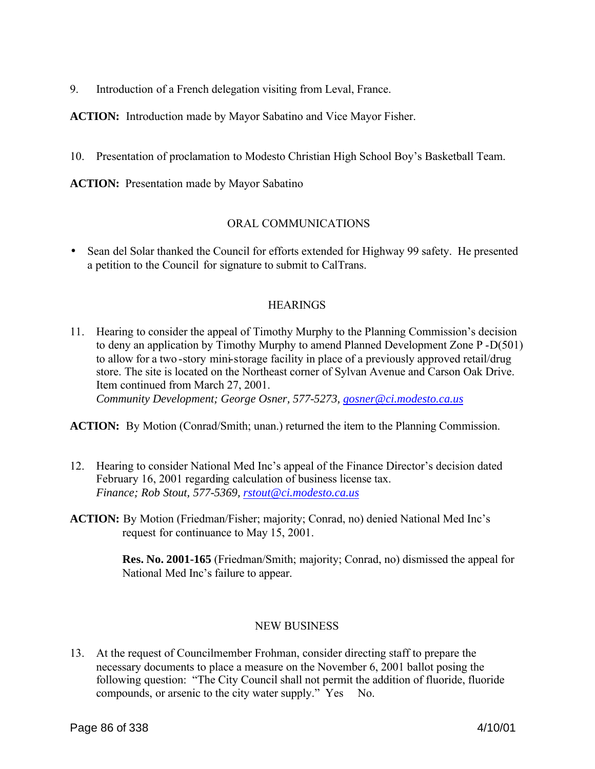9. Introduction of a French delegation visiting from Leval, France.

**ACTION:** Introduction made by Mayor Sabatino and Vice Mayor Fisher.

10. Presentation of proclamation to Modesto Christian High School Boy's Basketball Team.

**ACTION:** Presentation made by Mayor Sabatino

## ORAL COMMUNICATIONS

- Sean del Solar thanked the Council for efforts extended for Highway 99 safety. He presented a petition to the Council for signature to submit to CalTrans.

## HEARINGS

11. Hearing to consider the appeal of Timothy Murphy to the Planning Commission's decision to deny an application by Timothy Murphy to amend Planned Development Zone P-D(501) to allow for a two-story mini-storage facility in place of a previously approved retail/drug store. The site is located on the Northeast corner of Sylvan Avenue and Carson Oak Drive. Item continued from March 27, 2001.
 *Community Development; George Osner, 577-5273, gosner@ci.modesto.ca.us*

**ACTION:** By Motion (Conrad/Smith; unan.) returned the item to the Planning Commission.

12. Hearing to consider National Med Inc's appeal of the Finance Director's decision dated February 16, 2001 regarding calculation of business license tax.
 *Finance; Rob Stout, 577-5369, rstout@ci.modesto.ca.us*

**ACTION:** By Motion (Friedman/Fisher; majority; Conrad, no) denied National Med Inc's request for continuance to May 15, 2001.

**Res. No. 2001-165** (Friedman/Smith; majority; Conrad, no) dismissed the appeal for National Med Inc's failure to appear.

## NEW BUSINESS

13. At the request of Councilmember Frohman, consider directing staff to prepare the necessary documents to place a measure on the November 6, 2001 ballot posing the following question: "The City Council shall not permit the addition of fluoride, fluoride compounds, or arsenic to the city water supply." Yes No.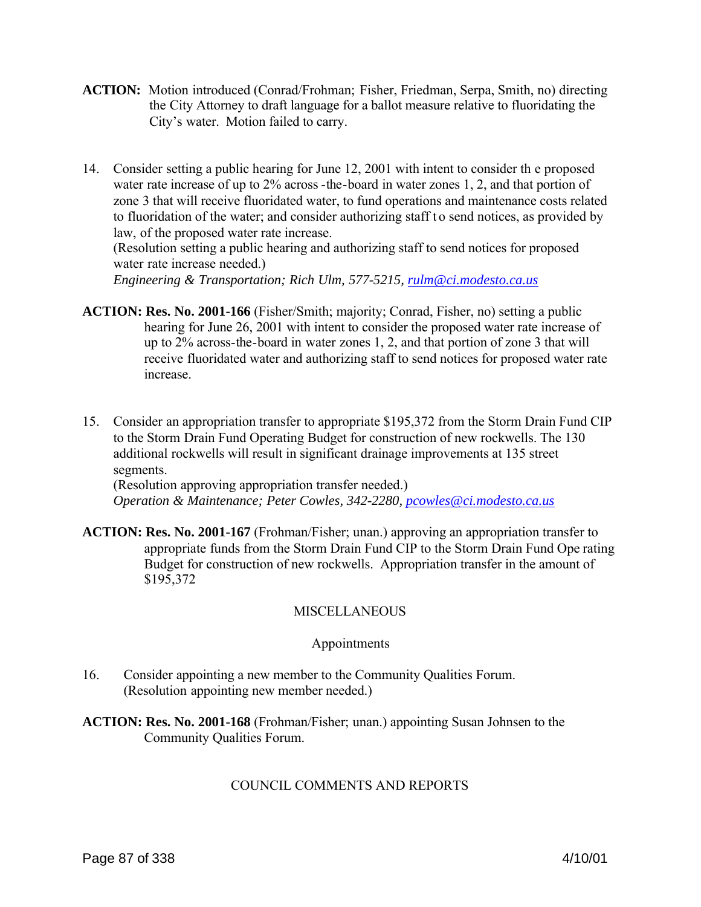**ACTION:** Motion introduced (Conrad/Frohman; Fisher, Friedman, Serpa, Smith, no) directing the City Attorney to draft language for a ballot measure relative to fluoridating the City's water. Motion failed to carry.

14. Consider setting a public hearing for June 12, 2001 with intent to consider the proposed water rate increase of up to 2% across-the-board in water zones 1, 2, and that portion of zone 3 that will receive fluoridated water, to fund operations and maintenance costs related to fluoridation of the water; and consider authorizing staff to send notices, as provided by law, of the proposed water rate increase.
(Resolution setting a public hearing and authorizing staff to send notices for proposed water rate increase needed.)
*Engineering & Transportation; Rich Ulm, 577-5215, rulm@ci.modesto.ca.us*

**ACTION: Res. No. 2001-166** (Fisher/Smith; majority; Conrad, Fisher, no) setting a public hearing for June 26, 2001 with intent to consider the proposed water rate increase of up to 2% across-the-board in water zones 1, 2, and that portion of zone 3 that will receive fluoridated water and authorizing staff to send notices for proposed water rate increase.

15. Consider an appropriation transfer to appropriate $195,372 from the Storm Drain Fund CIP to the Storm Drain Fund Operating Budget for construction of new rockwells. The 130 additional rockwells will result in significant drainage improvements at 135 street segments.
(Resolution approving appropriation transfer needed.)
*Operation & Maintenance; Peter Cowles, 342-2280, pcowles@ci.modesto.ca.us*

**ACTION: Res. No. 2001-167** (Frohman/Fisher; unan.) approving an appropriation transfer to appropriate funds from the Storm Drain Fund CIP to the Storm Drain Fund Operating Budget for construction of new rockwells. Appropriation transfer in the amount of $195,372

MISCELLANEOUS

Appointments

16. Consider appointing a new member to the Community Qualities Forum.
(Resolution appointing new member needed.)

**ACTION: Res. No. 2001-168** (Frohman/Fisher; unan.) appointing Susan Johnsen to the Community Qualities Forum.

COUNCIL COMMENTS AND REPORTS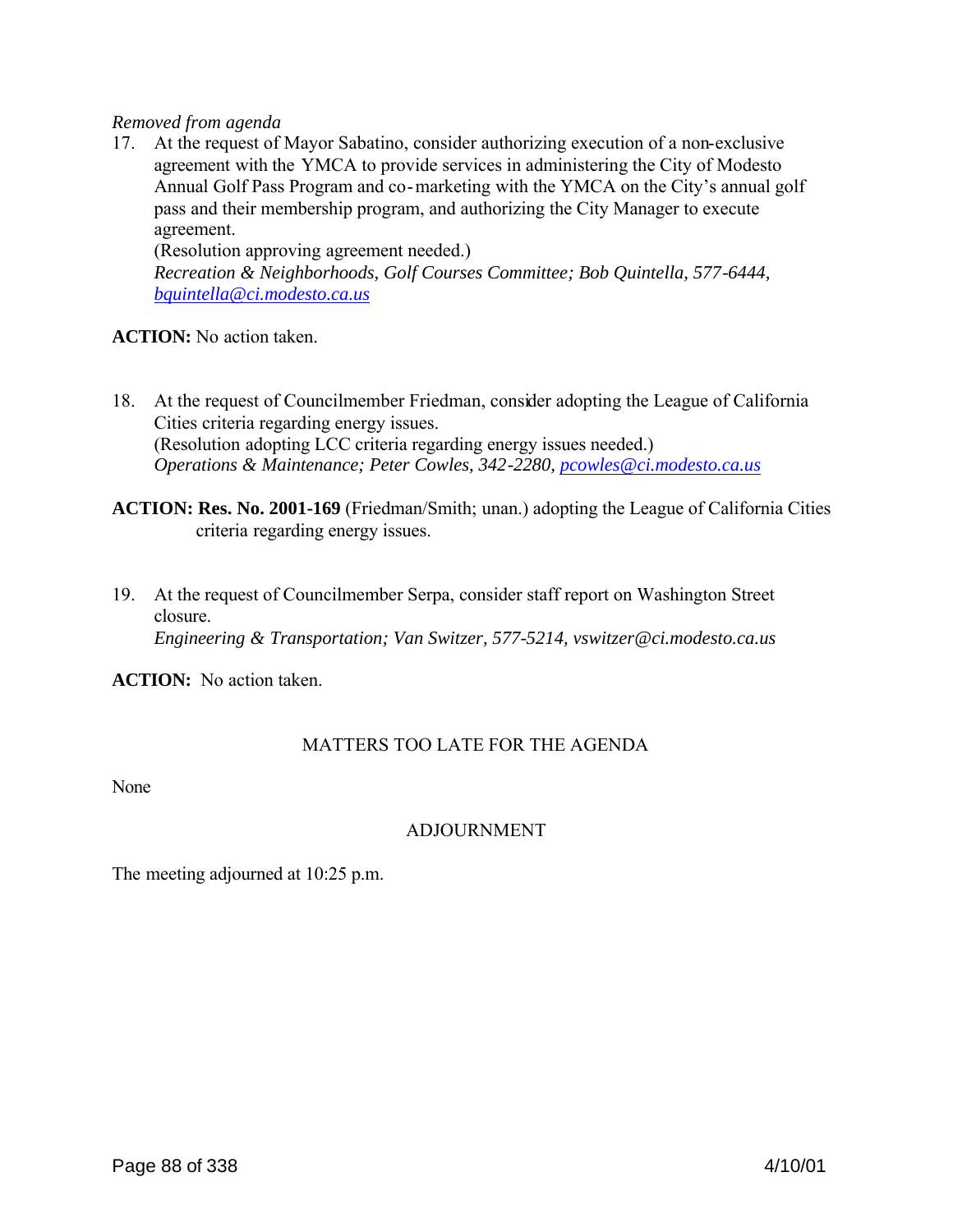*Removed from agenda*

17. At the request of Mayor Sabatino, consider authorizing execution of a non-exclusive agreement with the YMCA to provide services in administering the City of Modesto Annual Golf Pass Program and co-marketing with the YMCA on the City's annual golf pass and their membership program, and authorizing the City Manager to execute agreement.
    (Resolution approving agreement needed.)
    *Recreation & Neighborhoods, Golf Courses Committee; Bob Quintella, 577-6444, bquintella@ci.modesto.ca.us*

**ACTION:** No action taken.

18. At the request of Councilmember Friedman, consider adopting the League of California Cities criteria regarding energy issues.
    (Resolution adopting LCC criteria regarding energy issues needed.)
    *Operations & Maintenance; Peter Cowles, 342-2280, pcowles@ci.modesto.ca.us*

**ACTION: Res. No. 2001-169** (Friedman/Smith; unan.) adopting the League of California Cities criteria regarding energy issues.

19. At the request of Councilmember Serpa, consider staff report on Washington Street closure.
    *Engineering & Transportation; Van Switzer, 577-5214, vswitzer@ci.modesto.ca.us*

**ACTION:** No action taken.

## MATTERS TOO LATE FOR THE AGENDA

None

## ADJOURNMENT

The meeting adjourned at 10:25 p.m.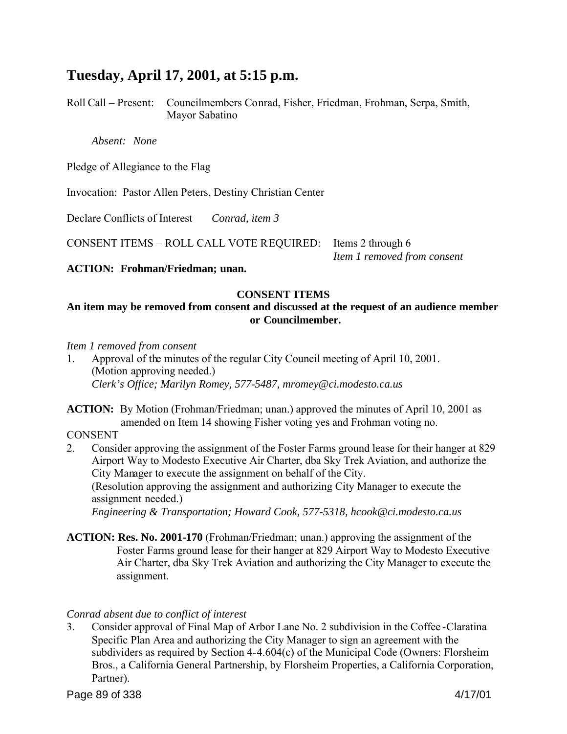# Tuesday, April 17, 2001, at 5:15 p.m.

Roll Call – Present: Councilmembers Conrad, Fisher, Friedman, Frohman, Serpa, Smith, Mayor Sabatino

*Absent: None*

Pledge of Allegiance to the Flag

Invocation: Pastor Allen Peters, Destiny Christian Center

Declare Conflicts of Interest *Conrad, item 3*

CONSENT ITEMS – ROLL CALL VOTE REQUIRED: Items 2 through 6
*Item 1 removed from consent*

**ACTION: Frohman/Friedman; unan.**

**CONSENT ITEMS**

**An item may be removed from consent and discussed at the request of an audience member or Councilmember.**

*Item 1 removed from consent*

1. Approval of the minutes of the regular City Council meeting of April 10, 2001.
   (Motion approving needed.)
   *Clerk's Office; Marilyn Romey, 577-5487, mromey@ci.modesto.ca.us*

**ACTION:** By Motion (Frohman/Friedman; unan.) approved the minutes of April 10, 2001 as amended on Item 14 showing Fisher voting yes and Frohman voting no.

CONSENT

2. Consider approving the assignment of the Foster Farms ground lease for their hanger at 829 Airport Way to Modesto Executive Air Charter, dba Sky Trek Aviation, and authorize the City Manager to execute the assignment on behalf of the City.
   (Resolution approving the assignment and authorizing City Manager to execute the assignment needed.)
   *Engineering & Transportation; Howard Cook, 577-5318, hcook@ci.modesto.ca.us*

**ACTION: Res. No. 2001-170** (Frohman/Friedman; unan.) approving the assignment of the Foster Farms ground lease for their hanger at 829 Airport Way to Modesto Executive Air Charter, dba Sky Trek Aviation and authorizing the City Manager to execute the assignment.

*Conrad absent due to conflict of interest*

3. Consider approval of Final Map of Arbor Lane No. 2 subdivision in the Coffee-Claratina Specific Plan Area and authorizing the City Manager to sign an agreement with the subdividers as required by Section 4-4.604(c) of the Municipal Code (Owners: Florsheim Bros., a California General Partnership, by Florsheim Properties, a California Corporation, Partner).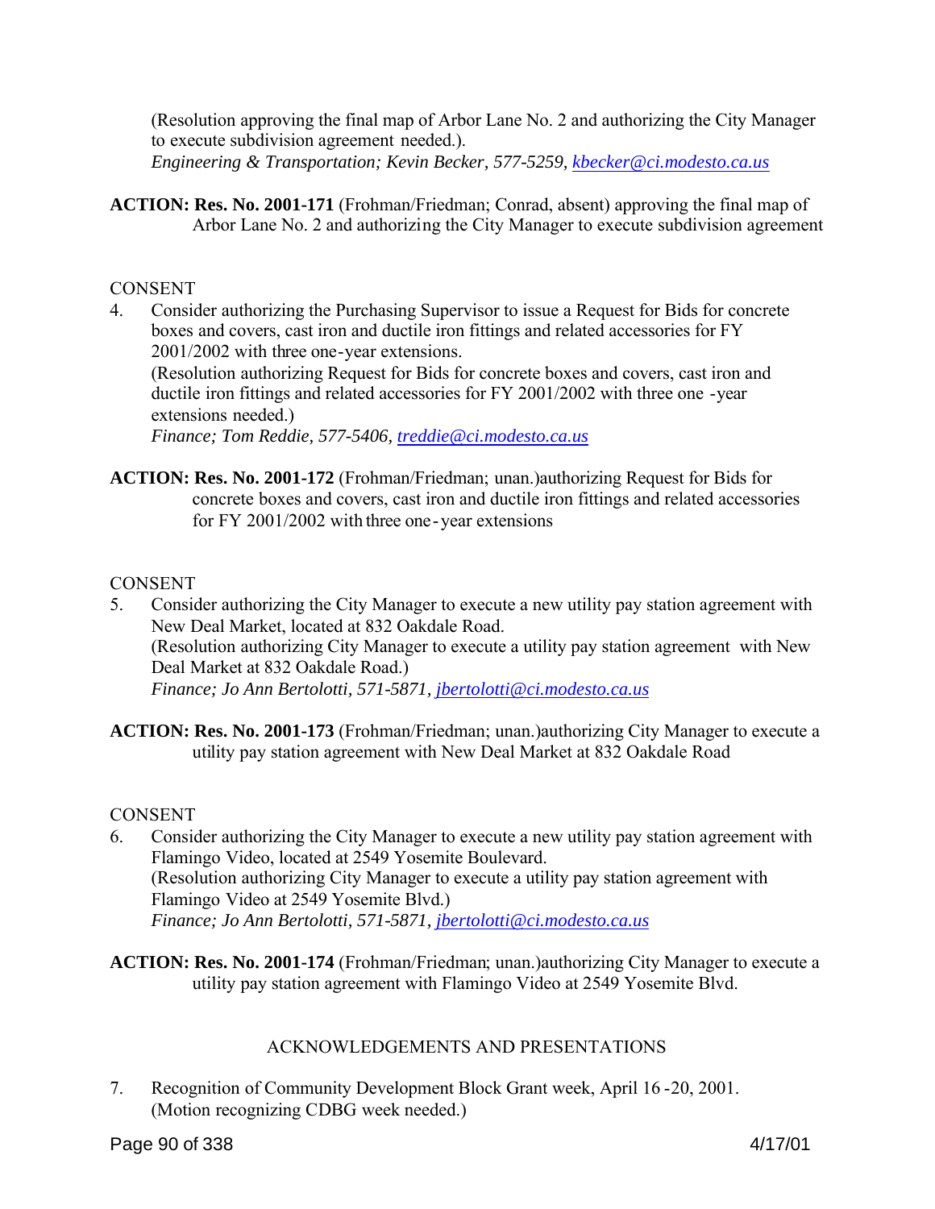(Resolution approving the final map of Arbor Lane No. 2 and authorizing the City Manager to execute subdivision agreement needed.).
*Engineering & Transportation; Kevin Becker, 577-5259, kbecker@ci.modesto.ca.us*

**ACTION: Res. No. 2001-171** (Frohman/Friedman; Conrad, absent) approving the final map of Arbor Lane No. 2 and authorizing the City Manager to execute subdivision agreement

CONSENT

4. Consider authorizing the Purchasing Supervisor to issue a Request for Bids for concrete boxes and covers, cast iron and ductile iron fittings and related accessories for FY 2001/2002 with three one-year extensions.
   (Resolution authorizing Request for Bids for concrete boxes and covers, cast iron and ductile iron fittings and related accessories for FY 2001/2002 with three one -year extensions needed.)
   *Finance; Tom Reddie, 577-5406, treddie@ci.modesto.ca.us*

**ACTION: Res. No. 2001-172** (Frohman/Friedman; unan.)authorizing Request for Bids for concrete boxes and covers, cast iron and ductile iron fittings and related accessories for FY 2001/2002 with three one-year extensions

CONSENT

5. Consider authorizing the City Manager to execute a new utility pay station agreement with New Deal Market, located at 832 Oakdale Road.
   (Resolution authorizing City Manager to execute a utility pay station agreement with New Deal Market at 832 Oakdale Road.)
   *Finance; Jo Ann Bertolotti, 571-5871, jbertolotti@ci.modesto.ca.us*

**ACTION: Res. No. 2001-173** (Frohman/Friedman; unan.)authorizing City Manager to execute a utility pay station agreement with New Deal Market at 832 Oakdale Road

CONSENT

6. Consider authorizing the City Manager to execute a new utility pay station agreement with Flamingo Video, located at 2549 Yosemite Boulevard.
   (Resolution authorizing City Manager to execute a utility pay station agreement with Flamingo Video at 2549 Yosemite Blvd.)
   *Finance; Jo Ann Bertolotti, 571-5871, jbertolotti@ci.modesto.ca.us*

**ACTION: Res. No. 2001-174** (Frohman/Friedman; unan.)authorizing City Manager to execute a utility pay station agreement with Flamingo Video at 2549 Yosemite Blvd.

## ACKNOWLEDGEMENTS AND PRESENTATIONS

7. Recognition of Community Development Block Grant week, April 16 -20, 2001.
   (Motion recognizing CDBG week needed.)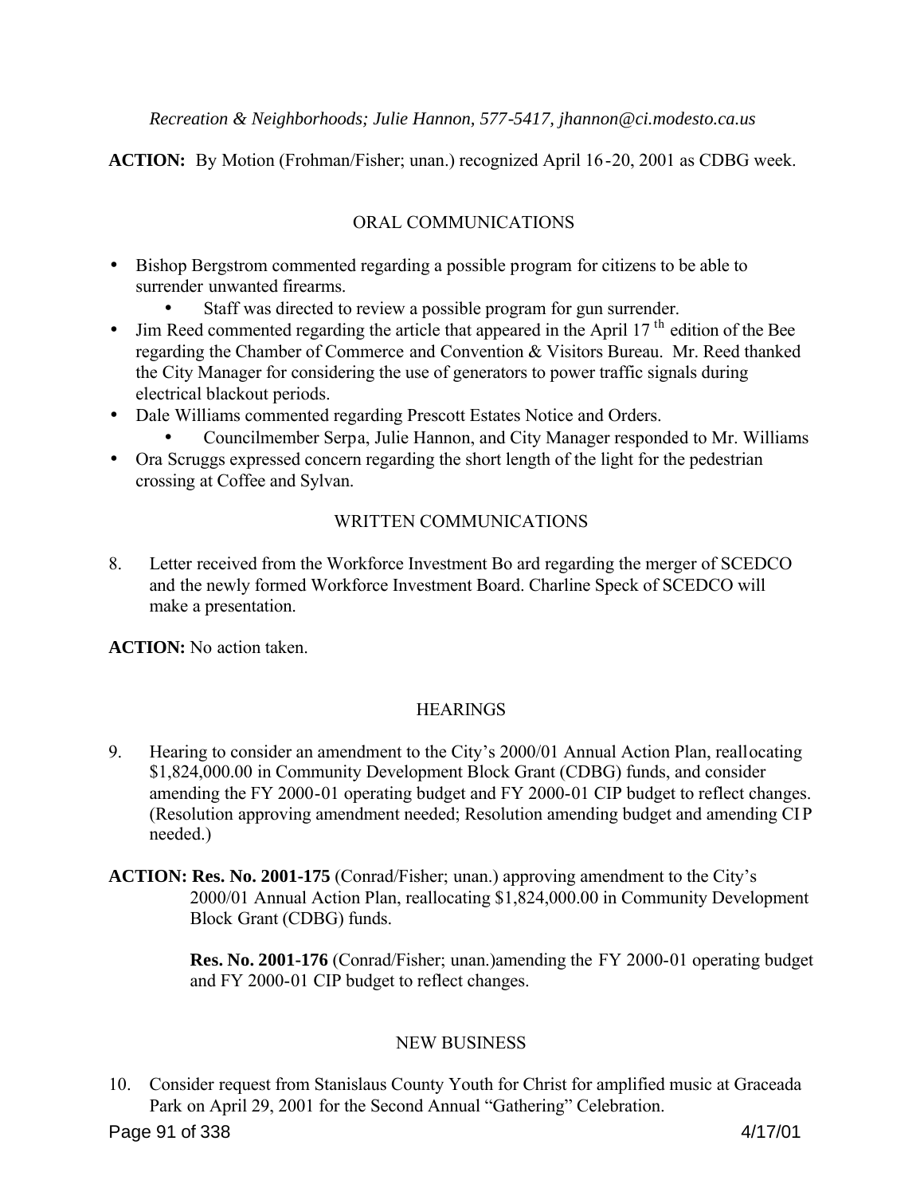*Recreation & Neighborhoods; Julie Hannon, 577-5417, jhannon@ci.modesto.ca.us*

**ACTION:** By Motion (Frohman/Fisher; unan.) recognized April 16-20, 2001 as CDBG week.

## ORAL COMMUNICATIONS

- Bishop Bergstrom commented regarding a possible program for citizens to be able to surrender unwanted firearms.
  - Staff was directed to review a possible program for gun surrender.
- Jim Reed commented regarding the article that appeared in the April 17th edition of the Bee regarding the Chamber of Commerce and Convention & Visitors Bureau. Mr. Reed thanked the City Manager for considering the use of generators to power traffic signals during electrical blackout periods.
- Dale Williams commented regarding Prescott Estates Notice and Orders.
  - Councilmember Serpa, Julie Hannon, and City Manager responded to Mr. Williams
- Ora Scruggs expressed concern regarding the short length of the light for the pedestrian crossing at Coffee and Sylvan.

## WRITTEN COMMUNICATIONS

8. Letter received from the Workforce Investment Board regarding the merger of SCEDCO and the newly formed Workforce Investment Board. Charline Speck of SCEDCO will make a presentation.

**ACTION:** No action taken.

## HEARINGS

9. Hearing to consider an amendment to the City's 2000/01 Annual Action Plan, reallocating $1,824,000.00 in Community Development Block Grant (CDBG) funds, and consider amending the FY 2000-01 operating budget and FY 2000-01 CIP budget to reflect changes. (Resolution approving amendment needed; Resolution amending budget and amending CIP needed.)

**ACTION: Res. No. 2001-175** (Conrad/Fisher; unan.) approving amendment to the City's 2000/01 Annual Action Plan, reallocating $1,824,000.00 in Community Development Block Grant (CDBG) funds.

**Res. No. 2001-176** (Conrad/Fisher; unan.)amending the FY 2000-01 operating budget and FY 2000-01 CIP budget to reflect changes.

## NEW BUSINESS

10. Consider request from Stanislaus County Youth for Christ for amplified music at Graceada Park on April 29, 2001 for the Second Annual "Gathering" Celebration.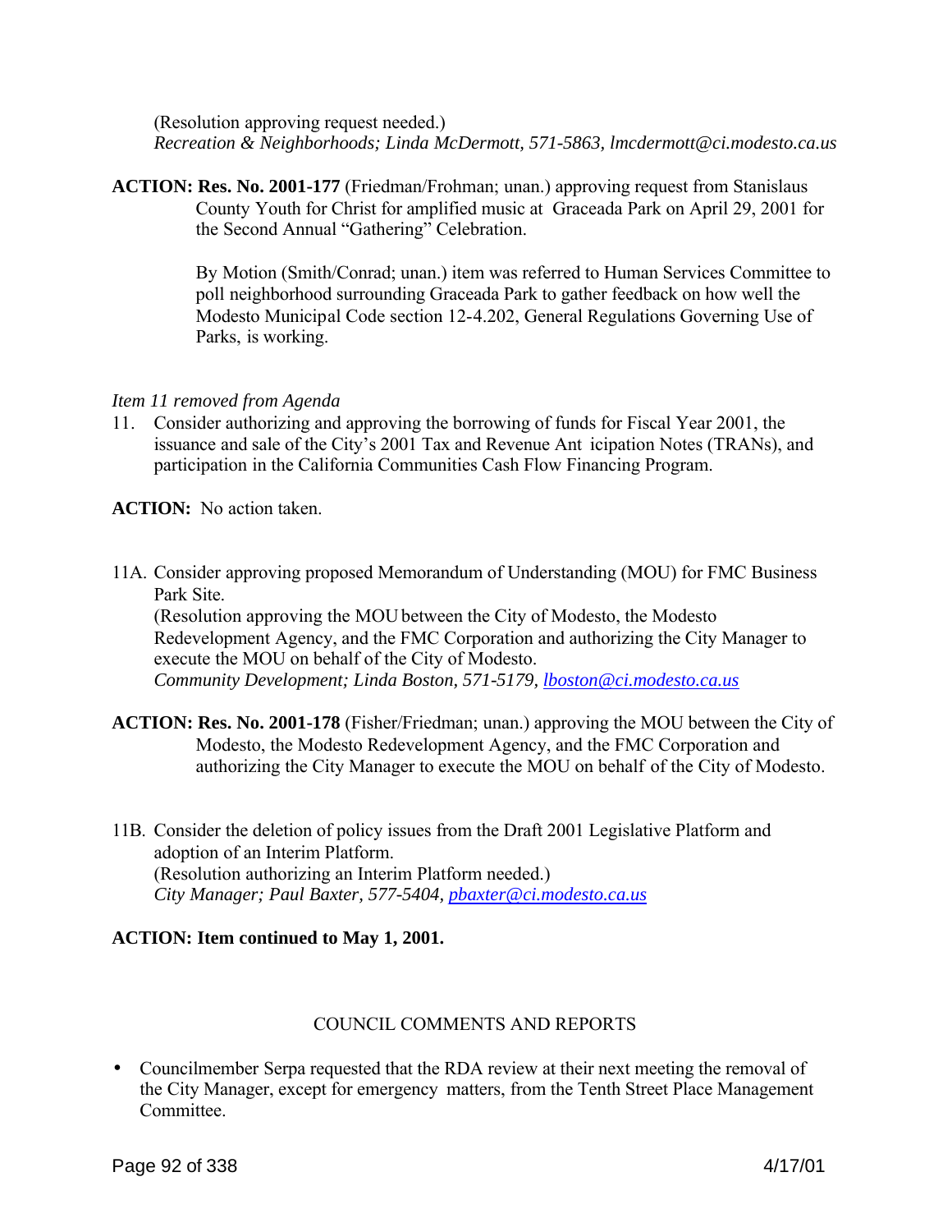(Resolution approving request needed.)
*Recreation & Neighborhoods; Linda McDermott, 571-5863, lmcdermott@ci.modesto.ca.us*

**ACTION: Res. No. 2001-177** (Friedman/Frohman; unan.) approving request from Stanislaus County Youth for Christ for amplified music at Graceada Park on April 29, 2001 for the Second Annual "Gathering" Celebration.

By Motion (Smith/Conrad; unan.) item was referred to Human Services Committee to poll neighborhood surrounding Graceada Park to gather feedback on how well the Modesto Municipal Code section 12-4.202, General Regulations Governing Use of Parks, is working.

*Item 11 removed from Agenda*

11. Consider authorizing and approving the borrowing of funds for Fiscal Year 2001, the issuance and sale of the City's 2001 Tax and Revenue Ant icipation Notes (TRANs), and participation in the California Communities Cash Flow Financing Program.

**ACTION:** No action taken.

11A. Consider approving proposed Memorandum of Understanding (MOU) for FMC Business Park Site.
(Resolution approving the MOU between the City of Modesto, the Modesto Redevelopment Agency, and the FMC Corporation and authorizing the City Manager to execute the MOU on behalf of the City of Modesto.
*Community Development; Linda Boston, 571-5179, lboston@ci.modesto.ca.us*

**ACTION: Res. No. 2001-178** (Fisher/Friedman; unan.) approving the MOU between the City of Modesto, the Modesto Redevelopment Agency, and the FMC Corporation and authorizing the City Manager to execute the MOU on behalf of the City of Modesto.

11B. Consider the deletion of policy issues from the Draft 2001 Legislative Platform and adoption of an Interim Platform.
(Resolution authorizing an Interim Platform needed.)
*City Manager; Paul Baxter, 577-5404, pbaxter@ci.modesto.ca.us*

**ACTION: Item continued to May 1, 2001.**

## COUNCIL COMMENTS AND REPORTS

- Councilmember Serpa requested that the RDA review at their next meeting the removal of the City Manager, except for emergency matters, from the Tenth Street Place Management Committee.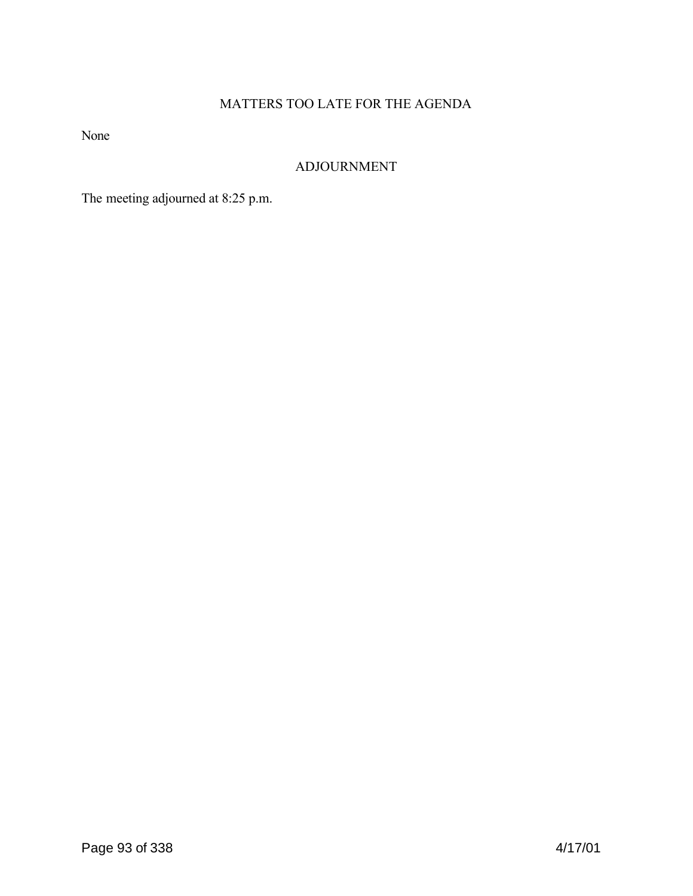## MATTERS TOO LATE FOR THE AGENDA

None

## ADJOURNMENT

The meeting adjourned at 8:25 p.m.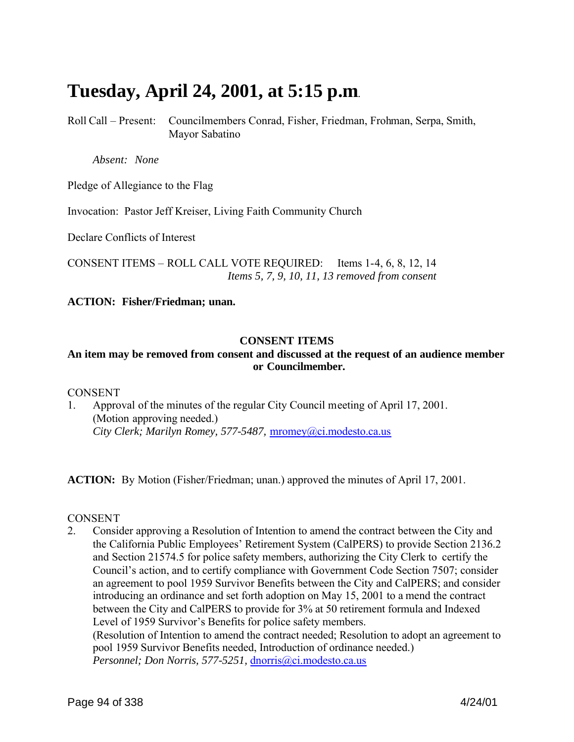# Tuesday, April 24, 2001, at 5:15 p.m.

Roll Call – Present: Councilmembers Conrad, Fisher, Friedman, Frohman, Serpa, Smith, Mayor Sabatino

*Absent: None*

Pledge of Allegiance to the Flag

Invocation: Pastor Jeff Kreiser, Living Faith Community Church

Declare Conflicts of Interest

CONSENT ITEMS – ROLL CALL VOTE REQUIRED: Items 1-4, 6, 8, 12, 14
*Items 5, 7, 9, 10, 11, 13 removed from consent*

**ACTION: Fisher/Friedman; unan.**

**CONSENT ITEMS**

**An item may be removed from consent and discussed at the request of an audience member or Councilmember.**

CONSENT

1. Approval of the minutes of the regular City Council meeting of April 17, 2001.
   (Motion approving needed.)
   *City Clerk; Marilyn Romey, 577-5487,* mromey@ci.modesto.ca.us

**ACTION:** By Motion (Fisher/Friedman; unan.) approved the minutes of April 17, 2001.

CONSENT

2. Consider approving a Resolution of Intention to amend the contract between the City and the California Public Employees' Retirement System (CalPERS) to provide Section 2136.2 and Section 21574.5 for police safety members, authorizing the City Clerk to certify the Council's action, and to certify compliance with Government Code Section 7507; consider an agreement to pool 1959 Survivor Benefits between the City and CalPERS; and consider introducing an ordinance and set forth adoption on May 15, 2001 to a mend the contract between the City and CalPERS to provide for 3% at 50 retirement formula and Indexed Level of 1959 Survivor's Benefits for police safety members.
   (Resolution of Intention to amend the contract needed; Resolution to adopt an agreement to pool 1959 Survivor Benefits needed, Introduction of ordinance needed.)
   *Personnel; Don Norris, 577-5251,* dnorris@ci.modesto.ca.us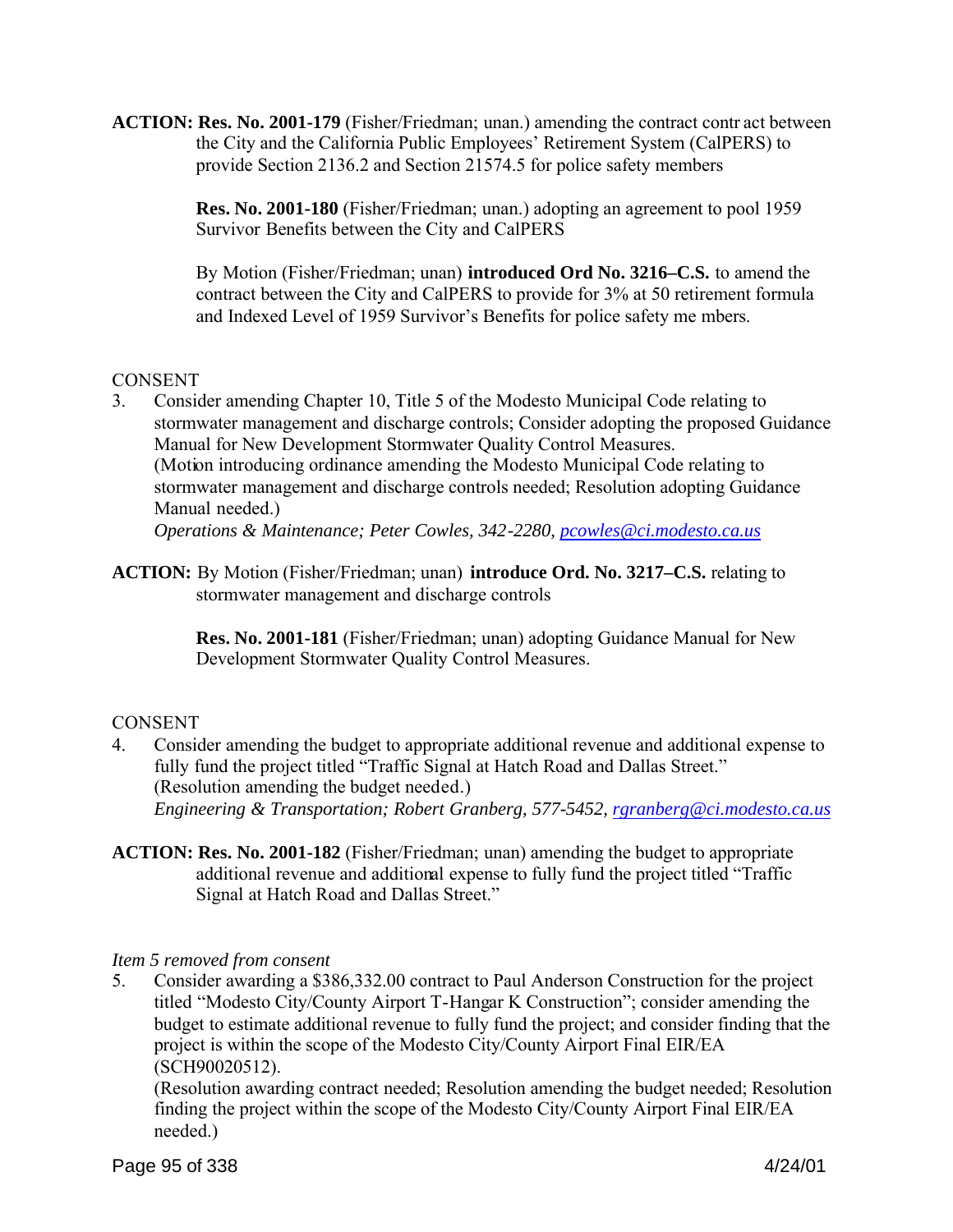**ACTION:** **Res. No. 2001-179** (Fisher/Friedman; unan.) amending the contract contr act between the City and the California Public Employees' Retirement System (CalPERS) to provide Section 2136.2 and Section 21574.5 for police safety members

**Res. No. 2001-180** (Fisher/Friedman; unan.) adopting an agreement to pool 1959 Survivor Benefits between the City and CalPERS

By Motion (Fisher/Friedman; unan) **introduced Ord No. 3216–C.S.** to amend the contract between the City and CalPERS to provide for 3% at 50 retirement formula and Indexed Level of 1959 Survivor's Benefits for police safety me mbers.

CONSENT

3. Consider amending Chapter 10, Title 5 of the Modesto Municipal Code relating to stormwater management and discharge controls; Consider adopting the proposed Guidance Manual for New Development Stormwater Quality Control Measures.
(Motion introducing ordinance amending the Modesto Municipal Code relating to stormwater management and discharge controls needed; Resolution adopting Guidance Manual needed.)
*Operations & Maintenance; Peter Cowles, 342-2280, pcowles@ci.modesto.ca.us*

**ACTION:** By Motion (Fisher/Friedman; unan) **introduce Ord. No. 3217–C.S.** relating to stormwater management and discharge controls

**Res. No. 2001-181** (Fisher/Friedman; unan) adopting Guidance Manual for New Development Stormwater Quality Control Measures.

CONSENT

4. Consider amending the budget to appropriate additional revenue and additional expense to fully fund the project titled "Traffic Signal at Hatch Road and Dallas Street."
(Resolution amending the budget needed.)
*Engineering & Transportation; Robert Granberg, 577-5452, rgranberg@ci.modesto.ca.us*

**ACTION:** **Res. No. 2001-182** (Fisher/Friedman; unan) amending the budget to appropriate additional revenue and additional expense to fully fund the project titled "Traffic Signal at Hatch Road and Dallas Street."

*Item 5 removed from consent*

5. Consider awarding a $386,332.00 contract to Paul Anderson Construction for the project titled "Modesto City/County Airport T-Hangar K Construction"; consider amending the budget to estimate additional revenue to fully fund the project; and consider finding that the project is within the scope of the Modesto City/County Airport Final EIR/EA (SCH90020512).
(Resolution awarding contract needed; Resolution amending the budget needed; Resolution finding the project within the scope of the Modesto City/County Airport Final EIR/EA needed.)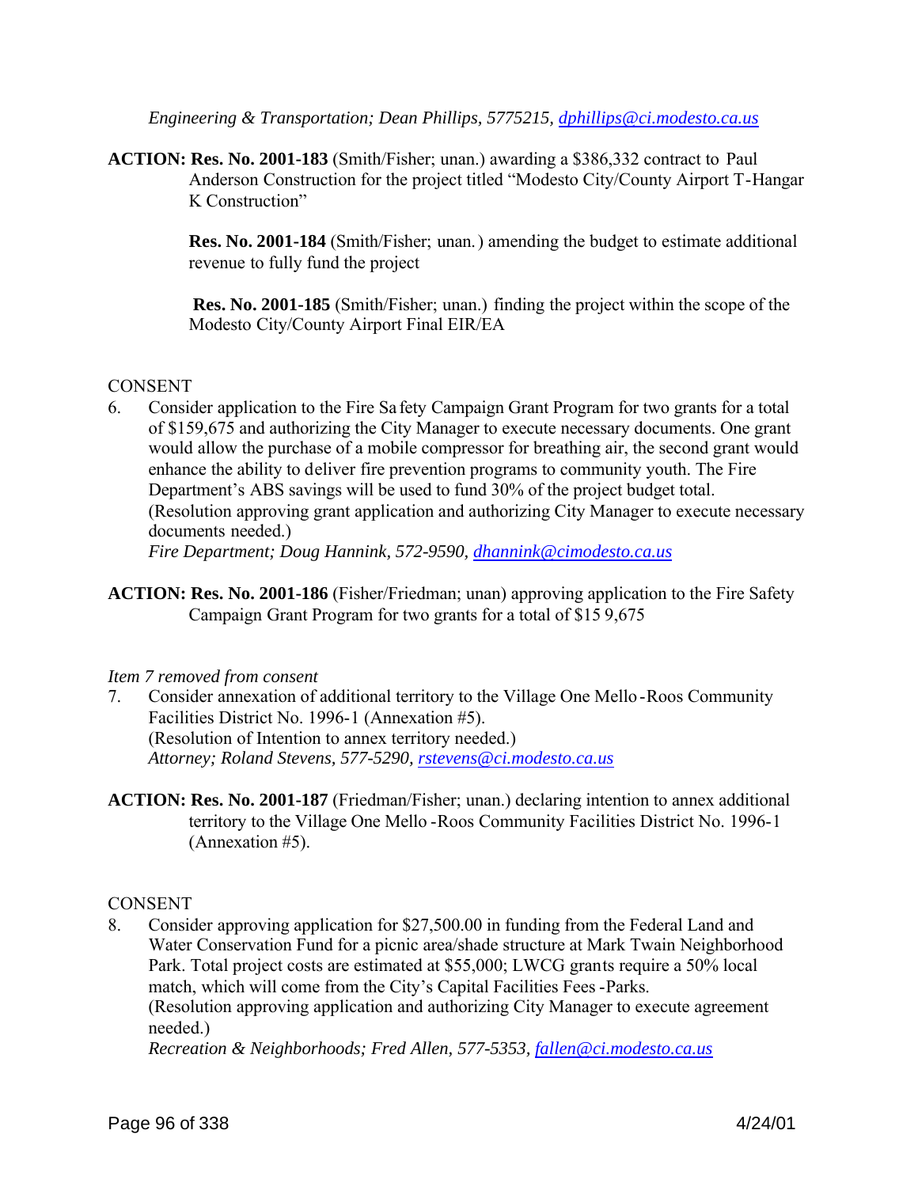*Engineering & Transportation; Dean Phillips, 5775215, dphillips@ci.modesto.ca.us*

**ACTION: Res. No. 2001-183** (Smith/Fisher; unan.) awarding a $386,332 contract to Paul Anderson Construction for the project titled "Modesto City/County Airport T-Hangar K Construction"

**Res. No. 2001-184** (Smith/Fisher; unan.) amending the budget to estimate additional revenue to fully fund the project

**Res. No. 2001-185** (Smith/Fisher; unan.) finding the project within the scope of the Modesto City/County Airport Final EIR/EA

CONSENT

6. Consider application to the Fire Safety Campaign Grant Program for two grants for a total of $159,675 and authorizing the City Manager to execute necessary documents. One grant would allow the purchase of a mobile compressor for breathing air, the second grant would enhance the ability to deliver fire prevention programs to community youth. The Fire Department's ABS savings will be used to fund 30% of the project budget total. (Resolution approving grant application and authorizing City Manager to execute necessary documents needed.)
   *Fire Department; Doug Hannink, 572-9590, dhannink@cimodesto.ca.us*

**ACTION: Res. No. 2001-186** (Fisher/Friedman; unan) approving application to the Fire Safety Campaign Grant Program for two grants for a total of $159,675

*Item 7 removed from consent*

7. Consider annexation of additional territory to the Village One Mello-Roos Community Facilities District No. 1996-1 (Annexation #5).
   (Resolution of Intention to annex territory needed.)
   *Attorney; Roland Stevens, 577-5290, rstevens@ci.modesto.ca.us*

**ACTION: Res. No. 2001-187** (Friedman/Fisher; unan.) declaring intention to annex additional territory to the Village One Mello-Roos Community Facilities District No. 1996-1 (Annexation #5).

CONSENT

8. Consider approving application for $27,500.00 in funding from the Federal Land and Water Conservation Fund for a picnic area/shade structure at Mark Twain Neighborhood Park. Total project costs are estimated at $55,000; LWCG grants require a 50% local match, which will come from the City's Capital Facilities Fees-Parks.
   (Resolution approving application and authorizing City Manager to execute agreement needed.)
   *Recreation & Neighborhoods; Fred Allen, 577-5353, fallen@ci.modesto.ca.us*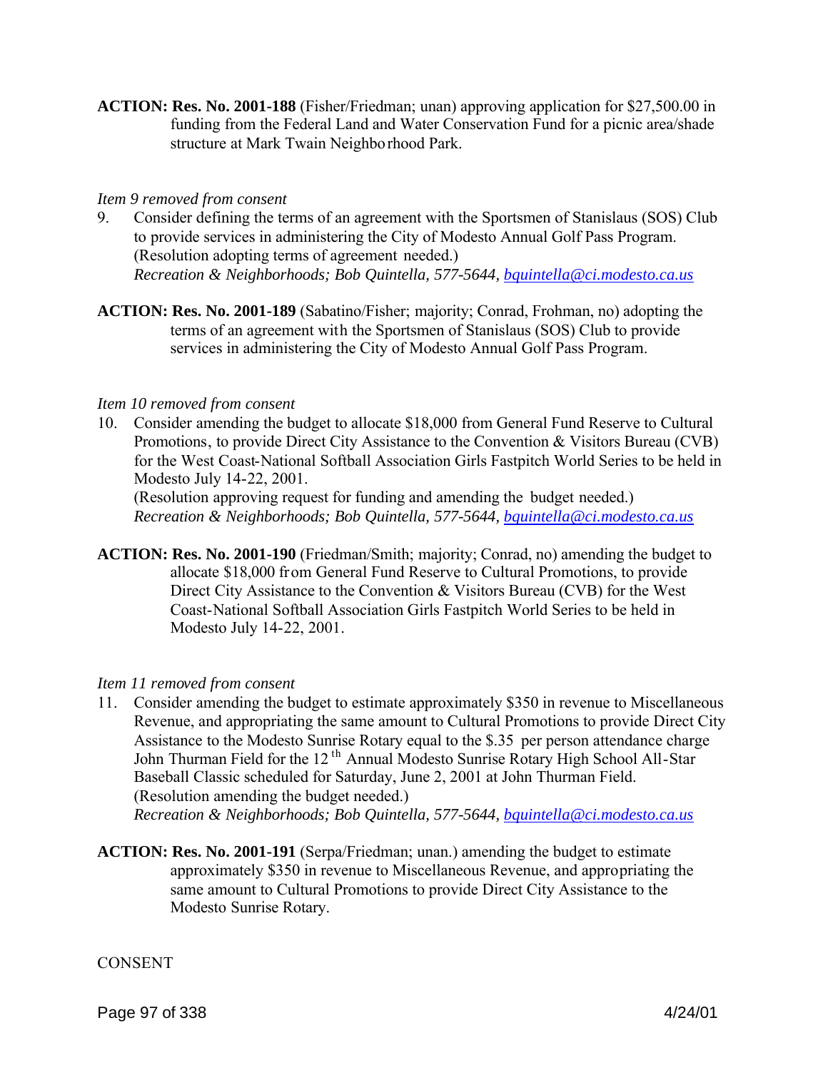**ACTION: Res. No. 2001-188** (Fisher/Friedman; unan) approving application for $27,500.00 in funding from the Federal Land and Water Conservation Fund for a picnic area/shade structure at Mark Twain Neighborhood Park.

*Item 9 removed from consent*

9. Consider defining the terms of an agreement with the Sportsmen of Stanislaus (SOS) Club to provide services in administering the City of Modesto Annual Golf Pass Program. (Resolution adopting terms of agreement needed.)
*Recreation & Neighborhoods; Bob Quintella, 577-5644, bquintella@ci.modesto.ca.us*

**ACTION: Res. No. 2001-189** (Sabatino/Fisher; majority; Conrad, Frohman, no) adopting the terms of an agreement with the Sportsmen of Stanislaus (SOS) Club to provide services in administering the City of Modesto Annual Golf Pass Program.

*Item 10 removed from consent*

10. Consider amending the budget to allocate $18,000 from General Fund Reserve to Cultural Promotions, to provide Direct City Assistance to the Convention & Visitors Bureau (CVB) for the West Coast-National Softball Association Girls Fastpitch World Series to be held in Modesto July 14-22, 2001.
(Resolution approving request for funding and amending the budget needed.)
*Recreation & Neighborhoods; Bob Quintella, 577-5644, bquintella@ci.modesto.ca.us*

**ACTION: Res. No. 2001-190** (Friedman/Smith; majority; Conrad, no) amending the budget to allocate $18,000 from General Fund Reserve to Cultural Promotions, to provide Direct City Assistance to the Convention & Visitors Bureau (CVB) for the West Coast-National Softball Association Girls Fastpitch World Series to be held in Modesto July 14-22, 2001.

*Item 11 removed from consent*

11. Consider amending the budget to estimate approximately $350 in revenue to Miscellaneous Revenue, and appropriating the same amount to Cultural Promotions to provide Direct City Assistance to the Modesto Sunrise Rotary equal to the $.35 per person attendance charge John Thurman Field for the 12th Annual Modesto Sunrise Rotary High School All-Star Baseball Classic scheduled for Saturday, June 2, 2001 at John Thurman Field.
(Resolution amending the budget needed.)
*Recreation & Neighborhoods; Bob Quintella, 577-5644, bquintella@ci.modesto.ca.us*

**ACTION: Res. No. 2001-191** (Serpa/Friedman; unan.) amending the budget to estimate approximately $350 in revenue to Miscellaneous Revenue, and appropriating the same amount to Cultural Promotions to provide Direct City Assistance to the Modesto Sunrise Rotary.

CONSENT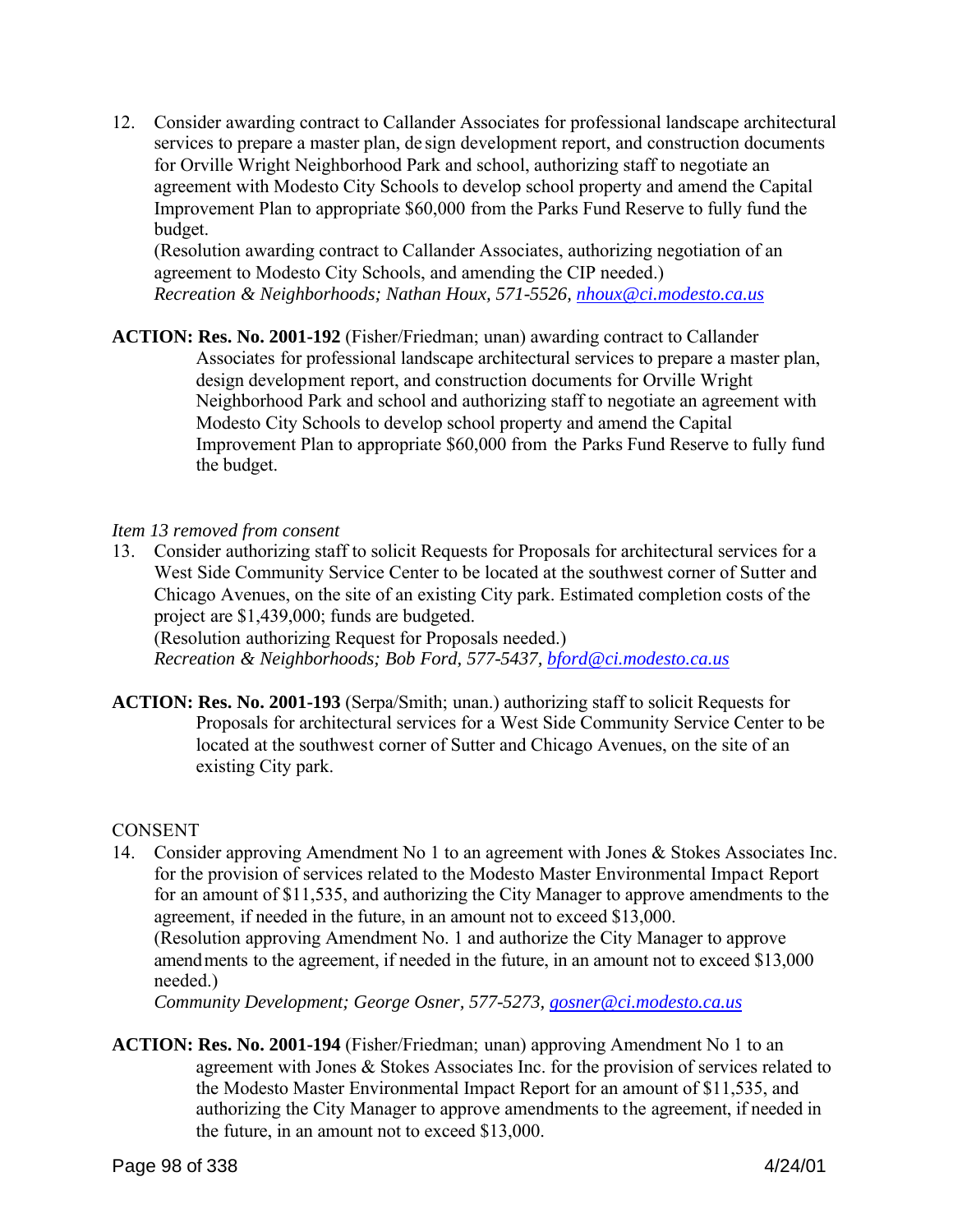12. Consider awarding contract to Callander Associates for professional landscape architectural services to prepare a master plan, design development report, and construction documents for Orville Wright Neighborhood Park and school, authorizing staff to negotiate an agreement with Modesto City Schools to develop school property and amend the Capital Improvement Plan to appropriate $60,000 from the Parks Fund Reserve to fully fund the budget.
(Resolution awarding contract to Callander Associates, authorizing negotiation of an agreement to Modesto City Schools, and amending the CIP needed.)
*Recreation & Neighborhoods; Nathan Houx, 571-5526, nhoux@ci.modesto.ca.us*

**ACTION: Res. No. 2001-192** (Fisher/Friedman; unan) awarding contract to Callander Associates for professional landscape architectural services to prepare a master plan, design development report, and construction documents for Orville Wright Neighborhood Park and school and authorizing staff to negotiate an agreement with Modesto City Schools to develop school property and amend the Capital Improvement Plan to appropriate $60,000 from the Parks Fund Reserve to fully fund the budget.

*Item 13 removed from consent*

13. Consider authorizing staff to solicit Requests for Proposals for architectural services for a West Side Community Service Center to be located at the southwest corner of Sutter and Chicago Avenues, on the site of an existing City park. Estimated completion costs of the project are $1,439,000; funds are budgeted.
(Resolution authorizing Request for Proposals needed.)
*Recreation & Neighborhoods; Bob Ford, 577-5437, bford@ci.modesto.ca.us*

**ACTION: Res. No. 2001-193** (Serpa/Smith; unan.) authorizing staff to solicit Requests for Proposals for architectural services for a West Side Community Service Center to be located at the southwest corner of Sutter and Chicago Avenues, on the site of an existing City park.

CONSENT

14. Consider approving Amendment No 1 to an agreement with Jones & Stokes Associates Inc. for the provision of services related to the Modesto Master Environmental Impact Report for an amount of $11,535, and authorizing the City Manager to approve amendments to the agreement, if needed in the future, in an amount not to exceed $13,000.
(Resolution approving Amendment No. 1 and authorize the City Manager to approve amendments to the agreement, if needed in the future, in an amount not to exceed $13,000 needed.)
*Community Development; George Osner, 577-5273, gosner@ci.modesto.ca.us*

**ACTION: Res. No. 2001-194** (Fisher/Friedman; unan) approving Amendment No 1 to an agreement with Jones & Stokes Associates Inc. for the provision of services related to the Modesto Master Environmental Impact Report for an amount of $11,535, and authorizing the City Manager to approve amendments to the agreement, if needed in the future, in an amount not to exceed $13,000.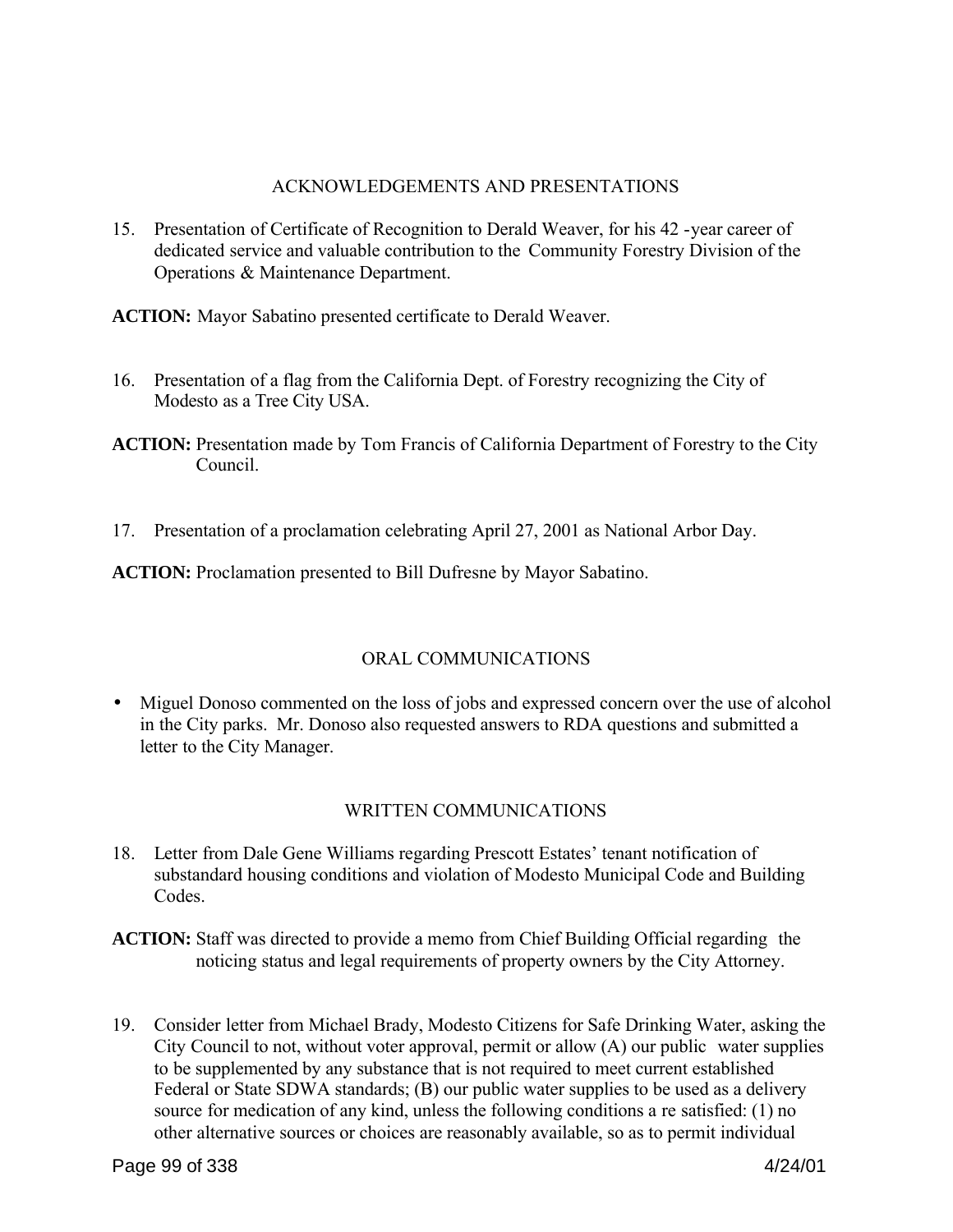## ACKNOWLEDGEMENTS AND PRESENTATIONS

15. Presentation of Certificate of Recognition to Derald Weaver, for his 42 -year career of dedicated service and valuable contribution to the Community Forestry Division of the Operations & Maintenance Department.

**ACTION:** Mayor Sabatino presented certificate to Derald Weaver.

16. Presentation of a flag from the California Dept. of Forestry recognizing the City of Modesto as a Tree City USA.

**ACTION:** Presentation made by Tom Francis of California Department of Forestry to the City Council.

17. Presentation of a proclamation celebrating April 27, 2001 as National Arbor Day.

**ACTION:** Proclamation presented to Bill Dufresne by Mayor Sabatino.

## ORAL COMMUNICATIONS

- Miguel Donoso commented on the loss of jobs and expressed concern over the use of alcohol in the City parks. Mr. Donoso also requested answers to RDA questions and submitted a letter to the City Manager.

## WRITTEN COMMUNICATIONS

18. Letter from Dale Gene Williams regarding Prescott Estates' tenant notification of substandard housing conditions and violation of Modesto Municipal Code and Building Codes.

**ACTION:** Staff was directed to provide a memo from Chief Building Official regarding the noticing status and legal requirements of property owners by the City Attorney.

19. Consider letter from Michael Brady, Modesto Citizens for Safe Drinking Water, asking the City Council to not, without voter approval, permit or allow (A) our public water supplies to be supplemented by any substance that is not required to meet current established Federal or State SDWA standards; (B) our public water supplies to be used as a delivery source for medication of any kind, unless the following conditions a re satisfied: (1) no other alternative sources or choices are reasonably available, so as to permit individual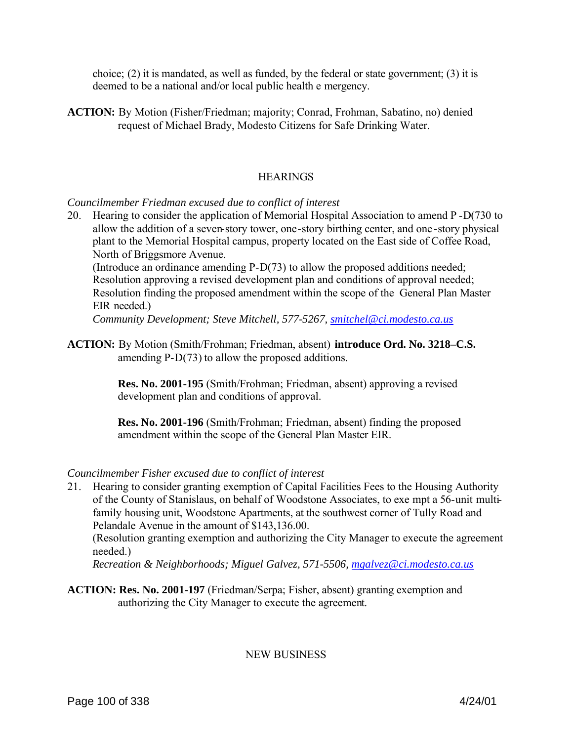choice; (2) it is mandated, as well as funded, by the federal or state government; (3) it is deemed to be a national and/or local public health e mergency.

**ACTION:** By Motion (Fisher/Friedman; majority; Conrad, Frohman, Sabatino, no) denied request of Michael Brady, Modesto Citizens for Safe Drinking Water.

HEARINGS

*Councilmember Friedman excused due to conflict of interest*

20. Hearing to consider the application of Memorial Hospital Association to amend P -D(730 to allow the addition of a seven-story tower, one-story birthing center, and one-story physical plant to the Memorial Hospital campus, property located on the East side of Coffee Road, North of Briggsmore Avenue.
(Introduce an ordinance amending P-D(73) to allow the proposed additions needed; Resolution approving a revised development plan and conditions of approval needed; Resolution finding the proposed amendment within the scope of the General Plan Master EIR needed.)
*Community Development; Steve Mitchell, 577-5267, smitchel@ci.modesto.ca.us*

**ACTION:** By Motion (Smith/Frohman; Friedman, absent) **introduce Ord. No. 3218–C.S.** amending P-D(73) to allow the proposed additions.

**Res. No. 2001-195** (Smith/Frohman; Friedman, absent) approving a revised development plan and conditions of approval.

**Res. No. 2001-196** (Smith/Frohman; Friedman, absent) finding the proposed amendment within the scope of the General Plan Master EIR.

*Councilmember Fisher excused due to conflict of interest*

21. Hearing to consider granting exemption of Capital Facilities Fees to the Housing Authority of the County of Stanislaus, on behalf of Woodstone Associates, to exe mpt a 56-unit multi-family housing unit, Woodstone Apartments, at the southwest corner of Tully Road and Pelandale Avenue in the amount of $143,136.00.
(Resolution granting exemption and authorizing the City Manager to execute the agreement needed.)
*Recreation & Neighborhoods; Miguel Galvez, 571-5506, mgalvez@ci.modesto.ca.us*

**ACTION: Res. No. 2001-197** (Friedman/Serpa; Fisher, absent) granting exemption and authorizing the City Manager to execute the agreement.

NEW BUSINESS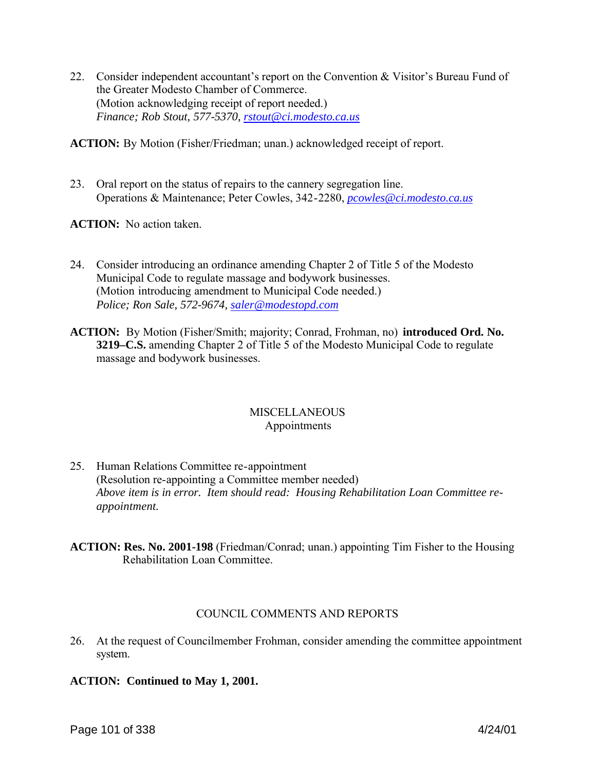22. Consider independent accountant's report on the Convention & Visitor's Bureau Fund of the Greater Modesto Chamber of Commerce.
    (Motion acknowledging receipt of report needed.)
    *Finance; Rob Stout, 577-5370, rstout@ci.modesto.ca.us*

**ACTION:** By Motion (Fisher/Friedman; unan.) acknowledged receipt of report.

23. Oral report on the status of repairs to the cannery segregation line.
    Operations & Maintenance; Peter Cowles, 342-2280, *pcowles@ci.modesto.ca.us*

**ACTION:** No action taken.

24. Consider introducing an ordinance amending Chapter 2 of Title 5 of the Modesto Municipal Code to regulate massage and bodywork businesses.
    (Motion introducing amendment to Municipal Code needed.)
    *Police; Ron Sale, 572-9674, saler@modestopd.com*

**ACTION:** By Motion (Fisher/Smith; majority; Conrad, Frohman, no) **introduced Ord. No. 3219–C.S.** amending Chapter 2 of Title 5 of the Modesto Municipal Code to regulate massage and bodywork businesses.

## MISCELLANEOUS
### Appointments

25. Human Relations Committee re-appointment
    (Resolution re-appointing a Committee member needed)
    *Above item is in error. Item should read: Housing Rehabilitation Loan Committee re-appointment.*

**ACTION: Res. No. 2001-198** (Friedman/Conrad; unan.) appointing Tim Fisher to the Housing Rehabilitation Loan Committee.

## COUNCIL COMMENTS AND REPORTS

26. At the request of Councilmember Frohman, consider amending the committee appointment system.

**ACTION: Continued to May 1, 2001.**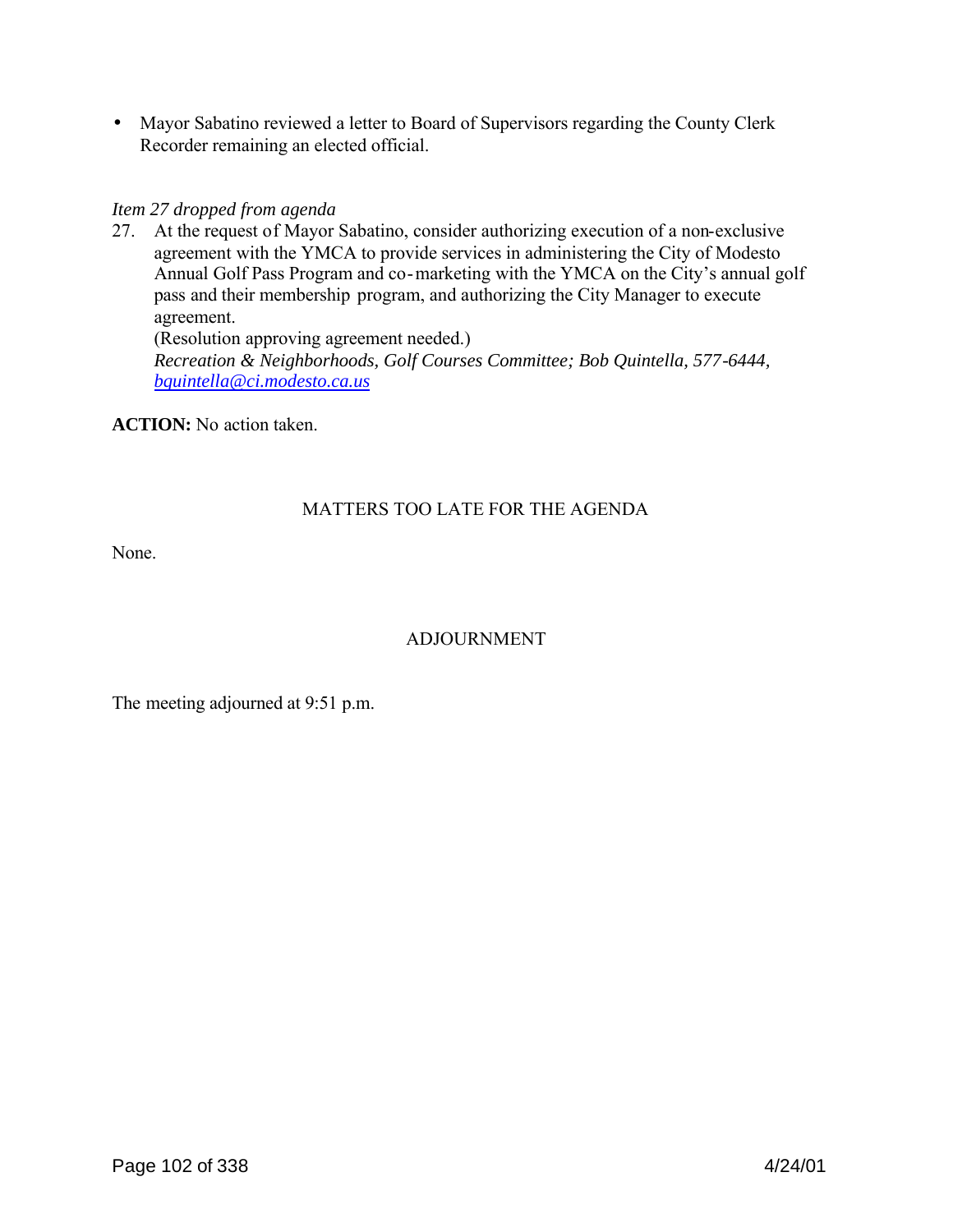- Mayor Sabatino reviewed a letter to Board of Supervisors regarding the County Clerk Recorder remaining an elected official.

*Item 27 dropped from agenda*

27. At the request of Mayor Sabatino, consider authorizing execution of a non-exclusive agreement with the YMCA to provide services in administering the City of Modesto Annual Golf Pass Program and co-marketing with the YMCA on the City's annual golf pass and their membership program, and authorizing the City Manager to execute agreement.
    (Resolution approving agreement needed.)
    *Recreation & Neighborhoods, Golf Courses Committee; Bob Quintella, 577-6444, bquintella@ci.modesto.ca.us*

**ACTION:** No action taken.

## MATTERS TOO LATE FOR THE AGENDA

None.

## ADJOURNMENT

The meeting adjourned at 9:51 p.m.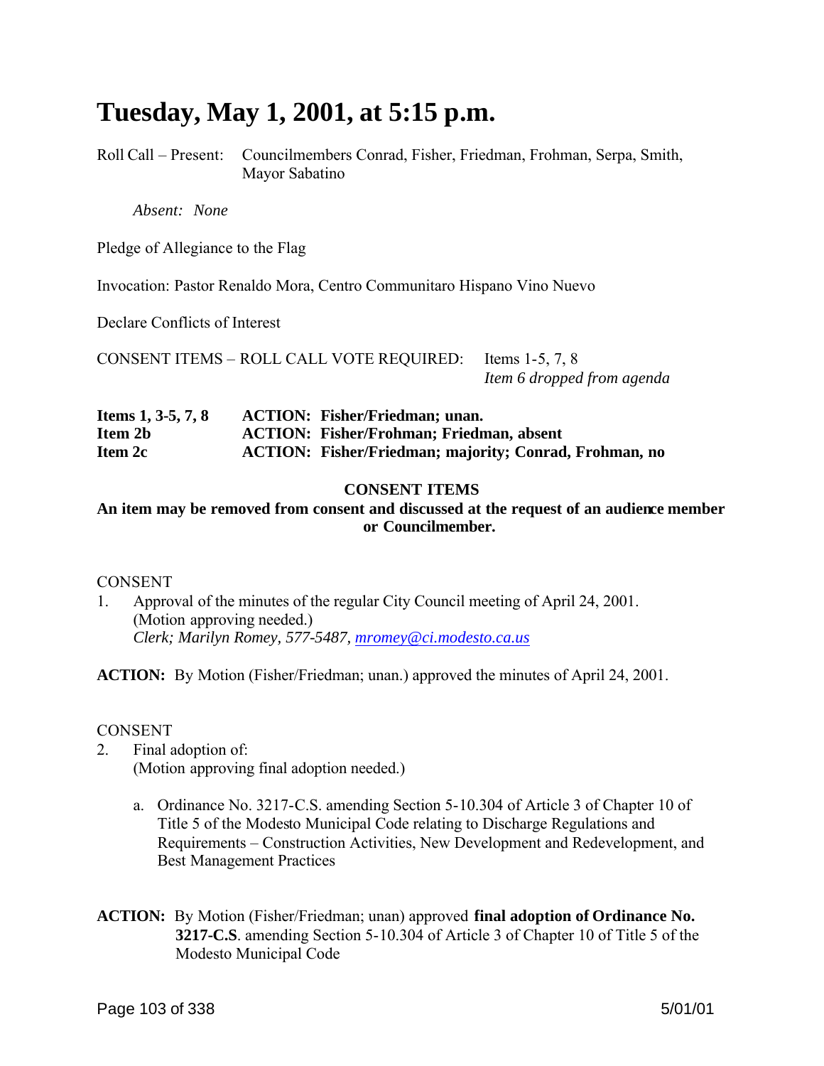# Tuesday, May 1, 2001, at 5:15 p.m.

Roll Call – Present: Councilmembers Conrad, Fisher, Friedman, Frohman, Serpa, Smith, Mayor Sabatino

*Absent: None*

Pledge of Allegiance to the Flag

Invocation: Pastor Renaldo Mora, Centro Communitaro Hispano Vino Nuevo

Declare Conflicts of Interest

CONSENT ITEMS – ROLL CALL VOTE REQUIRED: Items 1-5, 7, 8
*Item 6 dropped from agenda*

**Items 1, 3-5, 7, 8** **ACTION: Fisher/Friedman; unan.**
**Item 2b** **ACTION: Fisher/Frohman; Friedman, absent**
**Item 2c** **ACTION: Fisher/Friedman; majority; Conrad, Frohman, no**

**CONSENT ITEMS**
**An item may be removed from consent and discussed at the request of an audience member or Councilmember.**

CONSENT

1. Approval of the minutes of the regular City Council meeting of April 24, 2001. (Motion approving needed.)
   *Clerk; Marilyn Romey, 577-5487, mromey@ci.modesto.ca.us*

**ACTION:** By Motion (Fisher/Friedman; unan.) approved the minutes of April 24, 2001.

CONSENT

2. Final adoption of:
   (Motion approving final adoption needed.)

   a. Ordinance No. 3217-C.S. amending Section 5-10.304 of Article 3 of Chapter 10 of Title 5 of the Modesto Municipal Code relating to Discharge Regulations and Requirements – Construction Activities, New Development and Redevelopment, and Best Management Practices

**ACTION:** By Motion (Fisher/Friedman; unan) approved **final adoption of Ordinance No. 3217-C.S**. amending Section 5-10.304 of Article 3 of Chapter 10 of Title 5 of the Modesto Municipal Code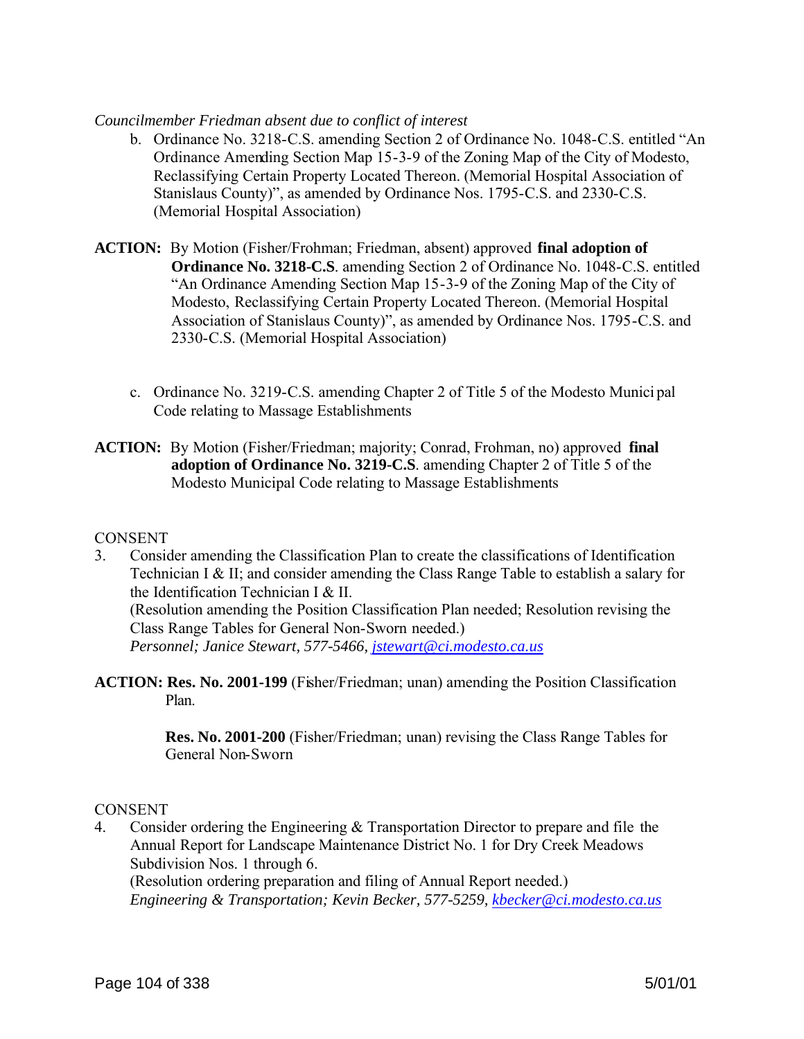*Councilmember Friedman absent due to conflict of interest*

b. Ordinance No. 3218-C.S. amending Section 2 of Ordinance No. 1048-C.S. entitled "An Ordinance Amending Section Map 15-3-9 of the Zoning Map of the City of Modesto, Reclassifying Certain Property Located Thereon. (Memorial Hospital Association of Stanislaus County)", as amended by Ordinance Nos. 1795-C.S. and 2330-C.S. (Memorial Hospital Association)

**ACTION:** By Motion (Fisher/Frohman; Friedman, absent) approved **final adoption of Ordinance No. 3218-C.S**. amending Section 2 of Ordinance No. 1048-C.S. entitled "An Ordinance Amending Section Map 15-3-9 of the Zoning Map of the City of Modesto, Reclassifying Certain Property Located Thereon. (Memorial Hospital Association of Stanislaus County)", as amended by Ordinance Nos. 1795-C.S. and 2330-C.S. (Memorial Hospital Association)

c. Ordinance No. 3219-C.S. amending Chapter 2 of Title 5 of the Modesto Municipal Code relating to Massage Establishments

**ACTION:** By Motion (Fisher/Friedman; majority; Conrad, Frohman, no) approved **final adoption of Ordinance No. 3219-C.S**. amending Chapter 2 of Title 5 of the Modesto Municipal Code relating to Massage Establishments

CONSENT

3. Consider amending the Classification Plan to create the classifications of Identification Technician I & II; and consider amending the Class Range Table to establish a salary for the Identification Technician I & II.
(Resolution amending the Position Classification Plan needed; Resolution revising the Class Range Tables for General Non-Sworn needed.)
*Personnel; Janice Stewart, 577-5466, jstewart@ci.modesto.ca.us*

**ACTION: Res. No. 2001-199** (Fisher/Friedman; unan) amending the Position Classification Plan.

**Res. No. 2001-200** (Fisher/Friedman; unan) revising the Class Range Tables for General Non-Sworn

CONSENT

4. Consider ordering the Engineering & Transportation Director to prepare and file the Annual Report for Landscape Maintenance District No. 1 for Dry Creek Meadows Subdivision Nos. 1 through 6.
(Resolution ordering preparation and filing of Annual Report needed.)
*Engineering & Transportation; Kevin Becker, 577-5259, kbecker@ci.modesto.ca.us*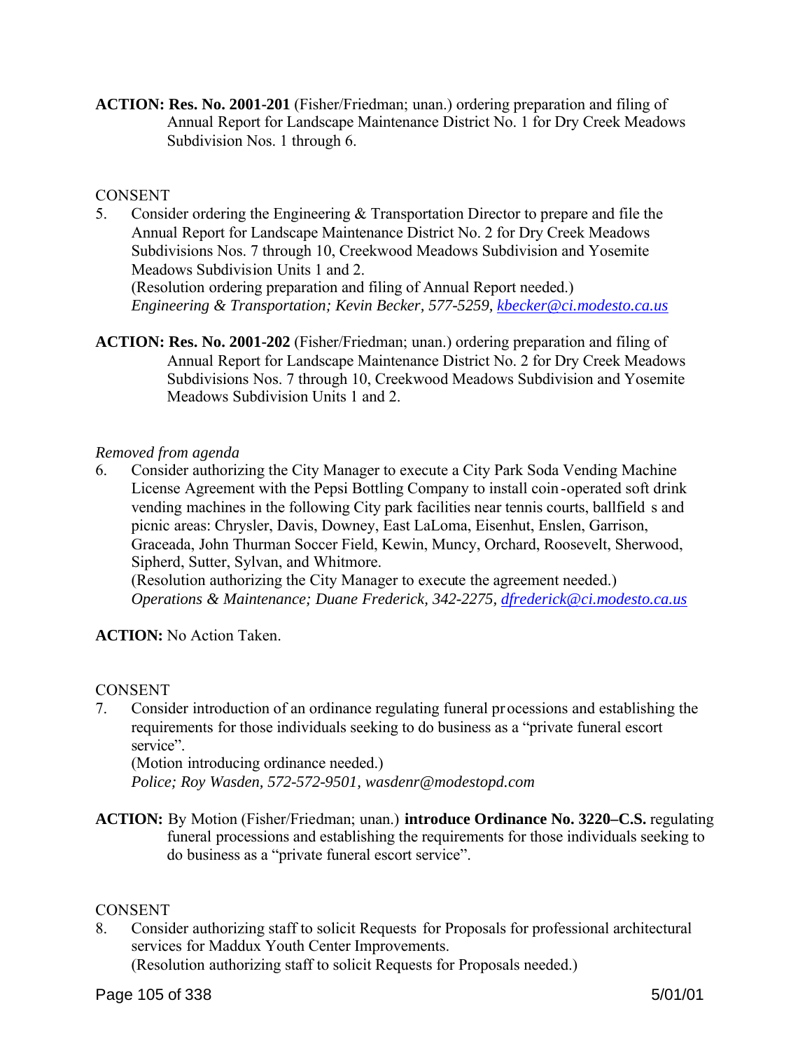**ACTION: Res. No. 2001-201** (Fisher/Friedman; unan.) ordering preparation and filing of Annual Report for Landscape Maintenance District No. 1 for Dry Creek Meadows Subdivision Nos. 1 through 6.

CONSENT

5. Consider ordering the Engineering & Transportation Director to prepare and file the Annual Report for Landscape Maintenance District No. 2 for Dry Creek Meadows Subdivisions Nos. 7 through 10, Creekwood Meadows Subdivision and Yosemite Meadows Subdivision Units 1 and 2.
   (Resolution ordering preparation and filing of Annual Report needed.)
   *Engineering & Transportation; Kevin Becker, 577-5259, kbecker@ci.modesto.ca.us*

**ACTION: Res. No. 2001-202** (Fisher/Friedman; unan.) ordering preparation and filing of Annual Report for Landscape Maintenance District No. 2 for Dry Creek Meadows Subdivisions Nos. 7 through 10, Creekwood Meadows Subdivision and Yosemite Meadows Subdivision Units 1 and 2.

*Removed from agenda*

6. Consider authorizing the City Manager to execute a City Park Soda Vending Machine License Agreement with the Pepsi Bottling Company to install coin-operated soft drink vending machines in the following City park facilities near tennis courts, ballfield s and picnic areas: Chrysler, Davis, Downey, East LaLoma, Eisenhut, Enslen, Garrison, Graceada, John Thurman Soccer Field, Kewin, Muncy, Orchard, Roosevelt, Sherwood, Sipherd, Sutter, Sylvan, and Whitmore.
   (Resolution authorizing the City Manager to execute the agreement needed.)
   *Operations & Maintenance; Duane Frederick, 342-2275, dfrederick@ci.modesto.ca.us*

**ACTION:** No Action Taken.

CONSENT

7. Consider introduction of an ordinance regulating funeral processions and establishing the requirements for those individuals seeking to do business as a "private funeral escort service".
   (Motion introducing ordinance needed.)
   *Police; Roy Wasden, 572-572-9501, wasdenr@modestopd.com*

**ACTION:** By Motion (Fisher/Friedman; unan.) **introduce Ordinance No. 3220–C.S.** regulating funeral processions and establishing the requirements for those individuals seeking to do business as a "private funeral escort service".

CONSENT

8. Consider authorizing staff to solicit Requests for Proposals for professional architectural services for Maddux Youth Center Improvements.
   (Resolution authorizing staff to solicit Requests for Proposals needed.)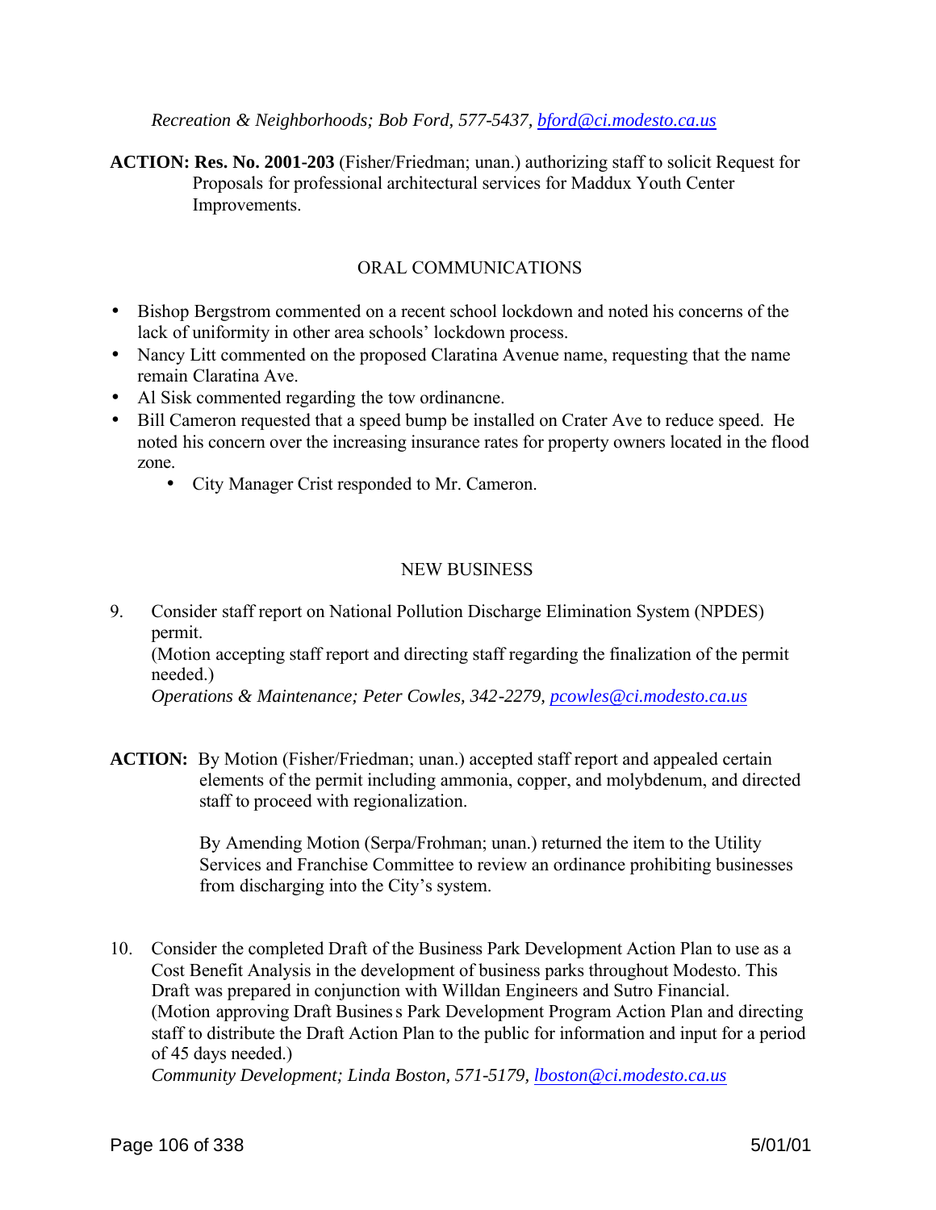*Recreation & Neighborhoods; Bob Ford, 577-5437, bford@ci.modesto.ca.us*

**ACTION: Res. No. 2001-203** (Fisher/Friedman; unan.) authorizing staff to solicit Request for Proposals for professional architectural services for Maddux Youth Center Improvements.

## ORAL COMMUNICATIONS

- Bishop Bergstrom commented on a recent school lockdown and noted his concerns of the lack of uniformity in other area schools' lockdown process.
- Nancy Litt commented on the proposed Claratina Avenue name, requesting that the name remain Claratina Ave.
- Al Sisk commented regarding the tow ordinancne.
- Bill Cameron requested that a speed bump be installed on Crater Ave to reduce speed. He noted his concern over the increasing insurance rates for property owners located in the flood zone.
    - City Manager Crist responded to Mr. Cameron.

## NEW BUSINESS

9. Consider staff report on National Pollution Discharge Elimination System (NPDES) permit.
   (Motion accepting staff report and directing staff regarding the finalization of the permit needed.)
   *Operations & Maintenance; Peter Cowles, 342-2279, pcowles@ci.modesto.ca.us*

**ACTION:** By Motion (Fisher/Friedman; unan.) accepted staff report and appealed certain elements of the permit including ammonia, copper, and molybdenum, and directed staff to proceed with regionalization.

By Amending Motion (Serpa/Frohman; unan.) returned the item to the Utility Services and Franchise Committee to review an ordinance prohibiting businesses from discharging into the City's system.

10. Consider the completed Draft of the Business Park Development Action Plan to use as a Cost Benefit Analysis in the development of business parks throughout Modesto. This Draft was prepared in conjunction with Willdan Engineers and Sutro Financial.
    (Motion approving Draft Business Park Development Program Action Plan and directing staff to distribute the Draft Action Plan to the public for information and input for a period of 45 days needed.)
    *Community Development; Linda Boston, 571-5179, lboston@ci.modesto.ca.us*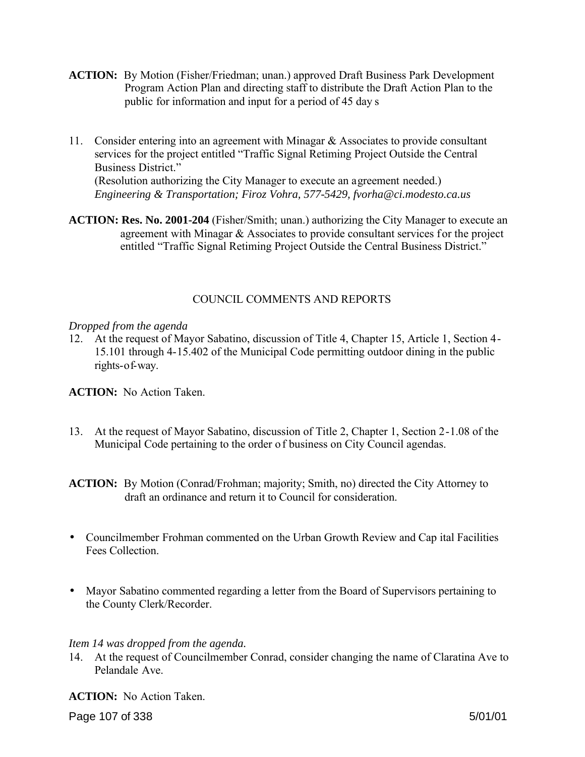**ACTION:** By Motion (Fisher/Friedman; unan.) approved Draft Business Park Development Program Action Plan and directing staff to distribute the Draft Action Plan to the public for information and input for a period of 45 days

11. Consider entering into an agreement with Minagar & Associates to provide consultant services for the project entitled "Traffic Signal Retiming Project Outside the Central Business District."
    (Resolution authorizing the City Manager to execute an agreement needed.)
    *Engineering & Transportation; Firoz Vohra, 577-5429, fvorha@ci.modesto.ca.us*

**ACTION: Res. No. 2001-204** (Fisher/Smith; unan.) authorizing the City Manager to execute an agreement with Minagar & Associates to provide consultant services for the project entitled "Traffic Signal Retiming Project Outside the Central Business District."

COUNCIL COMMENTS AND REPORTS

*Dropped from the agenda*

12. At the request of Mayor Sabatino, discussion of Title 4, Chapter 15, Article 1, Section 4-15.101 through 4-15.402 of the Municipal Code permitting outdoor dining in the public rights-of-way.

**ACTION:** No Action Taken.

13. At the request of Mayor Sabatino, discussion of Title 2, Chapter 1, Section 2-1.08 of the Municipal Code pertaining to the order of business on City Council agendas.

**ACTION:** By Motion (Conrad/Frohman; majority; Smith, no) directed the City Attorney to draft an ordinance and return it to Council for consideration.

- Councilmember Frohman commented on the Urban Growth Review and Capital Facilities Fees Collection.

- Mayor Sabatino commented regarding a letter from the Board of Supervisors pertaining to the County Clerk/Recorder.

*Item 14 was dropped from the agenda.*

14. At the request of Councilmember Conrad, consider changing the name of Claratina Ave to Pelandale Ave.

**ACTION:** No Action Taken.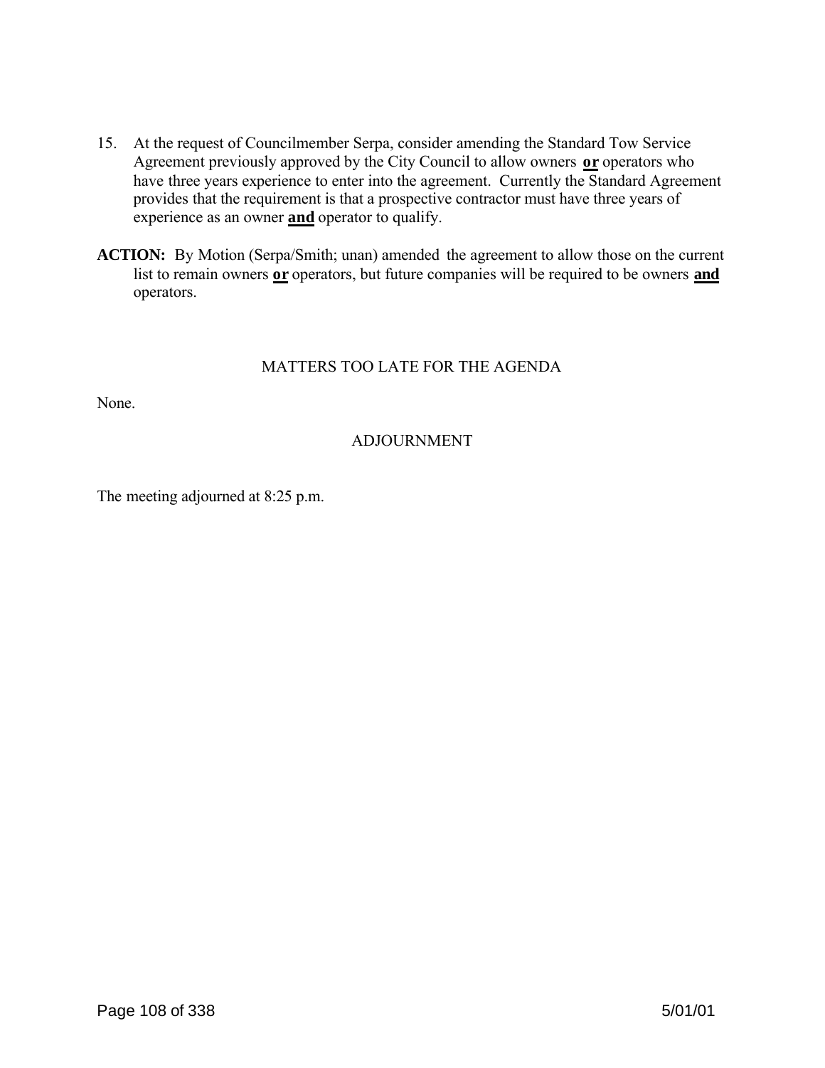15. At the request of Councilmember Serpa, consider amending the Standard Tow Service Agreement previously approved by the City Council to allow owners **<u>or</u>** operators who have three years experience to enter into the agreement. Currently the Standard Agreement provides that the requirement is that a prospective contractor must have three years of experience as an owner **<u>and</u>** operator to qualify.

**ACTION:** By Motion (Serpa/Smith; unan) amended the agreement to allow those on the current list to remain owners **<u>or</u>** operators, but future companies will be required to be owners **<u>and</u>** operators.

## MATTERS TOO LATE FOR THE AGENDA

None.

## ADJOURNMENT

The meeting adjourned at 8:25 p.m.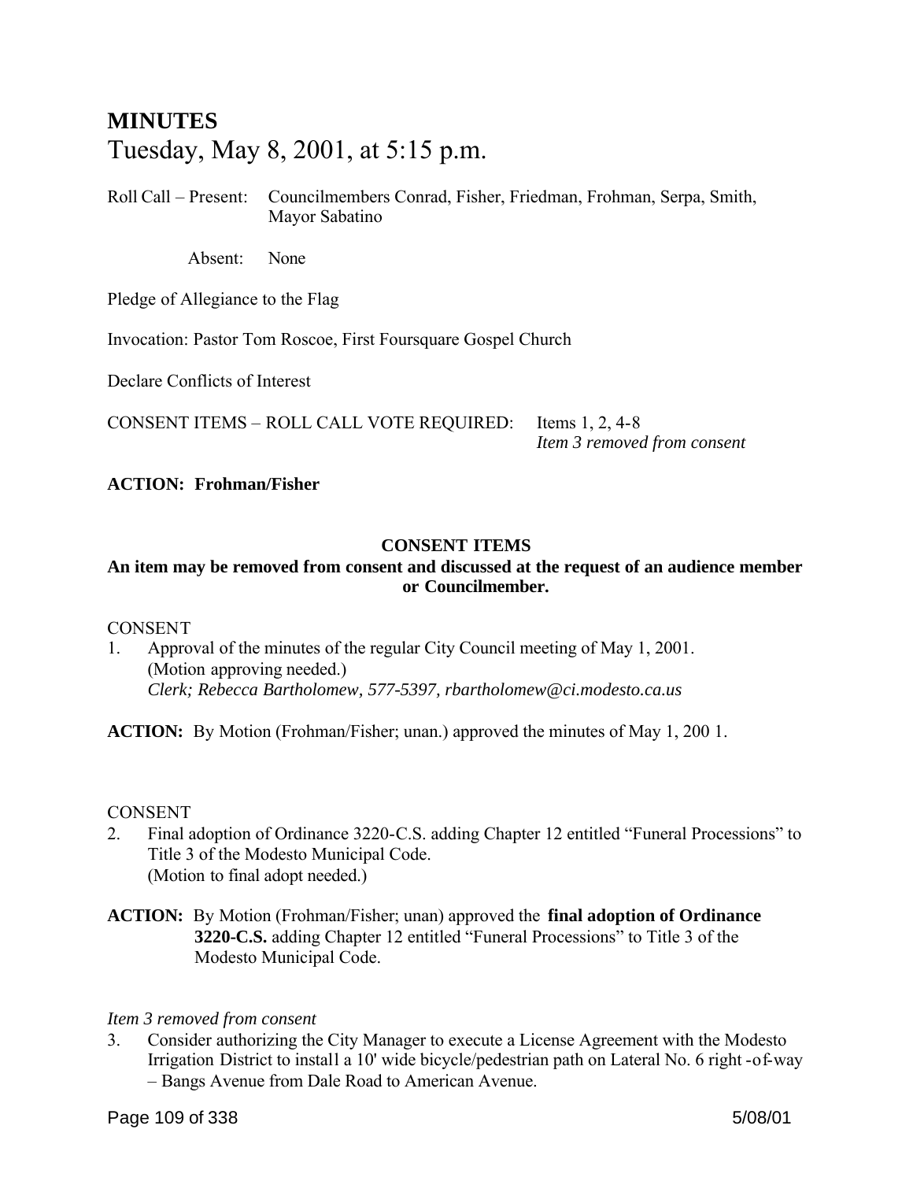# MINUTES

Tuesday, May 8, 2001, at 5:15 p.m.

Roll Call – Present: Councilmembers Conrad, Fisher, Friedman, Frohman, Serpa, Smith, Mayor Sabatino

Absent: None

Pledge of Allegiance to the Flag

Invocation: Pastor Tom Roscoe, First Foursquare Gospel Church

Declare Conflicts of Interest

CONSENT ITEMS – ROLL CALL VOTE REQUIRED: Items 1, 2, 4-8
*Item 3 removed from consent*

**ACTION: Frohman/Fisher**

**CONSENT ITEMS**

**An item may be removed from consent and discussed at the request of an audience member or Councilmember.**

CONSENT

1. Approval of the minutes of the regular City Council meeting of May 1, 2001. (Motion approving needed.)
   *Clerk; Rebecca Bartholomew, 577-5397, rbartholomew@ci.modesto.ca.us*

**ACTION:** By Motion (Frohman/Fisher; unan.) approved the minutes of May 1, 200 1.

CONSENT

2. Final adoption of Ordinance 3220-C.S. adding Chapter 12 entitled "Funeral Processions" to Title 3 of the Modesto Municipal Code.
   (Motion to final adopt needed.)

**ACTION:** By Motion (Frohman/Fisher; unan) approved the **final adoption of Ordinance 3220-C.S.** adding Chapter 12 entitled "Funeral Processions" to Title 3 of the Modesto Municipal Code.

*Item 3 removed from consent*

3. Consider authorizing the City Manager to execute a License Agreement with the Modesto Irrigation District to install a 10' wide bicycle/pedestrian path on Lateral No. 6 right -of-way – Bangs Avenue from Dale Road to American Avenue.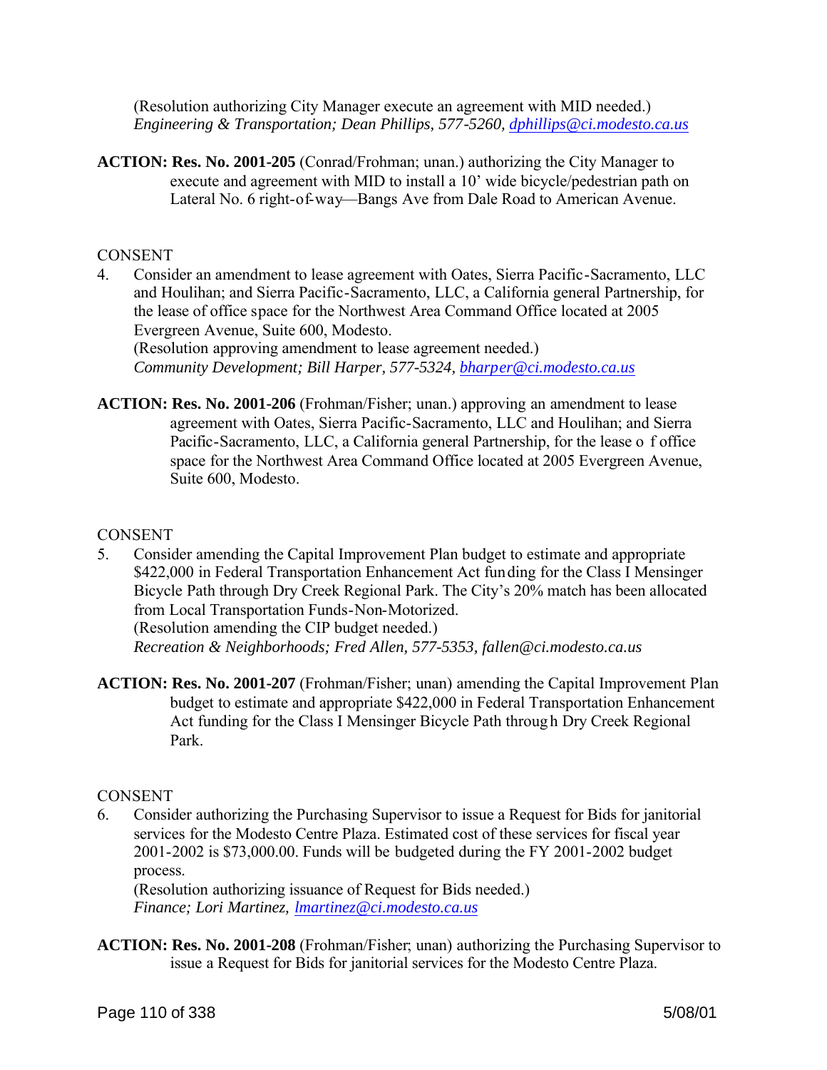(Resolution authorizing City Manager execute an agreement with MID needed.)
*Engineering & Transportation; Dean Phillips, 577-5260, dphillips@ci.modesto.ca.us*

**ACTION: Res. No. 2001-205** (Conrad/Frohman; unan.) authorizing the City Manager to execute and agreement with MID to install a 10' wide bicycle/pedestrian path on Lateral No. 6 right-of-way—Bangs Ave from Dale Road to American Avenue.

CONSENT

4. Consider an amendment to lease agreement with Oates, Sierra Pacific-Sacramento, LLC and Houlihan; and Sierra Pacific-Sacramento, LLC, a California general Partnership, for the lease of office space for the Northwest Area Command Office located at 2005 Evergreen Avenue, Suite 600, Modesto.
(Resolution approving amendment to lease agreement needed.)
*Community Development; Bill Harper, 577-5324, bharper@ci.modesto.ca.us*

**ACTION: Res. No. 2001-206** (Frohman/Fisher; unan.) approving an amendment to lease agreement with Oates, Sierra Pacific-Sacramento, LLC and Houlihan; and Sierra Pacific-Sacramento, LLC, a California general Partnership, for the lease of office space for the Northwest Area Command Office located at 2005 Evergreen Avenue, Suite 600, Modesto.

CONSENT

5. Consider amending the Capital Improvement Plan budget to estimate and appropriate $422,000 in Federal Transportation Enhancement Act funding for the Class I Mensinger Bicycle Path through Dry Creek Regional Park. The City's 20% match has been allocated from Local Transportation Funds-Non-Motorized.
(Resolution amending the CIP budget needed.)
*Recreation & Neighborhoods; Fred Allen, 577-5353, fallen@ci.modesto.ca.us*

**ACTION: Res. No. 2001-207** (Frohman/Fisher; unan) amending the Capital Improvement Plan budget to estimate and appropriate $422,000 in Federal Transportation Enhancement Act funding for the Class I Mensinger Bicycle Path through Dry Creek Regional Park.

CONSENT

6. Consider authorizing the Purchasing Supervisor to issue a Request for Bids for janitorial services for the Modesto Centre Plaza. Estimated cost of these services for fiscal year 2001-2002 is $73,000.00. Funds will be budgeted during the FY 2001-2002 budget process.
(Resolution authorizing issuance of Request for Bids needed.)
*Finance; Lori Martinez, lmartinez@ci.modesto.ca.us*

**ACTION: Res. No. 2001-208** (Frohman/Fisher; unan) authorizing the Purchasing Supervisor to issue a Request for Bids for janitorial services for the Modesto Centre Plaza.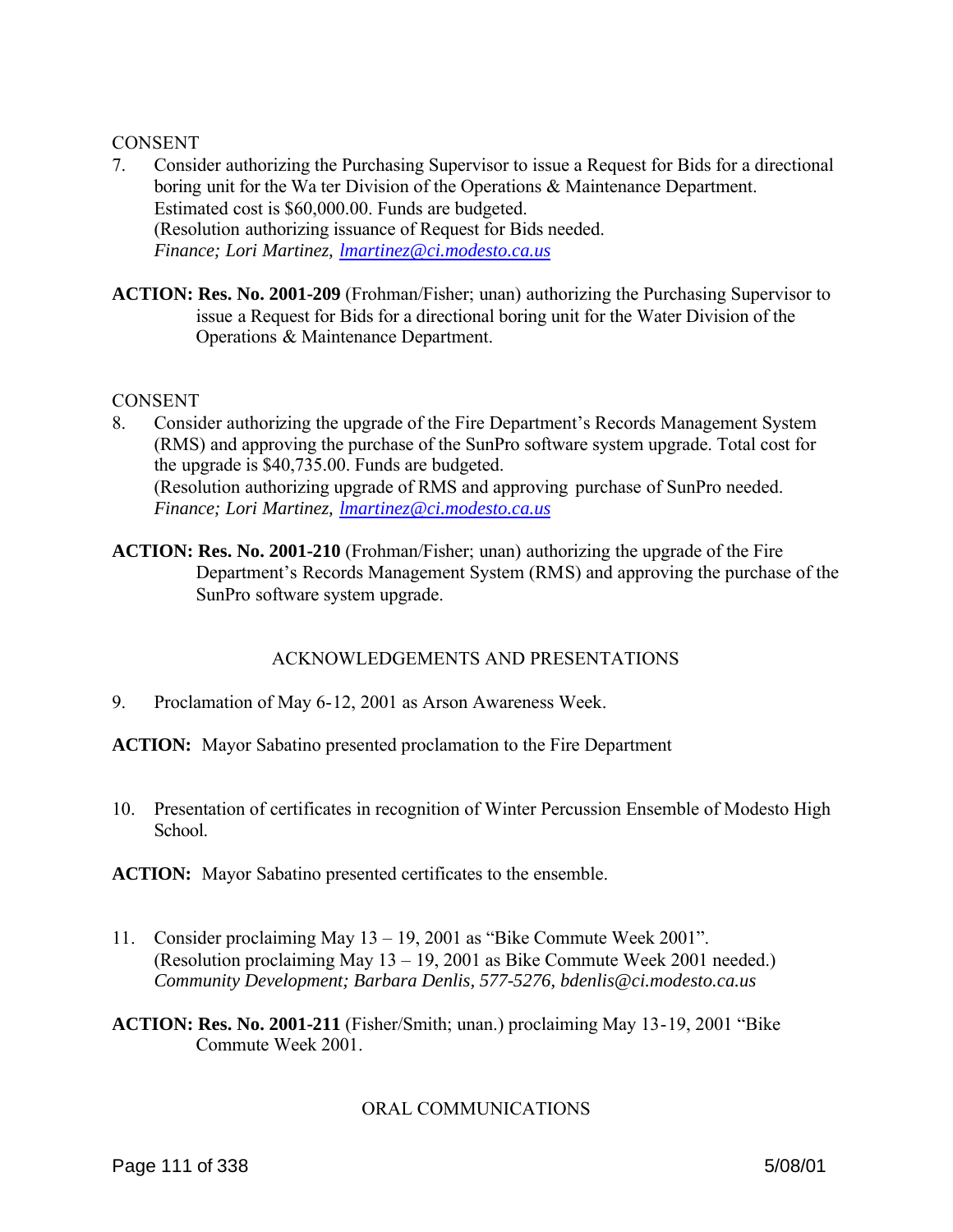CONSENT

7. Consider authorizing the Purchasing Supervisor to issue a Request for Bids for a directional boring unit for the Wa ter Division of the Operations & Maintenance Department. Estimated cost is $60,000.00. Funds are budgeted. (Resolution authorizing issuance of Request for Bids needed. *Finance; Lori Martinez, lmartinez@ci.modesto.ca.us*

**ACTION: Res. No. 2001-209** (Frohman/Fisher; unan) authorizing the Purchasing Supervisor to issue a Request for Bids for a directional boring unit for the Water Division of the Operations & Maintenance Department.

CONSENT

8. Consider authorizing the upgrade of the Fire Department's Records Management System (RMS) and approving the purchase of the SunPro software system upgrade. Total cost for the upgrade is $40,735.00. Funds are budgeted. (Resolution authorizing upgrade of RMS and approving purchase of SunPro needed. *Finance; Lori Martinez, lmartinez@ci.modesto.ca.us*

**ACTION: Res. No. 2001-210** (Frohman/Fisher; unan) authorizing the upgrade of the Fire Department's Records Management System (RMS) and approving the purchase of the SunPro software system upgrade.

ACKNOWLEDGEMENTS AND PRESENTATIONS

9. Proclamation of May 6-12, 2001 as Arson Awareness Week.

**ACTION:** Mayor Sabatino presented proclamation to the Fire Department

10. Presentation of certificates in recognition of Winter Percussion Ensemble of Modesto High School.

**ACTION:** Mayor Sabatino presented certificates to the ensemble.

11. Consider proclaiming May 13 – 19, 2001 as "Bike Commute Week 2001". (Resolution proclaiming May 13 – 19, 2001 as Bike Commute Week 2001 needed.) *Community Development; Barbara Denlis, 577-5276, bdenlis@ci.modesto.ca.us*

**ACTION: Res. No. 2001-211** (Fisher/Smith; unan.) proclaiming May 13-19, 2001 "Bike Commute Week 2001.

ORAL COMMUNICATIONS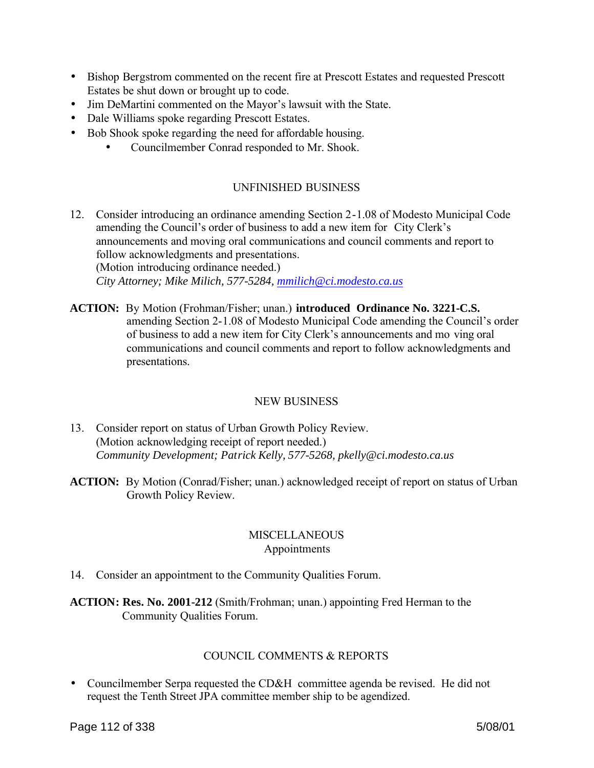- Bishop Bergstrom commented on the recent fire at Prescott Estates and requested Prescott Estates be shut down or brought up to code.
- Jim DeMartini commented on the Mayor's lawsuit with the State.
- Dale Williams spoke regarding Prescott Estates.
- Bob Shook spoke regarding the need for affordable housing.
  - Councilmember Conrad responded to Mr. Shook.

## UNFINISHED BUSINESS

12. Consider introducing an ordinance amending Section 2-1.08 of Modesto Municipal Code amending the Council's order of business to add a new item for City Clerk's announcements and moving oral communications and council comments and report to follow acknowledgments and presentations.
    (Motion introducing ordinance needed.)
    *City Attorney; Mike Milich, 577-5284, mmilich@ci.modesto.ca.us*

**ACTION:** By Motion (Frohman/Fisher; unan.) **introduced Ordinance No. 3221-C.S.** amending Section 2-1.08 of Modesto Municipal Code amending the Council's order of business to add a new item for City Clerk's announcements and moving oral communications and council comments and report to follow acknowledgments and presentations.

## NEW BUSINESS

13. Consider report on status of Urban Growth Policy Review.
    (Motion acknowledging receipt of report needed.)
    *Community Development; Patrick Kelly, 577-5268, pkelly@ci.modesto.ca.us*

**ACTION:** By Motion (Conrad/Fisher; unan.) acknowledged receipt of report on status of Urban Growth Policy Review.

## MISCELLANEOUS
### Appointments

14. Consider an appointment to the Community Qualities Forum.

**ACTION: Res. No. 2001-212** (Smith/Frohman; unan.) appointing Fred Herman to the Community Qualities Forum.

## COUNCIL COMMENTS & REPORTS

- Councilmember Serpa requested the CD&H committee agenda be revised. He did not request the Tenth Street JPA committee member ship to be agendized.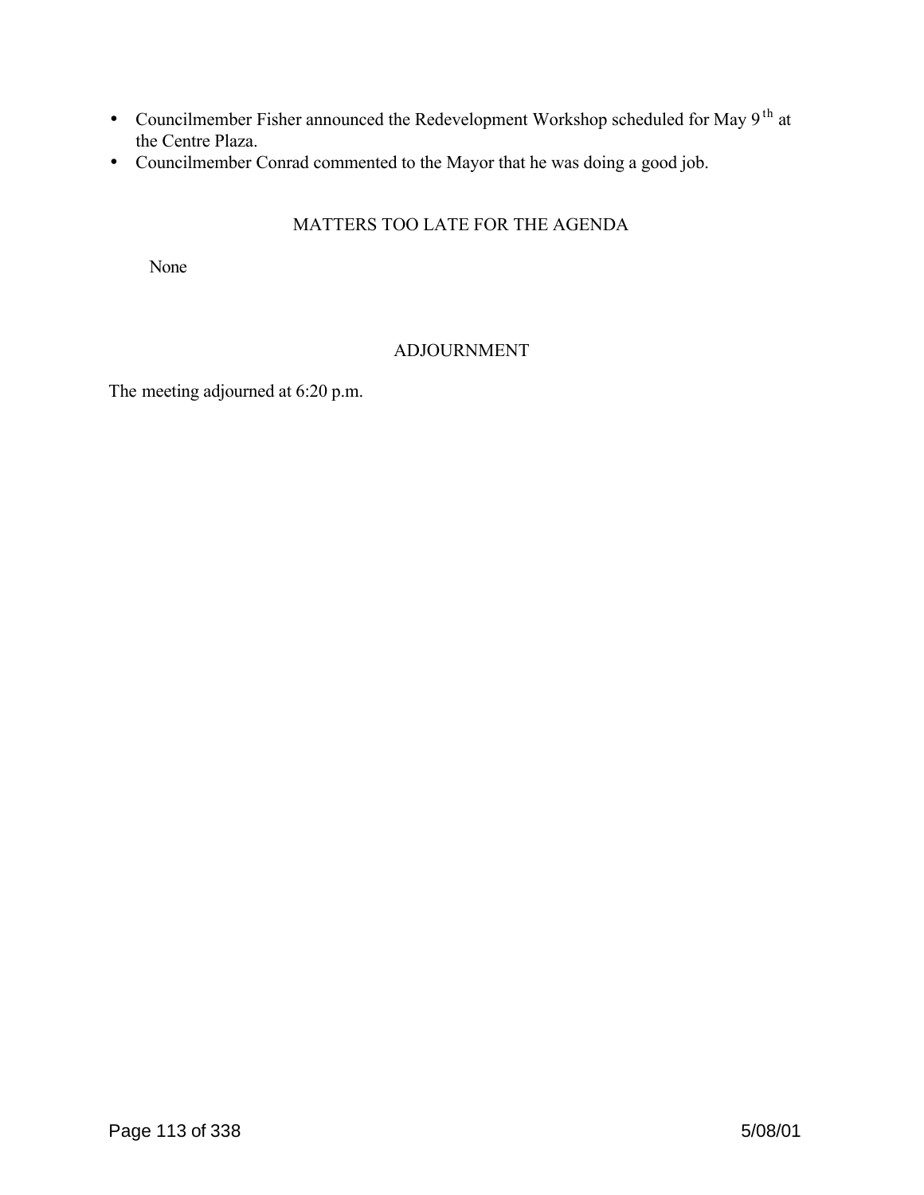- Councilmember Fisher announced the Redevelopment Workshop scheduled for May 9th at the Centre Plaza.
- Councilmember Conrad commented to the Mayor that he was doing a good job.

## MATTERS TOO LATE FOR THE AGENDA

None

## ADJOURNMENT

The meeting adjourned at 6:20 p.m.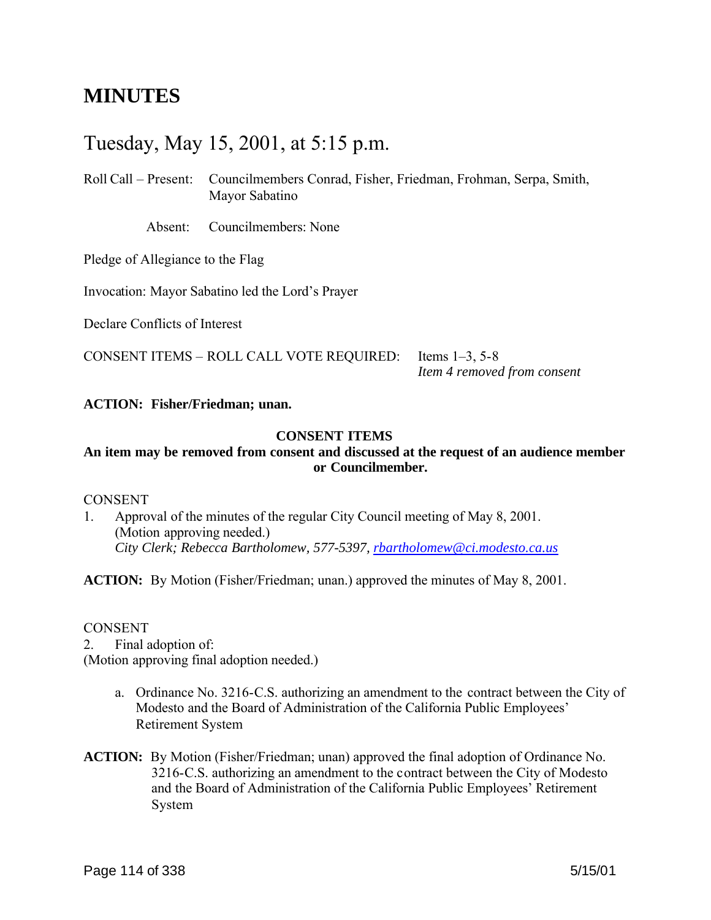# MINUTES

## Tuesday, May 15, 2001, at 5:15 p.m.

Roll Call – Present: Councilmembers Conrad, Fisher, Friedman, Frohman, Serpa, Smith, Mayor Sabatino

Absent: Councilmembers: None

Pledge of Allegiance to the Flag

Invocation: Mayor Sabatino led the Lord's Prayer

Declare Conflicts of Interest

CONSENT ITEMS – ROLL CALL VOTE REQUIRED: Items 1–3, 5-8
*Item 4 removed from consent*

**ACTION: Fisher/Friedman; unan.**

**CONSENT ITEMS**
**An item may be removed from consent and discussed at the request of an audience member or Councilmember.**

CONSENT

1. Approval of the minutes of the regular City Council meeting of May 8, 2001. (Motion approving needed.)
   *City Clerk; Rebecca Bartholomew, 577-5397, rbartholomew@ci.modesto.ca.us*

**ACTION:** By Motion (Fisher/Friedman; unan.) approved the minutes of May 8, 2001.

CONSENT

2. Final adoption of:

(Motion approving final adoption needed.)

a. Ordinance No. 3216-C.S. authorizing an amendment to the contract between the City of Modesto and the Board of Administration of the California Public Employees' Retirement System

**ACTION:** By Motion (Fisher/Friedman; unan) approved the final adoption of Ordinance No. 3216-C.S. authorizing an amendment to the contract between the City of Modesto and the Board of Administration of the California Public Employees' Retirement System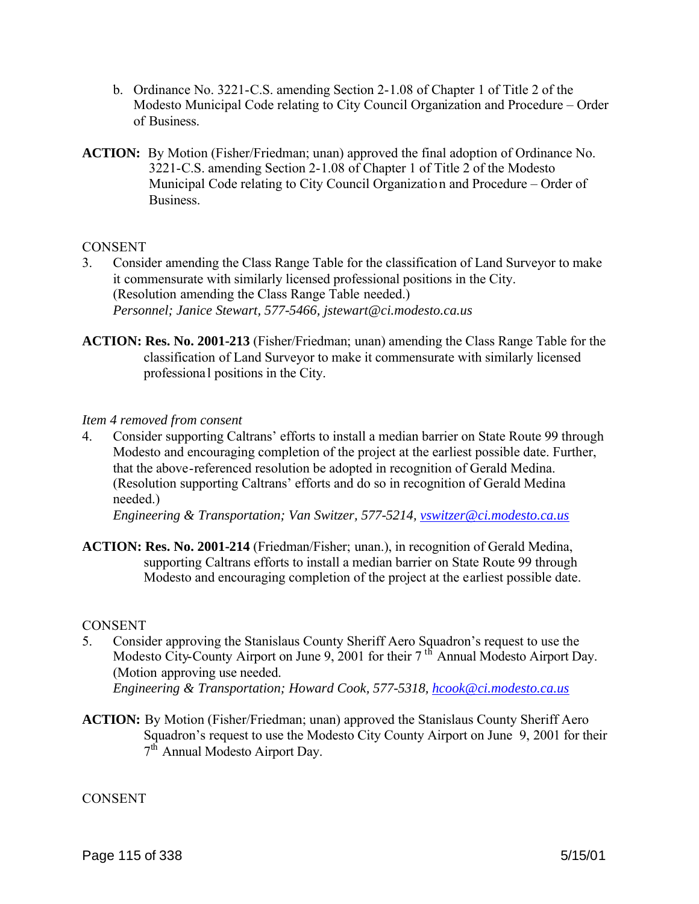b. Ordinance No. 3221-C.S. amending Section 2-1.08 of Chapter 1 of Title 2 of the Modesto Municipal Code relating to City Council Organization and Procedure – Order of Business.

**ACTION:** By Motion (Fisher/Friedman; unan) approved the final adoption of Ordinance No. 3221-C.S. amending Section 2-1.08 of Chapter 1 of Title 2 of the Modesto Municipal Code relating to City Council Organization and Procedure – Order of Business.

CONSENT

3. Consider amending the Class Range Table for the classification of Land Surveyor to make it commensurate with similarly licensed professional positions in the City. (Resolution amending the Class Range Table needed.)
*Personnel; Janice Stewart, 577-5466, jstewart@ci.modesto.ca.us*

**ACTION: Res. No. 2001-213** (Fisher/Friedman; unan) amending the Class Range Table for the classification of Land Surveyor to make it commensurate with similarly licensed professional positions in the City.

*Item 4 removed from consent*

4. Consider supporting Caltrans' efforts to install a median barrier on State Route 99 through Modesto and encouraging completion of the project at the earliest possible date. Further, that the above-referenced resolution be adopted in recognition of Gerald Medina. (Resolution supporting Caltrans' efforts and do so in recognition of Gerald Medina needed.)
*Engineering & Transportation; Van Switzer, 577-5214, vswitzer@ci.modesto.ca.us*

**ACTION: Res. No. 2001-214** (Friedman/Fisher; unan.), in recognition of Gerald Medina, supporting Caltrans efforts to install a median barrier on State Route 99 through Modesto and encouraging completion of the project at the earliest possible date.

CONSENT

5. Consider approving the Stanislaus County Sheriff Aero Squadron's request to use the Modesto City-County Airport on June 9, 2001 for their 7th Annual Modesto Airport Day. (Motion approving use needed.
*Engineering & Transportation; Howard Cook, 577-5318, hcook@ci.modesto.ca.us*

**ACTION:** By Motion (Fisher/Friedman; unan) approved the Stanislaus County Sheriff Aero Squadron's request to use the Modesto City County Airport on June 9, 2001 for their 7th Annual Modesto Airport Day.

CONSENT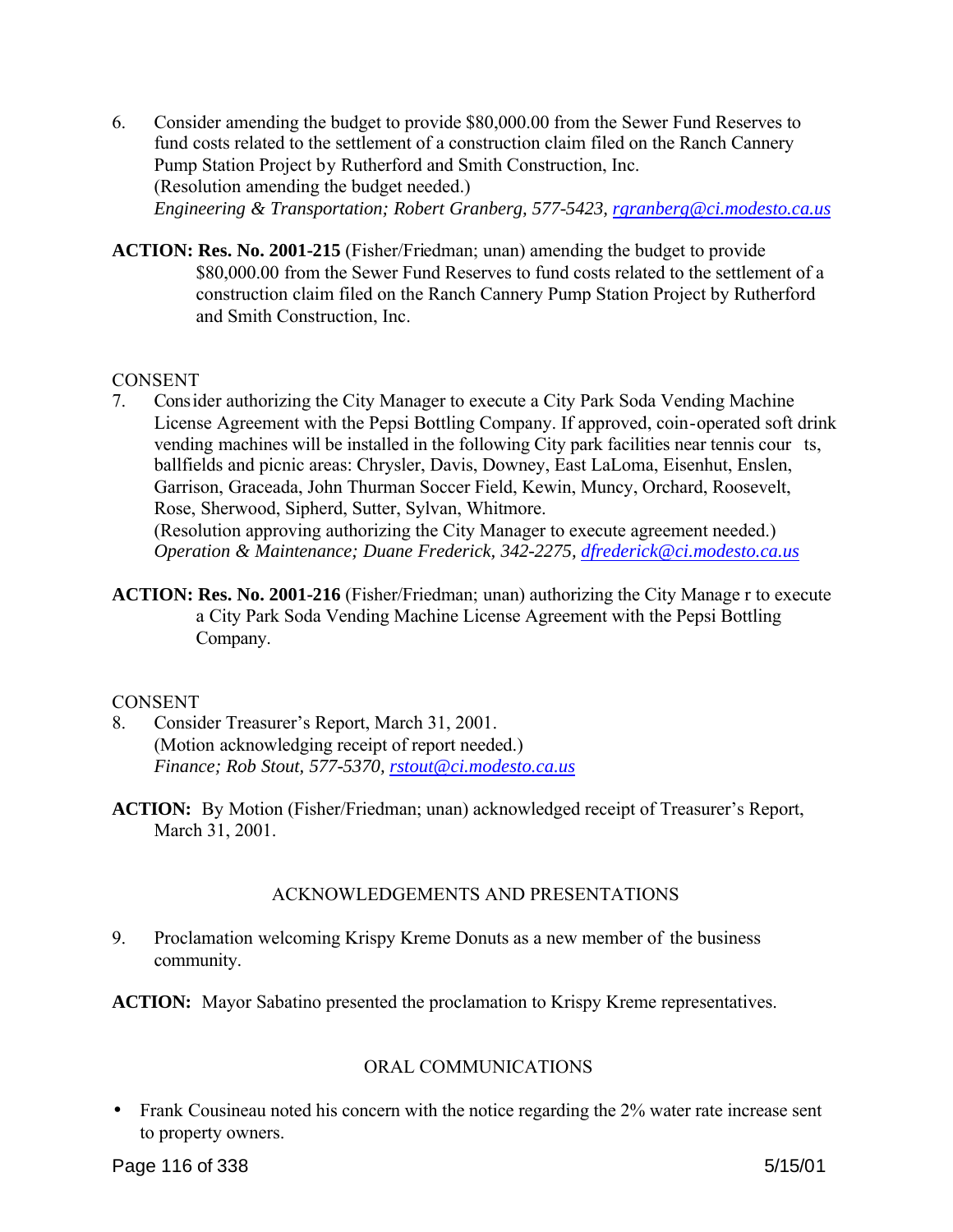6. Consider amending the budget to provide $80,000.00 from the Sewer Fund Reserves to fund costs related to the settlement of a construction claim filed on the Ranch Cannery Pump Station Project by Rutherford and Smith Construction, Inc.
   (Resolution amending the budget needed.)
   *Engineering & Transportation; Robert Granberg, 577-5423, rgranberg@ci.modesto.ca.us*

**ACTION: Res. No. 2001-215** (Fisher/Friedman; unan) amending the budget to provide $80,000.00 from the Sewer Fund Reserves to fund costs related to the settlement of a construction claim filed on the Ranch Cannery Pump Station Project by Rutherford and Smith Construction, Inc.

CONSENT

7. Consider authorizing the City Manager to execute a City Park Soda Vending Machine License Agreement with the Pepsi Bottling Company. If approved, coin-operated soft drink vending machines will be installed in the following City park facilities near tennis courts, ballfields and picnic areas: Chrysler, Davis, Downey, East LaLoma, Eisenhut, Enslen, Garrison, Graceada, John Thurman Soccer Field, Kewin, Muncy, Orchard, Roosevelt, Rose, Sherwood, Sipherd, Sutter, Sylvan, Whitmore.
   (Resolution approving authorizing the City Manager to execute agreement needed.)
   *Operation & Maintenance; Duane Frederick, 342-2275, dfrederick@ci.modesto.ca.us*

**ACTION: Res. No. 2001-216** (Fisher/Friedman; unan) authorizing the City Manager to execute a City Park Soda Vending Machine License Agreement with the Pepsi Bottling Company.

CONSENT

8. Consider Treasurer's Report, March 31, 2001.
   (Motion acknowledging receipt of report needed.)
   *Finance; Rob Stout, 577-5370, rstout@ci.modesto.ca.us*

**ACTION:** By Motion (Fisher/Friedman; unan) acknowledged receipt of Treasurer's Report, March 31, 2001.

## ACKNOWLEDGEMENTS AND PRESENTATIONS

9. Proclamation welcoming Krispy Kreme Donuts as a new member of the business community.

**ACTION:** Mayor Sabatino presented the proclamation to Krispy Kreme representatives.

## ORAL COMMUNICATIONS

- Frank Cousineau noted his concern with the notice regarding the 2% water rate increase sent to property owners.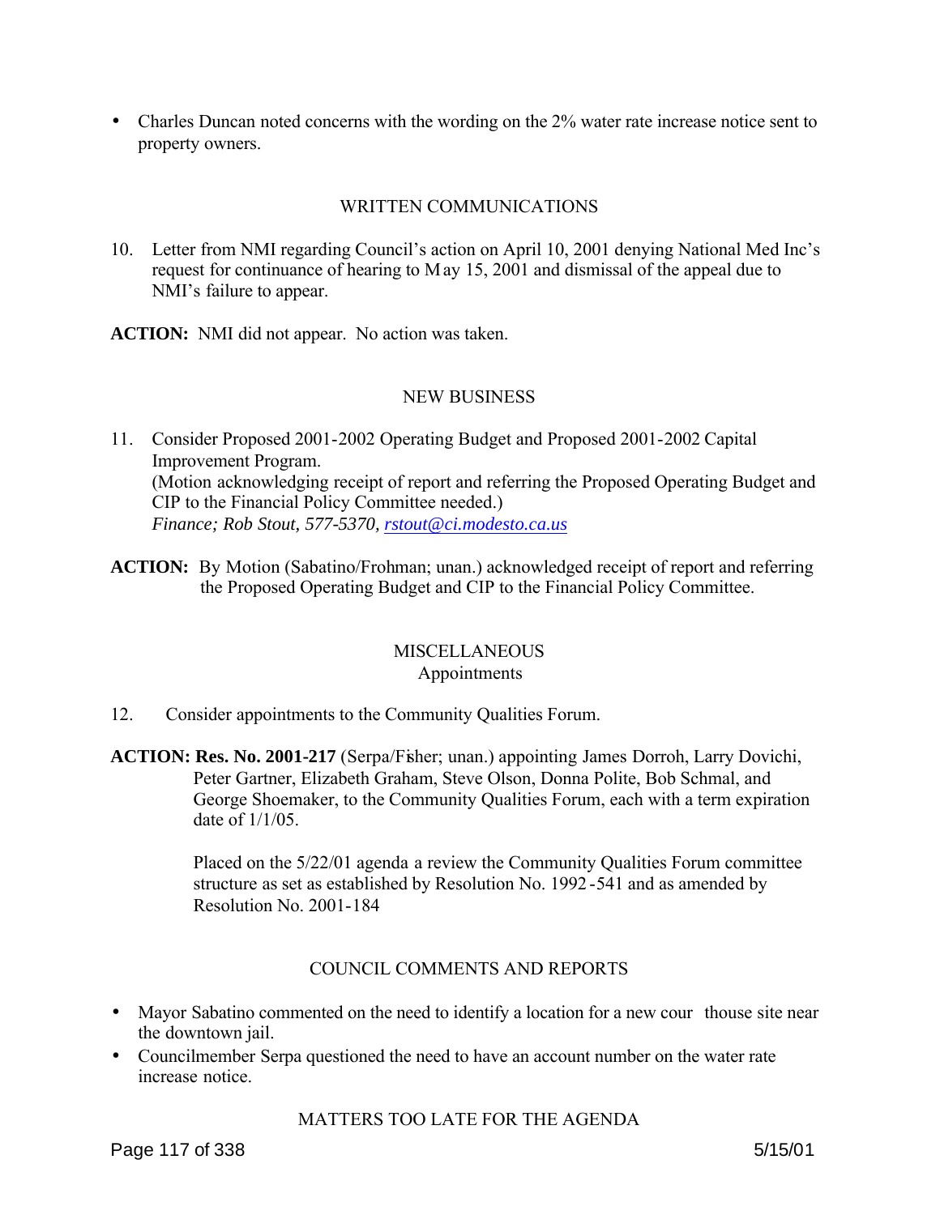- Charles Duncan noted concerns with the wording on the 2% water rate increase notice sent to property owners.

## WRITTEN COMMUNICATIONS

10. Letter from NMI regarding Council's action on April 10, 2001 denying National Med Inc's request for continuance of hearing to May 15, 2001 and dismissal of the appeal due to NMI's failure to appear.

**ACTION:** NMI did not appear. No action was taken.

## NEW BUSINESS

11. Consider Proposed 2001-2002 Operating Budget and Proposed 2001-2002 Capital Improvement Program.
(Motion acknowledging receipt of report and referring the Proposed Operating Budget and CIP to the Financial Policy Committee needed.)
*Finance; Rob Stout, 577-5370, rstout@ci.modesto.ca.us*

**ACTION:** By Motion (Sabatino/Frohman; unan.) acknowledged receipt of report and referring the Proposed Operating Budget and CIP to the Financial Policy Committee.

## MISCELLANEOUS
### Appointments

12. Consider appointments to the Community Qualities Forum.

**ACTION: Res. No. 2001-217** (Serpa/Fisher; unan.) appointing James Dorroh, Larry Dovichi, Peter Gartner, Elizabeth Graham, Steve Olson, Donna Polite, Bob Schmal, and George Shoemaker, to the Community Qualities Forum, each with a term expiration date of 1/1/05.

Placed on the 5/22/01 agenda a review the Community Qualities Forum committee structure as set as established by Resolution No. 1992-541 and as amended by Resolution No. 2001-184

## COUNCIL COMMENTS AND REPORTS

- Mayor Sabatino commented on the need to identify a location for a new courthouse site near the downtown jail.
- Councilmember Serpa questioned the need to have an account number on the water rate increase notice.

## MATTERS TOO LATE FOR THE AGENDA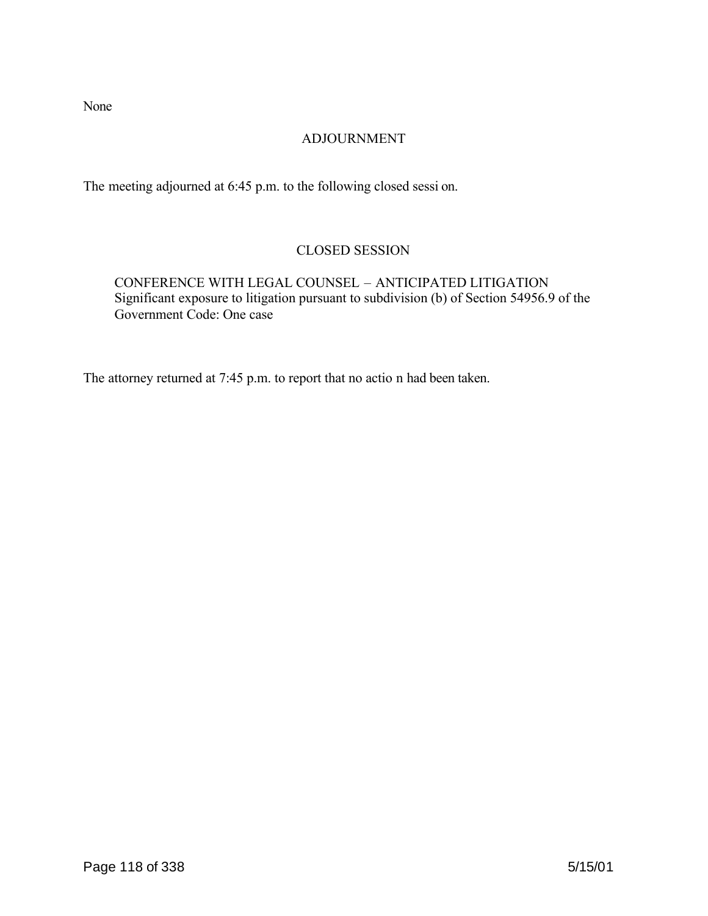None

## ADJOURNMENT

The meeting adjourned at 6:45 p.m. to the following closed session.

## CLOSED SESSION

CONFERENCE WITH LEGAL COUNSEL – ANTICIPATED LITIGATION
Significant exposure to litigation pursuant to subdivision (b) of Section 54956.9 of the Government Code: One case

The attorney returned at 7:45 p.m. to report that no action had been taken.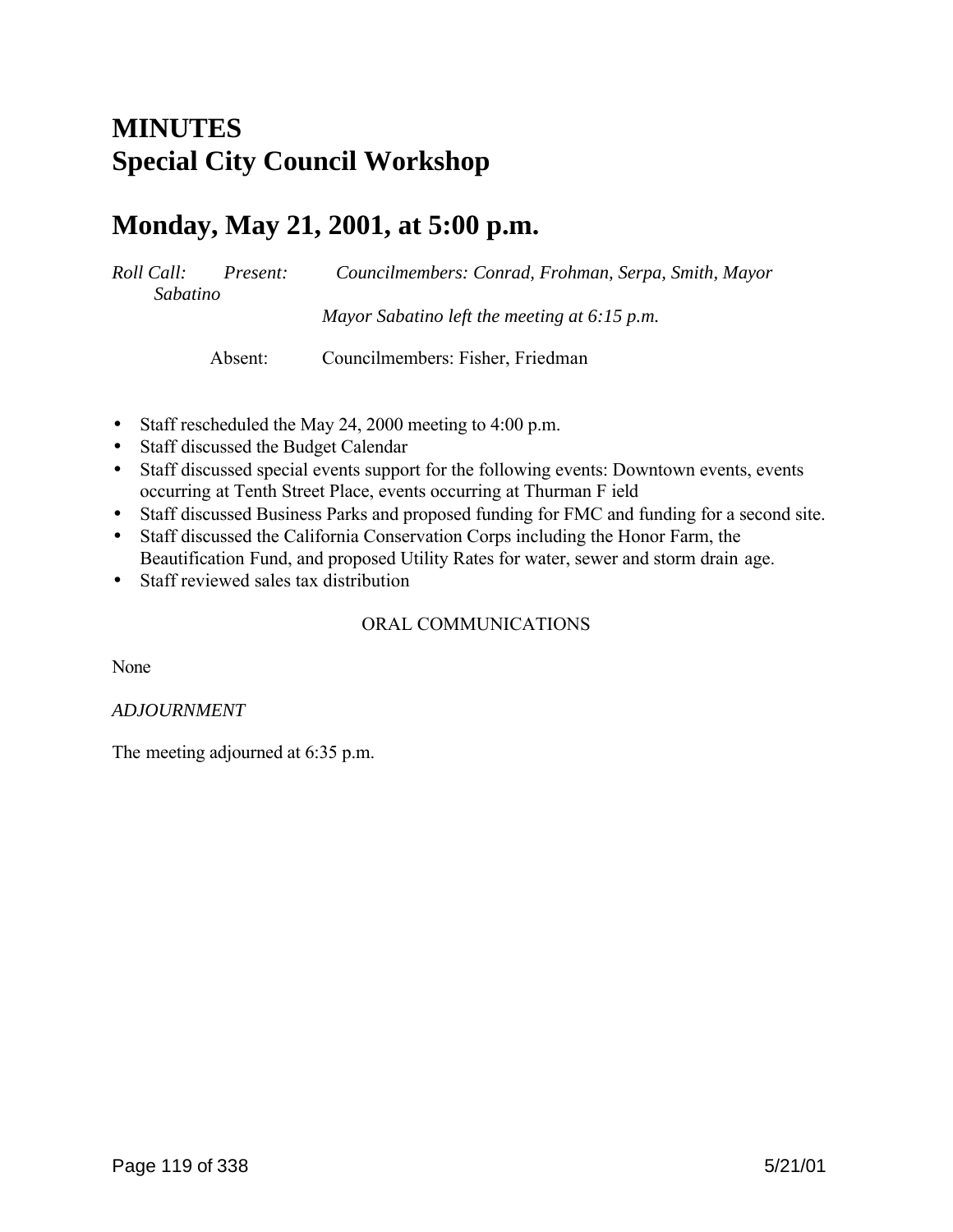# MINUTES
# Special City Council Workshop

## Monday, May 21, 2001, at 5:00 p.m.

*Roll Call: Present: Councilmembers: Conrad, Frohman, Serpa, Smith, Mayor Sabatino*

*Mayor Sabatino left the meeting at 6:15 p.m.*

Absent: Councilmembers: Fisher, Friedman

- Staff rescheduled the May 24, 2000 meeting to 4:00 p.m.
- Staff discussed the Budget Calendar
- Staff discussed special events support for the following events: Downtown events, events occurring at Tenth Street Place, events occurring at Thurman F ield
- Staff discussed Business Parks and proposed funding for FMC and funding for a second site.
- Staff discussed the California Conservation Corps including the Honor Farm, the Beautification Fund, and proposed Utility Rates for water, sewer and storm drain age.
- Staff reviewed sales tax distribution

ORAL COMMUNICATIONS

None

*ADJOURNMENT*

The meeting adjourned at 6:35 p.m.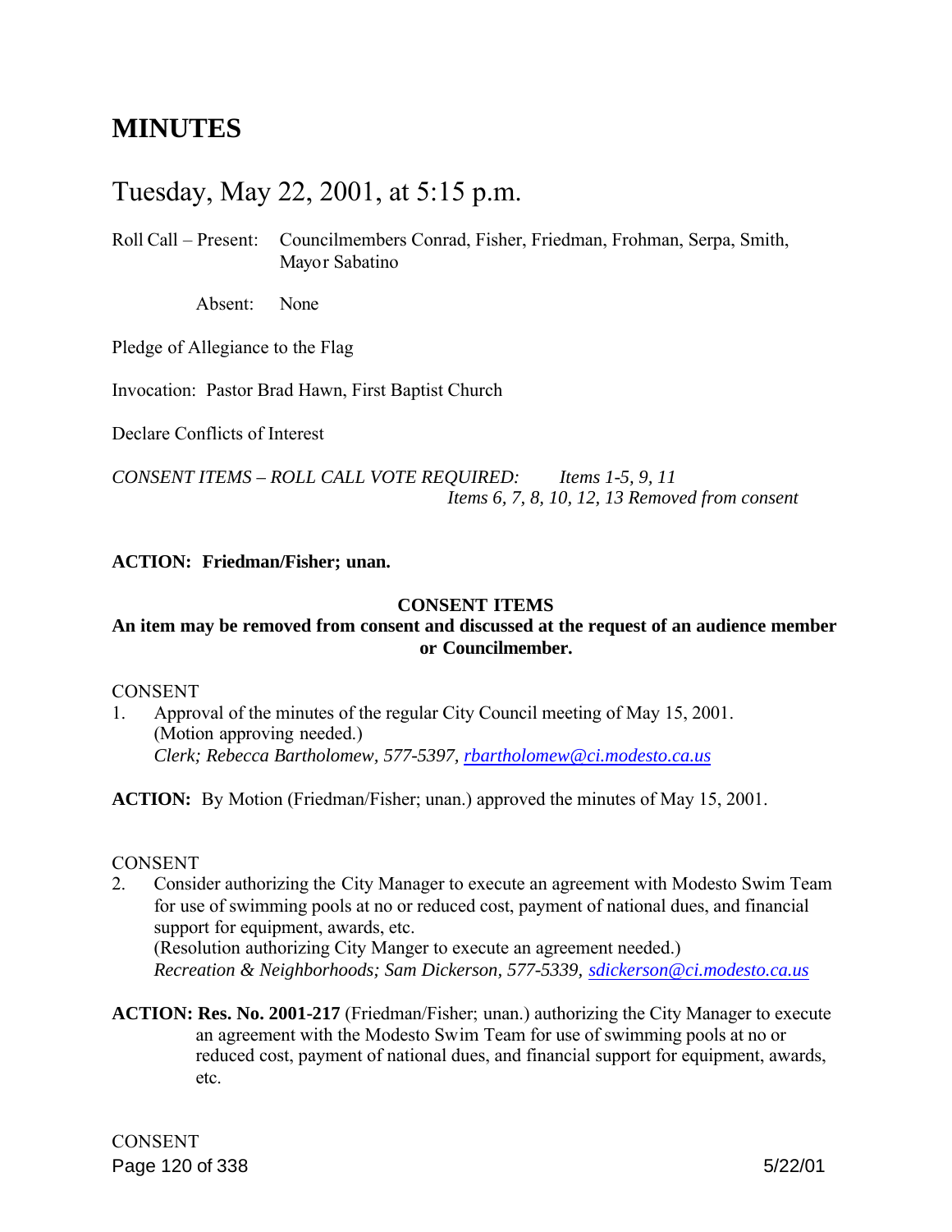# MINUTES

## Tuesday, May 22, 2001, at 5:15 p.m.

Roll Call – Present: Councilmembers Conrad, Fisher, Friedman, Frohman, Serpa, Smith, Mayor Sabatino

Absent: None

Pledge of Allegiance to the Flag

Invocation: Pastor Brad Hawn, First Baptist Church

Declare Conflicts of Interest

*CONSENT ITEMS – ROLL CALL VOTE REQUIRED: Items 1-5, 9, 11*
*Items 6, 7, 8, 10, 12, 13 Removed from consent*

**ACTION: Friedman/Fisher; unan.**

**CONSENT ITEMS**

**An item may be removed from consent and discussed at the request of an audience member or Councilmember.**

CONSENT

1. Approval of the minutes of the regular City Council meeting of May 15, 2001.
   (Motion approving needed.)
   *Clerk; Rebecca Bartholomew, 577-5397, rbartholomew@ci.modesto.ca.us*

**ACTION:** By Motion (Friedman/Fisher; unan.) approved the minutes of May 15, 2001.

CONSENT

2. Consider authorizing the City Manager to execute an agreement with Modesto Swim Team for use of swimming pools at no or reduced cost, payment of national dues, and financial support for equipment, awards, etc.
   (Resolution authorizing City Manger to execute an agreement needed.)
   *Recreation & Neighborhoods; Sam Dickerson, 577-5339, sdickerson@ci.modesto.ca.us*

**ACTION: Res. No. 2001-217** (Friedman/Fisher; unan.) authorizing the City Manager to execute an agreement with the Modesto Swim Team for use of swimming pools at no or reduced cost, payment of national dues, and financial support for equipment, awards, etc.

CONSENT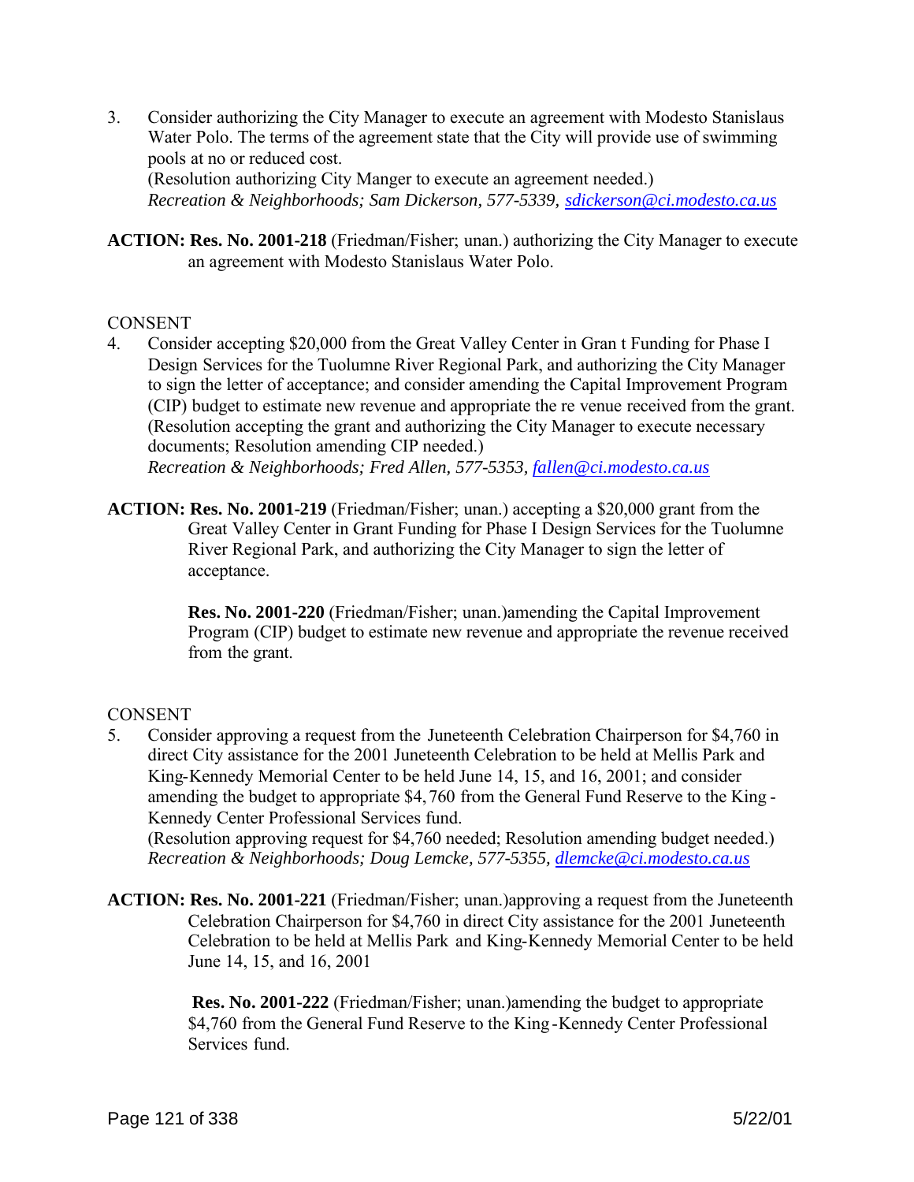3. Consider authorizing the City Manager to execute an agreement with Modesto Stanislaus Water Polo. The terms of the agreement state that the City will provide use of swimming pools at no or reduced cost.
   (Resolution authorizing City Manger to execute an agreement needed.)
   *Recreation & Neighborhoods; Sam Dickerson, 577-5339, sdickerson@ci.modesto.ca.us*

**ACTION: Res. No. 2001-218** (Friedman/Fisher; unan.) authorizing the City Manager to execute an agreement with Modesto Stanislaus Water Polo.

CONSENT

4. Consider accepting $20,000 from the Great Valley Center in Gran t Funding for Phase I Design Services for the Tuolumne River Regional Park, and authorizing the City Manager to sign the letter of acceptance; and consider amending the Capital Improvement Program (CIP) budget to estimate new revenue and appropriate the re venue received from the grant.
   (Resolution accepting the grant and authorizing the City Manager to execute necessary documents; Resolution amending CIP needed.)
   *Recreation & Neighborhoods; Fred Allen, 577-5353, fallen@ci.modesto.ca.us*

**ACTION: Res. No. 2001-219** (Friedman/Fisher; unan.) accepting a $20,000 grant from the Great Valley Center in Grant Funding for Phase I Design Services for the Tuolumne River Regional Park, and authorizing the City Manager to sign the letter of acceptance.

**Res. No. 2001-220** (Friedman/Fisher; unan.)amending the Capital Improvement Program (CIP) budget to estimate new revenue and appropriate the revenue received from the grant.

CONSENT

5. Consider approving a request from the Juneteenth Celebration Chairperson for $4,760 in direct City assistance for the 2001 Juneteenth Celebration to be held at Mellis Park and King-Kennedy Memorial Center to be held June 14, 15, and 16, 2001; and consider amending the budget to appropriate $4, 760 from the General Fund Reserve to the King - Kennedy Center Professional Services fund.
   (Resolution approving request for $4,760 needed; Resolution amending budget needed.)
   *Recreation & Neighborhoods; Doug Lemcke, 577-5355, dlemcke@ci.modesto.ca.us*

**ACTION: Res. No. 2001-221** (Friedman/Fisher; unan.)approving a request from the Juneteenth Celebration Chairperson for $4,760 in direct City assistance for the 2001 Juneteenth Celebration to be held at Mellis Park and King-Kennedy Memorial Center to be held June 14, 15, and 16, 2001

**Res. No. 2001-222** (Friedman/Fisher; unan.)amending the budget to appropriate $4,760 from the General Fund Reserve to the King -Kennedy Center Professional Services fund.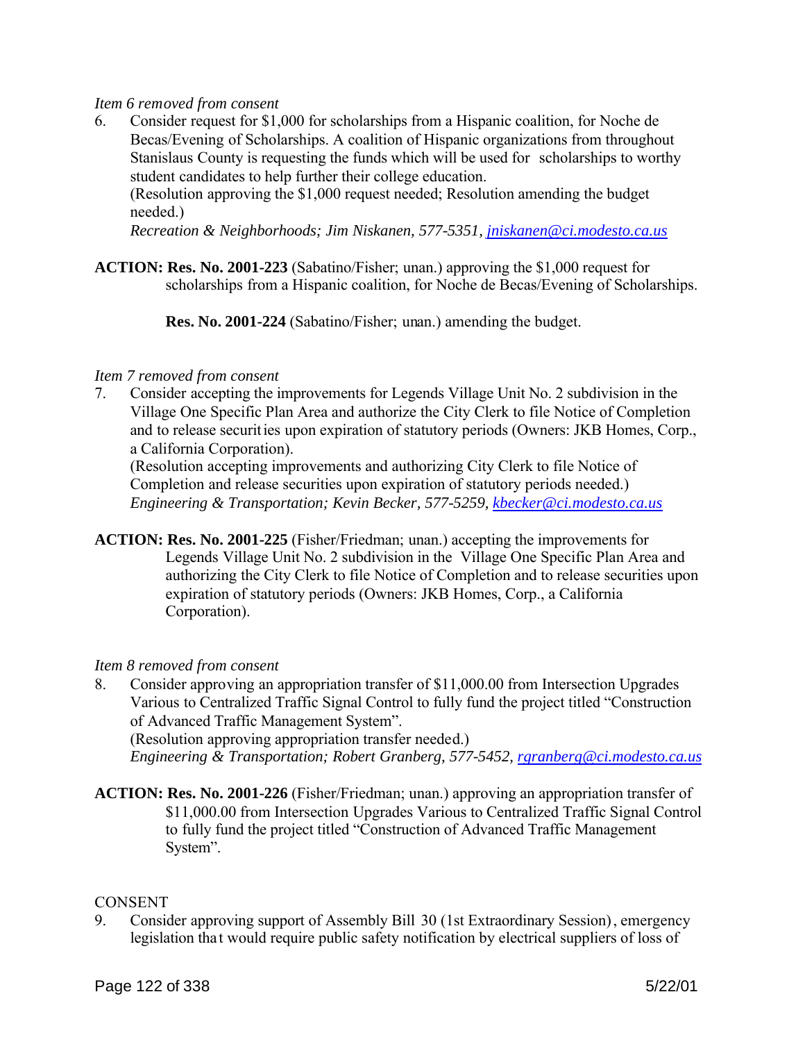*Item 6 removed from consent*

6. Consider request for $1,000 for scholarships from a Hispanic coalition, for Noche de Becas/Evening of Scholarships. A coalition of Hispanic organizations from throughout Stanislaus County is requesting the funds which will be used for scholarships to worthy student candidates to help further their college education.
   (Resolution approving the $1,000 request needed; Resolution amending the budget needed.)
   *Recreation & Neighborhoods; Jim Niskanen, 577-5351, jniskanen@ci.modesto.ca.us*

**ACTION: Res. No. 2001-223** (Sabatino/Fisher; unan.) approving the $1,000 request for scholarships from a Hispanic coalition, for Noche de Becas/Evening of Scholarships.

**Res. No. 2001-224** (Sabatino/Fisher; unan.) amending the budget.

*Item 7 removed from consent*

7. Consider accepting the improvements for Legends Village Unit No. 2 subdivision in the Village One Specific Plan Area and authorize the City Clerk to file Notice of Completion and to release securities upon expiration of statutory periods (Owners: JKB Homes, Corp., a California Corporation).
   (Resolution accepting improvements and authorizing City Clerk to file Notice of Completion and release securities upon expiration of statutory periods needed.)
   *Engineering & Transportation; Kevin Becker, 577-5259, kbecker@ci.modesto.ca.us*

**ACTION: Res. No. 2001-225** (Fisher/Friedman; unan.) accepting the improvements for Legends Village Unit No. 2 subdivision in the Village One Specific Plan Area and authorizing the City Clerk to file Notice of Completion and to release securities upon expiration of statutory periods (Owners: JKB Homes, Corp., a California Corporation).

*Item 8 removed from consent*

8. Consider approving an appropriation transfer of $11,000.00 from Intersection Upgrades Various to Centralized Traffic Signal Control to fully fund the project titled "Construction of Advanced Traffic Management System".
   (Resolution approving appropriation transfer needed.)
   *Engineering & Transportation; Robert Granberg, 577-5452, rgranberg@ci.modesto.ca.us*

**ACTION: Res. No. 2001-226** (Fisher/Friedman; unan.) approving an appropriation transfer of $11,000.00 from Intersection Upgrades Various to Centralized Traffic Signal Control to fully fund the project titled "Construction of Advanced Traffic Management System".

CONSENT

9. Consider approving support of Assembly Bill 30 (1st Extraordinary Session), emergency legislation that would require public safety notification by electrical suppliers of loss of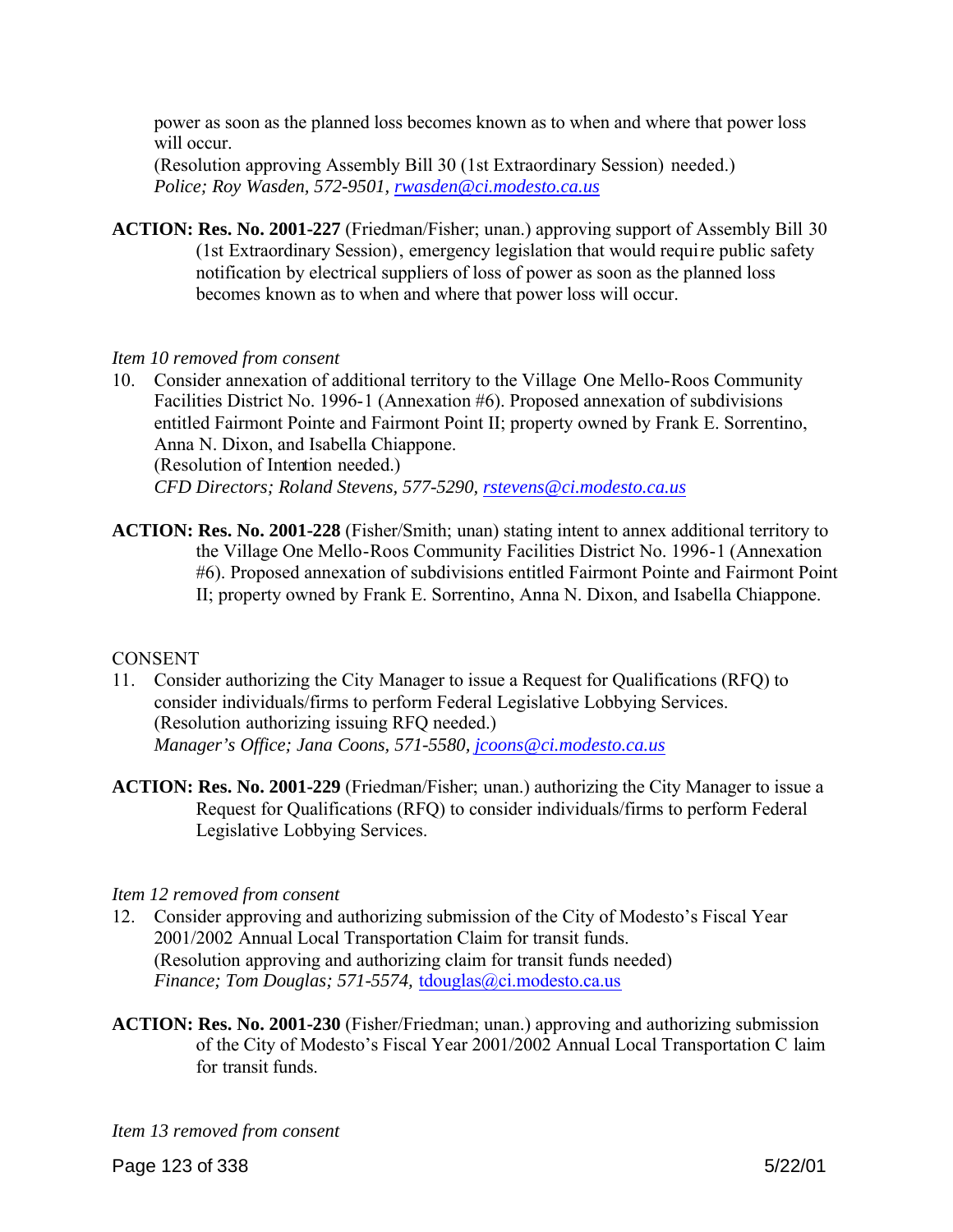power as soon as the planned loss becomes known as to when and where that power loss will occur.
(Resolution approving Assembly Bill 30 (1st Extraordinary Session) needed.)
*Police; Roy Wasden, 572-9501, rwasden@ci.modesto.ca.us*

**ACTION: Res. No. 2001-227** (Friedman/Fisher; unan.) approving support of Assembly Bill 30 (1st Extraordinary Session), emergency legislation that would require public safety notification by electrical suppliers of loss of power as soon as the planned loss becomes known as to when and where that power loss will occur.

*Item 10 removed from consent*

10. Consider annexation of additional territory to the Village One Mello-Roos Community Facilities District No. 1996-1 (Annexation #6). Proposed annexation of subdivisions entitled Fairmont Pointe and Fairmont Point II; property owned by Frank E. Sorrentino, Anna N. Dixon, and Isabella Chiappone.
(Resolution of Intention needed.)
*CFD Directors; Roland Stevens, 577-5290, rstevens@ci.modesto.ca.us*

**ACTION: Res. No. 2001-228** (Fisher/Smith; unan) stating intent to annex additional territory to the Village One Mello-Roos Community Facilities District No. 1996-1 (Annexation #6). Proposed annexation of subdivisions entitled Fairmont Pointe and Fairmont Point II; property owned by Frank E. Sorrentino, Anna N. Dixon, and Isabella Chiappone.

CONSENT

11. Consider authorizing the City Manager to issue a Request for Qualifications (RFQ) to consider individuals/firms to perform Federal Legislative Lobbying Services.
(Resolution authorizing issuing RFQ needed.)
*Manager's Office; Jana Coons, 571-5580, jcoons@ci.modesto.ca.us*

**ACTION: Res. No. 2001-229** (Friedman/Fisher; unan.) authorizing the City Manager to issue a Request for Qualifications (RFQ) to consider individuals/firms to perform Federal Legislative Lobbying Services.

*Item 12 removed from consent*

12. Consider approving and authorizing submission of the City of Modesto's Fiscal Year 2001/2002 Annual Local Transportation Claim for transit funds.
(Resolution approving and authorizing claim for transit funds needed)
*Finance; Tom Douglas; 571-5574,* tdouglas@ci.modesto.ca.us

**ACTION: Res. No. 2001-230** (Fisher/Friedman; unan.) approving and authorizing submission of the City of Modesto's Fiscal Year 2001/2002 Annual Local Transportation Claim for transit funds.

*Item 13 removed from consent*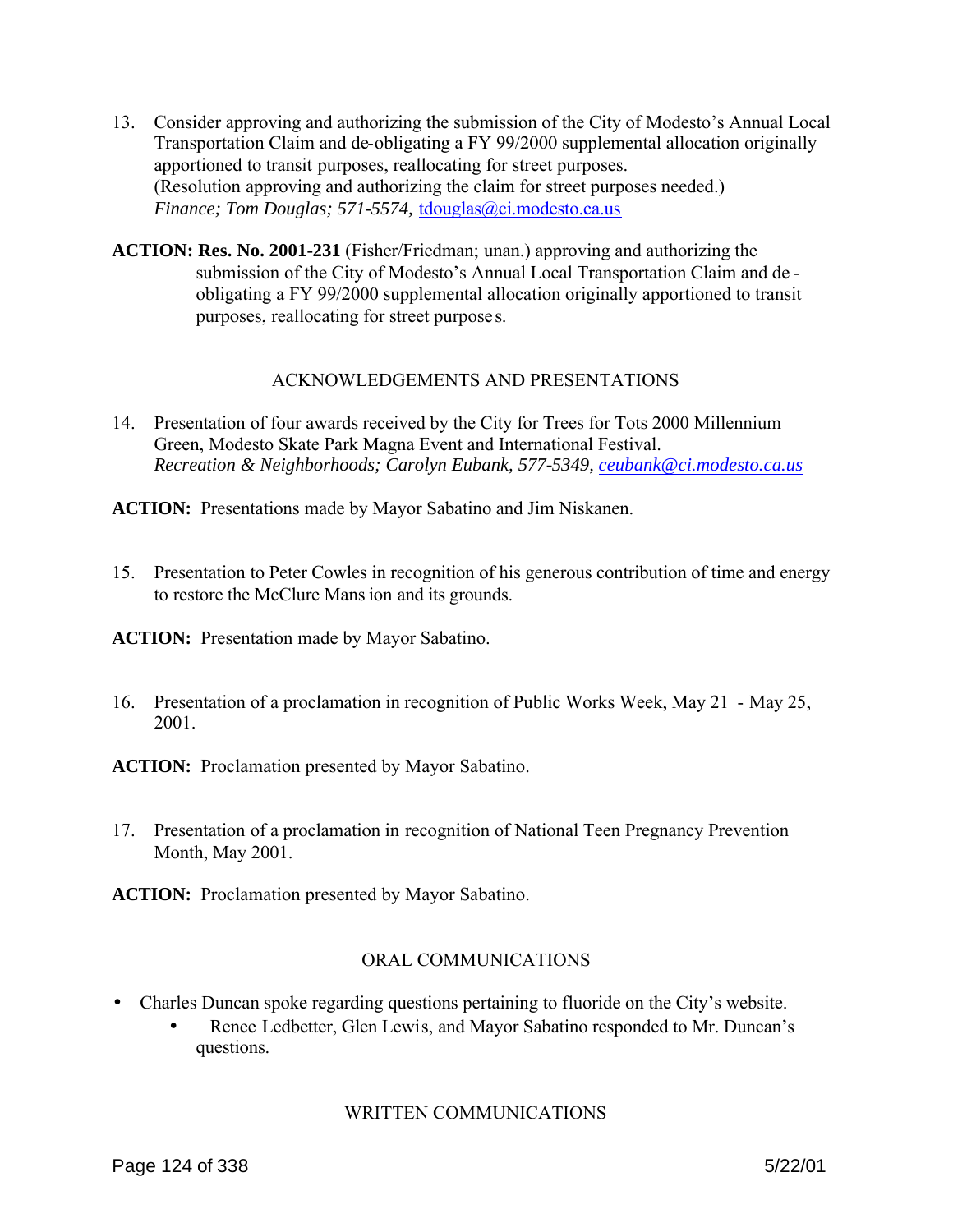13. Consider approving and authorizing the submission of the City of Modesto's Annual Local Transportation Claim and de-obligating a FY 99/2000 supplemental allocation originally apportioned to transit purposes, reallocating for street purposes.
    (Resolution approving and authorizing the claim for street purposes needed.)
    *Finance; Tom Douglas; 571-5574,* tdouglas@ci.modesto.ca.us

**ACTION: Res. No. 2001-231** (Fisher/Friedman; unan.) approving and authorizing the submission of the City of Modesto's Annual Local Transportation Claim and de-obligating a FY 99/2000 supplemental allocation originally apportioned to transit purposes, reallocating for street purposes.

## ACKNOWLEDGEMENTS AND PRESENTATIONS

14. Presentation of four awards received by the City for Trees for Tots 2000 Millennium Green, Modesto Skate Park Magna Event and International Festival.
    *Recreation & Neighborhoods; Carolyn Eubank, 577-5349, ceubank@ci.modesto.ca.us*

**ACTION:** Presentations made by Mayor Sabatino and Jim Niskanen.

15. Presentation to Peter Cowles in recognition of his generous contribution of time and energy to restore the McClure Mansion and its grounds.

**ACTION:** Presentation made by Mayor Sabatino.

16. Presentation of a proclamation in recognition of Public Works Week, May 21 - May 25, 2001.

**ACTION:** Proclamation presented by Mayor Sabatino.

17. Presentation of a proclamation in recognition of National Teen Pregnancy Prevention Month, May 2001.

**ACTION:** Proclamation presented by Mayor Sabatino.

## ORAL COMMUNICATIONS

- Charles Duncan spoke regarding questions pertaining to fluoride on the City's website.
    - Renee Ledbetter, Glen Lewis, and Mayor Sabatino responded to Mr. Duncan's questions.

## WRITTEN COMMUNICATIONS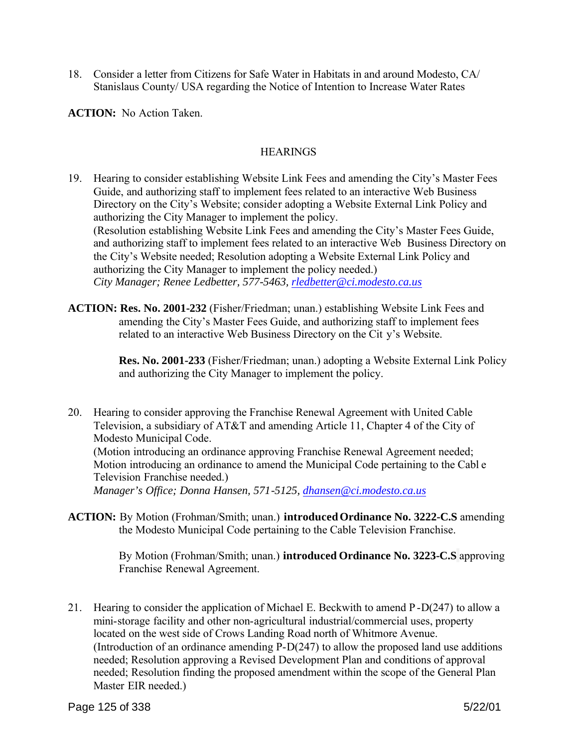18. Consider a letter from Citizens for Safe Water in Habitats in and around Modesto, CA/ Stanislaus County/ USA regarding the Notice of Intention to Increase Water Rates

**ACTION:** No Action Taken.

HEARINGS

19. Hearing to consider establishing Website Link Fees and amending the City's Master Fees Guide, and authorizing staff to implement fees related to an interactive Web Business Directory on the City's Website; consider adopting a Website External Link Policy and authorizing the City Manager to implement the policy.
(Resolution establishing Website Link Fees and amending the City's Master Fees Guide, and authorizing staff to implement fees related to an interactive Web Business Directory on the City's Website needed; Resolution adopting a Website External Link Policy and authorizing the City Manager to implement the policy needed.)
*City Manager; Renee Ledbetter, 577-5463, rledbetter@ci.modesto.ca.us*

**ACTION: Res. No. 2001-232** (Fisher/Friedman; unan.) establishing Website Link Fees and amending the City's Master Fees Guide, and authorizing staff to implement fees related to an interactive Web Business Directory on the City's Website.

**Res. No. 2001-233** (Fisher/Friedman; unan.) adopting a Website External Link Policy and authorizing the City Manager to implement the policy.

20. Hearing to consider approving the Franchise Renewal Agreement with United Cable Television, a subsidiary of AT&T and amending Article 11, Chapter 4 of the City of Modesto Municipal Code.
(Motion introducing an ordinance approving Franchise Renewal Agreement needed; Motion introducing an ordinance to amend the Municipal Code pertaining to the Cable Television Franchise needed.)
*Manager's Office; Donna Hansen, 571-5125, dhansen@ci.modesto.ca.us*

**ACTION:** By Motion (Frohman/Smith; unan.) **introduced Ordinance No. 3222-C.S** amending the Modesto Municipal Code pertaining to the Cable Television Franchise.

By Motion (Frohman/Smith; unan.) **introduced Ordinance No. 3223-C.S** approving Franchise Renewal Agreement.

21. Hearing to consider the application of Michael E. Beckwith to amend P-D(247) to allow a mini-storage facility and other non-agricultural industrial/commercial uses, property located on the west side of Crows Landing Road north of Whitmore Avenue.
(Introduction of an ordinance amending P-D(247) to allow the proposed land use additions needed; Resolution approving a Revised Development Plan and conditions of approval needed; Resolution finding the proposed amendment within the scope of the General Plan Master EIR needed.)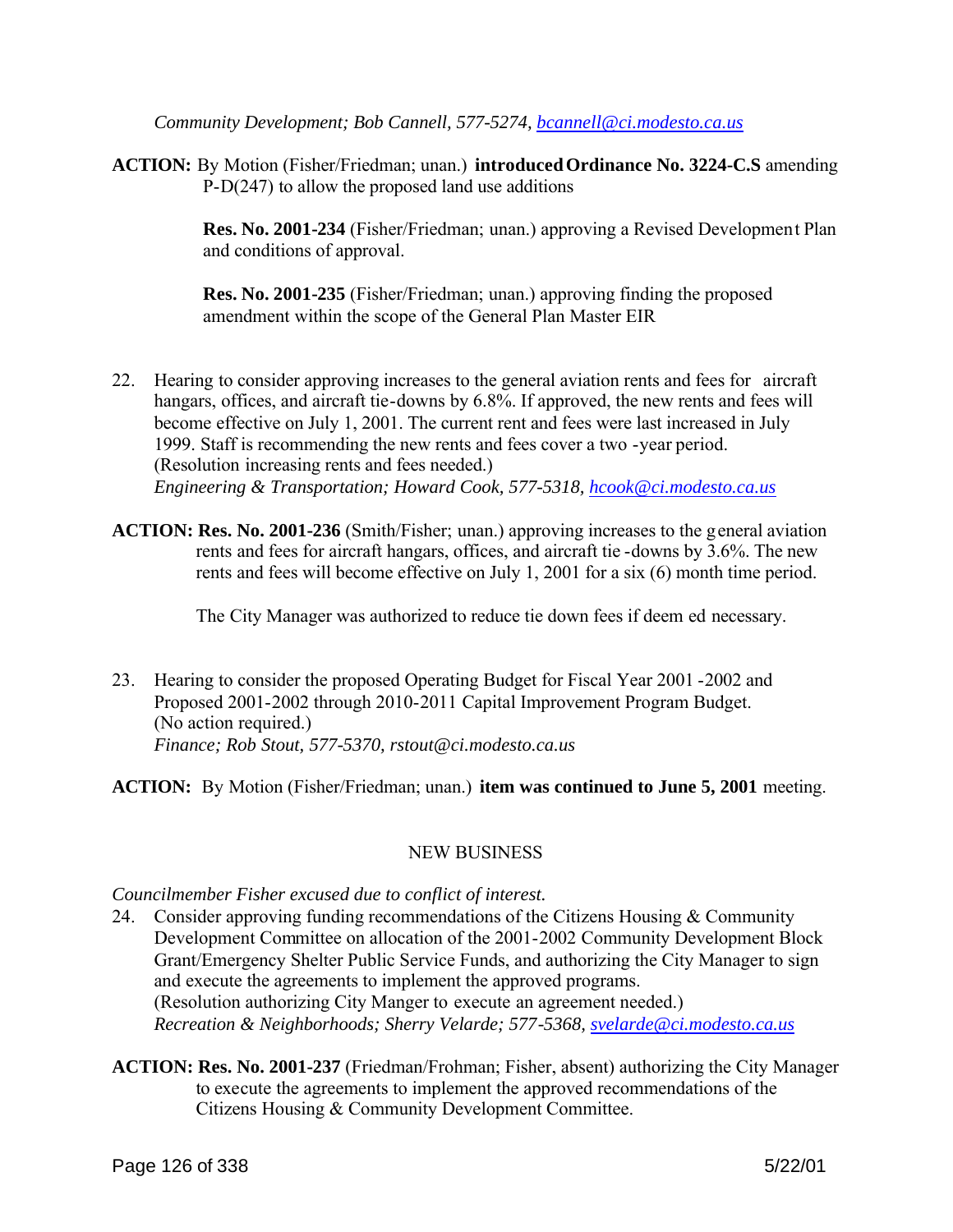*Community Development; Bob Cannell, 577-5274, bcannell@ci.modesto.ca.us*

**ACTION:** By Motion (Fisher/Friedman; unan.) **introduced Ordinance No. 3224-C.S** amending P-D(247) to allow the proposed land use additions

**Res. No. 2001-234** (Fisher/Friedman; unan.) approving a Revised Development Plan and conditions of approval.

**Res. No. 2001-235** (Fisher/Friedman; unan.) approving finding the proposed amendment within the scope of the General Plan Master EIR

22. Hearing to consider approving increases to the general aviation rents and fees for aircraft hangars, offices, and aircraft tie-downs by 6.8%. If approved, the new rents and fees will become effective on July 1, 2001. The current rent and fees were last increased in July 1999. Staff is recommending the new rents and fees cover a two -year period. (Resolution increasing rents and fees needed.)
*Engineering & Transportation; Howard Cook, 577-5318, hcook@ci.modesto.ca.us*

**ACTION: Res. No. 2001-236** (Smith/Fisher; unan.) approving increases to the general aviation rents and fees for aircraft hangars, offices, and aircraft tie -downs by 3.6%. The new rents and fees will become effective on July 1, 2001 for a six (6) month time period.

The City Manager was authorized to reduce tie down fees if deem ed necessary.

23. Hearing to consider the proposed Operating Budget for Fiscal Year 2001 -2002 and Proposed 2001-2002 through 2010-2011 Capital Improvement Program Budget. (No action required.)
*Finance; Rob Stout, 577-5370, rstout@ci.modesto.ca.us*

**ACTION:** By Motion (Fisher/Friedman; unan.) **item was continued to June 5, 2001** meeting.

## NEW BUSINESS

*Councilmember Fisher excused due to conflict of interest.*

24. Consider approving funding recommendations of the Citizens Housing & Community Development Committee on allocation of the 2001-2002 Community Development Block Grant/Emergency Shelter Public Service Funds, and authorizing the City Manager to sign and execute the agreements to implement the approved programs. (Resolution authorizing City Manger to execute an agreement needed.)
*Recreation & Neighborhoods; Sherry Velarde; 577-5368, svelarde@ci.modesto.ca.us*

**ACTION: Res. No. 2001-237** (Friedman/Frohman; Fisher, absent) authorizing the City Manager to execute the agreements to implement the approved recommendations of the Citizens Housing & Community Development Committee.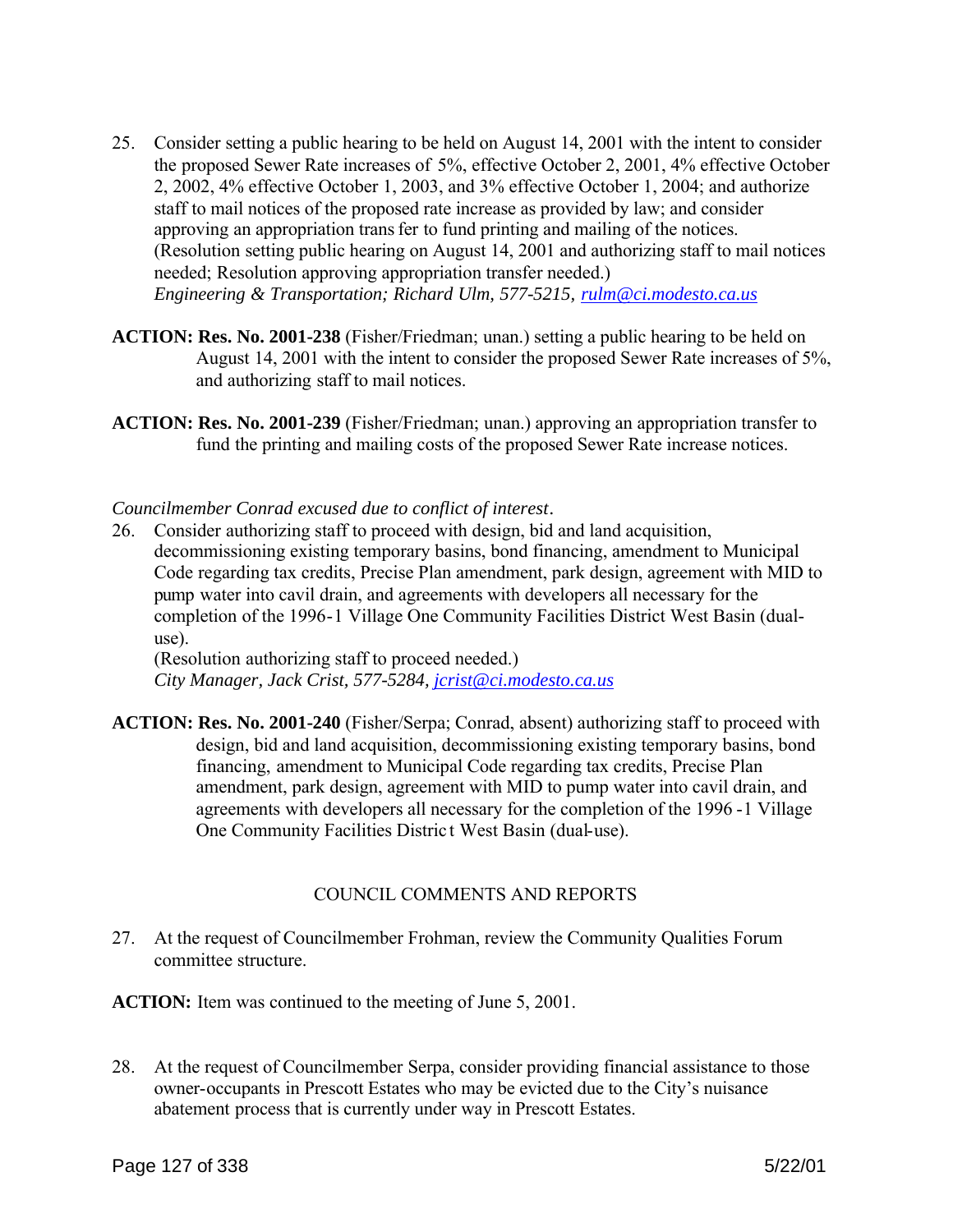25. Consider setting a public hearing to be held on August 14, 2001 with the intent to consider the proposed Sewer Rate increases of 5%, effective October 2, 2001, 4% effective October 2, 2002, 4% effective October 1, 2003, and 3% effective October 1, 2004; and authorize staff to mail notices of the proposed rate increase as provided by law; and consider approving an appropriation transfer to fund printing and mailing of the notices. (Resolution setting public hearing on August 14, 2001 and authorizing staff to mail notices needed; Resolution approving appropriation transfer needed.)
*Engineering & Transportation; Richard Ulm, 577-5215, rulm@ci.modesto.ca.us*

**ACTION: Res. No. 2001-238** (Fisher/Friedman; unan.) setting a public hearing to be held on August 14, 2001 with the intent to consider the proposed Sewer Rate increases of 5%, and authorizing staff to mail notices.

**ACTION: Res. No. 2001-239** (Fisher/Friedman; unan.) approving an appropriation transfer to fund the printing and mailing costs of the proposed Sewer Rate increase notices.

*Councilmember Conrad excused due to conflict of interest.*

26. Consider authorizing staff to proceed with design, bid and land acquisition, decommissioning existing temporary basins, bond financing, amendment to Municipal Code regarding tax credits, Precise Plan amendment, park design, agreement with MID to pump water into cavil drain, and agreements with developers all necessary for the completion of the 1996-1 Village One Community Facilities District West Basin (dual-use).
(Resolution authorizing staff to proceed needed.)
*City Manager, Jack Crist, 577-5284, jcrist@ci.modesto.ca.us*

**ACTION: Res. No. 2001-240** (Fisher/Serpa; Conrad, absent) authorizing staff to proceed with design, bid and land acquisition, decommissioning existing temporary basins, bond financing, amendment to Municipal Code regarding tax credits, Precise Plan amendment, park design, agreement with MID to pump water into cavil drain, and agreements with developers all necessary for the completion of the 1996-1 Village One Community Facilities District West Basin (dual-use).

## COUNCIL COMMENTS AND REPORTS

27. At the request of Councilmember Frohman, review the Community Qualities Forum committee structure.

**ACTION:** Item was continued to the meeting of June 5, 2001.

28. At the request of Councilmember Serpa, consider providing financial assistance to those owner-occupants in Prescott Estates who may be evicted due to the City's nuisance abatement process that is currently under way in Prescott Estates.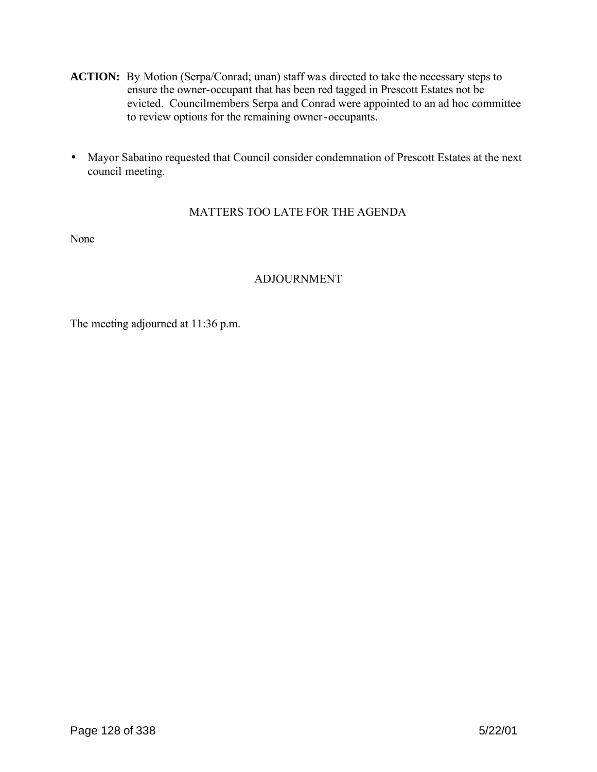**ACTION:** By Motion (Serpa/Conrad; unan) staff was directed to take the necessary steps to ensure the owner-occupant that has been red tagged in Prescott Estates not be evicted. Councilmembers Serpa and Conrad were appointed to an ad hoc committee to review options for the remaining owner-occupants.

- Mayor Sabatino requested that Council consider condemnation of Prescott Estates at the next council meeting.

## MATTERS TOO LATE FOR THE AGENDA

None

## ADJOURNMENT

The meeting adjourned at 11:36 p.m.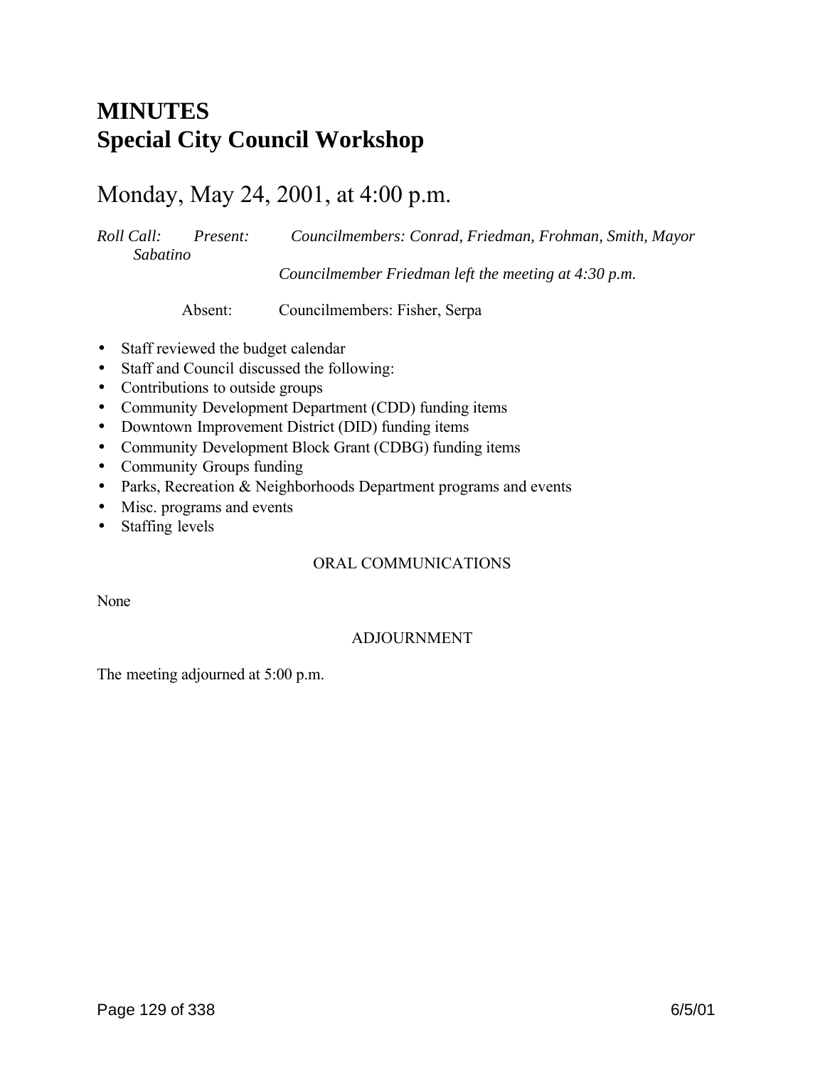# MINUTES
# Special City Council Workshop

## Monday, May 24, 2001, at 4:00 p.m.

*Roll Call: Present: Councilmembers: Conrad, Friedman, Frohman, Smith, Mayor Sabatino*

*Councilmember Friedman left the meeting at 4:30 p.m.*

Absent: Councilmembers: Fisher, Serpa

- Staff reviewed the budget calendar
- Staff and Council discussed the following:
- Contributions to outside groups
- Community Development Department (CDD) funding items
- Downtown Improvement District (DID) funding items
- Community Development Block Grant (CDBG) funding items
- Community Groups funding
- Parks, Recreation & Neighborhoods Department programs and events
- Misc. programs and events
- Staffing levels

ORAL COMMUNICATIONS

None

ADJOURNMENT

The meeting adjourned at 5:00 p.m.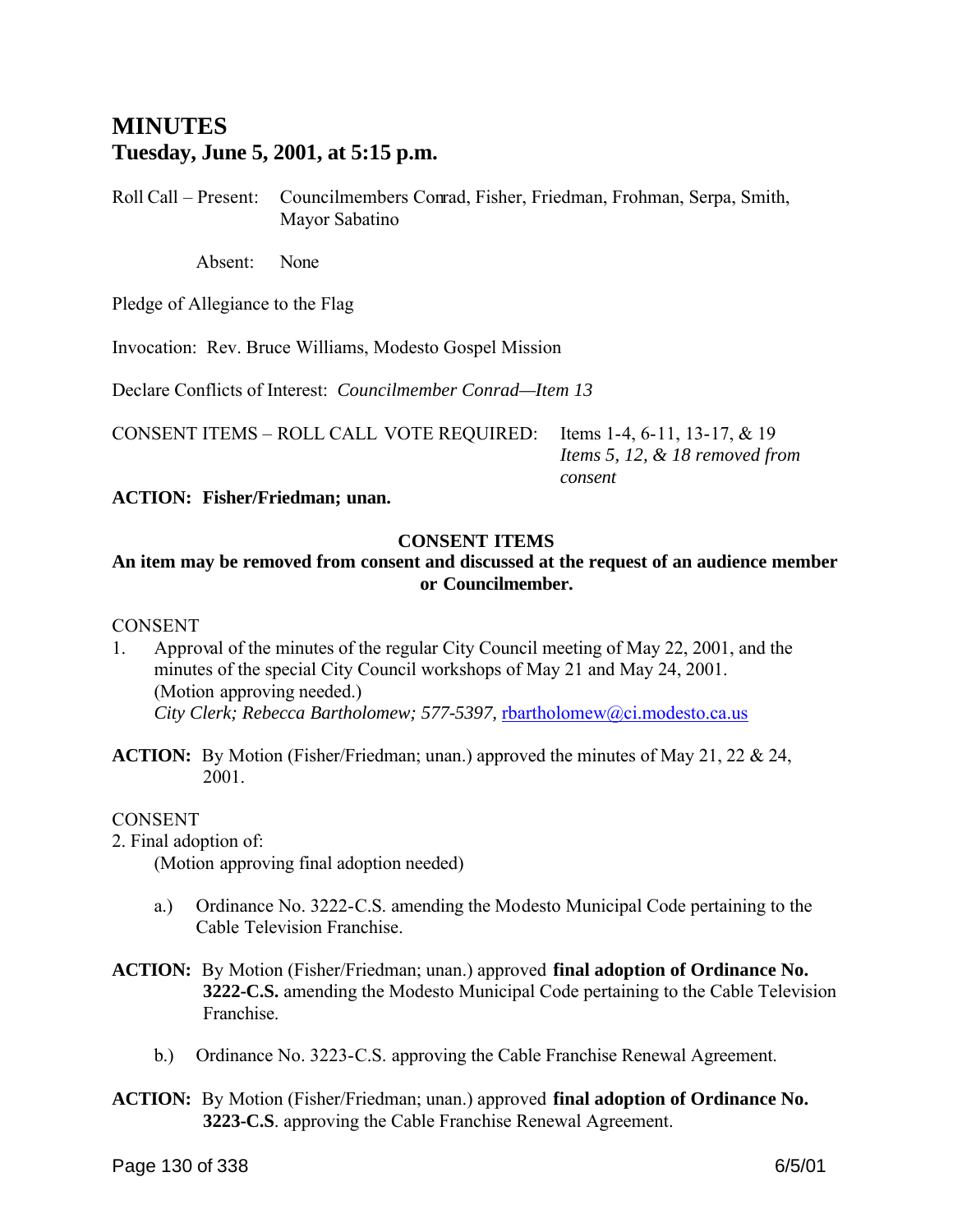# MINUTES
## Tuesday, June 5, 2001, at 5:15 p.m.

Roll Call – Present: Councilmembers Conrad, Fisher, Friedman, Frohman, Serpa, Smith, Mayor Sabatino

Absent: None

Pledge of Allegiance to the Flag

Invocation: Rev. Bruce Williams, Modesto Gospel Mission

Declare Conflicts of Interest: *Councilmember Conrad—Item 13*

CONSENT ITEMS – ROLL CALL VOTE REQUIRED: Items 1-4, 6-11, 13-17, & 19
*Items 5, 12, & 18 removed from consent*

**ACTION: Fisher/Friedman; unan.**

**CONSENT ITEMS**

**An item may be removed from consent and discussed at the request of an audience member or Councilmember.**

CONSENT

1. Approval of the minutes of the regular City Council meeting of May 22, 2001, and the minutes of the special City Council workshops of May 21 and May 24, 2001. (Motion approving needed.)
*City Clerk; Rebecca Bartholomew; 577-5397,* rbartholomew@ci.modesto.ca.us

**ACTION:** By Motion (Fisher/Friedman; unan.) approved the minutes of May 21, 22 & 24, 2001.

CONSENT

2. Final adoption of:
(Motion approving final adoption needed)

   a.) Ordinance No. 3222-C.S. amending the Modesto Municipal Code pertaining to the Cable Television Franchise.

**ACTION:** By Motion (Fisher/Friedman; unan.) approved **final adoption of Ordinance No. 3222-C.S.** amending the Modesto Municipal Code pertaining to the Cable Television Franchise.

   b.) Ordinance No. 3223-C.S. approving the Cable Franchise Renewal Agreement.

**ACTION:** By Motion (Fisher/Friedman; unan.) approved **final adoption of Ordinance No. 3223-C.S**. approving the Cable Franchise Renewal Agreement.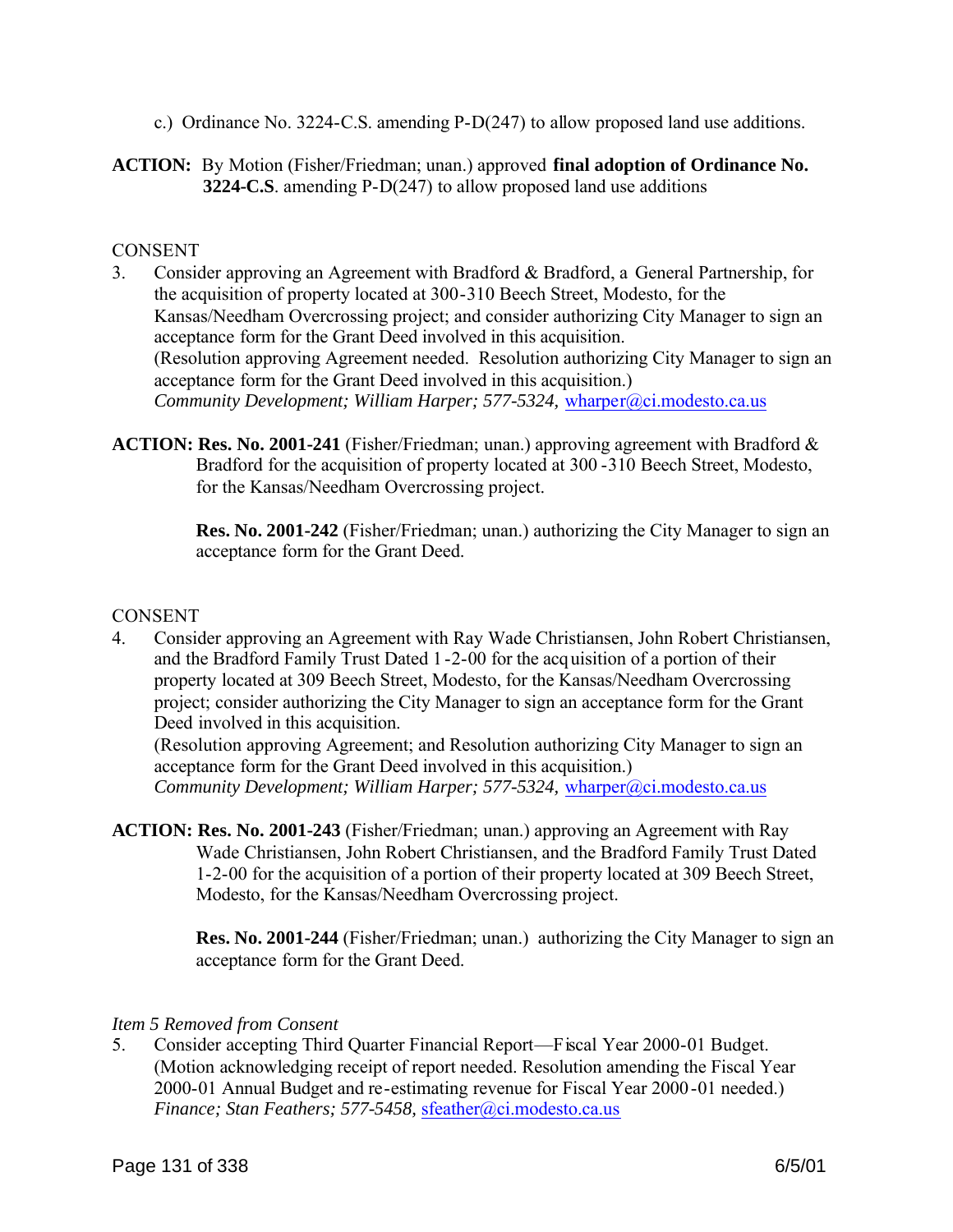c.) Ordinance No. 3224-C.S. amending P-D(247) to allow proposed land use additions.

**ACTION:** By Motion (Fisher/Friedman; unan.) approved **final adoption of Ordinance No. 3224-C.S**. amending P-D(247) to allow proposed land use additions

CONSENT

3. Consider approving an Agreement with Bradford & Bradford, a General Partnership, for the acquisition of property located at 300-310 Beech Street, Modesto, for the Kansas/Needham Overcrossing project; and consider authorizing City Manager to sign an acceptance form for the Grant Deed involved in this acquisition.
(Resolution approving Agreement needed. Resolution authorizing City Manager to sign an acceptance form for the Grant Deed involved in this acquisition.)
*Community Development; William Harper; 577-5324,* wharper@ci.modesto.ca.us

**ACTION: Res. No. 2001-241** (Fisher/Friedman; unan.) approving agreement with Bradford & Bradford for the acquisition of property located at 300-310 Beech Street, Modesto, for the Kansas/Needham Overcrossing project.

**Res. No. 2001-242** (Fisher/Friedman; unan.) authorizing the City Manager to sign an acceptance form for the Grant Deed.

CONSENT

4. Consider approving an Agreement with Ray Wade Christiansen, John Robert Christiansen, and the Bradford Family Trust Dated 1-2-00 for the acquisition of a portion of their property located at 309 Beech Street, Modesto, for the Kansas/Needham Overcrossing project; consider authorizing the City Manager to sign an acceptance form for the Grant Deed involved in this acquisition.
(Resolution approving Agreement; and Resolution authorizing City Manager to sign an acceptance form for the Grant Deed involved in this acquisition.)
*Community Development; William Harper; 577-5324,* wharper@ci.modesto.ca.us

**ACTION: Res. No. 2001-243** (Fisher/Friedman; unan.) approving an Agreement with Ray Wade Christiansen, John Robert Christiansen, and the Bradford Family Trust Dated 1-2-00 for the acquisition of a portion of their property located at 309 Beech Street, Modesto, for the Kansas/Needham Overcrossing project.

**Res. No. 2001-244** (Fisher/Friedman; unan.) authorizing the City Manager to sign an acceptance form for the Grant Deed.

*Item 5 Removed from Consent*

5. Consider accepting Third Quarter Financial Report—Fiscal Year 2000-01 Budget.
(Motion acknowledging receipt of report needed. Resolution amending the Fiscal Year 2000-01 Annual Budget and re-estimating revenue for Fiscal Year 2000-01 needed.)
*Finance; Stan Feathers; 577-5458,* sfeather@ci.modesto.ca.us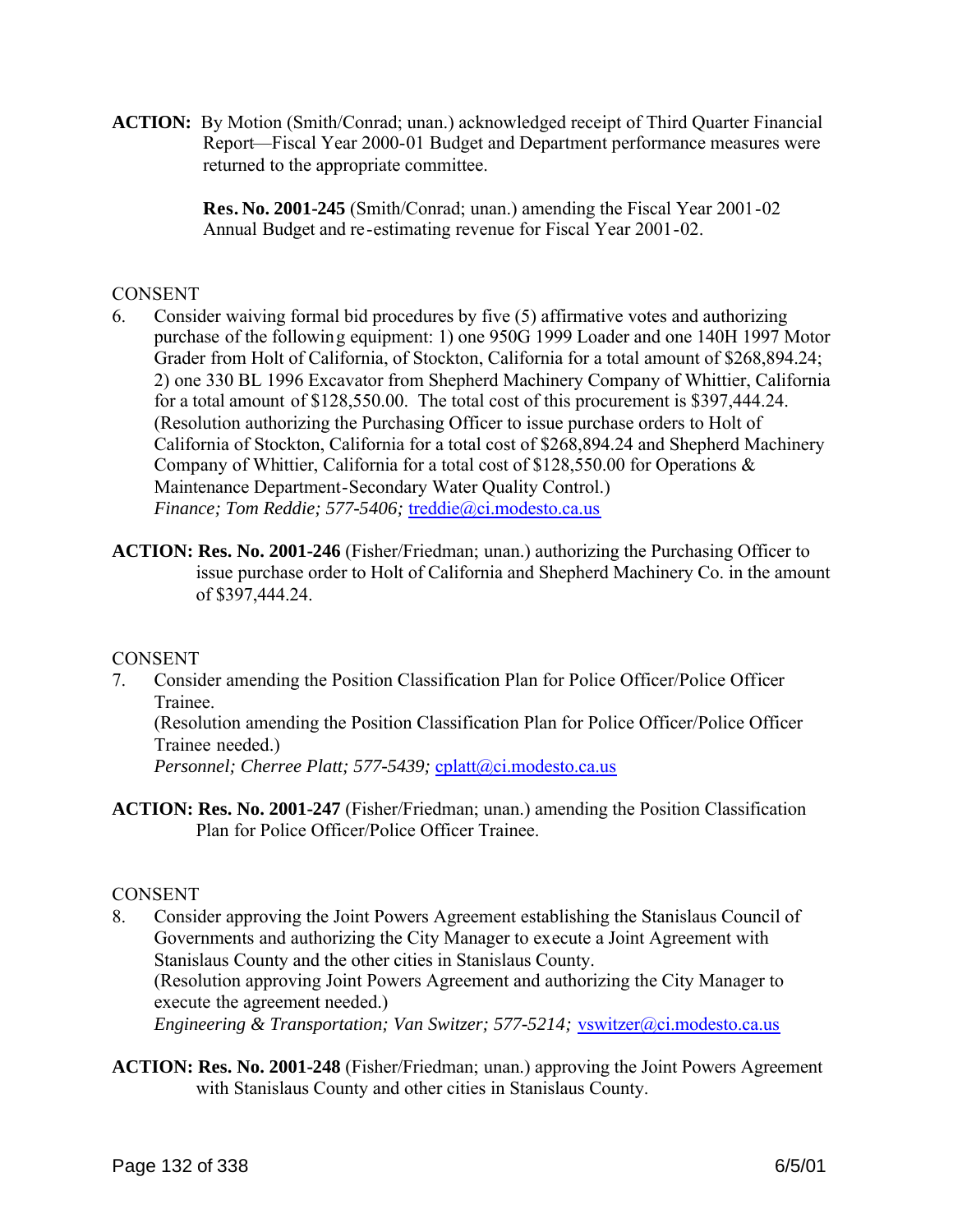**ACTION:** By Motion (Smith/Conrad; unan.) acknowledged receipt of Third Quarter Financial Report—Fiscal Year 2000-01 Budget and Department performance measures were returned to the appropriate committee.

**Res. No. 2001-245** (Smith/Conrad; unan.) amending the Fiscal Year 2001-02 Annual Budget and re-estimating revenue for Fiscal Year 2001-02.

CONSENT

6. Consider waiving formal bid procedures by five (5) affirmative votes and authorizing purchase of the following equipment: 1) one 950G 1999 Loader and one 140H 1997 Motor Grader from Holt of California, of Stockton, California for a total amount of $268,894.24; 2) one 330 BL 1996 Excavator from Shepherd Machinery Company of Whittier, California for a total amount of $128,550.00. The total cost of this procurement is $397,444.24. (Resolution authorizing the Purchasing Officer to issue purchase orders to Holt of California of Stockton, California for a total cost of $268,894.24 and Shepherd Machinery Company of Whittier, California for a total cost of $128,550.00 for Operations & Maintenance Department-Secondary Water Quality Control.)
*Finance; Tom Reddie; 577-5406;* treddie@ci.modesto.ca.us

**ACTION: Res. No. 2001-246** (Fisher/Friedman; unan.) authorizing the Purchasing Officer to issue purchase order to Holt of California and Shepherd Machinery Co. in the amount of $397,444.24.

CONSENT

7. Consider amending the Position Classification Plan for Police Officer/Police Officer Trainee.
(Resolution amending the Position Classification Plan for Police Officer/Police Officer Trainee needed.)
*Personnel; Cherree Platt; 577-5439;* cplatt@ci.modesto.ca.us

**ACTION: Res. No. 2001-247** (Fisher/Friedman; unan.) amending the Position Classification Plan for Police Officer/Police Officer Trainee.

CONSENT

8. Consider approving the Joint Powers Agreement establishing the Stanislaus Council of Governments and authorizing the City Manager to execute a Joint Agreement with Stanislaus County and the other cities in Stanislaus County.
(Resolution approving Joint Powers Agreement and authorizing the City Manager to execute the agreement needed.)
*Engineering & Transportation; Van Switzer; 577-5214;* vswitzer@ci.modesto.ca.us

**ACTION: Res. No. 2001-248** (Fisher/Friedman; unan.) approving the Joint Powers Agreement with Stanislaus County and other cities in Stanislaus County.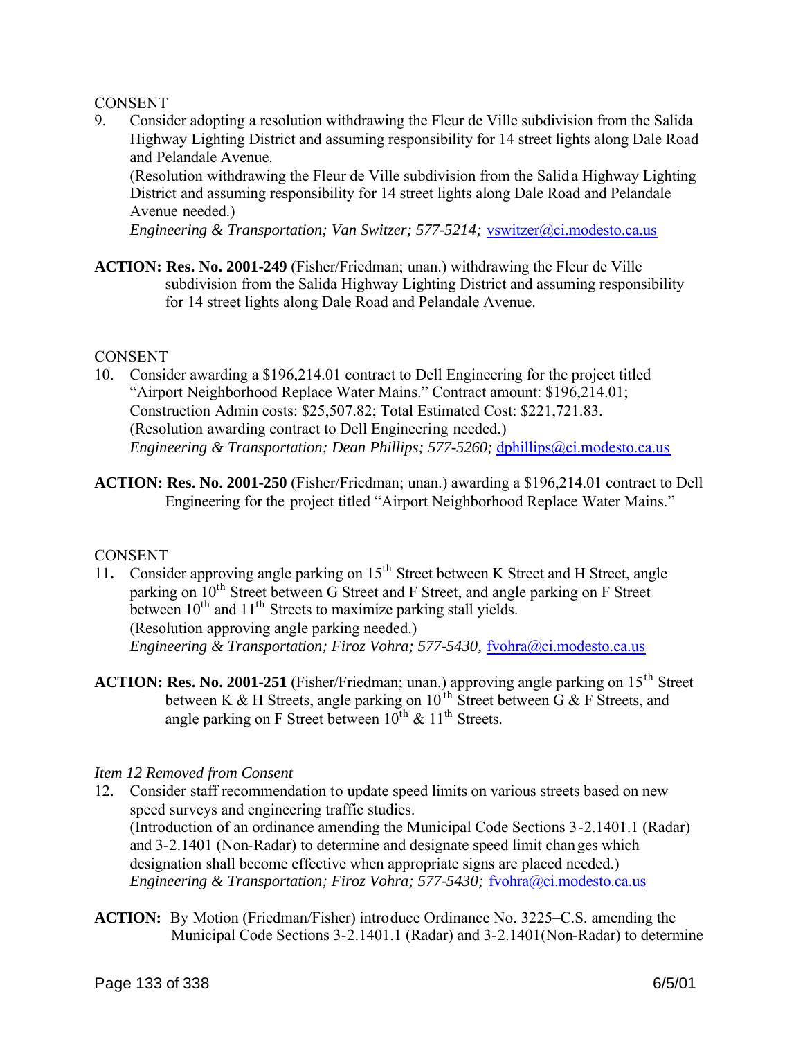CONSENT

9. Consider adopting a resolution withdrawing the Fleur de Ville subdivision from the Salida Highway Lighting District and assuming responsibility for 14 street lights along Dale Road and Pelandale Avenue.
   (Resolution withdrawing the Fleur de Ville subdivision from the Salida Highway Lighting District and assuming responsibility for 14 street lights along Dale Road and Pelandale Avenue needed.)
   *Engineering & Transportation; Van Switzer; 577-5214;* vswitzer@ci.modesto.ca.us

**ACTION: Res. No. 2001-249** (Fisher/Friedman; unan.) withdrawing the Fleur de Ville subdivision from the Salida Highway Lighting District and assuming responsibility for 14 street lights along Dale Road and Pelandale Avenue.

CONSENT

10. Consider awarding a $196,214.01 contract to Dell Engineering for the project titled "Airport Neighborhood Replace Water Mains." Contract amount: $196,214.01; Construction Admin costs: $25,507.82; Total Estimated Cost: $221,721.83.
    (Resolution awarding contract to Dell Engineering needed.)
    *Engineering & Transportation; Dean Phillips; 577-5260;* dphillips@ci.modesto.ca.us

**ACTION: Res. No. 2001-250** (Fisher/Friedman; unan.) awarding a $196,214.01 contract to Dell Engineering for the project titled "Airport Neighborhood Replace Water Mains."

CONSENT

11. Consider approving angle parking on 15th Street between K Street and H Street, angle parking on 10th Street between G Street and F Street, and angle parking on F Street between 10th and 11th Streets to maximize parking stall yields.
    (Resolution approving angle parking needed.)
    *Engineering & Transportation; Firoz Vohra; 577-5430,* fvohra@ci.modesto.ca.us

**ACTION: Res. No. 2001-251** (Fisher/Friedman; unan.) approving angle parking on 15th Street between K & H Streets, angle parking on 10th Street between G & F Streets, and angle parking on F Street between 10th & 11th Streets.

*Item 12 Removed from Consent*

12. Consider staff recommendation to update speed limits on various streets based on new speed surveys and engineering traffic studies.
    (Introduction of an ordinance amending the Municipal Code Sections 3-2.1401.1 (Radar) and 3-2.1401 (Non-Radar) to determine and designate speed limit changes which designation shall become effective when appropriate signs are placed needed.)
    *Engineering & Transportation; Firoz Vohra; 577-5430;* fvohra@ci.modesto.ca.us

**ACTION:** By Motion (Friedman/Fisher) introduce Ordinance No. 3225–C.S. amending the Municipal Code Sections 3-2.1401.1 (Radar) and 3-2.1401(Non-Radar) to determine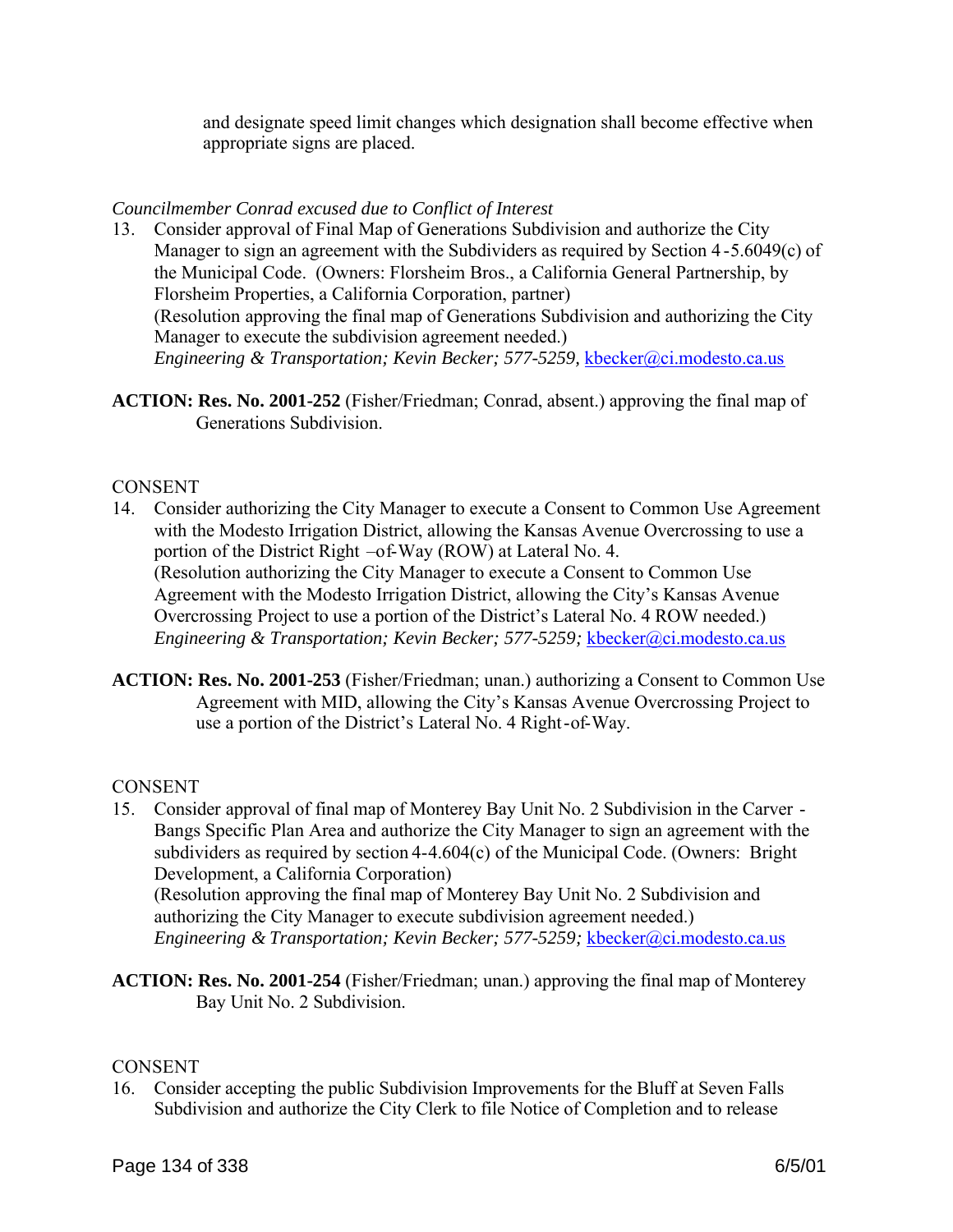and designate speed limit changes which designation shall become effective when appropriate signs are placed.

*Councilmember Conrad excused due to Conflict of Interest*

13. Consider approval of Final Map of Generations Subdivision and authorize the City Manager to sign an agreement with the Subdividers as required by Section 4-5.6049(c) of the Municipal Code. (Owners: Florsheim Bros., a California General Partnership, by Florsheim Properties, a California Corporation, partner)
    (Resolution approving the final map of Generations Subdivision and authorizing the City Manager to execute the subdivision agreement needed.)
    *Engineering & Transportation; Kevin Becker; 577-5259,* kbecker@ci.modesto.ca.us

**ACTION: Res. No. 2001-252** (Fisher/Friedman; Conrad, absent.) approving the final map of Generations Subdivision.

CONSENT

14. Consider authorizing the City Manager to execute a Consent to Common Use Agreement with the Modesto Irrigation District, allowing the Kansas Avenue Overcrossing to use a portion of the District Right –of-Way (ROW) at Lateral No. 4.
    (Resolution authorizing the City Manager to execute a Consent to Common Use Agreement with the Modesto Irrigation District, allowing the City's Kansas Avenue Overcrossing Project to use a portion of the District's Lateral No. 4 ROW needed.)
    *Engineering & Transportation; Kevin Becker; 577-5259;* kbecker@ci.modesto.ca.us

**ACTION: Res. No. 2001-253** (Fisher/Friedman; unan.) authorizing a Consent to Common Use Agreement with MID, allowing the City's Kansas Avenue Overcrossing Project to use a portion of the District's Lateral No. 4 Right-of-Way.

CONSENT

15. Consider approval of final map of Monterey Bay Unit No. 2 Subdivision in the Carver - Bangs Specific Plan Area and authorize the City Manager to sign an agreement with the subdividers as required by section 4-4.604(c) of the Municipal Code. (Owners: Bright Development, a California Corporation)
    (Resolution approving the final map of Monterey Bay Unit No. 2 Subdivision and authorizing the City Manager to execute subdivision agreement needed.)
    *Engineering & Transportation; Kevin Becker; 577-5259;* kbecker@ci.modesto.ca.us

**ACTION: Res. No. 2001-254** (Fisher/Friedman; unan.) approving the final map of Monterey Bay Unit No. 2 Subdivision.

CONSENT

16. Consider accepting the public Subdivision Improvements for the Bluff at Seven Falls Subdivision and authorize the City Clerk to file Notice of Completion and to release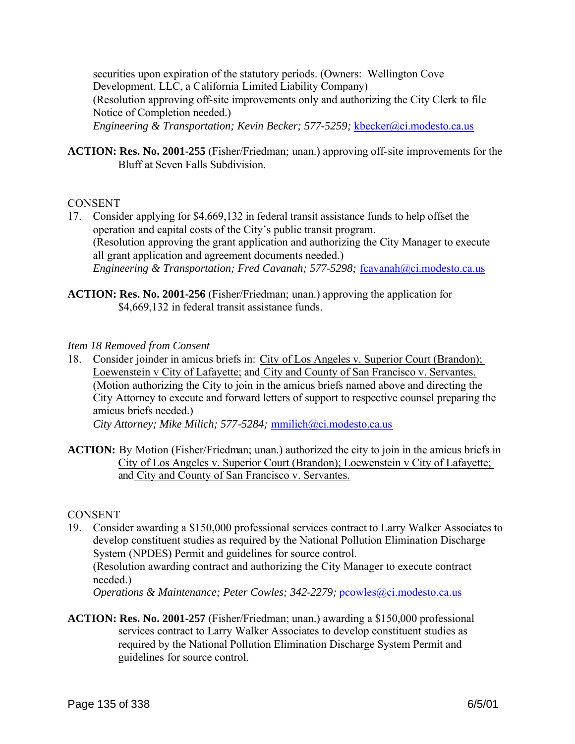securities upon expiration of the statutory periods. (Owners: Wellington Cove Development, LLC, a California Limited Liability Company)
(Resolution approving off-site improvements only and authorizing the City Clerk to file Notice of Completion needed.)
*Engineering & Transportation; Kevin Becker; 577-5259;* kbecker@ci.modesto.ca.us

**ACTION: Res. No. 2001-255** (Fisher/Friedman; unan.) approving off-site improvements for the Bluff at Seven Falls Subdivision.

CONSENT

17. Consider applying for $4,669,132 in federal transit assistance funds to help offset the operation and capital costs of the City's public transit program.
(Resolution approving the grant application and authorizing the City Manager to execute all grant application and agreement documents needed.)
*Engineering & Transportation; Fred Cavanah; 577-5298;* fcavanah@ci.modesto.ca.us

**ACTION: Res. No. 2001-256** (Fisher/Friedman; unan.) approving the application for $4,669,132 in federal transit assistance funds.

*Item 18 Removed from Consent*

18. Consider joinder in amicus briefs in: City of Los Angeles v. Superior Court (Brandon); Loewenstein v City of Lafayette; and City and County of San Francisco v. Servantes.
(Motion authorizing the City to join in the amicus briefs named above and directing the City Attorney to execute and forward letters of support to respective counsel preparing the amicus briefs needed.)
*City Attorney; Mike Milich; 577-5284;* mmilich@ci.modesto.ca.us

**ACTION:** By Motion (Fisher/Friedman; unan.) authorized the city to join in the amicus briefs in City of Los Angeles v. Superior Court (Brandon); Loewenstein v City of Lafayette; and City and County of San Francisco v. Servantes.

CONSENT

19. Consider awarding a $150,000 professional services contract to Larry Walker Associates to develop constituent studies as required by the National Pollution Elimination Discharge System (NPDES) Permit and guidelines for source control.
(Resolution awarding contract and authorizing the City Manager to execute contract needed.)
*Operations & Maintenance; Peter Cowles; 342-2279;* pcowles@ci.modesto.ca.us

**ACTION: Res. No. 2001-257** (Fisher/Friedman; unan.) awarding a $150,000 professional services contract to Larry Walker Associates to develop constituent studies as required by the National Pollution Elimination Discharge System Permit and guidelines for source control.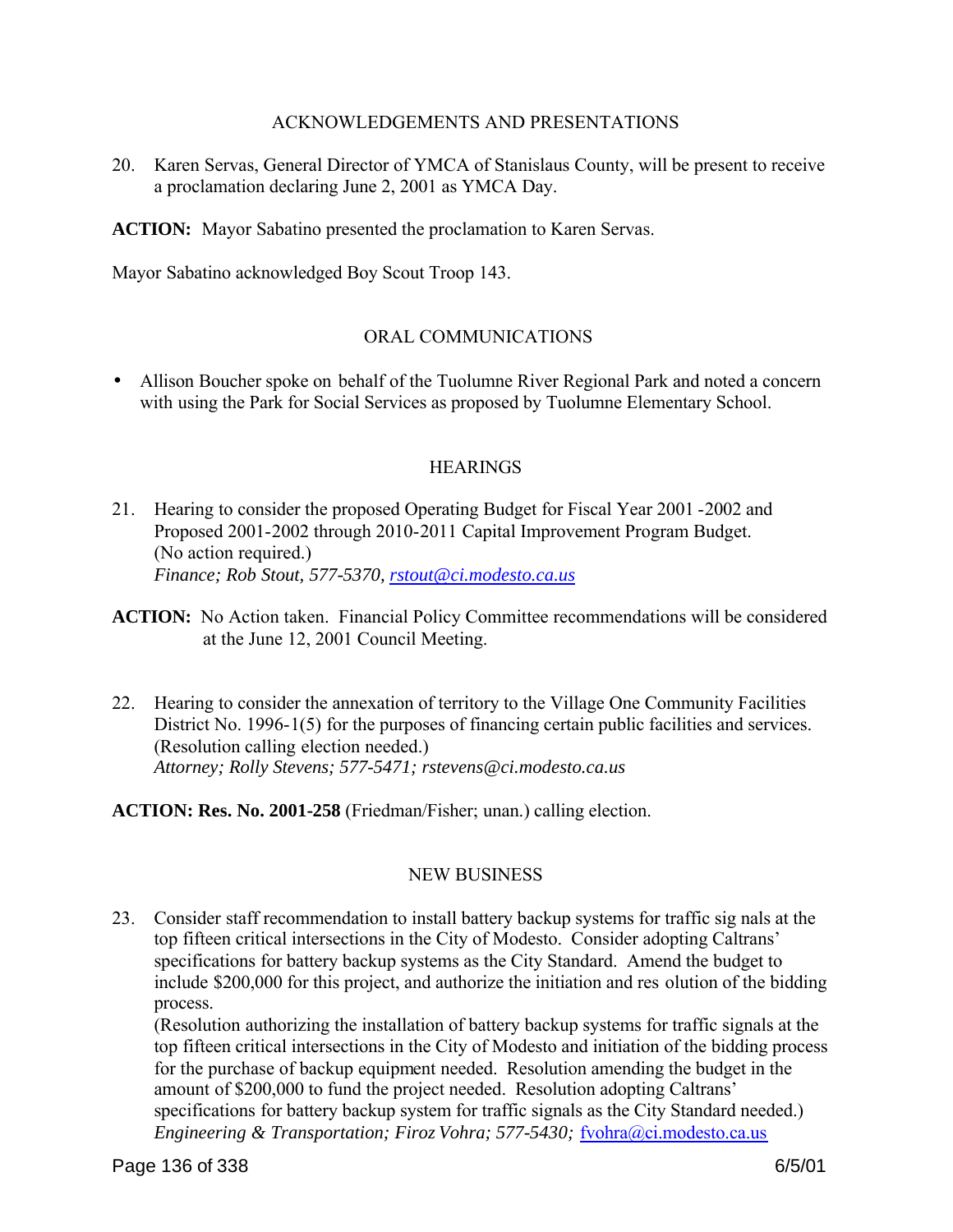## ACKNOWLEDGEMENTS AND PRESENTATIONS

20. Karen Servas, General Director of YMCA of Stanislaus County, will be present to receive a proclamation declaring June 2, 2001 as YMCA Day.

**ACTION:** Mayor Sabatino presented the proclamation to Karen Servas.

Mayor Sabatino acknowledged Boy Scout Troop 143.

## ORAL COMMUNICATIONS

- Allison Boucher spoke on behalf of the Tuolumne River Regional Park and noted a concern with using the Park for Social Services as proposed by Tuolumne Elementary School.

## HEARINGS

21. Hearing to consider the proposed Operating Budget for Fiscal Year 2001 -2002 and Proposed 2001-2002 through 2010-2011 Capital Improvement Program Budget. (No action required.)
*Finance; Rob Stout, 577-5370, rstout@ci.modesto.ca.us*

**ACTION:** No Action taken. Financial Policy Committee recommendations will be considered at the June 12, 2001 Council Meeting.

22. Hearing to consider the annexation of territory to the Village One Community Facilities District No. 1996-1(5) for the purposes of financing certain public facilities and services. (Resolution calling election needed.)
*Attorney; Rolly Stevens; 577-5471; rstevens@ci.modesto.ca.us*

**ACTION: Res. No. 2001-258** (Friedman/Fisher; unan.) calling election.

## NEW BUSINESS

23. Consider staff recommendation to install battery backup systems for traffic signals at the top fifteen critical intersections in the City of Modesto. Consider adopting Caltrans' specifications for battery backup systems as the City Standard. Amend the budget to include $200,000 for this project, and authorize the initiation and resolution of the bidding process.
(Resolution authorizing the installation of battery backup systems for traffic signals at the top fifteen critical intersections in the City of Modesto and initiation of the bidding process for the purchase of backup equipment needed. Resolution amending the budget in the amount of $200,000 to fund the project needed. Resolution adopting Caltrans' specifications for battery backup system for traffic signals as the City Standard needed.)
*Engineering & Transportation; Firoz Vohra; 577-5430;* fvohra@ci.modesto.ca.us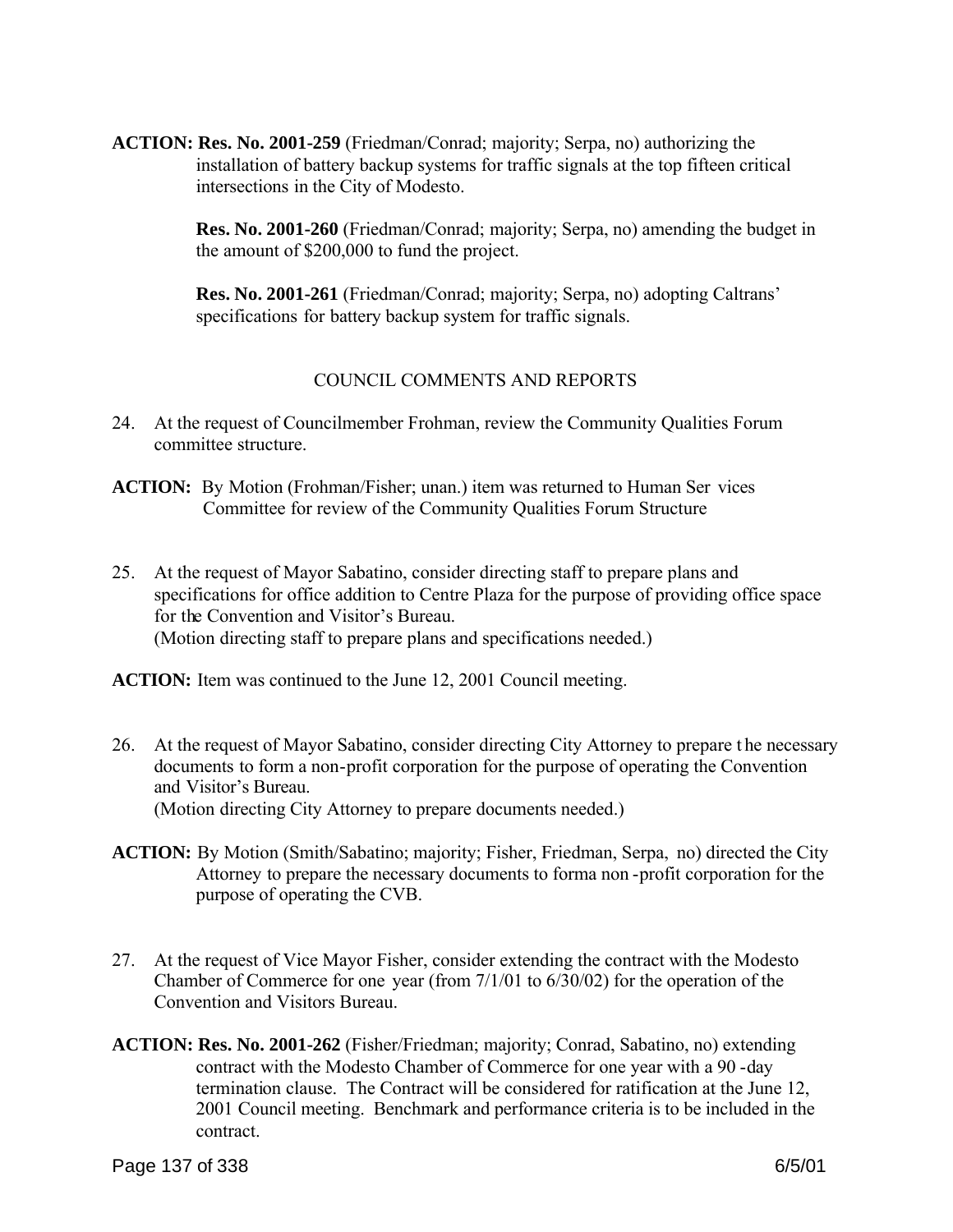**ACTION: Res. No. 2001-259** (Friedman/Conrad; majority; Serpa, no) authorizing the installation of battery backup systems for traffic signals at the top fifteen critical intersections in the City of Modesto.

**Res. No. 2001-260** (Friedman/Conrad; majority; Serpa, no) amending the budget in the amount of $200,000 to fund the project.

**Res. No. 2001-261** (Friedman/Conrad; majority; Serpa, no) adopting Caltrans' specifications for battery backup system for traffic signals.

## COUNCIL COMMENTS AND REPORTS

24. At the request of Councilmember Frohman, review the Community Qualities Forum committee structure.

**ACTION:** By Motion (Frohman/Fisher; unan.) item was returned to Human Ser vices Committee for review of the Community Qualities Forum Structure

25. At the request of Mayor Sabatino, consider directing staff to prepare plans and specifications for office addition to Centre Plaza for the purpose of providing office space for the Convention and Visitor's Bureau.
(Motion directing staff to prepare plans and specifications needed.)

**ACTION:** Item was continued to the June 12, 2001 Council meeting.

26. At the request of Mayor Sabatino, consider directing City Attorney to prepare t he necessary documents to form a non-profit corporation for the purpose of operating the Convention and Visitor's Bureau.
(Motion directing City Attorney to prepare documents needed.)

**ACTION:** By Motion (Smith/Sabatino; majority; Fisher, Friedman, Serpa, no) directed the City Attorney to prepare the necessary documents to forma non -profit corporation for the purpose of operating the CVB.

27. At the request of Vice Mayor Fisher, consider extending the contract with the Modesto Chamber of Commerce for one year (from 7/1/01 to 6/30/02) for the operation of the Convention and Visitors Bureau.

**ACTION: Res. No. 2001-262** (Fisher/Friedman; majority; Conrad, Sabatino, no) extending contract with the Modesto Chamber of Commerce for one year with a 90 -day termination clause. The Contract will be considered for ratification at the June 12, 2001 Council meeting. Benchmark and performance criteria is to be included in the contract.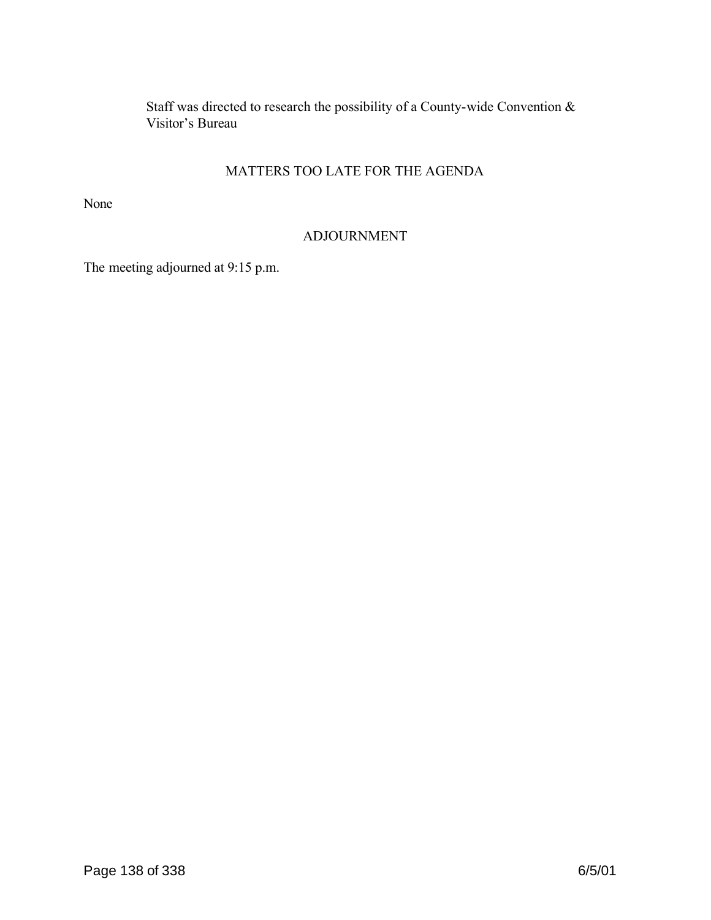Staff was directed to research the possibility of a County-wide Convention & Visitor's Bureau

## MATTERS TOO LATE FOR THE AGENDA

None

## ADJOURNMENT

The meeting adjourned at 9:15 p.m.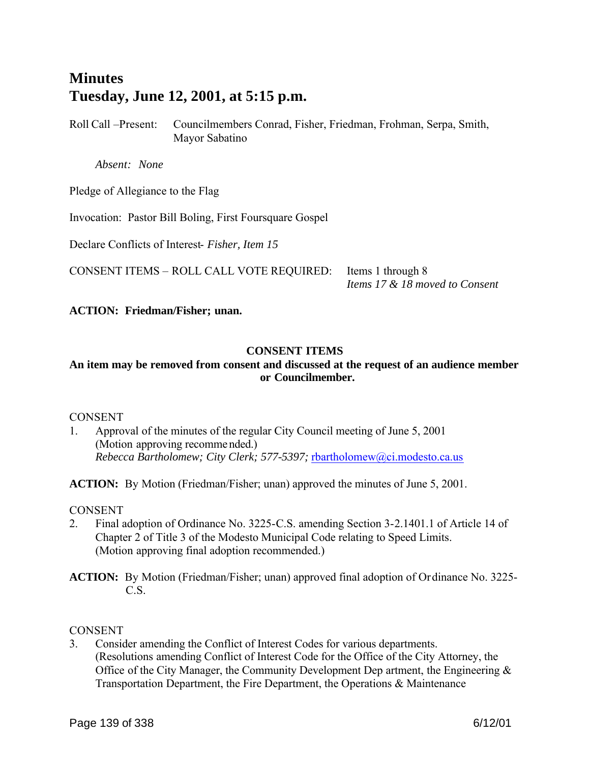# Minutes
# Tuesday, June 12, 2001, at 5:15 p.m.

Roll Call –Present: Councilmembers Conrad, Fisher, Friedman, Frohman, Serpa, Smith, Mayor Sabatino

*Absent: None*

Pledge of Allegiance to the Flag

Invocation: Pastor Bill Boling, First Foursquare Gospel

Declare Conflicts of Interest- *Fisher, Item 15*

CONSENT ITEMS – ROLL CALL VOTE REQUIRED: Items 1 through 8
*Items 17 & 18 moved to Consent*

**ACTION: Friedman/Fisher; unan.**

**CONSENT ITEMS**

**An item may be removed from consent and discussed at the request of an audience member or Councilmember.**

CONSENT

1. Approval of the minutes of the regular City Council meeting of June 5, 2001
(Motion approving recommended.)
*Rebecca Bartholomew; City Clerk; 577-5397;* rbartholomew@ci.modesto.ca.us

**ACTION:** By Motion (Friedman/Fisher; unan) approved the minutes of June 5, 2001.

CONSENT

2. Final adoption of Ordinance No. 3225-C.S. amending Section 3-2.1401.1 of Article 14 of Chapter 2 of Title 3 of the Modesto Municipal Code relating to Speed Limits.
(Motion approving final adoption recommended.)

**ACTION:** By Motion (Friedman/Fisher; unan) approved final adoption of Ordinance No. 3225-C.S.

CONSENT

3. Consider amending the Conflict of Interest Codes for various departments.
(Resolutions amending Conflict of Interest Code for the Office of the City Attorney, the Office of the City Manager, the Community Development Department, the Engineering & Transportation Department, the Fire Department, the Operations & Maintenance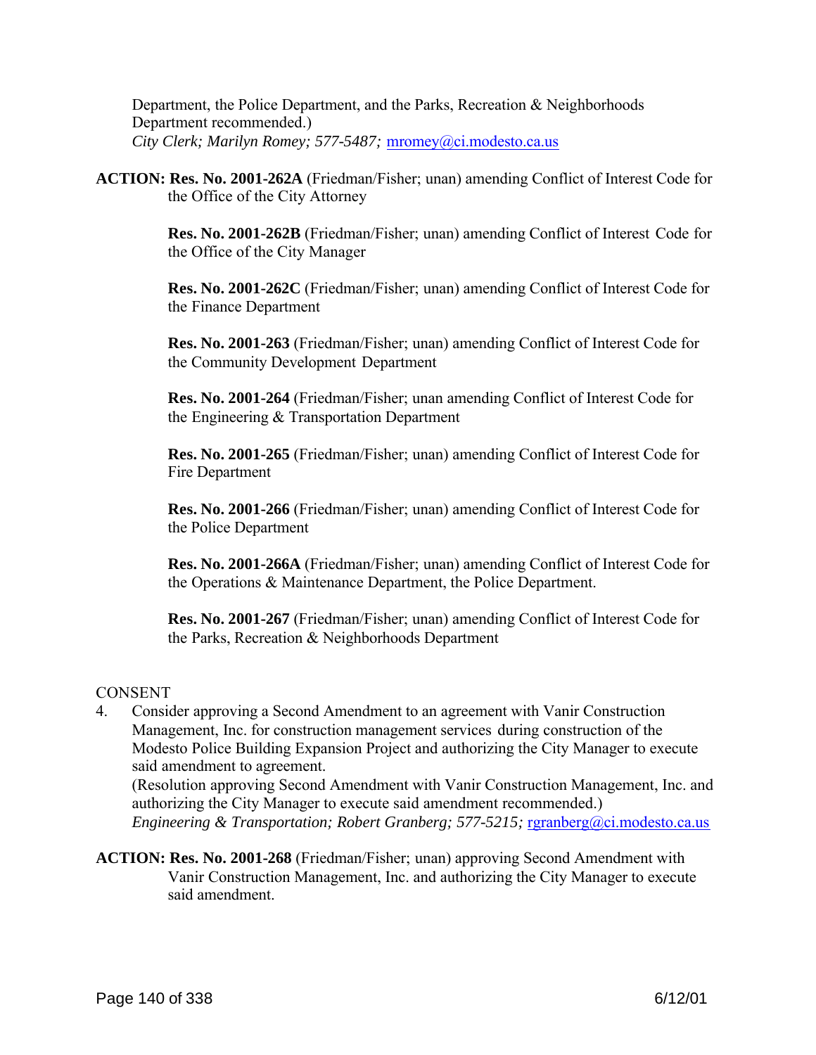Department, the Police Department, and the Parks, Recreation & Neighborhoods Department recommended.)
*City Clerk; Marilyn Romey; 577-5487;* mromey@ci.modesto.ca.us

**ACTION: Res. No. 2001-262A** (Friedman/Fisher; unan) amending Conflict of Interest Code for the Office of the City Attorney

**Res. No. 2001-262B** (Friedman/Fisher; unan) amending Conflict of Interest Code for the Office of the City Manager

**Res. No. 2001-262C** (Friedman/Fisher; unan) amending Conflict of Interest Code for the Finance Department

**Res. No. 2001-263** (Friedman/Fisher; unan) amending Conflict of Interest Code for the Community Development Department

**Res. No. 2001-264** (Friedman/Fisher; unan amending Conflict of Interest Code for the Engineering & Transportation Department

**Res. No. 2001-265** (Friedman/Fisher; unan) amending Conflict of Interest Code for Fire Department

**Res. No. 2001-266** (Friedman/Fisher; unan) amending Conflict of Interest Code for the Police Department

**Res. No. 2001-266A** (Friedman/Fisher; unan) amending Conflict of Interest Code for the Operations & Maintenance Department, the Police Department.

**Res. No. 2001-267** (Friedman/Fisher; unan) amending Conflict of Interest Code for the Parks, Recreation & Neighborhoods Department

CONSENT

4. Consider approving a Second Amendment to an agreement with Vanir Construction Management, Inc. for construction management services during construction of the Modesto Police Building Expansion Project and authorizing the City Manager to execute said amendment to agreement.
(Resolution approving Second Amendment with Vanir Construction Management, Inc. and authorizing the City Manager to execute said amendment recommended.)
*Engineering & Transportation; Robert Granberg; 577-5215;* rgranberg@ci.modesto.ca.us

**ACTION: Res. No. 2001-268** (Friedman/Fisher; unan) approving Second Amendment with Vanir Construction Management, Inc. and authorizing the City Manager to execute said amendment.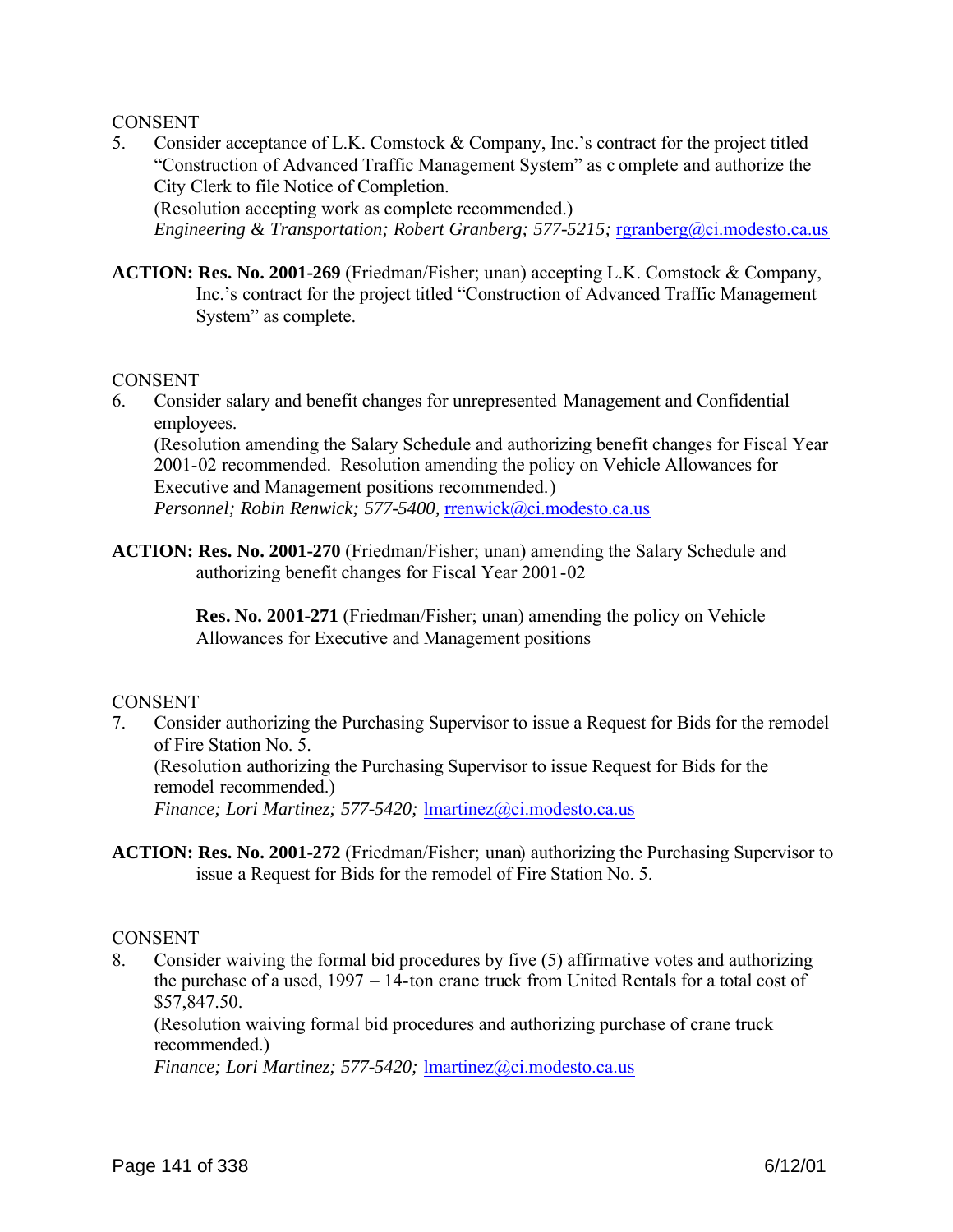CONSENT

5. Consider acceptance of L.K. Comstock & Company, Inc.'s contract for the project titled "Construction of Advanced Traffic Management System" as complete and authorize the City Clerk to file Notice of Completion.
(Resolution accepting work as complete recommended.)
*Engineering & Transportation; Robert Granberg; 577-5215;* rgranberg@ci.modesto.ca.us

**ACTION: Res. No. 2001-269** (Friedman/Fisher; unan) accepting L.K. Comstock & Company, Inc.'s contract for the project titled "Construction of Advanced Traffic Management System" as complete.

CONSENT

6. Consider salary and benefit changes for unrepresented Management and Confidential employees.
(Resolution amending the Salary Schedule and authorizing benefit changes for Fiscal Year 2001-02 recommended. Resolution amending the policy on Vehicle Allowances for Executive and Management positions recommended.)
*Personnel; Robin Renwick; 577-5400,* rrenwick@ci.modesto.ca.us

**ACTION: Res. No. 2001-270** (Friedman/Fisher; unan) amending the Salary Schedule and authorizing benefit changes for Fiscal Year 2001-02

**Res. No. 2001-271** (Friedman/Fisher; unan) amending the policy on Vehicle Allowances for Executive and Management positions

CONSENT

7. Consider authorizing the Purchasing Supervisor to issue a Request for Bids for the remodel of Fire Station No. 5.
(Resolution authorizing the Purchasing Supervisor to issue Request for Bids for the remodel recommended.)
*Finance; Lori Martinez; 577-5420;* lmartinez@ci.modesto.ca.us

**ACTION: Res. No. 2001-272** (Friedman/Fisher; unan) authorizing the Purchasing Supervisor to issue a Request for Bids for the remodel of Fire Station No. 5.

CONSENT

8. Consider waiving the formal bid procedures by five (5) affirmative votes and authorizing the purchase of a used, 1997 – 14-ton crane truck from United Rentals for a total cost of $57,847.50.
(Resolution waiving formal bid procedures and authorizing purchase of crane truck recommended.)
*Finance; Lori Martinez; 577-5420;* lmartinez@ci.modesto.ca.us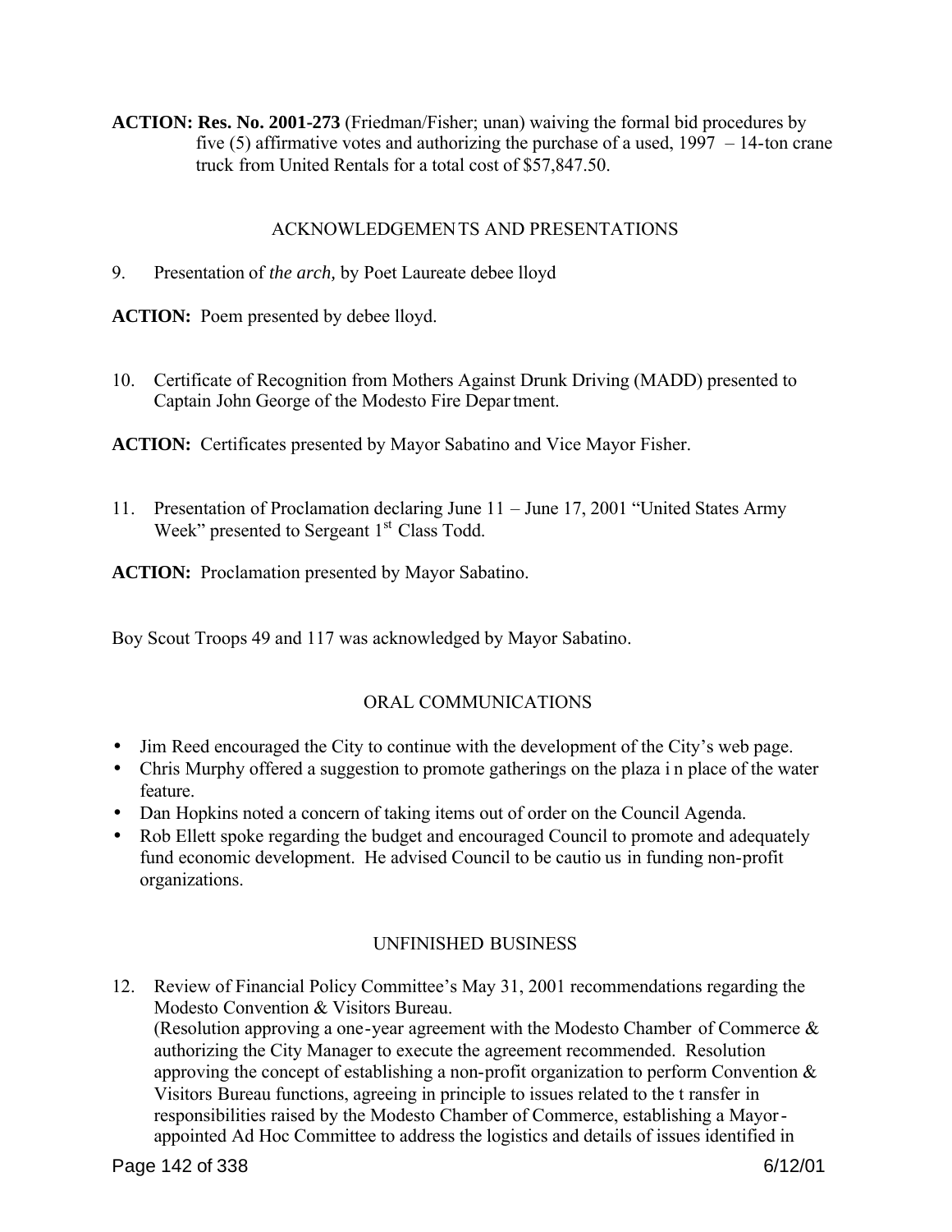**ACTION: Res. No. 2001-273** (Friedman/Fisher; unan) waiving the formal bid procedures by five (5) affirmative votes and authorizing the purchase of a used, 1997 – 14-ton crane truck from United Rentals for a total cost of $57,847.50.

ACKNOWLEDGEMENTS AND PRESENTATIONS

9. Presentation of *the arch,* by Poet Laureate debee lloyd

**ACTION:** Poem presented by debee lloyd.

10. Certificate of Recognition from Mothers Against Drunk Driving (MADD) presented to Captain John George of the Modesto Fire Department.

**ACTION:** Certificates presented by Mayor Sabatino and Vice Mayor Fisher.

11. Presentation of Proclamation declaring June 11 – June 17, 2001 "United States Army Week" presented to Sergeant 1st Class Todd.

**ACTION:** Proclamation presented by Mayor Sabatino.

Boy Scout Troops 49 and 117 was acknowledged by Mayor Sabatino.

ORAL COMMUNICATIONS

- Jim Reed encouraged the City to continue with the development of the City's web page.
- Chris Murphy offered a suggestion to promote gatherings on the plaza in place of the water feature.
- Dan Hopkins noted a concern of taking items out of order on the Council Agenda.
- Rob Ellett spoke regarding the budget and encouraged Council to promote and adequately fund economic development. He advised Council to be cautious in funding non-profit organizations.

UNFINISHED BUSINESS

12. Review of Financial Policy Committee's May 31, 2001 recommendations regarding the Modesto Convention & Visitors Bureau.
(Resolution approving a one-year agreement with the Modesto Chamber of Commerce & authorizing the City Manager to execute the agreement recommended. Resolution approving the concept of establishing a non-profit organization to perform Convention & Visitors Bureau functions, agreeing in principle to issues related to the transfer in responsibilities raised by the Modesto Chamber of Commerce, establishing a Mayor-appointed Ad Hoc Committee to address the logistics and details of issues identified in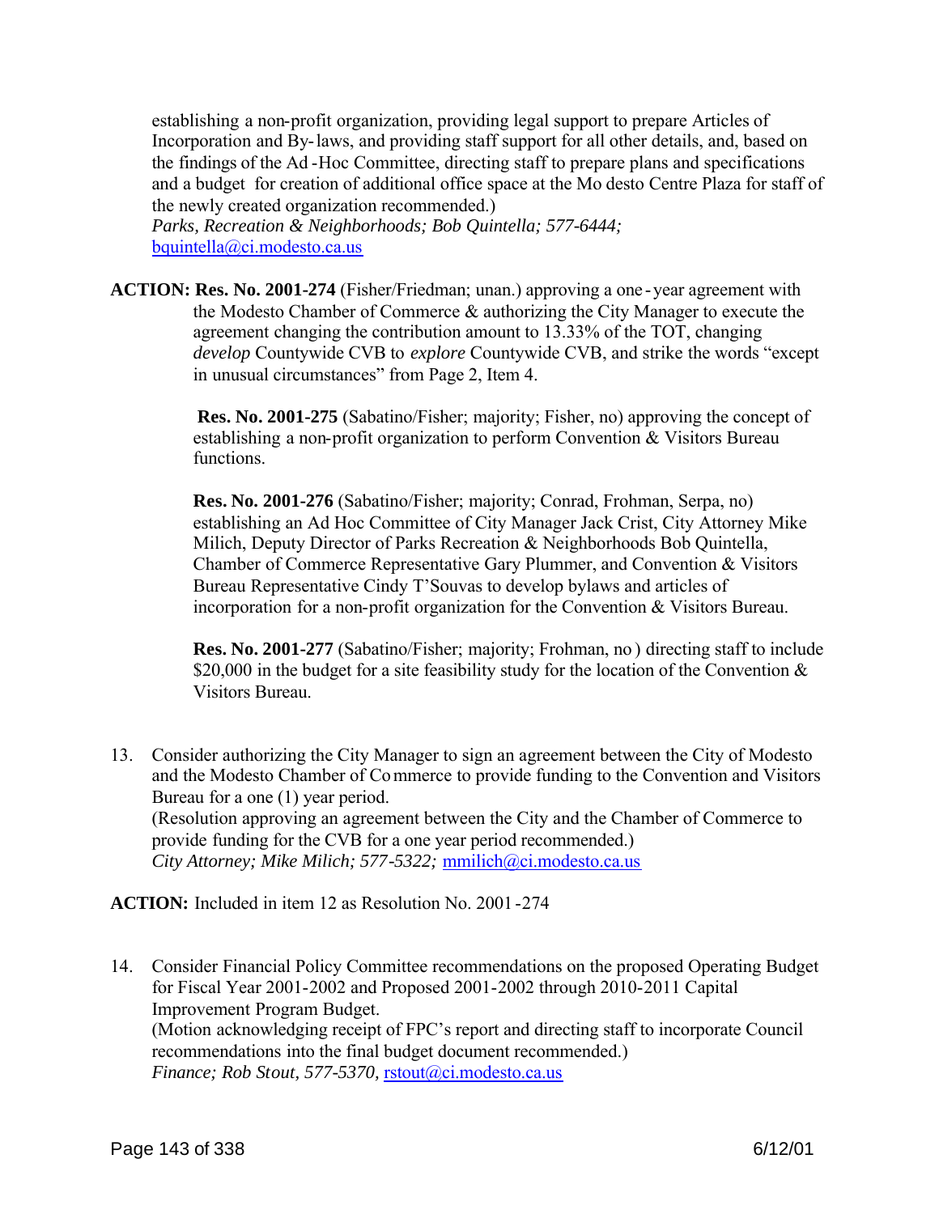establishing a non-profit organization, providing legal support to prepare Articles of Incorporation and By-laws, and providing staff support for all other details, and, based on the findings of the Ad-Hoc Committee, directing staff to prepare plans and specifications and a budget for creation of additional office space at the Modesto Centre Plaza for staff of the newly created organization recommended.)
*Parks, Recreation & Neighborhoods; Bob Quintella; 577-6444;* bquintella@ci.modesto.ca.us

**ACTION: Res. No. 2001-274** (Fisher/Friedman; unan.) approving a one-year agreement with the Modesto Chamber of Commerce & authorizing the City Manager to execute the agreement changing the contribution amount to 13.33% of the TOT, changing *develop* Countywide CVB to *explore* Countywide CVB, and strike the words "except in unusual circumstances" from Page 2, Item 4.

**Res. No. 2001-275** (Sabatino/Fisher; majority; Fisher, no) approving the concept of establishing a non-profit organization to perform Convention & Visitors Bureau functions.

**Res. No. 2001-276** (Sabatino/Fisher; majority; Conrad, Frohman, Serpa, no) establishing an Ad Hoc Committee of City Manager Jack Crist, City Attorney Mike Milich, Deputy Director of Parks Recreation & Neighborhoods Bob Quintella, Chamber of Commerce Representative Gary Plummer, and Convention & Visitors Bureau Representative Cindy T'Souvas to develop bylaws and articles of incorporation for a non-profit organization for the Convention & Visitors Bureau.

**Res. No. 2001-277** (Sabatino/Fisher; majority; Frohman, no) directing staff to include $20,000 in the budget for a site feasibility study for the location of the Convention & Visitors Bureau.

13. Consider authorizing the City Manager to sign an agreement between the City of Modesto and the Modesto Chamber of Commerce to provide funding to the Convention and Visitors Bureau for a one (1) year period.
(Resolution approving an agreement between the City and the Chamber of Commerce to provide funding for the CVB for a one year period recommended.)
*City Attorney; Mike Milich; 577-5322;* mmilich@ci.modesto.ca.us

**ACTION:** Included in item 12 as Resolution No. 2001-274

14. Consider Financial Policy Committee recommendations on the proposed Operating Budget for Fiscal Year 2001-2002 and Proposed 2001-2002 through 2010-2011 Capital Improvement Program Budget.
(Motion acknowledging receipt of FPC's report and directing staff to incorporate Council recommendations into the final budget document recommended.)
*Finance; Rob Stout, 577-5370,* rstout@ci.modesto.ca.us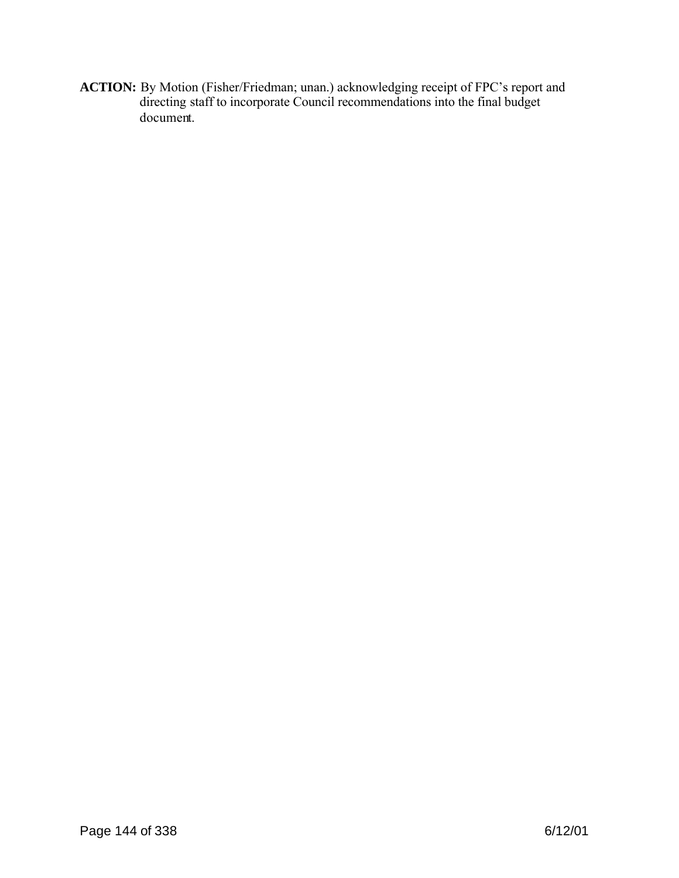**ACTION:** By Motion (Fisher/Friedman; unan.) acknowledging receipt of FPC's report and directing staff to incorporate Council recommendations into the final budget document.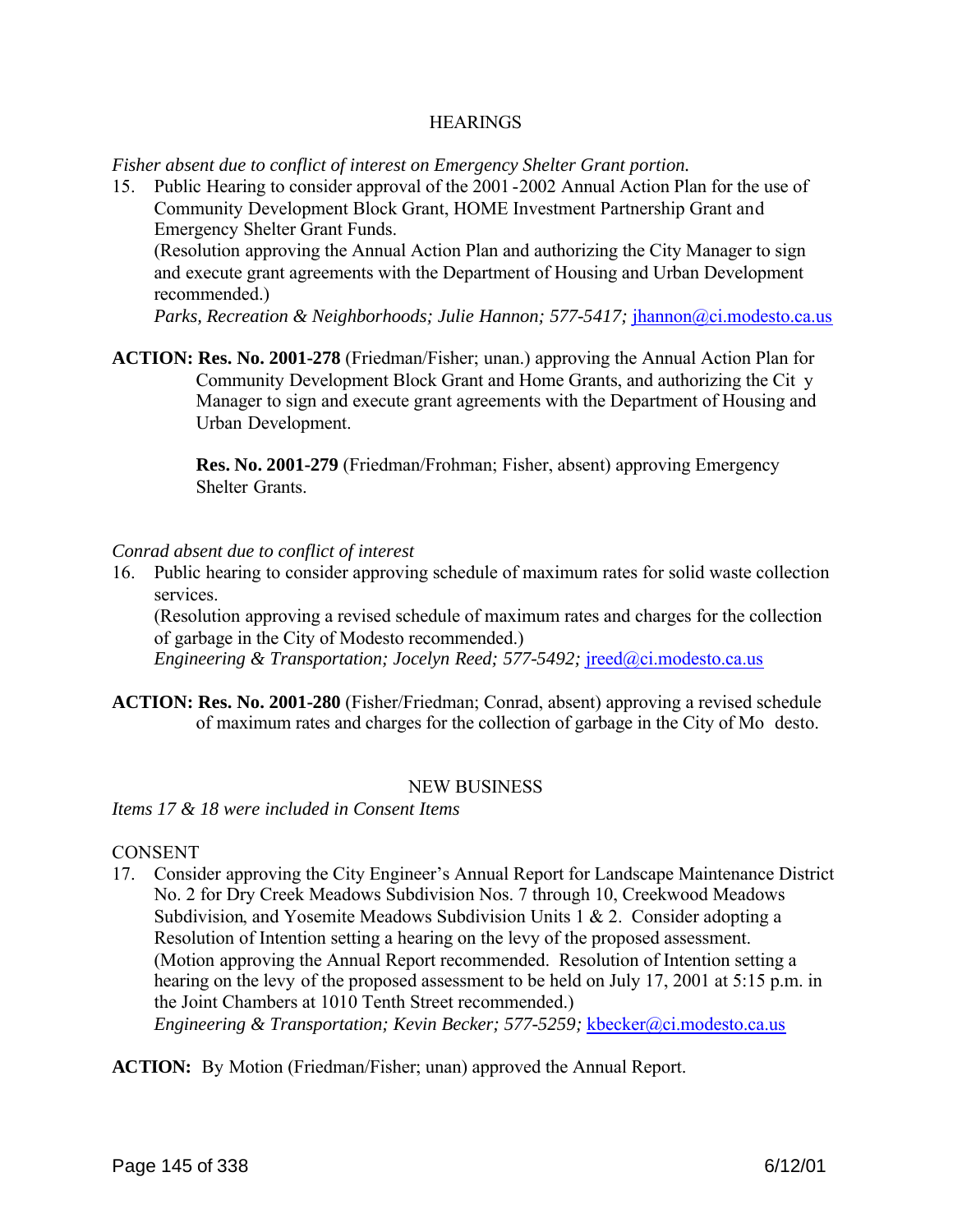## HEARINGS

*Fisher absent due to conflict of interest on Emergency Shelter Grant portion.*

15. Public Hearing to consider approval of the 2001-2002 Annual Action Plan for the use of Community Development Block Grant, HOME Investment Partnership Grant and Emergency Shelter Grant Funds.
    (Resolution approving the Annual Action Plan and authorizing the City Manager to sign and execute grant agreements with the Department of Housing and Urban Development recommended.)
    *Parks, Recreation & Neighborhoods; Julie Hannon; 577-5417;* jhannon@ci.modesto.ca.us

**ACTION: Res. No. 2001-278** (Friedman/Fisher; unan.) approving the Annual Action Plan for Community Development Block Grant and Home Grants, and authorizing the City Manager to sign and execute grant agreements with the Department of Housing and Urban Development.

**Res. No. 2001-279** (Friedman/Frohman; Fisher, absent) approving Emergency Shelter Grants.

*Conrad absent due to conflict of interest*

16. Public hearing to consider approving schedule of maximum rates for solid waste collection services.
    (Resolution approving a revised schedule of maximum rates and charges for the collection of garbage in the City of Modesto recommended.)
    *Engineering & Transportation; Jocelyn Reed; 577-5492;* jreed@ci.modesto.ca.us

**ACTION: Res. No. 2001-280** (Fisher/Friedman; Conrad, absent) approving a revised schedule of maximum rates and charges for the collection of garbage in the City of Modesto.

## NEW BUSINESS

*Items 17 & 18 were included in Consent Items*

CONSENT

17. Consider approving the City Engineer's Annual Report for Landscape Maintenance District No. 2 for Dry Creek Meadows Subdivision Nos. 7 through 10, Creekwood Meadows Subdivision, and Yosemite Meadows Subdivision Units 1 & 2. Consider adopting a Resolution of Intention setting a hearing on the levy of the proposed assessment.
    (Motion approving the Annual Report recommended. Resolution of Intention setting a hearing on the levy of the proposed assessment to be held on July 17, 2001 at 5:15 p.m. in the Joint Chambers at 1010 Tenth Street recommended.)
    *Engineering & Transportation; Kevin Becker; 577-5259;* kbecker@ci.modesto.ca.us

**ACTION:** By Motion (Friedman/Fisher; unan) approved the Annual Report.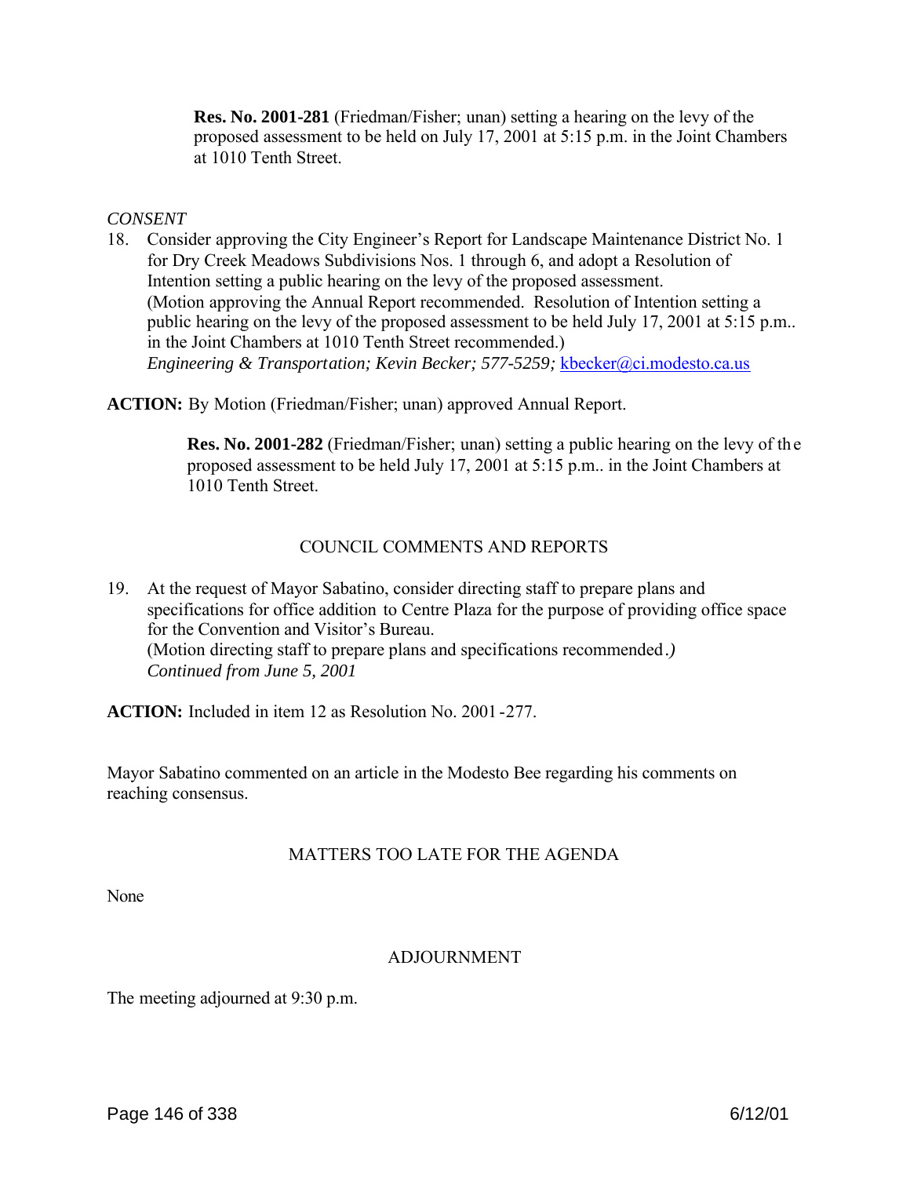**Res. No. 2001-281** (Friedman/Fisher; unan) setting a hearing on the levy of the proposed assessment to be held on July 17, 2001 at 5:15 p.m. in the Joint Chambers at 1010 Tenth Street.

*CONSENT*

18. Consider approving the City Engineer's Report for Landscape Maintenance District No. 1 for Dry Creek Meadows Subdivisions Nos. 1 through 6, and adopt a Resolution of Intention setting a public hearing on the levy of the proposed assessment. (Motion approving the Annual Report recommended. Resolution of Intention setting a public hearing on the levy of the proposed assessment to be held July 17, 2001 at 5:15 p.m.. in the Joint Chambers at 1010 Tenth Street recommended.)
*Engineering & Transportation; Kevin Becker; 577-5259;* kbecker@ci.modesto.ca.us

**ACTION:** By Motion (Friedman/Fisher; unan) approved Annual Report.

**Res. No. 2001-282** (Friedman/Fisher; unan) setting a public hearing on the levy of the proposed assessment to be held July 17, 2001 at 5:15 p.m.. in the Joint Chambers at 1010 Tenth Street.

COUNCIL COMMENTS AND REPORTS

19. At the request of Mayor Sabatino, consider directing staff to prepare plans and specifications for office addition to Centre Plaza for the purpose of providing office space for the Convention and Visitor's Bureau.
(Motion directing staff to prepare plans and specifications recommended*.)*
*Continued from June 5, 2001*

**ACTION:** Included in item 12 as Resolution No. 2001-277.

Mayor Sabatino commented on an article in the Modesto Bee regarding his comments on reaching consensus.

MATTERS TOO LATE FOR THE AGENDA

None

ADJOURNMENT

The meeting adjourned at 9:30 p.m.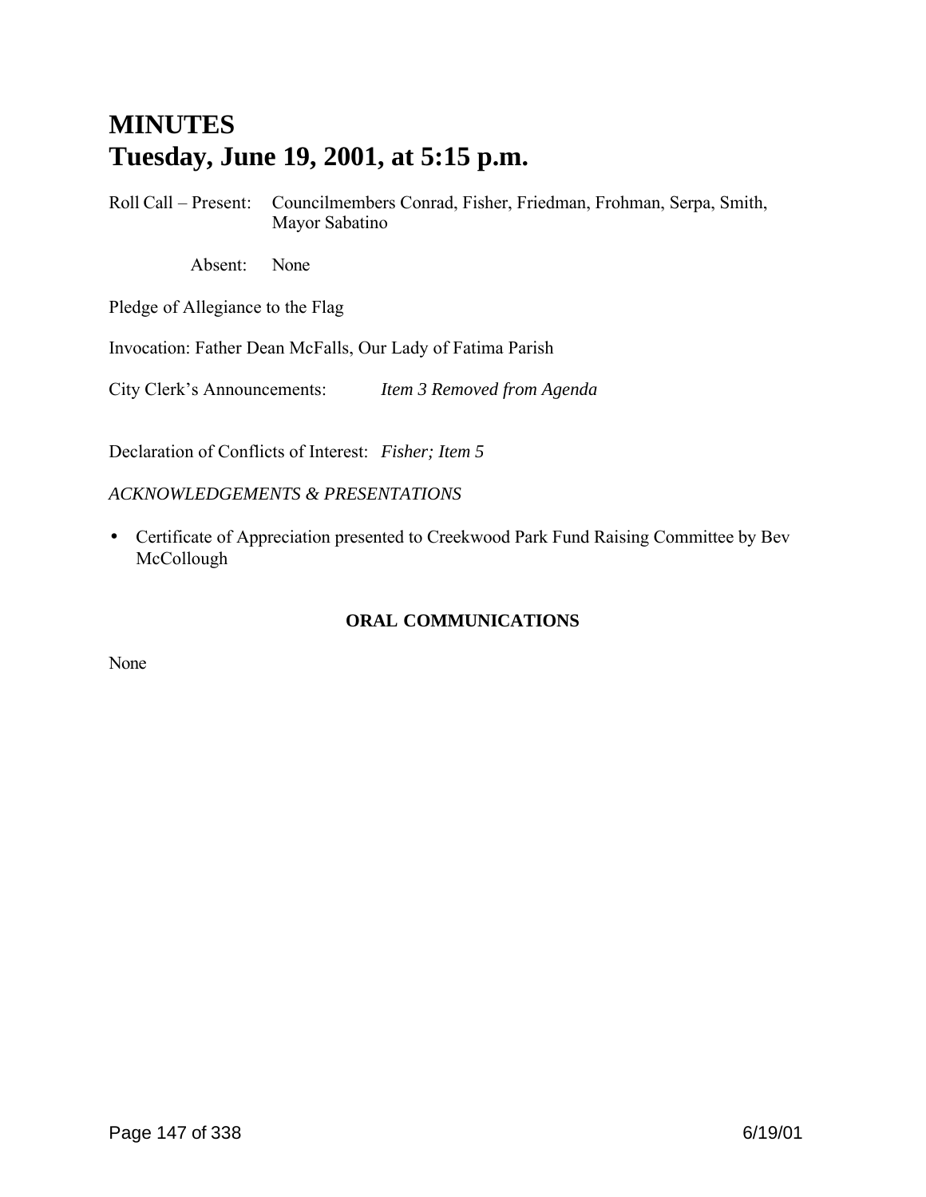# MINUTES
# Tuesday, June 19, 2001, at 5:15 p.m.

Roll Call – Present: Councilmembers Conrad, Fisher, Friedman, Frohman, Serpa, Smith, Mayor Sabatino

Absent: None

Pledge of Allegiance to the Flag

Invocation: Father Dean McFalls, Our Lady of Fatima Parish

City Clerk's Announcements: *Item 3 Removed from Agenda*

Declaration of Conflicts of Interest: *Fisher; Item 5*

*ACKNOWLEDGEMENTS & PRESENTATIONS*

- Certificate of Appreciation presented to Creekwood Park Fund Raising Committee by Bev McCollough

**ORAL COMMUNICATIONS**

None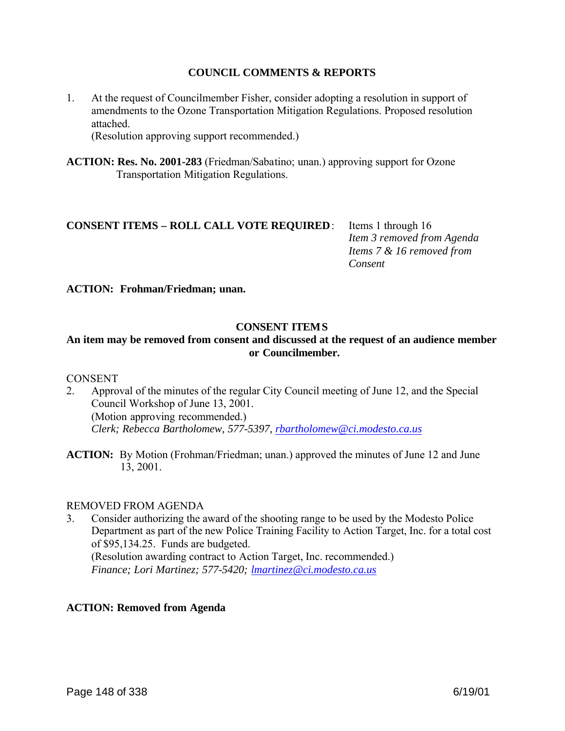## COUNCIL COMMENTS & REPORTS

1. At the request of Councilmember Fisher, consider adopting a resolution in support of amendments to the Ozone Transportation Mitigation Regulations. Proposed resolution attached.
   (Resolution approving support recommended.)

**ACTION: Res. No. 2001-283** (Friedman/Sabatino; unan.) approving support for Ozone Transportation Mitigation Regulations.

**CONSENT ITEMS – ROLL CALL VOTE REQUIRED**: Items 1 through 16
*Item 3 removed from Agenda*
*Items 7 & 16 removed from Consent*

**ACTION: Frohman/Friedman; unan.**

## CONSENT ITEMS

**An item may be removed from consent and discussed at the request of an audience member or Councilmember.**

CONSENT

2. Approval of the minutes of the regular City Council meeting of June 12, and the Special Council Workshop of June 13, 2001.
   (Motion approving recommended.)
   *Clerk; Rebecca Bartholomew, 577-5397, rbartholomew@ci.modesto.ca.us*

**ACTION:** By Motion (Frohman/Friedman; unan.) approved the minutes of June 12 and June 13, 2001.

REMOVED FROM AGENDA

3. Consider authorizing the award of the shooting range to be used by the Modesto Police Department as part of the new Police Training Facility to Action Target, Inc. for a total cost of $95,134.25. Funds are budgeted.
   (Resolution awarding contract to Action Target, Inc. recommended.)
   *Finance; Lori Martinez; 577-5420; lmartinez@ci.modesto.ca.us*

**ACTION: Removed from Agenda**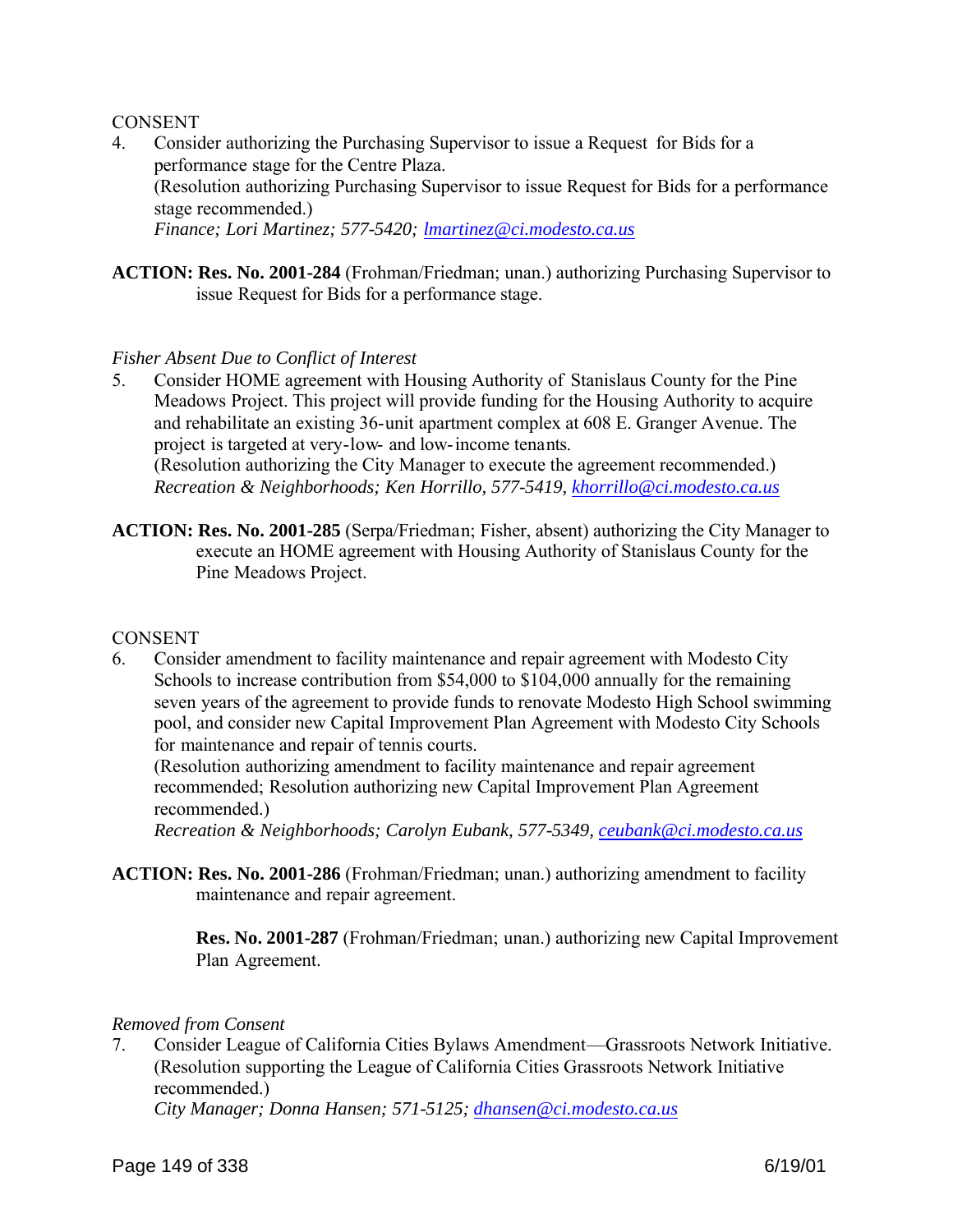CONSENT

4. Consider authorizing the Purchasing Supervisor to issue a Request for Bids for a performance stage for the Centre Plaza.
   (Resolution authorizing Purchasing Supervisor to issue Request for Bids for a performance stage recommended.)
   *Finance; Lori Martinez; 577-5420; lmartinez@ci.modesto.ca.us*

**ACTION: Res. No. 2001-284** (Frohman/Friedman; unan.) authorizing Purchasing Supervisor to issue Request for Bids for a performance stage.

*Fisher Absent Due to Conflict of Interest*

5. Consider HOME agreement with Housing Authority of Stanislaus County for the Pine Meadows Project. This project will provide funding for the Housing Authority to acquire and rehabilitate an existing 36-unit apartment complex at 608 E. Granger Avenue. The project is targeted at very-low- and low-income tenants.
   (Resolution authorizing the City Manager to execute the agreement recommended.)
   *Recreation & Neighborhoods; Ken Horrillo, 577-5419, khorrillo@ci.modesto.ca.us*

**ACTION: Res. No. 2001-285** (Serpa/Friedman; Fisher, absent) authorizing the City Manager to execute an HOME agreement with Housing Authority of Stanislaus County for the Pine Meadows Project.

CONSENT

6. Consider amendment to facility maintenance and repair agreement with Modesto City Schools to increase contribution from $54,000 to $104,000 annually for the remaining seven years of the agreement to provide funds to renovate Modesto High School swimming pool, and consider new Capital Improvement Plan Agreement with Modesto City Schools for maintenance and repair of tennis courts.
   (Resolution authorizing amendment to facility maintenance and repair agreement recommended; Resolution authorizing new Capital Improvement Plan Agreement recommended.)
   *Recreation & Neighborhoods; Carolyn Eubank, 577-5349, ceubank@ci.modesto.ca.us*

**ACTION: Res. No. 2001-286** (Frohman/Friedman; unan.) authorizing amendment to facility maintenance and repair agreement.

**Res. No. 2001-287** (Frohman/Friedman; unan.) authorizing new Capital Improvement Plan Agreement.

*Removed from Consent*

7. Consider League of California Cities Bylaws Amendment—Grassroots Network Initiative.
   (Resolution supporting the League of California Cities Grassroots Network Initiative recommended.)
   *City Manager; Donna Hansen; 571-5125; dhansen@ci.modesto.ca.us*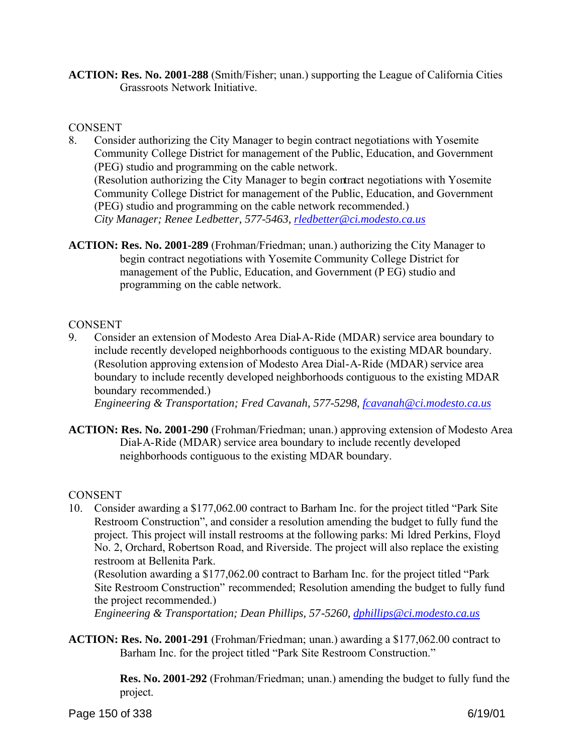**ACTION: Res. No. 2001-288** (Smith/Fisher; unan.) supporting the League of California Cities Grassroots Network Initiative.

CONSENT

8. Consider authorizing the City Manager to begin contract negotiations with Yosemite Community College District for management of the Public, Education, and Government (PEG) studio and programming on the cable network.
(Resolution authorizing the City Manager to begin contract negotiations with Yosemite Community College District for management of the Public, Education, and Government (PEG) studio and programming on the cable network recommended.)
*City Manager; Renee Ledbetter, 577-5463, rledbetter@ci.modesto.ca.us*

**ACTION: Res. No. 2001-289** (Frohman/Friedman; unan.) authorizing the City Manager to begin contract negotiations with Yosemite Community College District for management of the Public, Education, and Government (P EG) studio and programming on the cable network.

CONSENT

9. Consider an extension of Modesto Area Dial-A-Ride (MDAR) service area boundary to include recently developed neighborhoods contiguous to the existing MDAR boundary.
(Resolution approving extension of Modesto Area Dial-A-Ride (MDAR) service area boundary to include recently developed neighborhoods contiguous to the existing MDAR boundary recommended.)
*Engineering & Transportation; Fred Cavanah, 577-5298, fcavanah@ci.modesto.ca.us*

**ACTION: Res. No. 2001-290** (Frohman/Friedman; unan.) approving extension of Modesto Area Dial-A-Ride (MDAR) service area boundary to include recently developed neighborhoods contiguous to the existing MDAR boundary.

CONSENT

10. Consider awarding a $177,062.00 contract to Barham Inc. for the project titled "Park Site Restroom Construction", and consider a resolution amending the budget to fully fund the project. This project will install restrooms at the following parks: Mildred Perkins, Floyd No. 2, Orchard, Robertson Road, and Riverside. The project will also replace the existing restroom at Bellenita Park.
(Resolution awarding a $177,062.00 contract to Barham Inc. for the project titled "Park Site Restroom Construction" recommended; Resolution amending the budget to fully fund the project recommended.)
*Engineering & Transportation; Dean Phillips, 57-5260, dphillips@ci.modesto.ca.us*

**ACTION: Res. No. 2001-291** (Frohman/Friedman; unan.) awarding a $177,062.00 contract to Barham Inc. for the project titled "Park Site Restroom Construction."

**Res. No. 2001-292** (Frohman/Friedman; unan.) amending the budget to fully fund the project.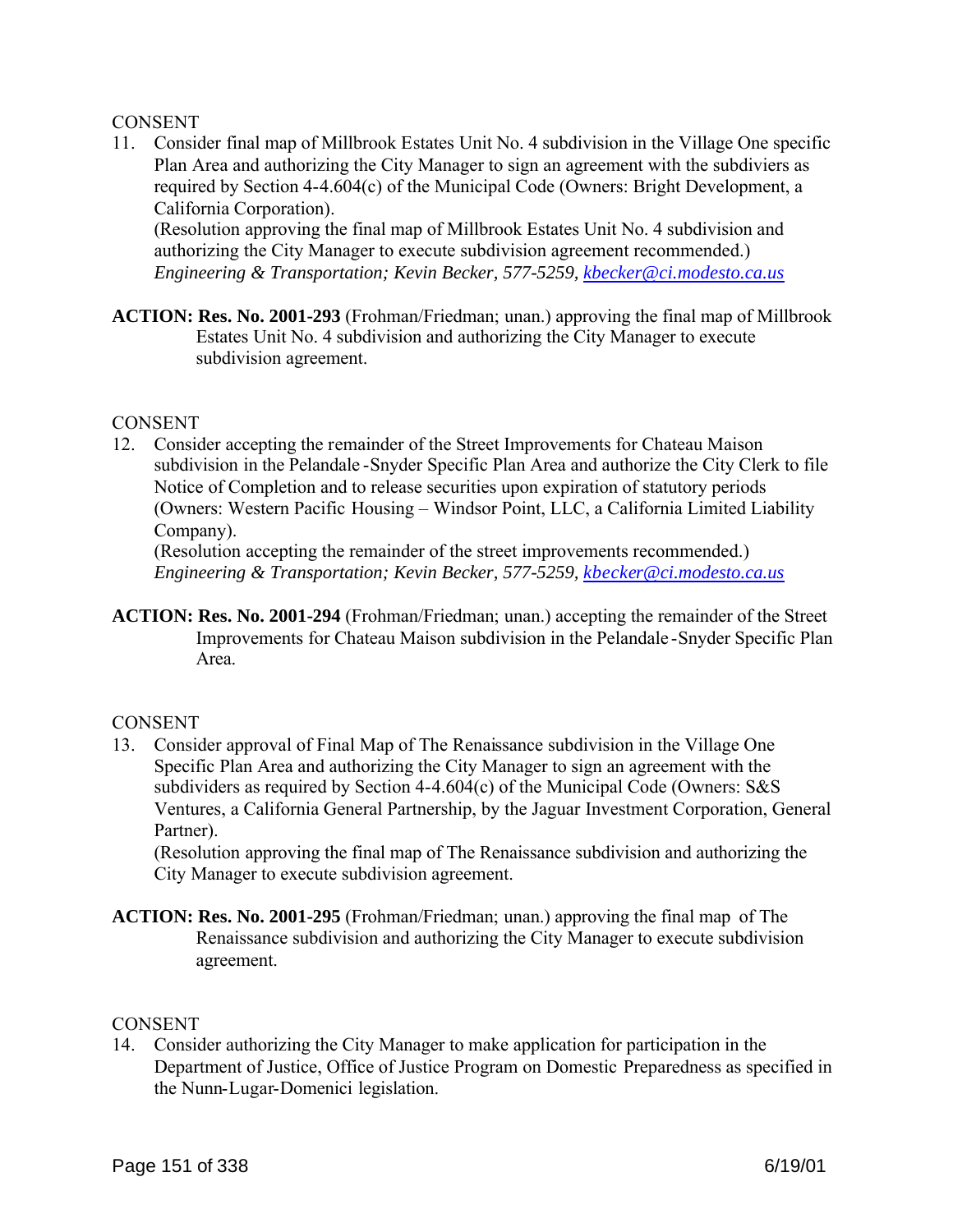CONSENT

11. Consider final map of Millbrook Estates Unit No. 4 subdivision in the Village One specific Plan Area and authorizing the City Manager to sign an agreement with the subdiviers as required by Section 4-4.604(c) of the Municipal Code (Owners: Bright Development, a California Corporation).
    (Resolution approving the final map of Millbrook Estates Unit No. 4 subdivision and authorizing the City Manager to execute subdivision agreement recommended.)
    *Engineering & Transportation; Kevin Becker, 577-5259, kbecker@ci.modesto.ca.us*

**ACTION: Res. No. 2001-293** (Frohman/Friedman; unan.) approving the final map of Millbrook Estates Unit No. 4 subdivision and authorizing the City Manager to execute subdivision agreement.

CONSENT

12. Consider accepting the remainder of the Street Improvements for Chateau Maison subdivision in the Pelandale-Snyder Specific Plan Area and authorize the City Clerk to file Notice of Completion and to release securities upon expiration of statutory periods (Owners: Western Pacific Housing – Windsor Point, LLC, a California Limited Liability Company).
    (Resolution accepting the remainder of the street improvements recommended.)
    *Engineering & Transportation; Kevin Becker, 577-5259, kbecker@ci.modesto.ca.us*

**ACTION: Res. No. 2001-294** (Frohman/Friedman; unan.) accepting the remainder of the Street Improvements for Chateau Maison subdivision in the Pelandale-Snyder Specific Plan Area.

CONSENT

13. Consider approval of Final Map of The Renaissance subdivision in the Village One Specific Plan Area and authorizing the City Manager to sign an agreement with the subdividers as required by Section 4-4.604(c) of the Municipal Code (Owners: S&S Ventures, a California General Partnership, by the Jaguar Investment Corporation, General Partner).
    (Resolution approving the final map of The Renaissance subdivision and authorizing the City Manager to execute subdivision agreement.

**ACTION: Res. No. 2001-295** (Frohman/Friedman; unan.) approving the final map of The Renaissance subdivision and authorizing the City Manager to execute subdivision agreement.

CONSENT

14. Consider authorizing the City Manager to make application for participation in the Department of Justice, Office of Justice Program on Domestic Preparedness as specified in the Nunn-Lugar-Domenici legislation.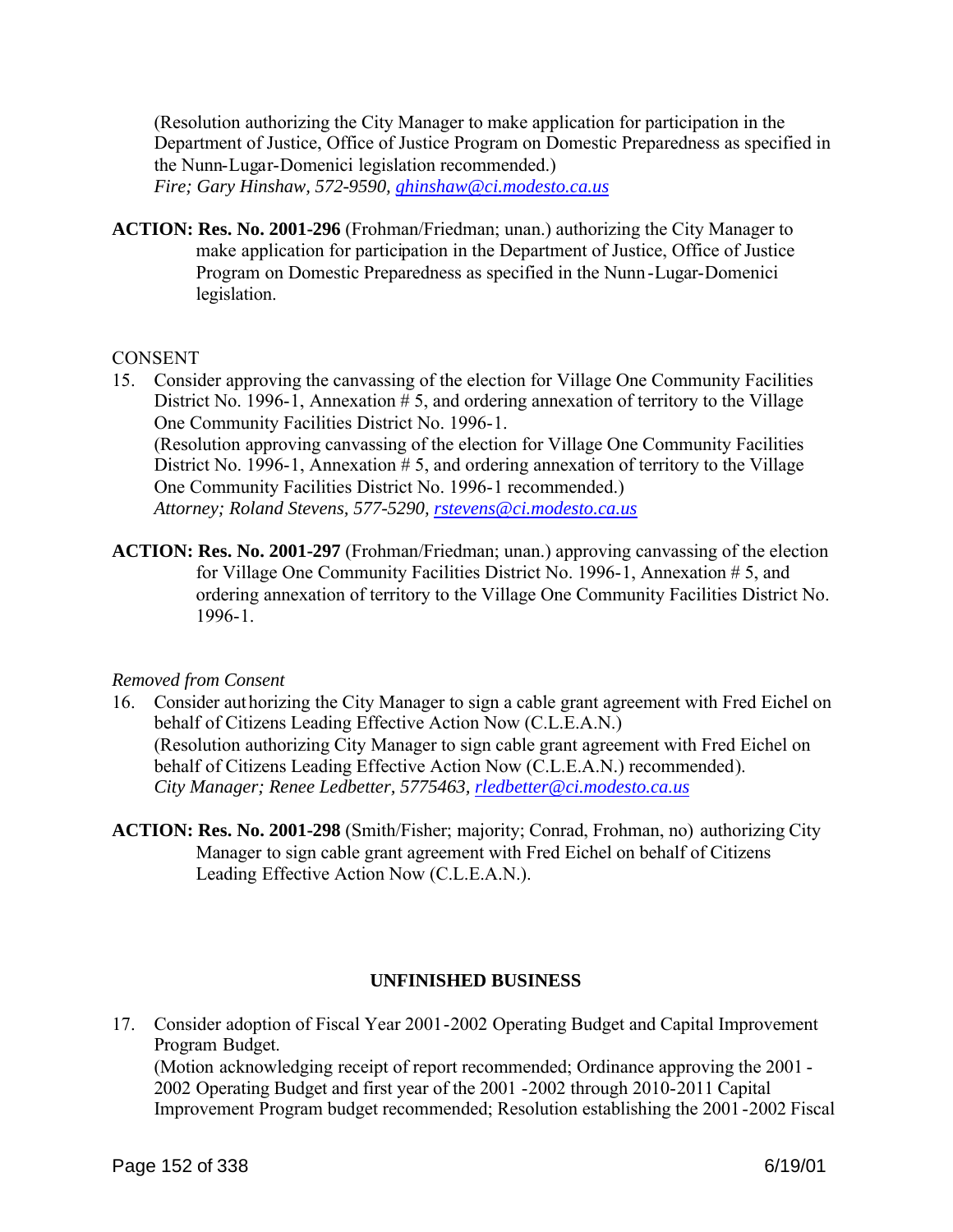(Resolution authorizing the City Manager to make application for participation in the Department of Justice, Office of Justice Program on Domestic Preparedness as specified in the Nunn-Lugar-Domenici legislation recommended.)
*Fire; Gary Hinshaw, 572-9590, ghinshaw@ci.modesto.ca.us*

**ACTION: Res. No. 2001-296** (Frohman/Friedman; unan.) authorizing the City Manager to make application for participation in the Department of Justice, Office of Justice Program on Domestic Preparedness as specified in the Nunn-Lugar-Domenici legislation.

CONSENT

15. Consider approving the canvassing of the election for Village One Community Facilities District No. 1996-1, Annexation # 5, and ordering annexation of territory to the Village One Community Facilities District No. 1996-1.
(Resolution approving canvassing of the election for Village One Community Facilities District No. 1996-1, Annexation # 5, and ordering annexation of territory to the Village One Community Facilities District No. 1996-1 recommended.)
*Attorney; Roland Stevens, 577-5290, rstevens@ci.modesto.ca.us*

**ACTION: Res. No. 2001-297** (Frohman/Friedman; unan.) approving canvassing of the election for Village One Community Facilities District No. 1996-1, Annexation # 5, and ordering annexation of territory to the Village One Community Facilities District No. 1996-1.

*Removed from Consent*

16. Consider authorizing the City Manager to sign a cable grant agreement with Fred Eichel on behalf of Citizens Leading Effective Action Now (C.L.E.A.N.)
(Resolution authorizing City Manager to sign cable grant agreement with Fred Eichel on behalf of Citizens Leading Effective Action Now (C.L.E.A.N.) recommended).
*City Manager; Renee Ledbetter, 5775463, rledbetter@ci.modesto.ca.us*

**ACTION: Res. No. 2001-298** (Smith/Fisher; majority; Conrad, Frohman, no) authorizing City Manager to sign cable grant agreement with Fred Eichel on behalf of Citizens Leading Effective Action Now (C.L.E.A.N.).

## UNFINISHED BUSINESS

17. Consider adoption of Fiscal Year 2001-2002 Operating Budget and Capital Improvement Program Budget.
(Motion acknowledging receipt of report recommended; Ordinance approving the 2001-2002 Operating Budget and first year of the 2001-2002 through 2010-2011 Capital Improvement Program budget recommended; Resolution establishing the 2001-2002 Fiscal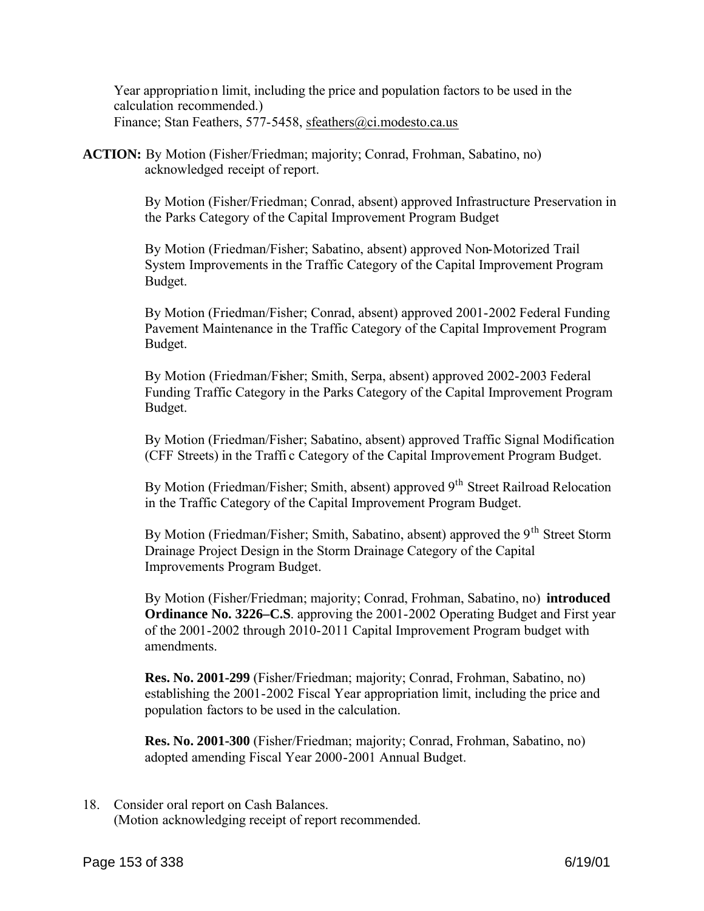Year appropriation limit, including the price and population factors to be used in the calculation recommended.)
Finance; Stan Feathers, 577-5458, sfeathers@ci.modesto.ca.us

**ACTION:** By Motion (Fisher/Friedman; majority; Conrad, Frohman, Sabatino, no) acknowledged receipt of report.

By Motion (Fisher/Friedman; Conrad, absent) approved Infrastructure Preservation in the Parks Category of the Capital Improvement Program Budget

By Motion (Friedman/Fisher; Sabatino, absent) approved Non-Motorized Trail System Improvements in the Traffic Category of the Capital Improvement Program Budget.

By Motion (Friedman/Fisher; Conrad, absent) approved 2001-2002 Federal Funding Pavement Maintenance in the Traffic Category of the Capital Improvement Program Budget.

By Motion (Friedman/Fisher; Smith, Serpa, absent) approved 2002-2003 Federal Funding Traffic Category in the Parks Category of the Capital Improvement Program Budget.

By Motion (Friedman/Fisher; Sabatino, absent) approved Traffic Signal Modification (CFF Streets) in the Traffic Category of the Capital Improvement Program Budget.

By Motion (Friedman/Fisher; Smith, absent) approved 9th Street Railroad Relocation in the Traffic Category of the Capital Improvement Program Budget.

By Motion (Friedman/Fisher; Smith, Sabatino, absent) approved the 9th Street Storm Drainage Project Design in the Storm Drainage Category of the Capital Improvements Program Budget.

By Motion (Fisher/Friedman; majority; Conrad, Frohman, Sabatino, no) **introduced Ordinance No. 3226–C.S**. approving the 2001-2002 Operating Budget and First year of the 2001-2002 through 2010-2011 Capital Improvement Program budget with amendments.

**Res. No. 2001-299** (Fisher/Friedman; majority; Conrad, Frohman, Sabatino, no) establishing the 2001-2002 Fiscal Year appropriation limit, including the price and population factors to be used in the calculation.

**Res. No. 2001-300** (Fisher/Friedman; majority; Conrad, Frohman, Sabatino, no) adopted amending Fiscal Year 2000-2001 Annual Budget.

18. Consider oral report on Cash Balances.
(Motion acknowledging receipt of report recommended.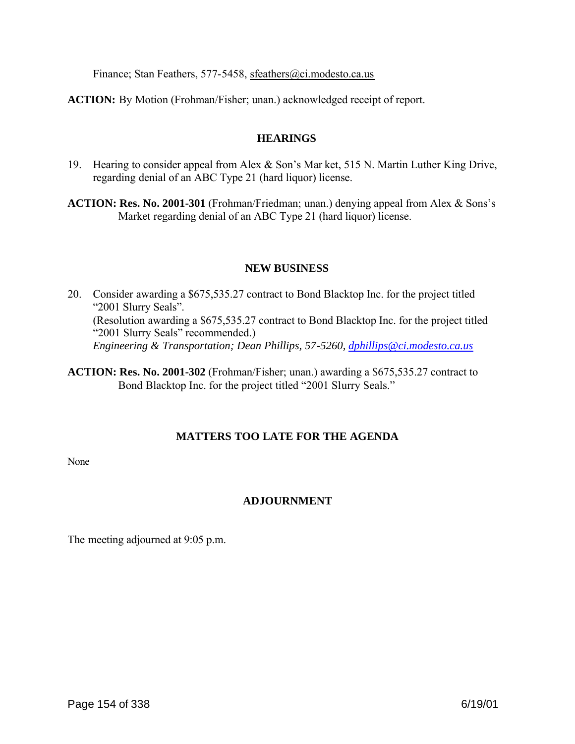Finance; Stan Feathers, 577-5458, sfeathers@ci.modesto.ca.us

**ACTION:** By Motion (Frohman/Fisher; unan.) acknowledged receipt of report.

## HEARINGS

19. Hearing to consider appeal from Alex & Son's Mar ket, 515 N. Martin Luther King Drive, regarding denial of an ABC Type 21 (hard liquor) license.

**ACTION: Res. No. 2001-301** (Frohman/Friedman; unan.) denying appeal from Alex & Sons's Market regarding denial of an ABC Type 21 (hard liquor) license.

## NEW BUSINESS

20. Consider awarding a $675,535.27 contract to Bond Blacktop Inc. for the project titled "2001 Slurry Seals".
    (Resolution awarding a $675,535.27 contract to Bond Blacktop Inc. for the project titled "2001 Slurry Seals" recommended.)
    *Engineering & Transportation; Dean Phillips, 57-5260, dphillips@ci.modesto.ca.us*

**ACTION: Res. No. 2001-302** (Frohman/Fisher; unan.) awarding a $675,535.27 contract to Bond Blacktop Inc. for the project titled "2001 Slurry Seals."

## MATTERS TOO LATE FOR THE AGENDA

None

## ADJOURNMENT

The meeting adjourned at 9:05 p.m.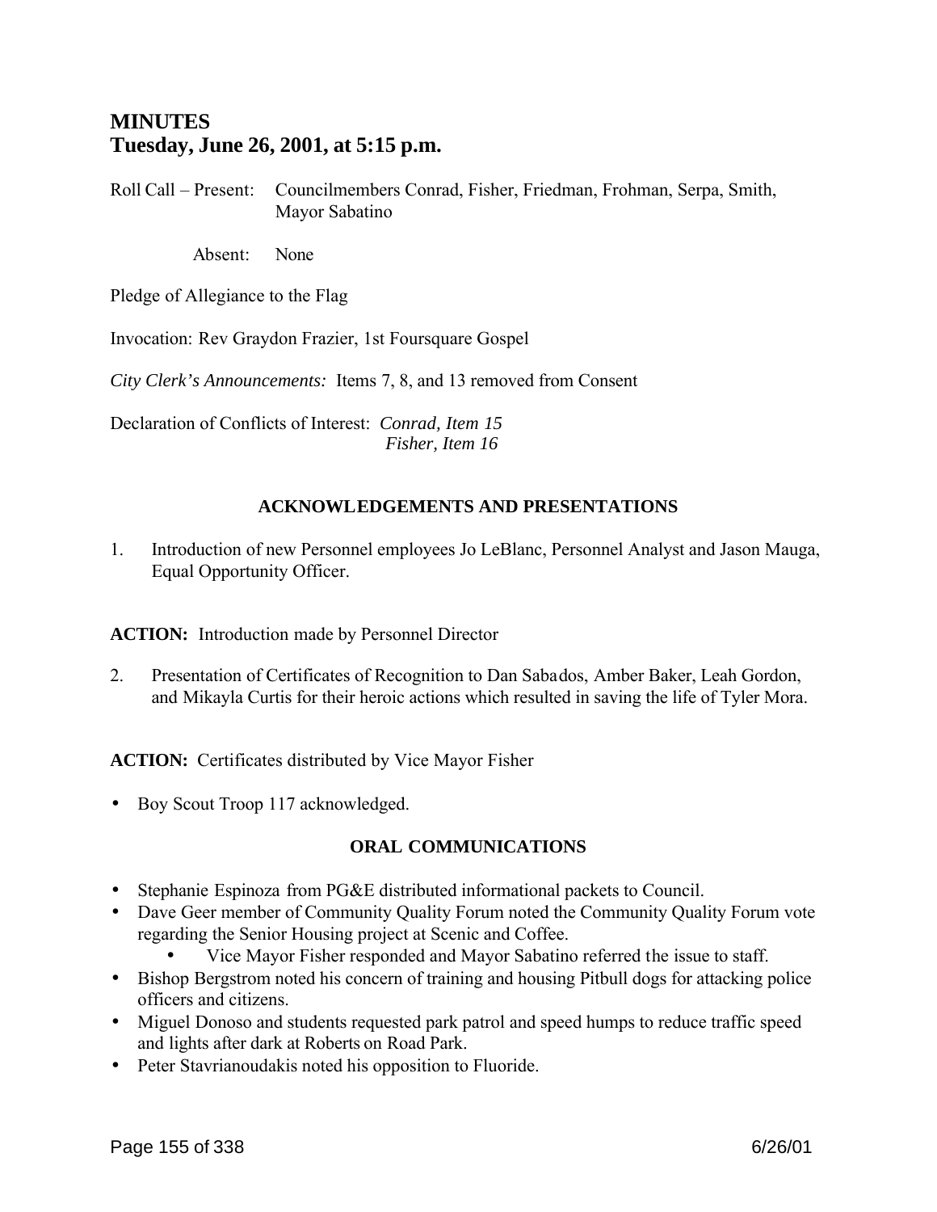# MINUTES
# Tuesday, June 26, 2001, at 5:15 p.m.

Roll Call – Present: Councilmembers Conrad, Fisher, Friedman, Frohman, Serpa, Smith, Mayor Sabatino

Absent: None

Pledge of Allegiance to the Flag

Invocation: Rev Graydon Frazier, 1st Foursquare Gospel

*City Clerk's Announcements:* Items 7, 8, and 13 removed from Consent

Declaration of Conflicts of Interest: *Conrad, Item 15*
*Fisher, Item 16*

### ACKNOWLEDGEMENTS AND PRESENTATIONS

1. Introduction of new Personnel employees Jo LeBlanc, Personnel Analyst and Jason Mauga, Equal Opportunity Officer.

**ACTION:** Introduction made by Personnel Director

2. Presentation of Certificates of Recognition to Dan Sabados, Amber Baker, Leah Gordon, and Mikayla Curtis for their heroic actions which resulted in saving the life of Tyler Mora.

**ACTION:** Certificates distributed by Vice Mayor Fisher

- Boy Scout Troop 117 acknowledged.

### ORAL COMMUNICATIONS

- Stephanie Espinoza from PG&E distributed informational packets to Council.
- Dave Geer member of Community Quality Forum noted the Community Quality Forum vote regarding the Senior Housing project at Scenic and Coffee.
  - Vice Mayor Fisher responded and Mayor Sabatino referred the issue to staff.
- Bishop Bergstrom noted his concern of training and housing Pitbull dogs for attacking police officers and citizens.
- Miguel Donoso and students requested park patrol and speed humps to reduce traffic speed and lights after dark at Roberts on Road Park.
- Peter Stavrianoudakis noted his opposition to Fluoride.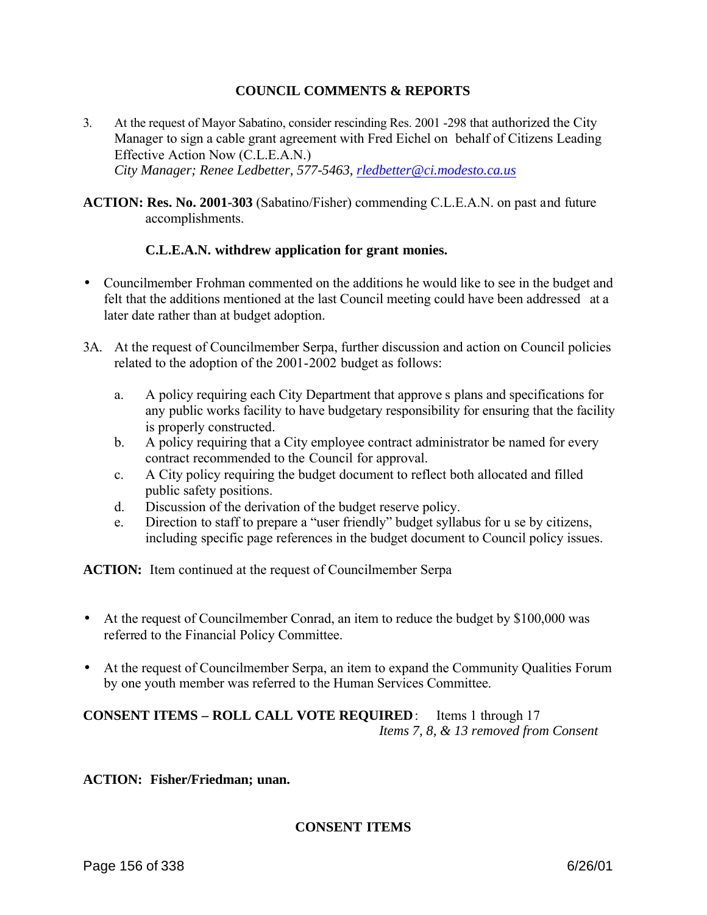## COUNCIL COMMENTS & REPORTS

3. At the request of Mayor Sabatino, consider rescinding Res. 2001 -298 that authorized the City Manager to sign a cable grant agreement with Fred Eichel on behalf of Citizens Leading Effective Action Now (C.L.E.A.N.)
   *City Manager; Renee Ledbetter, 577-5463, rledbetter@ci.modesto.ca.us*

**ACTION: Res. No. 2001-303** (Sabatino/Fisher) commending C.L.E.A.N. on past and future accomplishments.

**C.L.E.A.N. withdrew application for grant monies.**

- Councilmember Frohman commented on the additions he would like to see in the budget and felt that the additions mentioned at the last Council meeting could have been addressed at a later date rather than at budget adoption.

3A. At the request of Councilmember Serpa, further discussion and action on Council policies related to the adoption of the 2001-2002 budget as follows:

   a. A policy requiring each City Department that approve s plans and specifications for any public works facility to have budgetary responsibility for ensuring that the facility is properly constructed.
   b. A policy requiring that a City employee contract administrator be named for every contract recommended to the Council for approval.
   c. A City policy requiring the budget document to reflect both allocated and filled public safety positions.
   d. Discussion of the derivation of the budget reserve policy.
   e. Direction to staff to prepare a "user friendly" budget syllabus for u se by citizens, including specific page references in the budget document to Council policy issues.

**ACTION:** Item continued at the request of Councilmember Serpa

- At the request of Councilmember Conrad, an item to reduce the budget by $100,000 was referred to the Financial Policy Committee.

- At the request of Councilmember Serpa, an item to expand the Community Qualities Forum by one youth member was referred to the Human Services Committee.

**CONSENT ITEMS – ROLL CALL VOTE REQUIRED**: Items 1 through 17
*Items 7, 8, & 13 removed from Consent*

**ACTION: Fisher/Friedman; unan.**

## CONSENT ITEMS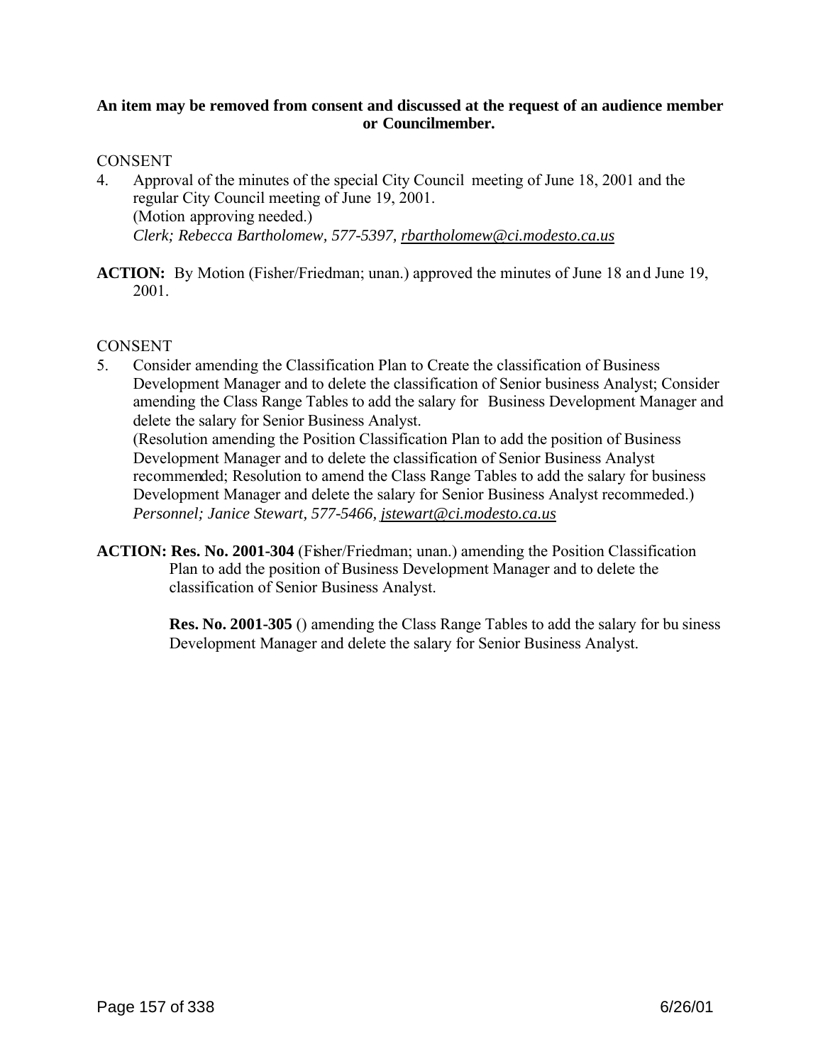**An item may be removed from consent and discussed at the request of an audience member or Councilmember.**

CONSENT

4. Approval of the minutes of the special City Council meeting of June 18, 2001 and the regular City Council meeting of June 19, 2001.
   (Motion approving needed.)
   *Clerk; Rebecca Bartholomew, 577-5397, rbartholomew@ci.modesto.ca.us*

**ACTION:** By Motion (Fisher/Friedman; unan.) approved the minutes of June 18 and June 19, 2001.

CONSENT

5. Consider amending the Classification Plan to Create the classification of Business Development Manager and to delete the classification of Senior business Analyst; Consider amending the Class Range Tables to add the salary for Business Development Manager and delete the salary for Senior Business Analyst.
   (Resolution amending the Position Classification Plan to add the position of Business Development Manager and to delete the classification of Senior Business Analyst recommended; Resolution to amend the Class Range Tables to add the salary for business Development Manager and delete the salary for Senior Business Analyst recommeded.)
   *Personnel; Janice Stewart, 577-5466, jstewart@ci.modesto.ca.us*

**ACTION: Res. No. 2001-304** (Fisher/Friedman; unan.) amending the Position Classification Plan to add the position of Business Development Manager and to delete the classification of Senior Business Analyst.

**Res. No. 2001-305** () amending the Class Range Tables to add the salary for business Development Manager and delete the salary for Senior Business Analyst.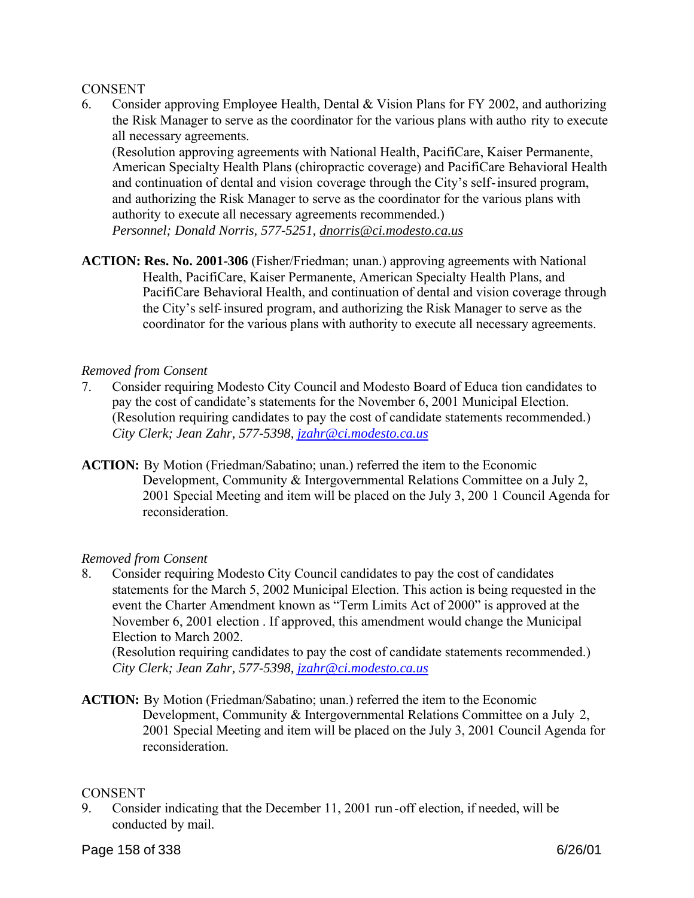CONSENT

6. Consider approving Employee Health, Dental & Vision Plans for FY 2002, and authorizing the Risk Manager to serve as the coordinator for the various plans with authority to execute all necessary agreements.
(Resolution approving agreements with National Health, PacifiCare, Kaiser Permanente, American Specialty Health Plans (chiropractic coverage) and PacifiCare Behavioral Health and continuation of dental and vision coverage through the City's self-insured program, and authorizing the Risk Manager to serve as the coordinator for the various plans with authority to execute all necessary agreements recommended.)
*Personnel; Donald Norris, 577-5251, dnorris@ci.modesto.ca.us*

**ACTION: Res. No. 2001-306** (Fisher/Friedman; unan.) approving agreements with National Health, PacifiCare, Kaiser Permanente, American Specialty Health Plans, and PacifiCare Behavioral Health, and continuation of dental and vision coverage through the City's self-insured program, and authorizing the Risk Manager to serve as the coordinator for the various plans with authority to execute all necessary agreements.

*Removed from Consent*

7. Consider requiring Modesto City Council and Modesto Board of Education candidates to pay the cost of candidate's statements for the November 6, 2001 Municipal Election.
(Resolution requiring candidates to pay the cost of candidate statements recommended.)
*City Clerk; Jean Zahr, 577-5398, jzahr@ci.modesto.ca.us*

**ACTION:** By Motion (Friedman/Sabatino; unan.) referred the item to the Economic Development, Community & Intergovernmental Relations Committee on a July 2, 2001 Special Meeting and item will be placed on the July 3, 2001 Council Agenda for reconsideration.

*Removed from Consent*

8. Consider requiring Modesto City Council candidates to pay the cost of candidates statements for the March 5, 2002 Municipal Election. This action is being requested in the event the Charter Amendment known as "Term Limits Act of 2000" is approved at the November 6, 2001 election . If approved, this amendment would change the Municipal Election to March 2002.
(Resolution requiring candidates to pay the cost of candidate statements recommended.)
*City Clerk; Jean Zahr, 577-5398, jzahr@ci.modesto.ca.us*

**ACTION:** By Motion (Friedman/Sabatino; unan.) referred the item to the Economic Development, Community & Intergovernmental Relations Committee on a July 2, 2001 Special Meeting and item will be placed on the July 3, 2001 Council Agenda for reconsideration.

CONSENT

9. Consider indicating that the December 11, 2001 run-off election, if needed, will be conducted by mail.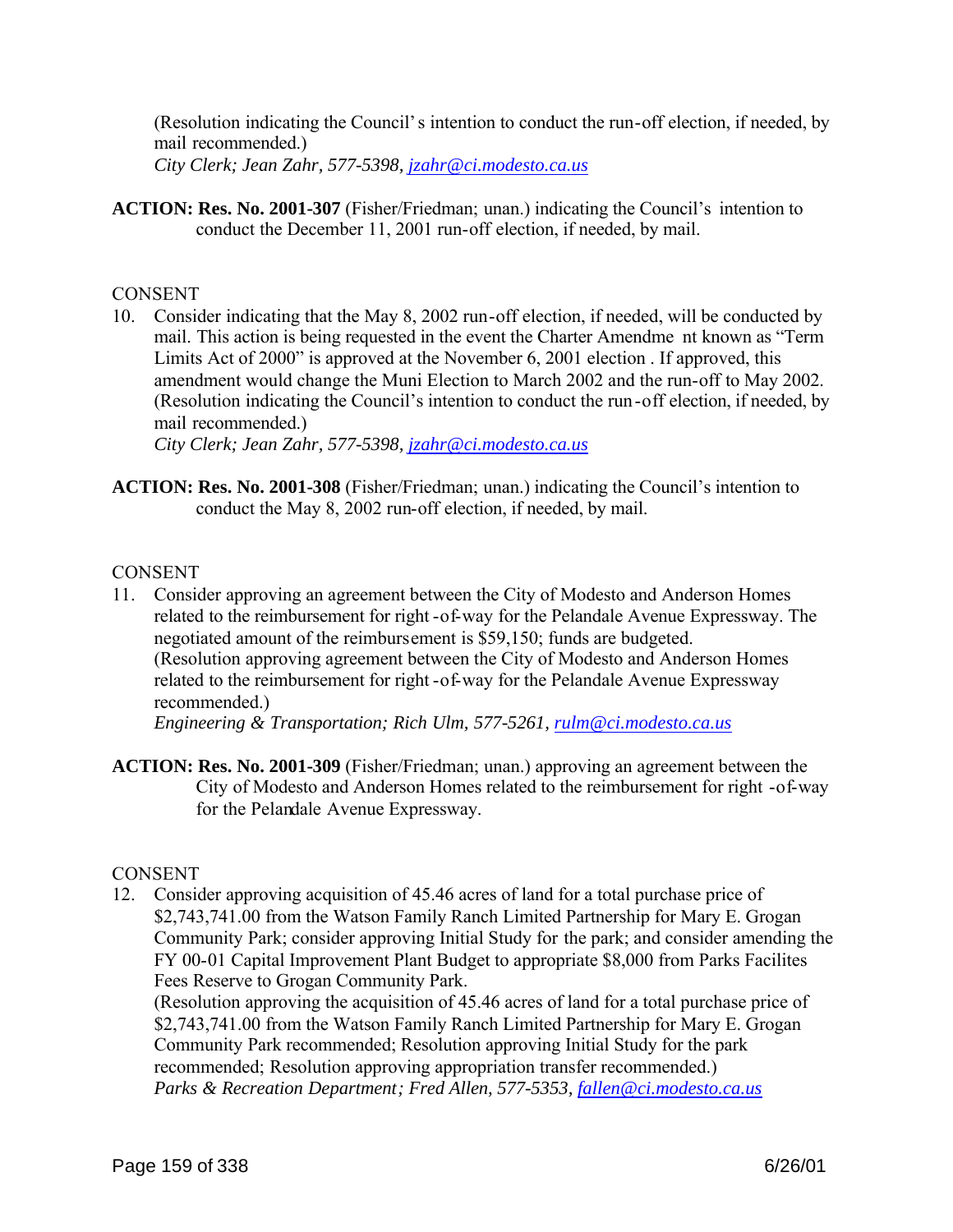(Resolution indicating the Council's intention to conduct the run-off election, if needed, by mail recommended.)
*City Clerk; Jean Zahr, 577-5398, jzahr@ci.modesto.ca.us*

**ACTION: Res. No. 2001-307** (Fisher/Friedman; unan.) indicating the Council's intention to conduct the December 11, 2001 run-off election, if needed, by mail.

CONSENT

10. Consider indicating that the May 8, 2002 run-off election, if needed, will be conducted by mail. This action is being requested in the event the Charter Amendment known as "Term Limits Act of 2000" is approved at the November 6, 2001 election. If approved, this amendment would change the Muni Election to March 2002 and the run-off to May 2002. (Resolution indicating the Council's intention to conduct the run-off election, if needed, by mail recommended.)
*City Clerk; Jean Zahr, 577-5398, jzahr@ci.modesto.ca.us*

**ACTION: Res. No. 2001-308** (Fisher/Friedman; unan.) indicating the Council's intention to conduct the May 8, 2002 run-off election, if needed, by mail.

CONSENT

11. Consider approving an agreement between the City of Modesto and Anderson Homes related to the reimbursement for right-of-way for the Pelandale Avenue Expressway. The negotiated amount of the reimbursement is $59,150; funds are budgeted.
(Resolution approving agreement between the City of Modesto and Anderson Homes related to the reimbursement for right-of-way for the Pelandale Avenue Expressway recommended.)
*Engineering & Transportation; Rich Ulm, 577-5261, rulm@ci.modesto.ca.us*

**ACTION: Res. No. 2001-309** (Fisher/Friedman; unan.) approving an agreement between the City of Modesto and Anderson Homes related to the reimbursement for right-of-way for the Pelandale Avenue Expressway.

CONSENT

12. Consider approving acquisition of 45.46 acres of land for a total purchase price of $2,743,741.00 from the Watson Family Ranch Limited Partnership for Mary E. Grogan Community Park; consider approving Initial Study for the park; and consider amending the FY 00-01 Capital Improvement Plant Budget to appropriate $8,000 from Parks Facilites Fees Reserve to Grogan Community Park.
(Resolution approving the acquisition of 45.46 acres of land for a total purchase price of $2,743,741.00 from the Watson Family Ranch Limited Partnership for Mary E. Grogan Community Park recommended; Resolution approving Initial Study for the park recommended; Resolution approving appropriation transfer recommended.)
*Parks & Recreation Department; Fred Allen, 577-5353, fallen@ci.modesto.ca.us*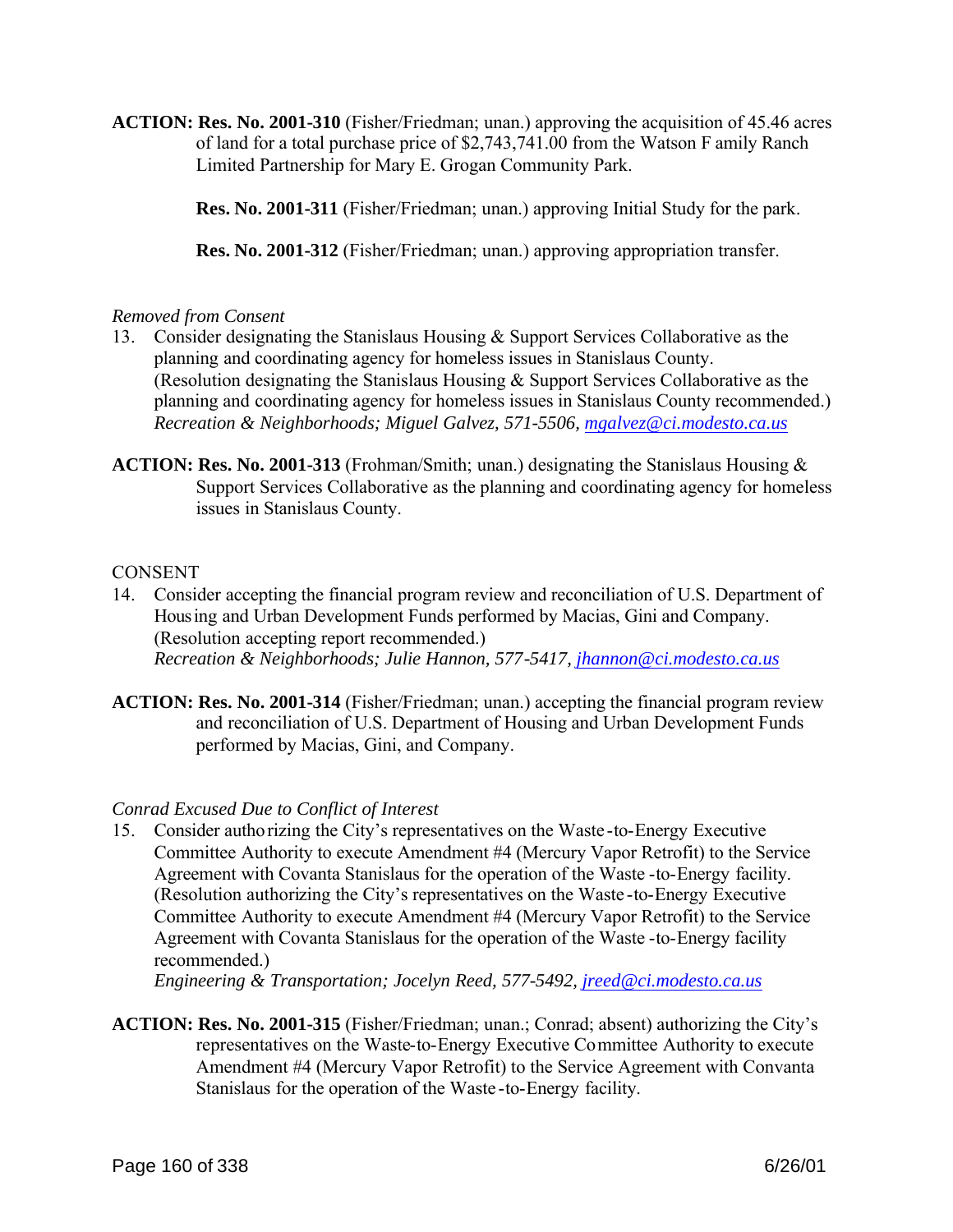**ACTION: Res. No. 2001-310** (Fisher/Friedman; unan.) approving the acquisition of 45.46 acres of land for a total purchase price of $2,743,741.00 from the Watson F amily Ranch Limited Partnership for Mary E. Grogan Community Park.

**Res. No. 2001-311** (Fisher/Friedman; unan.) approving Initial Study for the park.

**Res. No. 2001-312** (Fisher/Friedman; unan.) approving appropriation transfer.

*Removed from Consent*

13. Consider designating the Stanislaus Housing & Support Services Collaborative as the planning and coordinating agency for homeless issues in Stanislaus County. (Resolution designating the Stanislaus Housing & Support Services Collaborative as the planning and coordinating agency for homeless issues in Stanislaus County recommended.) *Recreation & Neighborhoods; Miguel Galvez, 571-5506, mgalvez@ci.modesto.ca.us*

**ACTION: Res. No. 2001-313** (Frohman/Smith; unan.) designating the Stanislaus Housing & Support Services Collaborative as the planning and coordinating agency for homeless issues in Stanislaus County.

CONSENT

14. Consider accepting the financial program review and reconciliation of U.S. Department of Housing and Urban Development Funds performed by Macias, Gini and Company. (Resolution accepting report recommended.) *Recreation & Neighborhoods; Julie Hannon, 577-5417, jhannon@ci.modesto.ca.us*

**ACTION: Res. No. 2001-314** (Fisher/Friedman; unan.) accepting the financial program review and reconciliation of U.S. Department of Housing and Urban Development Funds performed by Macias, Gini, and Company.

*Conrad Excused Due to Conflict of Interest*

15. Consider authorizing the City's representatives on the Waste-to-Energy Executive Committee Authority to execute Amendment #4 (Mercury Vapor Retrofit) to the Service Agreement with Covanta Stanislaus for the operation of the Waste-to-Energy facility. (Resolution authorizing the City's representatives on the Waste-to-Energy Executive Committee Authority to execute Amendment #4 (Mercury Vapor Retrofit) to the Service Agreement with Covanta Stanislaus for the operation of the Waste-to-Energy facility recommended.) *Engineering & Transportation; Jocelyn Reed, 577-5492, jreed@ci.modesto.ca.us*

**ACTION: Res. No. 2001-315** (Fisher/Friedman; unan.; Conrad; absent) authorizing the City's representatives on the Waste-to-Energy Executive Committee Authority to execute Amendment #4 (Mercury Vapor Retrofit) to the Service Agreement with Convanta Stanislaus for the operation of the Waste-to-Energy facility.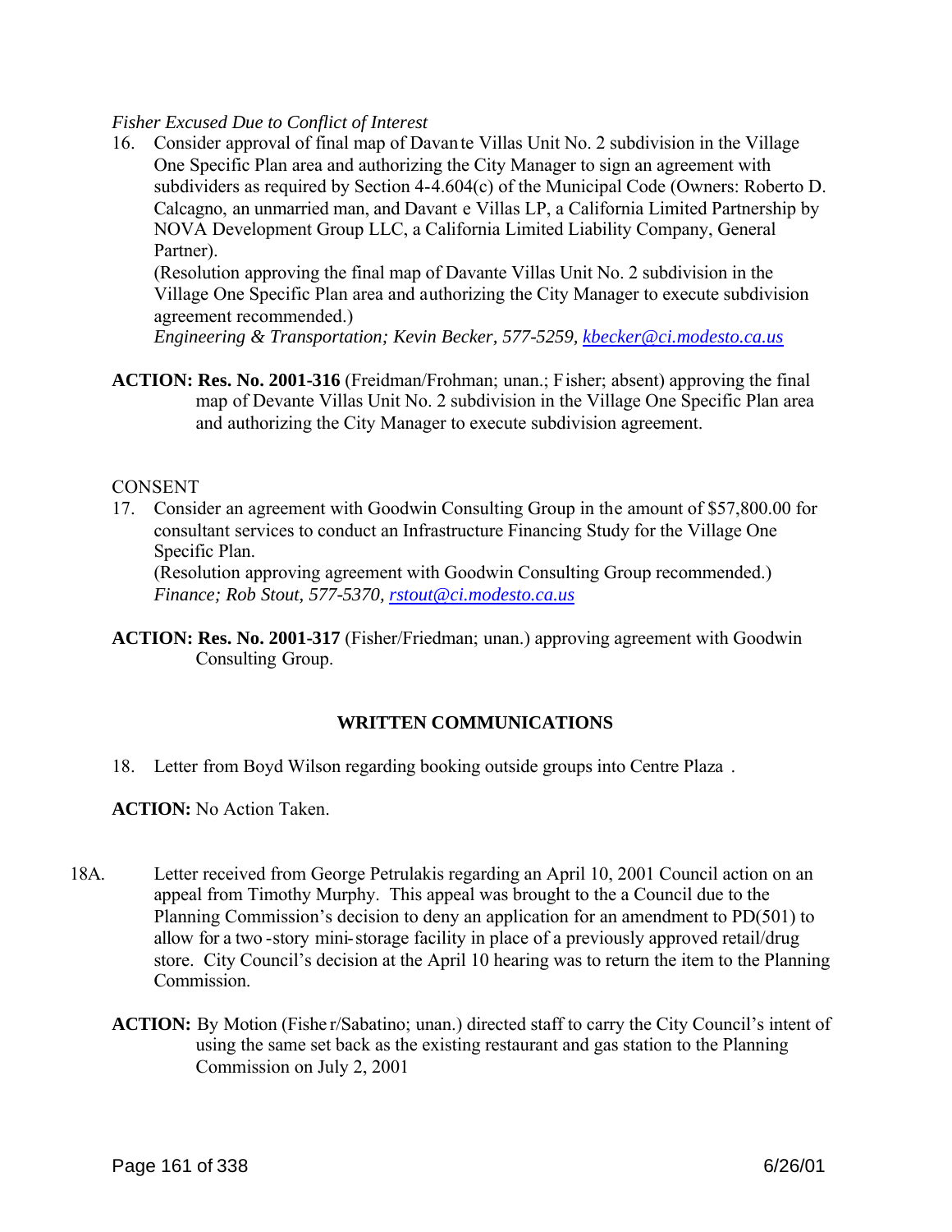*Fisher Excused Due to Conflict of Interest*

16. Consider approval of final map of Davante Villas Unit No. 2 subdivision in the Village One Specific Plan area and authorizing the City Manager to sign an agreement with subdividers as required by Section 4-4.604(c) of the Municipal Code (Owners: Roberto D. Calcagno, an unmarried man, and Davante Villas LP, a California Limited Partnership by NOVA Development Group LLC, a California Limited Liability Company, General Partner).
    (Resolution approving the final map of Davante Villas Unit No. 2 subdivision in the Village One Specific Plan area and authorizing the City Manager to execute subdivision agreement recommended.)
    *Engineering & Transportation; Kevin Becker, 577-5259, kbecker@ci.modesto.ca.us*

**ACTION: Res. No. 2001-316** (Freidman/Frohman; unan.; Fisher; absent) approving the final map of Devante Villas Unit No. 2 subdivision in the Village One Specific Plan area and authorizing the City Manager to execute subdivision agreement.

CONSENT

17. Consider an agreement with Goodwin Consulting Group in the amount of $57,800.00 for consultant services to conduct an Infrastructure Financing Study for the Village One Specific Plan.
    (Resolution approving agreement with Goodwin Consulting Group recommended.)
    *Finance; Rob Stout, 577-5370, rstout@ci.modesto.ca.us*

**ACTION: Res. No. 2001-317** (Fisher/Friedman; unan.) approving agreement with Goodwin Consulting Group.

## WRITTEN COMMUNICATIONS

18. Letter from Boyd Wilson regarding booking outside groups into Centre Plaza .

**ACTION:** No Action Taken.

18A. Letter received from George Petrulakis regarding an April 10, 2001 Council action on an appeal from Timothy Murphy. This appeal was brought to the a Council due to the Planning Commission's decision to deny an application for an amendment to PD(501) to allow for a two-story mini-storage facility in place of a previously approved retail/drug store. City Council's decision at the April 10 hearing was to return the item to the Planning Commission.

**ACTION:** By Motion (Fisher/Sabatino; unan.) directed staff to carry the City Council's intent of using the same set back as the existing restaurant and gas station to the Planning Commission on July 2, 2001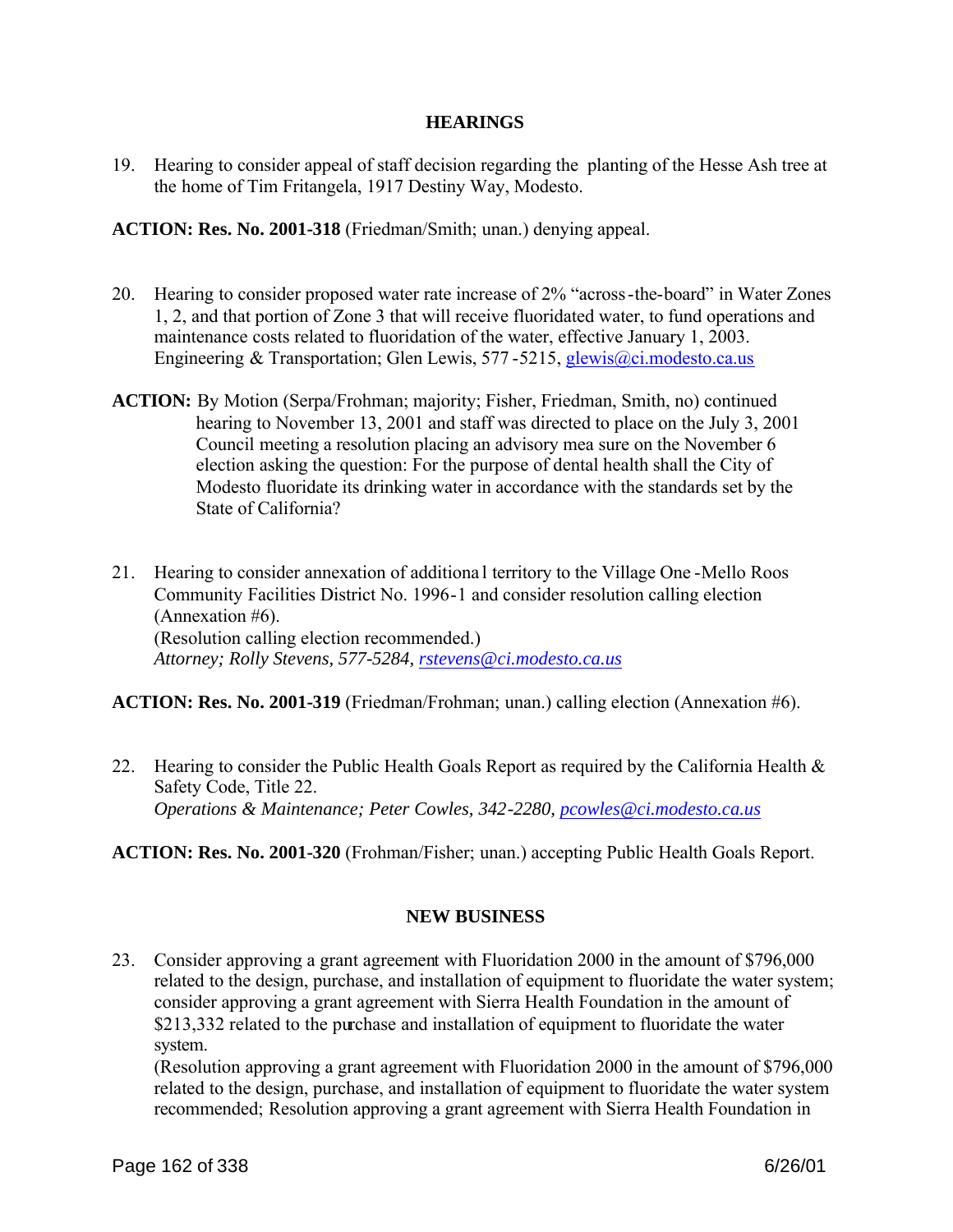## HEARINGS

19. Hearing to consider appeal of staff decision regarding the planting of the Hesse Ash tree at the home of Tim Fritangela, 1917 Destiny Way, Modesto.

**ACTION: Res. No. 2001-318** (Friedman/Smith; unan.) denying appeal.

20. Hearing to consider proposed water rate increase of 2% "across-the-board" in Water Zones 1, 2, and that portion of Zone 3 that will receive fluoridated water, to fund operations and maintenance costs related to fluoridation of the water, effective January 1, 2003. Engineering & Transportation; Glen Lewis, 577-5215, glewis@ci.modesto.ca.us

**ACTION:** By Motion (Serpa/Frohman; majority; Fisher, Friedman, Smith, no) continued hearing to November 13, 2001 and staff was directed to place on the July 3, 2001 Council meeting a resolution placing an advisory measure on the November 6 election asking the question: For the purpose of dental health shall the City of Modesto fluoridate its drinking water in accordance with the standards set by the State of California?

21. Hearing to consider annexation of additional territory to the Village One-Mello Roos Community Facilities District No. 1996-1 and consider resolution calling election (Annexation #6).
(Resolution calling election recommended.)
*Attorney; Rolly Stevens, 577-5284, rstevens@ci.modesto.ca.us*

**ACTION: Res. No. 2001-319** (Friedman/Frohman; unan.) calling election (Annexation #6).

22. Hearing to consider the Public Health Goals Report as required by the California Health & Safety Code, Title 22.
*Operations & Maintenance; Peter Cowles, 342-2280, pcowles@ci.modesto.ca.us*

**ACTION: Res. No. 2001-320** (Frohman/Fisher; unan.) accepting Public Health Goals Report.

## NEW BUSINESS

23. Consider approving a grant agreement with Fluoridation 2000 in the amount of $796,000 related to the design, purchase, and installation of equipment to fluoridate the water system; consider approving a grant agreement with Sierra Health Foundation in the amount of $213,332 related to the purchase and installation of equipment to fluoridate the water system.
(Resolution approving a grant agreement with Fluoridation 2000 in the amount of $796,000 related to the design, purchase, and installation of equipment to fluoridate the water system recommended; Resolution approving a grant agreement with Sierra Health Foundation in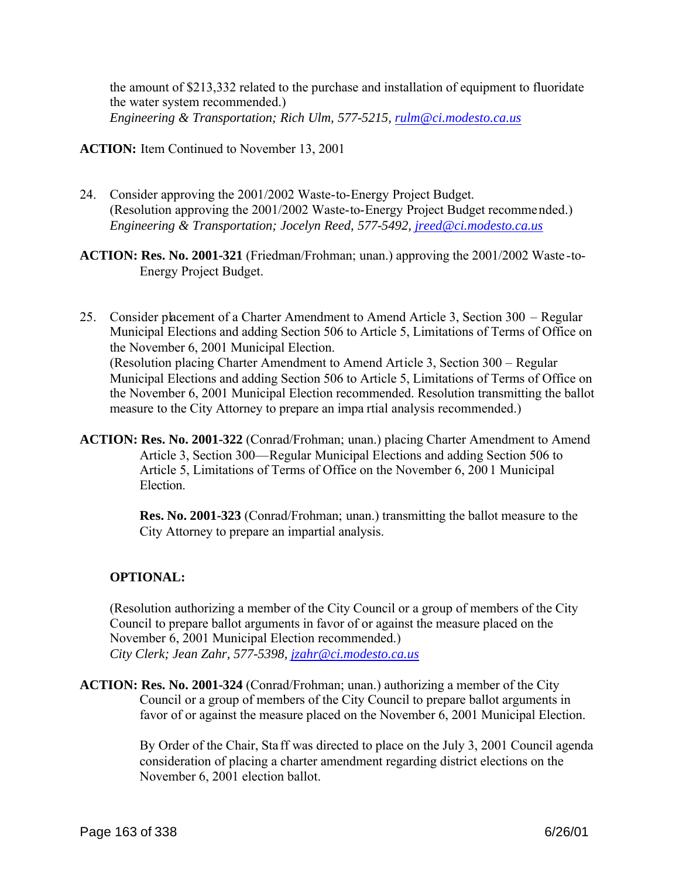the amount of $213,332 related to the purchase and installation of equipment to fluoridate the water system recommended.)
*Engineering & Transportation; Rich Ulm, 577-5215, rulm@ci.modesto.ca.us*

**ACTION:** Item Continued to November 13, 2001

24. Consider approving the 2001/2002 Waste-to-Energy Project Budget.
(Resolution approving the 2001/2002 Waste-to-Energy Project Budget recommended.)
*Engineering & Transportation; Jocelyn Reed, 577-5492, jreed@ci.modesto.ca.us*

**ACTION: Res. No. 2001-321** (Friedman/Frohman; unan.) approving the 2001/2002 Waste-to-Energy Project Budget.

25. Consider placement of a Charter Amendment to Amend Article 3, Section 300 – Regular Municipal Elections and adding Section 506 to Article 5, Limitations of Terms of Office on the November 6, 2001 Municipal Election.
(Resolution placing Charter Amendment to Amend Article 3, Section 300 – Regular Municipal Elections and adding Section 506 to Article 5, Limitations of Terms of Office on the November 6, 2001 Municipal Election recommended. Resolution transmitting the ballot measure to the City Attorney to prepare an impartial analysis recommended.)

**ACTION: Res. No. 2001-322** (Conrad/Frohman; unan.) placing Charter Amendment to Amend Article 3, Section 300—Regular Municipal Elections and adding Section 506 to Article 5, Limitations of Terms of Office on the November 6, 2001 Municipal Election.

**Res. No. 2001-323** (Conrad/Frohman; unan.) transmitting the ballot measure to the City Attorney to prepare an impartial analysis.

**OPTIONAL:**

(Resolution authorizing a member of the City Council or a group of members of the City Council to prepare ballot arguments in favor of or against the measure placed on the November 6, 2001 Municipal Election recommended.)
*City Clerk; Jean Zahr, 577-5398, jzahr@ci.modesto.ca.us*

**ACTION: Res. No. 2001-324** (Conrad/Frohman; unan.) authorizing a member of the City Council or a group of members of the City Council to prepare ballot arguments in favor of or against the measure placed on the November 6, 2001 Municipal Election.

By Order of the Chair, Staff was directed to place on the July 3, 2001 Council agenda consideration of placing a charter amendment regarding district elections on the November 6, 2001 election ballot.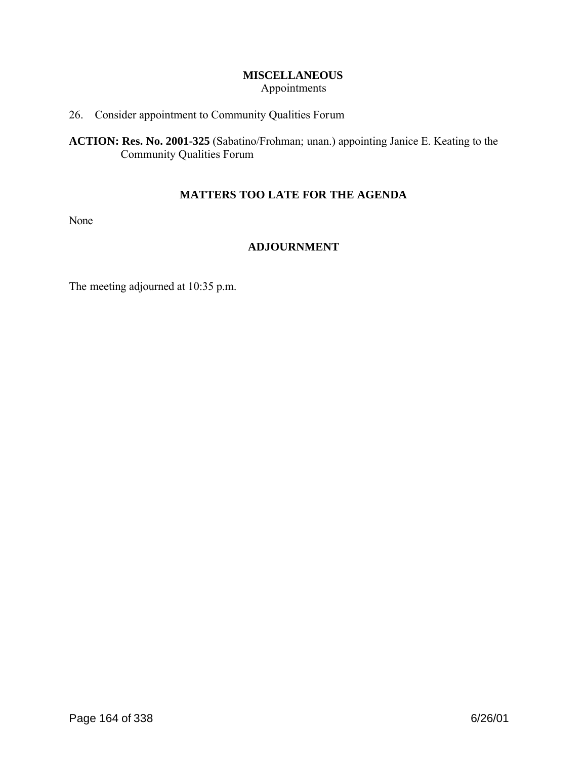## MISCELLANEOUS

Appointments

26. Consider appointment to Community Qualities Forum

**ACTION: Res. No. 2001-325** (Sabatino/Frohman; unan.) appointing Janice E. Keating to the Community Qualities Forum

## MATTERS TOO LATE FOR THE AGENDA

None

## ADJOURNMENT

The meeting adjourned at 10:35 p.m.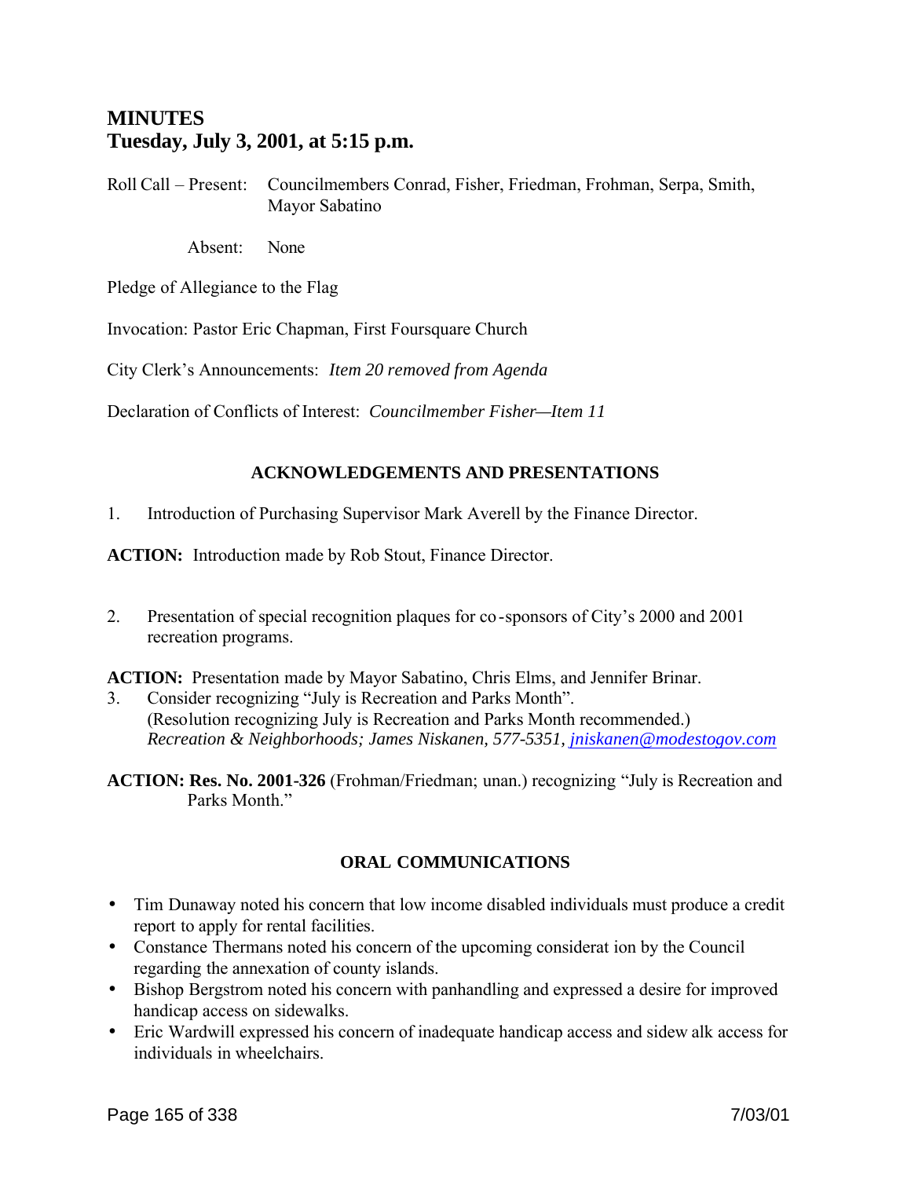# MINUTES
## Tuesday, July 3, 2001, at 5:15 p.m.

Roll Call – Present: Councilmembers Conrad, Fisher, Friedman, Frohman, Serpa, Smith, Mayor Sabatino

Absent: None

Pledge of Allegiance to the Flag

Invocation: Pastor Eric Chapman, First Foursquare Church

City Clerk's Announcements: *Item 20 removed from Agenda*

Declaration of Conflicts of Interest: *Councilmember Fisher—Item 11*

### ACKNOWLEDGEMENTS AND PRESENTATIONS

1. Introduction of Purchasing Supervisor Mark Averell by the Finance Director.

**ACTION:** Introduction made by Rob Stout, Finance Director.

2. Presentation of special recognition plaques for co-sponsors of City's 2000 and 2001 recreation programs.

**ACTION:** Presentation made by Mayor Sabatino, Chris Elms, and Jennifer Brinar.

3. Consider recognizing "July is Recreation and Parks Month".
   (Resolution recognizing July is Recreation and Parks Month recommended.)
   *Recreation & Neighborhoods; James Niskanen, 577-5351, jniskanen@modestogov.com*

**ACTION: Res. No. 2001-326** (Frohman/Friedman; unan.) recognizing "July is Recreation and Parks Month."

### ORAL COMMUNICATIONS

- Tim Dunaway noted his concern that low income disabled individuals must produce a credit report to apply for rental facilities.
- Constance Thermans noted his concern of the upcoming consideration by the Council regarding the annexation of county islands.
- Bishop Bergstrom noted his concern with panhandling and expressed a desire for improved handicap access on sidewalks.
- Eric Wardwill expressed his concern of inadequate handicap access and sidewalk access for individuals in wheelchairs.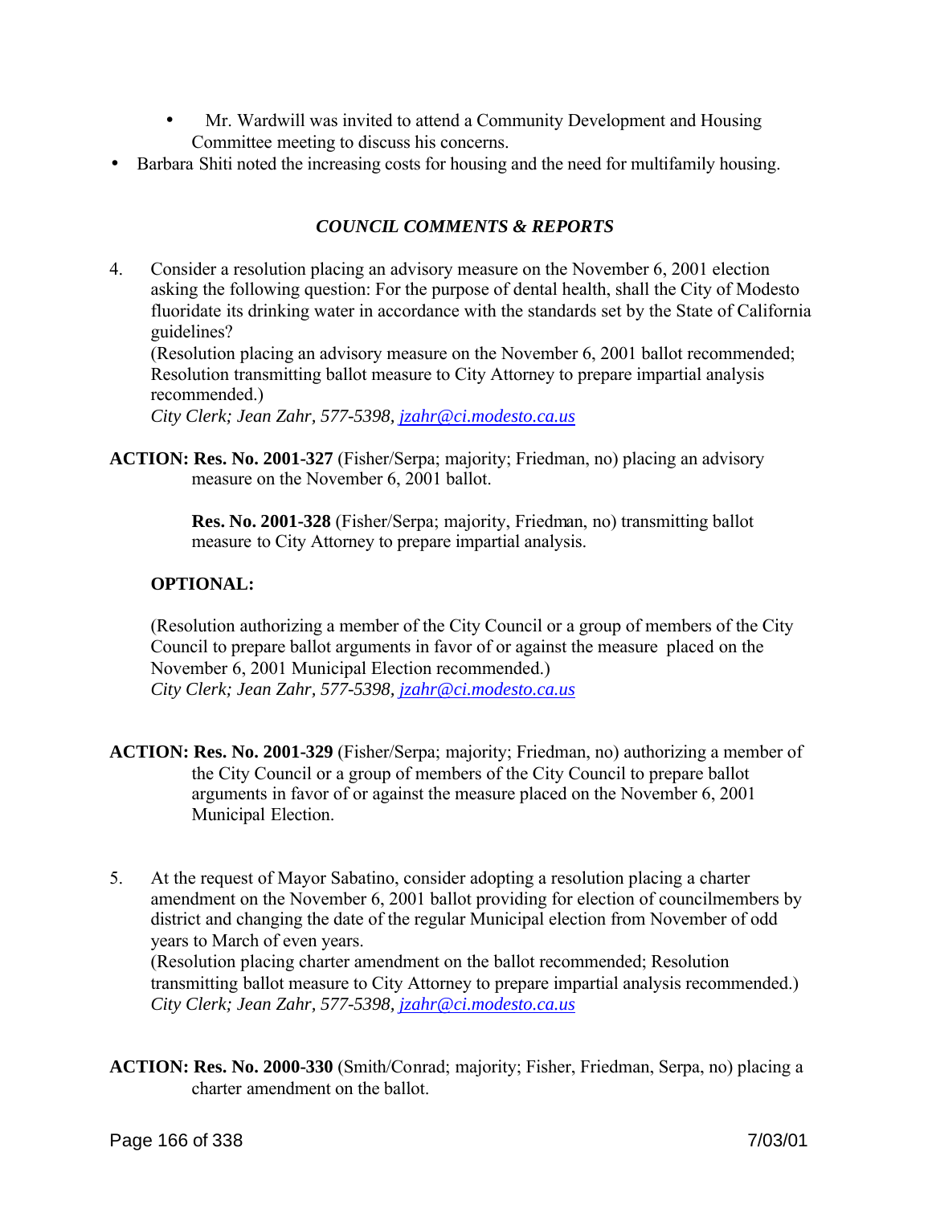- Mr. Wardwill was invited to attend a Community Development and Housing Committee meeting to discuss his concerns.

- Barbara Shiti noted the increasing costs for housing and the need for multifamily housing.

### *COUNCIL COMMENTS & REPORTS*

4. Consider a resolution placing an advisory measure on the November 6, 2001 election asking the following question: For the purpose of dental health, shall the City of Modesto fluoridate its drinking water in accordance with the standards set by the State of California guidelines?
(Resolution placing an advisory measure on the November 6, 2001 ballot recommended; Resolution transmitting ballot measure to City Attorney to prepare impartial analysis recommended.)
*City Clerk; Jean Zahr, 577-5398, jzahr@ci.modesto.ca.us*

**ACTION: Res. No. 2001-327** (Fisher/Serpa; majority; Friedman, no) placing an advisory measure on the November 6, 2001 ballot.

**Res. No. 2001-328** (Fisher/Serpa; majority, Friedman, no) transmitting ballot measure to City Attorney to prepare impartial analysis.

**OPTIONAL:**

(Resolution authorizing a member of the City Council or a group of members of the City Council to prepare ballot arguments in favor of or against the measure placed on the November 6, 2001 Municipal Election recommended.)
*City Clerk; Jean Zahr, 577-5398, jzahr@ci.modesto.ca.us*

**ACTION: Res. No. 2001-329** (Fisher/Serpa; majority; Friedman, no) authorizing a member of the City Council or a group of members of the City Council to prepare ballot arguments in favor of or against the measure placed on the November 6, 2001 Municipal Election.

5. At the request of Mayor Sabatino, consider adopting a resolution placing a charter amendment on the November 6, 2001 ballot providing for election of councilmembers by district and changing the date of the regular Municipal election from November of odd years to March of even years.
(Resolution placing charter amendment on the ballot recommended; Resolution transmitting ballot measure to City Attorney to prepare impartial analysis recommended.)
*City Clerk; Jean Zahr, 577-5398, jzahr@ci.modesto.ca.us*

**ACTION: Res. No. 2000-330** (Smith/Conrad; majority; Fisher, Friedman, Serpa, no) placing a charter amendment on the ballot.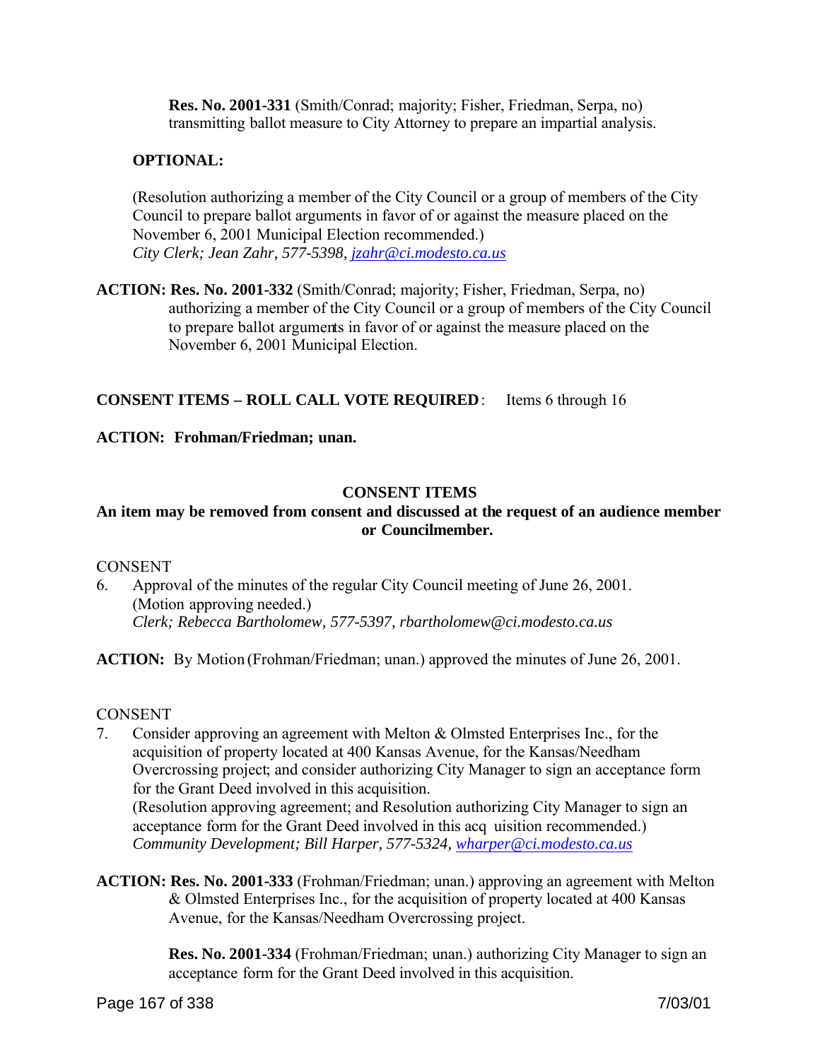**Res. No. 2001-331** (Smith/Conrad; majority; Fisher, Friedman, Serpa, no) transmitting ballot measure to City Attorney to prepare an impartial analysis.

**OPTIONAL:**

(Resolution authorizing a member of the City Council or a group of members of the City Council to prepare ballot arguments in favor of or against the measure placed on the November 6, 2001 Municipal Election recommended.)
*City Clerk; Jean Zahr, 577-5398, jzahr@ci.modesto.ca.us*

**ACTION: Res. No. 2001-332** (Smith/Conrad; majority; Fisher, Friedman, Serpa, no) authorizing a member of the City Council or a group of members of the City Council to prepare ballot arguments in favor of or against the measure placed on the November 6, 2001 Municipal Election.

**CONSENT ITEMS – ROLL CALL VOTE REQUIRED**: Items 6 through 16

**ACTION: Frohman/Friedman; unan.**

**CONSENT ITEMS**

**An item may be removed from consent and discussed at the request of an audience member or Councilmember.**

CONSENT

6. Approval of the minutes of the regular City Council meeting of June 26, 2001.
(Motion approving needed.)
*Clerk; Rebecca Bartholomew, 577-5397, rbartholomew@ci.modesto.ca.us*

**ACTION:** By Motion (Frohman/Friedman; unan.) approved the minutes of June 26, 2001.

CONSENT

7. Consider approving an agreement with Melton & Olmsted Enterprises Inc., for the acquisition of property located at 400 Kansas Avenue, for the Kansas/Needham Overcrossing project; and consider authorizing City Manager to sign an acceptance form for the Grant Deed involved in this acquisition.
(Resolution approving agreement; and Resolution authorizing City Manager to sign an acceptance form for the Grant Deed involved in this acquisition recommended.)
*Community Development; Bill Harper, 577-5324, wharper@ci.modesto.ca.us*

**ACTION: Res. No. 2001-333** (Frohman/Friedman; unan.) approving an agreement with Melton & Olmsted Enterprises Inc., for the acquisition of property located at 400 Kansas Avenue, for the Kansas/Needham Overcrossing project.

**Res. No. 2001-334** (Frohman/Friedman; unan.) authorizing City Manager to sign an acceptance form for the Grant Deed involved in this acquisition.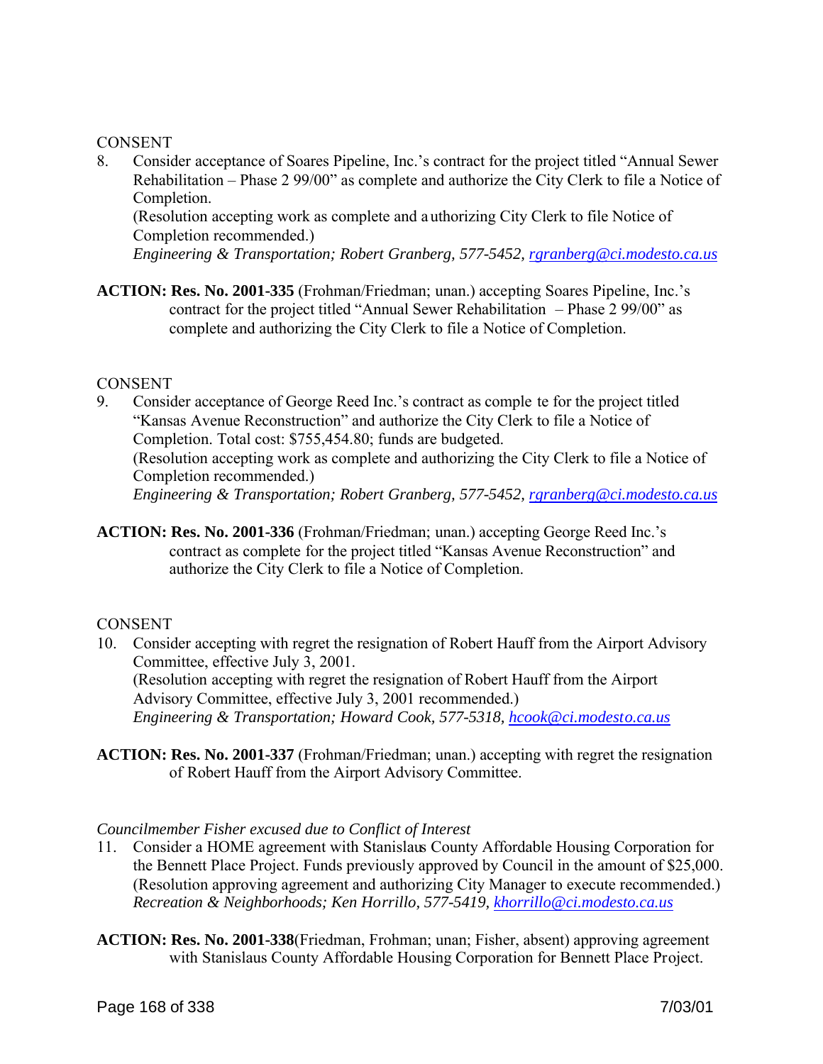CONSENT

8. Consider acceptance of Soares Pipeline, Inc.'s contract for the project titled "Annual Sewer Rehabilitation – Phase 2 99/00" as complete and authorize the City Clerk to file a Notice of Completion.
(Resolution accepting work as complete and authorizing City Clerk to file Notice of Completion recommended.)
*Engineering & Transportation; Robert Granberg, 577-5452, rgranberg@ci.modesto.ca.us*

**ACTION: Res. No. 2001-335** (Frohman/Friedman; unan.) accepting Soares Pipeline, Inc.'s contract for the project titled "Annual Sewer Rehabilitation – Phase 2 99/00" as complete and authorizing the City Clerk to file a Notice of Completion.

CONSENT

9. Consider acceptance of George Reed Inc.'s contract as complete for the project titled "Kansas Avenue Reconstruction" and authorize the City Clerk to file a Notice of Completion. Total cost: $755,454.80; funds are budgeted.
(Resolution accepting work as complete and authorizing the City Clerk to file a Notice of Completion recommended.)
*Engineering & Transportation; Robert Granberg, 577-5452, rgranberg@ci.modesto.ca.us*

**ACTION: Res. No. 2001-336** (Frohman/Friedman; unan.) accepting George Reed Inc.'s contract as complete for the project titled "Kansas Avenue Reconstruction" and authorize the City Clerk to file a Notice of Completion.

CONSENT

10. Consider accepting with regret the resignation of Robert Hauff from the Airport Advisory Committee, effective July 3, 2001.
(Resolution accepting with regret the resignation of Robert Hauff from the Airport Advisory Committee, effective July 3, 2001 recommended.)
*Engineering & Transportation; Howard Cook, 577-5318, hcook@ci.modesto.ca.us*

**ACTION: Res. No. 2001-337** (Frohman/Friedman; unan.) accepting with regret the resignation of Robert Hauff from the Airport Advisory Committee.

*Councilmember Fisher excused due to Conflict of Interest*

11. Consider a HOME agreement with Stanislaus County Affordable Housing Corporation for the Bennett Place Project. Funds previously approved by Council in the amount of $25,000.
(Resolution approving agreement and authorizing City Manager to execute recommended.)
*Recreation & Neighborhoods; Ken Horrillo, 577-5419, khorrillo@ci.modesto.ca.us*

**ACTION: Res. No. 2001-338**(Friedman, Frohman; unan; Fisher, absent) approving agreement with Stanislaus County Affordable Housing Corporation for Bennett Place Project.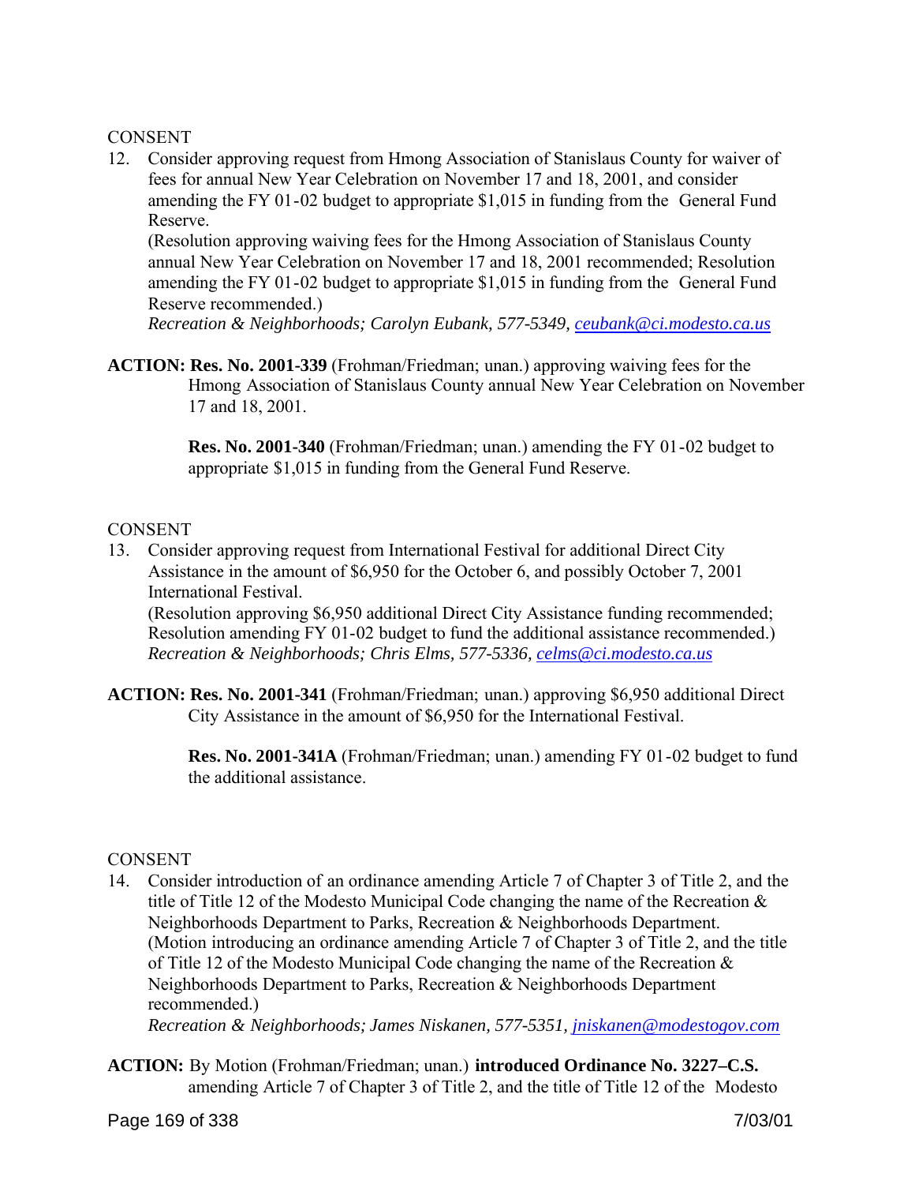CONSENT

12. Consider approving request from Hmong Association of Stanislaus County for waiver of fees for annual New Year Celebration on November 17 and 18, 2001, and consider amending the FY 01-02 budget to appropriate $1,015 in funding from the General Fund Reserve.
(Resolution approving waiving fees for the Hmong Association of Stanislaus County annual New Year Celebration on November 17 and 18, 2001 recommended; Resolution amending the FY 01-02 budget to appropriate $1,015 in funding from the General Fund Reserve recommended.)
*Recreation & Neighborhoods; Carolyn Eubank, 577-5349, ceubank@ci.modesto.ca.us*

**ACTION: Res. No. 2001-339** (Frohman/Friedman; unan.) approving waiving fees for the Hmong Association of Stanislaus County annual New Year Celebration on November 17 and 18, 2001.

**Res. No. 2001-340** (Frohman/Friedman; unan.) amending the FY 01-02 budget to appropriate $1,015 in funding from the General Fund Reserve.

CONSENT

13. Consider approving request from International Festival for additional Direct City Assistance in the amount of $6,950 for the October 6, and possibly October 7, 2001 International Festival.
(Resolution approving $6,950 additional Direct City Assistance funding recommended; Resolution amending FY 01-02 budget to fund the additional assistance recommended.)
*Recreation & Neighborhoods; Chris Elms, 577-5336, celms@ci.modesto.ca.us*

**ACTION: Res. No. 2001-341** (Frohman/Friedman; unan.) approving $6,950 additional Direct City Assistance in the amount of $6,950 for the International Festival.

**Res. No. 2001-341A** (Frohman/Friedman; unan.) amending FY 01-02 budget to fund the additional assistance.

CONSENT

14. Consider introduction of an ordinance amending Article 7 of Chapter 3 of Title 2, and the title of Title 12 of the Modesto Municipal Code changing the name of the Recreation & Neighborhoods Department to Parks, Recreation & Neighborhoods Department.
(Motion introducing an ordinance amending Article 7 of Chapter 3 of Title 2, and the title of Title 12 of the Modesto Municipal Code changing the name of the Recreation & Neighborhoods Department to Parks, Recreation & Neighborhoods Department recommended.)
*Recreation & Neighborhoods; James Niskanen, 577-5351, jniskanen@modestogov.com*

**ACTION:** By Motion (Frohman/Friedman; unan.) **introduced Ordinance No. 3227–C.S.** amending Article 7 of Chapter 3 of Title 2, and the title of Title 12 of the Modesto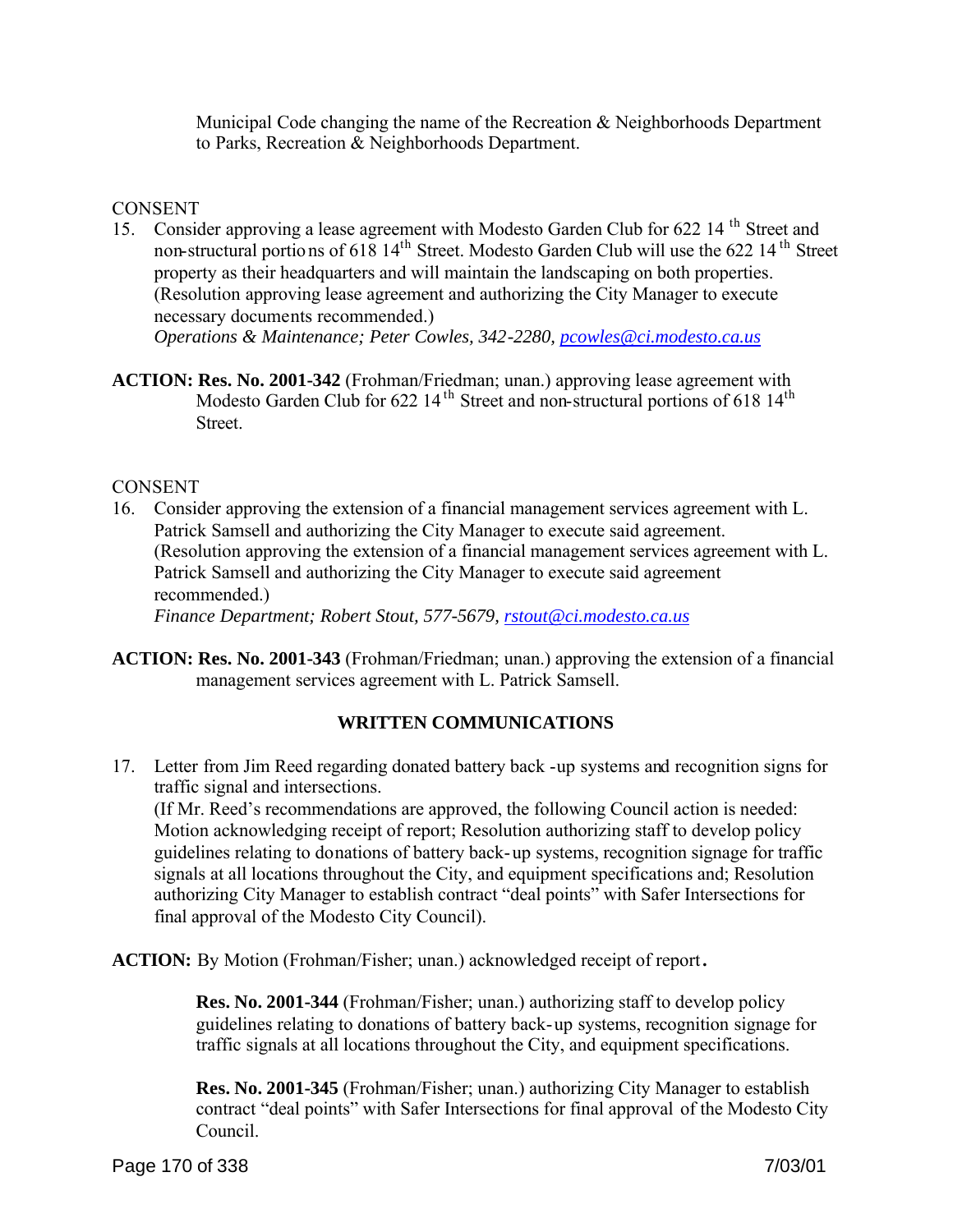Municipal Code changing the name of the Recreation & Neighborhoods Department to Parks, Recreation & Neighborhoods Department.

CONSENT

15. Consider approving a lease agreement with Modesto Garden Club for 622 14th Street and non-structural portions of 618 14th Street. Modesto Garden Club will use the 622 14th Street property as their headquarters and will maintain the landscaping on both properties. (Resolution approving lease agreement and authorizing the City Manager to execute necessary documents recommended.)
*Operations & Maintenance; Peter Cowles, 342-2280, pcowles@ci.modesto.ca.us*

**ACTION: Res. No. 2001-342** (Frohman/Friedman; unan.) approving lease agreement with Modesto Garden Club for 622 14th Street and non-structural portions of 618 14th Street.

CONSENT

16. Consider approving the extension of a financial management services agreement with L. Patrick Samsell and authorizing the City Manager to execute said agreement. (Resolution approving the extension of a financial management services agreement with L. Patrick Samsell and authorizing the City Manager to execute said agreement recommended.)
*Finance Department; Robert Stout, 577-5679, rstout@ci.modesto.ca.us*

**ACTION: Res. No. 2001-343** (Frohman/Friedman; unan.) approving the extension of a financial management services agreement with L. Patrick Samsell.

## WRITTEN COMMUNICATIONS

17. Letter from Jim Reed regarding donated battery back-up systems and recognition signs for traffic signal and intersections.
(If Mr. Reed's recommendations are approved, the following Council action is needed: Motion acknowledging receipt of report; Resolution authorizing staff to develop policy guidelines relating to donations of battery back-up systems, recognition signage for traffic signals at all locations throughout the City, and equipment specifications and; Resolution authorizing City Manager to establish contract "deal points" with Safer Intersections for final approval of the Modesto City Council).

**ACTION:** By Motion (Frohman/Fisher; unan.) acknowledged receipt of report.

**Res. No. 2001-344** (Frohman/Fisher; unan.) authorizing staff to develop policy guidelines relating to donations of battery back-up systems, recognition signage for traffic signals at all locations throughout the City, and equipment specifications.

**Res. No. 2001-345** (Frohman/Fisher; unan.) authorizing City Manager to establish contract "deal points" with Safer Intersections for final approval of the Modesto City Council.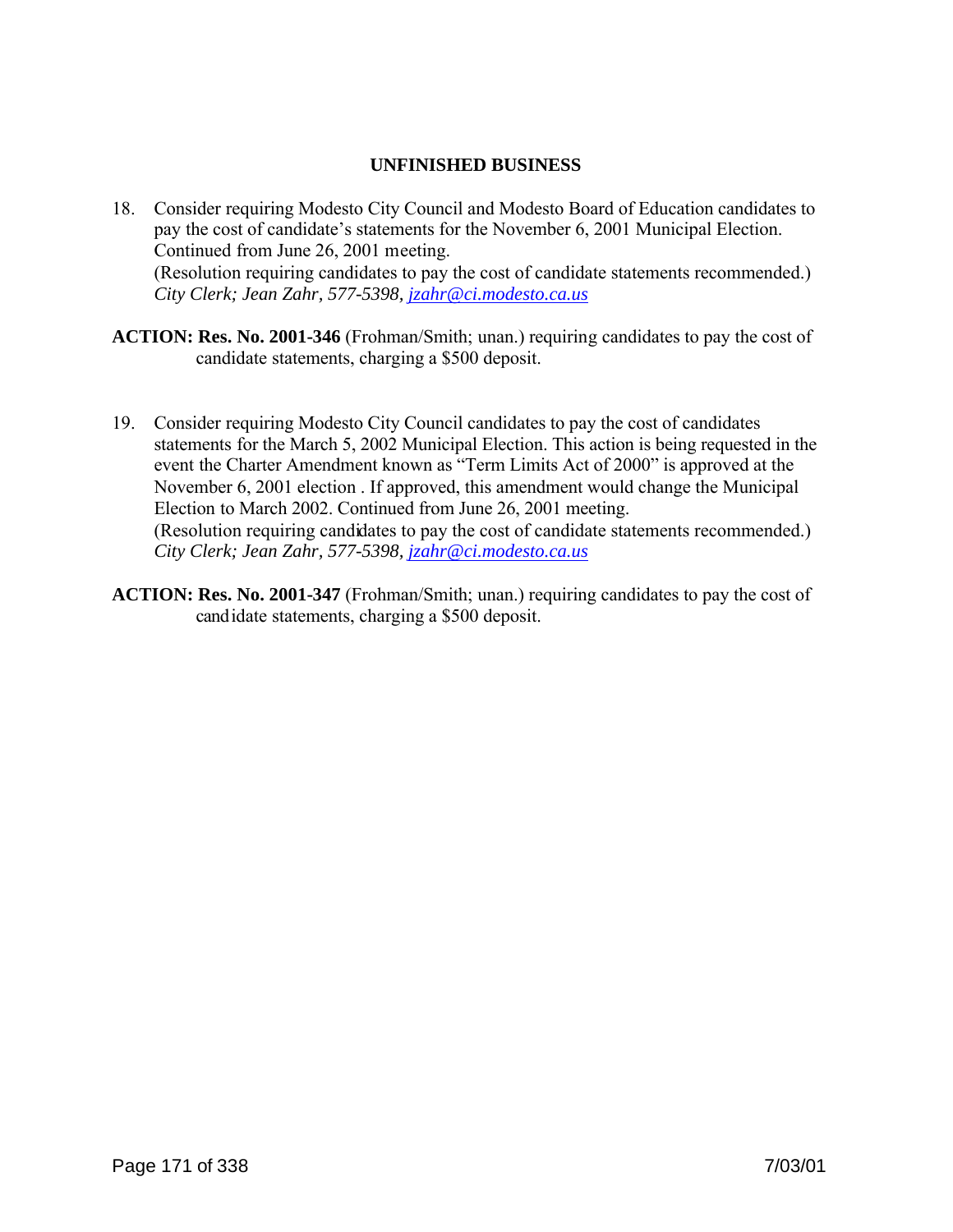## UNFINISHED BUSINESS

18. Consider requiring Modesto City Council and Modesto Board of Education candidates to pay the cost of candidate's statements for the November 6, 2001 Municipal Election. Continued from June 26, 2001 meeting.
(Resolution requiring candidates to pay the cost of candidate statements recommended.)
*City Clerk; Jean Zahr, 577-5398, jzahr@ci.modesto.ca.us*

**ACTION: Res. No. 2001-346** (Frohman/Smith; unan.) requiring candidates to pay the cost of candidate statements, charging a $500 deposit.

19. Consider requiring Modesto City Council candidates to pay the cost of candidates statements for the March 5, 2002 Municipal Election. This action is being requested in the event the Charter Amendment known as "Term Limits Act of 2000" is approved at the November 6, 2001 election . If approved, this amendment would change the Municipal Election to March 2002. Continued from June 26, 2001 meeting.
(Resolution requiring candidates to pay the cost of candidate statements recommended.)
*City Clerk; Jean Zahr, 577-5398, jzahr@ci.modesto.ca.us*

**ACTION: Res. No. 2001-347** (Frohman/Smith; unan.) requiring candidates to pay the cost of candidate statements, charging a $500 deposit.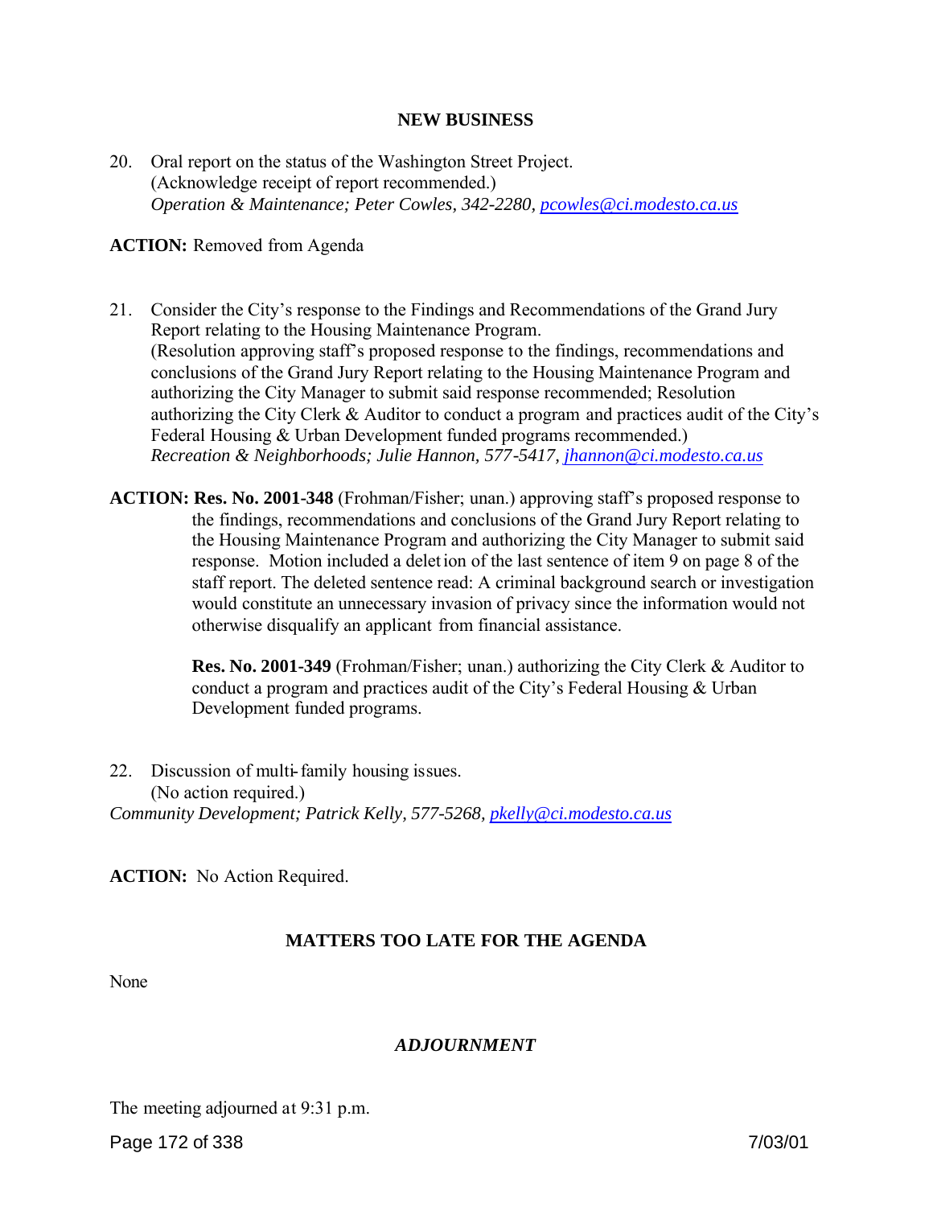## NEW BUSINESS

20. Oral report on the status of the Washington Street Project.
    (Acknowledge receipt of report recommended.)
    *Operation & Maintenance; Peter Cowles, 342-2280, pcowles@ci.modesto.ca.us*

**ACTION:** Removed from Agenda

21. Consider the City's response to the Findings and Recommendations of the Grand Jury Report relating to the Housing Maintenance Program.
    (Resolution approving staff's proposed response to the findings, recommendations and conclusions of the Grand Jury Report relating to the Housing Maintenance Program and authorizing the City Manager to submit said response recommended; Resolution authorizing the City Clerk & Auditor to conduct a program and practices audit of the City's Federal Housing & Urban Development funded programs recommended.)
    *Recreation & Neighborhoods; Julie Hannon, 577-5417, jhannon@ci.modesto.ca.us*

**ACTION: Res. No. 2001-348** (Frohman/Fisher; unan.) approving staff's proposed response to the findings, recommendations and conclusions of the Grand Jury Report relating to the Housing Maintenance Program and authorizing the City Manager to submit said response. Motion included a deletion of the last sentence of item 9 on page 8 of the staff report. The deleted sentence read: A criminal background search or investigation would constitute an unnecessary invasion of privacy since the information would not otherwise disqualify an applicant from financial assistance.

**Res. No. 2001-349** (Frohman/Fisher; unan.) authorizing the City Clerk & Auditor to conduct a program and practices audit of the City's Federal Housing & Urban Development funded programs.

22. Discussion of multi-family housing issues.
    (No action required.)
    *Community Development; Patrick Kelly, 577-5268, pkelly@ci.modesto.ca.us*

**ACTION:** No Action Required.

## MATTERS TOO LATE FOR THE AGENDA

None

## *ADJOURNMENT*

The meeting adjourned at 9:31 p.m.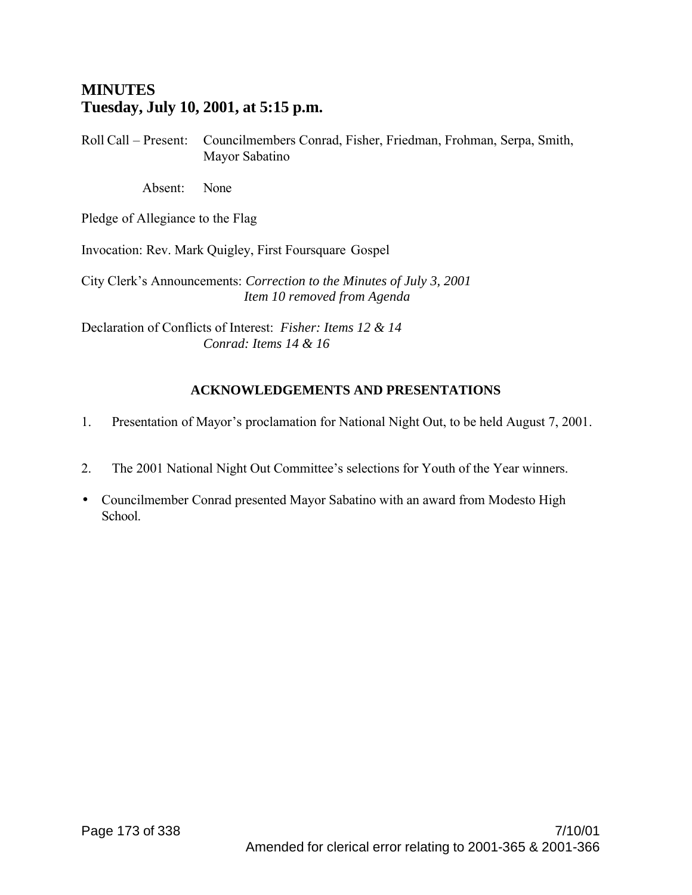# MINUTES
## Tuesday, July 10, 2001, at 5:15 p.m.

Roll Call – Present: Councilmembers Conrad, Fisher, Friedman, Frohman, Serpa, Smith, Mayor Sabatino

Absent: None

Pledge of Allegiance to the Flag

Invocation: Rev. Mark Quigley, First Foursquare Gospel

City Clerk's Announcements: *Correction to the Minutes of July 3, 2001*
*Item 10 removed from Agenda*

Declaration of Conflicts of Interest: *Fisher: Items 12 & 14*
*Conrad: Items 14 & 16*

### ACKNOWLEDGEMENTS AND PRESENTATIONS

1. Presentation of Mayor's proclamation for National Night Out, to be held August 7, 2001.

2. The 2001 National Night Out Committee's selections for Youth of the Year winners.

- Councilmember Conrad presented Mayor Sabatino with an award from Modesto High School.

Amended for clerical error relating to 2001-365 & 2001-366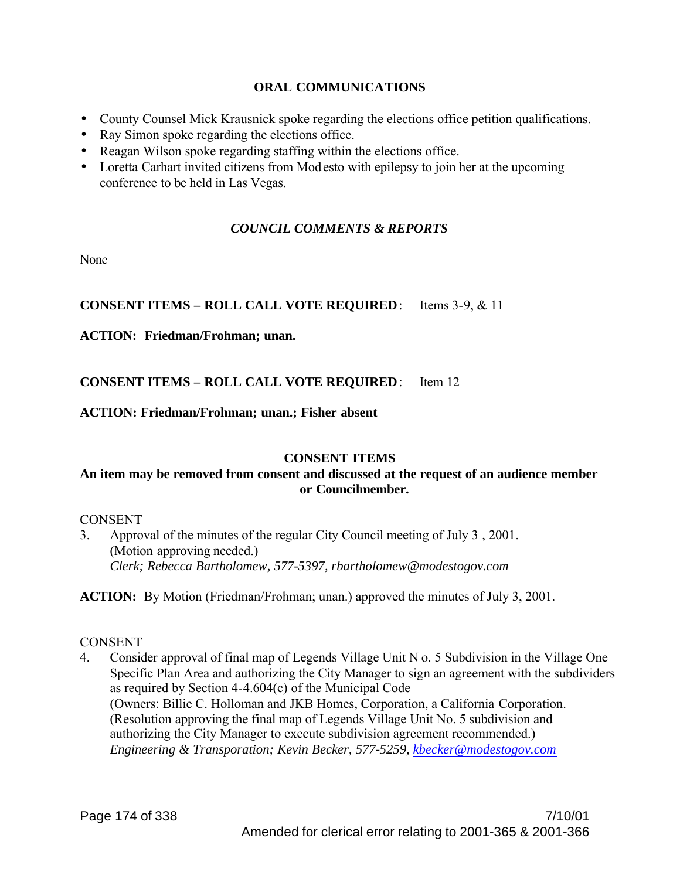## ORAL COMMUNICATIONS

- County Counsel Mick Krausnick spoke regarding the elections office petition qualifications.
- Ray Simon spoke regarding the elections office.
- Reagan Wilson spoke regarding staffing within the elections office.
- Loretta Carhart invited citizens from Modesto with epilepsy to join her at the upcoming conference to be held in Las Vegas.

## *COUNCIL COMMENTS & REPORTS*

None

**CONSENT ITEMS – ROLL CALL VOTE REQUIRED**: Items 3-9, & 11

**ACTION: Friedman/Frohman; unan.**

**CONSENT ITEMS – ROLL CALL VOTE REQUIRED**: Item 12

**ACTION: Friedman/Frohman; unan.; Fisher absent**

## CONSENT ITEMS

**An item may be removed from consent and discussed at the request of an audience member or Councilmember.**

CONSENT

3. Approval of the minutes of the regular City Council meeting of July 3 , 2001. (Motion approving needed.)
*Clerk; Rebecca Bartholomew, 577-5397, rbartholomew@modestogov.com*

**ACTION:** By Motion (Friedman/Frohman; unan.) approved the minutes of July 3, 2001.

CONSENT

4. Consider approval of final map of Legends Village Unit No. 5 Subdivision in the Village One Specific Plan Area and authorizing the City Manager to sign an agreement with the subdividers as required by Section 4-4.604(c) of the Municipal Code
(Owners: Billie C. Holloman and JKB Homes, Corporation, a California Corporation. (Resolution approving the final map of Legends Village Unit No. 5 subdivision and authorizing the City Manager to execute subdivision agreement recommended.)
*Engineering & Transporation; Kevin Becker, 577-5259, kbecker@modestogov.com*

7/10/01
Amended for clerical error relating to 2001-365 & 2001-366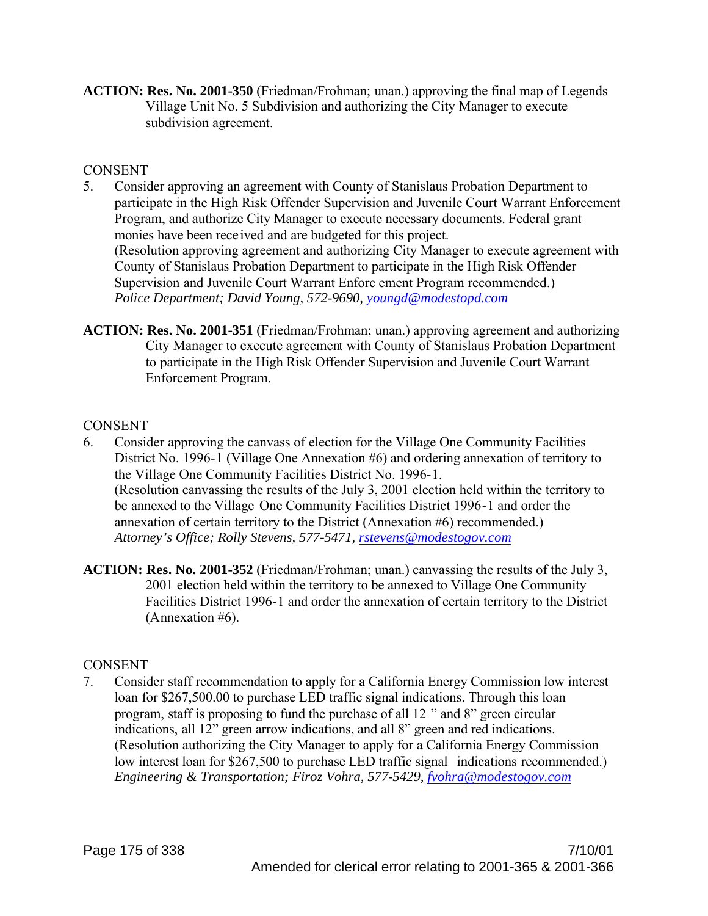**ACTION: Res. No. 2001-350** (Friedman/Frohman; unan.) approving the final map of Legends Village Unit No. 5 Subdivision and authorizing the City Manager to execute subdivision agreement.

CONSENT

5. Consider approving an agreement with County of Stanislaus Probation Department to participate in the High Risk Offender Supervision and Juvenile Court Warrant Enforcement Program, and authorize City Manager to execute necessary documents. Federal grant monies have been received and are budgeted for this project.
   (Resolution approving agreement and authorizing City Manager to execute agreement with County of Stanislaus Probation Department to participate in the High Risk Offender Supervision and Juvenile Court Warrant Enforcement Program recommended.)
   *Police Department; David Young, 572-9690, youngd@modestopd.com*

**ACTION: Res. No. 2001-351** (Friedman/Frohman; unan.) approving agreement and authorizing City Manager to execute agreement with County of Stanislaus Probation Department to participate in the High Risk Offender Supervision and Juvenile Court Warrant Enforcement Program.

CONSENT

6. Consider approving the canvass of election for the Village One Community Facilities District No. 1996-1 (Village One Annexation #6) and ordering annexation of territory to the Village One Community Facilities District No. 1996-1.
   (Resolution canvassing the results of the July 3, 2001 election held within the territory to be annexed to the Village One Community Facilities District 1996-1 and order the annexation of certain territory to the District (Annexation #6) recommended.)
   *Attorney's Office; Rolly Stevens, 577-5471, rstevens@modestogov.com*

**ACTION: Res. No. 2001-352** (Friedman/Frohman; unan.) canvassing the results of the July 3, 2001 election held within the territory to be annexed to Village One Community Facilities District 1996-1 and order the annexation of certain territory to the District (Annexation #6).

CONSENT

7. Consider staff recommendation to apply for a California Energy Commission low interest loan for $267,500.00 to purchase LED traffic signal indications. Through this loan program, staff is proposing to fund the purchase of all 12" and 8" green circular indications, all 12" green arrow indications, and all 8" green and red indications.
   (Resolution authorizing the City Manager to apply for a California Energy Commission low interest loan for $267,500 to purchase LED traffic signal indications recommended.)
   *Engineering & Transportation; Firoz Vohra, 577-5429, fvohra@modestogov.com*

Amended for clerical error relating to 2001-365 & 2001-366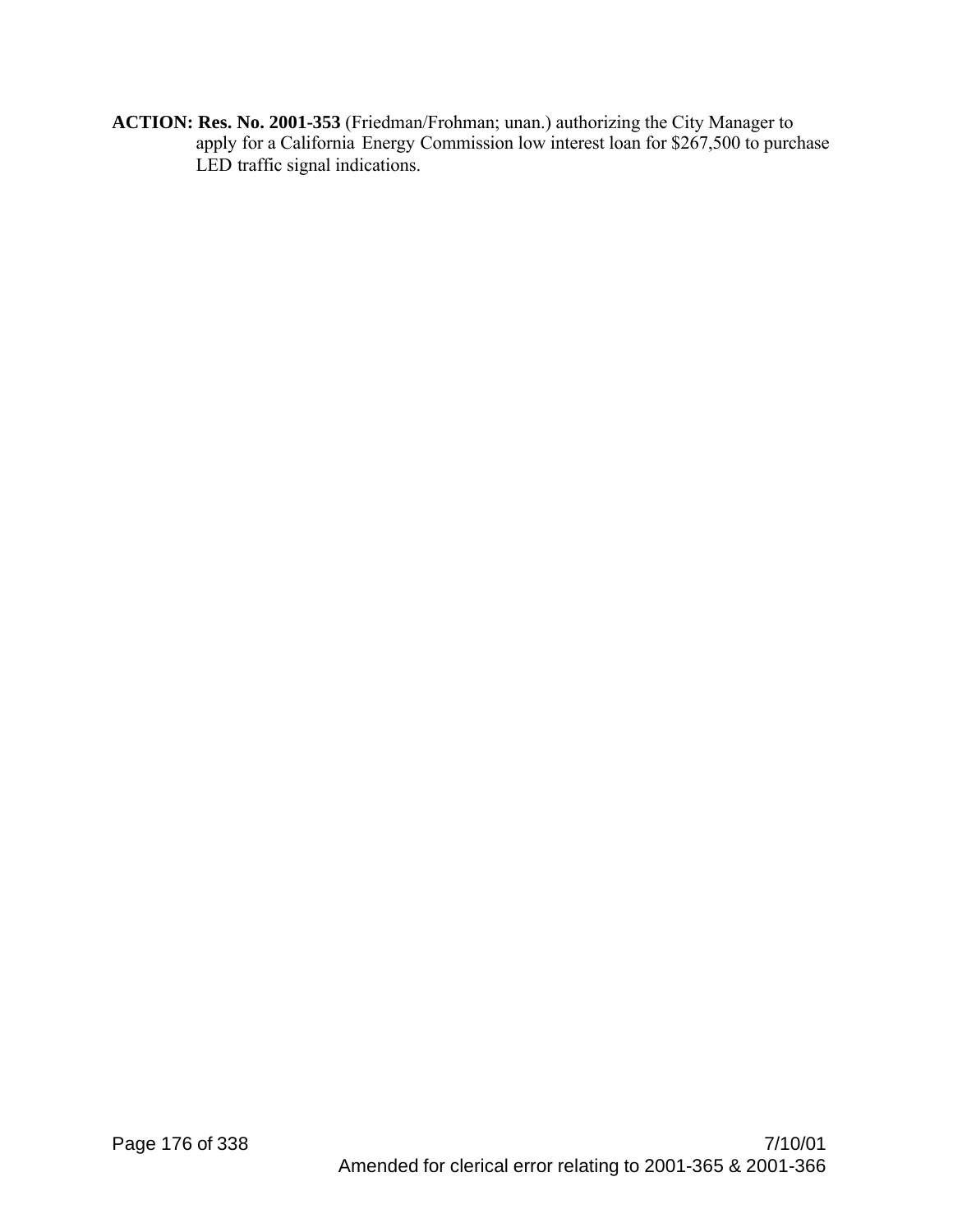**ACTION: Res. No. 2001-353** (Friedman/Frohman; unan.) authorizing the City Manager to apply for a California Energy Commission low interest loan for $267,500 to purchase LED traffic signal indications.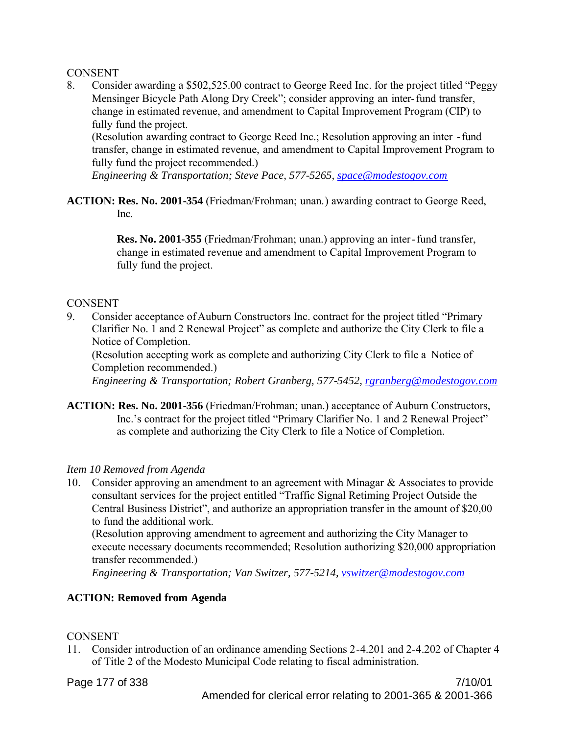CONSENT

8. Consider awarding a $502,525.00 contract to George Reed Inc. for the project titled "Peggy Mensinger Bicycle Path Along Dry Creek"; consider approving an inter-fund transfer, change in estimated revenue, and amendment to Capital Improvement Program (CIP) to fully fund the project.
   (Resolution awarding contract to George Reed Inc.; Resolution approving an inter -fund transfer, change in estimated revenue, and amendment to Capital Improvement Program to fully fund the project recommended.)
   *Engineering & Transportation; Steve Pace, 577-5265, space@modestogov.com*

**ACTION: Res. No. 2001-354** (Friedman/Frohman; unan.) awarding contract to George Reed, Inc.

**Res. No. 2001-355** (Friedman/Frohman; unan.) approving an inter-fund transfer, change in estimated revenue and amendment to Capital Improvement Program to fully fund the project.

CONSENT

9. Consider acceptance of Auburn Constructors Inc. contract for the project titled "Primary Clarifier No. 1 and 2 Renewal Project" as complete and authorize the City Clerk to file a Notice of Completion.
   (Resolution accepting work as complete and authorizing City Clerk to file a Notice of Completion recommended.)
   *Engineering & Transportation; Robert Granberg, 577-5452, rgranberg@modestogov.com*

**ACTION: Res. No. 2001-356** (Friedman/Frohman; unan.) acceptance of Auburn Constructors, Inc.'s contract for the project titled "Primary Clarifier No. 1 and 2 Renewal Project" as complete and authorizing the City Clerk to file a Notice of Completion.

*Item 10 Removed from Agenda*

10. Consider approving an amendment to an agreement with Minagar & Associates to provide consultant services for the project entitled "Traffic Signal Retiming Project Outside the Central Business District", and authorize an appropriation transfer in the amount of $20,00 to fund the additional work.
    (Resolution approving amendment to agreement and authorizing the City Manager to execute necessary documents recommended; Resolution authorizing $20,000 appropriation transfer recommended.)
    *Engineering & Transportation; Van Switzer, 577-5214, vswitzer@modestogov.com*

**ACTION: Removed from Agenda**

CONSENT

11. Consider introduction of an ordinance amending Sections 2-4.201 and 2-4.202 of Chapter 4 of Title 2 of the Modesto Municipal Code relating to fiscal administration.

7/10/01

Amended for clerical error relating to 2001-365 & 2001-366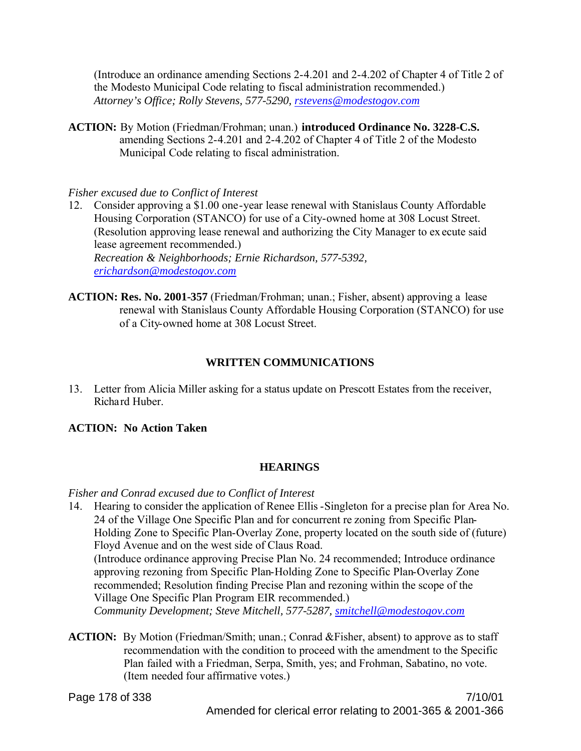(Introduce an ordinance amending Sections 2-4.201 and 2-4.202 of Chapter 4 of Title 2 of the Modesto Municipal Code relating to fiscal administration recommended.)
*Attorney's Office; Rolly Stevens, 577-5290, rstevens@modestogov.com*

**ACTION:** By Motion (Friedman/Frohman; unan.) **introduced Ordinance No. 3228-C.S.** amending Sections 2-4.201 and 2-4.202 of Chapter 4 of Title 2 of the Modesto Municipal Code relating to fiscal administration.

*Fisher excused due to Conflict of Interest*

12. Consider approving a $1.00 one-year lease renewal with Stanislaus County Affordable Housing Corporation (STANCO) for use of a City-owned home at 308 Locust Street. (Resolution approving lease renewal and authorizing the City Manager to execute said lease agreement recommended.)
*Recreation & Neighborhoods; Ernie Richardson, 577-5392, erichardson@modestogov.com*

**ACTION: Res. No. 2001-357** (Friedman/Frohman; unan.; Fisher, absent) approving a lease renewal with Stanislaus County Affordable Housing Corporation (STANCO) for use of a City-owned home at 308 Locust Street.

## WRITTEN COMMUNICATIONS

13. Letter from Alicia Miller asking for a status update on Prescott Estates from the receiver, Richard Huber.

**ACTION: No Action Taken**

## HEARINGS

*Fisher and Conrad excused due to Conflict of Interest*

14. Hearing to consider the application of Renee Ellis-Singleton for a precise plan for Area No. 24 of the Village One Specific Plan and for concurrent rezoning from Specific Plan-Holding Zone to Specific Plan-Overlay Zone, property located on the south side of (future) Floyd Avenue and on the west side of Claus Road.
(Introduce ordinance approving Precise Plan No. 24 recommended; Introduce ordinance approving rezoning from Specific Plan-Holding Zone to Specific Plan-Overlay Zone recommended; Resolution finding Precise Plan and rezoning within the scope of the Village One Specific Plan Program EIR recommended.)
*Community Development; Steve Mitchell, 577-5287, smitchell@modestogov.com*

**ACTION:** By Motion (Friedman/Smith; unan.; Conrad &Fisher, absent) to approve as to staff recommendation with the condition to proceed with the amendment to the Specific Plan failed with a Friedman, Serpa, Smith, yes; and Frohman, Sabatino, no vote. (Item needed four affirmative votes.)

7/10/01

Amended for clerical error relating to 2001-365 & 2001-366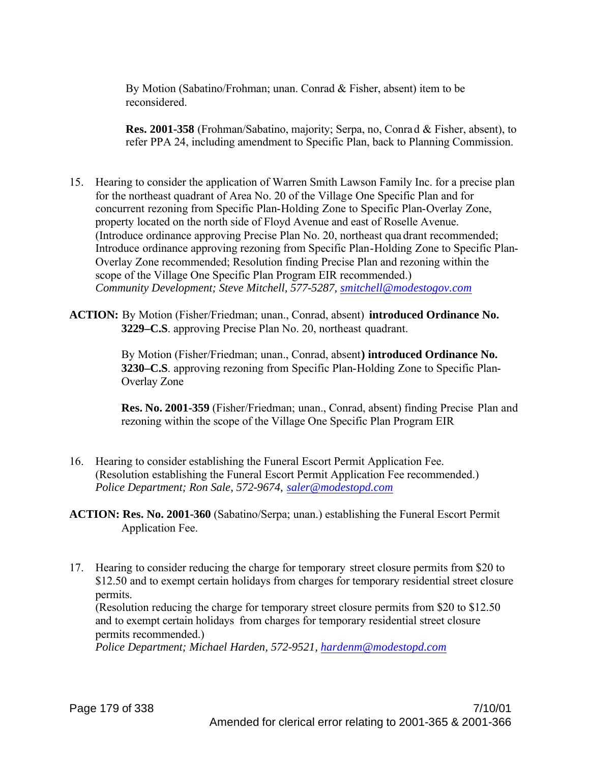By Motion (Sabatino/Frohman; unan. Conrad & Fisher, absent) item to be reconsidered.

**Res. 2001-358** (Frohman/Sabatino, majority; Serpa, no, Conrad & Fisher, absent), to refer PPA 24, including amendment to Specific Plan, back to Planning Commission.

15. Hearing to consider the application of Warren Smith Lawson Family Inc. for a precise plan for the northeast quadrant of Area No. 20 of the Village One Specific Plan and for concurrent rezoning from Specific Plan-Holding Zone to Specific Plan-Overlay Zone, property located on the north side of Floyd Avenue and east of Roselle Avenue. (Introduce ordinance approving Precise Plan No. 20, northeast quadrant recommended; Introduce ordinance approving rezoning from Specific Plan-Holding Zone to Specific Plan-Overlay Zone recommended; Resolution finding Precise Plan and rezoning within the scope of the Village One Specific Plan Program EIR recommended.)
*Community Development; Steve Mitchell, 577-5287, smitchell@modestogov.com*

**ACTION:** By Motion (Fisher/Friedman; unan., Conrad, absent) **introduced Ordinance No. 3229–C.S**. approving Precise Plan No. 20, northeast quadrant.

By Motion (Fisher/Friedman; unan., Conrad, absent**) introduced Ordinance No. 3230–C.S**. approving rezoning from Specific Plan-Holding Zone to Specific Plan-Overlay Zone

**Res. No. 2001-359** (Fisher/Friedman; unan., Conrad, absent) finding Precise Plan and rezoning within the scope of the Village One Specific Plan Program EIR

16. Hearing to consider establishing the Funeral Escort Permit Application Fee. (Resolution establishing the Funeral Escort Permit Application Fee recommended.)
*Police Department; Ron Sale, 572-9674, saler@modestopd.com*

**ACTION: Res. No. 2001-360** (Sabatino/Serpa; unan.) establishing the Funeral Escort Permit Application Fee.

17. Hearing to consider reducing the charge for temporary street closure permits from $20 to $12.50 and to exempt certain holidays from charges for temporary residential street closure permits.
(Resolution reducing the charge for temporary street closure permits from $20 to $12.50 and to exempt certain holidays from charges for temporary residential street closure permits recommended.)
*Police Department; Michael Harden, 572-9521, hardenm@modestopd.com*

7/10/01
Amended for clerical error relating to 2001-365 & 2001-366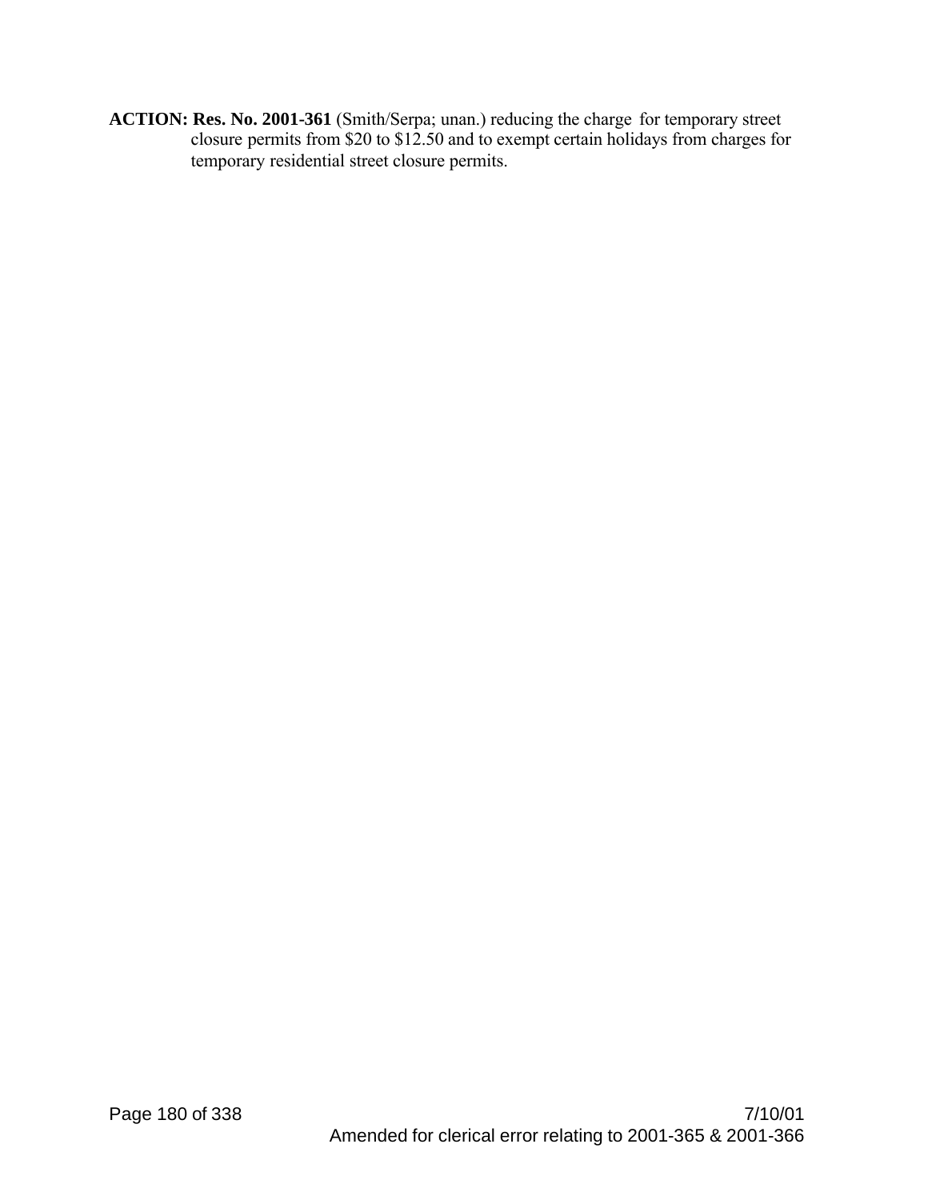**ACTION: Res. No. 2001-361** (Smith/Serpa; unan.) reducing the charge for temporary street closure permits from $20 to $12.50 and to exempt certain holidays from charges for temporary residential street closure permits.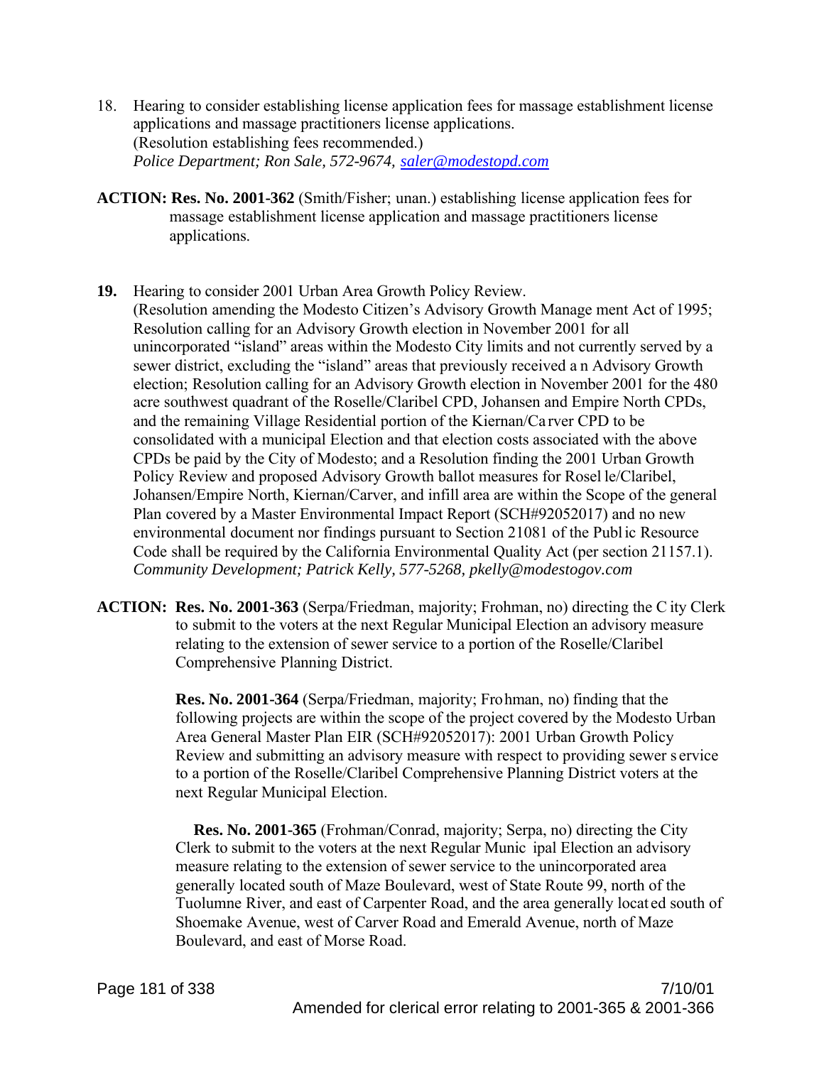18. Hearing to consider establishing license application fees for massage establishment license applications and massage practitioners license applications.
(Resolution establishing fees recommended.)
*Police Department; Ron Sale, 572-9674, saler@modestopd.com*

**ACTION: Res. No. 2001-362** (Smith/Fisher; unan.) establishing license application fees for massage establishment license application and massage practitioners license applications.

**19.** Hearing to consider 2001 Urban Area Growth Policy Review.
(Resolution amending the Modesto Citizen's Advisory Growth Management Act of 1995; Resolution calling for an Advisory Growth election in November 2001 for all unincorporated "island" areas within the Modesto City limits and not currently served by a sewer district, excluding the "island" areas that previously received an Advisory Growth election; Resolution calling for an Advisory Growth election in November 2001 for the 480 acre southwest quadrant of the Roselle/Claribel CPD, Johansen and Empire North CPDs, and the remaining Village Residential portion of the Kiernan/Carver CPD to be consolidated with a municipal Election and that election costs associated with the above CPDs be paid by the City of Modesto; and a Resolution finding the 2001 Urban Growth Policy Review and proposed Advisory Growth ballot measures for Roselle/Claribel, Johansen/Empire North, Kiernan/Carver, and infill area are within the Scope of the general Plan covered by a Master Environmental Impact Report (SCH#92052017) and no new environmental document nor findings pursuant to Section 21081 of the Public Resource Code shall be required by the California Environmental Quality Act (per section 21157.1).
*Community Development; Patrick Kelly, 577-5268, pkelly@modestogov.com*

**ACTION: Res. No. 2001-363** (Serpa/Friedman, majority; Frohman, no) directing the City Clerk to submit to the voters at the next Regular Municipal Election an advisory measure relating to the extension of sewer service to a portion of the Roselle/Claribel Comprehensive Planning District.

**Res. No. 2001-364** (Serpa/Friedman, majority; Frohman, no) finding that the following projects are within the scope of the project covered by the Modesto Urban Area General Master Plan EIR (SCH#92052017): 2001 Urban Growth Policy Review and submitting an advisory measure with respect to providing sewer service to a portion of the Roselle/Claribel Comprehensive Planning District voters at the next Regular Municipal Election.

**Res. No. 2001-365** (Frohman/Conrad, majority; Serpa, no) directing the City Clerk to submit to the voters at the next Regular Municipal Election an advisory measure relating to the extension of sewer service to the unincorporated area generally located south of Maze Boulevard, west of State Route 99, north of the Tuolumne River, and east of Carpenter Road, and the area generally located south of Shoemake Avenue, west of Carver Road and Emerald Avenue, north of Maze Boulevard, and east of Morse Road.

7/10/01
Amended for clerical error relating to 2001-365 & 2001-366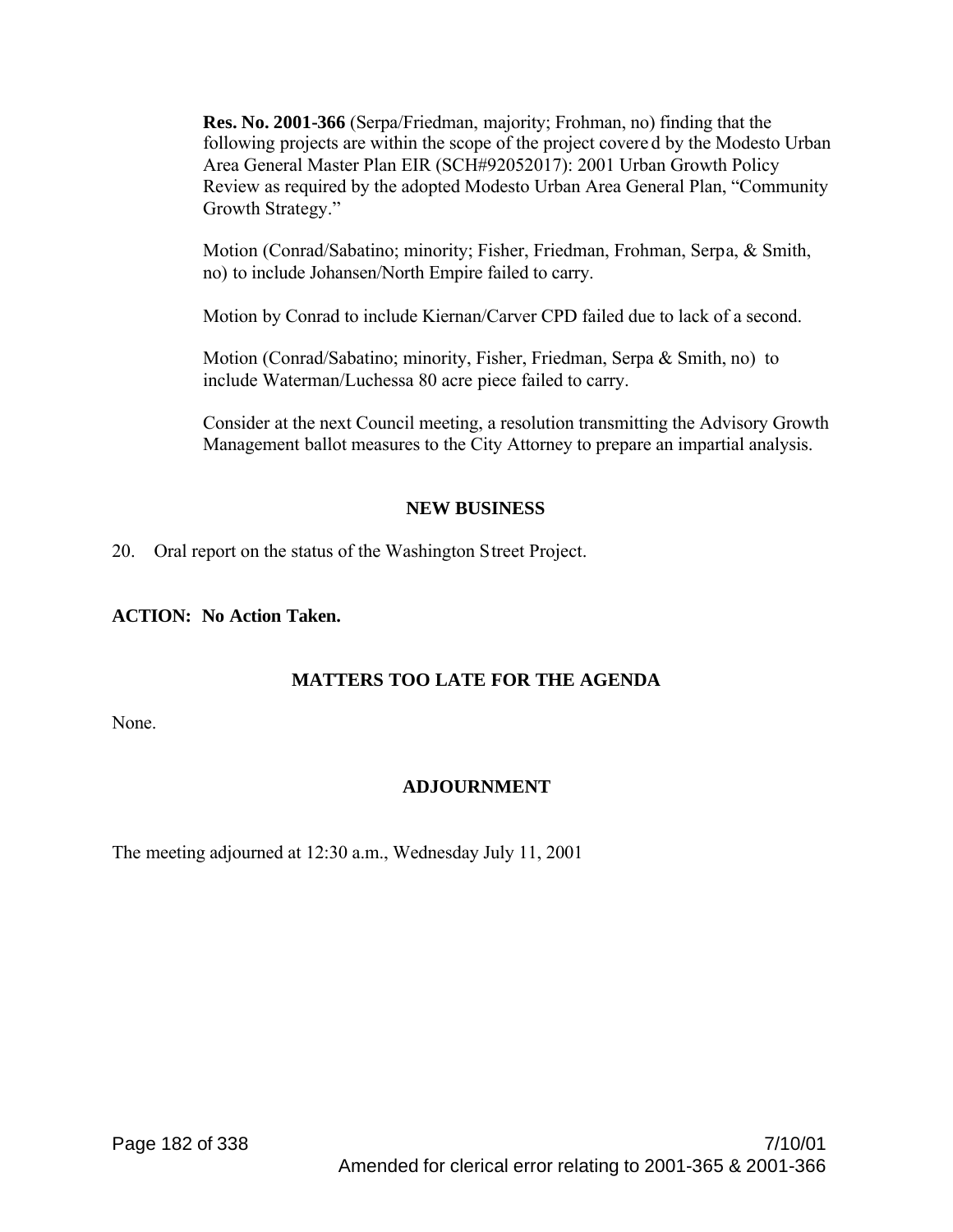**Res. No. 2001-366** (Serpa/Friedman, majority; Frohman, no) finding that the following projects are within the scope of the project covered by the Modesto Urban Area General Master Plan EIR (SCH#92052017): 2001 Urban Growth Policy Review as required by the adopted Modesto Urban Area General Plan, "Community Growth Strategy."

Motion (Conrad/Sabatino; minority; Fisher, Friedman, Frohman, Serpa, & Smith, no) to include Johansen/North Empire failed to carry.

Motion by Conrad to include Kiernan/Carver CPD failed due to lack of a second.

Motion (Conrad/Sabatino; minority, Fisher, Friedman, Serpa & Smith, no) to include Waterman/Luchessa 80 acre piece failed to carry.

Consider at the next Council meeting, a resolution transmitting the Advisory Growth Management ballot measures to the City Attorney to prepare an impartial analysis.

## NEW BUSINESS

20. Oral report on the status of the Washington Street Project.

**ACTION: No Action Taken.**

## MATTERS TOO LATE FOR THE AGENDA

None.

## ADJOURNMENT

The meeting adjourned at 12:30 a.m., Wednesday July 11, 2001

7/10/01
Amended for clerical error relating to 2001-365 & 2001-366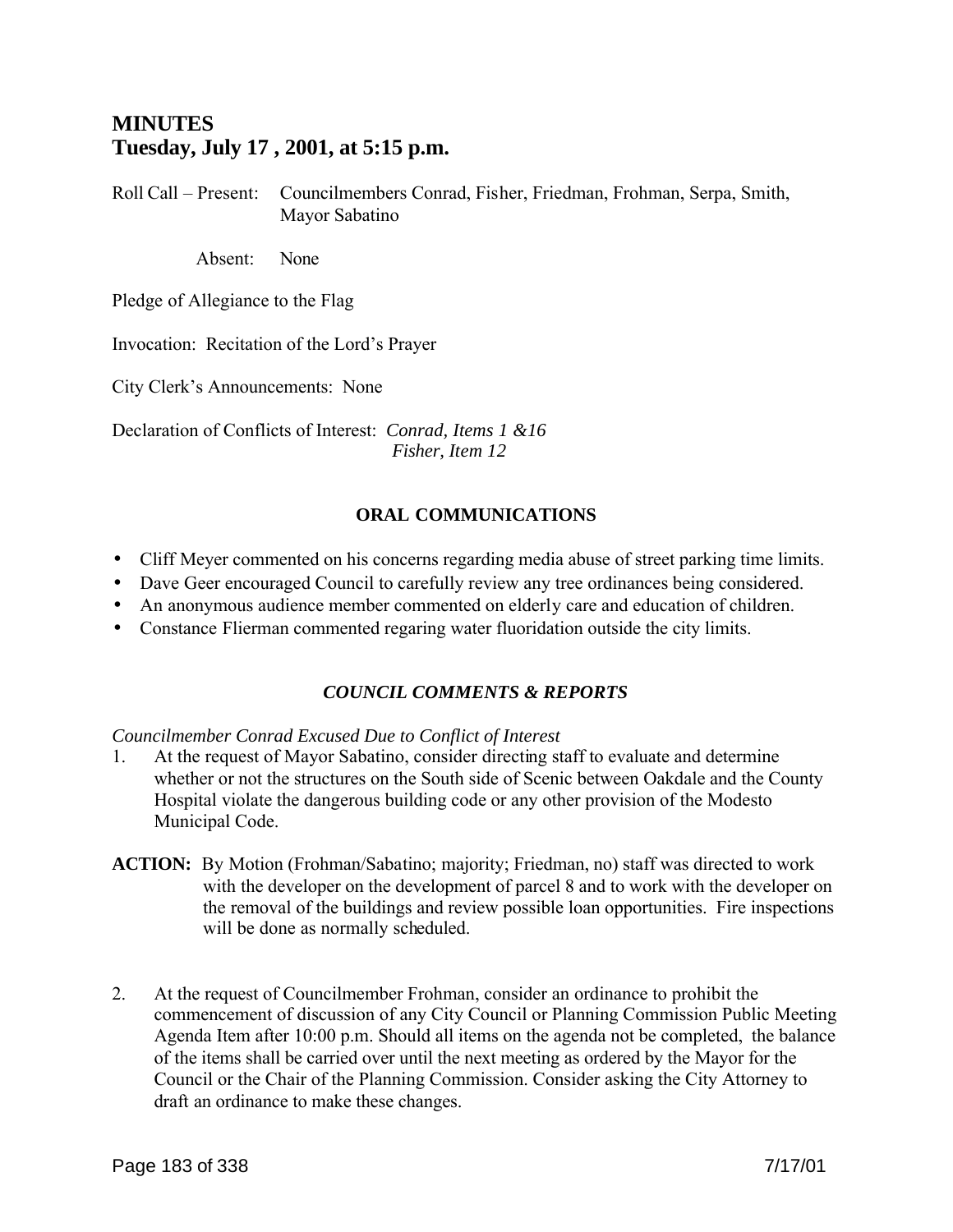# MINUTES
# Tuesday, July 17 , 2001, at 5:15 p.m.

Roll Call – Present: Councilmembers Conrad, Fisher, Friedman, Frohman, Serpa, Smith, Mayor Sabatino

Absent: None

Pledge of Allegiance to the Flag

Invocation: Recitation of the Lord's Prayer

City Clerk's Announcements: None

Declaration of Conflicts of Interest: *Conrad, Items 1 &16*
*Fisher, Item 12*

## ORAL COMMUNICATIONS

- Cliff Meyer commented on his concerns regarding media abuse of street parking time limits.
- Dave Geer encouraged Council to carefully review any tree ordinances being considered.
- An anonymous audience member commented on elderly care and education of children.
- Constance Flierman commented regaring water fluoridation outside the city limits.

## *COUNCIL COMMENTS & REPORTS*

*Councilmember Conrad Excused Due to Conflict of Interest*

1. At the request of Mayor Sabatino, consider directing staff to evaluate and determine whether or not the structures on the South side of Scenic between Oakdale and the County Hospital violate the dangerous building code or any other provision of the Modesto Municipal Code.

**ACTION:** By Motion (Frohman/Sabatino; majority; Friedman, no) staff was directed to work with the developer on the development of parcel 8 and to work with the developer on the removal of the buildings and review possible loan opportunities. Fire inspections will be done as normally scheduled.

2. At the request of Councilmember Frohman, consider an ordinance to prohibit the commencement of discussion of any City Council or Planning Commission Public Meeting Agenda Item after 10:00 p.m. Should all items on the agenda not be completed, the balance of the items shall be carried over until the next meeting as ordered by the Mayor for the Council or the Chair of the Planning Commission. Consider asking the City Attorney to draft an ordinance to make these changes.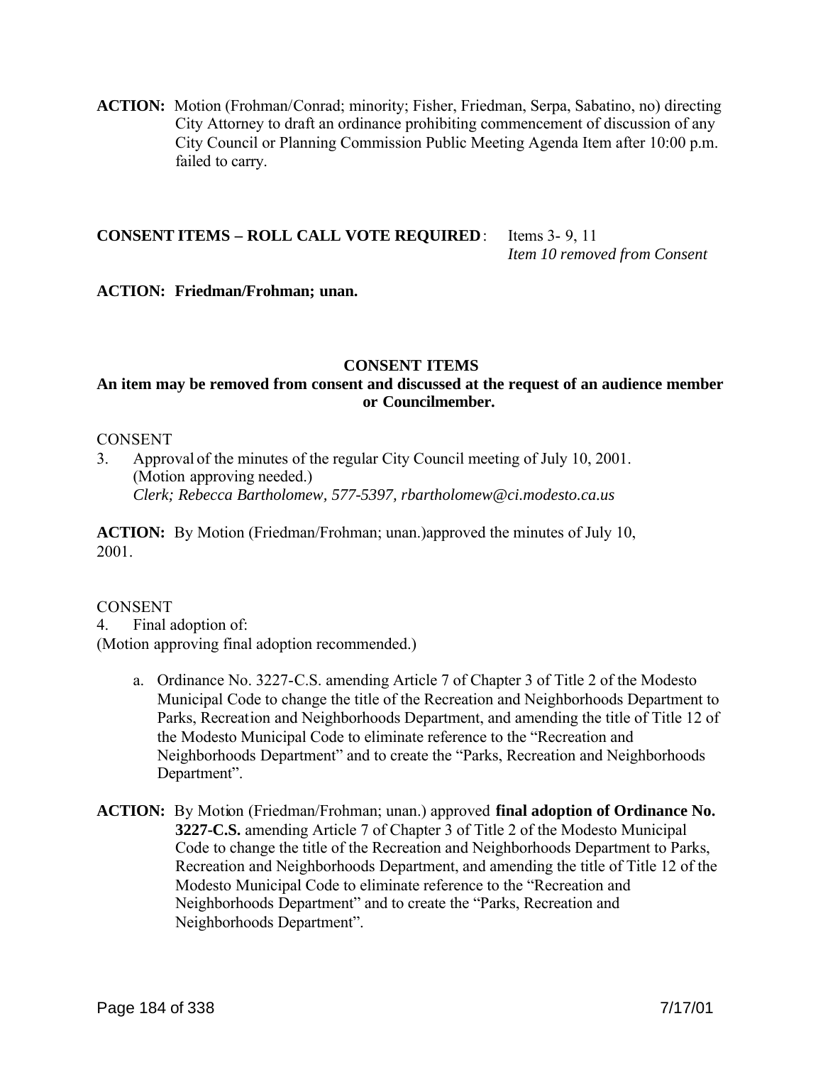**ACTION:** Motion (Frohman/Conrad; minority; Fisher, Friedman, Serpa, Sabatino, no) directing City Attorney to draft an ordinance prohibiting commencement of discussion of any City Council or Planning Commission Public Meeting Agenda Item after 10:00 p.m. failed to carry.

**CONSENT ITEMS – ROLL CALL VOTE REQUIRED**: Items 3- 9, 11
*Item 10 removed from Consent*

**ACTION: Friedman/Frohman; unan.**

**CONSENT ITEMS**

**An item may be removed from consent and discussed at the request of an audience member or Councilmember.**

CONSENT

3. Approval of the minutes of the regular City Council meeting of July 10, 2001. (Motion approving needed.)
   *Clerk; Rebecca Bartholomew, 577-5397, rbartholomew@ci.modesto.ca.us*

**ACTION:** By Motion (Friedman/Frohman; unan.)approved the minutes of July 10, 2001.

CONSENT

4. Final adoption of:

(Motion approving final adoption recommended.)

a. Ordinance No. 3227-C.S. amending Article 7 of Chapter 3 of Title 2 of the Modesto Municipal Code to change the title of the Recreation and Neighborhoods Department to Parks, Recreation and Neighborhoods Department, and amending the title of Title 12 of the Modesto Municipal Code to eliminate reference to the "Recreation and Neighborhoods Department" and to create the "Parks, Recreation and Neighborhoods Department".

**ACTION:** By Motion (Friedman/Frohman; unan.) approved **final adoption of Ordinance No. 3227-C.S.** amending Article 7 of Chapter 3 of Title 2 of the Modesto Municipal Code to change the title of the Recreation and Neighborhoods Department to Parks, Recreation and Neighborhoods Department, and amending the title of Title 12 of the Modesto Municipal Code to eliminate reference to the "Recreation and Neighborhoods Department" and to create the "Parks, Recreation and Neighborhoods Department".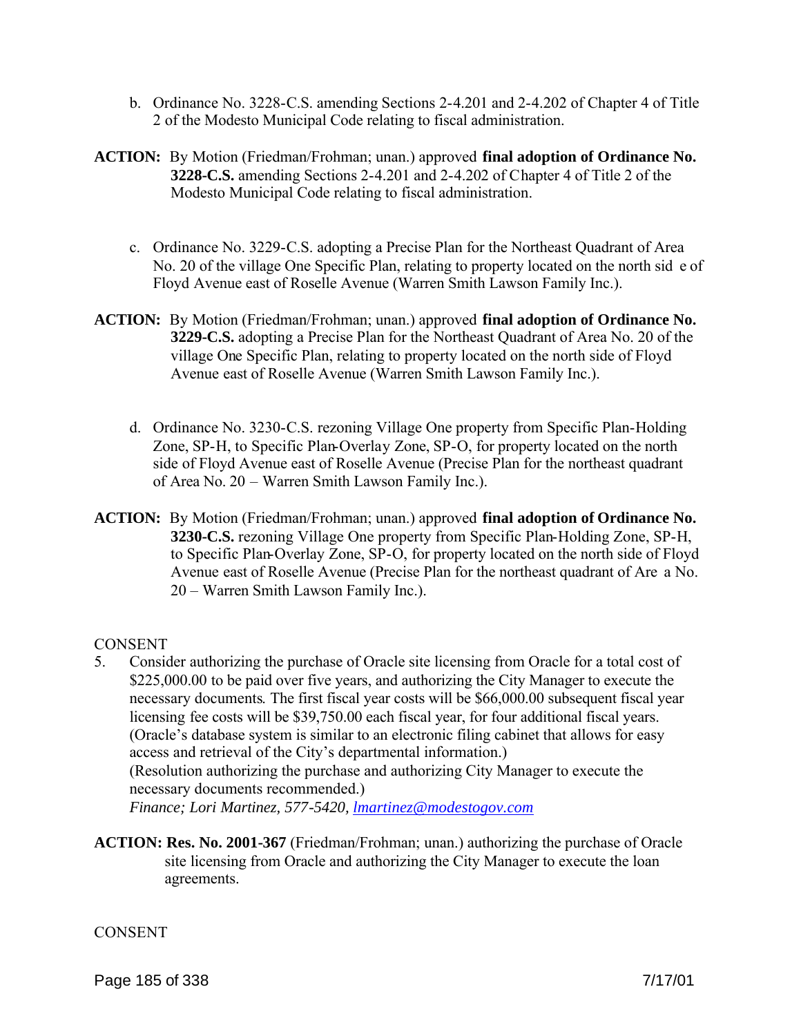b. Ordinance No. 3228-C.S. amending Sections 2-4.201 and 2-4.202 of Chapter 4 of Title 2 of the Modesto Municipal Code relating to fiscal administration.

**ACTION:** By Motion (Friedman/Frohman; unan.) approved **final adoption of Ordinance No. 3228-C.S.** amending Sections 2-4.201 and 2-4.202 of Chapter 4 of Title 2 of the Modesto Municipal Code relating to fiscal administration.

c. Ordinance No. 3229-C.S. adopting a Precise Plan for the Northeast Quadrant of Area No. 20 of the village One Specific Plan, relating to property located on the north sid e of Floyd Avenue east of Roselle Avenue (Warren Smith Lawson Family Inc.).

**ACTION:** By Motion (Friedman/Frohman; unan.) approved **final adoption of Ordinance No. 3229-C.S.** adopting a Precise Plan for the Northeast Quadrant of Area No. 20 of the village One Specific Plan, relating to property located on the north side of Floyd Avenue east of Roselle Avenue (Warren Smith Lawson Family Inc.).

d. Ordinance No. 3230-C.S. rezoning Village One property from Specific Plan-Holding Zone, SP-H, to Specific Plan-Overlay Zone, SP-O, for property located on the north side of Floyd Avenue east of Roselle Avenue (Precise Plan for the northeast quadrant of Area No. 20 – Warren Smith Lawson Family Inc.).

**ACTION:** By Motion (Friedman/Frohman; unan.) approved **final adoption of Ordinance No. 3230-C.S.** rezoning Village One property from Specific Plan-Holding Zone, SP-H, to Specific Plan-Overlay Zone, SP-O, for property located on the north side of Floyd Avenue east of Roselle Avenue (Precise Plan for the northeast quadrant of Are a No. 20 – Warren Smith Lawson Family Inc.).

CONSENT

5. Consider authorizing the purchase of Oracle site licensing from Oracle for a total cost of $225,000.00 to be paid over five years, and authorizing the City Manager to execute the necessary documents. The first fiscal year costs will be $66,000.00 subsequent fiscal year licensing fee costs will be $39,750.00 each fiscal year, for four additional fiscal years. (Oracle's database system is similar to an electronic filing cabinet that allows for easy access and retrieval of the City's departmental information.)
(Resolution authorizing the purchase and authorizing City Manager to execute the necessary documents recommended.)
*Finance; Lori Martinez, 577-5420, lmartinez@modestogov.com*

**ACTION: Res. No. 2001-367** (Friedman/Frohman; unan.) authorizing the purchase of Oracle site licensing from Oracle and authorizing the City Manager to execute the loan agreements.

CONSENT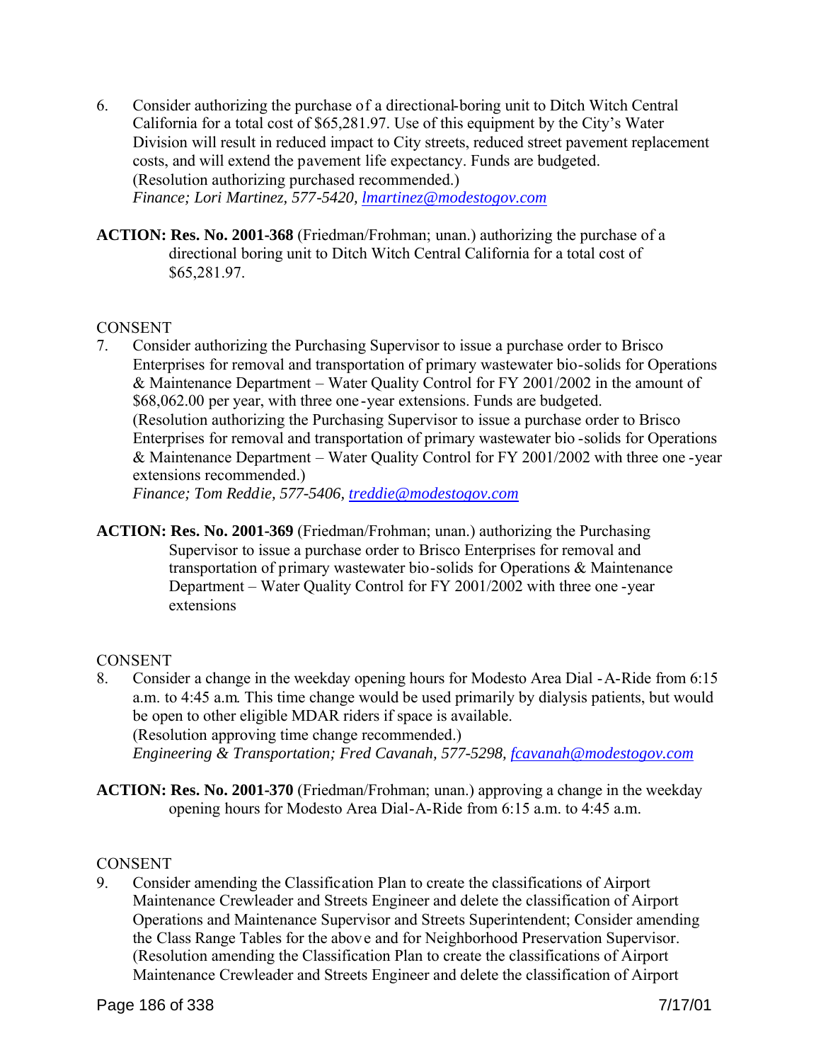6. Consider authorizing the purchase of a directional-boring unit to Ditch Witch Central California for a total cost of $65,281.97. Use of this equipment by the City's Water Division will result in reduced impact to City streets, reduced street pavement replacement costs, and will extend the pavement life expectancy. Funds are budgeted.
   (Resolution authorizing purchased recommended.)
   *Finance; Lori Martinez, 577-5420, lmartinez@modestogov.com*

**ACTION: Res. No. 2001-368** (Friedman/Frohman; unan.) authorizing the purchase of a directional boring unit to Ditch Witch Central California for a total cost of $65,281.97.

CONSENT

7. Consider authorizing the Purchasing Supervisor to issue a purchase order to Brisco Enterprises for removal and transportation of primary wastewater bio-solids for Operations & Maintenance Department – Water Quality Control for FY 2001/2002 in the amount of $68,062.00 per year, with three one-year extensions. Funds are budgeted.
   (Resolution authorizing the Purchasing Supervisor to issue a purchase order to Brisco Enterprises for removal and transportation of primary wastewater bio-solids for Operations & Maintenance Department – Water Quality Control for FY 2001/2002 with three one-year extensions recommended.)
   *Finance; Tom Reddie, 577-5406, treddie@modestogov.com*

**ACTION: Res. No. 2001-369** (Friedman/Frohman; unan.) authorizing the Purchasing Supervisor to issue a purchase order to Brisco Enterprises for removal and transportation of primary wastewater bio-solids for Operations & Maintenance Department – Water Quality Control for FY 2001/2002 with three one-year extensions

CONSENT

8. Consider a change in the weekday opening hours for Modesto Area Dial-A-Ride from 6:15 a.m. to 4:45 a.m. This time change would be used primarily by dialysis patients, but would be open to other eligible MDAR riders if space is available.
   (Resolution approving time change recommended.)
   *Engineering & Transportation; Fred Cavanah, 577-5298, fcavanah@modestogov.com*

**ACTION: Res. No. 2001-370** (Friedman/Frohman; unan.) approving a change in the weekday opening hours for Modesto Area Dial-A-Ride from 6:15 a.m. to 4:45 a.m.

CONSENT

9. Consider amending the Classification Plan to create the classifications of Airport Maintenance Crewleader and Streets Engineer and delete the classification of Airport Operations and Maintenance Supervisor and Streets Superintendent; Consider amending the Class Range Tables for the above and for Neighborhood Preservation Supervisor.
   (Resolution amending the Classification Plan to create the classifications of Airport Maintenance Crewleader and Streets Engineer and delete the classification of Airport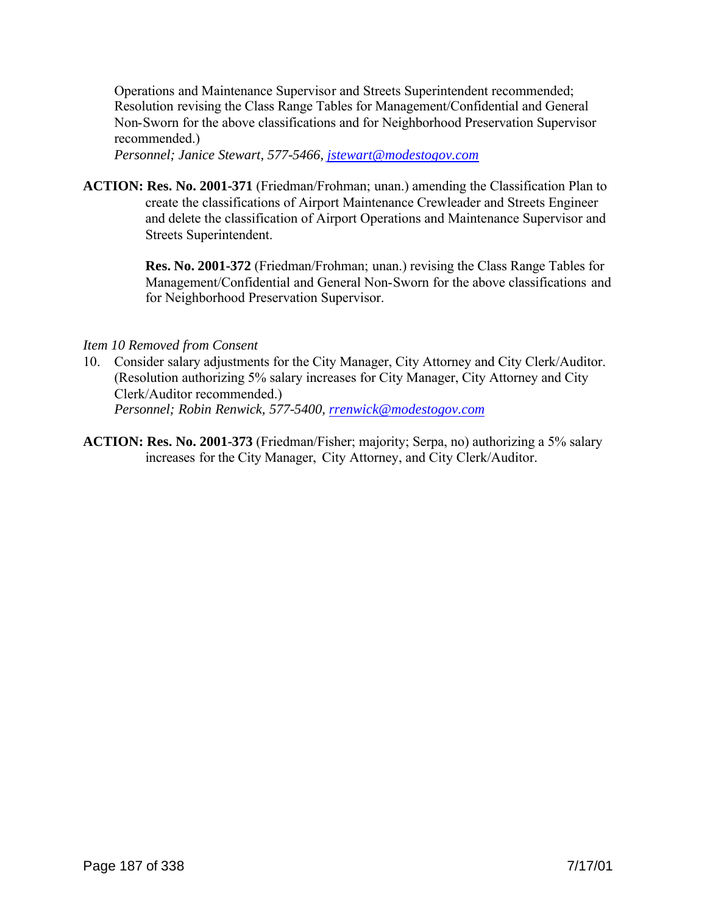Operations and Maintenance Supervisor and Streets Superintendent recommended; Resolution revising the Class Range Tables for Management/Confidential and General Non-Sworn for the above classifications and for Neighborhood Preservation Supervisor recommended.)
*Personnel; Janice Stewart, 577-5466, jstewart@modestogov.com*

**ACTION: Res. No. 2001-371** (Friedman/Frohman; unan.) amending the Classification Plan to create the classifications of Airport Maintenance Crewleader and Streets Engineer and delete the classification of Airport Operations and Maintenance Supervisor and Streets Superintendent.

**Res. No. 2001-372** (Friedman/Frohman; unan.) revising the Class Range Tables for Management/Confidential and General Non-Sworn for the above classifications and for Neighborhood Preservation Supervisor.

*Item 10 Removed from Consent*

10. Consider salary adjustments for the City Manager, City Attorney and City Clerk/Auditor. (Resolution authorizing 5% salary increases for City Manager, City Attorney and City Clerk/Auditor recommended.)
*Personnel; Robin Renwick, 577-5400, rrenwick@modestogov.com*

**ACTION: Res. No. 2001-373** (Friedman/Fisher; majority; Serpa, no) authorizing a 5% salary increases for the City Manager, City Attorney, and City Clerk/Auditor.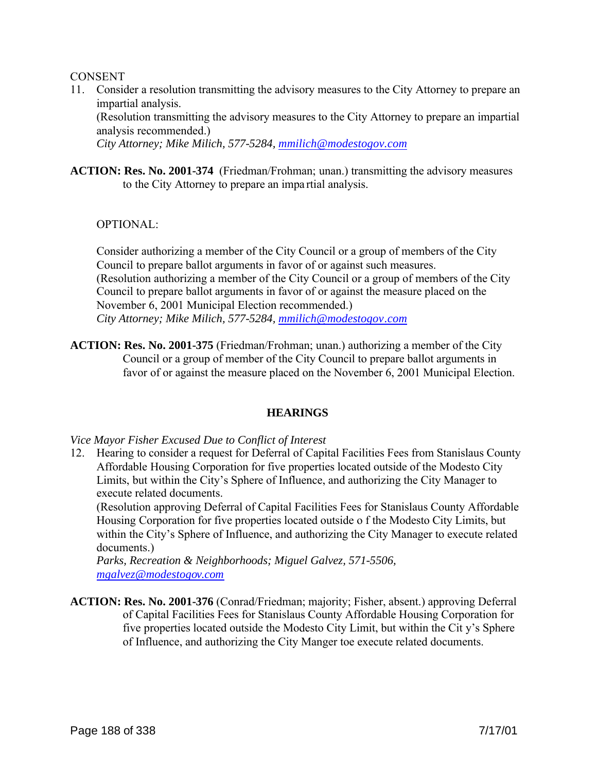CONSENT

11. Consider a resolution transmitting the advisory measures to the City Attorney to prepare an impartial analysis.
    (Resolution transmitting the advisory measures to the City Attorney to prepare an impartial analysis recommended.)
    *City Attorney; Mike Milich, 577-5284, mmilich@modestogov.com*

**ACTION: Res. No. 2001-374** (Friedman/Frohman; unan.) transmitting the advisory measures to the City Attorney to prepare an impa rtial analysis.

OPTIONAL:

Consider authorizing a member of the City Council or a group of members of the City Council to prepare ballot arguments in favor of or against such measures.
(Resolution authorizing a member of the City Council or a group of members of the City Council to prepare ballot arguments in favor of or against the measure placed on the November 6, 2001 Municipal Election recommended.)
*City Attorney; Mike Milich, 577-5284, mmilich@modestogov.com*

**ACTION: Res. No. 2001-375** (Friedman/Frohman; unan.) authorizing a member of the City Council or a group of member of the City Council to prepare ballot arguments in favor of or against the measure placed on the November 6, 2001 Municipal Election.

## HEARINGS

*Vice Mayor Fisher Excused Due to Conflict of Interest*

12. Hearing to consider a request for Deferral of Capital Facilities Fees from Stanislaus County Affordable Housing Corporation for five properties located outside of the Modesto City Limits, but within the City's Sphere of Influence, and authorizing the City Manager to execute related documents.
    (Resolution approving Deferral of Capital Facilities Fees for Stanislaus County Affordable Housing Corporation for five properties located outside o f the Modesto City Limits, but within the City's Sphere of Influence, and authorizing the City Manager to execute related documents.)
    *Parks, Recreation & Neighborhoods; Miguel Galvez, 571-5506, mgalvez@modestogov.com*

**ACTION: Res. No. 2001-376** (Conrad/Friedman; majority; Fisher, absent.) approving Deferral of Capital Facilities Fees for Stanislaus County Affordable Housing Corporation for five properties located outside the Modesto City Limit, but within the Cit y's Sphere of Influence, and authorizing the City Manger toe execute related documents.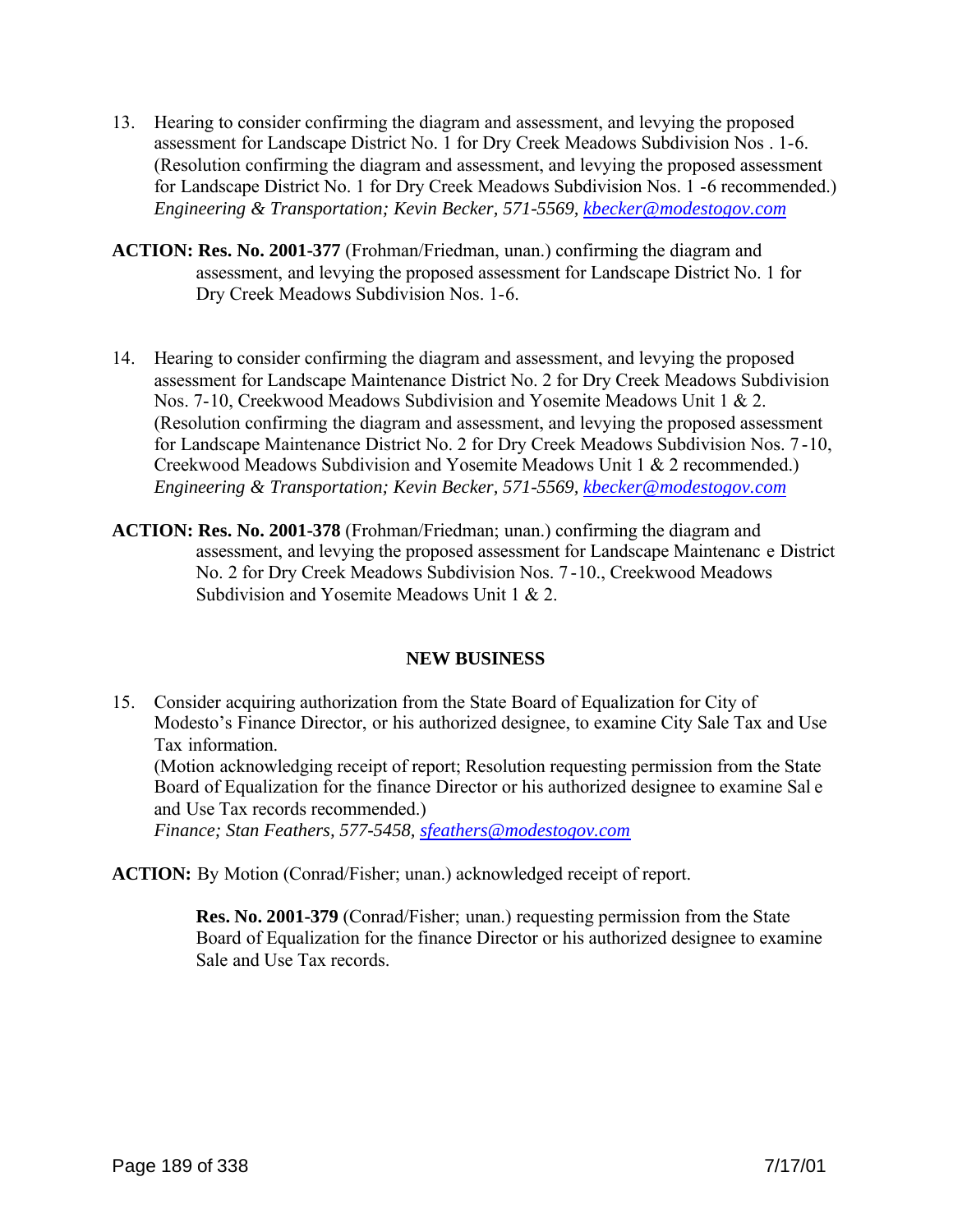13. Hearing to consider confirming the diagram and assessment, and levying the proposed assessment for Landscape District No. 1 for Dry Creek Meadows Subdivision Nos . 1-6. (Resolution confirming the diagram and assessment, and levying the proposed assessment for Landscape District No. 1 for Dry Creek Meadows Subdivision Nos. 1 -6 recommended.)
*Engineering & Transportation; Kevin Becker, 571-5569, kbecker@modestogov.com*

**ACTION: Res. No. 2001-377** (Frohman/Friedman, unan.) confirming the diagram and assessment, and levying the proposed assessment for Landscape District No. 1 for Dry Creek Meadows Subdivision Nos. 1-6.

14. Hearing to consider confirming the diagram and assessment, and levying the proposed assessment for Landscape Maintenance District No. 2 for Dry Creek Meadows Subdivision Nos. 7-10, Creekwood Meadows Subdivision and Yosemite Meadows Unit 1 & 2. (Resolution confirming the diagram and assessment, and levying the proposed assessment for Landscape Maintenance District No. 2 for Dry Creek Meadows Subdivision Nos. 7 -10, Creekwood Meadows Subdivision and Yosemite Meadows Unit 1 & 2 recommended.)
*Engineering & Transportation; Kevin Becker, 571-5569, kbecker@modestogov.com*

**ACTION: Res. No. 2001-378** (Frohman/Friedman; unan.) confirming the diagram and assessment, and levying the proposed assessment for Landscape Maintenanc e District No. 2 for Dry Creek Meadows Subdivision Nos. 7 -10., Creekwood Meadows Subdivision and Yosemite Meadows Unit 1 & 2.

## NEW BUSINESS

15. Consider acquiring authorization from the State Board of Equalization for City of Modesto's Finance Director, or his authorized designee, to examine City Sale Tax and Use Tax information.
(Motion acknowledging receipt of report; Resolution requesting permission from the State Board of Equalization for the finance Director or his authorized designee to examine Sal e and Use Tax records recommended.)
*Finance; Stan Feathers, 577-5458, sfeathers@modestogov.com*

**ACTION:** By Motion (Conrad/Fisher; unan.) acknowledged receipt of report.

**Res. No. 2001-379** (Conrad/Fisher; unan.) requesting permission from the State Board of Equalization for the finance Director or his authorized designee to examine Sale and Use Tax records.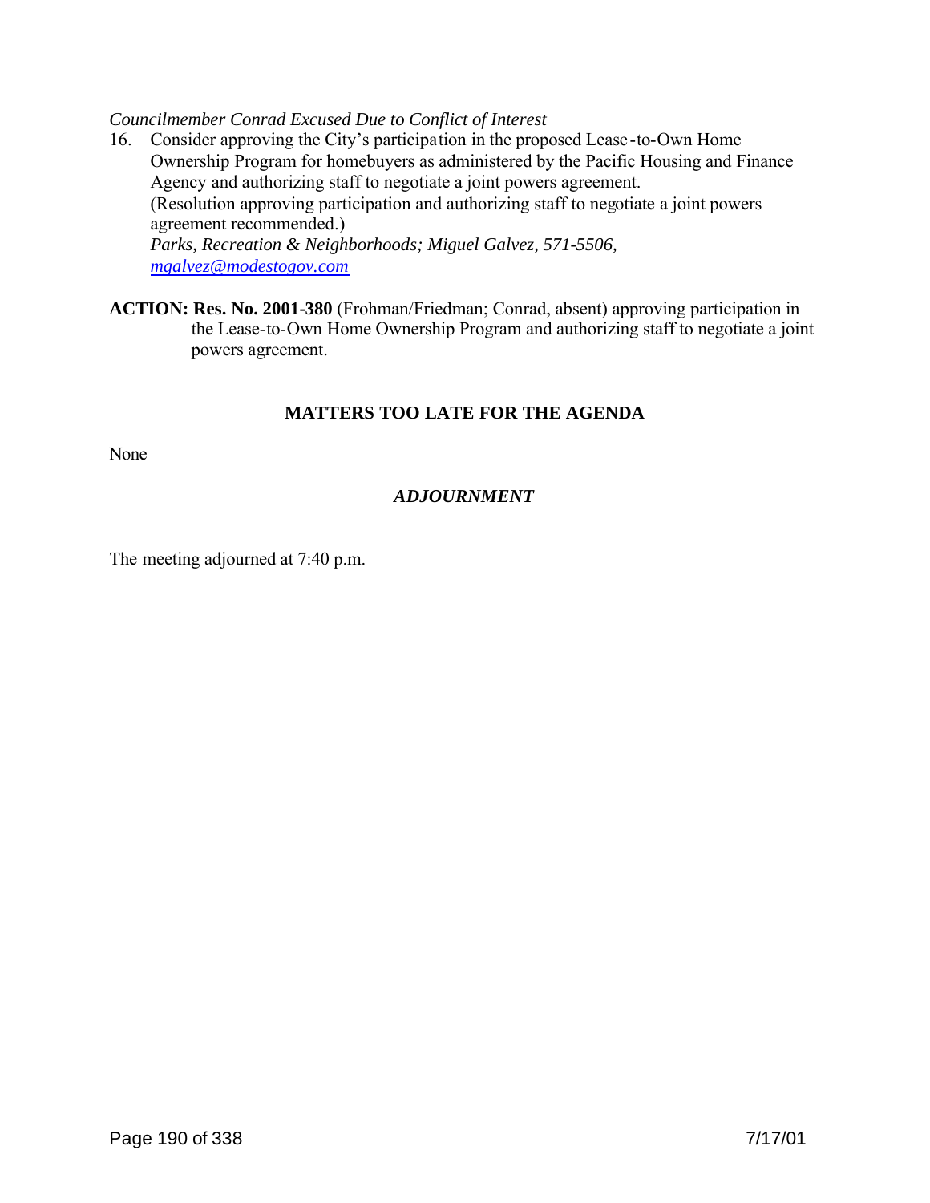*Councilmember Conrad Excused Due to Conflict of Interest*

16. Consider approving the City's participation in the proposed Lease-to-Own Home Ownership Program for homebuyers as administered by the Pacific Housing and Finance Agency and authorizing staff to negotiate a joint powers agreement.
    (Resolution approving participation and authorizing staff to negotiate a joint powers agreement recommended.)
    *Parks, Recreation & Neighborhoods; Miguel Galvez, 571-5506, [mgalvez@modestogov.com](mailto:mgalvez@modestogov.com)*

**ACTION: Res. No. 2001-380** (Frohman/Friedman; Conrad, absent) approving participation in the Lease-to-Own Home Ownership Program and authorizing staff to negotiate a joint powers agreement.

## MATTERS TOO LATE FOR THE AGENDA

None

## *ADJOURNMENT*

The meeting adjourned at 7:40 p.m.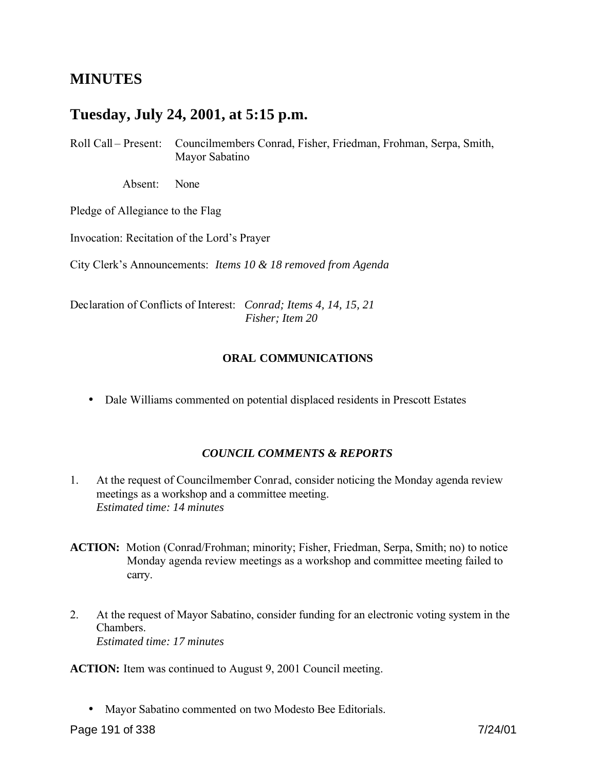## MINUTES

## Tuesday, July 24, 2001, at 5:15 p.m.

Roll Call – Present: Councilmembers Conrad, Fisher, Friedman, Frohman, Serpa, Smith, Mayor Sabatino

Absent: None

Pledge of Allegiance to the Flag

Invocation: Recitation of the Lord's Prayer

City Clerk's Announcements: *Items 10 & 18 removed from Agenda*

Declaration of Conflicts of Interest: *Conrad; Items 4, 14, 15, 21*
*Fisher; Item 20*

### ORAL COMMUNICATIONS

- Dale Williams commented on potential displaced residents in Prescott Estates

### *COUNCIL COMMENTS & REPORTS*

1. At the request of Councilmember Conrad, consider noticing the Monday agenda review meetings as a workshop and a committee meeting.
   *Estimated time: 14 minutes*

**ACTION:** Motion (Conrad/Frohman; minority; Fisher, Friedman, Serpa, Smith; no) to notice Monday agenda review meetings as a workshop and committee meeting failed to carry.

2. At the request of Mayor Sabatino, consider funding for an electronic voting system in the Chambers.
   *Estimated time: 17 minutes*

**ACTION:** Item was continued to August 9, 2001 Council meeting.

- Mayor Sabatino commented on two Modesto Bee Editorials.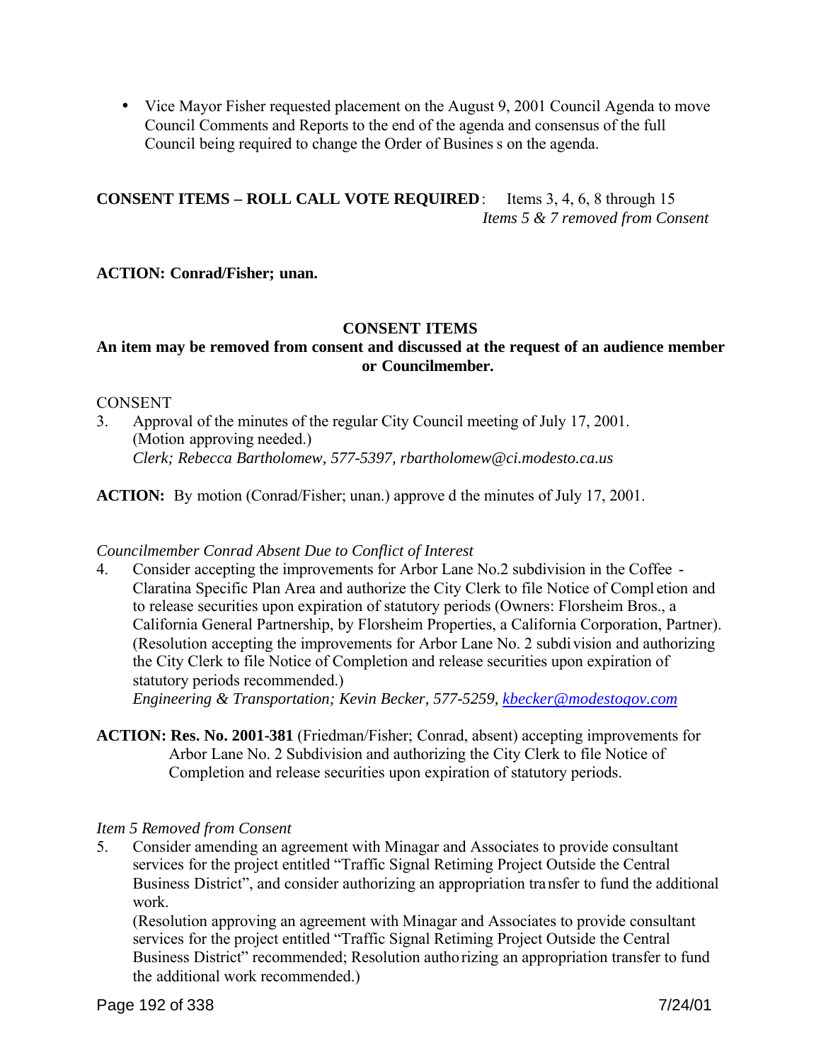- Vice Mayor Fisher requested placement on the August 9, 2001 Council Agenda to move Council Comments and Reports to the end of the agenda and consensus of the full Council being required to change the Order of Business on the agenda.

**CONSENT ITEMS – ROLL CALL VOTE REQUIRED**: Items 3, 4, 6, 8 through 15
*Items 5 & 7 removed from Consent*

**ACTION: Conrad/Fisher; unan.**

**CONSENT ITEMS**
**An item may be removed from consent and discussed at the request of an audience member or Councilmember.**

CONSENT

3. Approval of the minutes of the regular City Council meeting of July 17, 2001. (Motion approving needed.)
*Clerk; Rebecca Bartholomew, 577-5397, rbartholomew@ci.modesto.ca.us*

**ACTION:** By motion (Conrad/Fisher; unan.) approved the minutes of July 17, 2001.

*Councilmember Conrad Absent Due to Conflict of Interest*

4. Consider accepting the improvements for Arbor Lane No.2 subdivision in the Coffee - Claratina Specific Plan Area and authorize the City Clerk to file Notice of Completion and to release securities upon expiration of statutory periods (Owners: Florsheim Bros., a California General Partnership, by Florsheim Properties, a California Corporation, Partner). (Resolution accepting the improvements for Arbor Lane No. 2 subdivision and authorizing the City Clerk to file Notice of Completion and release securities upon expiration of statutory periods recommended.)
*Engineering & Transportation; Kevin Becker, 577-5259, kbecker@modestogov.com*

**ACTION: Res. No. 2001-381** (Friedman/Fisher; Conrad, absent) accepting improvements for Arbor Lane No. 2 Subdivision and authorizing the City Clerk to file Notice of Completion and release securities upon expiration of statutory periods.

*Item 5 Removed from Consent*

5. Consider amending an agreement with Minagar and Associates to provide consultant services for the project entitled "Traffic Signal Retiming Project Outside the Central Business District", and consider authorizing an appropriation transfer to fund the additional work.
(Resolution approving an agreement with Minagar and Associates to provide consultant services for the project entitled "Traffic Signal Retiming Project Outside the Central Business District" recommended; Resolution authorizing an appropriation transfer to fund the additional work recommended.)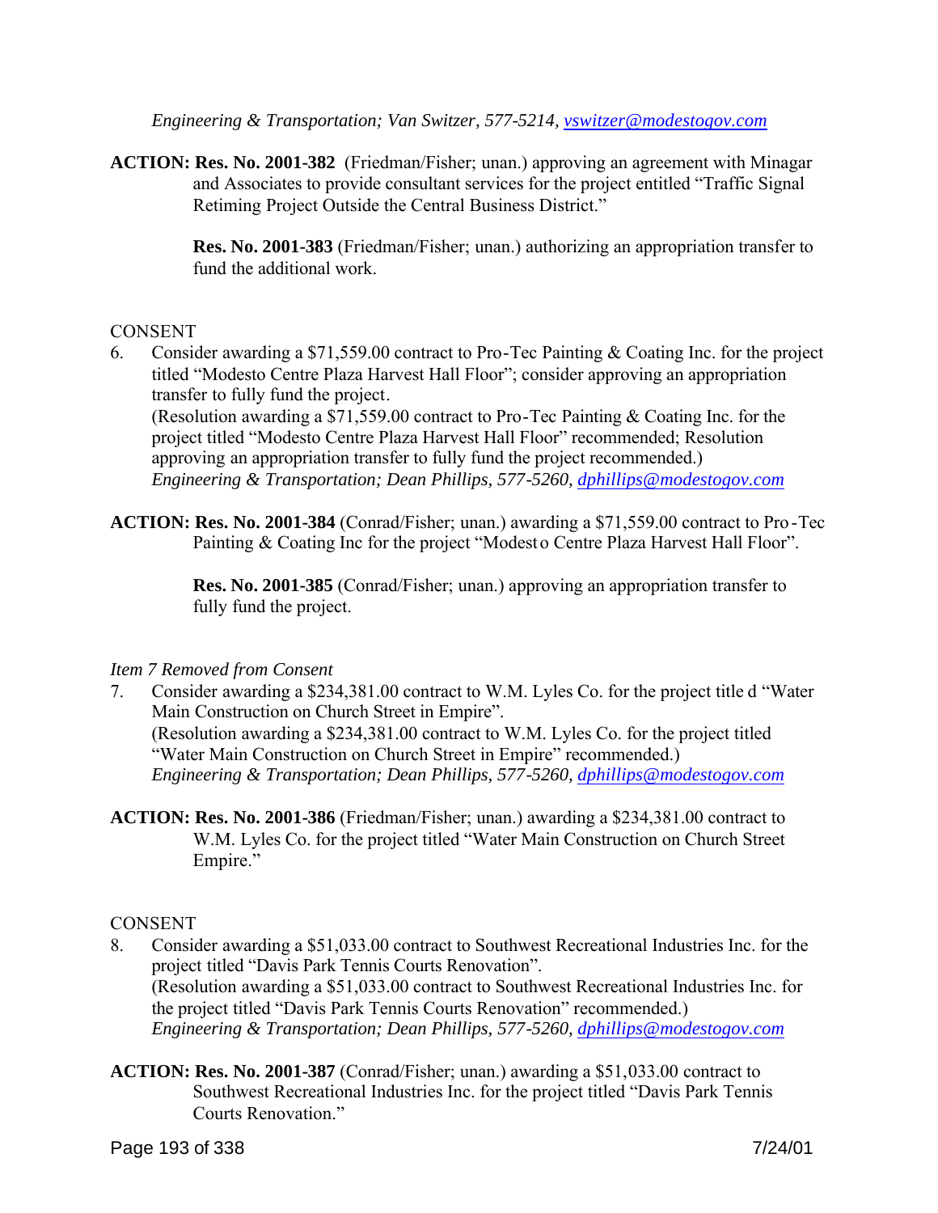*Engineering & Transportation; Van Switzer, 577-5214, vswitzer@modestogov.com*

**ACTION: Res. No. 2001-382** (Friedman/Fisher; unan.) approving an agreement with Minagar and Associates to provide consultant services for the project entitled "Traffic Signal Retiming Project Outside the Central Business District."

**Res. No. 2001-383** (Friedman/Fisher; unan.) authorizing an appropriation transfer to fund the additional work.

CONSENT

6. Consider awarding a $71,559.00 contract to Pro-Tec Painting & Coating Inc. for the project titled "Modesto Centre Plaza Harvest Hall Floor"; consider approving an appropriation transfer to fully fund the project.
(Resolution awarding a $71,559.00 contract to Pro-Tec Painting & Coating Inc. for the project titled "Modesto Centre Plaza Harvest Hall Floor" recommended; Resolution approving an appropriation transfer to fully fund the project recommended.)
*Engineering & Transportation; Dean Phillips, 577-5260, dphillips@modestogov.com*

**ACTION: Res. No. 2001-384** (Conrad/Fisher; unan.) awarding a $71,559.00 contract to Pro-Tec Painting & Coating Inc for the project "Modesto Centre Plaza Harvest Hall Floor".

**Res. No. 2001-385** (Conrad/Fisher; unan.) approving an appropriation transfer to fully fund the project.

*Item 7 Removed from Consent*

7. Consider awarding a $234,381.00 contract to W.M. Lyles Co. for the project titled "Water Main Construction on Church Street in Empire".
(Resolution awarding a $234,381.00 contract to W.M. Lyles Co. for the project titled "Water Main Construction on Church Street in Empire" recommended.)
*Engineering & Transportation; Dean Phillips, 577-5260, dphillips@modestogov.com*

**ACTION: Res. No. 2001-386** (Friedman/Fisher; unan.) awarding a $234,381.00 contract to W.M. Lyles Co. for the project titled "Water Main Construction on Church Street Empire."

CONSENT

8. Consider awarding a $51,033.00 contract to Southwest Recreational Industries Inc. for the project titled "Davis Park Tennis Courts Renovation".
(Resolution awarding a $51,033.00 contract to Southwest Recreational Industries Inc. for the project titled "Davis Park Tennis Courts Renovation" recommended.)
*Engineering & Transportation; Dean Phillips, 577-5260, dphillips@modestogov.com*

**ACTION: Res. No. 2001-387** (Conrad/Fisher; unan.) awarding a $51,033.00 contract to Southwest Recreational Industries Inc. for the project titled "Davis Park Tennis Courts Renovation."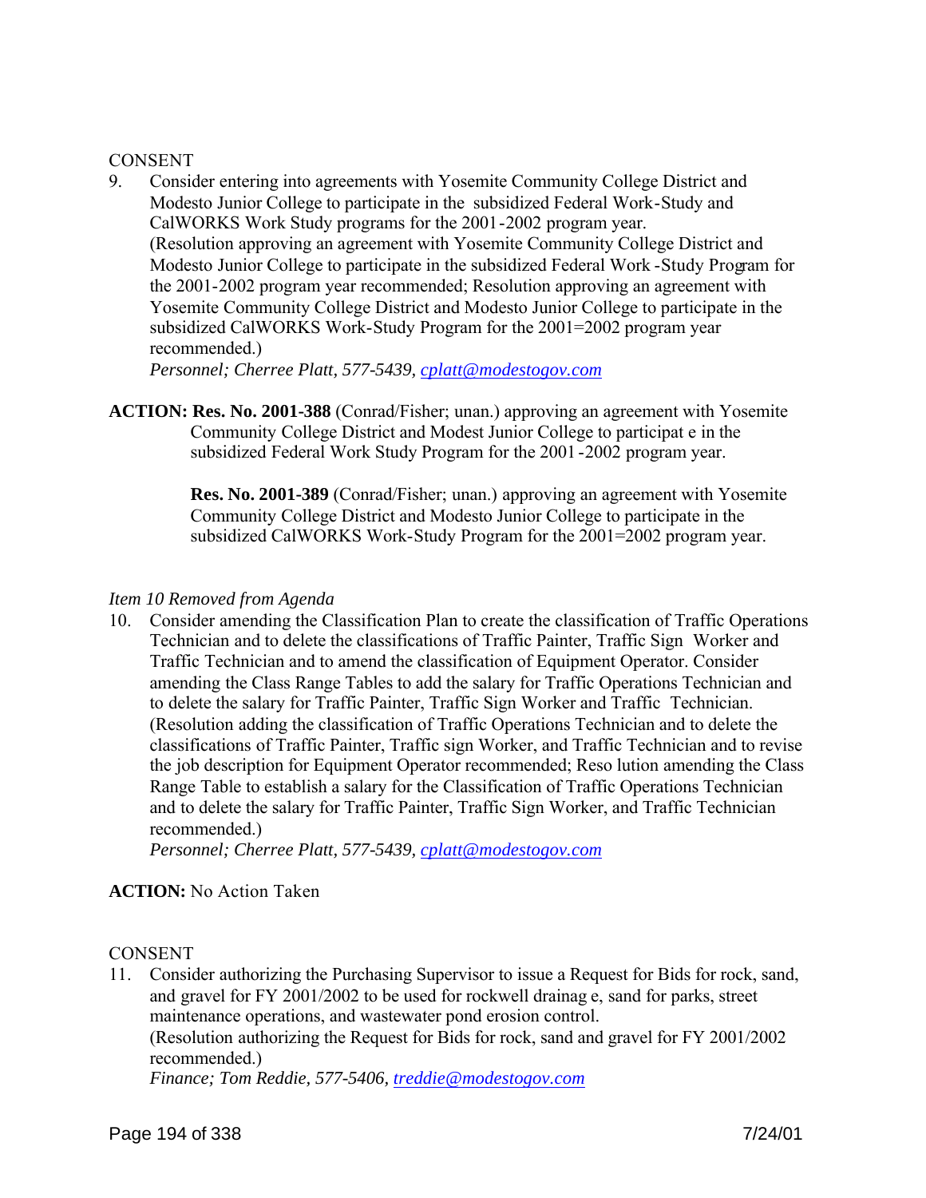CONSENT

9. Consider entering into agreements with Yosemite Community College District and Modesto Junior College to participate in the subsidized Federal Work-Study and CalWORKS Work Study programs for the 2001-2002 program year.
(Resolution approving an agreement with Yosemite Community College District and Modesto Junior College to participate in the subsidized Federal Work -Study Program for the 2001-2002 program year recommended; Resolution approving an agreement with Yosemite Community College District and Modesto Junior College to participate in the subsidized CalWORKS Work-Study Program for the 2001=2002 program year recommended.)
*Personnel; Cherree Platt, 577-5439, cplatt@modestogov.com*

**ACTION: Res. No. 2001-388** (Conrad/Fisher; unan.) approving an agreement with Yosemite Community College District and Modest Junior College to participat e in the subsidized Federal Work Study Program for the 2001-2002 program year.

**Res. No. 2001-389** (Conrad/Fisher; unan.) approving an agreement with Yosemite Community College District and Modesto Junior College to participate in the subsidized CalWORKS Work-Study Program for the 2001=2002 program year.

*Item 10 Removed from Agenda*

10. Consider amending the Classification Plan to create the classification of Traffic Operations Technician and to delete the classifications of Traffic Painter, Traffic Sign Worker and Traffic Technician and to amend the classification of Equipment Operator. Consider amending the Class Range Tables to add the salary for Traffic Operations Technician and to delete the salary for Traffic Painter, Traffic Sign Worker and Traffic Technician.
(Resolution adding the classification of Traffic Operations Technician and to delete the classifications of Traffic Painter, Traffic sign Worker, and Traffic Technician and to revise the job description for Equipment Operator recommended; Reso lution amending the Class Range Table to establish a salary for the Classification of Traffic Operations Technician and to delete the salary for Traffic Painter, Traffic Sign Worker, and Traffic Technician recommended.)
*Personnel; Cherree Platt, 577-5439, cplatt@modestogov.com*

**ACTION:** No Action Taken

CONSENT

11. Consider authorizing the Purchasing Supervisor to issue a Request for Bids for rock, sand, and gravel for FY 2001/2002 to be used for rockwell drainag e, sand for parks, street maintenance operations, and wastewater pond erosion control.
(Resolution authorizing the Request for Bids for rock, sand and gravel for FY 2001/2002 recommended.)
*Finance; Tom Reddie, 577-5406, treddie@modestogov.com*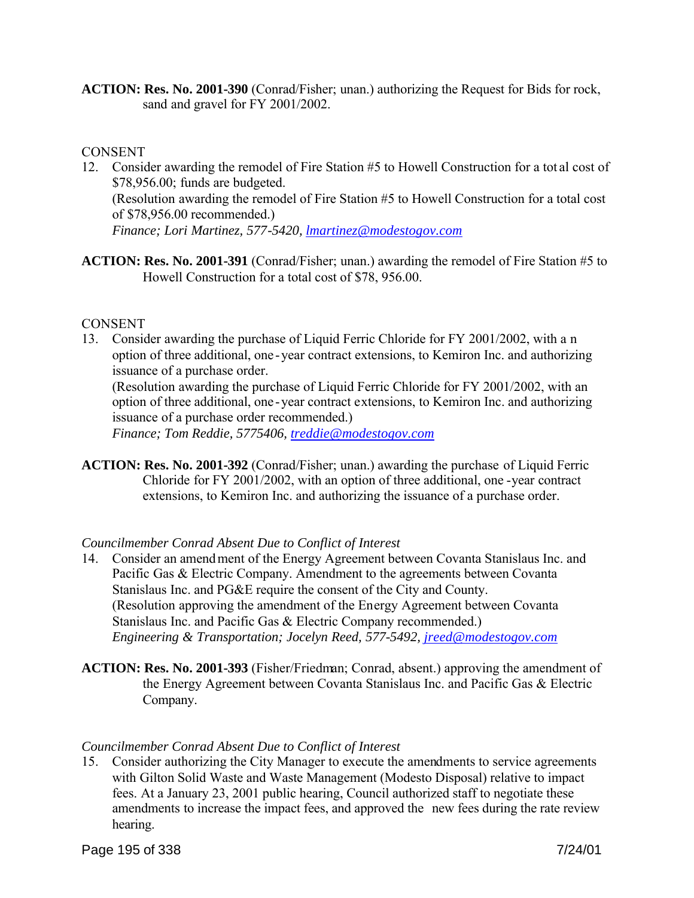**ACTION: Res. No. 2001-390** (Conrad/Fisher; unan.) authorizing the Request for Bids for rock, sand and gravel for FY 2001/2002.

CONSENT

12. Consider awarding the remodel of Fire Station #5 to Howell Construction for a total cost of $78,956.00; funds are budgeted.
    (Resolution awarding the remodel of Fire Station #5 to Howell Construction for a total cost of $78,956.00 recommended.)
    *Finance; Lori Martinez, 577-5420, lmartinez@modestogov.com*

**ACTION: Res. No. 2001-391** (Conrad/Fisher; unan.) awarding the remodel of Fire Station #5 to Howell Construction for a total cost of $78, 956.00.

CONSENT

13. Consider awarding the purchase of Liquid Ferric Chloride for FY 2001/2002, with an option of three additional, one-year contract extensions, to Kemiron Inc. and authorizing issuance of a purchase order.
    (Resolution awarding the purchase of Liquid Ferric Chloride for FY 2001/2002, with an option of three additional, one-year contract extensions, to Kemiron Inc. and authorizing issuance of a purchase order recommended.)
    *Finance; Tom Reddie, 5775406, treddie@modestogov.com*

**ACTION: Res. No. 2001-392** (Conrad/Fisher; unan.) awarding the purchase of Liquid Ferric Chloride for FY 2001/2002, with an option of three additional, one-year contract extensions, to Kemiron Inc. and authorizing the issuance of a purchase order.

*Councilmember Conrad Absent Due to Conflict of Interest*

14. Consider an amendment of the Energy Agreement between Covanta Stanislaus Inc. and Pacific Gas & Electric Company. Amendment to the agreements between Covanta Stanislaus Inc. and PG&E require the consent of the City and County.
    (Resolution approving the amendment of the Energy Agreement between Covanta Stanislaus Inc. and Pacific Gas & Electric Company recommended.)
    *Engineering & Transportation; Jocelyn Reed, 577-5492, jreed@modestogov.com*

**ACTION: Res. No. 2001-393** (Fisher/Friedman; Conrad, absent.) approving the amendment of the Energy Agreement between Covanta Stanislaus Inc. and Pacific Gas & Electric Company.

*Councilmember Conrad Absent Due to Conflict of Interest*

15. Consider authorizing the City Manager to execute the amendments to service agreements with Gilton Solid Waste and Waste Management (Modesto Disposal) relative to impact fees. At a January 23, 2001 public hearing, Council authorized staff to negotiate these amendments to increase the impact fees, and approved the new fees during the rate review hearing.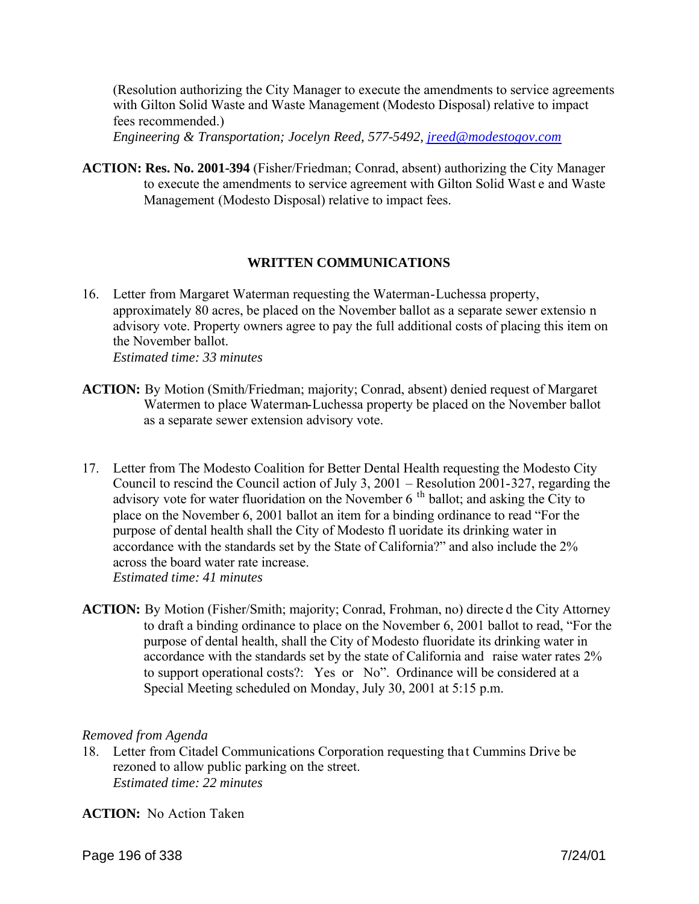(Resolution authorizing the City Manager to execute the amendments to service agreements with Gilton Solid Waste and Waste Management (Modesto Disposal) relative to impact fees recommended.)
*Engineering & Transportation; Jocelyn Reed, 577-5492, jreed@modestogov.com*

**ACTION: Res. No. 2001-394** (Fisher/Friedman; Conrad, absent) authorizing the City Manager to execute the amendments to service agreement with Gilton Solid Wast e and Waste Management (Modesto Disposal) relative to impact fees.

**WRITTEN COMMUNICATIONS**

16. Letter from Margaret Waterman requesting the Waterman-Luchessa property, approximately 80 acres, be placed on the November ballot as a separate sewer extensio n advisory vote. Property owners agree to pay the full additional costs of placing this item on the November ballot.
*Estimated time: 33 minutes*

**ACTION:** By Motion (Smith/Friedman; majority; Conrad, absent) denied request of Margaret Watermen to place Waterman-Luchessa property be placed on the November ballot as a separate sewer extension advisory vote.

17. Letter from The Modesto Coalition for Better Dental Health requesting the Modesto City Council to rescind the Council action of July 3, 2001 – Resolution 2001-327, regarding the advisory vote for water fluoridation on the November 6 th ballot; and asking the City to place on the November 6, 2001 ballot an item for a binding ordinance to read "For the purpose of dental health shall the City of Modesto fl uoridate its drinking water in accordance with the standards set by the State of California?" and also include the 2% across the board water rate increase.
*Estimated time: 41 minutes*

**ACTION:** By Motion (Fisher/Smith; majority; Conrad, Frohman, no) directe d the City Attorney to draft a binding ordinance to place on the November 6, 2001 ballot to read, "For the purpose of dental health, shall the City of Modesto fluoridate its drinking water in accordance with the standards set by the state of California and raise water rates 2% to support operational costs?: Yes or No". Ordinance will be considered at a Special Meeting scheduled on Monday, July 30, 2001 at 5:15 p.m.

*Removed from Agenda*

18. Letter from Citadel Communications Corporation requesting tha t Cummins Drive be rezoned to allow public parking on the street.
*Estimated time: 22 minutes*

**ACTION:** No Action Taken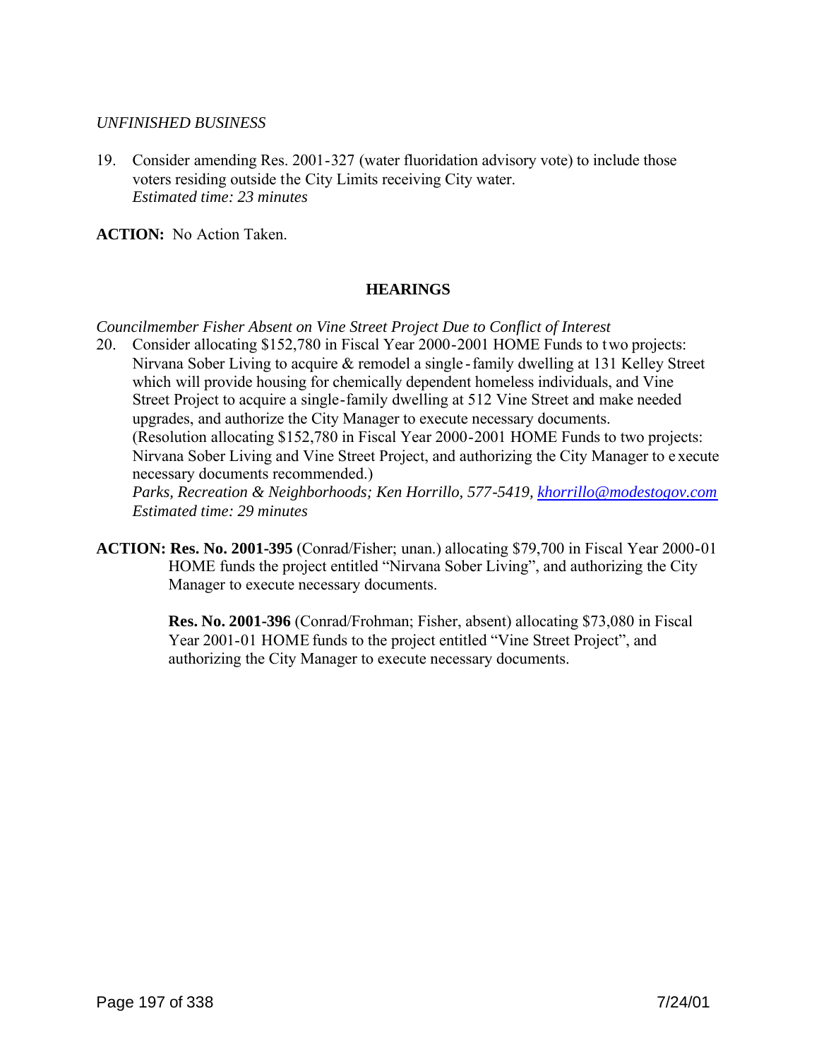*UNFINISHED BUSINESS*

19. Consider amending Res. 2001-327 (water fluoridation advisory vote) to include those voters residing outside the City Limits receiving City water.
    *Estimated time: 23 minutes*

**ACTION:** No Action Taken.

## HEARINGS

*Councilmember Fisher Absent on Vine Street Project Due to Conflict of Interest*

20. Consider allocating $152,780 in Fiscal Year 2000-2001 HOME Funds to two projects: Nirvana Sober Living to acquire & remodel a single-family dwelling at 131 Kelley Street which will provide housing for chemically dependent homeless individuals, and Vine Street Project to acquire a single-family dwelling at 512 Vine Street and make needed upgrades, and authorize the City Manager to execute necessary documents. (Resolution allocating $152,780 in Fiscal Year 2000-2001 HOME Funds to two projects: Nirvana Sober Living and Vine Street Project, and authorizing the City Manager to execute necessary documents recommended.)
    *Parks, Recreation & Neighborhoods; Ken Horrillo, 577-5419, khorrillo@modestogov.com*
    *Estimated time: 29 minutes*

**ACTION: Res. No. 2001-395** (Conrad/Fisher; unan.) allocating $79,700 in Fiscal Year 2000-01 HOME funds the project entitled "Nirvana Sober Living", and authorizing the City Manager to execute necessary documents.

**Res. No. 2001-396** (Conrad/Frohman; Fisher, absent) allocating $73,080 in Fiscal Year 2001-01 HOME funds to the project entitled "Vine Street Project", and authorizing the City Manager to execute necessary documents.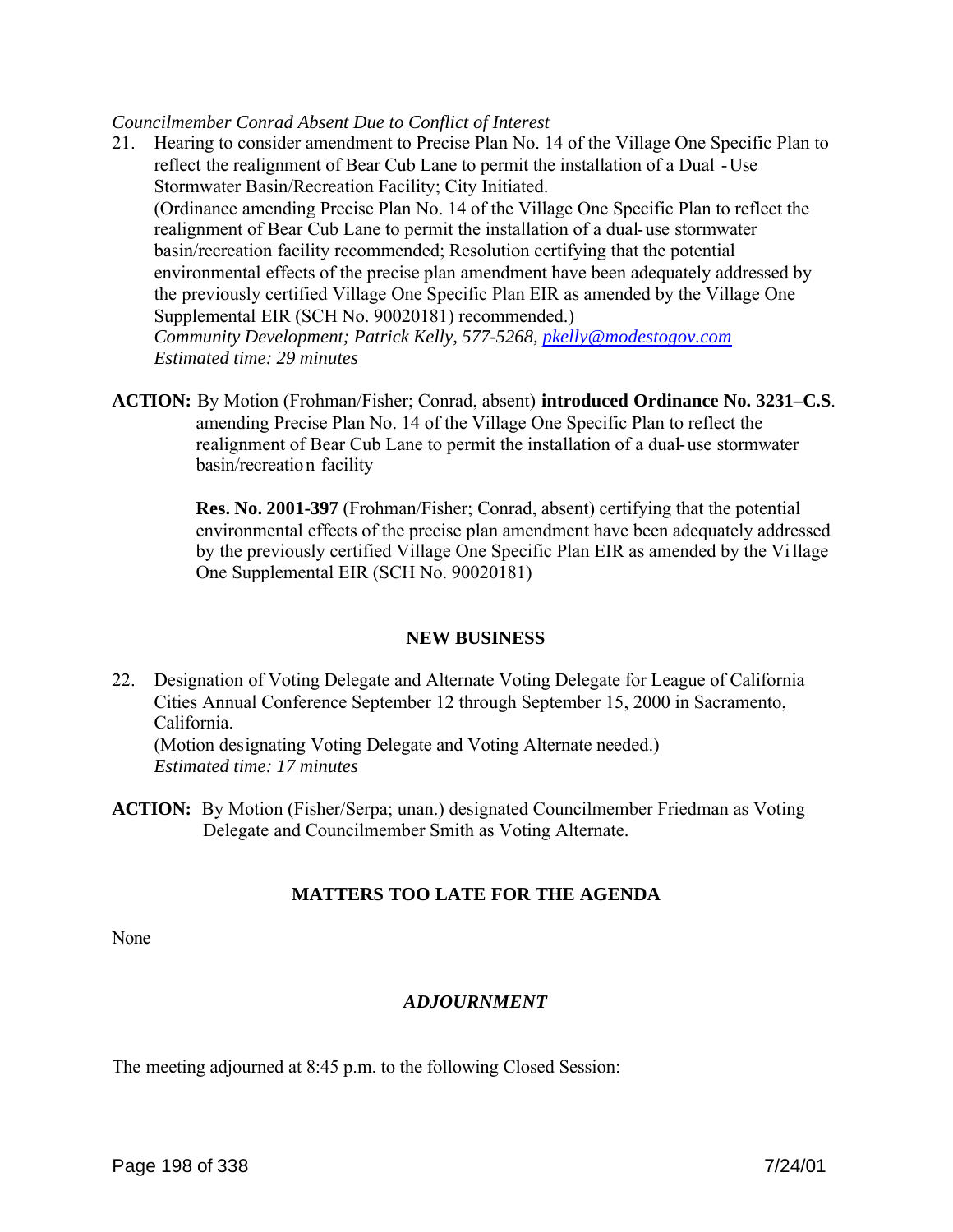*Councilmember Conrad Absent Due to Conflict of Interest*

21. Hearing to consider amendment to Precise Plan No. 14 of the Village One Specific Plan to reflect the realignment of Bear Cub Lane to permit the installation of a Dual -Use Stormwater Basin/Recreation Facility; City Initiated.
(Ordinance amending Precise Plan No. 14 of the Village One Specific Plan to reflect the realignment of Bear Cub Lane to permit the installation of a dual-use stormwater basin/recreation facility recommended; Resolution certifying that the potential environmental effects of the precise plan amendment have been adequately addressed by the previously certified Village One Specific Plan EIR as amended by the Village One Supplemental EIR (SCH No. 90020181) recommended.)
*Community Development; Patrick Kelly, 577-5268, pkelly@modestogov.com*
*Estimated time: 29 minutes*

**ACTION:** By Motion (Frohman/Fisher; Conrad, absent) **introduced Ordinance No. 3231–C.S**. amending Precise Plan No. 14 of the Village One Specific Plan to reflect the realignment of Bear Cub Lane to permit the installation of a dual-use stormwater basin/recreation facility

**Res. No. 2001-397** (Frohman/Fisher; Conrad, absent) certifying that the potential environmental effects of the precise plan amendment have been adequately addressed by the previously certified Village One Specific Plan EIR as amended by the Village One Supplemental EIR (SCH No. 90020181)

## NEW BUSINESS

22. Designation of Voting Delegate and Alternate Voting Delegate for League of California Cities Annual Conference September 12 through September 15, 2000 in Sacramento, California.
(Motion designating Voting Delegate and Voting Alternate needed.)
*Estimated time: 17 minutes*

**ACTION:** By Motion (Fisher/Serpa; unan.) designated Councilmember Friedman as Voting Delegate and Councilmember Smith as Voting Alternate.

## MATTERS TOO LATE FOR THE AGENDA

None

## *ADJOURNMENT*

The meeting adjourned at 8:45 p.m. to the following Closed Session: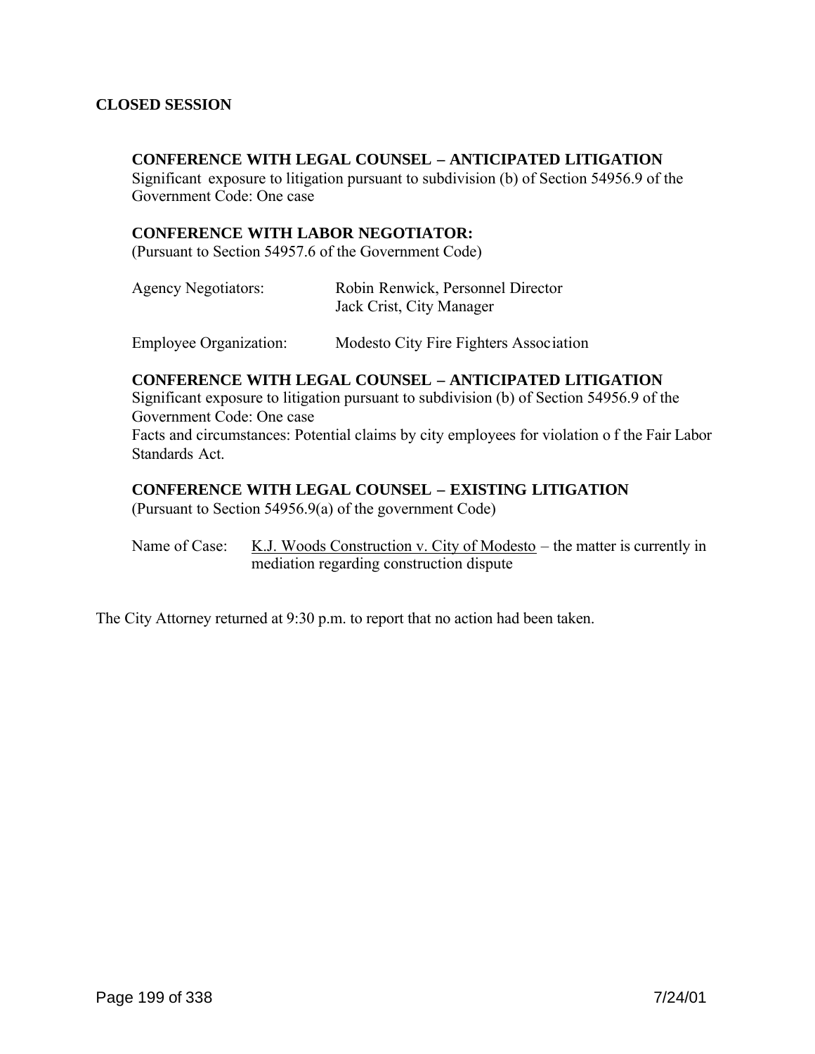**CLOSED SESSION**

**CONFERENCE WITH LEGAL COUNSEL – ANTICIPATED LITIGATION**
Significant exposure to litigation pursuant to subdivision (b) of Section 54956.9 of the Government Code: One case

**CONFERENCE WITH LABOR NEGOTIATOR:**
(Pursuant to Section 54957.6 of the Government Code)

Agency Negotiators: Robin Renwick, Personnel Director
Jack Crist, City Manager

Employee Organization: Modesto City Fire Fighters Association

**CONFERENCE WITH LEGAL COUNSEL – ANTICIPATED LITIGATION**
Significant exposure to litigation pursuant to subdivision (b) of Section 54956.9 of the Government Code: One case
Facts and circumstances: Potential claims by city employees for violation o f the Fair Labor Standards Act.

**CONFERENCE WITH LEGAL COUNSEL – EXISTING LITIGATION**
(Pursuant to Section 54956.9(a) of the government Code)

Name of Case: K.J. Woods Construction v. City of Modesto – the matter is currently in mediation regarding construction dispute

The City Attorney returned at 9:30 p.m. to report that no action had been taken.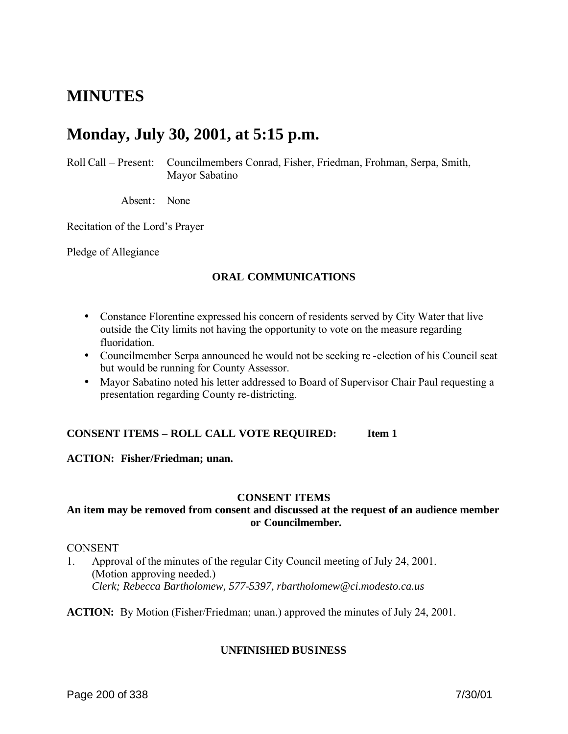# MINUTES

# Monday, July 30, 2001, at 5:15 p.m.

Roll Call – Present: Councilmembers Conrad, Fisher, Friedman, Frohman, Serpa, Smith, Mayor Sabatino

Absent: None

Recitation of the Lord's Prayer

Pledge of Allegiance

### ORAL COMMUNICATIONS

- Constance Florentine expressed his concern of residents served by City Water that live outside the City limits not having the opportunity to vote on the measure regarding fluoridation.
- Councilmember Serpa announced he would not be seeking re-election of his Council seat but would be running for County Assessor.
- Mayor Sabatino noted his letter addressed to Board of Supervisor Chair Paul requesting a presentation regarding County re-districting.

**CONSENT ITEMS – ROLL CALL VOTE REQUIRED: Item 1**

**ACTION: Fisher/Friedman; unan.**

### CONSENT ITEMS

**An item may be removed from consent and discussed at the request of an audience member or Councilmember.**

CONSENT

1. Approval of the minutes of the regular City Council meeting of July 24, 2001. (Motion approving needed.)
   *Clerk; Rebecca Bartholomew, 577-5397, rbartholomew@ci.modesto.ca.us*

**ACTION:** By Motion (Fisher/Friedman; unan.) approved the minutes of July 24, 2001.

### UNFINISHED BUSINESS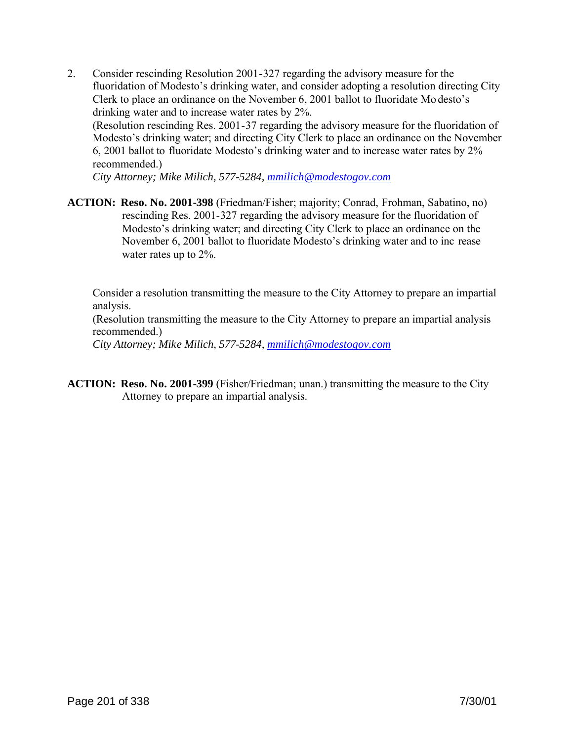2. Consider rescinding Resolution 2001-327 regarding the advisory measure for the fluoridation of Modesto's drinking water, and consider adopting a resolution directing City Clerk to place an ordinance on the November 6, 2001 ballot to fluoridate Modesto's drinking water and to increase water rates by 2%.
   (Resolution rescinding Res. 2001-37 regarding the advisory measure for the fluoridation of Modesto's drinking water; and directing City Clerk to place an ordinance on the November 6, 2001 ballot to fluoridate Modesto's drinking water and to increase water rates by 2% recommended.)
   *City Attorney; Mike Milich, 577-5284, mmilich@modestogov.com*

**ACTION: Reso. No. 2001-398** (Friedman/Fisher; majority; Conrad, Frohman, Sabatino, no) rescinding Res. 2001-327 regarding the advisory measure for the fluoridation of Modesto's drinking water; and directing City Clerk to place an ordinance on the November 6, 2001 ballot to fluoridate Modesto's drinking water and to increase water rates up to 2%.

Consider a resolution transmitting the measure to the City Attorney to prepare an impartial analysis.
(Resolution transmitting the measure to the City Attorney to prepare an impartial analysis recommended.)
*City Attorney; Mike Milich, 577-5284, mmilich@modestogov.com*

**ACTION: Reso. No. 2001-399** (Fisher/Friedman; unan.) transmitting the measure to the City Attorney to prepare an impartial analysis.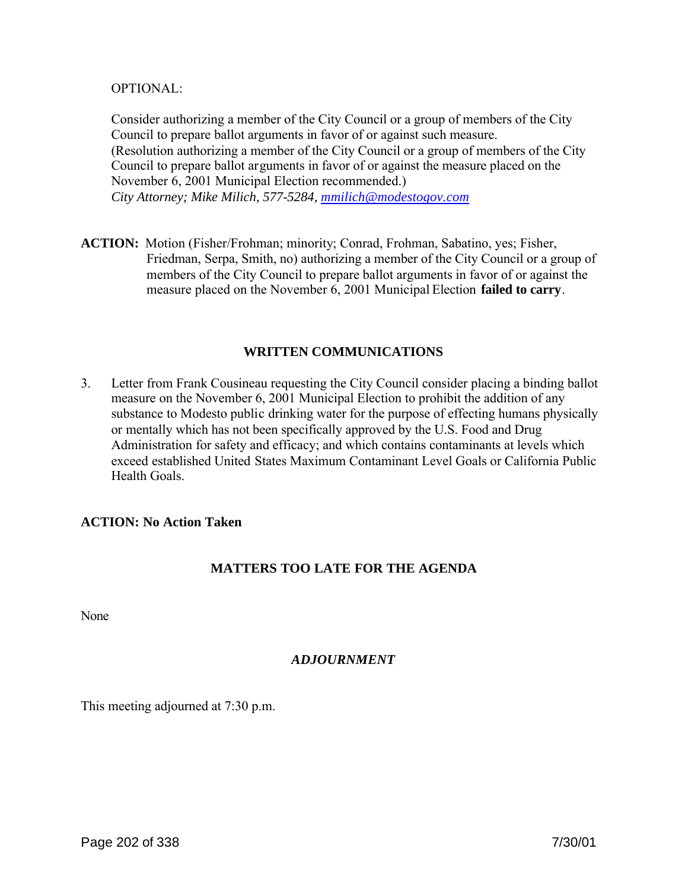OPTIONAL:

Consider authorizing a member of the City Council or a group of members of the City Council to prepare ballot arguments in favor of or against such measure.
(Resolution authorizing a member of the City Council or a group of members of the City Council to prepare ballot arguments in favor of or against the measure placed on the November 6, 2001 Municipal Election recommended.)
*City Attorney; Mike Milich, 577-5284, mmilich@modestogov.com*

**ACTION:** Motion (Fisher/Frohman; minority; Conrad, Frohman, Sabatino, yes; Fisher, Friedman, Serpa, Smith, no) authorizing a member of the City Council or a group of members of the City Council to prepare ballot arguments in favor of or against the measure placed on the November 6, 2001 Municipal Election **failed to carry**.

## WRITTEN COMMUNICATIONS

3. Letter from Frank Cousineau requesting the City Council consider placing a binding ballot measure on the November 6, 2001 Municipal Election to prohibit the addition of any substance to Modesto public drinking water for the purpose of effecting humans physically or mentally which has not been specifically approved by the U.S. Food and Drug Administration for safety and efficacy; and which contains contaminants at levels which exceed established United States Maximum Contaminant Level Goals or California Public Health Goals.

**ACTION: No Action Taken**

## MATTERS TOO LATE FOR THE AGENDA

None

## *ADJOURNMENT*

This meeting adjourned at 7:30 p.m.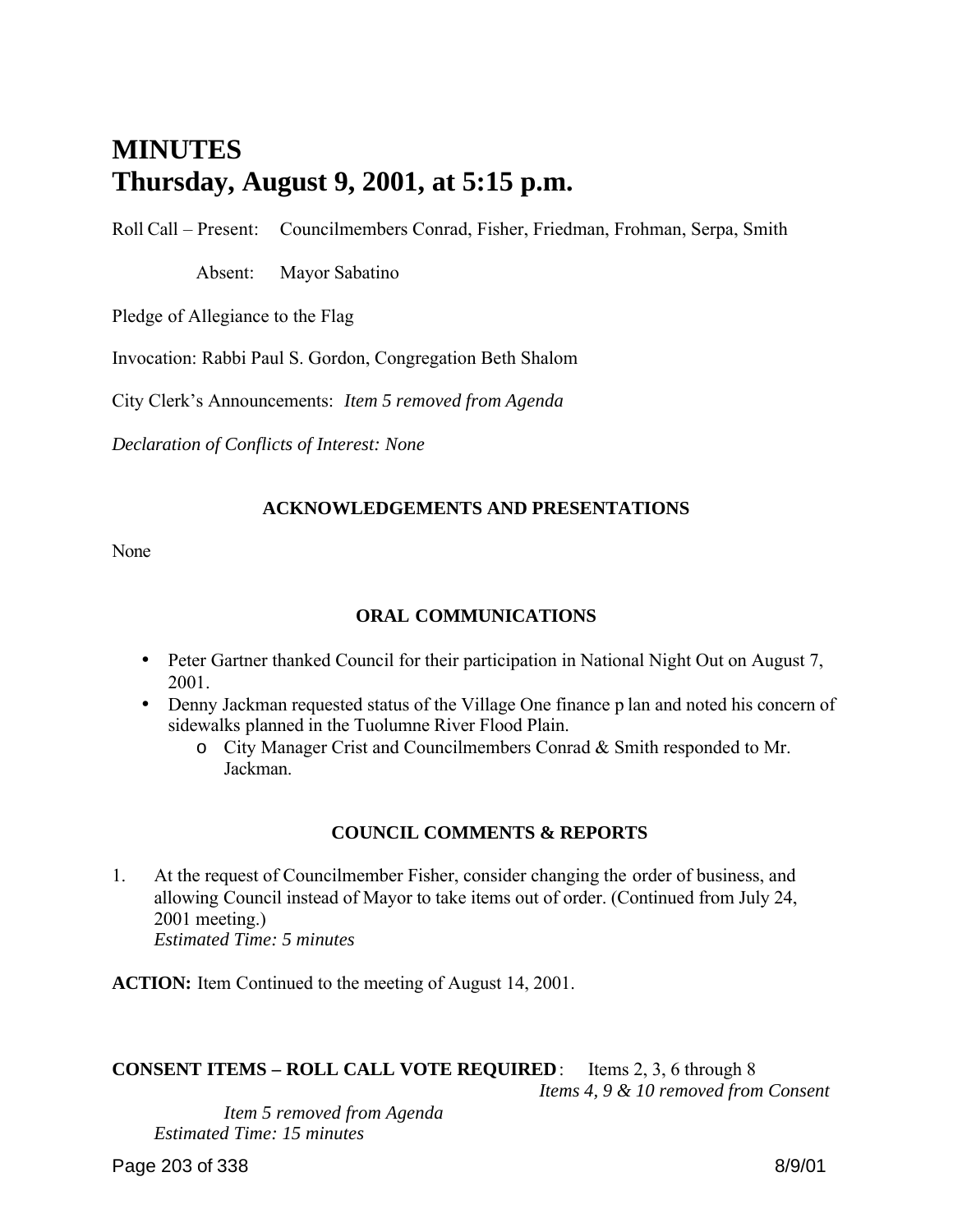# MINUTES
# Thursday, August 9, 2001, at 5:15 p.m.

Roll Call – Present: Councilmembers Conrad, Fisher, Friedman, Frohman, Serpa, Smith

Absent: Mayor Sabatino

Pledge of Allegiance to the Flag

Invocation: Rabbi Paul S. Gordon, Congregation Beth Shalom

City Clerk's Announcements: *Item 5 removed from Agenda*

*Declaration of Conflicts of Interest: None*

### ACKNOWLEDGEMENTS AND PRESENTATIONS

None

### ORAL COMMUNICATIONS

- Peter Gartner thanked Council for their participation in National Night Out on August 7, 2001.
- Denny Jackman requested status of the Village One finance plan and noted his concern of sidewalks planned in the Tuolumne River Flood Plain.
  - City Manager Crist and Councilmembers Conrad & Smith responded to Mr. Jackman.

### COUNCIL COMMENTS & REPORTS

1. At the request of Councilmember Fisher, consider changing the order of business, and allowing Council instead of Mayor to take items out of order. (Continued from July 24, 2001 meeting.)
   *Estimated Time: 5 minutes*

**ACTION:** Item Continued to the meeting of August 14, 2001.

**CONSENT ITEMS – ROLL CALL VOTE REQUIRED**: Items 2, 3, 6 through 8
*Items 4, 9 & 10 removed from Consent*
*Item 5 removed from Agenda*
*Estimated Time: 15 minutes*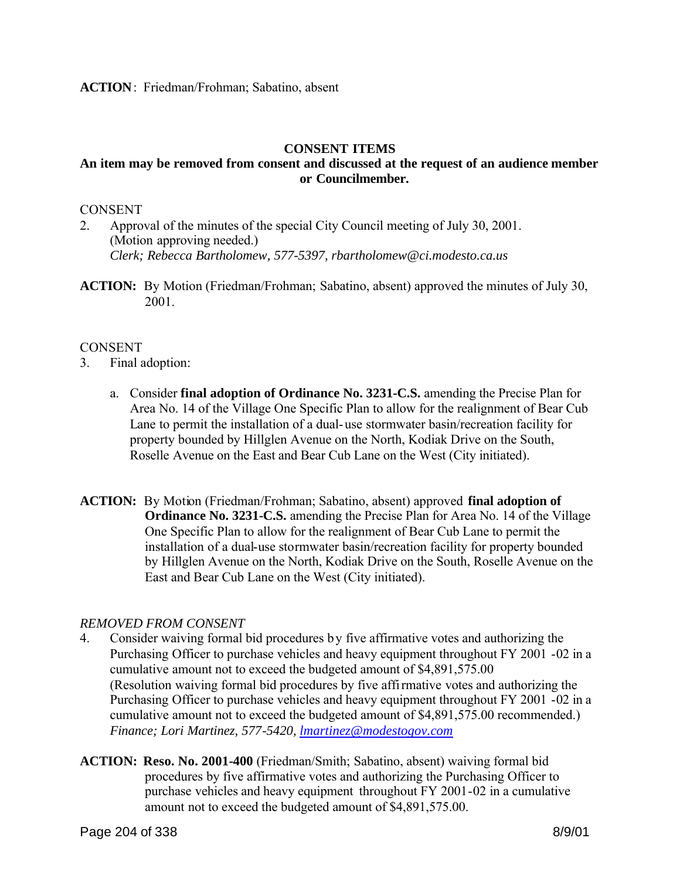**ACTION**: Friedman/Frohman; Sabatino, absent

## CONSENT ITEMS

**An item may be removed from consent and discussed at the request of an audience member or Councilmember.**

CONSENT

2. Approval of the minutes of the special City Council meeting of July 30, 2001. (Motion approving needed.)
   *Clerk; Rebecca Bartholomew, 577-5397, rbartholomew@ci.modesto.ca.us*

**ACTION:** By Motion (Friedman/Frohman; Sabatino, absent) approved the minutes of July 30, 2001.

CONSENT

3. Final adoption:

   a. Consider **final adoption of Ordinance No. 3231-C.S.** amending the Precise Plan for Area No. 14 of the Village One Specific Plan to allow for the realignment of Bear Cub Lane to permit the installation of a dual-use stormwater basin/recreation facility for property bounded by Hillglen Avenue on the North, Kodiak Drive on the South, Roselle Avenue on the East and Bear Cub Lane on the West (City initiated).

**ACTION:** By Motion (Friedman/Frohman; Sabatino, absent) approved **final adoption of Ordinance No. 3231-C.S.** amending the Precise Plan for Area No. 14 of the Village One Specific Plan to allow for the realignment of Bear Cub Lane to permit the installation of a dual-use stormwater basin/recreation facility for property bounded by Hillglen Avenue on the North, Kodiak Drive on the South, Roselle Avenue on the East and Bear Cub Lane on the West (City initiated).

*REMOVED FROM CONSENT*

4. Consider waiving formal bid procedures by five affirmative votes and authorizing the Purchasing Officer to purchase vehicles and heavy equipment throughout FY 2001 -02 in a cumulative amount not to exceed the budgeted amount of $4,891,575.00 (Resolution waiving formal bid procedures by five affirmative votes and authorizing the Purchasing Officer to purchase vehicles and heavy equipment throughout FY 2001 -02 in a cumulative amount not to exceed the budgeted amount of $4,891,575.00 recommended.)
   *Finance; Lori Martinez, 577-5420, lmartinez@modestogov.com*

**ACTION: Reso. No. 2001-400** (Friedman/Smith; Sabatino, absent) waiving formal bid procedures by five affirmative votes and authorizing the Purchasing Officer to purchase vehicles and heavy equipment throughout FY 2001-02 in a cumulative amount not to exceed the budgeted amount of $4,891,575.00.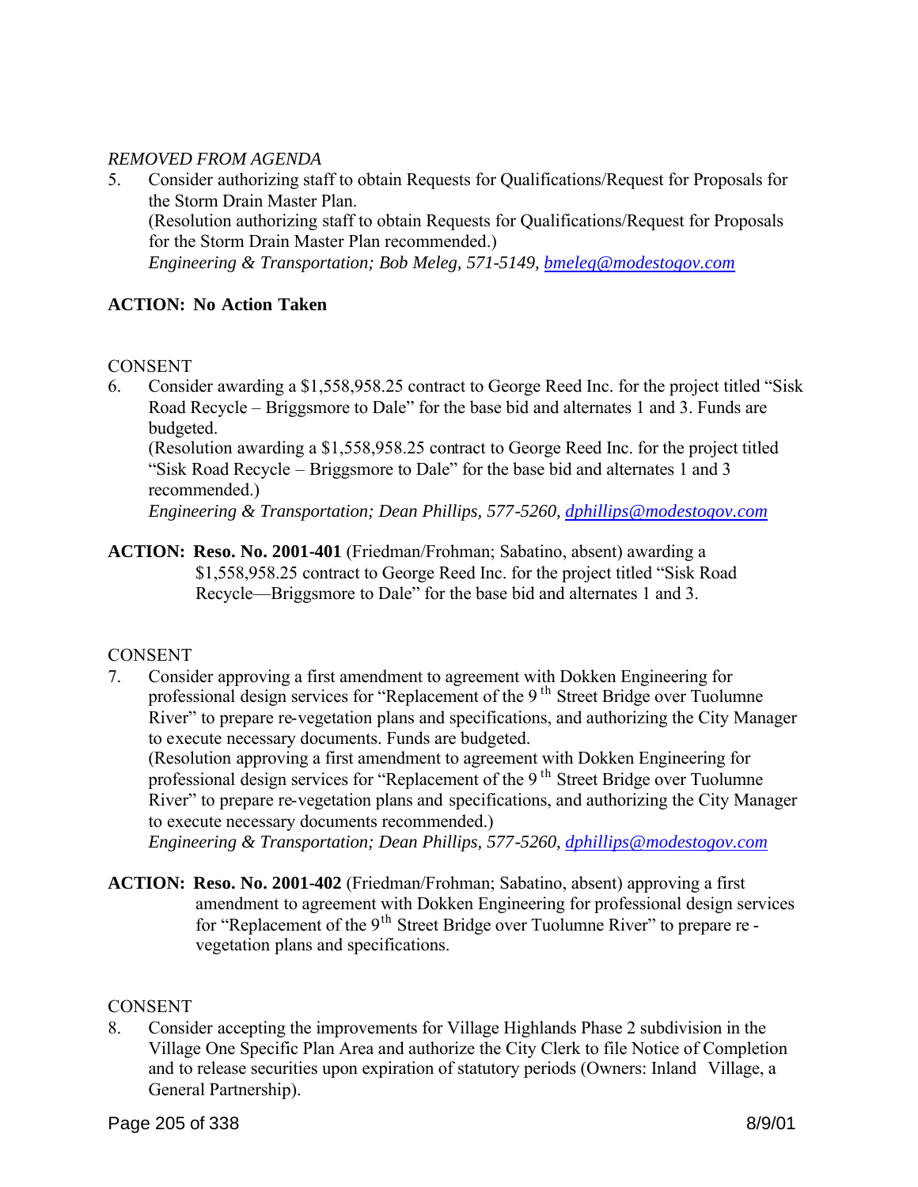*REMOVED FROM AGENDA*

5. Consider authorizing staff to obtain Requests for Qualifications/Request for Proposals for the Storm Drain Master Plan.
   (Resolution authorizing staff to obtain Requests for Qualifications/Request for Proposals for the Storm Drain Master Plan recommended.)
   *Engineering & Transportation; Bob Meleg, 571-5149, bmeleg@modestogov.com*

**ACTION: No Action Taken**

CONSENT

6. Consider awarding a $1,558,958.25 contract to George Reed Inc. for the project titled "Sisk Road Recycle – Briggsmore to Dale" for the base bid and alternates 1 and 3. Funds are budgeted.
   (Resolution awarding a $1,558,958.25 contract to George Reed Inc. for the project titled "Sisk Road Recycle – Briggsmore to Dale" for the base bid and alternates 1 and 3 recommended.)
   *Engineering & Transportation; Dean Phillips, 577-5260, dphillips@modestogov.com*

**ACTION: Reso. No. 2001-401** (Friedman/Frohman; Sabatino, absent) awarding a $1,558,958.25 contract to George Reed Inc. for the project titled "Sisk Road Recycle—Briggsmore to Dale" for the base bid and alternates 1 and 3.

CONSENT

7. Consider approving a first amendment to agreement with Dokken Engineering for professional design services for "Replacement of the 9th Street Bridge over Tuolumne River" to prepare re-vegetation plans and specifications, and authorizing the City Manager to execute necessary documents. Funds are budgeted.
   (Resolution approving a first amendment to agreement with Dokken Engineering for professional design services for "Replacement of the 9th Street Bridge over Tuolumne River" to prepare re-vegetation plans and specifications, and authorizing the City Manager to execute necessary documents recommended.)
   *Engineering & Transportation; Dean Phillips, 577-5260, dphillips@modestogov.com*

**ACTION: Reso. No. 2001-402** (Friedman/Frohman; Sabatino, absent) approving a first amendment to agreement with Dokken Engineering for professional design services for "Replacement of the 9th Street Bridge over Tuolumne River" to prepare re-vegetation plans and specifications.

CONSENT

8. Consider accepting the improvements for Village Highlands Phase 2 subdivision in the Village One Specific Plan Area and authorize the City Clerk to file Notice of Completion and to release securities upon expiration of statutory periods (Owners: Inland Village, a General Partnership).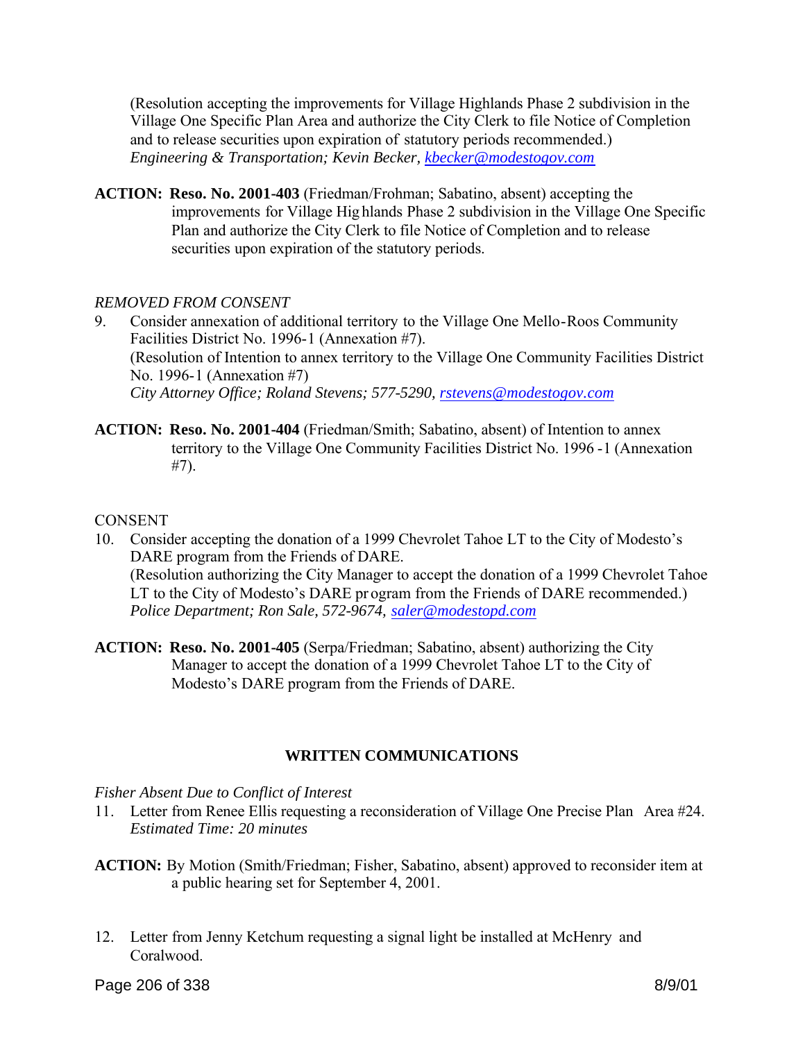(Resolution accepting the improvements for Village Highlands Phase 2 subdivision in the Village One Specific Plan Area and authorize the City Clerk to file Notice of Completion and to release securities upon expiration of statutory periods recommended.)
*Engineering & Transportation; Kevin Becker, kbecker@modestogov.com*

**ACTION: Reso. No. 2001-403** (Friedman/Frohman; Sabatino, absent) accepting the improvements for Village Highlands Phase 2 subdivision in the Village One Specific Plan and authorize the City Clerk to file Notice of Completion and to release securities upon expiration of the statutory periods.

*REMOVED FROM CONSENT*

9. Consider annexation of additional territory to the Village One Mello-Roos Community Facilities District No. 1996-1 (Annexation #7).
(Resolution of Intention to annex territory to the Village One Community Facilities District No. 1996-1 (Annexation #7)
*City Attorney Office; Roland Stevens; 577-5290, rstevens@modestogov.com*

**ACTION: Reso. No. 2001-404** (Friedman/Smith; Sabatino, absent) of Intention to annex territory to the Village One Community Facilities District No. 1996-1 (Annexation #7).

CONSENT

10. Consider accepting the donation of a 1999 Chevrolet Tahoe LT to the City of Modesto's DARE program from the Friends of DARE.
(Resolution authorizing the City Manager to accept the donation of a 1999 Chevrolet Tahoe LT to the City of Modesto's DARE program from the Friends of DARE recommended.)
*Police Department; Ron Sale, 572-9674, saler@modestopd.com*

**ACTION: Reso. No. 2001-405** (Serpa/Friedman; Sabatino, absent) authorizing the City Manager to accept the donation of a 1999 Chevrolet Tahoe LT to the City of Modesto's DARE program from the Friends of DARE.

## WRITTEN COMMUNICATIONS

*Fisher Absent Due to Conflict of Interest*

11. Letter from Renee Ellis requesting a reconsideration of Village One Precise Plan Area #24.
*Estimated Time: 20 minutes*

**ACTION:** By Motion (Smith/Friedman; Fisher, Sabatino, absent) approved to reconsider item at a public hearing set for September 4, 2001.

12. Letter from Jenny Ketchum requesting a signal light be installed at McHenry and Coralwood.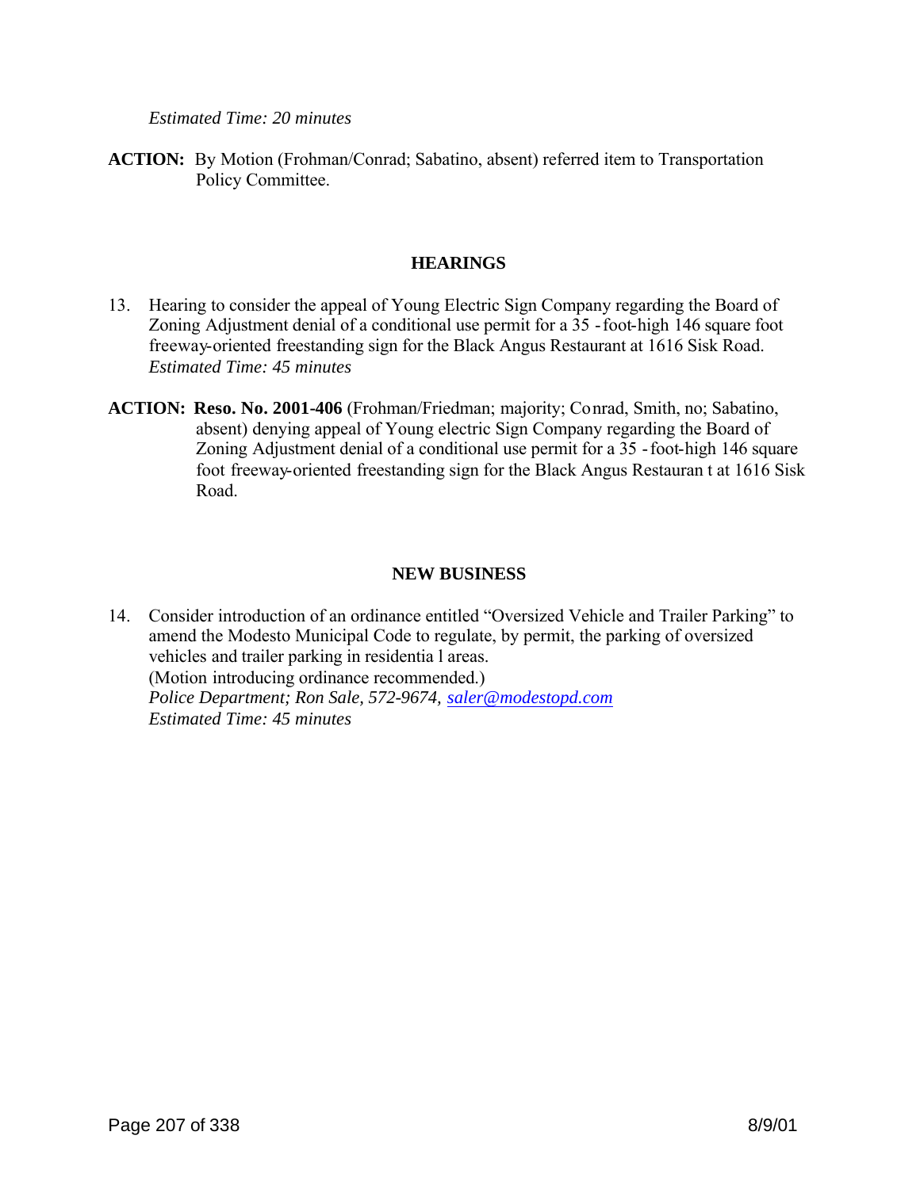*Estimated Time: 20 minutes*

**ACTION:** By Motion (Frohman/Conrad; Sabatino, absent) referred item to Transportation Policy Committee.

## HEARINGS

13. Hearing to consider the appeal of Young Electric Sign Company regarding the Board of Zoning Adjustment denial of a conditional use permit for a 35 -foot-high 146 square foot freeway-oriented freestanding sign for the Black Angus Restaurant at 1616 Sisk Road.
*Estimated Time: 45 minutes*

**ACTION: Reso. No. 2001-406** (Frohman/Friedman; majority; Conrad, Smith, no; Sabatino, absent) denying appeal of Young electric Sign Company regarding the Board of Zoning Adjustment denial of a conditional use permit for a 35 -foot-high 146 square foot freeway-oriented freestanding sign for the Black Angus Restauran t at 1616 Sisk Road.

## NEW BUSINESS

14. Consider introduction of an ordinance entitled "Oversized Vehicle and Trailer Parking" to amend the Modesto Municipal Code to regulate, by permit, the parking of oversized vehicles and trailer parking in residentia l areas.
(Motion introducing ordinance recommended.)
*Police Department; Ron Sale, 572-9674, saler@modestopd.com*
*Estimated Time: 45 minutes*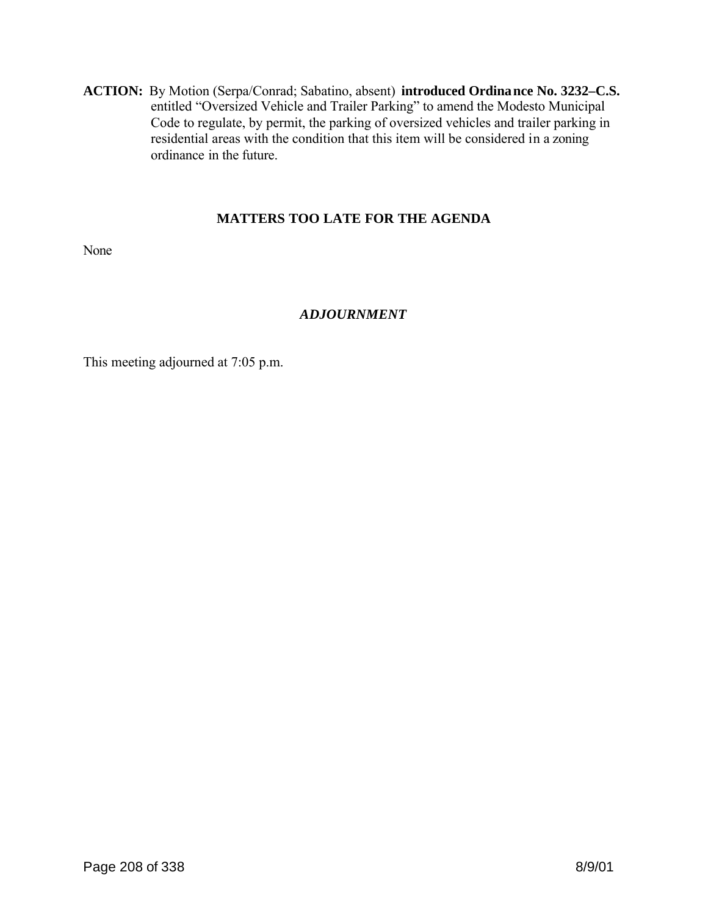**ACTION:** By Motion (Serpa/Conrad; Sabatino, absent) **introduced Ordinance No. 3232–C.S.** entitled "Oversized Vehicle and Trailer Parking" to amend the Modesto Municipal Code to regulate, by permit, the parking of oversized vehicles and trailer parking in residential areas with the condition that this item will be considered in a zoning ordinance in the future.

## MATTERS TOO LATE FOR THE AGENDA

None

## *ADJOURNMENT*

This meeting adjourned at 7:05 p.m.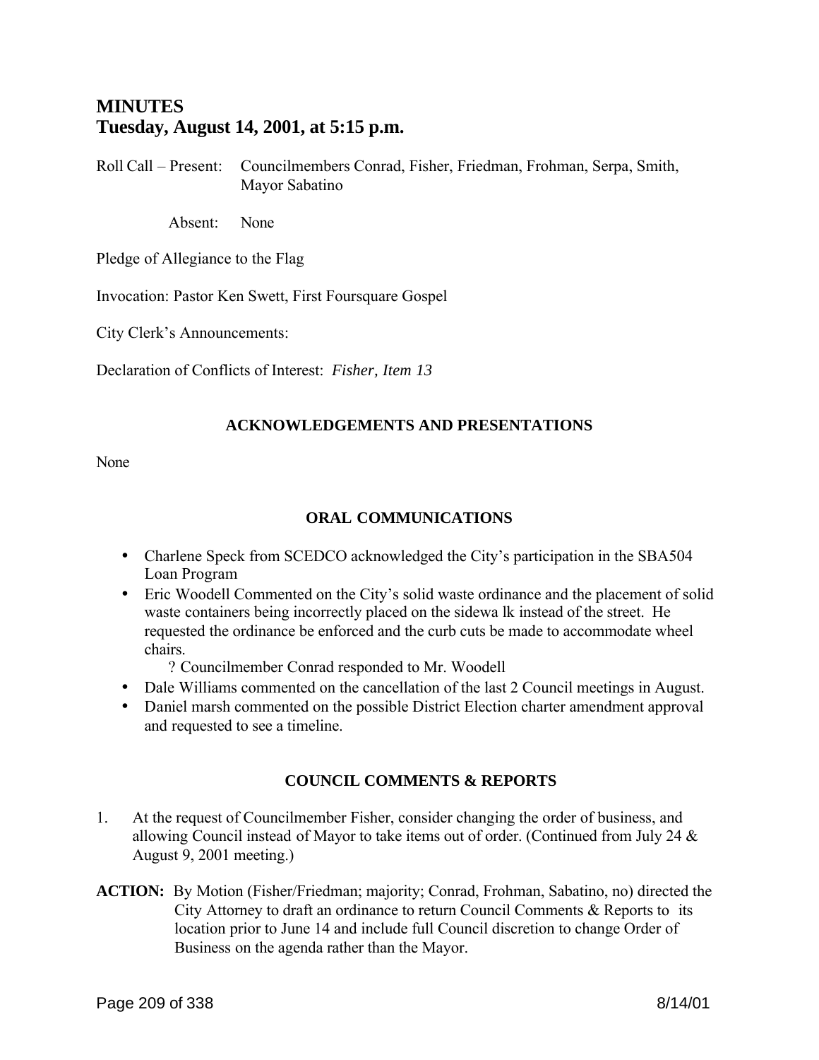# MINUTES
# Tuesday, August 14, 2001, at 5:15 p.m.

Roll Call – Present: Councilmembers Conrad, Fisher, Friedman, Frohman, Serpa, Smith, Mayor Sabatino

Absent: None

Pledge of Allegiance to the Flag

Invocation: Pastor Ken Swett, First Foursquare Gospel

City Clerk's Announcements:

Declaration of Conflicts of Interest: *Fisher, Item 13*

### ACKNOWLEDGEMENTS AND PRESENTATIONS

None

### ORAL COMMUNICATIONS

- Charlene Speck from SCEDCO acknowledged the City's participation in the SBA504 Loan Program
- Eric Woodell Commented on the City's solid waste ordinance and the placement of solid waste containers being incorrectly placed on the sidewa lk instead of the street. He requested the ordinance be enforced and the curb cuts be made to accommodate wheel chairs.
  - ? Councilmember Conrad responded to Mr. Woodell
- Dale Williams commented on the cancellation of the last 2 Council meetings in August.
- Daniel marsh commented on the possible District Election charter amendment approval and requested to see a timeline.

### COUNCIL COMMENTS & REPORTS

1. At the request of Councilmember Fisher, consider changing the order of business, and allowing Council instead of Mayor to take items out of order. (Continued from July 24 & August 9, 2001 meeting.)

**ACTION:** By Motion (Fisher/Friedman; majority; Conrad, Frohman, Sabatino, no) directed the City Attorney to draft an ordinance to return Council Comments & Reports to its location prior to June 14 and include full Council discretion to change Order of Business on the agenda rather than the Mayor.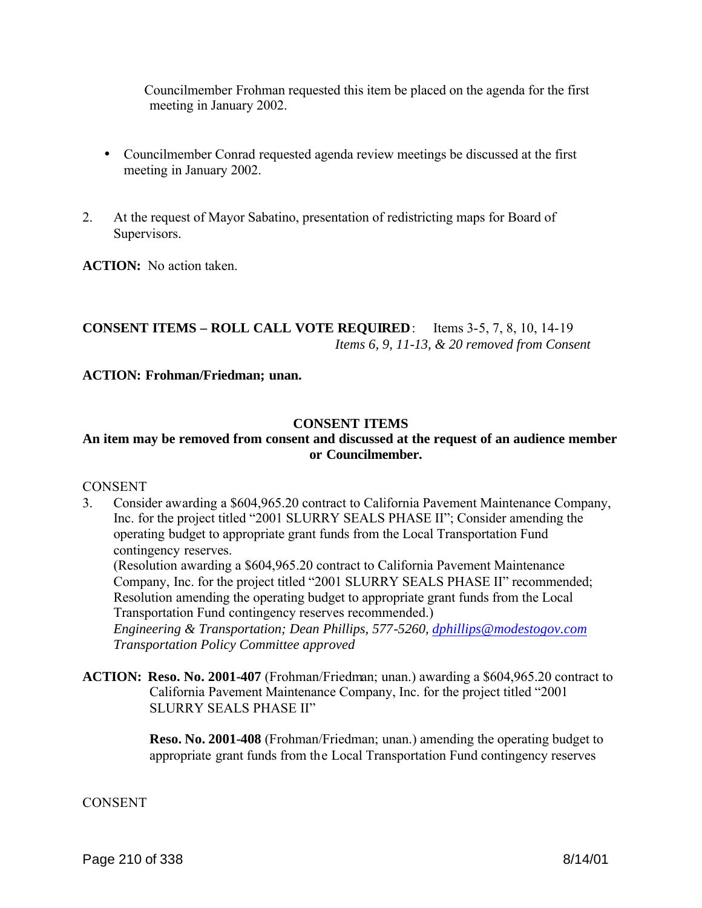Councilmember Frohman requested this item be placed on the agenda for the first meeting in January 2002.

- Councilmember Conrad requested agenda review meetings be discussed at the first meeting in January 2002.

2. At the request of Mayor Sabatino, presentation of redistricting maps for Board of Supervisors.

**ACTION:** No action taken.

**CONSENT ITEMS – ROLL CALL VOTE REQUIRED**: Items 3-5, 7, 8, 10, 14-19
*Items 6, 9, 11-13, & 20 removed from Consent*

**ACTION: Frohman/Friedman; unan.**

**CONSENT ITEMS**

**An item may be removed from consent and discussed at the request of an audience member or Councilmember.**

CONSENT

3. Consider awarding a $604,965.20 contract to California Pavement Maintenance Company, Inc. for the project titled "2001 SLURRY SEALS PHASE II"; Consider amending the operating budget to appropriate grant funds from the Local Transportation Fund contingency reserves.
(Resolution awarding a $604,965.20 contract to California Pavement Maintenance Company, Inc. for the project titled "2001 SLURRY SEALS PHASE II" recommended; Resolution amending the operating budget to appropriate grant funds from the Local Transportation Fund contingency reserves recommended.)
*Engineering & Transportation; Dean Phillips, 577-5260, dphillips@modestogov.com*
*Transportation Policy Committee approved*

**ACTION: Reso. No. 2001-407** (Frohman/Friedman; unan.) awarding a $604,965.20 contract to California Pavement Maintenance Company, Inc. for the project titled "2001 SLURRY SEALS PHASE II"

**Reso. No. 2001-408** (Frohman/Friedman; unan.) amending the operating budget to appropriate grant funds from the Local Transportation Fund contingency reserves

CONSENT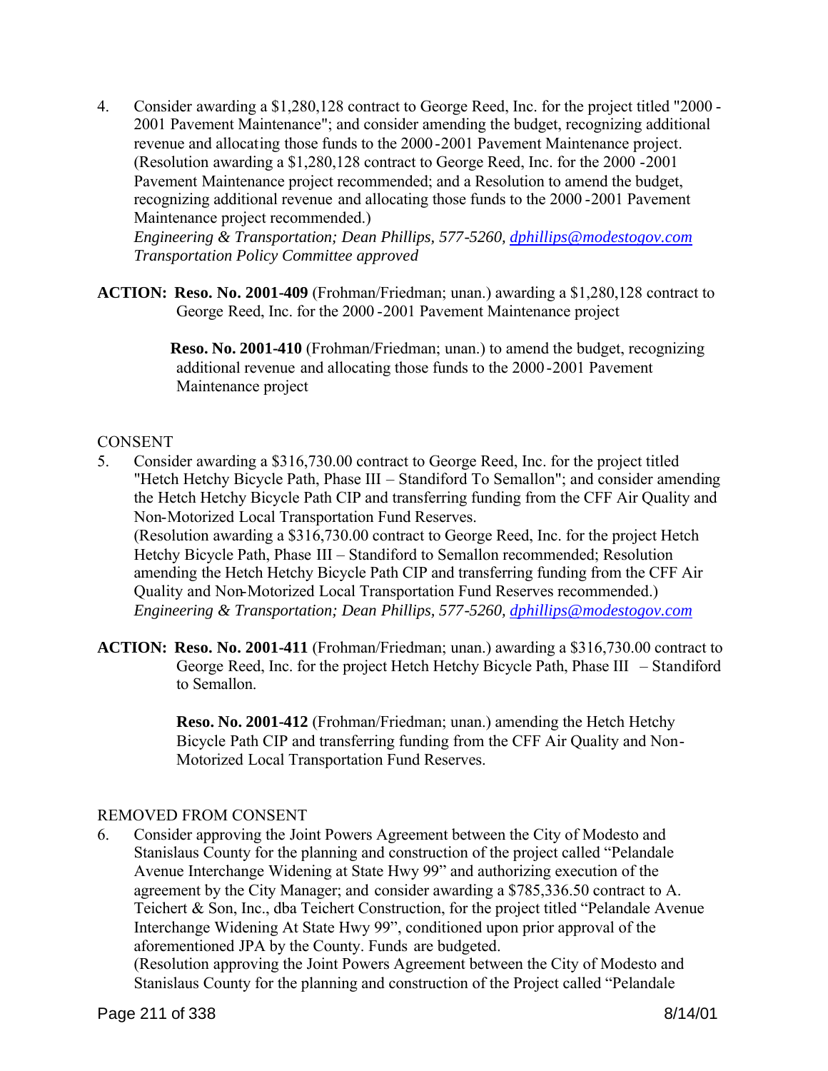4. Consider awarding a $1,280,128 contract to George Reed, Inc. for the project titled "2000 - 2001 Pavement Maintenance"; and consider amending the budget, recognizing additional revenue and allocating those funds to the 2000-2001 Pavement Maintenance project. (Resolution awarding a $1,280,128 contract to George Reed, Inc. for the 2000 -2001 Pavement Maintenance project recommended; and a Resolution to amend the budget, recognizing additional revenue and allocating those funds to the 2000-2001 Pavement Maintenance project recommended.)
   *Engineering & Transportation; Dean Phillips, 577-5260, dphillips@modestogov.com*
   *Transportation Policy Committee approved*

**ACTION: Reso. No. 2001-409** (Frohman/Friedman; unan.) awarding a $1,280,128 contract to George Reed, Inc. for the 2000-2001 Pavement Maintenance project

**Reso. No. 2001-410** (Frohman/Friedman; unan.) to amend the budget, recognizing additional revenue and allocating those funds to the 2000-2001 Pavement Maintenance project

CONSENT

5. Consider awarding a $316,730.00 contract to George Reed, Inc. for the project titled "Hetch Hetchy Bicycle Path, Phase III – Standiford To Semallon"; and consider amending the Hetch Hetchy Bicycle Path CIP and transferring funding from the CFF Air Quality and Non-Motorized Local Transportation Fund Reserves.
   (Resolution awarding a $316,730.00 contract to George Reed, Inc. for the project Hetch Hetchy Bicycle Path, Phase III – Standiford to Semallon recommended; Resolution amending the Hetch Hetchy Bicycle Path CIP and transferring funding from the CFF Air Quality and Non-Motorized Local Transportation Fund Reserves recommended.)
   *Engineering & Transportation; Dean Phillips, 577-5260, dphillips@modestogov.com*

**ACTION: Reso. No. 2001-411** (Frohman/Friedman; unan.) awarding a $316,730.00 contract to George Reed, Inc. for the project Hetch Hetchy Bicycle Path, Phase III – Standiford to Semallon.

**Reso. No. 2001-412** (Frohman/Friedman; unan.) amending the Hetch Hetchy Bicycle Path CIP and transferring funding from the CFF Air Quality and Non-Motorized Local Transportation Fund Reserves.

REMOVED FROM CONSENT

6. Consider approving the Joint Powers Agreement between the City of Modesto and Stanislaus County for the planning and construction of the project called "Pelandale Avenue Interchange Widening at State Hwy 99" and authorizing execution of the agreement by the City Manager; and consider awarding a $785,336.50 contract to A. Teichert & Son, Inc., dba Teichert Construction, for the project titled "Pelandale Avenue Interchange Widening At State Hwy 99", conditioned upon prior approval of the aforementioned JPA by the County. Funds are budgeted.
   (Resolution approving the Joint Powers Agreement between the City of Modesto and Stanislaus County for the planning and construction of the Project called "Pelandale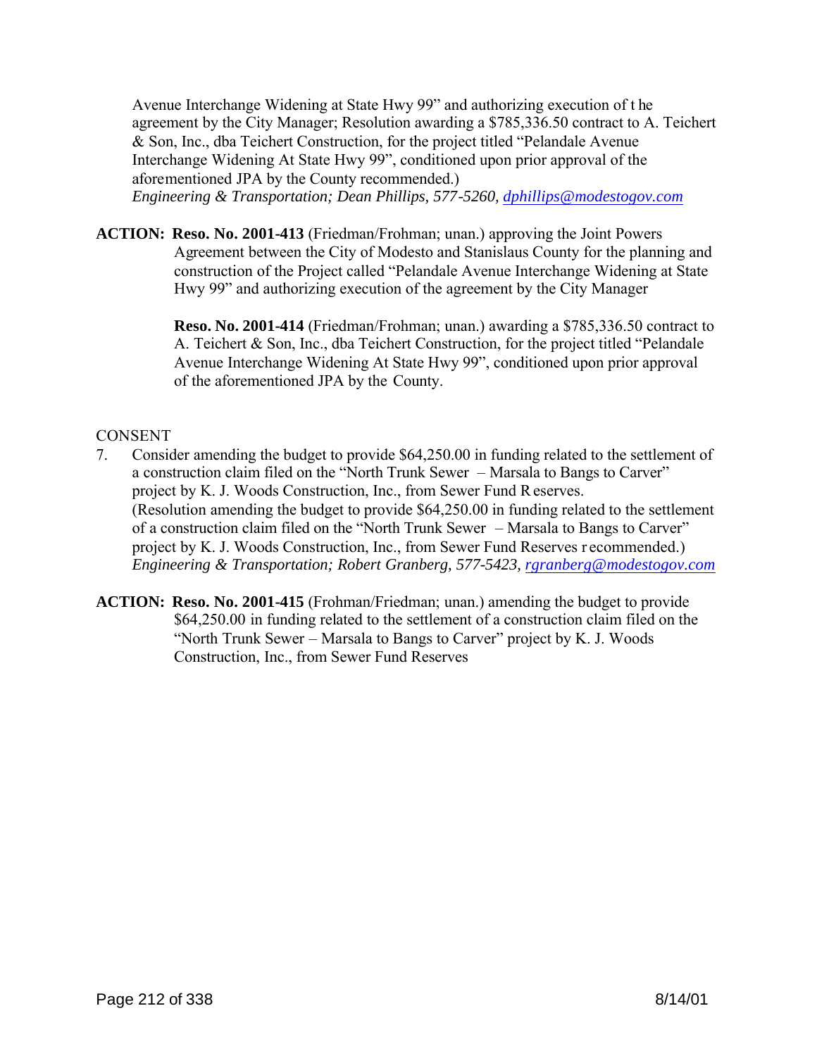Avenue Interchange Widening at State Hwy 99" and authorizing execution of the agreement by the City Manager; Resolution awarding a $785,336.50 contract to A. Teichert & Son, Inc., dba Teichert Construction, for the project titled "Pelandale Avenue Interchange Widening At State Hwy 99", conditioned upon prior approval of the aforementioned JPA by the County recommended.)
*Engineering & Transportation; Dean Phillips, 577-5260, dphillips@modestogov.com*

**ACTION: Reso. No. 2001-413** (Friedman/Frohman; unan.) approving the Joint Powers Agreement between the City of Modesto and Stanislaus County for the planning and construction of the Project called "Pelandale Avenue Interchange Widening at State Hwy 99" and authorizing execution of the agreement by the City Manager

**Reso. No. 2001-414** (Friedman/Frohman; unan.) awarding a $785,336.50 contract to A. Teichert & Son, Inc., dba Teichert Construction, for the project titled "Pelandale Avenue Interchange Widening At State Hwy 99", conditioned upon prior approval of the aforementioned JPA by the County.

CONSENT

7. Consider amending the budget to provide $64,250.00 in funding related to the settlement of a construction claim filed on the "North Trunk Sewer – Marsala to Bangs to Carver" project by K. J. Woods Construction, Inc., from Sewer Fund Reserves. (Resolution amending the budget to provide $64,250.00 in funding related to the settlement of a construction claim filed on the "North Trunk Sewer – Marsala to Bangs to Carver" project by K. J. Woods Construction, Inc., from Sewer Fund Reserves recommended.)
*Engineering & Transportation; Robert Granberg, 577-5423, rgranberg@modestogov.com*

**ACTION: Reso. No. 2001-415** (Frohman/Friedman; unan.) amending the budget to provide $64,250.00 in funding related to the settlement of a construction claim filed on the "North Trunk Sewer – Marsala to Bangs to Carver" project by K. J. Woods Construction, Inc., from Sewer Fund Reserves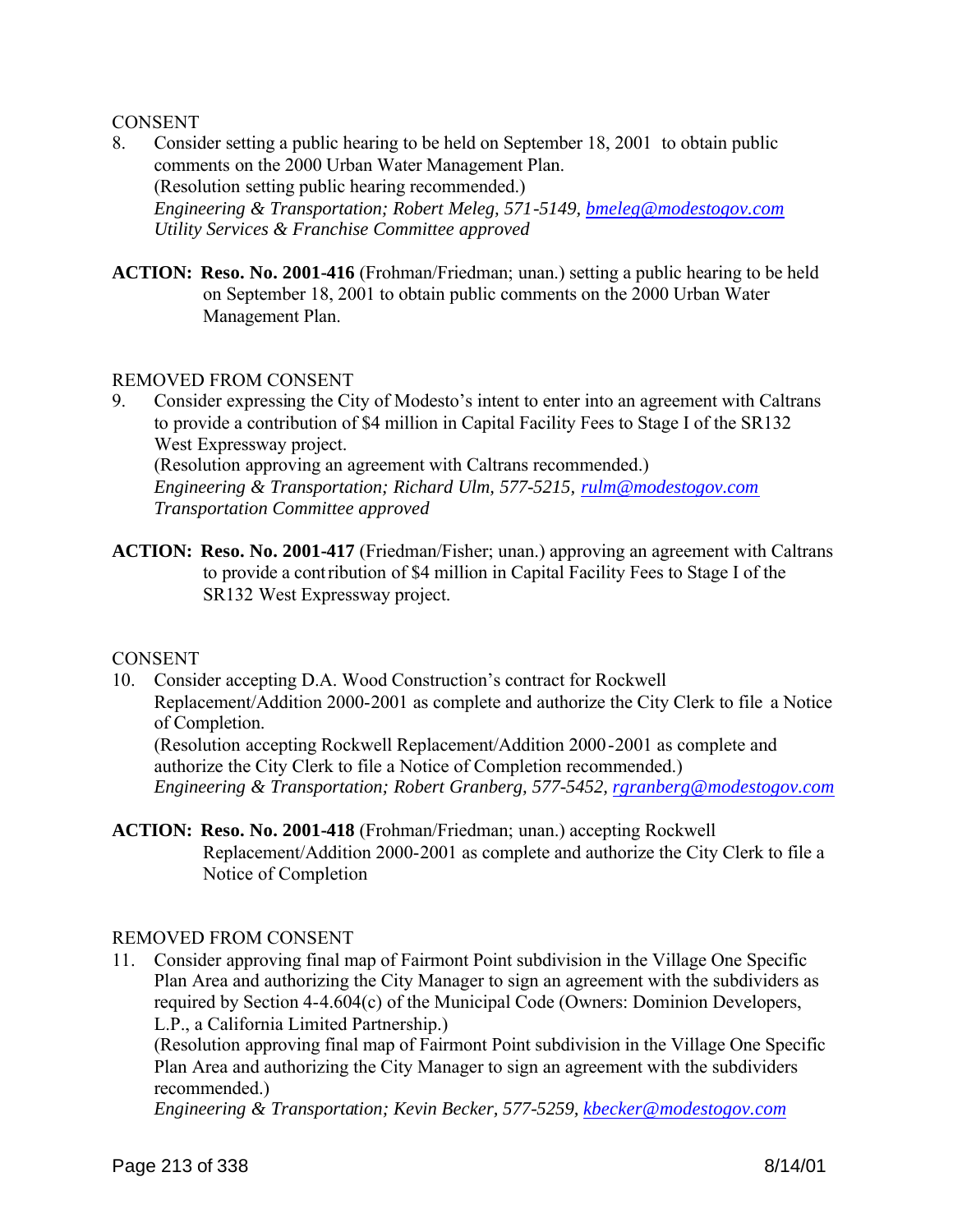CONSENT

8. Consider setting a public hearing to be held on September 18, 2001 to obtain public comments on the 2000 Urban Water Management Plan.
   (Resolution setting public hearing recommended.)
   *Engineering & Transportation; Robert Meleg, 571-5149, bmeleg@modestogov.com*
   *Utility Services & Franchise Committee approved*

**ACTION: Reso. No. 2001-416** (Frohman/Friedman; unan.) setting a public hearing to be held on September 18, 2001 to obtain public comments on the 2000 Urban Water Management Plan.

REMOVED FROM CONSENT

9. Consider expressing the City of Modesto's intent to enter into an agreement with Caltrans to provide a contribution of $4 million in Capital Facility Fees to Stage I of the SR132 West Expressway project.
   (Resolution approving an agreement with Caltrans recommended.)
   *Engineering & Transportation; Richard Ulm, 577-5215, rulm@modestogov.com*
   *Transportation Committee approved*

**ACTION: Reso. No. 2001-417** (Friedman/Fisher; unan.) approving an agreement with Caltrans to provide a contribution of $4 million in Capital Facility Fees to Stage I of the SR132 West Expressway project.

CONSENT

10. Consider accepting D.A. Wood Construction's contract for Rockwell Replacement/Addition 2000-2001 as complete and authorize the City Clerk to file a Notice of Completion.
    (Resolution accepting Rockwell Replacement/Addition 2000-2001 as complete and authorize the City Clerk to file a Notice of Completion recommended.)
    *Engineering & Transportation; Robert Granberg, 577-5452, rgranberg@modestogov.com*

**ACTION: Reso. No. 2001-418** (Frohman/Friedman; unan.) accepting Rockwell Replacement/Addition 2000-2001 as complete and authorize the City Clerk to file a Notice of Completion

REMOVED FROM CONSENT

11. Consider approving final map of Fairmont Point subdivision in the Village One Specific Plan Area and authorizing the City Manager to sign an agreement with the subdividers as required by Section 4-4.604(c) of the Municipal Code (Owners: Dominion Developers, L.P., a California Limited Partnership.)
    (Resolution approving final map of Fairmont Point subdivision in the Village One Specific Plan Area and authorizing the City Manager to sign an agreement with the subdividers recommended.)
    *Engineering & Transportation; Kevin Becker, 577-5259, kbecker@modestogov.com*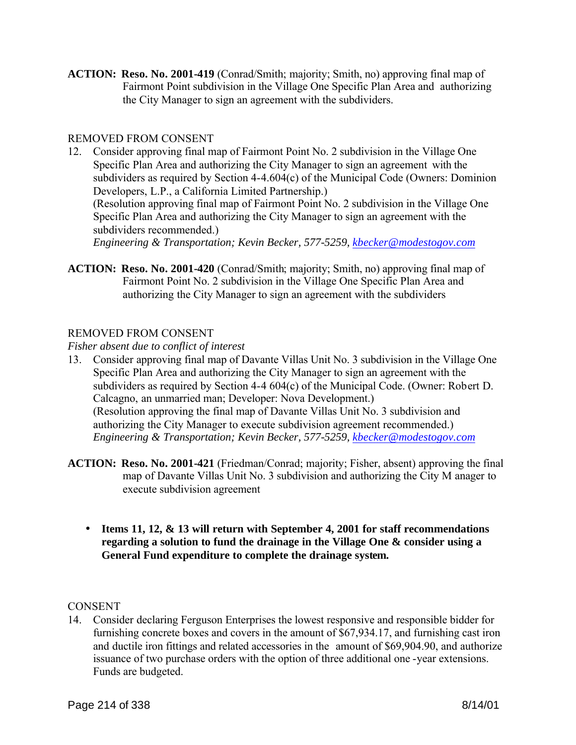**ACTION: Reso. No. 2001-419** (Conrad/Smith; majority; Smith, no) approving final map of Fairmont Point subdivision in the Village One Specific Plan Area and authorizing the City Manager to sign an agreement with the subdividers.

REMOVED FROM CONSENT

12. Consider approving final map of Fairmont Point No. 2 subdivision in the Village One Specific Plan Area and authorizing the City Manager to sign an agreement with the subdividers as required by Section 4-4.604(c) of the Municipal Code (Owners: Dominion Developers, L.P., a California Limited Partnership.)
    (Resolution approving final map of Fairmont Point No. 2 subdivision in the Village One Specific Plan Area and authorizing the City Manager to sign an agreement with the subdividers recommended.)
    *Engineering & Transportation; Kevin Becker, 577-5259, kbecker@modestogov.com*

**ACTION: Reso. No. 2001-420** (Conrad/Smith; majority; Smith, no) approving final map of Fairmont Point No. 2 subdivision in the Village One Specific Plan Area and authorizing the City Manager to sign an agreement with the subdividers

REMOVED FROM CONSENT

*Fisher absent due to conflict of interest*

13. Consider approving final map of Davante Villas Unit No. 3 subdivision in the Village One Specific Plan Area and authorizing the City Manager to sign an agreement with the subdividers as required by Section 4-4 604(c) of the Municipal Code. (Owner: Robert D. Calcagno, an unmarried man; Developer: Nova Development.)
    (Resolution approving the final map of Davante Villas Unit No. 3 subdivision and authorizing the City Manager to execute subdivision agreement recommended.)
    *Engineering & Transportation; Kevin Becker, 577-5259, kbecker@modestogov.com*

**ACTION: Reso. No. 2001-421** (Friedman/Conrad; majority; Fisher, absent) approving the final map of Davante Villas Unit No. 3 subdivision and authorizing the City Manager to execute subdivision agreement

- **Items 11, 12, & 13 will return with September 4, 2001 for staff recommendations regarding a solution to fund the drainage in the Village One & consider using a General Fund expenditure to complete the drainage system.**

CONSENT

14. Consider declaring Ferguson Enterprises the lowest responsive and responsible bidder for furnishing concrete boxes and covers in the amount of $67,934.17, and furnishing cast iron and ductile iron fittings and related accessories in the amount of $69,904.90, and authorize issuance of two purchase orders with the option of three additional one-year extensions. Funds are budgeted.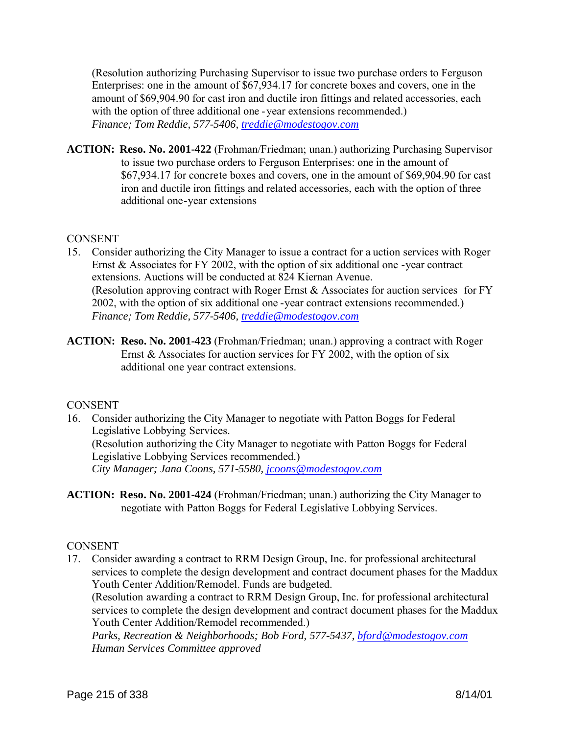(Resolution authorizing Purchasing Supervisor to issue two purchase orders to Ferguson Enterprises: one in the amount of $67,934.17 for concrete boxes and covers, one in the amount of $69,904.90 for cast iron and ductile iron fittings and related accessories, each with the option of three additional one-year extensions recommended.)
*Finance; Tom Reddie, 577-5406, treddie@modestogov.com*

**ACTION: Reso. No. 2001-422** (Frohman/Friedman; unan.) authorizing Purchasing Supervisor to issue two purchase orders to Ferguson Enterprises: one in the amount of $67,934.17 for concrete boxes and covers, one in the amount of $69,904.90 for cast iron and ductile iron fittings and related accessories, each with the option of three additional one-year extensions

CONSENT

15. Consider authorizing the City Manager to issue a contract for auction services with Roger Ernst & Associates for FY 2002, with the option of six additional one-year contract extensions. Auctions will be conducted at 824 Kiernan Avenue.
(Resolution approving contract with Roger Ernst & Associates for auction services for FY 2002, with the option of six additional one-year contract extensions recommended.)
*Finance; Tom Reddie, 577-5406, treddie@modestogov.com*

**ACTION: Reso. No. 2001-423** (Frohman/Friedman; unan.) approving a contract with Roger Ernst & Associates for auction services for FY 2002, with the option of six additional one year contract extensions.

CONSENT

16. Consider authorizing the City Manager to negotiate with Patton Boggs for Federal Legislative Lobbying Services.
(Resolution authorizing the City Manager to negotiate with Patton Boggs for Federal Legislative Lobbying Services recommended.)
*City Manager; Jana Coons, 571-5580, jcoons@modestogov.com*

**ACTION: Reso. No. 2001-424** (Frohman/Friedman; unan.) authorizing the City Manager to negotiate with Patton Boggs for Federal Legislative Lobbying Services.

CONSENT

17. Consider awarding a contract to RRM Design Group, Inc. for professional architectural services to complete the design development and contract document phases for the Maddux Youth Center Addition/Remodel. Funds are budgeted.
(Resolution awarding a contract to RRM Design Group, Inc. for professional architectural services to complete the design development and contract document phases for the Maddux Youth Center Addition/Remodel recommended.)
*Parks, Recreation & Neighborhoods; Bob Ford, 577-5437, bford@modestogov.com*
*Human Services Committee approved*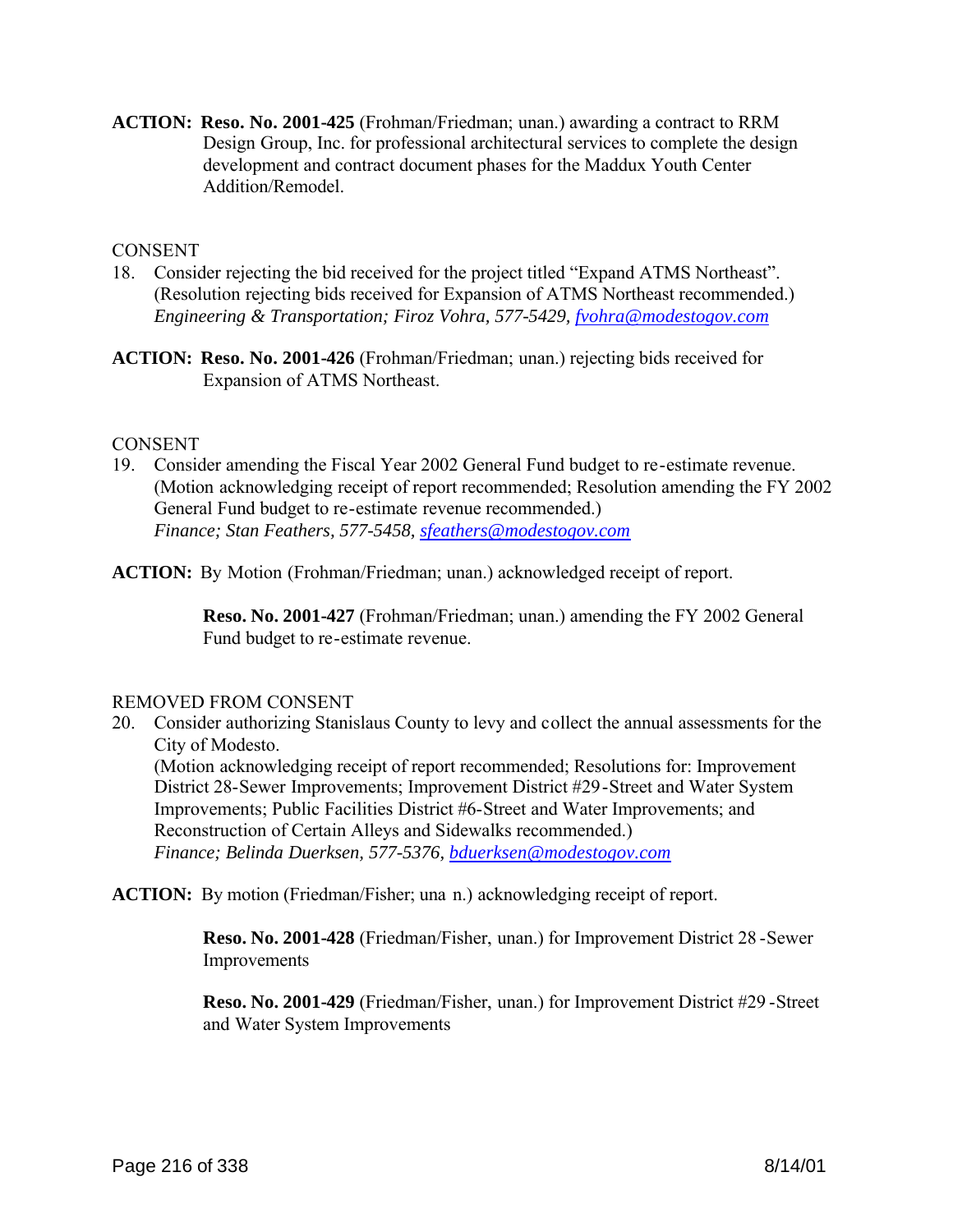**ACTION:** **Reso. No. 2001-425** (Frohman/Friedman; unan.) awarding a contract to RRM Design Group, Inc. for professional architectural services to complete the design development and contract document phases for the Maddux Youth Center Addition/Remodel.

CONSENT

18. Consider rejecting the bid received for the project titled "Expand ATMS Northeast". (Resolution rejecting bids received for Expansion of ATMS Northeast recommended.)
*Engineering & Transportation; Firoz Vohra, 577-5429, fvohra@modestogov.com*

**ACTION:** **Reso. No. 2001-426** (Frohman/Friedman; unan.) rejecting bids received for Expansion of ATMS Northeast.

CONSENT

19. Consider amending the Fiscal Year 2002 General Fund budget to re-estimate revenue. (Motion acknowledging receipt of report recommended; Resolution amending the FY 2002 General Fund budget to re-estimate revenue recommended.)
*Finance; Stan Feathers, 577-5458, sfeathers@modestogov.com*

**ACTION:** By Motion (Frohman/Friedman; unan.) acknowledged receipt of report.

**Reso. No. 2001-427** (Frohman/Friedman; unan.) amending the FY 2002 General Fund budget to re-estimate revenue.

REMOVED FROM CONSENT

20. Consider authorizing Stanislaus County to levy and collect the annual assessments for the City of Modesto.
(Motion acknowledging receipt of report recommended; Resolutions for: Improvement District 28-Sewer Improvements; Improvement District #29-Street and Water System Improvements; Public Facilities District #6-Street and Water Improvements; and Reconstruction of Certain Alleys and Sidewalks recommended.)
*Finance; Belinda Duerksen, 577-5376, bduerksen@modestogov.com*

**ACTION:** By motion (Friedman/Fisher; una n.) acknowledging receipt of report.

**Reso. No. 2001-428** (Friedman/Fisher, unan.) for Improvement District 28 -Sewer Improvements

**Reso. No. 2001-429** (Friedman/Fisher, unan.) for Improvement District #29 -Street and Water System Improvements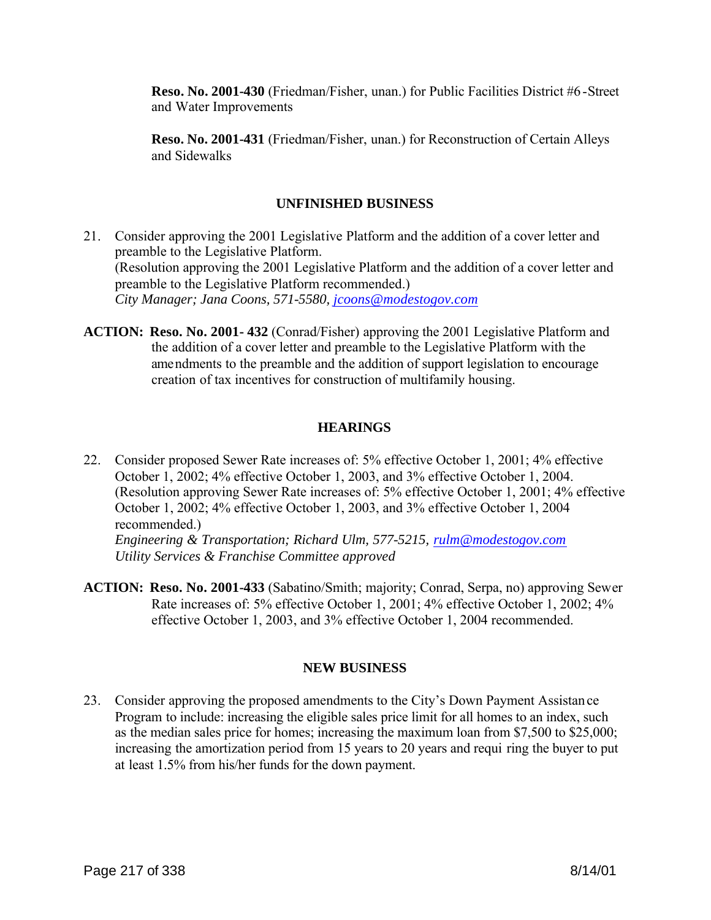**Reso. No. 2001-430** (Friedman/Fisher, unan.) for Public Facilities District #6-Street and Water Improvements

**Reso. No. 2001-431** (Friedman/Fisher, unan.) for Reconstruction of Certain Alleys and Sidewalks

## UNFINISHED BUSINESS

21. Consider approving the 2001 Legislative Platform and the addition of a cover letter and preamble to the Legislative Platform.
(Resolution approving the 2001 Legislative Platform and the addition of a cover letter and preamble to the Legislative Platform recommended.)
*City Manager; Jana Coons, 571-5580, jcoons@modestogov.com*

**ACTION: Reso. No. 2001- 432** (Conrad/Fisher) approving the 2001 Legislative Platform and the addition of a cover letter and preamble to the Legislative Platform with the amendments to the preamble and the addition of support legislation to encourage creation of tax incentives for construction of multifamily housing.

## HEARINGS

22. Consider proposed Sewer Rate increases of: 5% effective October 1, 2001; 4% effective October 1, 2002; 4% effective October 1, 2003, and 3% effective October 1, 2004.
(Resolution approving Sewer Rate increases of: 5% effective October 1, 2001; 4% effective October 1, 2002; 4% effective October 1, 2003, and 3% effective October 1, 2004 recommended.)
*Engineering & Transportation; Richard Ulm, 577-5215, rulm@modestogov.com*
*Utility Services & Franchise Committee approved*

**ACTION: Reso. No. 2001-433** (Sabatino/Smith; majority; Conrad, Serpa, no) approving Sewer Rate increases of: 5% effective October 1, 2001; 4% effective October 1, 2002; 4% effective October 1, 2003, and 3% effective October 1, 2004 recommended.

## NEW BUSINESS

23. Consider approving the proposed amendments to the City's Down Payment Assistance Program to include: increasing the eligible sales price limit for all homes to an index, such as the median sales price for homes; increasing the maximum loan from $7,500 to $25,000; increasing the amortization period from 15 years to 20 years and requiring the buyer to put at least 1.5% from his/her funds for the down payment.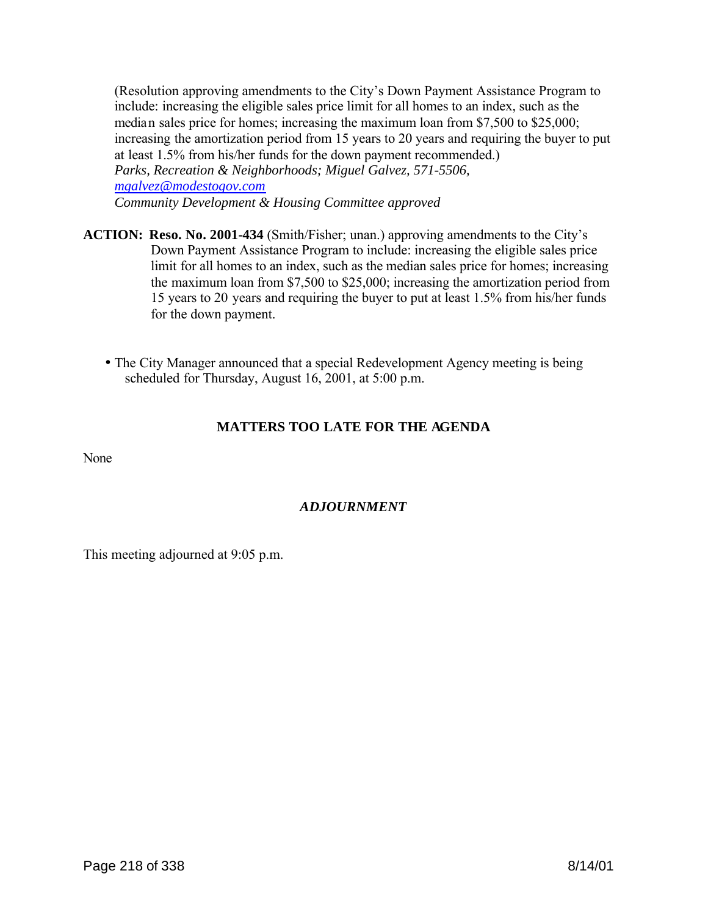(Resolution approving amendments to the City's Down Payment Assistance Program to include: increasing the eligible sales price limit for all homes to an index, such as the median sales price for homes; increasing the maximum loan from $7,500 to $25,000; increasing the amortization period from 15 years to 20 years and requiring the buyer to put at least 1.5% from his/her funds for the down payment recommended.)
*Parks, Recreation & Neighborhoods; Miguel Galvez, 571-5506,*
*[mgalvez@modestogov.com](mailto:mgalvez@modestogov.com)*
*Community Development & Housing Committee approved*

**ACTION: Reso. No. 2001-434** (Smith/Fisher; unan.) approving amendments to the City's Down Payment Assistance Program to include: increasing the eligible sales price limit for all homes to an index, such as the median sales price for homes; increasing the maximum loan from $7,500 to $25,000; increasing the amortization period from 15 years to 20 years and requiring the buyer to put at least 1.5% from his/her funds for the down payment.

- The City Manager announced that a special Redevelopment Agency meeting is being scheduled for Thursday, August 16, 2001, at 5:00 p.m.

## MATTERS TOO LATE FOR THE AGENDA

None

## *ADJOURNMENT*

This meeting adjourned at 9:05 p.m.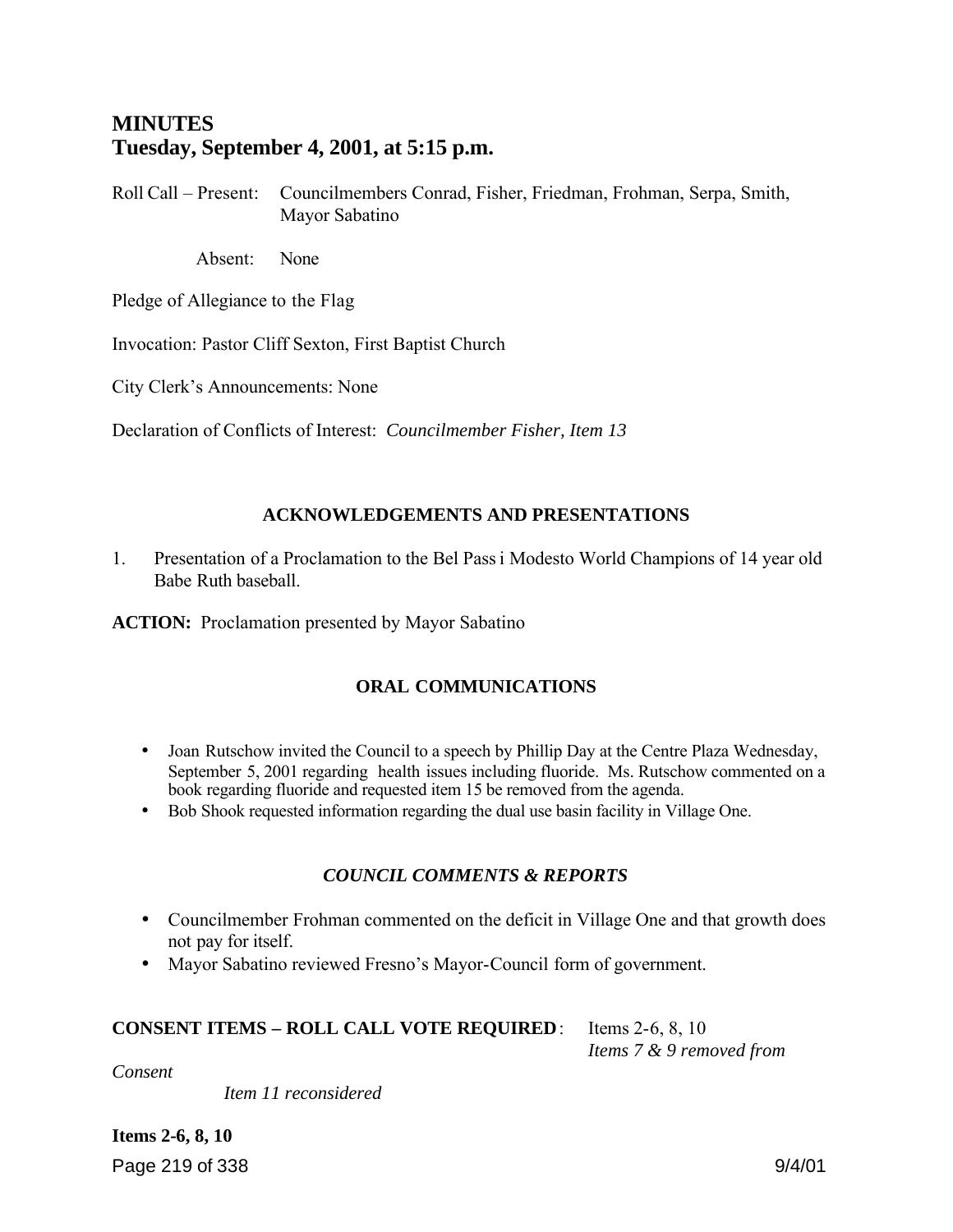# MINUTES
## Tuesday, September 4, 2001, at 5:15 p.m.

Roll Call – Present: Councilmembers Conrad, Fisher, Friedman, Frohman, Serpa, Smith, Mayor Sabatino

Absent: None

Pledge of Allegiance to the Flag

Invocation: Pastor Cliff Sexton, First Baptist Church

City Clerk's Announcements: None

Declaration of Conflicts of Interest: *Councilmember Fisher, Item 13*

### ACKNOWLEDGEMENTS AND PRESENTATIONS

1. Presentation of a Proclamation to the Bel Passi Modesto World Champions of 14 year old Babe Ruth baseball.

**ACTION:** Proclamation presented by Mayor Sabatino

### ORAL COMMUNICATIONS

- Joan Rutschow invited the Council to a speech by Phillip Day at the Centre Plaza Wednesday, September 5, 2001 regarding health issues including fluoride. Ms. Rutschow commented on a book regarding fluoride and requested item 15 be removed from the agenda.
- Bob Shook requested information regarding the dual use basin facility in Village One.

### *COUNCIL COMMENTS & REPORTS*

- Councilmember Frohman commented on the deficit in Village One and that growth does not pay for itself.
- Mayor Sabatino reviewed Fresno's Mayor-Council form of government.

**CONSENT ITEMS – ROLL CALL VOTE REQUIRED**: Items 2-6, 8, 10
*Items 7 & 9 removed from Consent*
*Item 11 reconsidered*

**Items 2-6, 8, 10**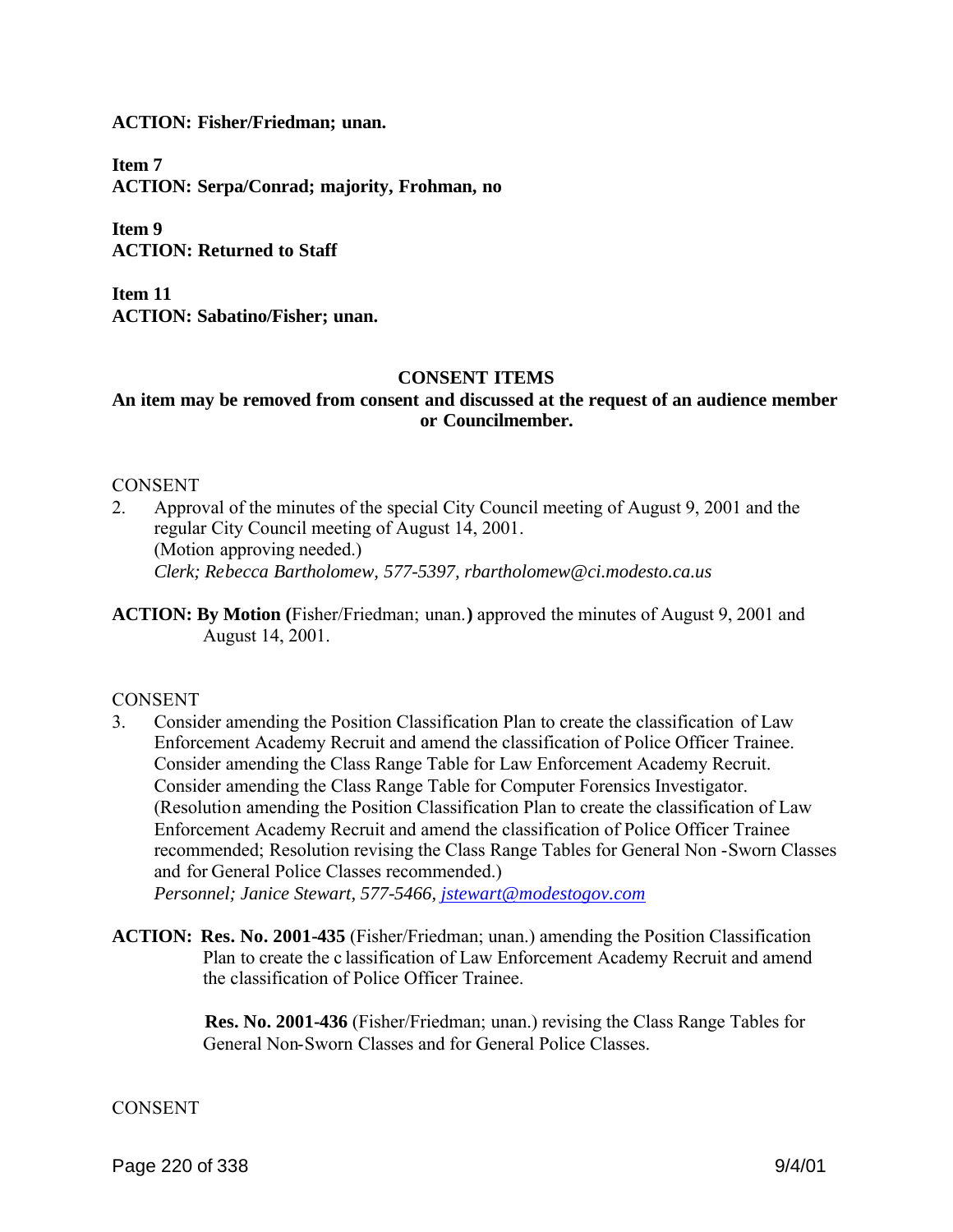**ACTION: Fisher/Friedman; unan.**

**Item 7**
**ACTION: Serpa/Conrad; majority, Frohman, no**

**Item 9**
**ACTION: Returned to Staff**

**Item 11**
**ACTION: Sabatino/Fisher; unan.**

## CONSENT ITEMS

**An item may be removed from consent and discussed at the request of an audience member or Councilmember.**

CONSENT

2. Approval of the minutes of the special City Council meeting of August 9, 2001 and the regular City Council meeting of August 14, 2001.
   (Motion approving needed.)
   *Clerk; Rebecca Bartholomew, 577-5397, rbartholomew@ci.modesto.ca.us*

**ACTION: By Motion (**Fisher/Friedman; unan.**)** approved the minutes of August 9, 2001 and August 14, 2001.

CONSENT

3. Consider amending the Position Classification Plan to create the classification of Law Enforcement Academy Recruit and amend the classification of Police Officer Trainee. Consider amending the Class Range Table for Law Enforcement Academy Recruit. Consider amending the Class Range Table for Computer Forensics Investigator.
   (Resolution amending the Position Classification Plan to create the classification of Law Enforcement Academy Recruit and amend the classification of Police Officer Trainee recommended; Resolution revising the Class Range Tables for General Non -Sworn Classes and for General Police Classes recommended.)
   *Personnel; Janice Stewart, 577-5466, jstewart@modestogov.com*

**ACTION: Res. No. 2001-435** (Fisher/Friedman; unan.) amending the Position Classification Plan to create the c lassification of Law Enforcement Academy Recruit and amend the classification of Police Officer Trainee.

**Res. No. 2001-436** (Fisher/Friedman; unan.) revising the Class Range Tables for General Non-Sworn Classes and for General Police Classes.

CONSENT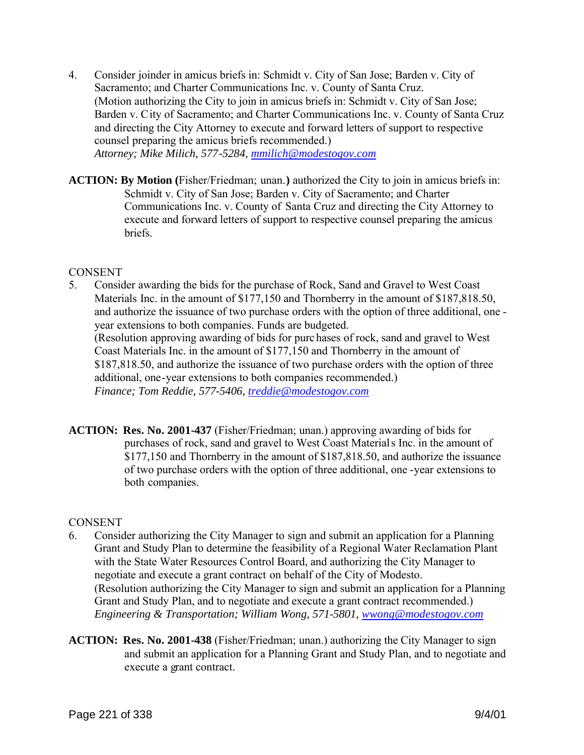4. Consider joinder in amicus briefs in: Schmidt v. City of San Jose; Barden v. City of Sacramento; and Charter Communications Inc. v. County of Santa Cruz.
   (Motion authorizing the City to join in amicus briefs in: Schmidt v. City of San Jose; Barden v. City of Sacramento; and Charter Communications Inc. v. County of Santa Cruz and directing the City Attorney to execute and forward letters of support to respective counsel preparing the amicus briefs recommended.)
   *Attorney; Mike Milich, 577-5284, [mmilich@modestogov.com](mailto:mmilich@modestogov.com)*

**ACTION: By Motion (**Fisher/Friedman; unan.**)** authorized the City to join in amicus briefs in: Schmidt v. City of San Jose; Barden v. City of Sacramento; and Charter Communications Inc. v. County of Santa Cruz and directing the City Attorney to execute and forward letters of support to respective counsel preparing the amicus briefs.

CONSENT

5. Consider awarding the bids for the purchase of Rock, Sand and Gravel to West Coast Materials Inc. in the amount of $177,150 and Thornberry in the amount of $187,818.50, and authorize the issuance of two purchase orders with the option of three additional, one-year extensions to both companies. Funds are budgeted.
   (Resolution approving awarding of bids for purchases of rock, sand and gravel to West Coast Materials Inc. in the amount of $177,150 and Thornberry in the amount of $187,818.50, and authorize the issuance of two purchase orders with the option of three additional, one-year extensions to both companies recommended.)
   *Finance; Tom Reddie, 577-5406, [treddie@modestogov.com](mailto:treddie@modestogov.com)*

**ACTION: Res. No. 2001-437** (Fisher/Friedman; unan.) approving awarding of bids for purchases of rock, sand and gravel to West Coast Materials Inc. in the amount of $177,150 and Thornberry in the amount of $187,818.50, and authorize the issuance of two purchase orders with the option of three additional, one-year extensions to both companies.

CONSENT

6. Consider authorizing the City Manager to sign and submit an application for a Planning Grant and Study Plan to determine the feasibility of a Regional Water Reclamation Plant with the State Water Resources Control Board, and authorizing the City Manager to negotiate and execute a grant contract on behalf of the City of Modesto.
   (Resolution authorizing the City Manager to sign and submit an application for a Planning Grant and Study Plan, and to negotiate and execute a grant contract recommended.)
   *Engineering & Transportation; William Wong, 571-5801, [wwong@modestogov.com](mailto:wwong@modestogov.com)*

**ACTION: Res. No. 2001-438** (Fisher/Friedman; unan.) authorizing the City Manager to sign and submit an application for a Planning Grant and Study Plan, and to negotiate and execute a grant contract.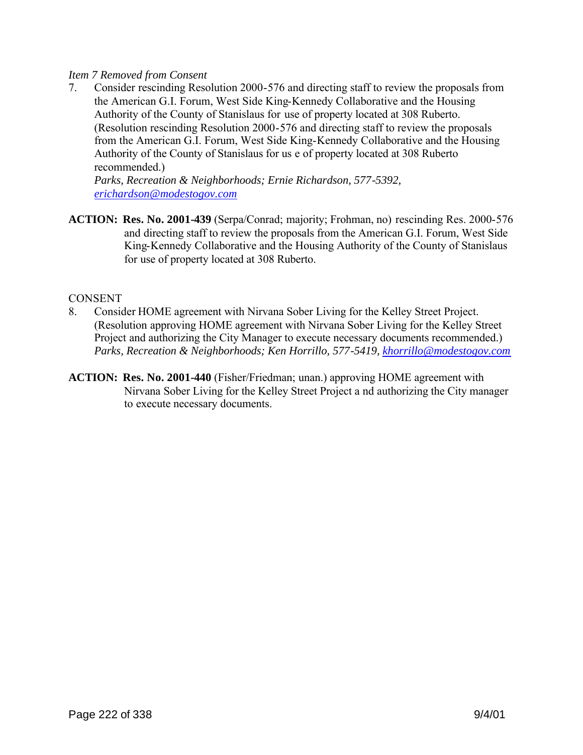*Item 7 Removed from Consent*

7. Consider rescinding Resolution 2000-576 and directing staff to review the proposals from the American G.I. Forum, West Side King-Kennedy Collaborative and the Housing Authority of the County of Stanislaus for use of property located at 308 Ruberto. (Resolution rescinding Resolution 2000-576 and directing staff to review the proposals from the American G.I. Forum, West Side King-Kennedy Collaborative and the Housing Authority of the County of Stanislaus for us e of property located at 308 Ruberto recommended.)
   *Parks, Recreation & Neighborhoods; Ernie Richardson, 577-5392, erichardson@modestogov.com*

**ACTION: Res. No. 2001-439** (Serpa/Conrad; majority; Frohman, no) rescinding Res. 2000-576 and directing staff to review the proposals from the American G.I. Forum, West Side King-Kennedy Collaborative and the Housing Authority of the County of Stanislaus for use of property located at 308 Ruberto.

CONSENT

8. Consider HOME agreement with Nirvana Sober Living for the Kelley Street Project. (Resolution approving HOME agreement with Nirvana Sober Living for the Kelley Street Project and authorizing the City Manager to execute necessary documents recommended.)
   *Parks, Recreation & Neighborhoods; Ken Horrillo, 577-5419, khorrillo@modestogov.com*

**ACTION: Res. No. 2001-440** (Fisher/Friedman; unan.) approving HOME agreement with Nirvana Sober Living for the Kelley Street Project a nd authorizing the City manager to execute necessary documents.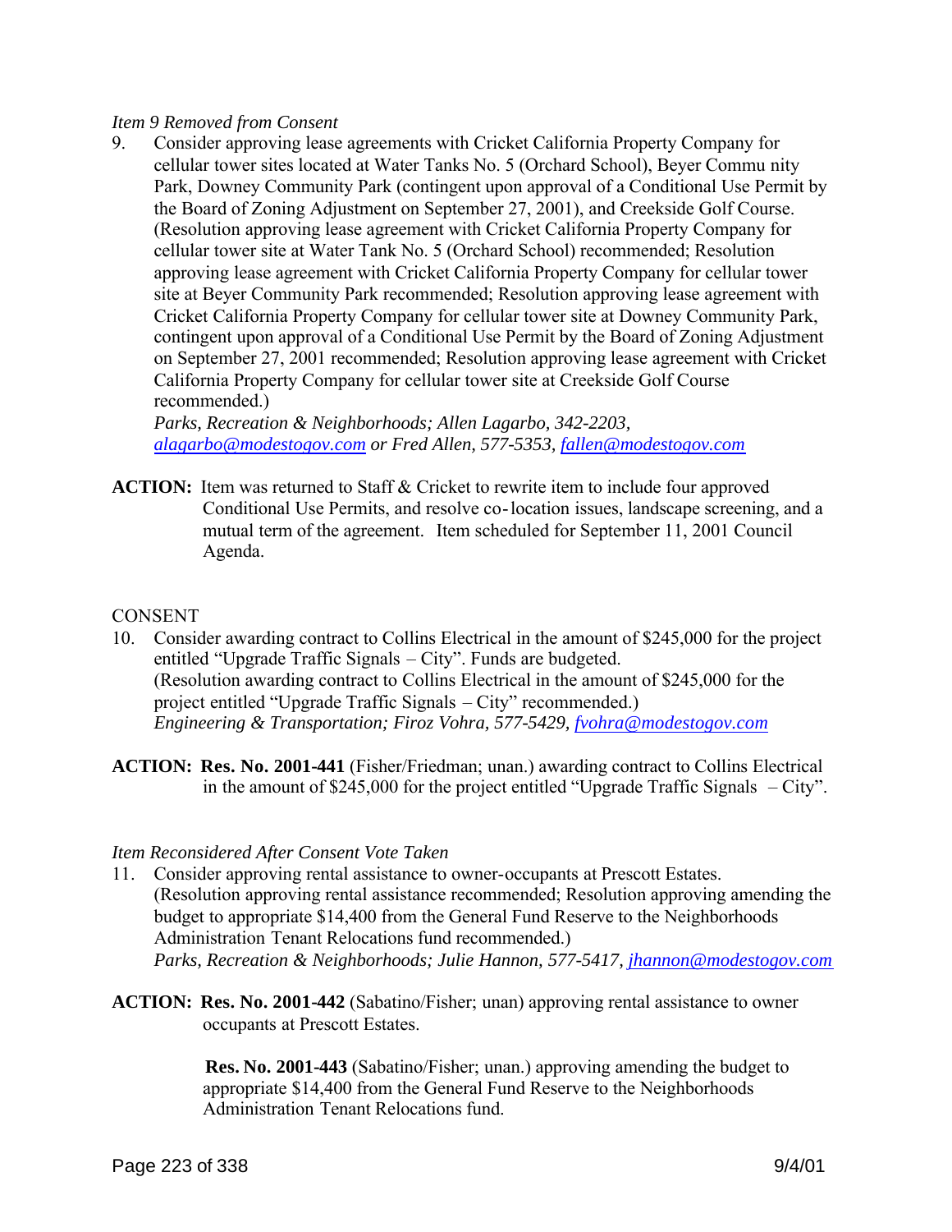*Item 9 Removed from Consent*

9. Consider approving lease agreements with Cricket California Property Company for cellular tower sites located at Water Tanks No. 5 (Orchard School), Beyer Commu nity Park, Downey Community Park (contingent upon approval of a Conditional Use Permit by the Board of Zoning Adjustment on September 27, 2001), and Creekside Golf Course. (Resolution approving lease agreement with Cricket California Property Company for cellular tower site at Water Tank No. 5 (Orchard School) recommended; Resolution approving lease agreement with Cricket California Property Company for cellular tower site at Beyer Community Park recommended; Resolution approving lease agreement with Cricket California Property Company for cellular tower site at Downey Community Park, contingent upon approval of a Conditional Use Permit by the Board of Zoning Adjustment on September 27, 2001 recommended; Resolution approving lease agreement with Cricket California Property Company for cellular tower site at Creekside Golf Course recommended.)
*Parks, Recreation & Neighborhoods; Allen Lagarbo, 342-2203, alagarbo@modestogov.com or Fred Allen, 577-5353, fallen@modestogov.com*

**ACTION:** Item was returned to Staff & Cricket to rewrite item to include four approved Conditional Use Permits, and resolve co-location issues, landscape screening, and a mutual term of the agreement. Item scheduled for September 11, 2001 Council Agenda.

CONSENT

10. Consider awarding contract to Collins Electrical in the amount of $245,000 for the project entitled "Upgrade Traffic Signals – City". Funds are budgeted.
(Resolution awarding contract to Collins Electrical in the amount of $245,000 for the project entitled "Upgrade Traffic Signals – City" recommended.)
*Engineering & Transportation; Firoz Vohra, 577-5429, fvohra@modestogov.com*

**ACTION: Res. No. 2001-441** (Fisher/Friedman; unan.) awarding contract to Collins Electrical in the amount of $245,000 for the project entitled "Upgrade Traffic Signals – City".

*Item Reconsidered After Consent Vote Taken*

11. Consider approving rental assistance to owner-occupants at Prescott Estates.
(Resolution approving rental assistance recommended; Resolution approving amending the budget to appropriate $14,400 from the General Fund Reserve to the Neighborhoods Administration Tenant Relocations fund recommended.)
*Parks, Recreation & Neighborhoods; Julie Hannon, 577-5417, jhannon@modestogov.com*

**ACTION: Res. No. 2001-442** (Sabatino/Fisher; unan) approving rental assistance to owner occupants at Prescott Estates.

**Res. No. 2001-443** (Sabatino/Fisher; unan.) approving amending the budget to appropriate $14,400 from the General Fund Reserve to the Neighborhoods Administration Tenant Relocations fund.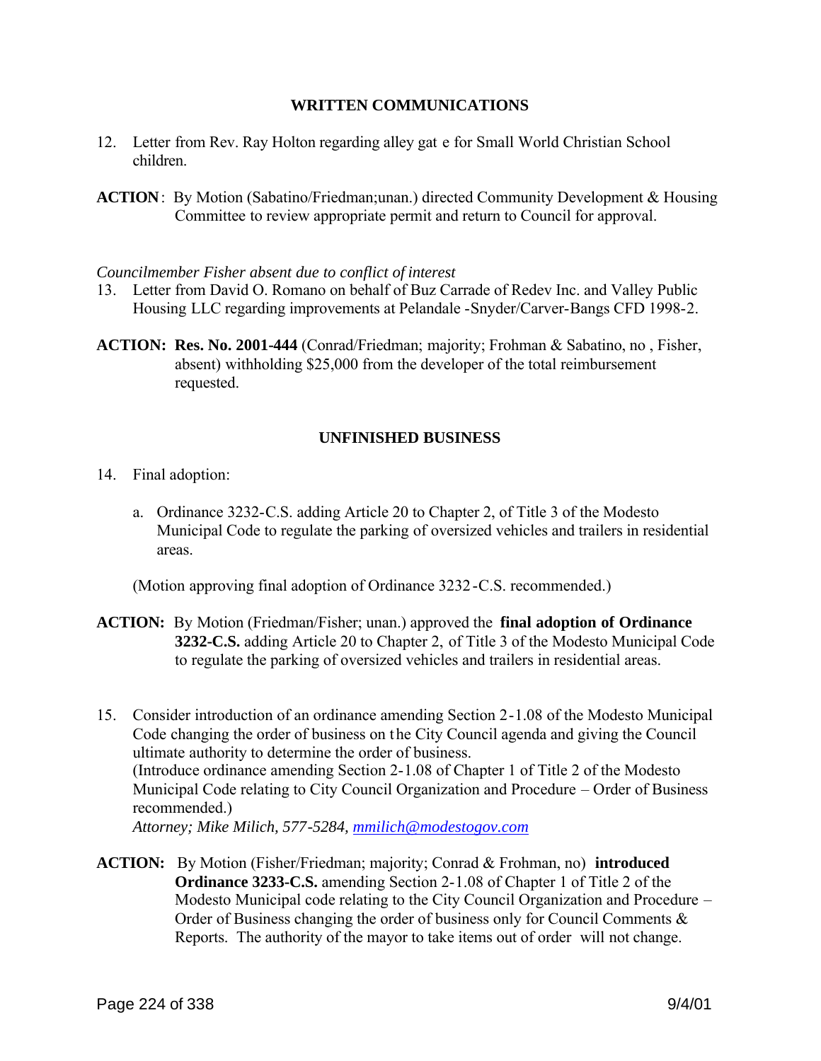## WRITTEN COMMUNICATIONS

12. Letter from Rev. Ray Holton regarding alley gat e for Small World Christian School children.

**ACTION**: By Motion (Sabatino/Friedman;unan.) directed Community Development & Housing Committee to review appropriate permit and return to Council for approval.

*Councilmember Fisher absent due to conflict of interest*

13. Letter from David O. Romano on behalf of Buz Carrade of Redev Inc. and Valley Public Housing LLC regarding improvements at Pelandale -Snyder/Carver-Bangs CFD 1998-2.

**ACTION: Res. No. 2001-444** (Conrad/Friedman; majority; Frohman & Sabatino, no , Fisher, absent) withholding $25,000 from the developer of the total reimbursement requested.

## UNFINISHED BUSINESS

14. Final adoption:

    a. Ordinance 3232-C.S. adding Article 20 to Chapter 2, of Title 3 of the Modesto Municipal Code to regulate the parking of oversized vehicles and trailers in residential areas.

    (Motion approving final adoption of Ordinance 3232-C.S. recommended.)

**ACTION:** By Motion (Friedman/Fisher; unan.) approved the **final adoption of Ordinance 3232-C.S.** adding Article 20 to Chapter 2, of Title 3 of the Modesto Municipal Code to regulate the parking of oversized vehicles and trailers in residential areas.

15. Consider introduction of an ordinance amending Section 2-1.08 of the Modesto Municipal Code changing the order of business on the City Council agenda and giving the Council ultimate authority to determine the order of business.
    (Introduce ordinance amending Section 2-1.08 of Chapter 1 of Title 2 of the Modesto Municipal Code relating to City Council Organization and Procedure – Order of Business recommended.)
    *Attorney; Mike Milich, 577-5284, mmilich@modestogov.com*

**ACTION:** By Motion (Fisher/Friedman; majority; Conrad & Frohman, no) **introduced Ordinance 3233-C.S.** amending Section 2-1.08 of Chapter 1 of Title 2 of the Modesto Municipal code relating to the City Council Organization and Procedure – Order of Business changing the order of business only for Council Comments & Reports. The authority of the mayor to take items out of order will not change.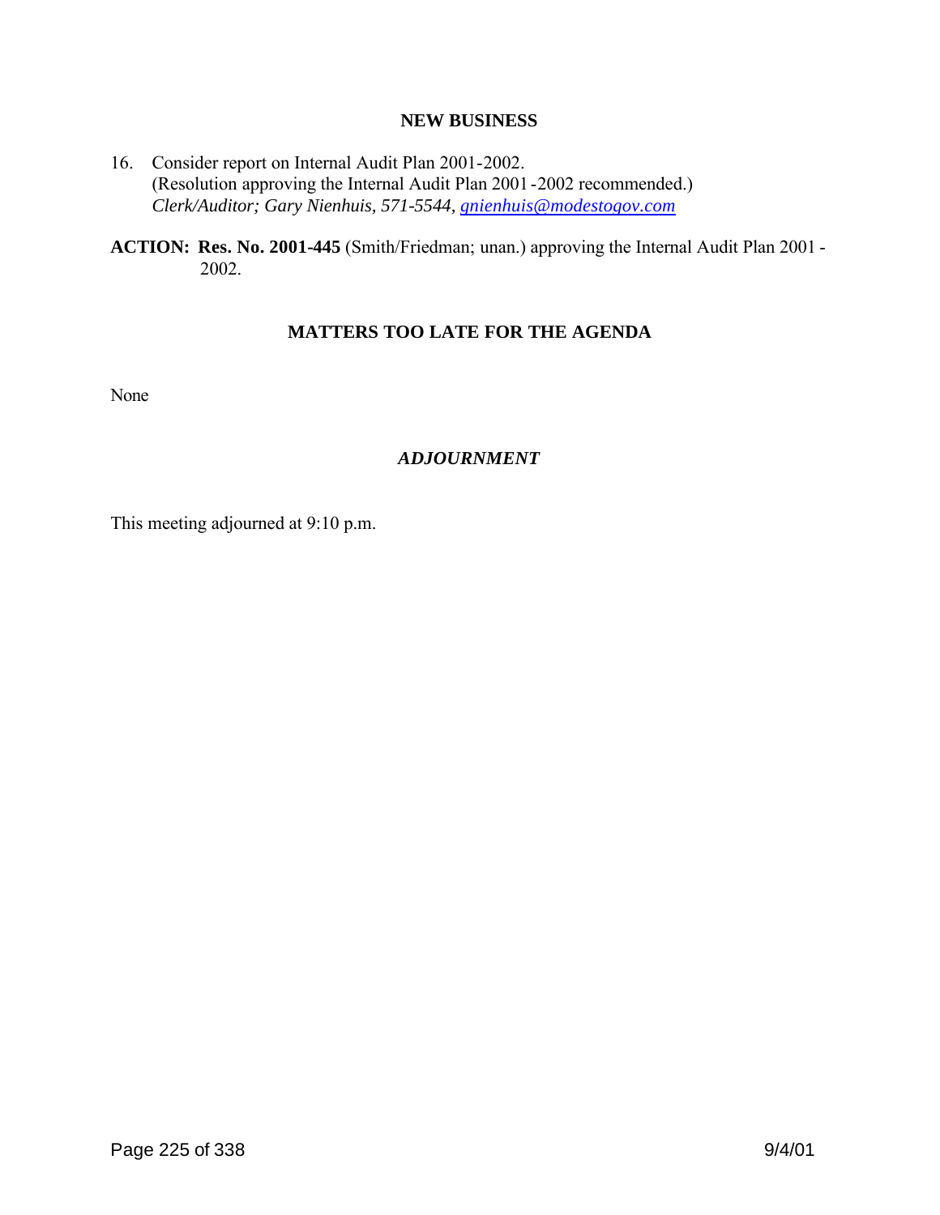## NEW BUSINESS

16. Consider report on Internal Audit Plan 2001-2002.
    (Resolution approving the Internal Audit Plan 2001-2002 recommended.)
    *Clerk/Auditor; Gary Nienhuis, 571-5544, gnienhuis@modestogov.com*

**ACTION: Res. No. 2001-445** (Smith/Friedman; unan.) approving the Internal Audit Plan 2001 - 2002.

## MATTERS TOO LATE FOR THE AGENDA

None

## *ADJOURNMENT*

This meeting adjourned at 9:10 p.m.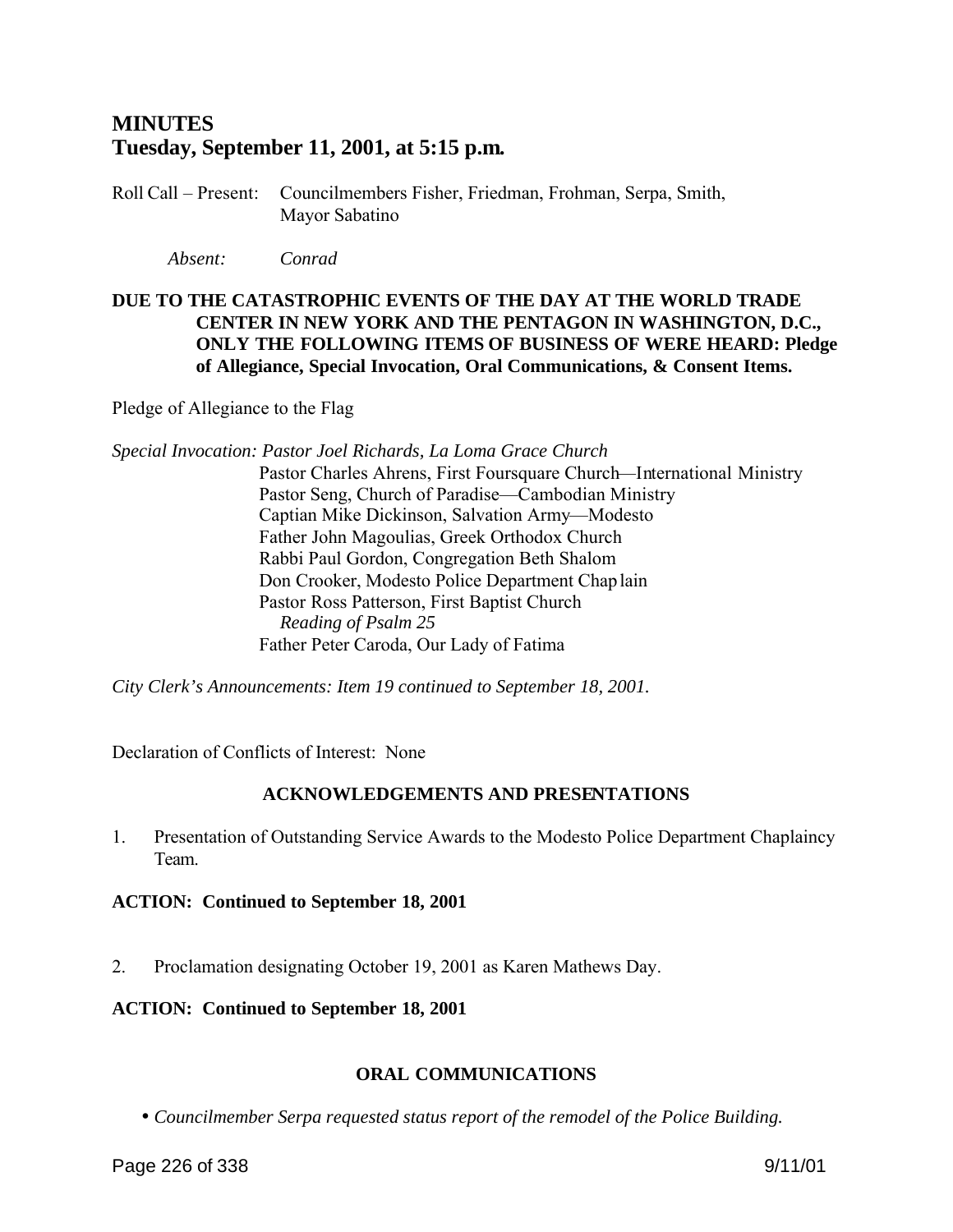# MINUTES
# Tuesday, September 11, 2001, at 5:15 p.m.

Roll Call – Present: Councilmembers Fisher, Friedman, Frohman, Serpa, Smith, Mayor Sabatino

*Absent: Conrad*

**DUE TO THE CATASTROPHIC EVENTS OF THE DAY AT THE WORLD TRADE CENTER IN NEW YORK AND THE PENTAGON IN WASHINGTON, D.C., ONLY THE FOLLOWING ITEMS OF BUSINESS OF WERE HEARD: Pledge of Allegiance, Special Invocation, Oral Communications, & Consent Items.**

Pledge of Allegiance to the Flag

*Special Invocation: Pastor Joel Richards, La Loma Grace Church*
Pastor Charles Ahrens, First Foursquare Church—International Ministry
Pastor Seng, Church of Paradise—Cambodian Ministry
Captian Mike Dickinson, Salvation Army—Modesto
Father John Magoulias, Greek Orthodox Church
Rabbi Paul Gordon, Congregation Beth Shalom
Don Crooker, Modesto Police Department Chaplain
Pastor Ross Patterson, First Baptist Church
*Reading of Psalm 25*
Father Peter Caroda, Our Lady of Fatima

*City Clerk's Announcements: Item 19 continued to September 18, 2001.*

Declaration of Conflicts of Interest: None

## ACKNOWLEDGEMENTS AND PRESENTATIONS

1. Presentation of Outstanding Service Awards to the Modesto Police Department Chaplaincy Team.

**ACTION: Continued to September 18, 2001**

2. Proclamation designating October 19, 2001 as Karen Mathews Day.

**ACTION: Continued to September 18, 2001**

## ORAL COMMUNICATIONS

- *Councilmember Serpa requested status report of the remodel of the Police Building.*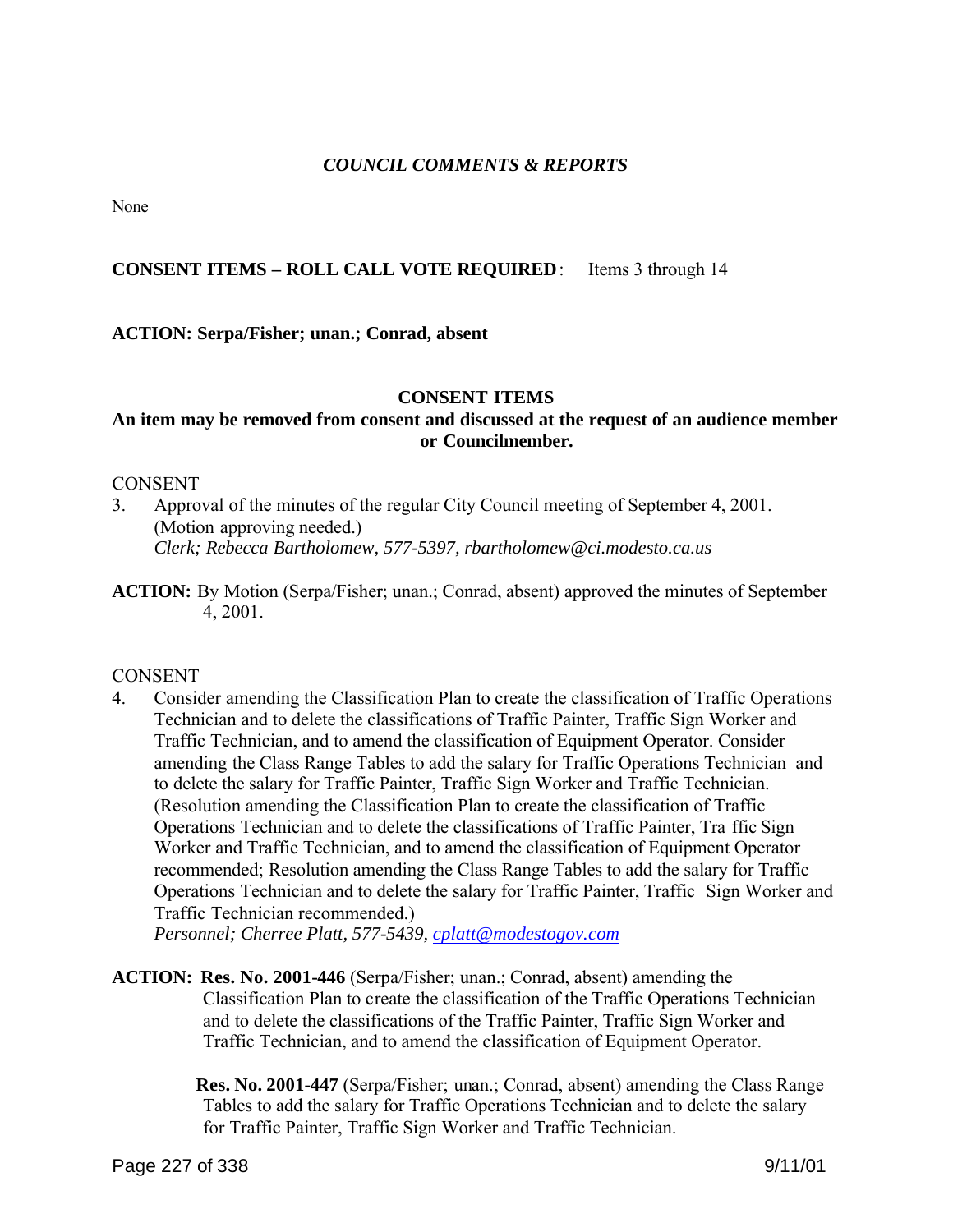## *COUNCIL COMMENTS & REPORTS*

None

**CONSENT ITEMS – ROLL CALL VOTE REQUIRED**: Items 3 through 14

**ACTION: Serpa/Fisher; unan.; Conrad, absent**

**CONSENT ITEMS**

**An item may be removed from consent and discussed at the request of an audience member or Councilmember.**

CONSENT

3. Approval of the minutes of the regular City Council meeting of September 4, 2001. (Motion approving needed.)
   *Clerk; Rebecca Bartholomew, 577-5397, rbartholomew@ci.modesto.ca.us*

**ACTION:** By Motion (Serpa/Fisher; unan.; Conrad, absent) approved the minutes of September 4, 2001.

CONSENT

4. Consider amending the Classification Plan to create the classification of Traffic Operations Technician and to delete the classifications of Traffic Painter, Traffic Sign Worker and Traffic Technician, and to amend the classification of Equipment Operator. Consider amending the Class Range Tables to add the salary for Traffic Operations Technician and to delete the salary for Traffic Painter, Traffic Sign Worker and Traffic Technician. (Resolution amending the Classification Plan to create the classification of Traffic Operations Technician and to delete the classifications of Traffic Painter, Traffic Sign Worker and Traffic Technician, and to amend the classification of Equipment Operator recommended; Resolution amending the Class Range Tables to add the salary for Traffic Operations Technician and to delete the salary for Traffic Painter, Traffic Sign Worker and Traffic Technician recommended.)
   *Personnel; Cherree Platt, 577-5439, cplatt@modestogov.com*

**ACTION: Res. No. 2001-446** (Serpa/Fisher; unan.; Conrad, absent) amending the Classification Plan to create the classification of the Traffic Operations Technician and to delete the classifications of the Traffic Painter, Traffic Sign Worker and Traffic Technician, and to amend the classification of Equipment Operator.

**Res. No. 2001-447** (Serpa/Fisher; unan.; Conrad, absent) amending the Class Range Tables to add the salary for Traffic Operations Technician and to delete the salary for Traffic Painter, Traffic Sign Worker and Traffic Technician.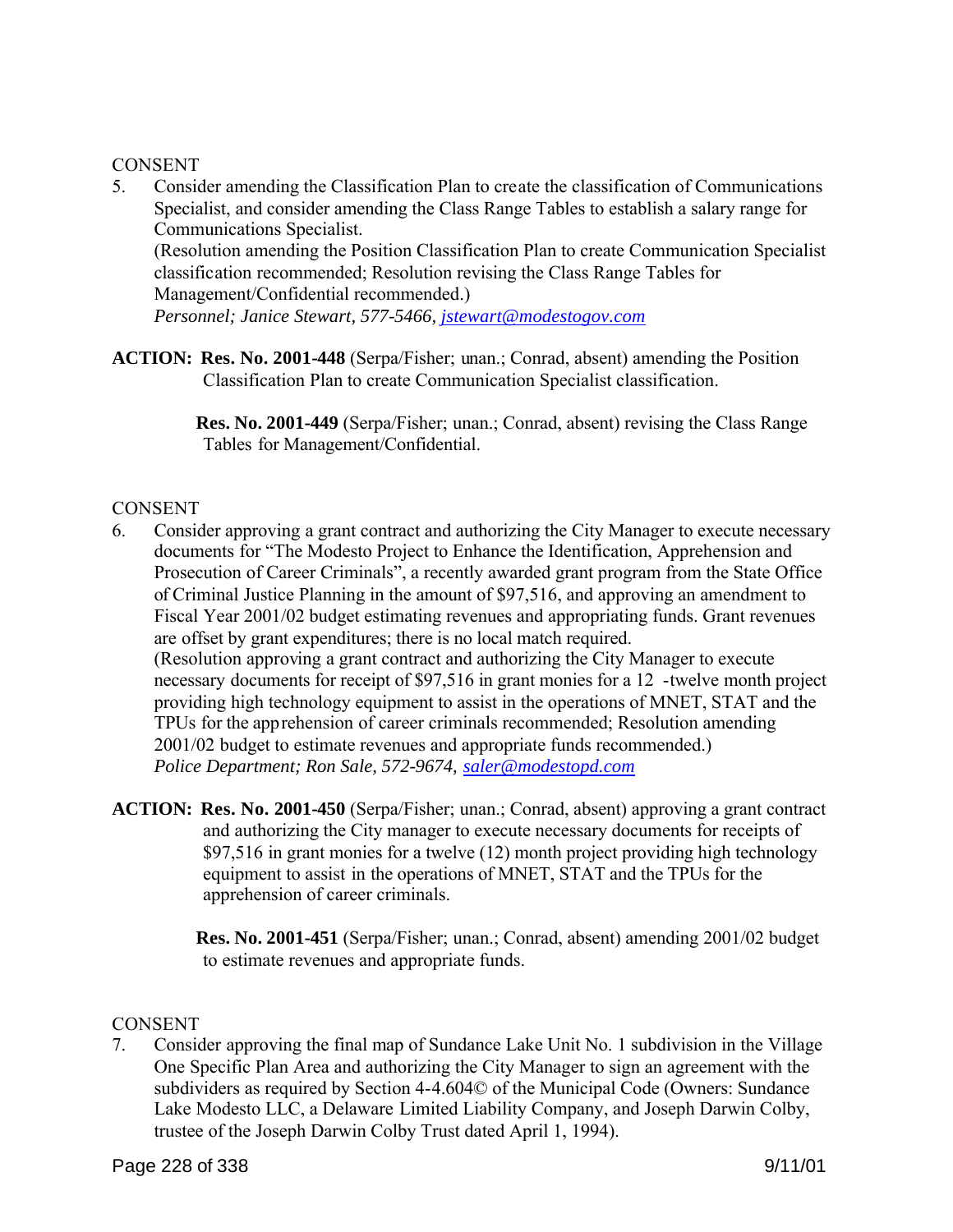CONSENT

5. Consider amending the Classification Plan to create the classification of Communications Specialist, and consider amending the Class Range Tables to establish a salary range for Communications Specialist.
(Resolution amending the Position Classification Plan to create Communication Specialist classification recommended; Resolution revising the Class Range Tables for Management/Confidential recommended.)
*Personnel; Janice Stewart, 577-5466, jstewart@modestogov.com*

**ACTION: Res. No. 2001-448** (Serpa/Fisher; unan.; Conrad, absent) amending the Position Classification Plan to create Communication Specialist classification.

**Res. No. 2001-449** (Serpa/Fisher; unan.; Conrad, absent) revising the Class Range Tables for Management/Confidential.

CONSENT

6. Consider approving a grant contract and authorizing the City Manager to execute necessary documents for "The Modesto Project to Enhance the Identification, Apprehension and Prosecution of Career Criminals", a recently awarded grant program from the State Office of Criminal Justice Planning in the amount of $97,516, and approving an amendment to Fiscal Year 2001/02 budget estimating revenues and appropriating funds. Grant revenues are offset by grant expenditures; there is no local match required.
(Resolution approving a grant contract and authorizing the City Manager to execute necessary documents for receipt of $97,516 in grant monies for a 12 -twelve month project providing high technology equipment to assist in the operations of MNET, STAT and the TPUs for the apprehension of career criminals recommended; Resolution amending 2001/02 budget to estimate revenues and appropriate funds recommended.)
*Police Department; Ron Sale, 572-9674, saler@modestopd.com*

**ACTION: Res. No. 2001-450** (Serpa/Fisher; unan.; Conrad, absent) approving a grant contract and authorizing the City manager to execute necessary documents for receipts of $97,516 in grant monies for a twelve (12) month project providing high technology equipment to assist in the operations of MNET, STAT and the TPUs for the apprehension of career criminals.

**Res. No. 2001-451** (Serpa/Fisher; unan.; Conrad, absent) amending 2001/02 budget to estimate revenues and appropriate funds.

CONSENT

7. Consider approving the final map of Sundance Lake Unit No. 1 subdivision in the Village One Specific Plan Area and authorizing the City Manager to sign an agreement with the subdividers as required by Section 4-4.604© of the Municipal Code (Owners: Sundance Lake Modesto LLC, a Delaware Limited Liability Company, and Joseph Darwin Colby, trustee of the Joseph Darwin Colby Trust dated April 1, 1994).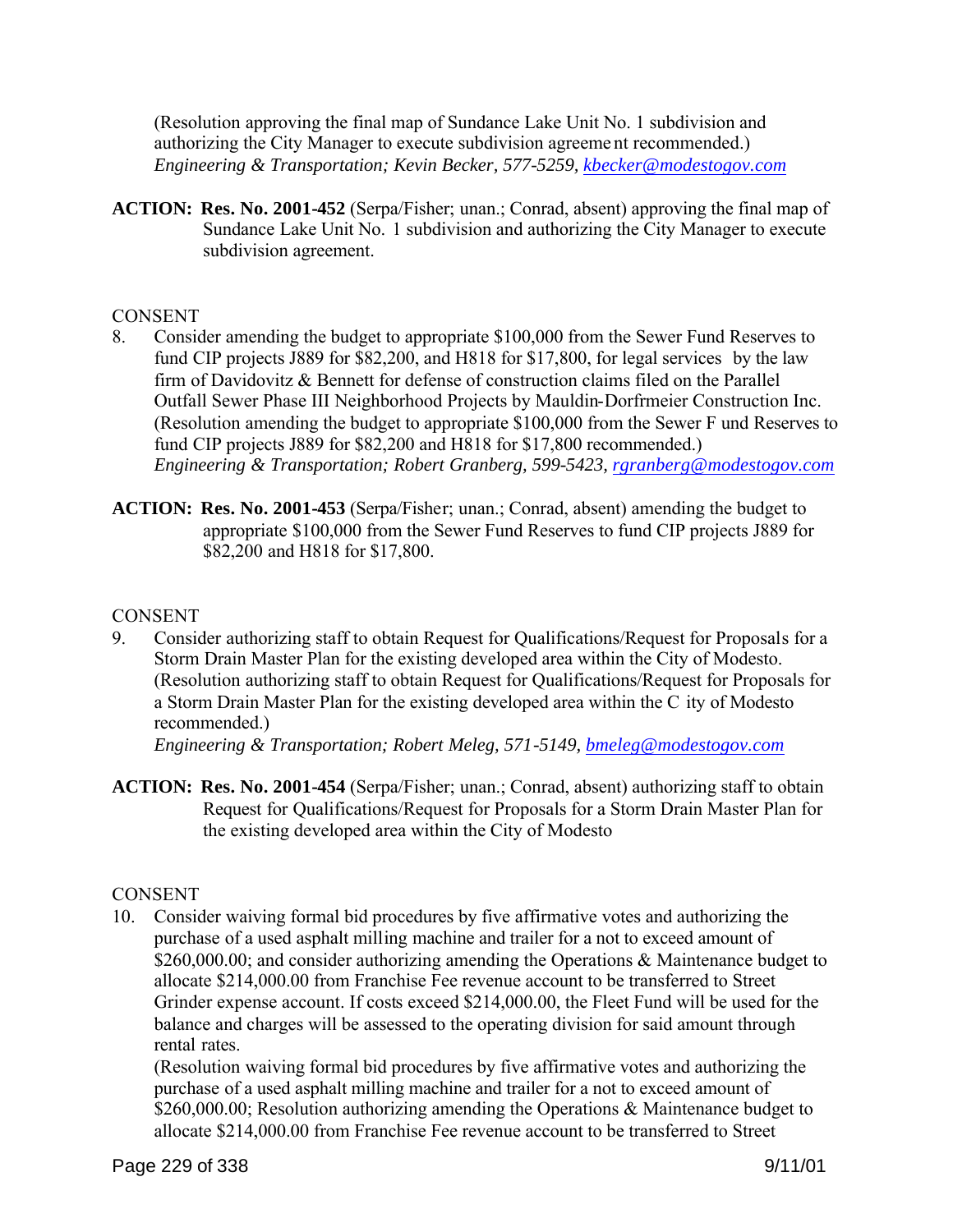(Resolution approving the final map of Sundance Lake Unit No. 1 subdivision and authorizing the City Manager to execute subdivision agreement recommended.)
*Engineering & Transportation; Kevin Becker, 577-5259, kbecker@modestogov.com*

**ACTION: Res. No. 2001-452** (Serpa/Fisher; unan.; Conrad, absent) approving the final map of Sundance Lake Unit No. 1 subdivision and authorizing the City Manager to execute subdivision agreement.

CONSENT

8. Consider amending the budget to appropriate $100,000 from the Sewer Fund Reserves to fund CIP projects J889 for $82,200, and H818 for $17,800, for legal services by the law firm of Davidovitz & Bennett for defense of construction claims filed on the Parallel Outfall Sewer Phase III Neighborhood Projects by Mauldin-Dorfrmeier Construction Inc.
(Resolution amending the budget to appropriate $100,000 from the Sewer Fund Reserves to fund CIP projects J889 for $82,200 and H818 for $17,800 recommended.)
*Engineering & Transportation; Robert Granberg, 599-5423, rgranberg@modestogov.com*

**ACTION: Res. No. 2001-453** (Serpa/Fisher; unan.; Conrad, absent) amending the budget to appropriate $100,000 from the Sewer Fund Reserves to fund CIP projects J889 for $82,200 and H818 for $17,800.

CONSENT

9. Consider authorizing staff to obtain Request for Qualifications/Request for Proposals for a Storm Drain Master Plan for the existing developed area within the City of Modesto.
(Resolution authorizing staff to obtain Request for Qualifications/Request for Proposals for a Storm Drain Master Plan for the existing developed area within the City of Modesto recommended.)
*Engineering & Transportation; Robert Meleg, 571-5149, bmeleg@modestogov.com*

**ACTION: Res. No. 2001-454** (Serpa/Fisher; unan.; Conrad, absent) authorizing staff to obtain Request for Qualifications/Request for Proposals for a Storm Drain Master Plan for the existing developed area within the City of Modesto

CONSENT

10. Consider waiving formal bid procedures by five affirmative votes and authorizing the purchase of a used asphalt milling machine and trailer for a not to exceed amount of $260,000.00; and consider authorizing amending the Operations & Maintenance budget to allocate $214,000.00 from Franchise Fee revenue account to be transferred to Street Grinder expense account. If costs exceed $214,000.00, the Fleet Fund will be used for the balance and charges will be assessed to the operating division for said amount through rental rates.
(Resolution waiving formal bid procedures by five affirmative votes and authorizing the purchase of a used asphalt milling machine and trailer for a not to exceed amount of $260,000.00; Resolution authorizing amending the Operations & Maintenance budget to allocate $214,000.00 from Franchise Fee revenue account to be transferred to Street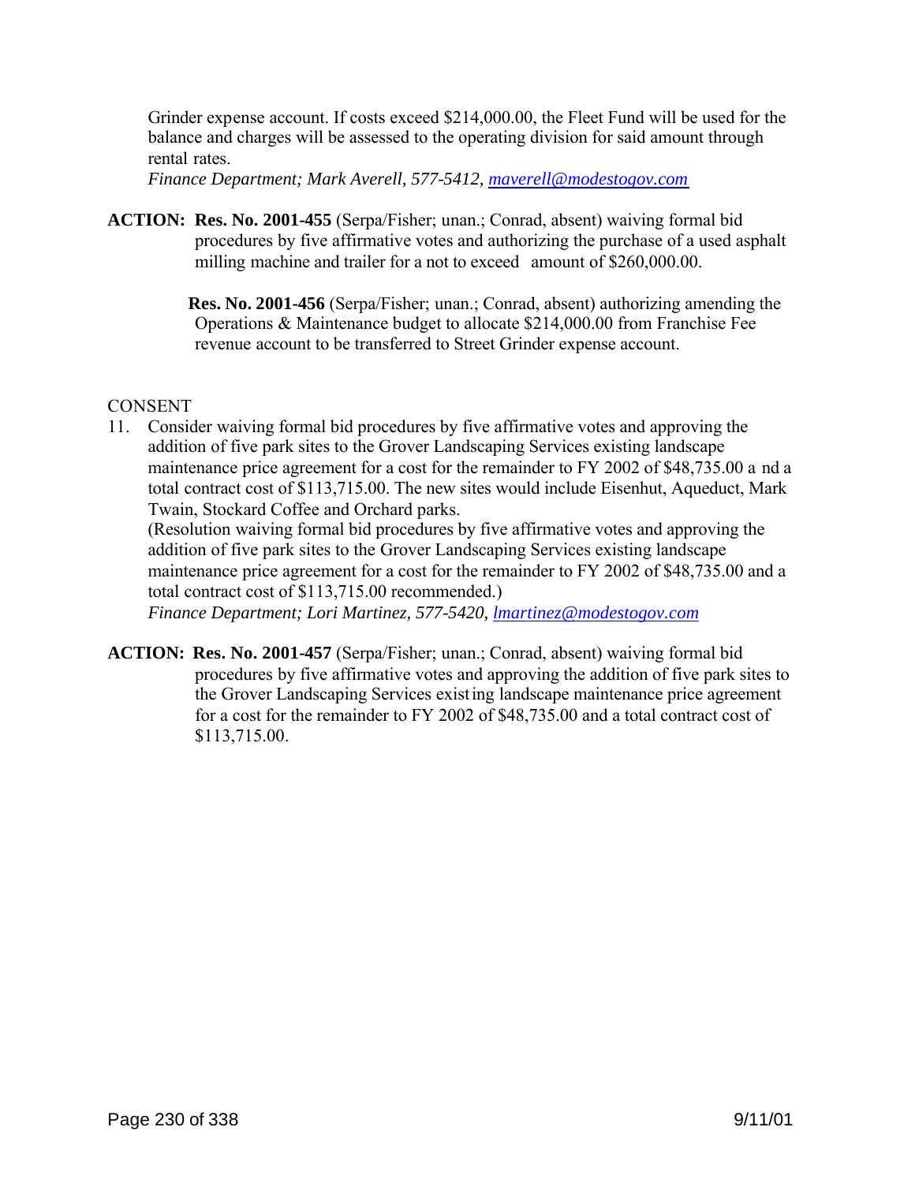Grinder expense account. If costs exceed $214,000.00, the Fleet Fund will be used for the balance and charges will be assessed to the operating division for said amount through rental rates.
*Finance Department; Mark Averell, 577-5412, maverell@modestogov.com*

**ACTION: Res. No. 2001-455** (Serpa/Fisher; unan.; Conrad, absent) waiving formal bid procedures by five affirmative votes and authorizing the purchase of a used asphalt milling machine and trailer for a not to exceed amount of $260,000.00.

**Res. No. 2001-456** (Serpa/Fisher; unan.; Conrad, absent) authorizing amending the Operations & Maintenance budget to allocate $214,000.00 from Franchise Fee revenue account to be transferred to Street Grinder expense account.

CONSENT

11. Consider waiving formal bid procedures by five affirmative votes and approving the addition of five park sites to the Grover Landscaping Services existing landscape maintenance price agreement for a cost for the remainder to FY 2002 of $48,735.00 and a total contract cost of $113,715.00. The new sites would include Eisenhut, Aqueduct, Mark Twain, Stockard Coffee and Orchard parks.
(Resolution waiving formal bid procedures by five affirmative votes and approving the addition of five park sites to the Grover Landscaping Services existing landscape maintenance price agreement for a cost for the remainder to FY 2002 of $48,735.00 and a total contract cost of $113,715.00 recommended.)
*Finance Department; Lori Martinez, 577-5420, lmartinez@modestogov.com*

**ACTION: Res. No. 2001-457** (Serpa/Fisher; unan.; Conrad, absent) waiving formal bid procedures by five affirmative votes and approving the addition of five park sites to the Grover Landscaping Services existing landscape maintenance price agreement for a cost for the remainder to FY 2002 of $48,735.00 and a total contract cost of $113,715.00.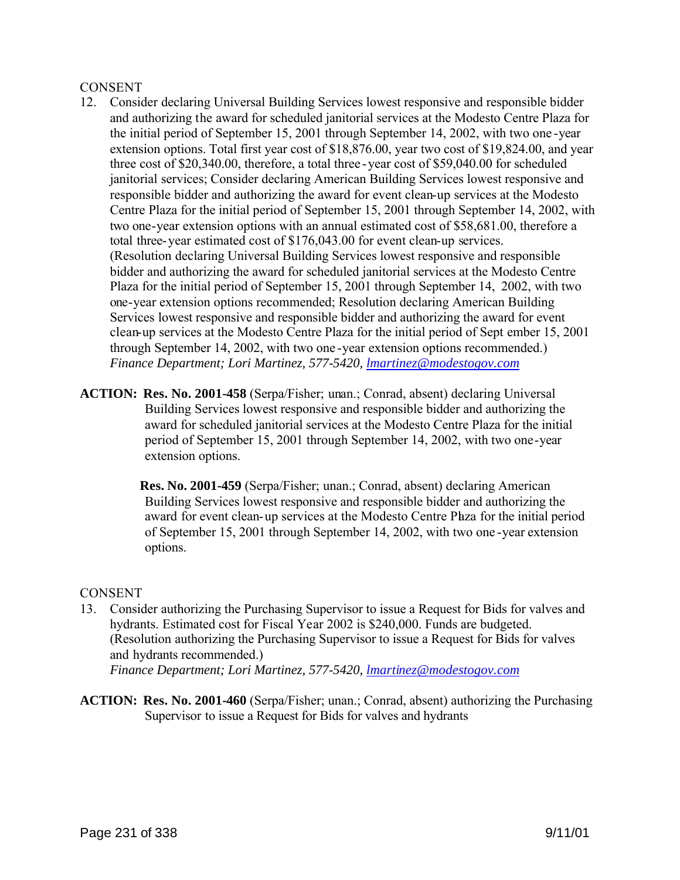CONSENT

12. Consider declaring Universal Building Services lowest responsive and responsible bidder and authorizing the award for scheduled janitorial services at the Modesto Centre Plaza for the initial period of September 15, 2001 through September 14, 2002, with two one-year extension options. Total first year cost of $18,876.00, year two cost of $19,824.00, and year three cost of $20,340.00, therefore, a total three-year cost of $59,040.00 for scheduled janitorial services; Consider declaring American Building Services lowest responsive and responsible bidder and authorizing the award for event clean-up services at the Modesto Centre Plaza for the initial period of September 15, 2001 through September 14, 2002, with two one-year extension options with an annual estimated cost of $58,681.00, therefore a total three-year estimated cost of $176,043.00 for event clean-up services. (Resolution declaring Universal Building Services lowest responsive and responsible bidder and authorizing the award for scheduled janitorial services at the Modesto Centre Plaza for the initial period of September 15, 2001 through September 14, 2002, with two one-year extension options recommended; Resolution declaring American Building Services lowest responsive and responsible bidder and authorizing the award for event clean-up services at the Modesto Centre Plaza for the initial period of September 15, 2001 through September 14, 2002, with two one-year extension options recommended.)
*Finance Department; Lori Martinez, 577-5420, lmartinez@modestogov.com*

**ACTION: Res. No. 2001-458** (Serpa/Fisher; unan.; Conrad, absent) declaring Universal Building Services lowest responsive and responsible bidder and authorizing the award for scheduled janitorial services at the Modesto Centre Plaza for the initial period of September 15, 2001 through September 14, 2002, with two one-year extension options.

**Res. No. 2001-459** (Serpa/Fisher; unan.; Conrad, absent) declaring American Building Services lowest responsive and responsible bidder and authorizing the award for event clean-up services at the Modesto Centre Plaza for the initial period of September 15, 2001 through September 14, 2002, with two one-year extension options.

CONSENT

13. Consider authorizing the Purchasing Supervisor to issue a Request for Bids for valves and hydrants. Estimated cost for Fiscal Year 2002 is $240,000. Funds are budgeted. (Resolution authorizing the Purchasing Supervisor to issue a Request for Bids for valves and hydrants recommended.)
*Finance Department; Lori Martinez, 577-5420, lmartinez@modestogov.com*

**ACTION: Res. No. 2001-460** (Serpa/Fisher; unan.; Conrad, absent) authorizing the Purchasing Supervisor to issue a Request for Bids for valves and hydrants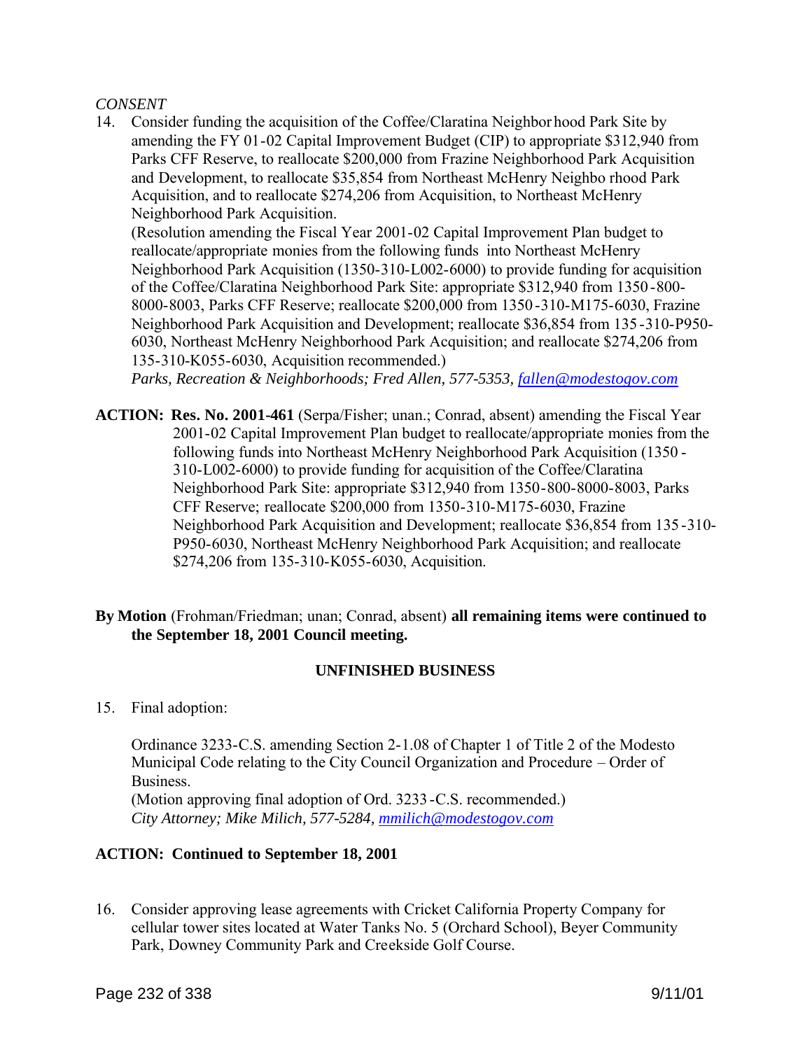*CONSENT*

14. Consider funding the acquisition of the Coffee/Claratina Neighborhood Park Site by amending the FY 01-02 Capital Improvement Budget (CIP) to appropriate $312,940 from Parks CFF Reserve, to reallocate $200,000 from Frazine Neighborhood Park Acquisition and Development, to reallocate $35,854 from Northeast McHenry Neighborhood Park Acquisition, and to reallocate $274,206 from Acquisition, to Northeast McHenry Neighborhood Park Acquisition.
(Resolution amending the Fiscal Year 2001-02 Capital Improvement Plan budget to reallocate/appropriate monies from the following funds into Northeast McHenry Neighborhood Park Acquisition (1350-310-L002-6000) to provide funding for acquisition of the Coffee/Claratina Neighborhood Park Site: appropriate $312,940 from 1350-800-8000-8003, Parks CFF Reserve; reallocate $200,000 from 1350-310-M175-6030, Frazine Neighborhood Park Acquisition and Development; reallocate $36,854 from 135-310-P950-6030, Northeast McHenry Neighborhood Park Acquisition; and reallocate $274,206 from 135-310-K055-6030, Acquisition recommended.)
*Parks, Recreation & Neighborhoods; Fred Allen, 577-5353, fallen@modestogov.com*

**ACTION: Res. No. 2001-461** (Serpa/Fisher; unan.; Conrad, absent) amending the Fiscal Year 2001-02 Capital Improvement Plan budget to reallocate/appropriate monies from the following funds into Northeast McHenry Neighborhood Park Acquisition (1350-310-L002-6000) to provide funding for acquisition of the Coffee/Claratina Neighborhood Park Site: appropriate $312,940 from 1350-800-8000-8003, Parks CFF Reserve; reallocate $200,000 from 1350-310-M175-6030, Frazine Neighborhood Park Acquisition and Development; reallocate $36,854 from 135-310-P950-6030, Northeast McHenry Neighborhood Park Acquisition; and reallocate $274,206 from 135-310-K055-6030, Acquisition.

**By Motion** (Frohman/Friedman; unan; Conrad, absent) **all remaining items were continued to the September 18, 2001 Council meeting.**

## UNFINISHED BUSINESS

15. Final adoption:

    Ordinance 3233-C.S. amending Section 2-1.08 of Chapter 1 of Title 2 of the Modesto Municipal Code relating to the City Council Organization and Procedure – Order of Business.
    (Motion approving final adoption of Ord. 3233-C.S. recommended.)
    *City Attorney; Mike Milich, 577-5284, mmilich@modestogov.com*

**ACTION: Continued to September 18, 2001**

16. Consider approving lease agreements with Cricket California Property Company for cellular tower sites located at Water Tanks No. 5 (Orchard School), Beyer Community Park, Downey Community Park and Creekside Golf Course.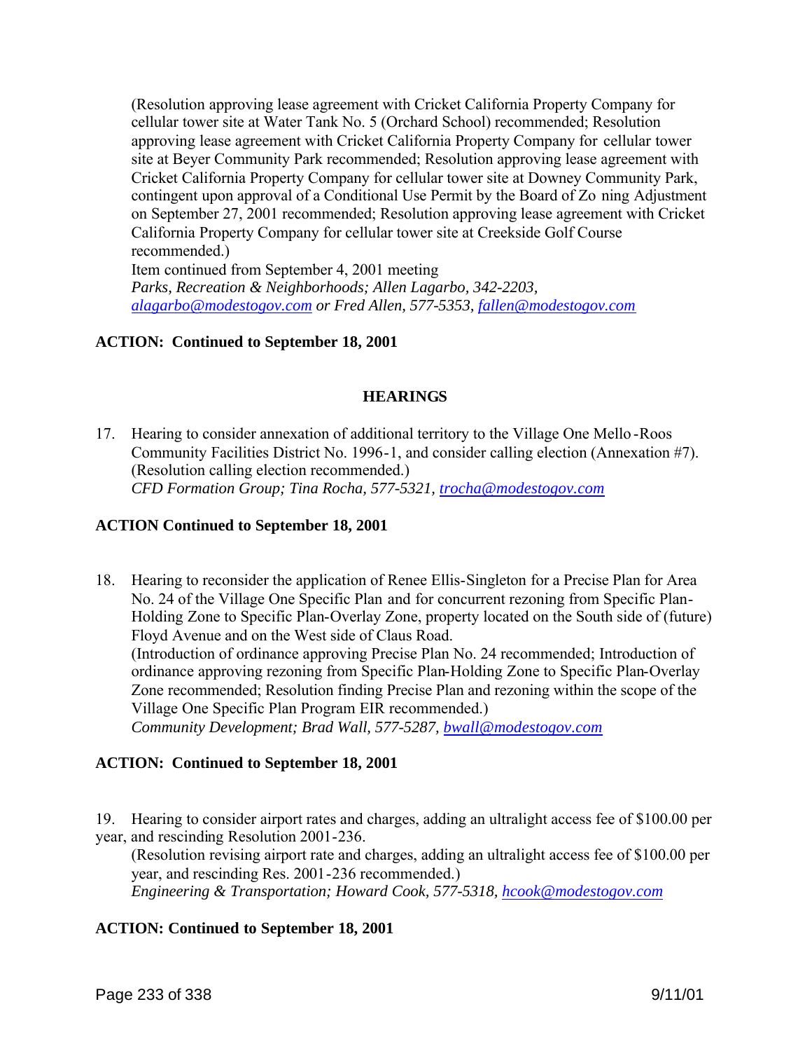(Resolution approving lease agreement with Cricket California Property Company for cellular tower site at Water Tank No. 5 (Orchard School) recommended; Resolution approving lease agreement with Cricket California Property Company for cellular tower site at Beyer Community Park recommended; Resolution approving lease agreement with Cricket California Property Company for cellular tower site at Downey Community Park, contingent upon approval of a Conditional Use Permit by the Board of Zoning Adjustment on September 27, 2001 recommended; Resolution approving lease agreement with Cricket California Property Company for cellular tower site at Creekside Golf Course recommended.)
Item continued from September 4, 2001 meeting
*Parks, Recreation & Neighborhoods; Allen Lagarbo, 342-2203, alagarbo@modestogov.com or Fred Allen, 577-5353, fallen@modestogov.com*

**ACTION: Continued to September 18, 2001**

## HEARINGS

17. Hearing to consider annexation of additional territory to the Village One Mello-Roos Community Facilities District No. 1996-1, and consider calling election (Annexation #7). (Resolution calling election recommended.)
*CFD Formation Group; Tina Rocha, 577-5321, trocha@modestogov.com*

**ACTION Continued to September 18, 2001**

18. Hearing to reconsider the application of Renee Ellis-Singleton for a Precise Plan for Area No. 24 of the Village One Specific Plan and for concurrent rezoning from Specific Plan-Holding Zone to Specific Plan-Overlay Zone, property located on the South side of (future) Floyd Avenue and on the West side of Claus Road.
(Introduction of ordinance approving Precise Plan No. 24 recommended; Introduction of ordinance approving rezoning from Specific Plan-Holding Zone to Specific Plan-Overlay Zone recommended; Resolution finding Precise Plan and rezoning within the scope of the Village One Specific Plan Program EIR recommended.)
*Community Development; Brad Wall, 577-5287, bwall@modestogov.com*

**ACTION: Continued to September 18, 2001**

19. Hearing to consider airport rates and charges, adding an ultralight access fee of $100.00 per year, and rescinding Resolution 2001-236.
(Resolution revising airport rate and charges, adding an ultralight access fee of $100.00 per year, and rescinding Res. 2001-236 recommended.)
*Engineering & Transportation; Howard Cook, 577-5318, hcook@modestogov.com*

**ACTION: Continued to September 18, 2001**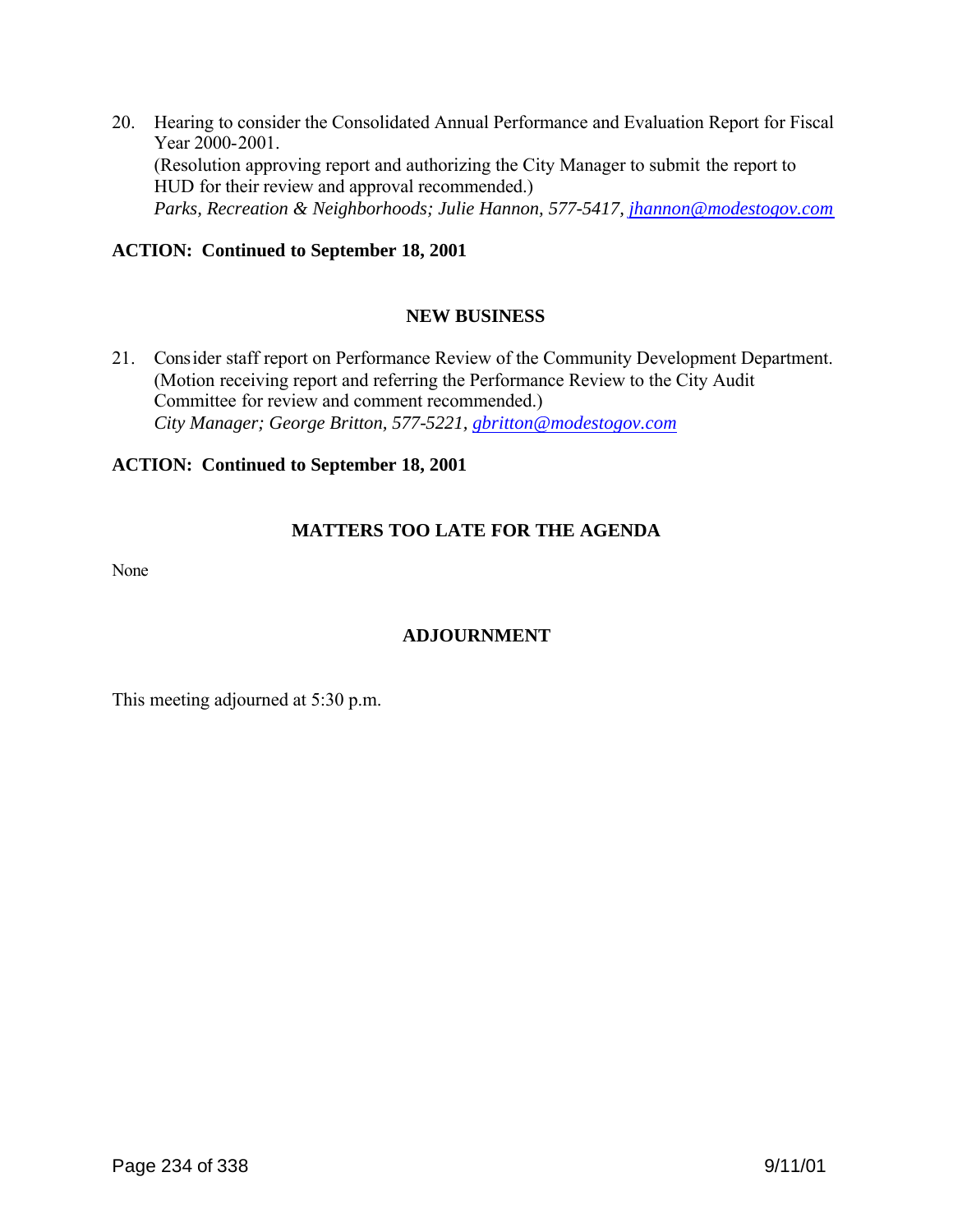20. Hearing to consider the Consolidated Annual Performance and Evaluation Report for Fiscal Year 2000-2001.
    (Resolution approving report and authorizing the City Manager to submit the report to HUD for their review and approval recommended.)
    *Parks, Recreation & Neighborhoods; Julie Hannon, 577-5417, jhannon@modestogov.com*

**ACTION: Continued to September 18, 2001**

## NEW BUSINESS

21. Consider staff report on Performance Review of the Community Development Department.
    (Motion receiving report and referring the Performance Review to the City Audit Committee for review and comment recommended.)
    *City Manager; George Britton, 577-5221, gbritton@modestogov.com*

**ACTION: Continued to September 18, 2001**

## MATTERS TOO LATE FOR THE AGENDA

None

## ADJOURNMENT

This meeting adjourned at 5:30 p.m.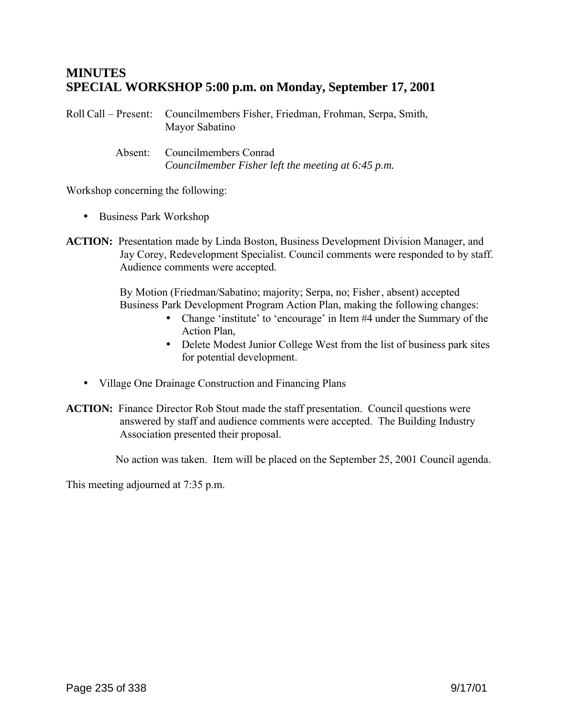# MINUTES
# SPECIAL WORKSHOP 5:00 p.m. on Monday, September 17, 2001

Roll Call – Present: Councilmembers Fisher, Friedman, Frohman, Serpa, Smith, Mayor Sabatino

Absent: Councilmembers Conrad
*Councilmember Fisher left the meeting at 6:45 p.m.*

Workshop concerning the following:

- Business Park Workshop

**ACTION:** Presentation made by Linda Boston, Business Development Division Manager, and Jay Corey, Redevelopment Specialist. Council comments were responded to by staff. Audience comments were accepted.

By Motion (Friedman/Sabatino; majority; Serpa, no; Fisher, absent) accepted Business Park Development Program Action Plan, making the following changes:

- Change 'institute' to 'encourage' in Item #4 under the Summary of the Action Plan,
- Delete Modest Junior College West from the list of business park sites for potential development.

- Village One Drainage Construction and Financing Plans

**ACTION:** Finance Director Rob Stout made the staff presentation. Council questions were answered by staff and audience comments were accepted. The Building Industry Association presented their proposal.

No action was taken. Item will be placed on the September 25, 2001 Council agenda.

This meeting adjourned at 7:35 p.m.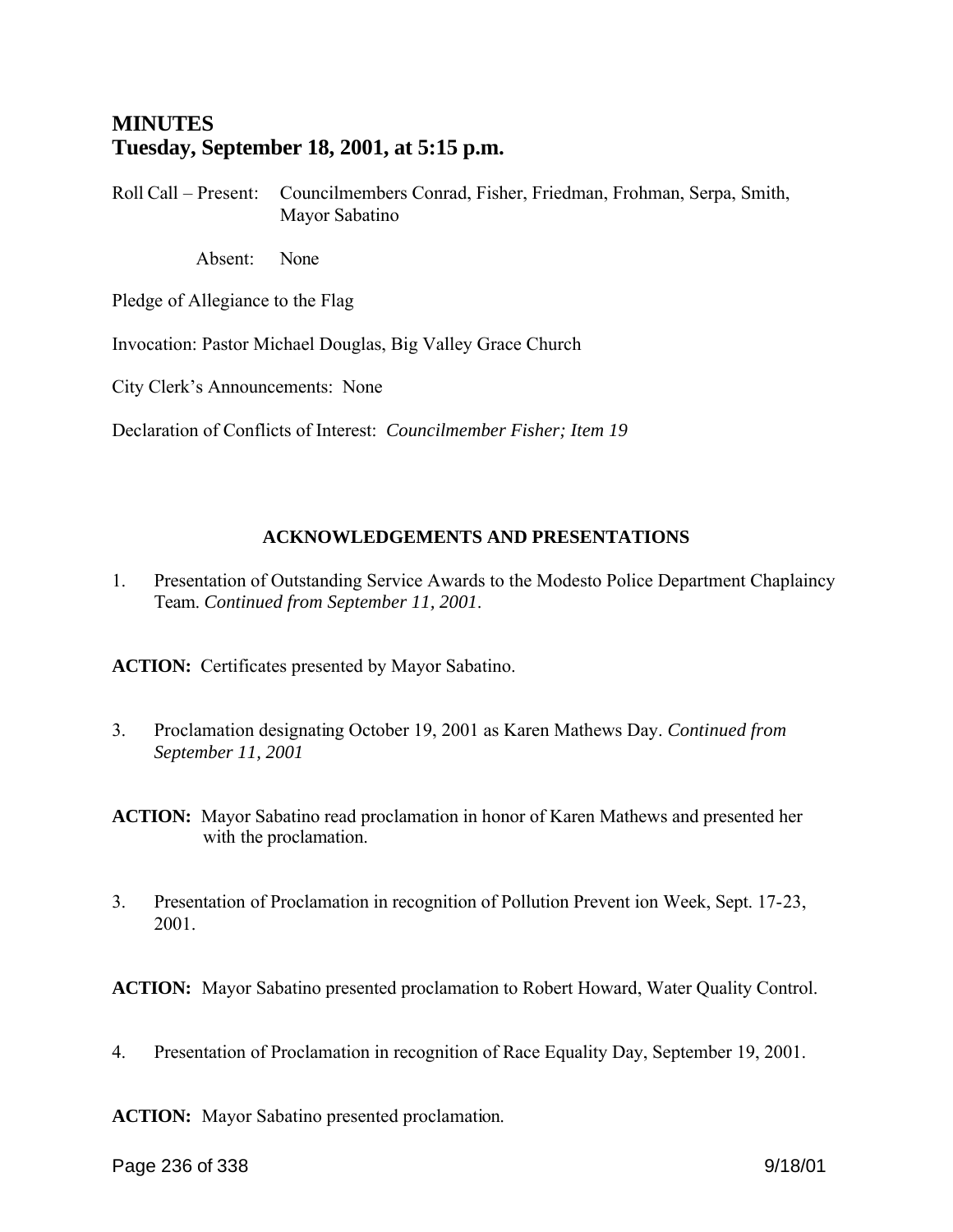# MINUTES
# Tuesday, September 18, 2001, at 5:15 p.m.

Roll Call – Present: Councilmembers Conrad, Fisher, Friedman, Frohman, Serpa, Smith, Mayor Sabatino

Absent: None

Pledge of Allegiance to the Flag

Invocation: Pastor Michael Douglas, Big Valley Grace Church

City Clerk's Announcements: None

Declaration of Conflicts of Interest: *Councilmember Fisher; Item 19*

## ACKNOWLEDGEMENTS AND PRESENTATIONS

1. Presentation of Outstanding Service Awards to the Modesto Police Department Chaplaincy Team. *Continued from September 11, 2001*.

**ACTION:** Certificates presented by Mayor Sabatino.

3. Proclamation designating October 19, 2001 as Karen Mathews Day. *Continued from September 11, 2001*

**ACTION:** Mayor Sabatino read proclamation in honor of Karen Mathews and presented her with the proclamation.

3. Presentation of Proclamation in recognition of Pollution Prevent ion Week, Sept. 17-23, 2001.

**ACTION:** Mayor Sabatino presented proclamation to Robert Howard, Water Quality Control.

4. Presentation of Proclamation in recognition of Race Equality Day, September 19, 2001.

**ACTION:** Mayor Sabatino presented proclamation.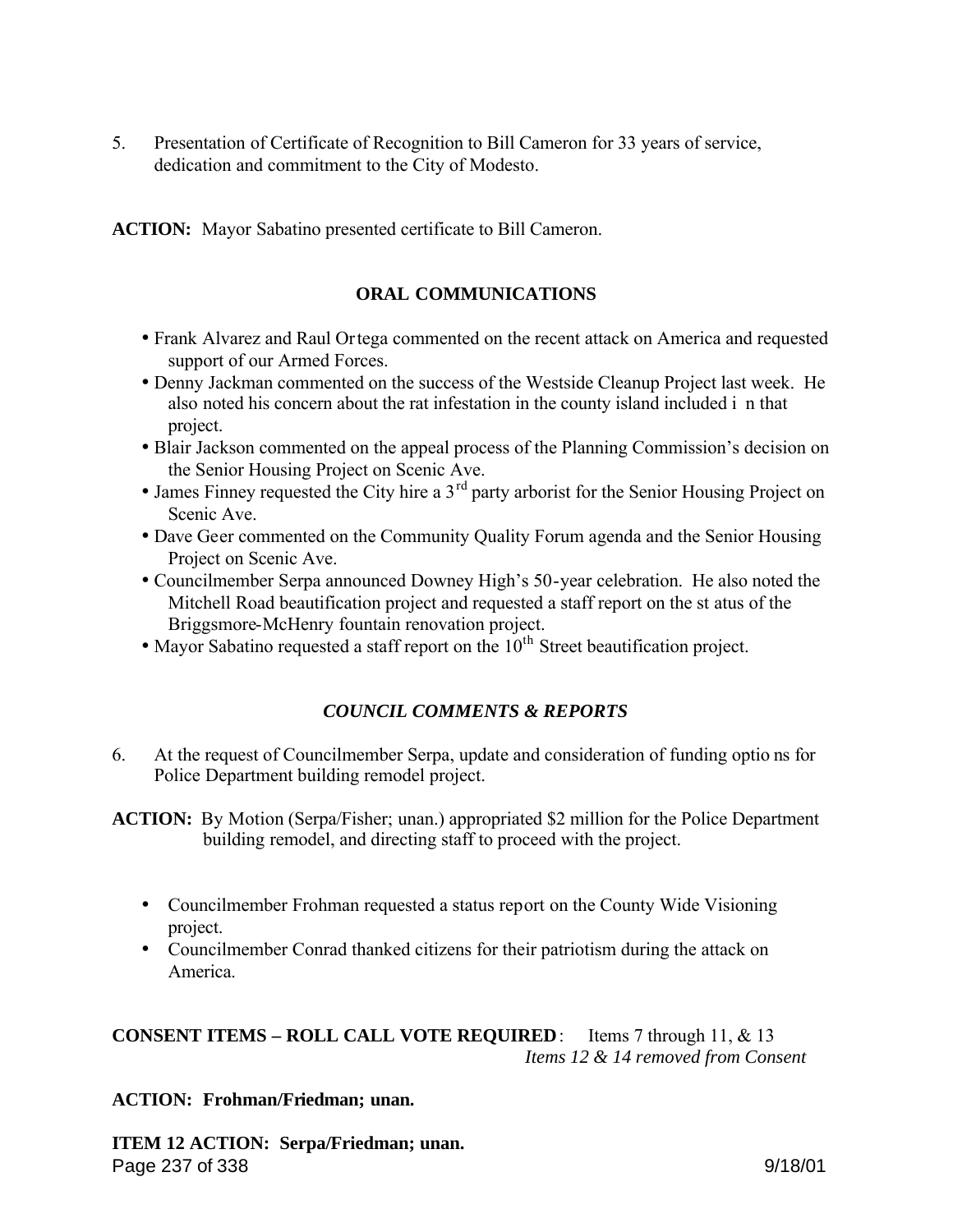5. Presentation of Certificate of Recognition to Bill Cameron for 33 years of service, dedication and commitment to the City of Modesto.

**ACTION:** Mayor Sabatino presented certificate to Bill Cameron.

## ORAL COMMUNICATIONS

- Frank Alvarez and Raul Ortega commented on the recent attack on America and requested support of our Armed Forces.
- Denny Jackman commented on the success of the Westside Cleanup Project last week. He also noted his concern about the rat infestation in the county island included in that project.
- Blair Jackson commented on the appeal process of the Planning Commission's decision on the Senior Housing Project on Scenic Ave.
- James Finney requested the City hire a 3rd party arborist for the Senior Housing Project on Scenic Ave.
- Dave Geer commented on the Community Quality Forum agenda and the Senior Housing Project on Scenic Ave.
- Councilmember Serpa announced Downey High's 50-year celebration. He also noted the Mitchell Road beautification project and requested a staff report on the status of the Briggsmore-McHenry fountain renovation project.
- Mayor Sabatino requested a staff report on the 10th Street beautification project.

## *COUNCIL COMMENTS & REPORTS*

6. At the request of Councilmember Serpa, update and consideration of funding options for Police Department building remodel project.

**ACTION:** By Motion (Serpa/Fisher; unan.) appropriated $2 million for the Police Department building remodel, and directing staff to proceed with the project.

- Councilmember Frohman requested a status report on the County Wide Visioning project.
- Councilmember Conrad thanked citizens for their patriotism during the attack on America.

**CONSENT ITEMS – ROLL CALL VOTE REQUIRED**: Items 7 through 11, & 13
*Items 12 & 14 removed from Consent*

**ACTION: Frohman/Friedman; unan.**

**ITEM 12 ACTION: Serpa/Friedman; unan.**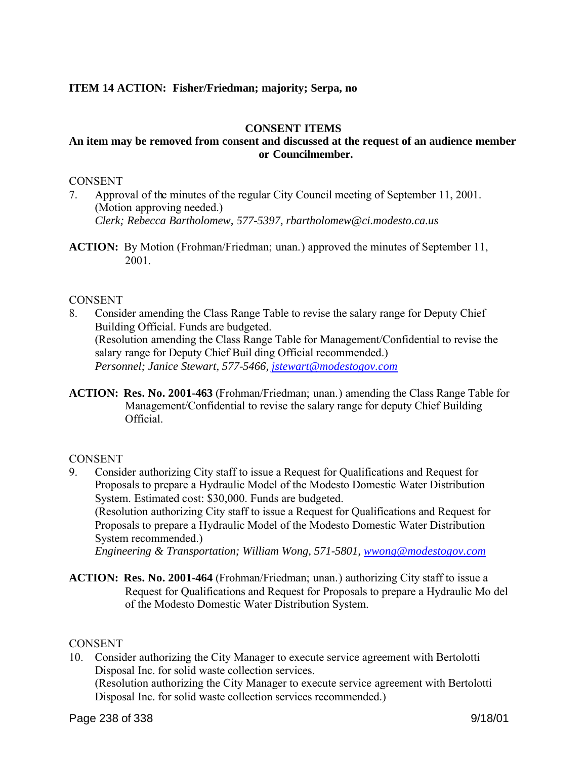**ITEM 14 ACTION: Fisher/Friedman; majority; Serpa, no**

**CONSENT ITEMS**

**An item may be removed from consent and discussed at the request of an audience member or Councilmember.**

CONSENT

7. Approval of the minutes of the regular City Council meeting of September 11, 2001. (Motion approving needed.)
   *Clerk; Rebecca Bartholomew, 577-5397, rbartholomew@ci.modesto.ca.us*

**ACTION:** By Motion (Frohman/Friedman; unan.) approved the minutes of September 11, 2001.

CONSENT

8. Consider amending the Class Range Table to revise the salary range for Deputy Chief Building Official. Funds are budgeted.
   (Resolution amending the Class Range Table for Management/Confidential to revise the salary range for Deputy Chief Buil ding Official recommended.)
   *Personnel; Janice Stewart, 577-5466, jstewart@modestogov.com*

**ACTION: Res. No. 2001-463** (Frohman/Friedman; unan.) amending the Class Range Table for Management/Confidential to revise the salary range for deputy Chief Building Official.

CONSENT

9. Consider authorizing City staff to issue a Request for Qualifications and Request for Proposals to prepare a Hydraulic Model of the Modesto Domestic Water Distribution System. Estimated cost: $30,000. Funds are budgeted.
   (Resolution authorizing City staff to issue a Request for Qualifications and Request for Proposals to prepare a Hydraulic Model of the Modesto Domestic Water Distribution System recommended.)
   *Engineering & Transportation; William Wong, 571-5801, wwong@modestogov.com*

**ACTION: Res. No. 2001-464** (Frohman/Friedman; unan.) authorizing City staff to issue a Request for Qualifications and Request for Proposals to prepare a Hydraulic Mo del of the Modesto Domestic Water Distribution System.

CONSENT

10. Consider authorizing the City Manager to execute service agreement with Bertolotti Disposal Inc. for solid waste collection services.
    (Resolution authorizing the City Manager to execute service agreement with Bertolotti Disposal Inc. for solid waste collection services recommended.)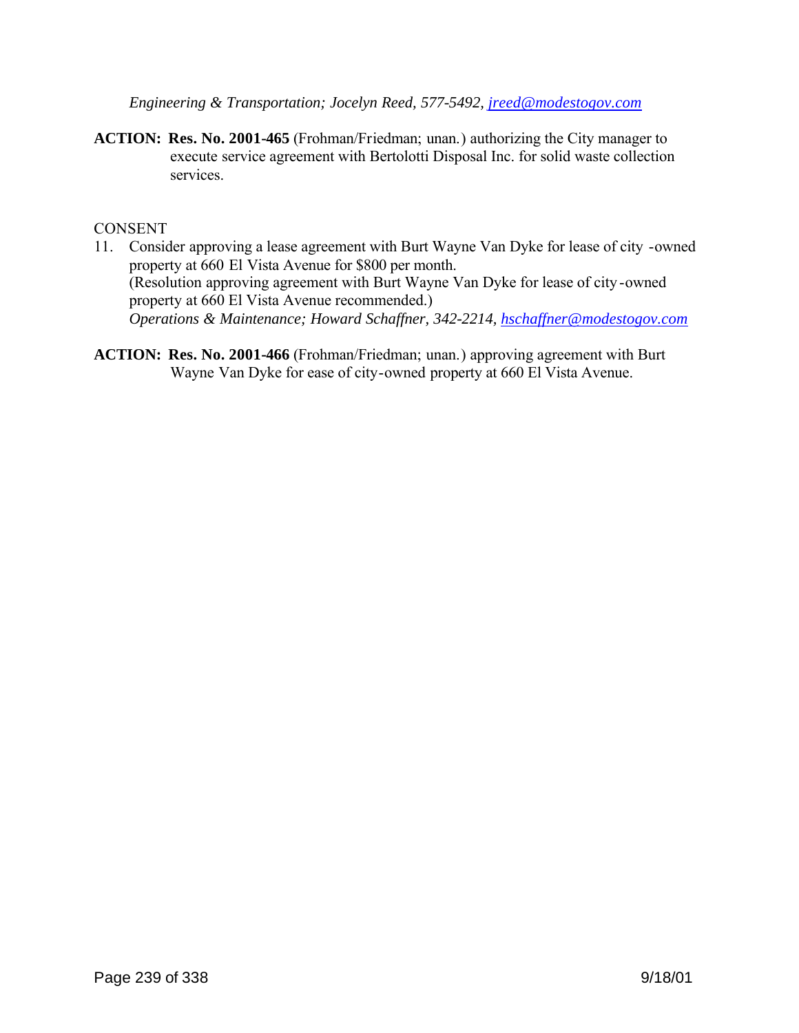*Engineering & Transportation; Jocelyn Reed, 577-5492, jreed@modestogov.com*

**ACTION:** **Res. No. 2001-465** (Frohman/Friedman; unan.) authorizing the City manager to execute service agreement with Bertolotti Disposal Inc. for solid waste collection services.

CONSENT

11. Consider approving a lease agreement with Burt Wayne Van Dyke for lease of city -owned property at 660 El Vista Avenue for $800 per month.
(Resolution approving agreement with Burt Wayne Van Dyke for lease of city-owned property at 660 El Vista Avenue recommended.)
*Operations & Maintenance; Howard Schaffner, 342-2214, hschaffner@modestogov.com*

**ACTION:** **Res. No. 2001-466** (Frohman/Friedman; unan.) approving agreement with Burt Wayne Van Dyke for ease of city-owned property at 660 El Vista Avenue.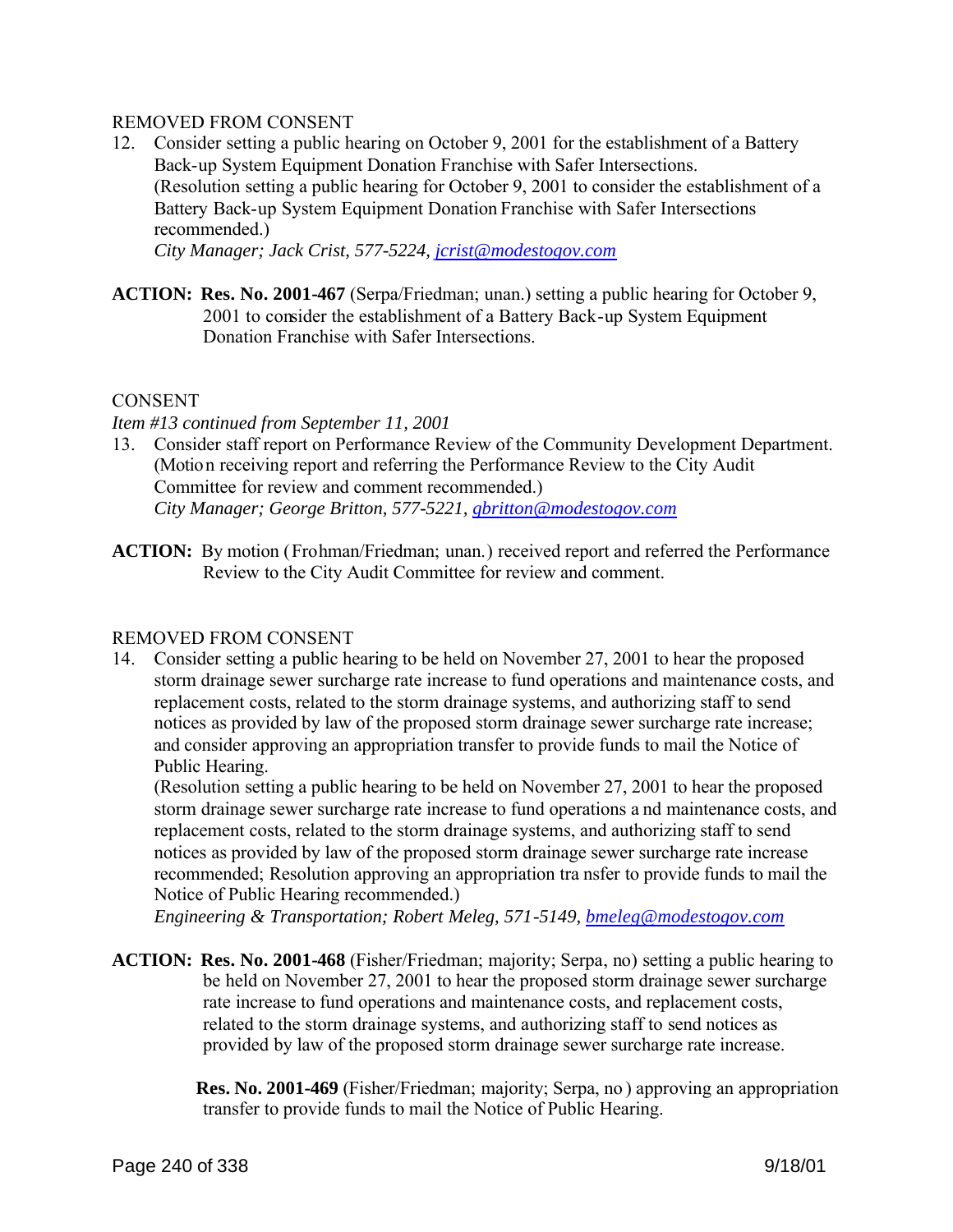REMOVED FROM CONSENT

12. Consider setting a public hearing on October 9, 2001 for the establishment of a Battery Back-up System Equipment Donation Franchise with Safer Intersections.
    (Resolution setting a public hearing for October 9, 2001 to consider the establishment of a Battery Back-up System Equipment Donation Franchise with Safer Intersections recommended.)
    *City Manager; Jack Crist, 577-5224, jcrist@modestogov.com*

**ACTION:** **Res. No. 2001-467** (Serpa/Friedman; unan.) setting a public hearing for October 9, 2001 to consider the establishment of a Battery Back-up System Equipment Donation Franchise with Safer Intersections.

CONSENT

*Item #13 continued from September 11, 2001*

13. Consider staff report on Performance Review of the Community Development Department.
    (Motion receiving report and referring the Performance Review to the City Audit Committee for review and comment recommended.)
    *City Manager; George Britton, 577-5221, gbritton@modestogov.com*

**ACTION:** By motion (Frohman/Friedman; unan.) received report and referred the Performance Review to the City Audit Committee for review and comment.

REMOVED FROM CONSENT

14. Consider setting a public hearing to be held on November 27, 2001 to hear the proposed storm drainage sewer surcharge rate increase to fund operations and maintenance costs, and replacement costs, related to the storm drainage systems, and authorizing staff to send notices as provided by law of the proposed storm drainage sewer surcharge rate increase; and consider approving an appropriation transfer to provide funds to mail the Notice of Public Hearing.
    (Resolution setting a public hearing to be held on November 27, 2001 to hear the proposed storm drainage sewer surcharge rate increase to fund operations and maintenance costs, and replacement costs, related to the storm drainage systems, and authorizing staff to send notices as provided by law of the proposed storm drainage sewer surcharge rate increase recommended; Resolution approving an appropriation transfer to provide funds to mail the Notice of Public Hearing recommended.)
    *Engineering & Transportation; Robert Meleg, 571-5149, bmeleg@modestogov.com*

**ACTION:** **Res. No. 2001-468** (Fisher/Friedman; majority; Serpa, no) setting a public hearing to be held on November 27, 2001 to hear the proposed storm drainage sewer surcharge rate increase to fund operations and maintenance costs, and replacement costs, related to the storm drainage systems, and authorizing staff to send notices as provided by law of the proposed storm drainage sewer surcharge rate increase.

**Res. No. 2001-469** (Fisher/Friedman; majority; Serpa, no) approving an appropriation transfer to provide funds to mail the Notice of Public Hearing.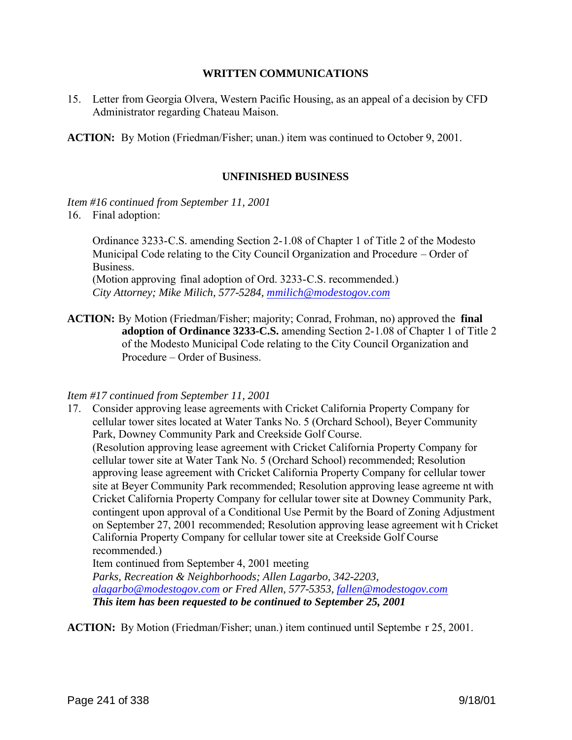## WRITTEN COMMUNICATIONS

15. Letter from Georgia Olvera, Western Pacific Housing, as an appeal of a decision by CFD Administrator regarding Chateau Maison.

**ACTION:** By Motion (Friedman/Fisher; unan.) item was continued to October 9, 2001.

## UNFINISHED BUSINESS

*Item #16 continued from September 11, 2001*

16. Final adoption:

    Ordinance 3233-C.S. amending Section 2-1.08 of Chapter 1 of Title 2 of the Modesto Municipal Code relating to the City Council Organization and Procedure – Order of Business.
    (Motion approving final adoption of Ord. 3233-C.S. recommended.)
    *City Attorney; Mike Milich, 577-5284, mmilich@modestogov.com*

**ACTION:** By Motion (Friedman/Fisher; majority; Conrad, Frohman, no) approved the **final adoption of Ordinance 3233-C.S.** amending Section 2-1.08 of Chapter 1 of Title 2 of the Modesto Municipal Code relating to the City Council Organization and Procedure – Order of Business.

*Item #17 continued from September 11, 2001*

17. Consider approving lease agreements with Cricket California Property Company for cellular tower sites located at Water Tanks No. 5 (Orchard School), Beyer Community Park, Downey Community Park and Creekside Golf Course.
    (Resolution approving lease agreement with Cricket California Property Company for cellular tower site at Water Tank No. 5 (Orchard School) recommended; Resolution approving lease agreement with Cricket California Property Company for cellular tower site at Beyer Community Park recommended; Resolution approving lease agreement with Cricket California Property Company for cellular tower site at Downey Community Park, contingent upon approval of a Conditional Use Permit by the Board of Zoning Adjustment on September 27, 2001 recommended; Resolution approving lease agreement with Cricket California Property Company for cellular tower site at Creekside Golf Course recommended.)
    Item continued from September 4, 2001 meeting
    *Parks, Recreation & Neighborhoods; Allen Lagarbo, 342-2203, alagarbo@modestogov.com or Fred Allen, 577-5353, fallen@modestogov.com*
    ***This item has been requested to be continued to September 25, 2001***

**ACTION:** By Motion (Friedman/Fisher; unan.) item continued until September 25, 2001.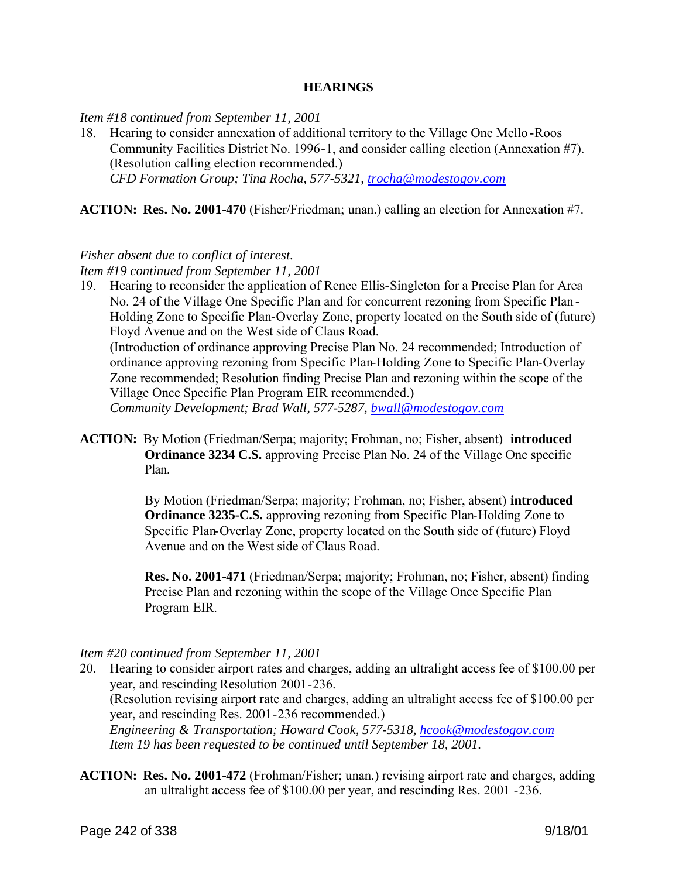## HEARINGS

*Item #18 continued from September 11, 2001*

18. Hearing to consider annexation of additional territory to the Village One Mello-Roos Community Facilities District No. 1996-1, and consider calling election (Annexation #7). (Resolution calling election recommended.)
*CFD Formation Group; Tina Rocha, 577-5321, trocha@modestogov.com*

**ACTION: Res. No. 2001-470** (Fisher/Friedman; unan.) calling an election for Annexation #7.

*Fisher absent due to conflict of interest.*
*Item #19 continued from September 11, 2001*

19. Hearing to reconsider the application of Renee Ellis-Singleton for a Precise Plan for Area No. 24 of the Village One Specific Plan and for concurrent rezoning from Specific Plan-Holding Zone to Specific Plan-Overlay Zone, property located on the South side of (future) Floyd Avenue and on the West side of Claus Road.
(Introduction of ordinance approving Precise Plan No. 24 recommended; Introduction of ordinance approving rezoning from Specific Plan-Holding Zone to Specific Plan-Overlay Zone recommended; Resolution finding Precise Plan and rezoning within the scope of the Village Once Specific Plan Program EIR recommended.)
*Community Development; Brad Wall, 577-5287, bwall@modestogov.com*

**ACTION:** By Motion (Friedman/Serpa; majority; Frohman, no; Fisher, absent) **introduced Ordinance 3234 C.S.** approving Precise Plan No. 24 of the Village One specific Plan.

By Motion (Friedman/Serpa; majority; Frohman, no; Fisher, absent) **introduced Ordinance 3235-C.S.** approving rezoning from Specific Plan-Holding Zone to Specific Plan-Overlay Zone, property located on the South side of (future) Floyd Avenue and on the West side of Claus Road.

**Res. No. 2001-471** (Friedman/Serpa; majority; Frohman, no; Fisher, absent) finding Precise Plan and rezoning within the scope of the Village Once Specific Plan Program EIR.

*Item #20 continued from September 11, 2001*

20. Hearing to consider airport rates and charges, adding an ultralight access fee of $100.00 per year, and rescinding Resolution 2001-236.
(Resolution revising airport rate and charges, adding an ultralight access fee of $100.00 per year, and rescinding Res. 2001-236 recommended.)
*Engineering & Transportation; Howard Cook, 577-5318, hcook@modestogov.com*
*Item 19 has been requested to be continued until September 18, 2001.*

**ACTION: Res. No. 2001-472** (Frohman/Fisher; unan.) revising airport rate and charges, adding an ultralight access fee of $100.00 per year, and rescinding Res. 2001 -236.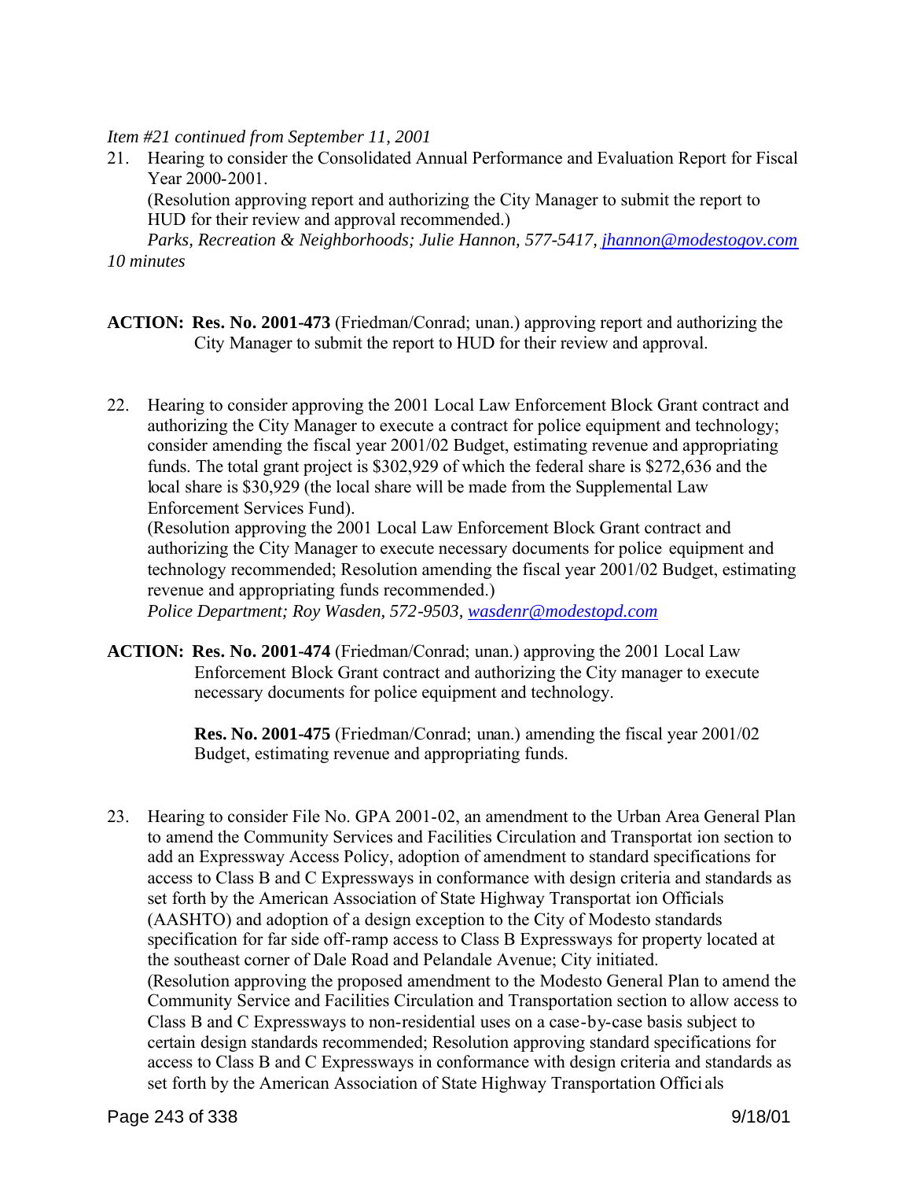*Item #21 continued from September 11, 2001*

21. Hearing to consider the Consolidated Annual Performance and Evaluation Report for Fiscal Year 2000-2001.
    (Resolution approving report and authorizing the City Manager to submit the report to HUD for their review and approval recommended.)
    *Parks, Recreation & Neighborhoods; Julie Hannon, 577-5417, jhannon@modestogov.com*

*10 minutes*

**ACTION:** **Res. No. 2001-473** (Friedman/Conrad; unan.) approving report and authorizing the City Manager to submit the report to HUD for their review and approval.

22. Hearing to consider approving the 2001 Local Law Enforcement Block Grant contract and authorizing the City Manager to execute a contract for police equipment and technology; consider amending the fiscal year 2001/02 Budget, estimating revenue and appropriating funds. The total grant project is $302,929 of which the federal share is $272,636 and the local share is $30,929 (the local share will be made from the Supplemental Law Enforcement Services Fund).
    (Resolution approving the 2001 Local Law Enforcement Block Grant contract and authorizing the City Manager to execute necessary documents for police equipment and technology recommended; Resolution amending the fiscal year 2001/02 Budget, estimating revenue and appropriating funds recommended.)
    *Police Department; Roy Wasden, 572-9503, wasdenr@modestopd.com*

**ACTION:** **Res. No. 2001-474** (Friedman/Conrad; unan.) approving the 2001 Local Law Enforcement Block Grant contract and authorizing the City manager to execute necessary documents for police equipment and technology.

**Res. No. 2001-475** (Friedman/Conrad; unan.) amending the fiscal year 2001/02 Budget, estimating revenue and appropriating funds.

23. Hearing to consider File No. GPA 2001-02, an amendment to the Urban Area General Plan to amend the Community Services and Facilities Circulation and Transportation section to add an Expressway Access Policy, adoption of amendment to standard specifications for access to Class B and C Expressways in conformance with design criteria and standards as set forth by the American Association of State Highway Transportation Officials (AASHTO) and adoption of a design exception to the City of Modesto standards specification for far side off-ramp access to Class B Expressways for property located at the southeast corner of Dale Road and Pelandale Avenue; City initiated.
    (Resolution approving the proposed amendment to the Modesto General Plan to amend the Community Service and Facilities Circulation and Transportation section to allow access to Class B and C Expressways to non-residential uses on a case-by-case basis subject to certain design standards recommended; Resolution approving standard specifications for access to Class B and C Expressways in conformance with design criteria and standards as set forth by the American Association of State Highway Transportation Officials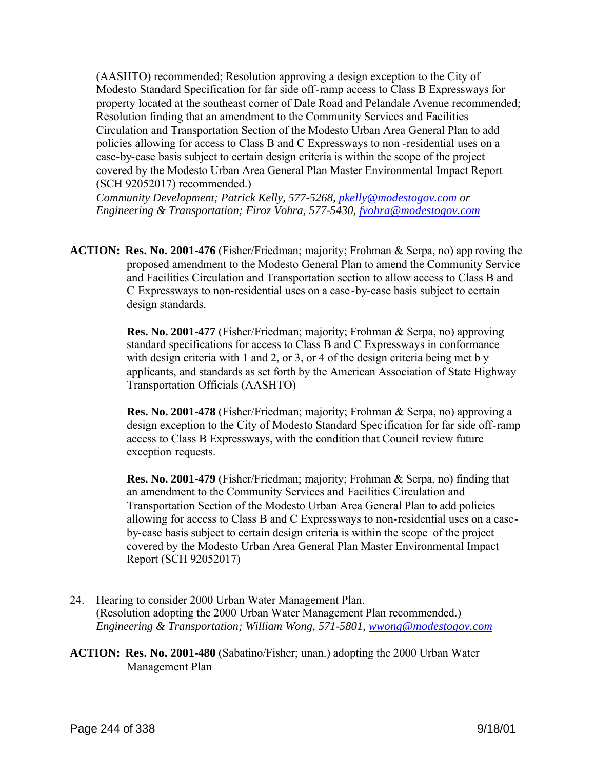(AASHTO) recommended; Resolution approving a design exception to the City of Modesto Standard Specification for far side off-ramp access to Class B Expressways for property located at the southeast corner of Dale Road and Pelandale Avenue recommended; Resolution finding that an amendment to the Community Services and Facilities Circulation and Transportation Section of the Modesto Urban Area General Plan to add policies allowing for access to Class B and C Expressways to non-residential uses on a case-by-case basis subject to certain design criteria is within the scope of the project covered by the Modesto Urban Area General Plan Master Environmental Impact Report (SCH 92052017) recommended.)
*Community Development; Patrick Kelly, 577-5268, pkelly@modestogov.com or Engineering & Transportation; Firoz Vohra, 577-5430, fvohra@modestogov.com*

**ACTION: Res. No. 2001-476** (Fisher/Friedman; majority; Frohman & Serpa, no) approving the proposed amendment to the Modesto General Plan to amend the Community Service and Facilities Circulation and Transportation section to allow access to Class B and C Expressways to non-residential uses on a case-by-case basis subject to certain design standards.

**Res. No. 2001-477** (Fisher/Friedman; majority; Frohman & Serpa, no) approving standard specifications for access to Class B and C Expressways in conformance with design criteria with 1 and 2, or 3, or 4 of the design criteria being met by applicants, and standards as set forth by the American Association of State Highway Transportation Officials (AASHTO)

**Res. No. 2001-478** (Fisher/Friedman; majority; Frohman & Serpa, no) approving a design exception to the City of Modesto Standard Specification for far side off-ramp access to Class B Expressways, with the condition that Council review future exception requests.

**Res. No. 2001-479** (Fisher/Friedman; majority; Frohman & Serpa, no) finding that an amendment to the Community Services and Facilities Circulation and Transportation Section of the Modesto Urban Area General Plan to add policies allowing for access to Class B and C Expressways to non-residential uses on a case-by-case basis subject to certain design criteria is within the scope of the project covered by the Modesto Urban Area General Plan Master Environmental Impact Report (SCH 92052017)

24. Hearing to consider 2000 Urban Water Management Plan.
(Resolution adopting the 2000 Urban Water Management Plan recommended.)
*Engineering & Transportation; William Wong, 571-5801, wwong@modestogov.com*

**ACTION: Res. No. 2001-480** (Sabatino/Fisher; unan.) adopting the 2000 Urban Water Management Plan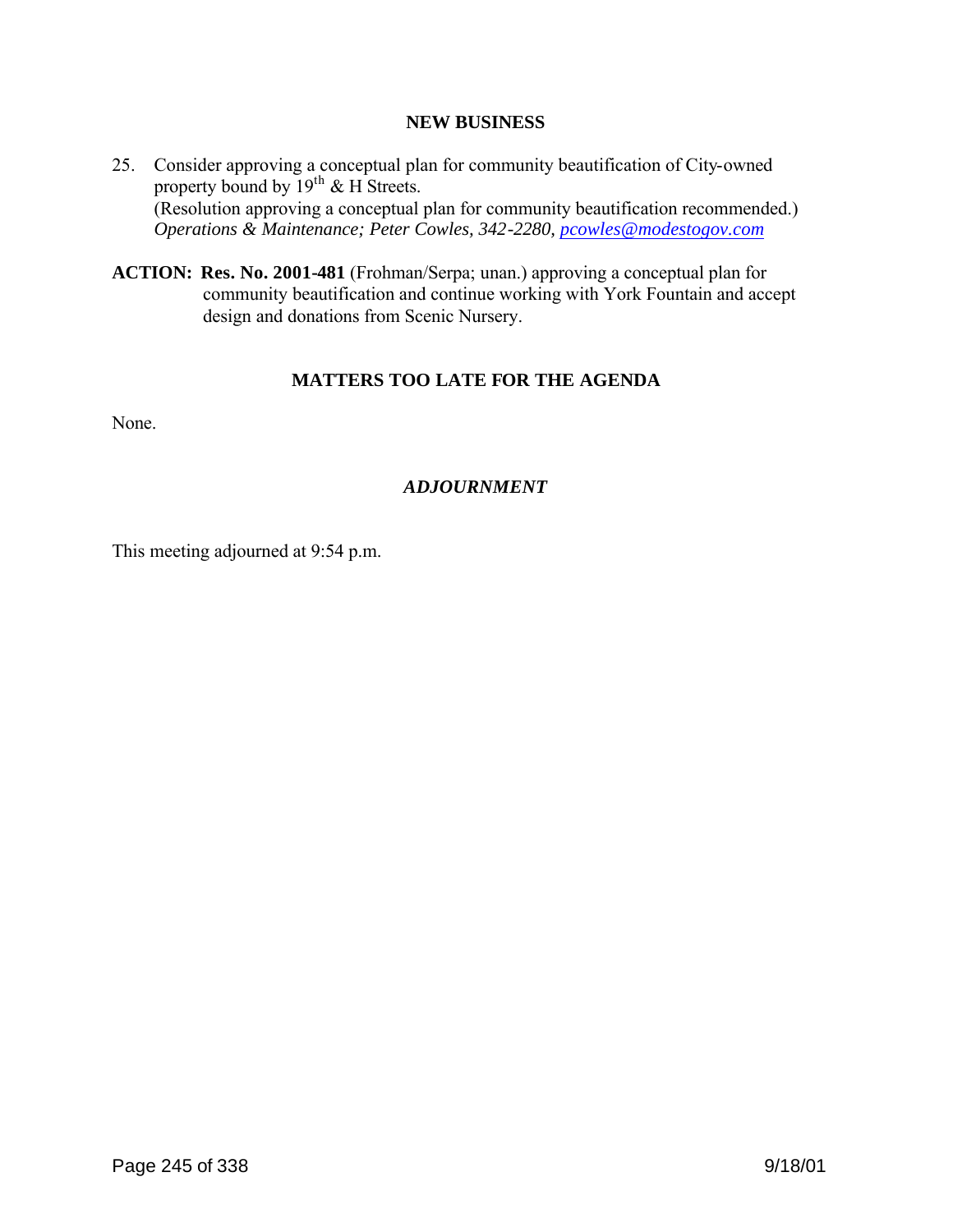## NEW BUSINESS

25. Consider approving a conceptual plan for community beautification of City-owned property bound by 19th & H Streets.
    (Resolution approving a conceptual plan for community beautification recommended.)
    *Operations & Maintenance; Peter Cowles, 342-2280, pcowles@modestogov.com*

**ACTION: Res. No. 2001-481** (Frohman/Serpa; unan.) approving a conceptual plan for community beautification and continue working with York Fountain and accept design and donations from Scenic Nursery.

## MATTERS TOO LATE FOR THE AGENDA

None.

## *ADJOURNMENT*

This meeting adjourned at 9:54 p.m.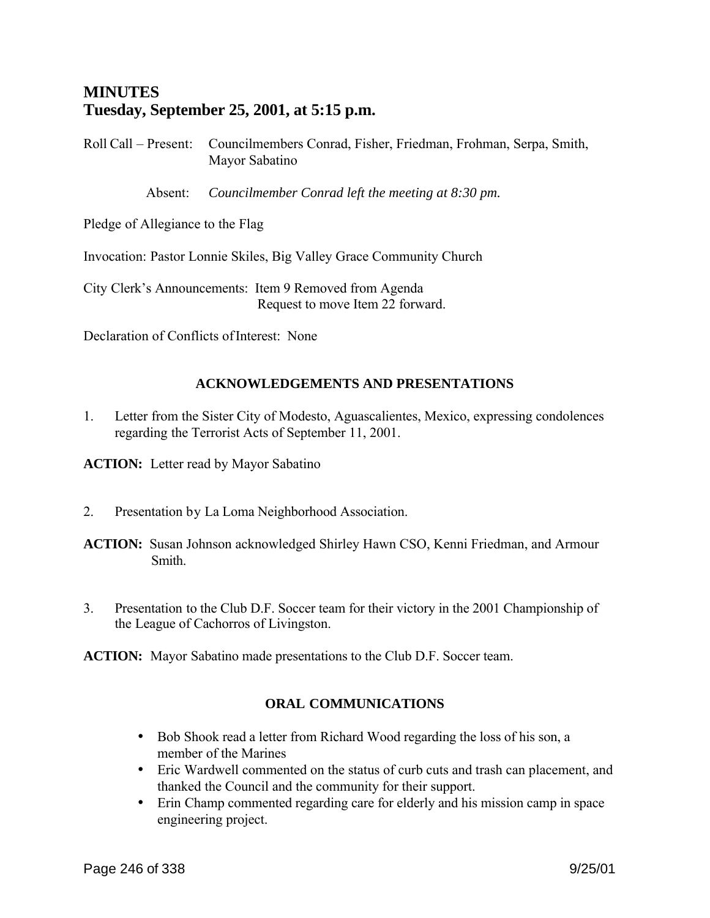# MINUTES
# Tuesday, September 25, 2001, at 5:15 p.m.

Roll Call – Present: Councilmembers Conrad, Fisher, Friedman, Frohman, Serpa, Smith, Mayor Sabatino

Absent: *Councilmember Conrad left the meeting at 8:30 pm.*

Pledge of Allegiance to the Flag

Invocation: Pastor Lonnie Skiles, Big Valley Grace Community Church

City Clerk's Announcements: Item 9 Removed from Agenda
Request to move Item 22 forward.

Declaration of Conflicts of Interest: None

## ACKNOWLEDGEMENTS AND PRESENTATIONS

1. Letter from the Sister City of Modesto, Aguascalientes, Mexico, expressing condolences regarding the Terrorist Acts of September 11, 2001.

**ACTION:** Letter read by Mayor Sabatino

2. Presentation by La Loma Neighborhood Association.

**ACTION:** Susan Johnson acknowledged Shirley Hawn CSO, Kenni Friedman, and Armour Smith.

3. Presentation to the Club D.F. Soccer team for their victory in the 2001 Championship of the League of Cachorros of Livingston.

**ACTION:** Mayor Sabatino made presentations to the Club D.F. Soccer team.

## ORAL COMMUNICATIONS

- Bob Shook read a letter from Richard Wood regarding the loss of his son, a member of the Marines
- Eric Wardwell commented on the status of curb cuts and trash can placement, and thanked the Council and the community for their support.
- Erin Champ commented regarding care for elderly and his mission camp in space engineering project.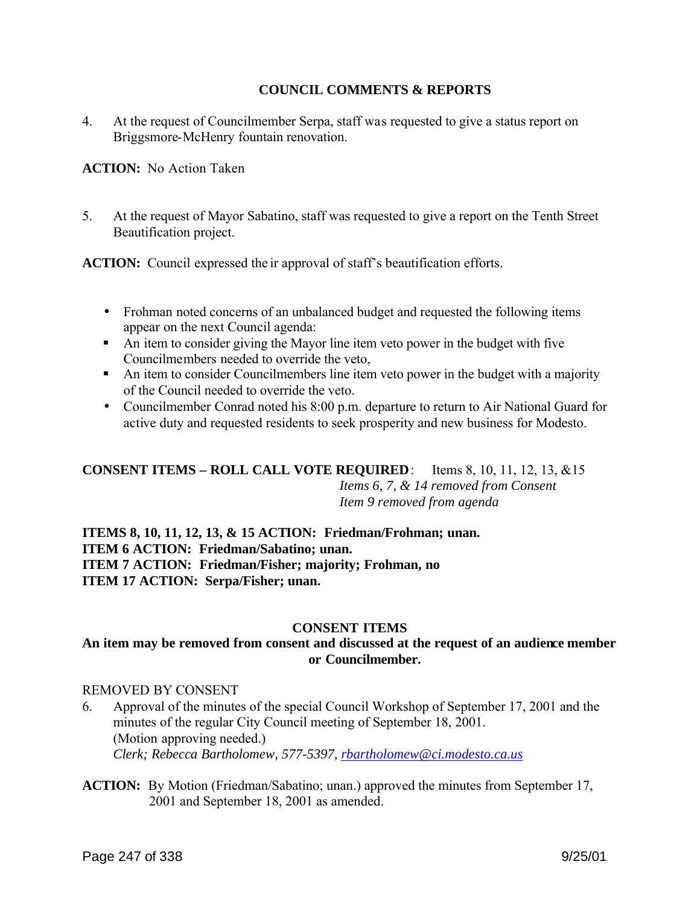## COUNCIL COMMENTS & REPORTS

4. At the request of Councilmember Serpa, staff was requested to give a status report on Briggsmore-McHenry fountain renovation.

**ACTION:** No Action Taken

5. At the request of Mayor Sabatino, staff was requested to give a report on the Tenth Street Beautification project.

**ACTION:** Council expressed their approval of staff's beautification efforts.

- Frohman noted concerns of an unbalanced budget and requested the following items appear on the next Council agenda:
  - An item to consider giving the Mayor line item veto power in the budget with five Councilmembers needed to override the veto,
  - An item to consider Councilmembers line item veto power in the budget with a majority of the Council needed to override the veto.
- Councilmember Conrad noted his 8:00 p.m. departure to return to Air National Guard for active duty and requested residents to seek prosperity and new business for Modesto.

**CONSENT ITEMS – ROLL CALL VOTE REQUIRED**: Items 8, 10, 11, 12, 13, &15
*Items 6, 7, & 14 removed from Consent*
*Item 9 removed from agenda*

**ITEMS 8, 10, 11, 12, 13, & 15 ACTION: Friedman/Frohman; unan.**
**ITEM 6 ACTION: Friedman/Sabatino; unan.**
**ITEM 7 ACTION: Friedman/Fisher; majority; Frohman, no**
**ITEM 17 ACTION: Serpa/Fisher; unan.**

## CONSENT ITEMS

**An item may be removed from consent and discussed at the request of an audience member or Councilmember.**

REMOVED BY CONSENT

6. Approval of the minutes of the special Council Workshop of September 17, 2001 and the minutes of the regular City Council meeting of September 18, 2001.
   (Motion approving needed.)
   *Clerk; Rebecca Bartholomew, 577-5397, rbartholomew@ci.modesto.ca.us*

**ACTION:** By Motion (Friedman/Sabatino; unan.) approved the minutes from September 17, 2001 and September 18, 2001 as amended.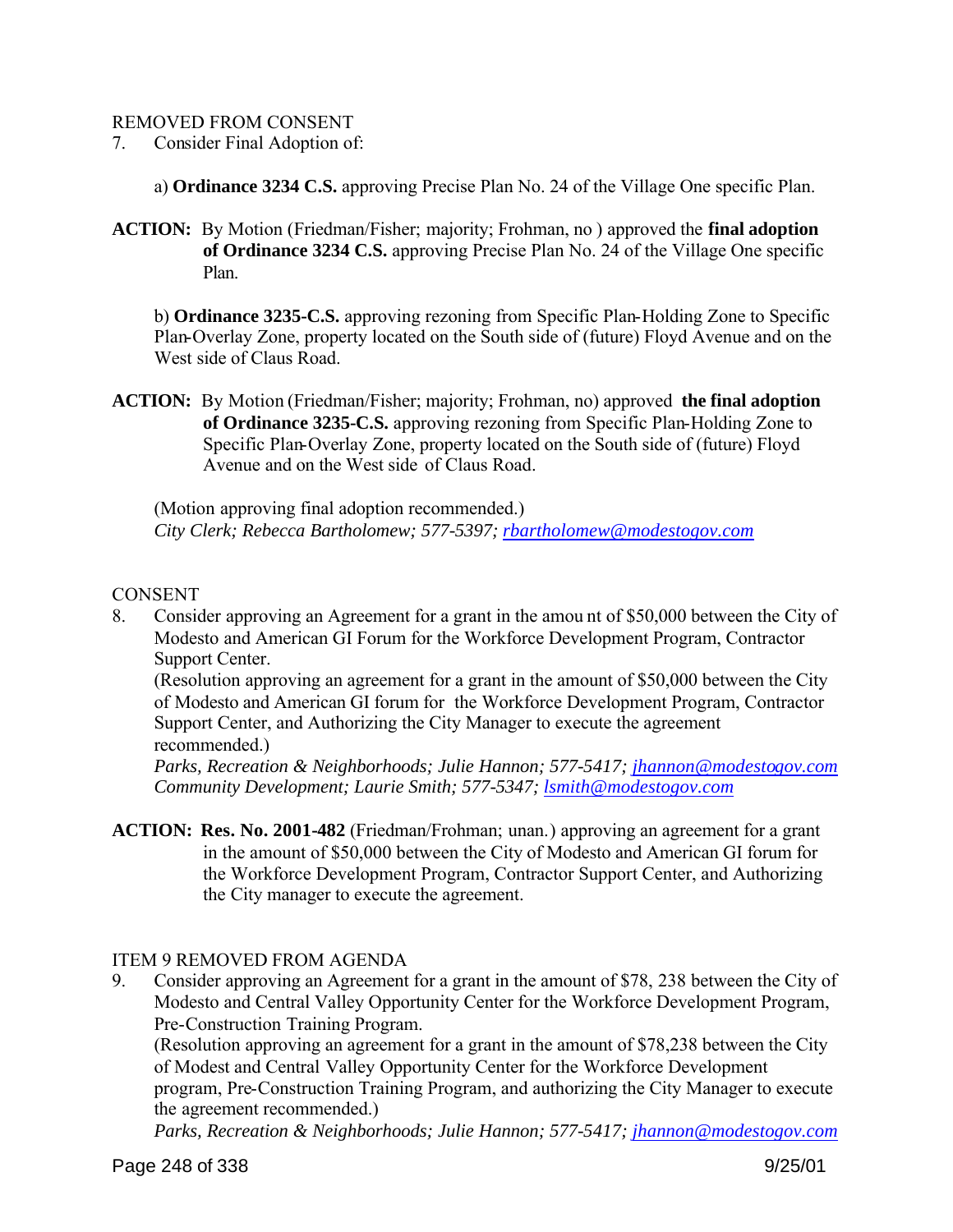REMOVED FROM CONSENT

7. Consider Final Adoption of:

   a) **Ordinance 3234 C.S.** approving Precise Plan No. 24 of the Village One specific Plan.

**ACTION:** By Motion (Friedman/Fisher; majority; Frohman, no ) approved the **final adoption of Ordinance 3234 C.S.** approving Precise Plan No. 24 of the Village One specific Plan.

   b) **Ordinance 3235-C.S.** approving rezoning from Specific Plan-Holding Zone to Specific Plan-Overlay Zone, property located on the South side of (future) Floyd Avenue and on the West side of Claus Road.

**ACTION:** By Motion (Friedman/Fisher; majority; Frohman, no) approved **the final adoption of Ordinance 3235-C.S.** approving rezoning from Specific Plan-Holding Zone to Specific Plan-Overlay Zone, property located on the South side of (future) Floyd Avenue and on the West side of Claus Road.

   (Motion approving final adoption recommended.)
   *City Clerk; Rebecca Bartholomew; 577-5397; rbartholomew@modestogov.com*

CONSENT

8. Consider approving an Agreement for a grant in the amou nt of $50,000 between the City of Modesto and American GI Forum for the Workforce Development Program, Contractor Support Center.
   (Resolution approving an agreement for a grant in the amount of $50,000 between the City of Modesto and American GI forum for the Workforce Development Program, Contractor Support Center, and Authorizing the City Manager to execute the agreement recommended.)
   *Parks, Recreation & Neighborhoods; Julie Hannon; 577-5417; jhannon@modestogov.com*
   *Community Development; Laurie Smith; 577-5347; lsmith@modestogov.com*

**ACTION: Res. No. 2001-482** (Friedman/Frohman; unan.) approving an agreement for a grant in the amount of $50,000 between the City of Modesto and American GI forum for the Workforce Development Program, Contractor Support Center, and Authorizing the City manager to execute the agreement.

ITEM 9 REMOVED FROM AGENDA

9. Consider approving an Agreement for a grant in the amount of $78, 238 between the City of Modesto and Central Valley Opportunity Center for the Workforce Development Program, Pre-Construction Training Program.
   (Resolution approving an agreement for a grant in the amount of $78,238 between the City of Modest and Central Valley Opportunity Center for the Workforce Development program, Pre-Construction Training Program, and authorizing the City Manager to execute the agreement recommended.)
   *Parks, Recreation & Neighborhoods; Julie Hannon; 577-5417; jhannon@modestogov.com*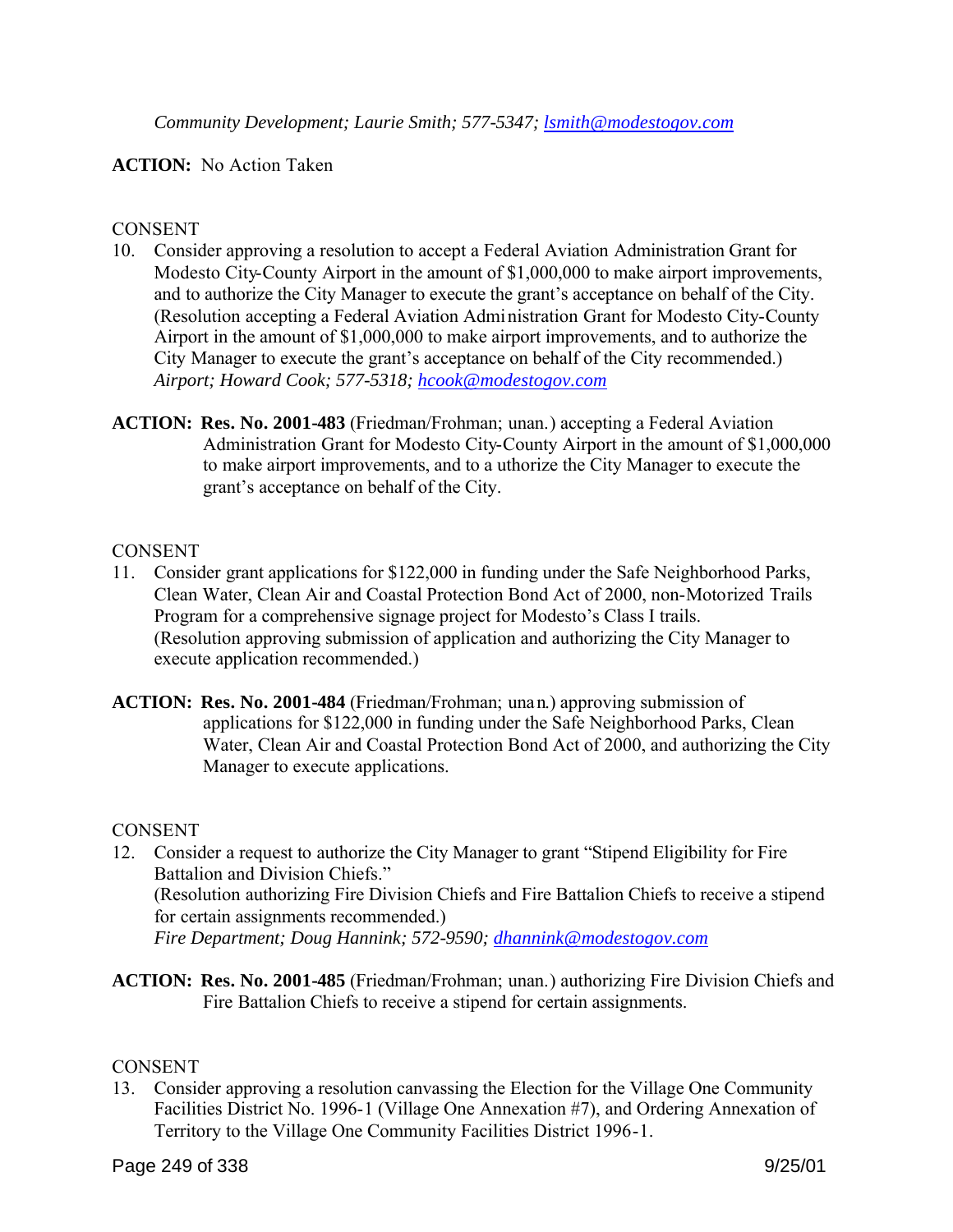*Community Development; Laurie Smith; 577-5347; lsmith@modestogov.com*

**ACTION:** No Action Taken

CONSENT

10. Consider approving a resolution to accept a Federal Aviation Administration Grant for Modesto City-County Airport in the amount of $1,000,000 to make airport improvements, and to authorize the City Manager to execute the grant's acceptance on behalf of the City. (Resolution accepting a Federal Aviation Administration Grant for Modesto City-County Airport in the amount of $1,000,000 to make airport improvements, and to authorize the City Manager to execute the grant's acceptance on behalf of the City recommended.)
*Airport; Howard Cook; 577-5318; hcook@modestogov.com*

**ACTION: Res. No. 2001-483** (Friedman/Frohman; unan.) accepting a Federal Aviation Administration Grant for Modesto City-County Airport in the amount of $1,000,000 to make airport improvements, and to authorize the City Manager to execute the grant's acceptance on behalf of the City.

CONSENT

11. Consider grant applications for $122,000 in funding under the Safe Neighborhood Parks, Clean Water, Clean Air and Coastal Protection Bond Act of 2000, non-Motorized Trails Program for a comprehensive signage project for Modesto's Class I trails. (Resolution approving submission of application and authorizing the City Manager to execute application recommended.)

**ACTION: Res. No. 2001-484** (Friedman/Frohman; unan.) approving submission of applications for $122,000 in funding under the Safe Neighborhood Parks, Clean Water, Clean Air and Coastal Protection Bond Act of 2000, and authorizing the City Manager to execute applications.

CONSENT

12. Consider a request to authorize the City Manager to grant "Stipend Eligibility for Fire Battalion and Division Chiefs."
(Resolution authorizing Fire Division Chiefs and Fire Battalion Chiefs to receive a stipend for certain assignments recommended.)
*Fire Department; Doug Hannink; 572-9590; dhannink@modestogov.com*

**ACTION: Res. No. 2001-485** (Friedman/Frohman; unan.) authorizing Fire Division Chiefs and Fire Battalion Chiefs to receive a stipend for certain assignments.

CONSENT

13. Consider approving a resolution canvassing the Election for the Village One Community Facilities District No. 1996-1 (Village One Annexation #7), and Ordering Annexation of Territory to the Village One Community Facilities District 1996-1.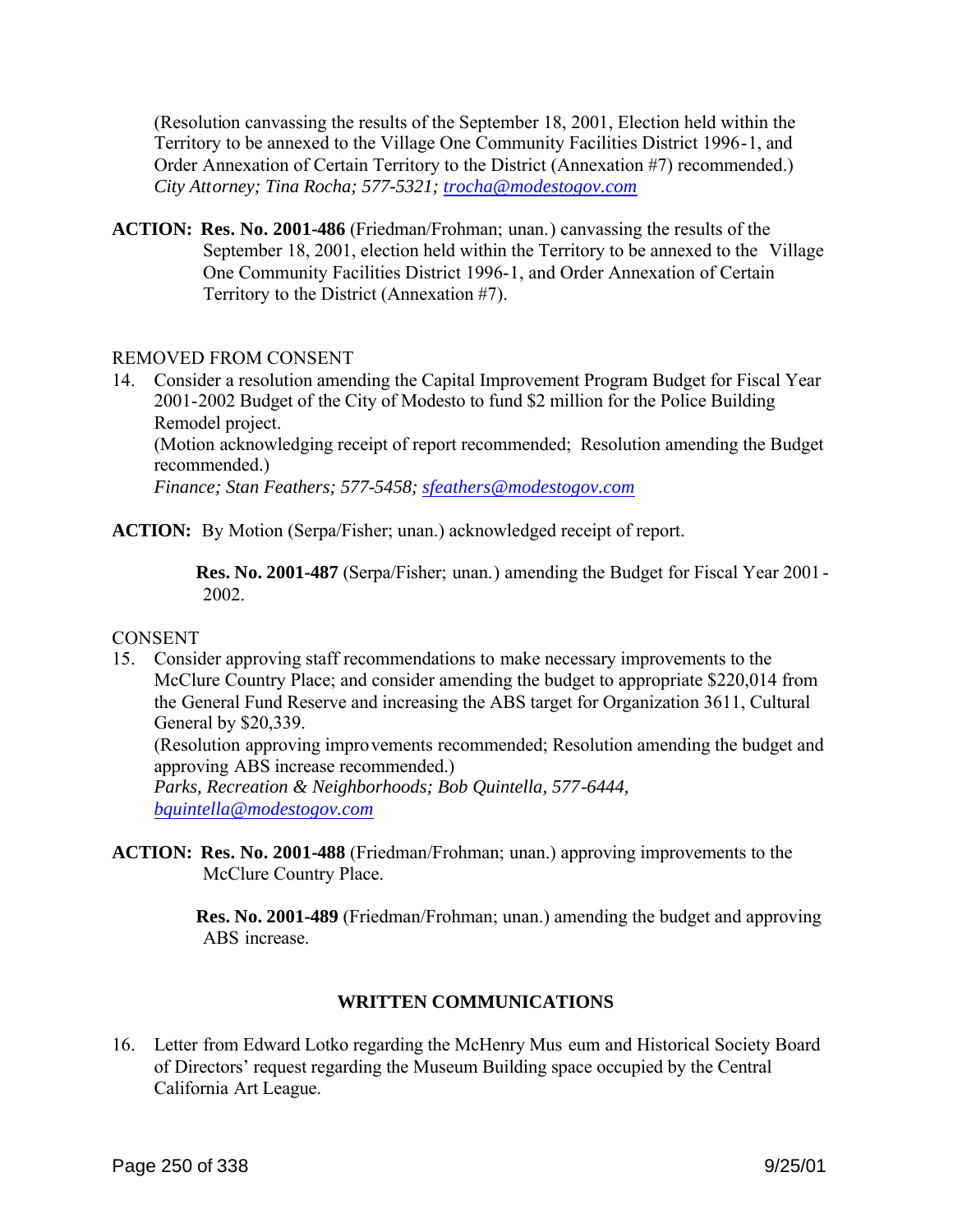(Resolution canvassing the results of the September 18, 2001, Election held within the Territory to be annexed to the Village One Community Facilities District 1996-1, and Order Annexation of Certain Territory to the District (Annexation #7) recommended.)
*City Attorney; Tina Rocha; 577-5321; trocha@modestogov.com*

**ACTION:** **Res. No. 2001-486** (Friedman/Frohman; unan.) canvassing the results of the September 18, 2001, election held within the Territory to be annexed to the Village One Community Facilities District 1996-1, and Order Annexation of Certain Territory to the District (Annexation #7).

REMOVED FROM CONSENT

14. Consider a resolution amending the Capital Improvement Program Budget for Fiscal Year 2001-2002 Budget of the City of Modesto to fund $2 million for the Police Building Remodel project.
(Motion acknowledging receipt of report recommended; Resolution amending the Budget recommended.)
*Finance; Stan Feathers; 577-5458; sfeathers@modestogov.com*

**ACTION:** By Motion (Serpa/Fisher; unan.) acknowledged receipt of report.

**Res. No. 2001-487** (Serpa/Fisher; unan.) amending the Budget for Fiscal Year 2001-2002.

CONSENT

15. Consider approving staff recommendations to make necessary improvements to the McClure Country Place; and consider amending the budget to appropriate $220,014 from the General Fund Reserve and increasing the ABS target for Organization 3611, Cultural General by $20,339.
(Resolution approving improvements recommended; Resolution amending the budget and approving ABS increase recommended.)
*Parks, Recreation & Neighborhoods; Bob Quintella, 577-6444, bquintella@modestogov.com*

**ACTION:** **Res. No. 2001-488** (Friedman/Frohman; unan.) approving improvements to the McClure Country Place.

**Res. No. 2001-489** (Friedman/Frohman; unan.) amending the budget and approving ABS increase.

## WRITTEN COMMUNICATIONS

16. Letter from Edward Lotko regarding the McHenry Museum and Historical Society Board of Directors' request regarding the Museum Building space occupied by the Central California Art League.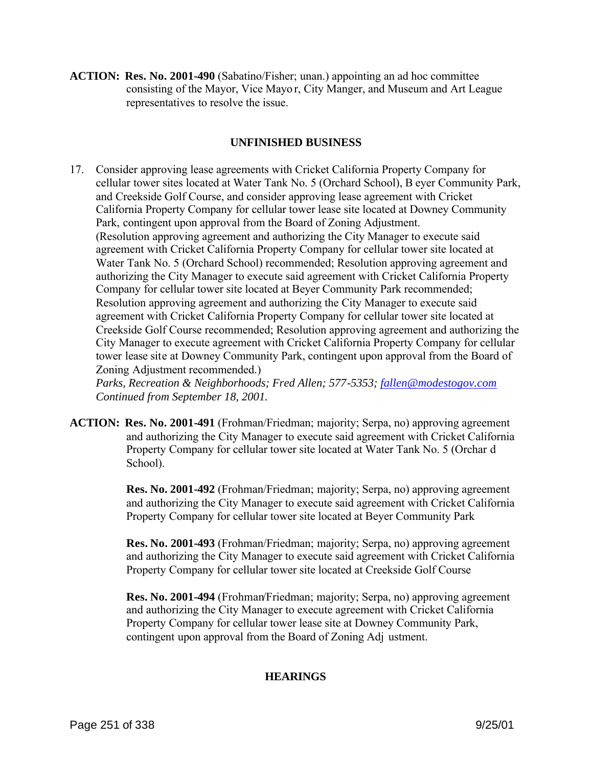**ACTION: Res. No. 2001-490** (Sabatino/Fisher; unan.) appointing an ad hoc committee consisting of the Mayor, Vice Mayor, City Manger, and Museum and Art League representatives to resolve the issue.

## UNFINISHED BUSINESS

17. Consider approving lease agreements with Cricket California Property Company for cellular tower sites located at Water Tank No. 5 (Orchard School), Beyer Community Park, and Creekside Golf Course, and consider approving lease agreement with Cricket California Property Company for cellular tower lease site located at Downey Community Park, contingent upon approval from the Board of Zoning Adjustment. (Resolution approving agreement and authorizing the City Manager to execute said agreement with Cricket California Property Company for cellular tower site located at Water Tank No. 5 (Orchard School) recommended; Resolution approving agreement and authorizing the City Manager to execute said agreement with Cricket California Property Company for cellular tower site located at Beyer Community Park recommended; Resolution approving agreement and authorizing the City Manager to execute said agreement with Cricket California Property Company for cellular tower site located at Creekside Golf Course recommended; Resolution approving agreement and authorizing the City Manager to execute agreement with Cricket California Property Company for cellular tower lease site at Downey Community Park, contingent upon approval from the Board of Zoning Adjustment recommended.)
*Parks, Recreation & Neighborhoods; Fred Allen; 577-5353; fallen@modestogov.com*
*Continued from September 18, 2001.*

**ACTION: Res. No. 2001-491** (Frohman/Friedman; majority; Serpa, no) approving agreement and authorizing the City Manager to execute said agreement with Cricket California Property Company for cellular tower site located at Water Tank No. 5 (Orchard School).

**Res. No. 2001-492** (Frohman/Friedman; majority; Serpa, no) approving agreement and authorizing the City Manager to execute said agreement with Cricket California Property Company for cellular tower site located at Beyer Community Park

**Res. No. 2001-493** (Frohman/Friedman; majority; Serpa, no) approving agreement and authorizing the City Manager to execute said agreement with Cricket California Property Company for cellular tower site located at Creekside Golf Course

**Res. No. 2001-494** (Frohman/Friedman; majority; Serpa, no) approving agreement and authorizing the City Manager to execute agreement with Cricket California Property Company for cellular tower lease site at Downey Community Park, contingent upon approval from the Board of Zoning Adjustment.

## HEARINGS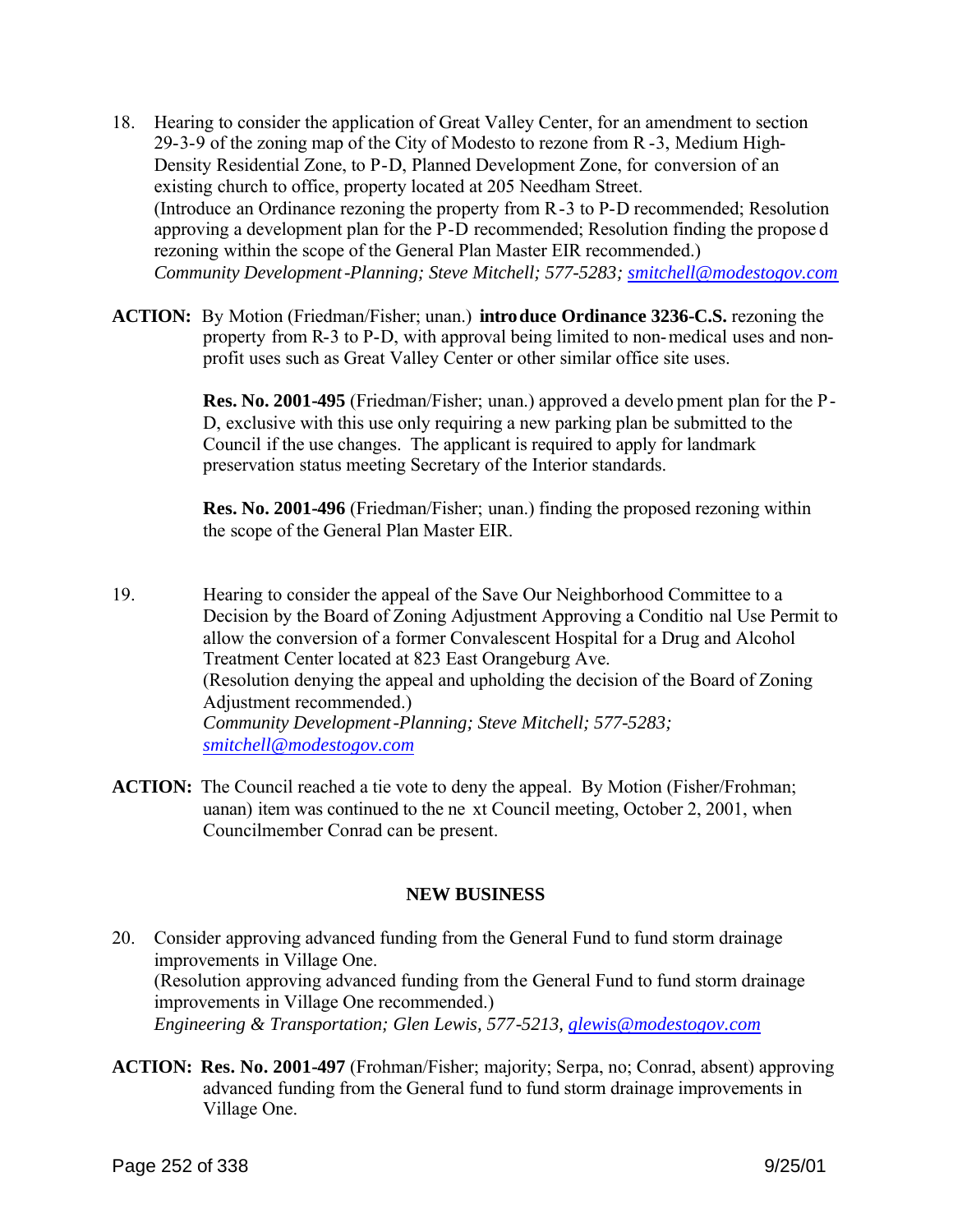18. Hearing to consider the application of Great Valley Center, for an amendment to section 29-3-9 of the zoning map of the City of Modesto to rezone from R-3, Medium High-Density Residential Zone, to P-D, Planned Development Zone, for conversion of an existing church to office, property located at 205 Needham Street.
(Introduce an Ordinance rezoning the property from R-3 to P-D recommended; Resolution approving a development plan for the P-D recommended; Resolution finding the proposed rezoning within the scope of the General Plan Master EIR recommended.)
*Community Development-Planning; Steve Mitchell; 577-5283; smitchell@modestogov.com*

**ACTION:** By Motion (Friedman/Fisher; unan.) **introduce Ordinance 3236-C.S.** rezoning the property from R-3 to P-D, with approval being limited to non-medical uses and non-profit uses such as Great Valley Center or other similar office site uses.

**Res. No. 2001-495** (Friedman/Fisher; unan.) approved a development plan for the P-D, exclusive with this use only requiring a new parking plan be submitted to the Council if the use changes. The applicant is required to apply for landmark preservation status meeting Secretary of the Interior standards.

**Res. No. 2001-496** (Friedman/Fisher; unan.) finding the proposed rezoning within the scope of the General Plan Master EIR.

19. Hearing to consider the appeal of the Save Our Neighborhood Committee to a Decision by the Board of Zoning Adjustment Approving a Conditional Use Permit to allow the conversion of a former Convalescent Hospital for a Drug and Alcohol Treatment Center located at 823 East Orangeburg Ave.
(Resolution denying the appeal and upholding the decision of the Board of Zoning Adjustment recommended.)
*Community Development-Planning; Steve Mitchell; 577-5283; smitchell@modestogov.com*

**ACTION:** The Council reached a tie vote to deny the appeal. By Motion (Fisher/Frohman; uanan) item was continued to the next Council meeting, October 2, 2001, when Councilmember Conrad can be present.

## NEW BUSINESS

20. Consider approving advanced funding from the General Fund to fund storm drainage improvements in Village One.
(Resolution approving advanced funding from the General Fund to fund storm drainage improvements in Village One recommended.)
*Engineering & Transportation; Glen Lewis, 577-5213, glewis@modestogov.com*

**ACTION: Res. No. 2001-497** (Frohman/Fisher; majority; Serpa, no; Conrad, absent) approving advanced funding from the General fund to fund storm drainage improvements in Village One.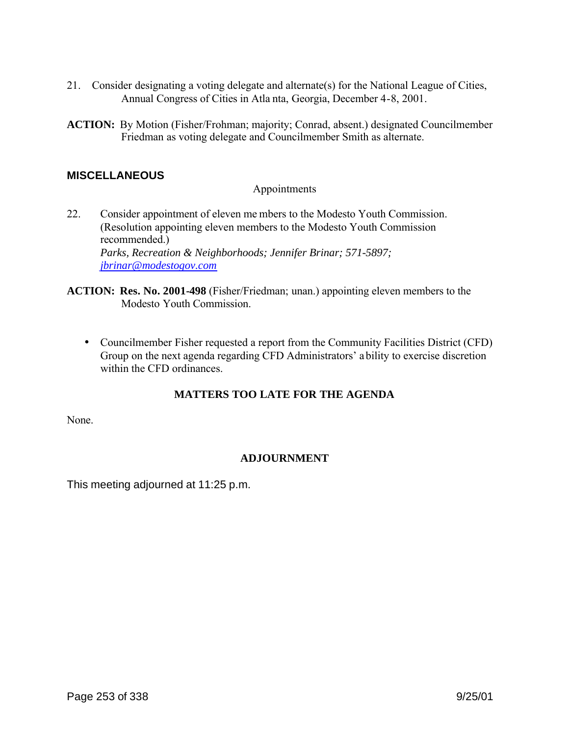21. Consider designating a voting delegate and alternate(s) for the National League of Cities, Annual Congress of Cities in Atlanta, Georgia, December 4-8, 2001.

**ACTION:** By Motion (Fisher/Frohman; majority; Conrad, absent.) designated Councilmember Friedman as voting delegate and Councilmember Smith as alternate.

## MISCELLANEOUS

Appointments

22. Consider appointment of eleven members to the Modesto Youth Commission. (Resolution appointing eleven members to the Modesto Youth Commission recommended.)
*Parks, Recreation & Neighborhoods; Jennifer Brinar; 571-5897; jbrinar@modestogov.com*

**ACTION: Res. No. 2001-498** (Fisher/Friedman; unan.) appointing eleven members to the Modesto Youth Commission.

- Councilmember Fisher requested a report from the Community Facilities District (CFD) Group on the next agenda regarding CFD Administrators' ability to exercise discretion within the CFD ordinances.

**MATTERS TOO LATE FOR THE AGENDA**

None.

**ADJOURNMENT**

This meeting adjourned at 11:25 p.m.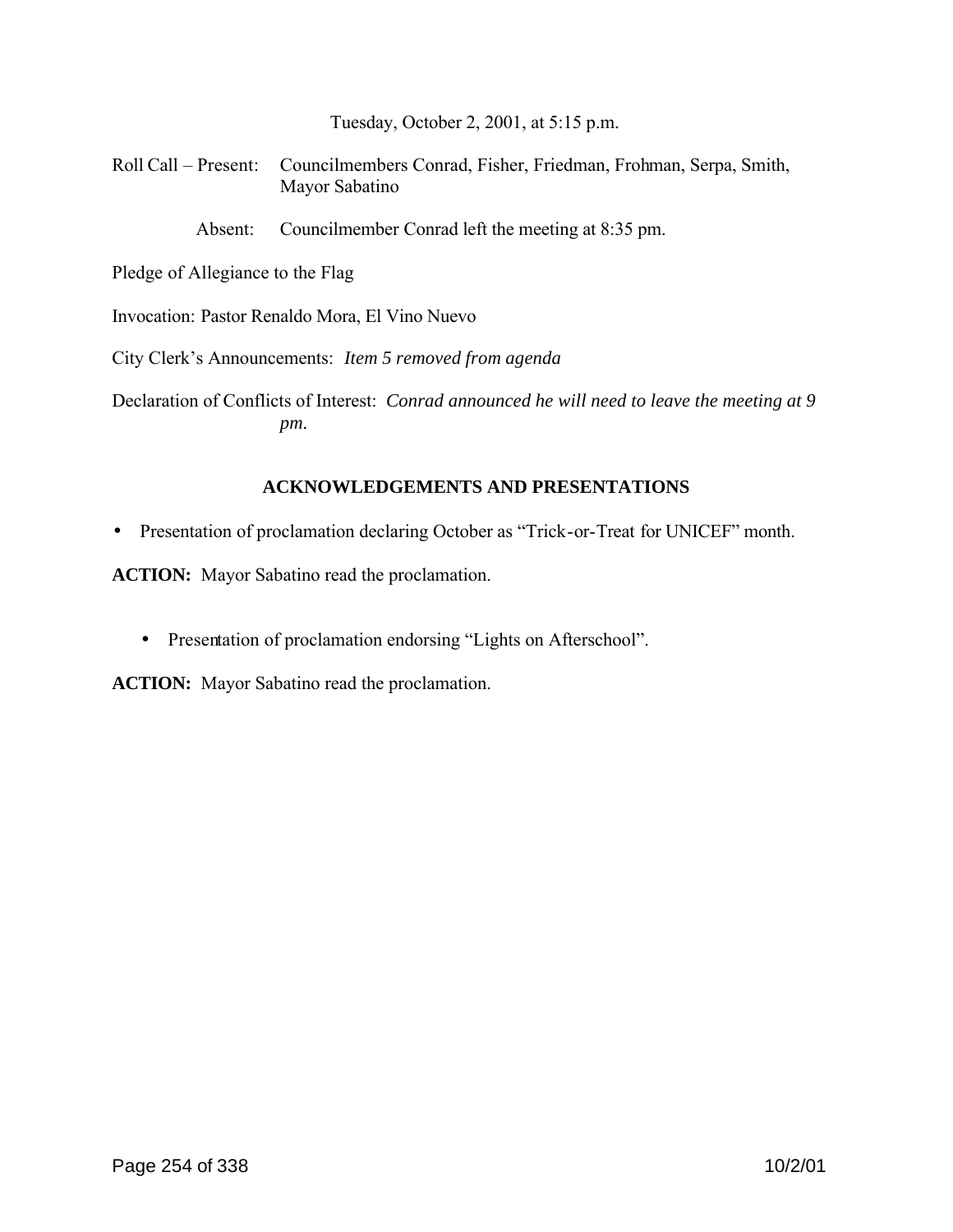Tuesday, October 2, 2001, at 5:15 p.m.

Roll Call – Present: Councilmembers Conrad, Fisher, Friedman, Frohman, Serpa, Smith, Mayor Sabatino

Absent: Councilmember Conrad left the meeting at 8:35 pm.

Pledge of Allegiance to the Flag

Invocation: Pastor Renaldo Mora, El Vino Nuevo

City Clerk's Announcements: *Item 5 removed from agenda*

Declaration of Conflicts of Interest: *Conrad announced he will need to leave the meeting at 9 pm.*

## ACKNOWLEDGEMENTS AND PRESENTATIONS

- Presentation of proclamation declaring October as "Trick-or-Treat for UNICEF" month.

**ACTION:** Mayor Sabatino read the proclamation.

- Presentation of proclamation endorsing "Lights on Afterschool".

**ACTION:** Mayor Sabatino read the proclamation.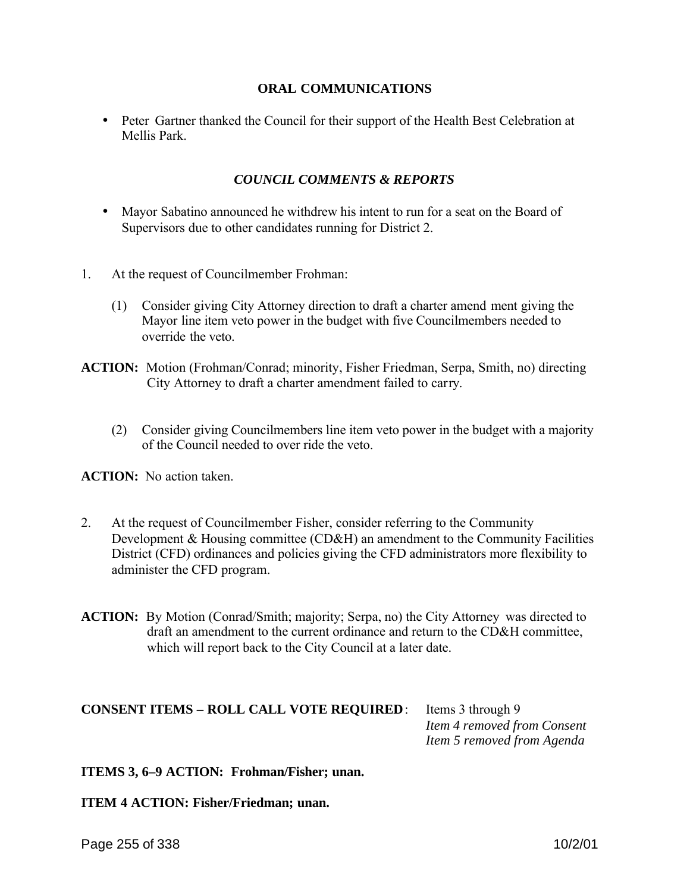**ORAL COMMUNICATIONS**

- Peter Gartner thanked the Council for their support of the Health Best Celebration at Mellis Park.

***COUNCIL COMMENTS & REPORTS***

- Mayor Sabatino announced he withdrew his intent to run for a seat on the Board of Supervisors due to other candidates running for District 2.

1. At the request of Councilmember Frohman:

   (1) Consider giving City Attorney direction to draft a charter amendment giving the Mayor line item veto power in the budget with five Councilmembers needed to override the veto.

**ACTION:** Motion (Frohman/Conrad; minority, Fisher Friedman, Serpa, Smith, no) directing City Attorney to draft a charter amendment failed to carry.

   (2) Consider giving Councilmembers line item veto power in the budget with a majority of the Council needed to over ride the veto.

**ACTION:** No action taken.

2. At the request of Councilmember Fisher, consider referring to the Community Development & Housing committee (CD&H) an amendment to the Community Facilities District (CFD) ordinances and policies giving the CFD administrators more flexibility to administer the CFD program.

**ACTION:** By Motion (Conrad/Smith; majority; Serpa, no) the City Attorney was directed to draft an amendment to the current ordinance and return to the CD&H committee, which will report back to the City Council at a later date.

**CONSENT ITEMS – ROLL CALL VOTE REQUIRED**: Items 3 through 9
*Item 4 removed from Consent*
*Item 5 removed from Agenda*

**ITEMS 3, 6–9 ACTION: Frohman/Fisher; unan.**

**ITEM 4 ACTION: Fisher/Friedman; unan.**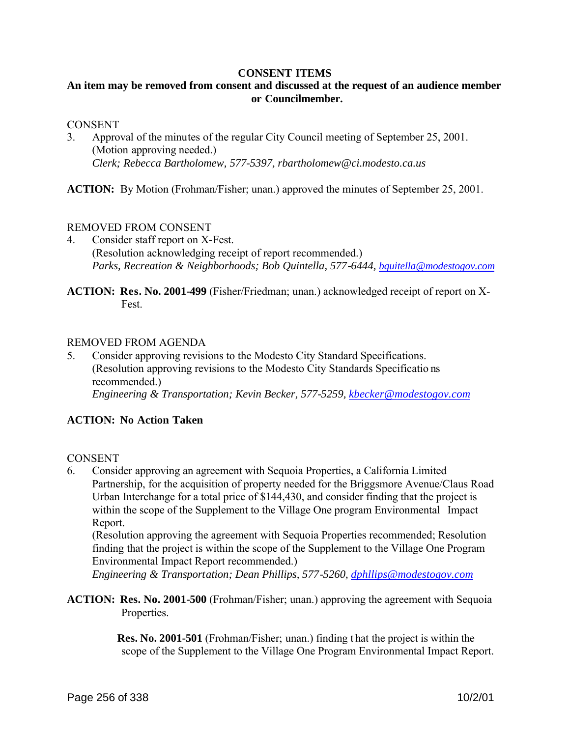**CONSENT ITEMS**

**An item may be removed from consent and discussed at the request of an audience member or Councilmember.**

CONSENT

3. Approval of the minutes of the regular City Council meeting of September 25, 2001. (Motion approving needed.)
   *Clerk; Rebecca Bartholomew, 577-5397, rbartholomew@ci.modesto.ca.us*

**ACTION:** By Motion (Frohman/Fisher; unan.) approved the minutes of September 25, 2001.

REMOVED FROM CONSENT

4. Consider staff report on X-Fest.
   (Resolution acknowledging receipt of report recommended.)
   *Parks, Recreation & Neighborhoods; Bob Quintella, 577-6444, bquitella@modestogov.com*

**ACTION: Res. No. 2001-499** (Fisher/Friedman; unan.) acknowledged receipt of report on X-Fest.

REMOVED FROM AGENDA

5. Consider approving revisions to the Modesto City Standard Specifications.
   (Resolution approving revisions to the Modesto City Standards Specifications recommended.)
   *Engineering & Transportation; Kevin Becker, 577-5259, kbecker@modestogov.com*

**ACTION: No Action Taken**

CONSENT

6. Consider approving an agreement with Sequoia Properties, a California Limited Partnership, for the acquisition of property needed for the Briggsmore Avenue/Claus Road Urban Interchange for a total price of $144,430, and consider finding that the project is within the scope of the Supplement to the Village One program Environmental Impact Report.
   (Resolution approving the agreement with Sequoia Properties recommended; Resolution finding that the project is within the scope of the Supplement to the Village One Program Environmental Impact Report recommended.)
   *Engineering & Transportation; Dean Phillips, 577-5260, dphllips@modestogov.com*

**ACTION: Res. No. 2001-500** (Frohman/Fisher; unan.) approving the agreement with Sequoia Properties.

**Res. No. 2001-501** (Frohman/Fisher; unan.) finding that the project is within the scope of the Supplement to the Village One Program Environmental Impact Report.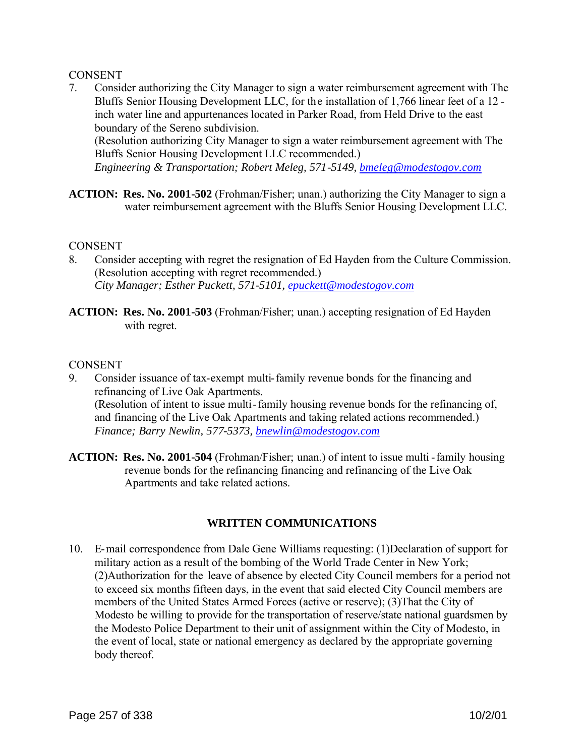CONSENT

7. Consider authorizing the City Manager to sign a water reimbursement agreement with The Bluffs Senior Housing Development LLC, for the installation of 1,766 linear feet of a 12 - inch water line and appurtenances located in Parker Road, from Held Drive to the east boundary of the Sereno subdivision.
   (Resolution authorizing City Manager to sign a water reimbursement agreement with The Bluffs Senior Housing Development LLC recommended.)
   *Engineering & Transportation; Robert Meleg, 571-5149, bmeleg@modestogov.com*

**ACTION: Res. No. 2001-502** (Frohman/Fisher; unan.) authorizing the City Manager to sign a water reimbursement agreement with the Bluffs Senior Housing Development LLC.

CONSENT

8. Consider accepting with regret the resignation of Ed Hayden from the Culture Commission.
   (Resolution accepting with regret recommended.)
   *City Manager; Esther Puckett, 571-5101, epuckett@modestogov.com*

**ACTION: Res. No. 2001-503** (Frohman/Fisher; unan.) accepting resignation of Ed Hayden with regret.

CONSENT

9. Consider issuance of tax-exempt multi-family revenue bonds for the financing and refinancing of Live Oak Apartments.
   (Resolution of intent to issue multi-family housing revenue bonds for the refinancing of, and financing of the Live Oak Apartments and taking related actions recommended.)
   *Finance; Barry Newlin, 577-5373, bnewlin@modestogov.com*

**ACTION: Res. No. 2001-504** (Frohman/Fisher; unan.) of intent to issue multi-family housing revenue bonds for the refinancing financing and refinancing of the Live Oak Apartments and take related actions.

## WRITTEN COMMUNICATIONS

10. E-mail correspondence from Dale Gene Williams requesting: (1)Declaration of support for military action as a result of the bombing of the World Trade Center in New York; (2)Authorization for the leave of absence by elected City Council members for a period not to exceed six months fifteen days, in the event that said elected City Council members are members of the United States Armed Forces (active or reserve); (3)That the City of Modesto be willing to provide for the transportation of reserve/state national guardsmen by the Modesto Police Department to their unit of assignment within the City of Modesto, in the event of local, state or national emergency as declared by the appropriate governing body thereof.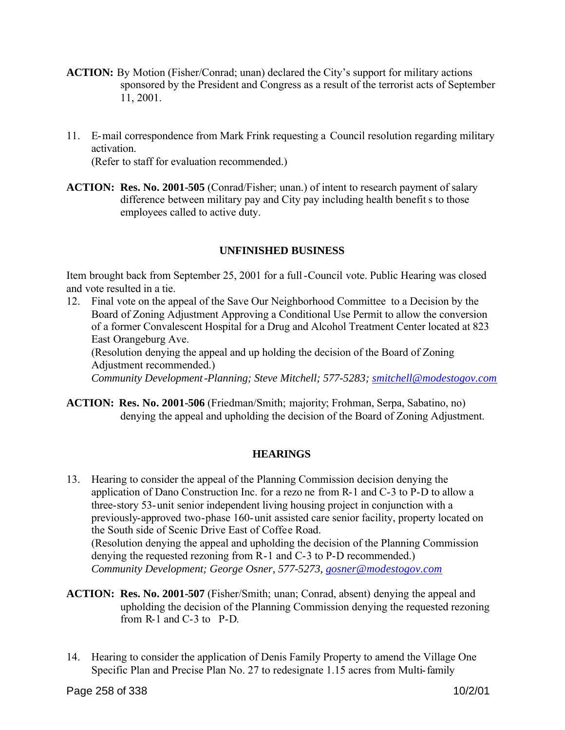**ACTION:** By Motion (Fisher/Conrad; unan) declared the City's support for military actions sponsored by the President and Congress as a result of the terrorist acts of September 11, 2001.

11. E-mail correspondence from Mark Frink requesting a Council resolution regarding military activation.
(Refer to staff for evaluation recommended.)

**ACTION: Res. No. 2001-505** (Conrad/Fisher; unan.) of intent to research payment of salary difference between military pay and City pay including health benefit s to those employees called to active duty.

## UNFINISHED BUSINESS

Item brought back from September 25, 2001 for a full-Council vote. Public Hearing was closed and vote resulted in a tie.

12. Final vote on the appeal of the Save Our Neighborhood Committee to a Decision by the Board of Zoning Adjustment Approving a Conditional Use Permit to allow the conversion of a former Convalescent Hospital for a Drug and Alcohol Treatment Center located at 823 East Orangeburg Ave.
(Resolution denying the appeal and up holding the decision of the Board of Zoning Adjustment recommended.)
*Community Development-Planning; Steve Mitchell; 577-5283; smitchell@modestogov.com*

**ACTION: Res. No. 2001-506** (Friedman/Smith; majority; Frohman, Serpa, Sabatino, no) denying the appeal and upholding the decision of the Board of Zoning Adjustment.

## HEARINGS

13. Hearing to consider the appeal of the Planning Commission decision denying the application of Dano Construction Inc. for a rezo ne from R-1 and C-3 to P-D to allow a three-story 53-unit senior independent living housing project in conjunction with a previously-approved two-phase 160-unit assisted care senior facility, property located on the South side of Scenic Drive East of Coffee Road.
(Resolution denying the appeal and upholding the decision of the Planning Commission denying the requested rezoning from R-1 and C-3 to P-D recommended.)
*Community Development; George Osner, 577-5273, gosner@modestogov.com*

**ACTION: Res. No. 2001-507** (Fisher/Smith; unan; Conrad, absent) denying the appeal and upholding the decision of the Planning Commission denying the requested rezoning from R-1 and C-3 to P-D.

14. Hearing to consider the application of Denis Family Property to amend the Village One Specific Plan and Precise Plan No. 27 to redesignate 1.15 acres from Multi-family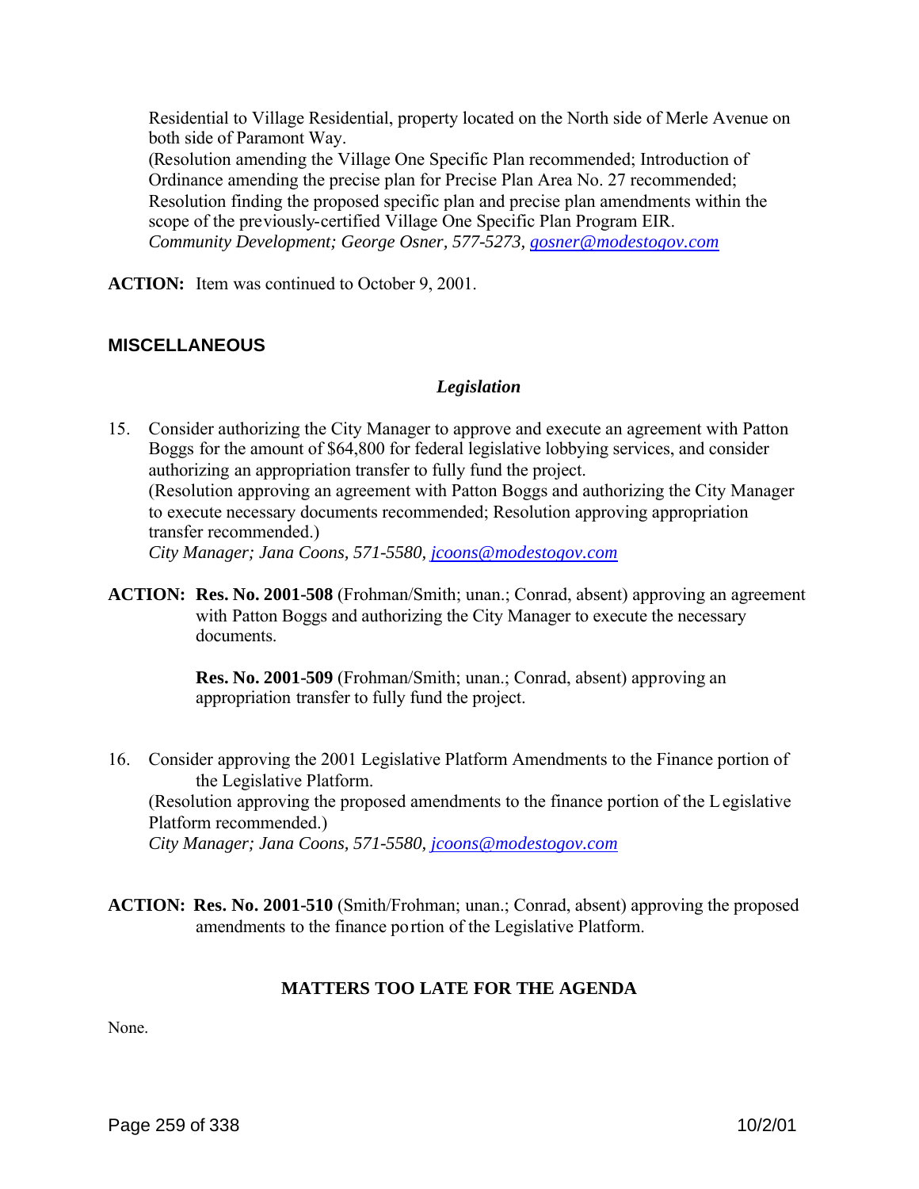Residential to Village Residential, property located on the North side of Merle Avenue on both side of Paramont Way.
(Resolution amending the Village One Specific Plan recommended; Introduction of Ordinance amending the precise plan for Precise Plan Area No. 27 recommended; Resolution finding the proposed specific plan and precise plan amendments within the scope of the previously-certified Village One Specific Plan Program EIR.
*Community Development; George Osner, 577-5273, gosner@modestogov.com*

**ACTION:** Item was continued to October 9, 2001.

## MISCELLANEOUS

### *Legislation*

15. Consider authorizing the City Manager to approve and execute an agreement with Patton Boggs for the amount of $64,800 for federal legislative lobbying services, and consider authorizing an appropriation transfer to fully fund the project.
(Resolution approving an agreement with Patton Boggs and authorizing the City Manager to execute necessary documents recommended; Resolution approving appropriation transfer recommended.)
*City Manager; Jana Coons, 571-5580, jcoons@modestogov.com*

**ACTION: Res. No. 2001-508** (Frohman/Smith; unan.; Conrad, absent) approving an agreement with Patton Boggs and authorizing the City Manager to execute the necessary documents.

**Res. No. 2001-509** (Frohman/Smith; unan.; Conrad, absent) approving an appropriation transfer to fully fund the project.

16. Consider approving the 2001 Legislative Platform Amendments to the Finance portion of the Legislative Platform.
(Resolution approving the proposed amendments to the finance portion of the Legislative Platform recommended.)
*City Manager; Jana Coons, 571-5580, jcoons@modestogov.com*

**ACTION: Res. No. 2001-510** (Smith/Frohman; unan.; Conrad, absent) approving the proposed amendments to the finance portion of the Legislative Platform.

### MATTERS TOO LATE FOR THE AGENDA

None.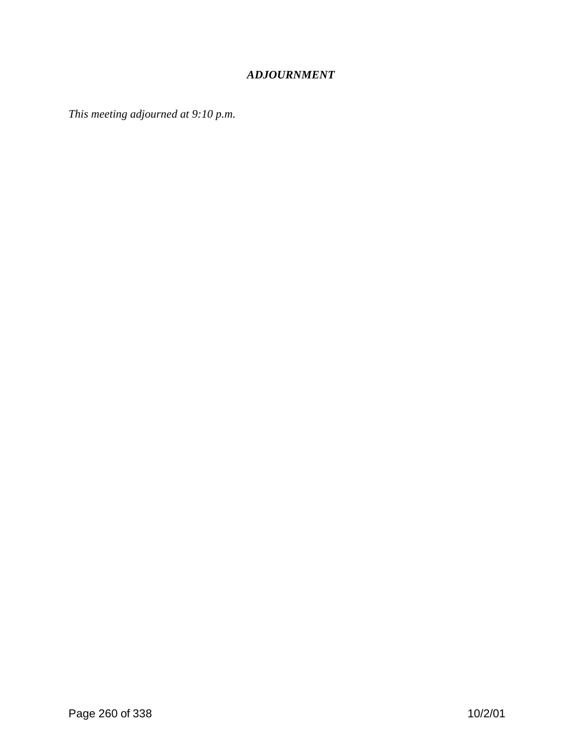### ***ADJOURNMENT***

*This meeting adjourned at 9:10 p.m.*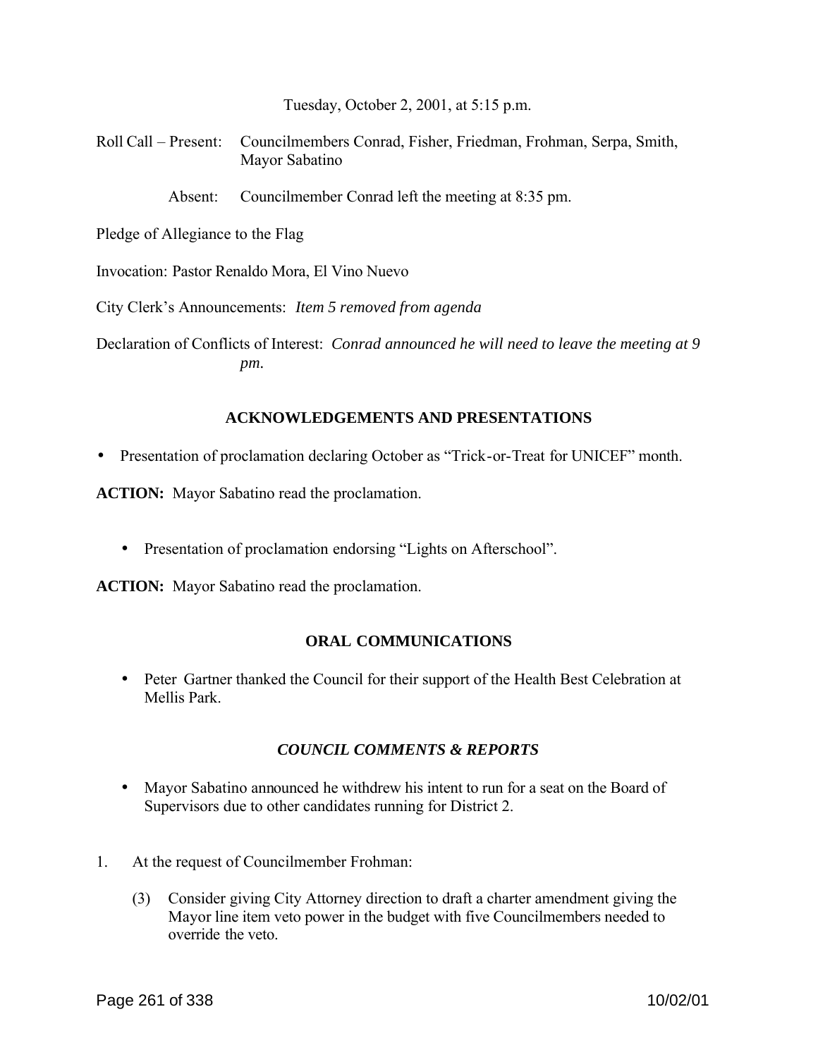Tuesday, October 2, 2001, at 5:15 p.m.

Roll Call – Present: Councilmembers Conrad, Fisher, Friedman, Frohman, Serpa, Smith, Mayor Sabatino

Absent: Councilmember Conrad left the meeting at 8:35 pm.

Pledge of Allegiance to the Flag

Invocation: Pastor Renaldo Mora, El Vino Nuevo

City Clerk's Announcements: *Item 5 removed from agenda*

Declaration of Conflicts of Interest: *Conrad announced he will need to leave the meeting at 9 pm.*

## ACKNOWLEDGEMENTS AND PRESENTATIONS

- Presentation of proclamation declaring October as "Trick-or-Treat for UNICEF" month.

**ACTION:** Mayor Sabatino read the proclamation.

- Presentation of proclamation endorsing "Lights on Afterschool".

**ACTION:** Mayor Sabatino read the proclamation.

## ORAL COMMUNICATIONS

- Peter Gartner thanked the Council for their support of the Health Best Celebration at Mellis Park.

## *COUNCIL COMMENTS & REPORTS*

- Mayor Sabatino announced he withdrew his intent to run for a seat on the Board of Supervisors due to other candidates running for District 2.

1. At the request of Councilmember Frohman:

   (3) Consider giving City Attorney direction to draft a charter amendment giving the Mayor line item veto power in the budget with five Councilmembers needed to override the veto.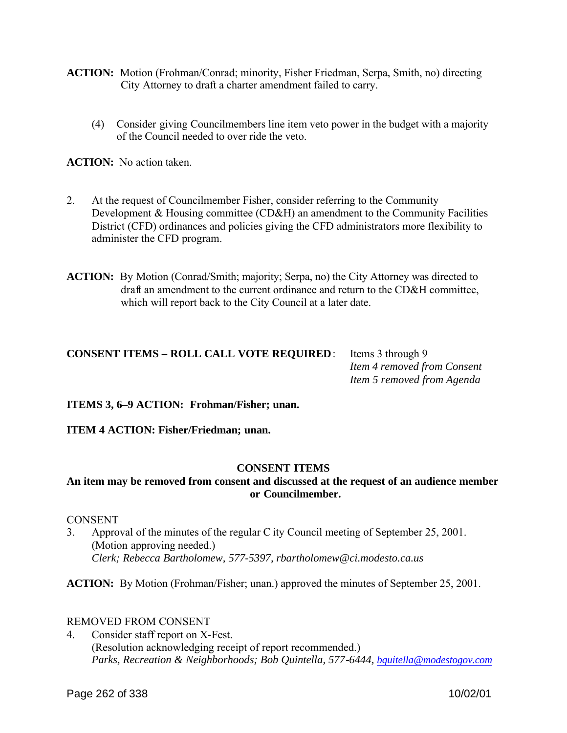**ACTION:** Motion (Frohman/Conrad; minority, Fisher Friedman, Serpa, Smith, no) directing City Attorney to draft a charter amendment failed to carry.

(4) Consider giving Councilmembers line item veto power in the budget with a majority of the Council needed to over ride the veto.

**ACTION:** No action taken.

2. At the request of Councilmember Fisher, consider referring to the Community Development & Housing committee (CD&H) an amendment to the Community Facilities District (CFD) ordinances and policies giving the CFD administrators more flexibility to administer the CFD program.

**ACTION:** By Motion (Conrad/Smith; majority; Serpa, no) the City Attorney was directed to draft an amendment to the current ordinance and return to the CD&H committee, which will report back to the City Council at a later date.

**CONSENT ITEMS – ROLL CALL VOTE REQUIRED**: Items 3 through 9
*Item 4 removed from Consent*
*Item 5 removed from Agenda*

**ITEMS 3, 6–9 ACTION: Frohman/Fisher; unan.**

**ITEM 4 ACTION: Fisher/Friedman; unan.**

**CONSENT ITEMS**

**An item may be removed from consent and discussed at the request of an audience member or Councilmember.**

CONSENT

3. Approval of the minutes of the regular City Council meeting of September 25, 2001. (Motion approving needed.)
*Clerk; Rebecca Bartholomew, 577-5397, rbartholomew@ci.modesto.ca.us*

**ACTION:** By Motion (Frohman/Fisher; unan.) approved the minutes of September 25, 2001.

REMOVED FROM CONSENT

4. Consider staff report on X-Fest.
(Resolution acknowledging receipt of report recommended.)
*Parks, Recreation & Neighborhoods; Bob Quintella, 577-6444, bquitella@modestogov.com*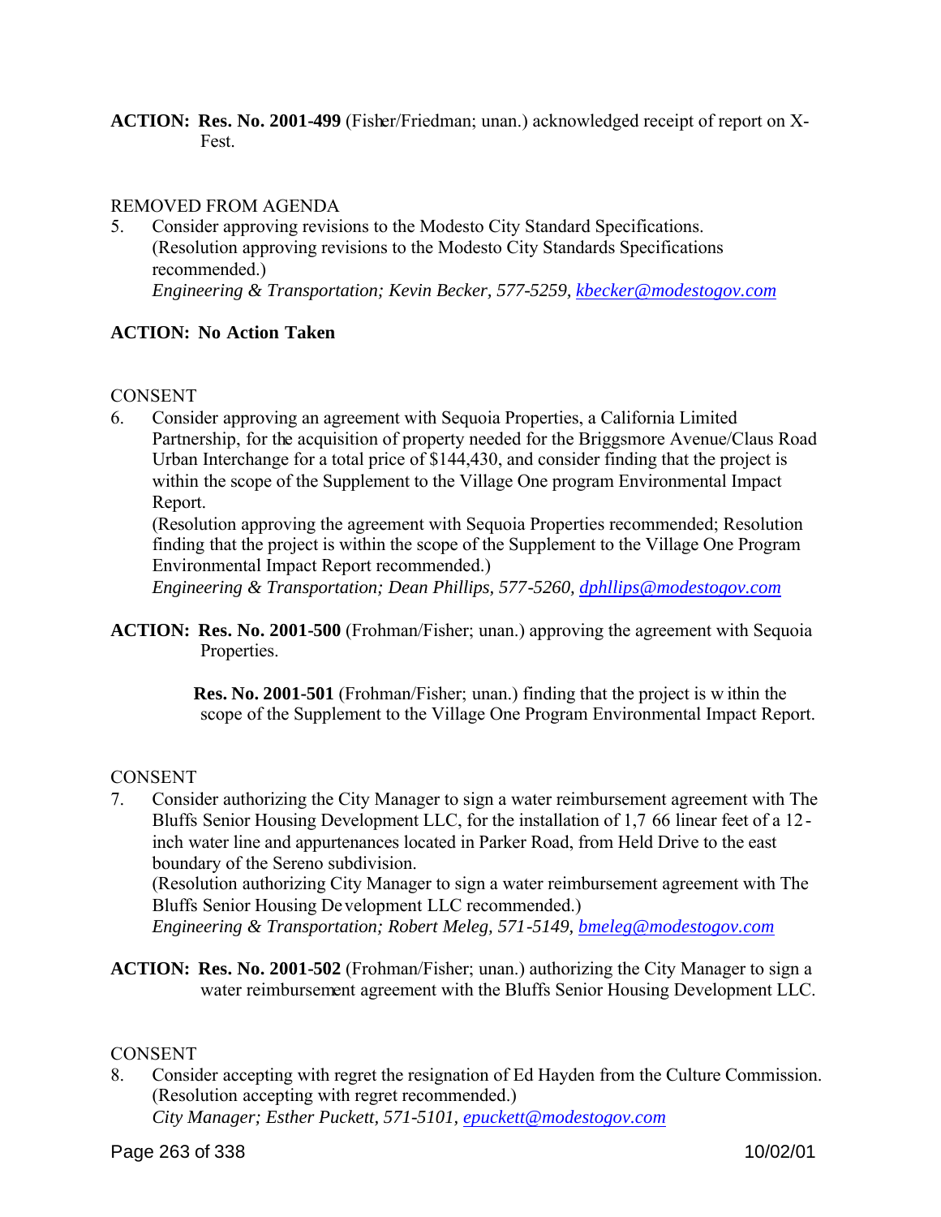**ACTION: Res. No. 2001-499** (Fisher/Friedman; unan.) acknowledged receipt of report on X-Fest.

REMOVED FROM AGENDA

5. Consider approving revisions to the Modesto City Standard Specifications. (Resolution approving revisions to the Modesto City Standards Specifications recommended.)
*Engineering & Transportation; Kevin Becker, 577-5259, kbecker@modestogov.com*

**ACTION: No Action Taken**

CONSENT

6. Consider approving an agreement with Sequoia Properties, a California Limited Partnership, for the acquisition of property needed for the Briggsmore Avenue/Claus Road Urban Interchange for a total price of $144,430, and consider finding that the project is within the scope of the Supplement to the Village One program Environmental Impact Report.
(Resolution approving the agreement with Sequoia Properties recommended; Resolution finding that the project is within the scope of the Supplement to the Village One Program Environmental Impact Report recommended.)
*Engineering & Transportation; Dean Phillips, 577-5260, dphllips@modestogov.com*

**ACTION: Res. No. 2001-500** (Frohman/Fisher; unan.) approving the agreement with Sequoia Properties.

**Res. No. 2001-501** (Frohman/Fisher; unan.) finding that the project is within the scope of the Supplement to the Village One Program Environmental Impact Report.

CONSENT

7. Consider authorizing the City Manager to sign a water reimbursement agreement with The Bluffs Senior Housing Development LLC, for the installation of 1,766 linear feet of a 12-inch water line and appurtenances located in Parker Road, from Held Drive to the east boundary of the Sereno subdivision.
(Resolution authorizing City Manager to sign a water reimbursement agreement with The Bluffs Senior Housing Development LLC recommended.)
*Engineering & Transportation; Robert Meleg, 571-5149, bmeleg@modestogov.com*

**ACTION: Res. No. 2001-502** (Frohman/Fisher; unan.) authorizing the City Manager to sign a water reimbursement agreement with the Bluffs Senior Housing Development LLC.

CONSENT

8. Consider accepting with regret the resignation of Ed Hayden from the Culture Commission.
(Resolution accepting with regret recommended.)
*City Manager; Esther Puckett, 571-5101, epuckett@modestogov.com*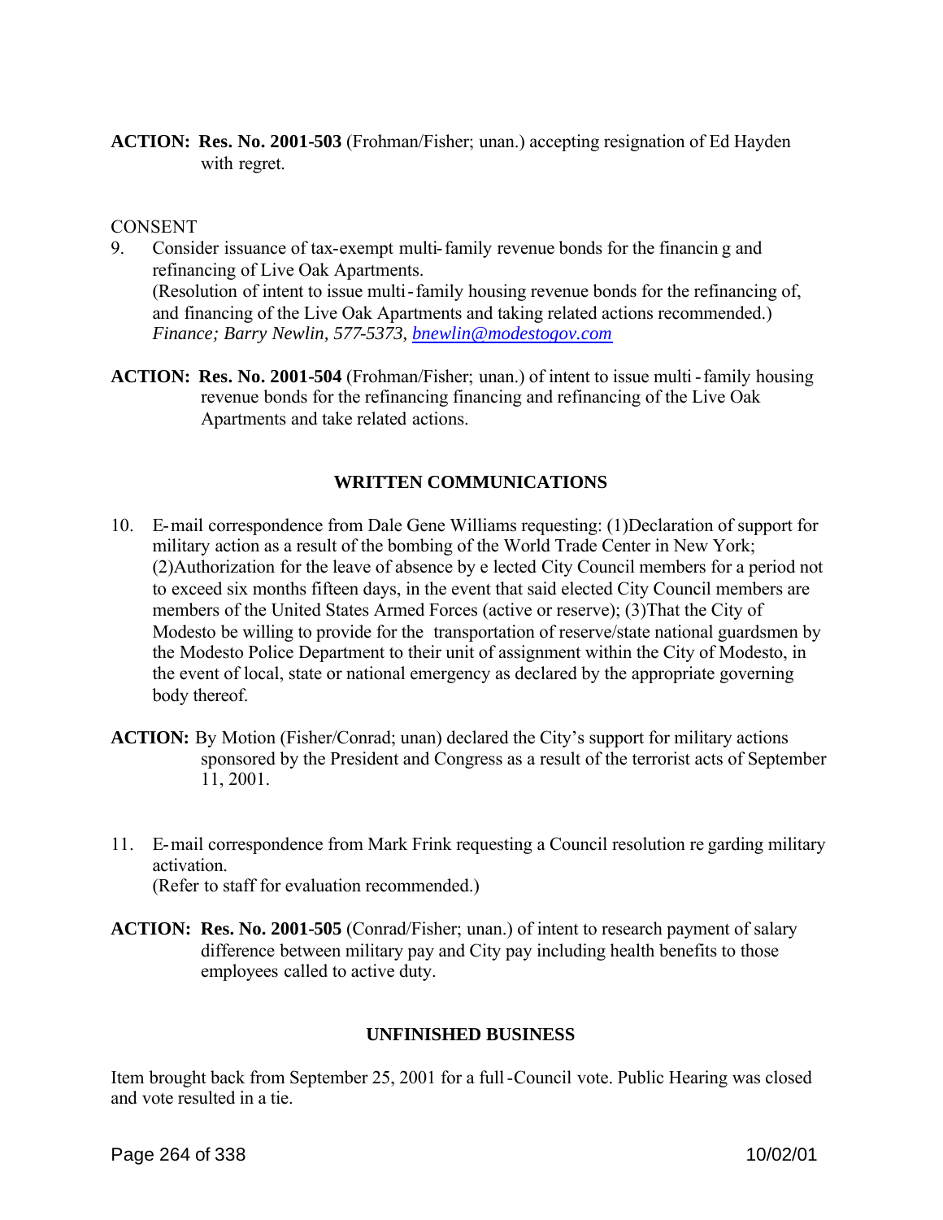**ACTION:** **Res. No. 2001-503** (Frohman/Fisher; unan.) accepting resignation of Ed Hayden with regret.

CONSENT

9. Consider issuance of tax-exempt multi-family revenue bonds for the financing and refinancing of Live Oak Apartments.
   (Resolution of intent to issue multi-family housing revenue bonds for the refinancing of, and financing of the Live Oak Apartments and taking related actions recommended.)
   *Finance; Barry Newlin, 577-5373, bnewlin@modestogov.com*

**ACTION:** **Res. No. 2001-504** (Frohman/Fisher; unan.) of intent to issue multi-family housing revenue bonds for the refinancing financing and refinancing of the Live Oak Apartments and take related actions.

## WRITTEN COMMUNICATIONS

10. E-mail correspondence from Dale Gene Williams requesting: (1)Declaration of support for military action as a result of the bombing of the World Trade Center in New York; (2)Authorization for the leave of absence by elected City Council members for a period not to exceed six months fifteen days, in the event that said elected City Council members are members of the United States Armed Forces (active or reserve); (3)That the City of Modesto be willing to provide for the transportation of reserve/state national guardsmen by the Modesto Police Department to their unit of assignment within the City of Modesto, in the event of local, state or national emergency as declared by the appropriate governing body thereof.

**ACTION:** By Motion (Fisher/Conrad; unan) declared the City's support for military actions sponsored by the President and Congress as a result of the terrorist acts of September 11, 2001.

11. E-mail correspondence from Mark Frink requesting a Council resolution regarding military activation.
    (Refer to staff for evaluation recommended.)

**ACTION:** **Res. No. 2001-505** (Conrad/Fisher; unan.) of intent to research payment of salary difference between military pay and City pay including health benefits to those employees called to active duty.

## UNFINISHED BUSINESS

Item brought back from September 25, 2001 for a full-Council vote. Public Hearing was closed and vote resulted in a tie.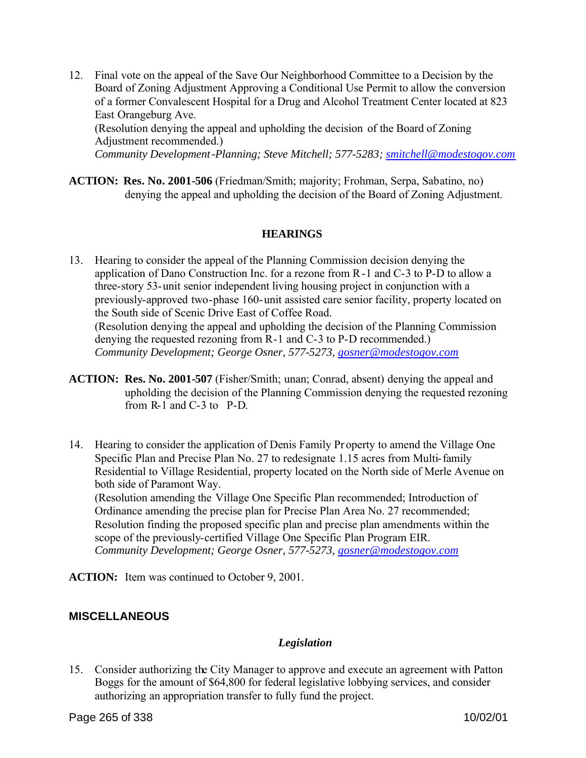12. Final vote on the appeal of the Save Our Neighborhood Committee to a Decision by the Board of Zoning Adjustment Approving a Conditional Use Permit to allow the conversion of a former Convalescent Hospital for a Drug and Alcohol Treatment Center located at 823 East Orangeburg Ave.
(Resolution denying the appeal and upholding the decision of the Board of Zoning Adjustment recommended.)
*Community Development-Planning; Steve Mitchell; 577-5283; smitchell@modestogov.com*

**ACTION: Res. No. 2001-506** (Friedman/Smith; majority; Frohman, Serpa, Sabatino, no) denying the appeal and upholding the decision of the Board of Zoning Adjustment.

## HEARINGS

13. Hearing to consider the appeal of the Planning Commission decision denying the application of Dano Construction Inc. for a rezone from R-1 and C-3 to P-D to allow a three-story 53-unit senior independent living housing project in conjunction with a previously-approved two-phase 160-unit assisted care senior facility, property located on the South side of Scenic Drive East of Coffee Road.
(Resolution denying the appeal and upholding the decision of the Planning Commission denying the requested rezoning from R-1 and C-3 to P-D recommended.)
*Community Development; George Osner, 577-5273, gosner@modestogov.com*

**ACTION: Res. No. 2001-507** (Fisher/Smith; unan; Conrad, absent) denying the appeal and upholding the decision of the Planning Commission denying the requested rezoning from R-1 and C-3 to P-D.

14. Hearing to consider the application of Denis Family Property to amend the Village One Specific Plan and Precise Plan No. 27 to redesignate 1.15 acres from Multi-family Residential to Village Residential, property located on the North side of Merle Avenue on both side of Paramont Way.
(Resolution amending the Village One Specific Plan recommended; Introduction of Ordinance amending the precise plan for Precise Plan Area No. 27 recommended; Resolution finding the proposed specific plan and precise plan amendments within the scope of the previously-certified Village One Specific Plan Program EIR.
*Community Development; George Osner, 577-5273, gosner@modestogov.com*

**ACTION:** Item was continued to October 9, 2001.

## MISCELLANEOUS

### *Legislation*

15. Consider authorizing the City Manager to approve and execute an agreement with Patton Boggs for the amount of $64,800 for federal legislative lobbying services, and consider authorizing an appropriation transfer to fully fund the project.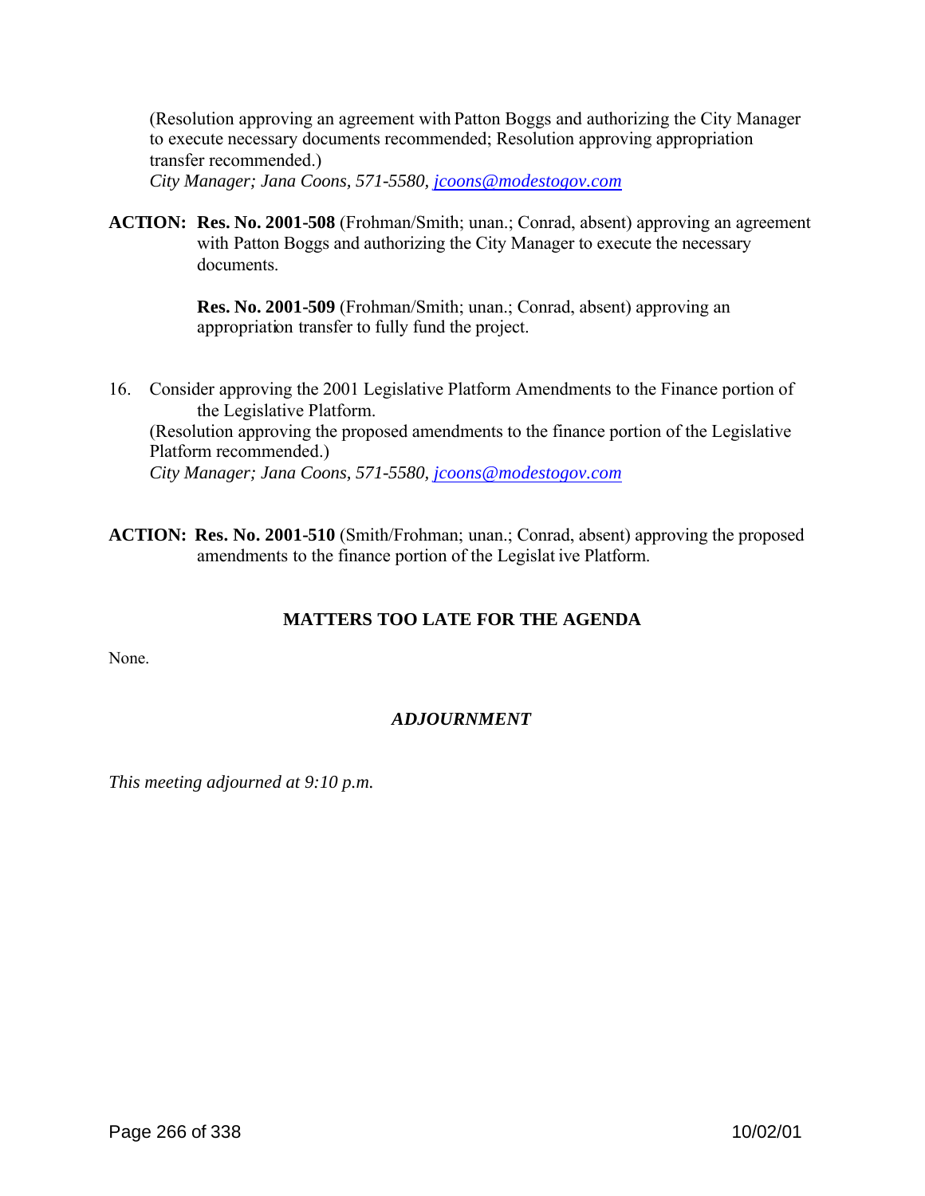(Resolution approving an agreement with Patton Boggs and authorizing the City Manager to execute necessary documents recommended; Resolution approving appropriation transfer recommended.)
*City Manager; Jana Coons, 571-5580, [jcoons@modestogov.com](mailto:jcoons@modestogov.com)*

**ACTION: Res. No. 2001-508** (Frohman/Smith; unan.; Conrad, absent) approving an agreement with Patton Boggs and authorizing the City Manager to execute the necessary documents.

**Res. No. 2001-509** (Frohman/Smith; unan.; Conrad, absent) approving an appropriation transfer to fully fund the project.

16. Consider approving the 2001 Legislative Platform Amendments to the Finance portion of the Legislative Platform.
(Resolution approving the proposed amendments to the finance portion of the Legislative Platform recommended.)
*City Manager; Jana Coons, 571-5580, [jcoons@modestogov.com](mailto:jcoons@modestogov.com)*

**ACTION: Res. No. 2001-510** (Smith/Frohman; unan.; Conrad, absent) approving the proposed amendments to the finance portion of the Legislative Platform.

## MATTERS TOO LATE FOR THE AGENDA

None.

## *ADJOURNMENT*

*This meeting adjourned at 9:10 p.m.*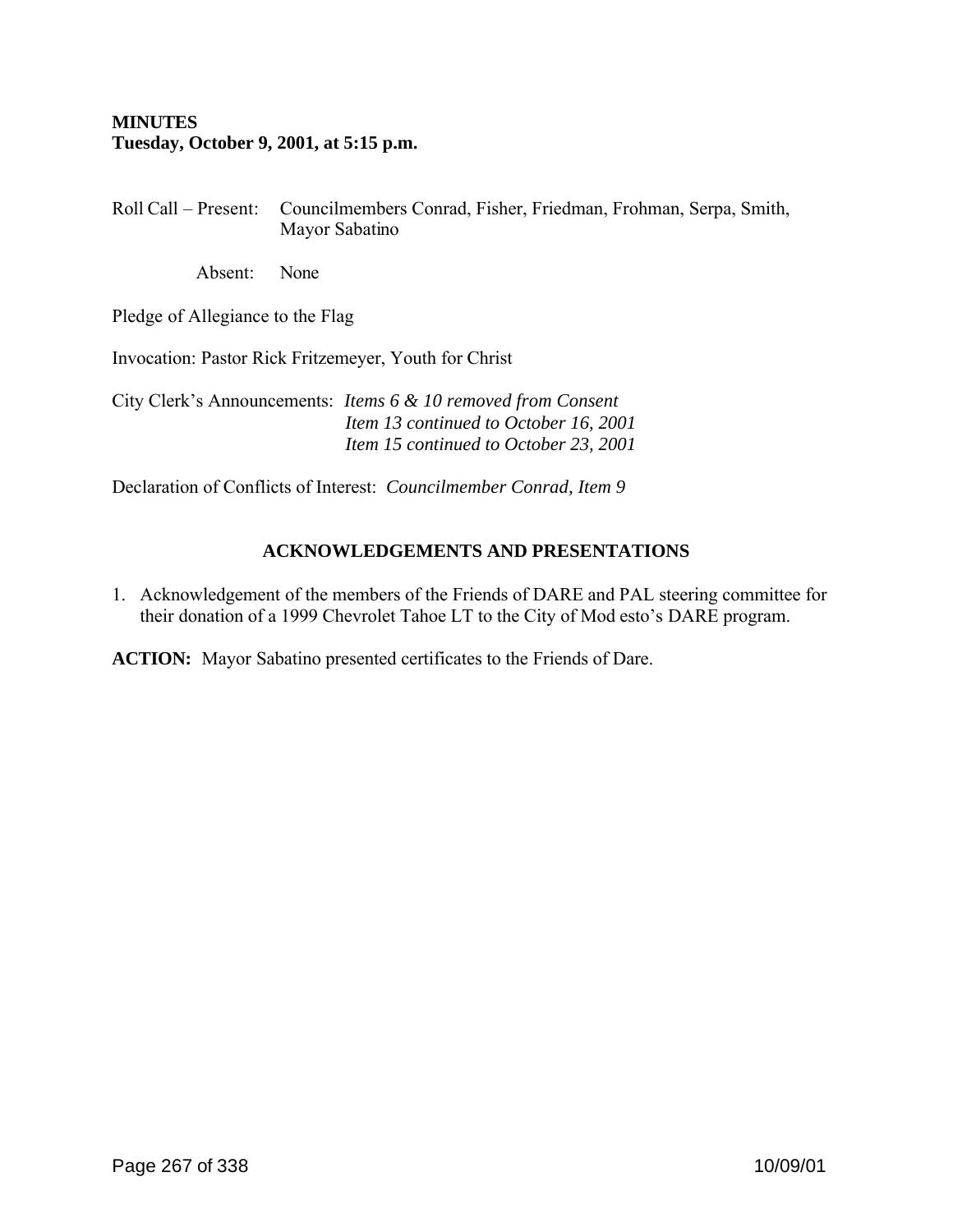**MINUTES**
**Tuesday, October 9, 2001, at 5:15 p.m.**

Roll Call – Present: Councilmembers Conrad, Fisher, Friedman, Frohman, Serpa, Smith, Mayor Sabatino

Absent: None

Pledge of Allegiance to the Flag

Invocation: Pastor Rick Fritzemeyer, Youth for Christ

City Clerk's Announcements: *Items 6 & 10 removed from Consent*
*Item 13 continued to October 16, 2001*
*Item 15 continued to October 23, 2001*

Declaration of Conflicts of Interest: *Councilmember Conrad, Item 9*

## ACKNOWLEDGEMENTS AND PRESENTATIONS

1. Acknowledgement of the members of the Friends of DARE and PAL steering committee for their donation of a 1999 Chevrolet Tahoe LT to the City of Mod esto's DARE program.

**ACTION:** Mayor Sabatino presented certificates to the Friends of Dare.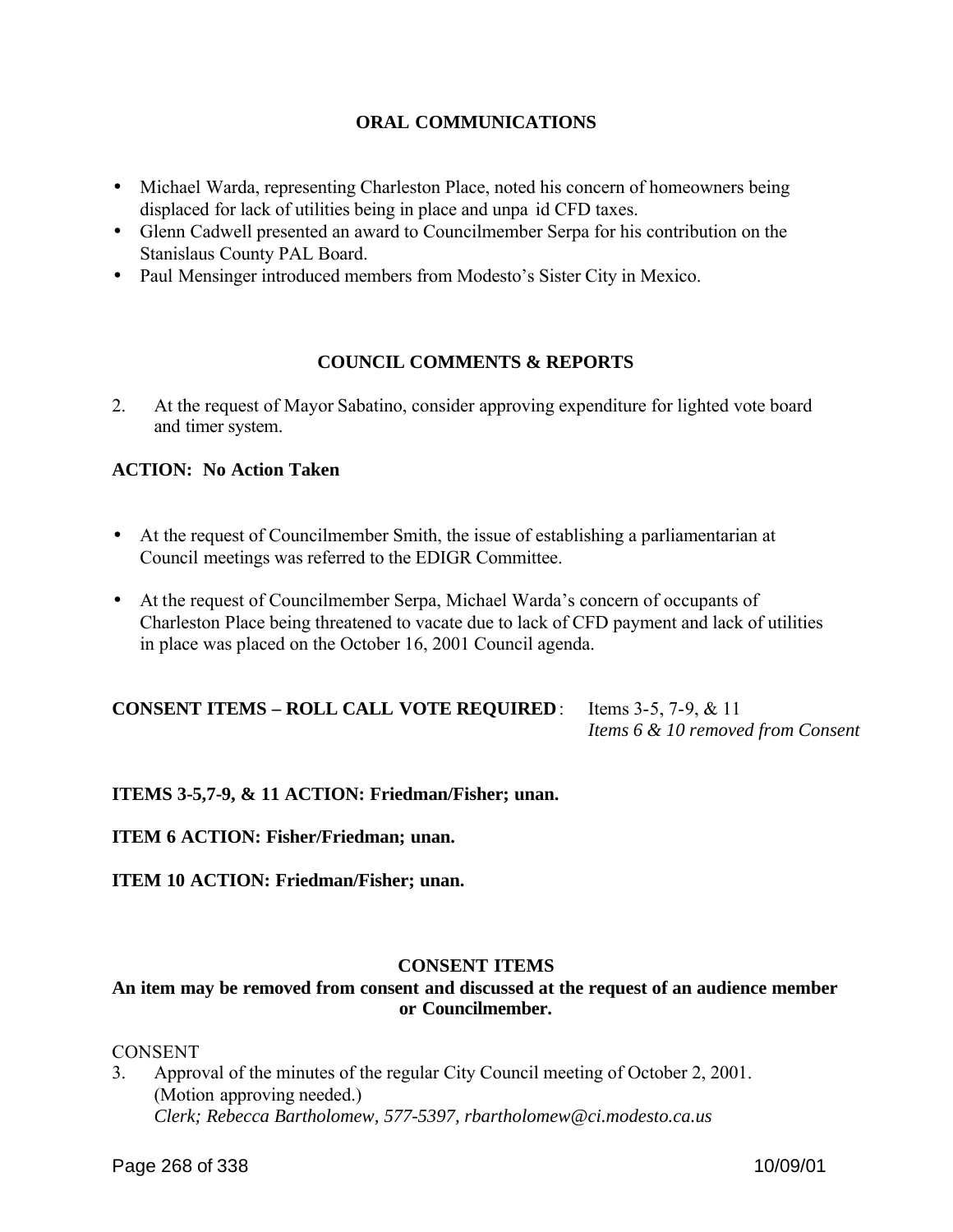## ORAL COMMUNICATIONS

- Michael Warda, representing Charleston Place, noted his concern of homeowners being displaced for lack of utilities being in place and unpaid CFD taxes.
- Glenn Cadwell presented an award to Councilmember Serpa for his contribution on the Stanislaus County PAL Board.
- Paul Mensinger introduced members from Modesto's Sister City in Mexico.

## COUNCIL COMMENTS & REPORTS

2. At the request of Mayor Sabatino, consider approving expenditure for lighted vote board and timer system.

**ACTION: No Action Taken**

- At the request of Councilmember Smith, the issue of establishing a parliamentarian at Council meetings was referred to the EDIGR Committee.
- At the request of Councilmember Serpa, Michael Warda's concern of occupants of Charleston Place being threatened to vacate due to lack of CFD payment and lack of utilities in place was placed on the October 16, 2001 Council agenda.

**CONSENT ITEMS – ROLL CALL VOTE REQUIRED**: Items 3-5, 7-9, & 11
*Items 6 & 10 removed from Consent*

**ITEMS 3-5,7-9, & 11 ACTION: Friedman/Fisher; unan.**

**ITEM 6 ACTION: Fisher/Friedman; unan.**

**ITEM 10 ACTION: Friedman/Fisher; unan.**

## CONSENT ITEMS

**An item may be removed from consent and discussed at the request of an audience member or Councilmember.**

CONSENT

3. Approval of the minutes of the regular City Council meeting of October 2, 2001. (Motion approving needed.)
*Clerk; Rebecca Bartholomew, 577-5397, rbartholomew@ci.modesto.ca.us*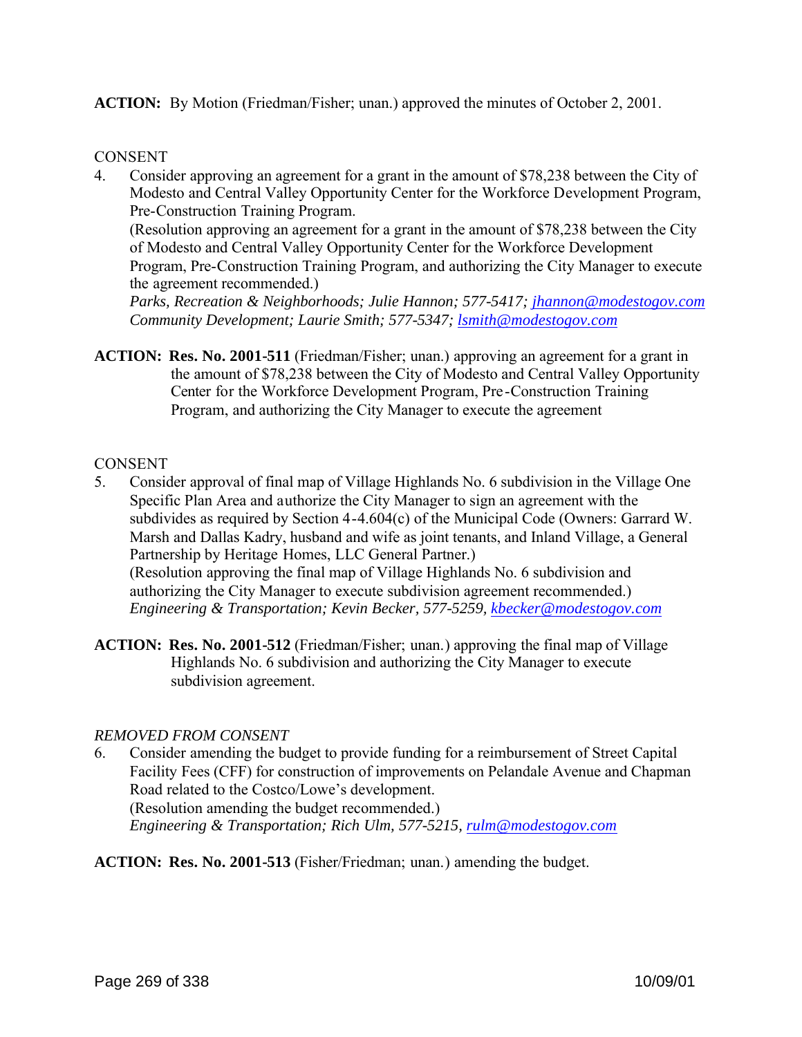**ACTION:** By Motion (Friedman/Fisher; unan.) approved the minutes of October 2, 2001.

CONSENT

4. Consider approving an agreement for a grant in the amount of $78,238 between the City of Modesto and Central Valley Opportunity Center for the Workforce Development Program, Pre-Construction Training Program.
   (Resolution approving an agreement for a grant in the amount of $78,238 between the City of Modesto and Central Valley Opportunity Center for the Workforce Development Program, Pre-Construction Training Program, and authorizing the City Manager to execute the agreement recommended.)
   *Parks, Recreation & Neighborhoods; Julie Hannon; 577-5417; jhannon@modestogov.com*
   *Community Development; Laurie Smith; 577-5347; lsmith@modestogov.com*

**ACTION: Res. No. 2001-511** (Friedman/Fisher; unan.) approving an agreement for a grant in the amount of $78,238 between the City of Modesto and Central Valley Opportunity Center for the Workforce Development Program, Pre-Construction Training Program, and authorizing the City Manager to execute the agreement

CONSENT

5. Consider approval of final map of Village Highlands No. 6 subdivision in the Village One Specific Plan Area and authorize the City Manager to sign an agreement with the subdivides as required by Section 4-4.604(c) of the Municipal Code (Owners: Garrard W. Marsh and Dallas Kadry, husband and wife as joint tenants, and Inland Village, a General Partnership by Heritage Homes, LLC General Partner.)
   (Resolution approving the final map of Village Highlands No. 6 subdivision and authorizing the City Manager to execute subdivision agreement recommended.)
   *Engineering & Transportation; Kevin Becker, 577-5259, kbecker@modestogov.com*

**ACTION: Res. No. 2001-512** (Friedman/Fisher; unan.) approving the final map of Village Highlands No. 6 subdivision and authorizing the City Manager to execute subdivision agreement.

*REMOVED FROM CONSENT*

6. Consider amending the budget to provide funding for a reimbursement of Street Capital Facility Fees (CFF) for construction of improvements on Pelandale Avenue and Chapman Road related to the Costco/Lowe's development.
   (Resolution amending the budget recommended.)
   *Engineering & Transportation; Rich Ulm, 577-5215, rulm@modestogov.com*

**ACTION: Res. No. 2001-513** (Fisher/Friedman; unan.) amending the budget.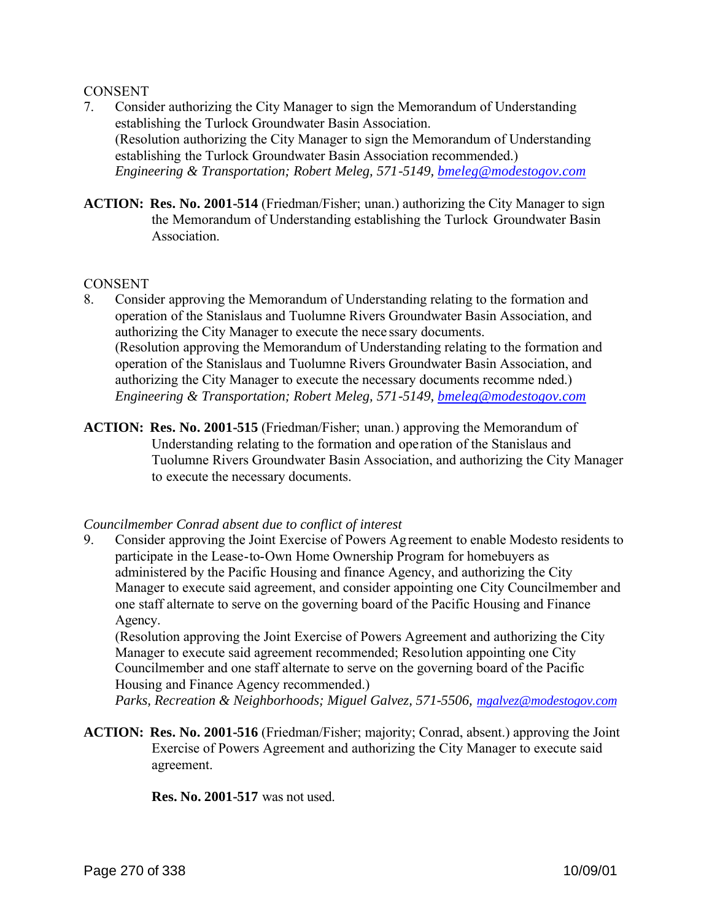CONSENT

7. Consider authorizing the City Manager to sign the Memorandum of Understanding establishing the Turlock Groundwater Basin Association.
   (Resolution authorizing the City Manager to sign the Memorandum of Understanding establishing the Turlock Groundwater Basin Association recommended.)
   *Engineering & Transportation; Robert Meleg, 571-5149, bmeleg@modestogov.com*

**ACTION: Res. No. 2001-514** (Friedman/Fisher; unan.) authorizing the City Manager to sign the Memorandum of Understanding establishing the Turlock Groundwater Basin Association.

CONSENT

8. Consider approving the Memorandum of Understanding relating to the formation and operation of the Stanislaus and Tuolumne Rivers Groundwater Basin Association, and authorizing the City Manager to execute the necessary documents.
   (Resolution approving the Memorandum of Understanding relating to the formation and operation of the Stanislaus and Tuolumne Rivers Groundwater Basin Association, and authorizing the City Manager to execute the necessary documents recommended.)
   *Engineering & Transportation; Robert Meleg, 571-5149, bmeleg@modestogov.com*

**ACTION: Res. No. 2001-515** (Friedman/Fisher; unan.) approving the Memorandum of Understanding relating to the formation and operation of the Stanislaus and Tuolumne Rivers Groundwater Basin Association, and authorizing the City Manager to execute the necessary documents.

*Councilmember Conrad absent due to conflict of interest*

9. Consider approving the Joint Exercise of Powers Agreement to enable Modesto residents to participate in the Lease-to-Own Home Ownership Program for homebuyers as administered by the Pacific Housing and finance Agency, and authorizing the City Manager to execute said agreement, and consider appointing one City Councilmember and one staff alternate to serve on the governing board of the Pacific Housing and Finance Agency.
   (Resolution approving the Joint Exercise of Powers Agreement and authorizing the City Manager to execute said agreement recommended; Resolution appointing one City Councilmember and one staff alternate to serve on the governing board of the Pacific Housing and Finance Agency recommended.)
   *Parks, Recreation & Neighborhoods; Miguel Galvez, 571-5506, mgalvez@modestogov.com*

**ACTION: Res. No. 2001-516** (Friedman/Fisher; majority; Conrad, absent.) approving the Joint Exercise of Powers Agreement and authorizing the City Manager to execute said agreement.

**Res. No. 2001-517** was not used.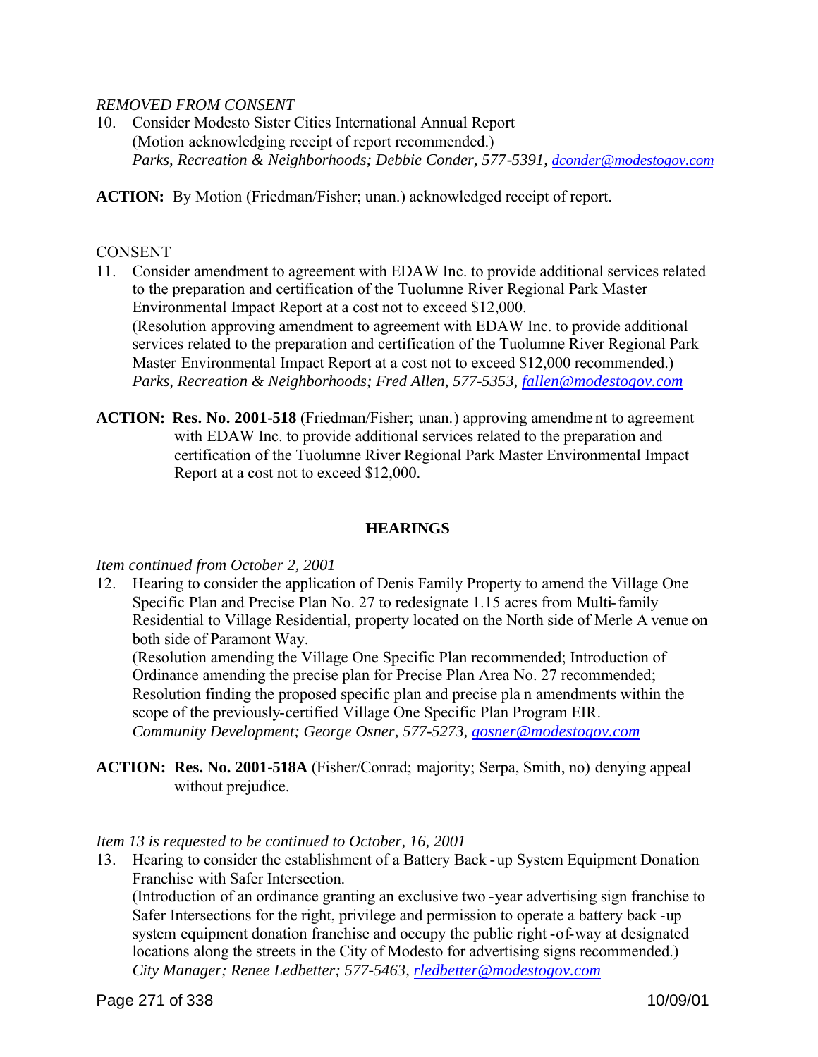*REMOVED FROM CONSENT*

10. Consider Modesto Sister Cities International Annual Report
    (Motion acknowledging receipt of report recommended.)
    *Parks, Recreation & Neighborhoods; Debbie Conder, 577-5391, dconder@modestogov.com*

**ACTION:** By Motion (Friedman/Fisher; unan.) acknowledged receipt of report.

CONSENT

11. Consider amendment to agreement with EDAW Inc. to provide additional services related to the preparation and certification of the Tuolumne River Regional Park Master Environmental Impact Report at a cost not to exceed $12,000.
    (Resolution approving amendment to agreement with EDAW Inc. to provide additional services related to the preparation and certification of the Tuolumne River Regional Park Master Environmental Impact Report at a cost not to exceed $12,000 recommended.)
    *Parks, Recreation & Neighborhoods; Fred Allen, 577-5353, fallen@modestogov.com*

**ACTION: Res. No. 2001-518** (Friedman/Fisher; unan.) approving amendment to agreement with EDAW Inc. to provide additional services related to the preparation and certification of the Tuolumne River Regional Park Master Environmental Impact Report at a cost not to exceed $12,000.

## HEARINGS

*Item continued from October 2, 2001*

12. Hearing to consider the application of Denis Family Property to amend the Village One Specific Plan and Precise Plan No. 27 to redesignate 1.15 acres from Multi-family Residential to Village Residential, property located on the North side of Merle Avenue on both side of Paramont Way.
    (Resolution amending the Village One Specific Plan recommended; Introduction of Ordinance amending the precise plan for Precise Plan Area No. 27 recommended; Resolution finding the proposed specific plan and precise plan amendments within the scope of the previously-certified Village One Specific Plan Program EIR.
    *Community Development; George Osner, 577-5273, gosner@modestogov.com*

**ACTION: Res. No. 2001-518A** (Fisher/Conrad; majority; Serpa, Smith, no) denying appeal without prejudice.

*Item 13 is requested to be continued to October, 16, 2001*

13. Hearing to consider the establishment of a Battery Back-up System Equipment Donation Franchise with Safer Intersection.
    (Introduction of an ordinance granting an exclusive two-year advertising sign franchise to Safer Intersections for the right, privilege and permission to operate a battery back-up system equipment donation franchise and occupy the public right-of-way at designated locations along the streets in the City of Modesto for advertising signs recommended.)
    *City Manager; Renee Ledbetter; 577-5463, rledbetter@modestogov.com*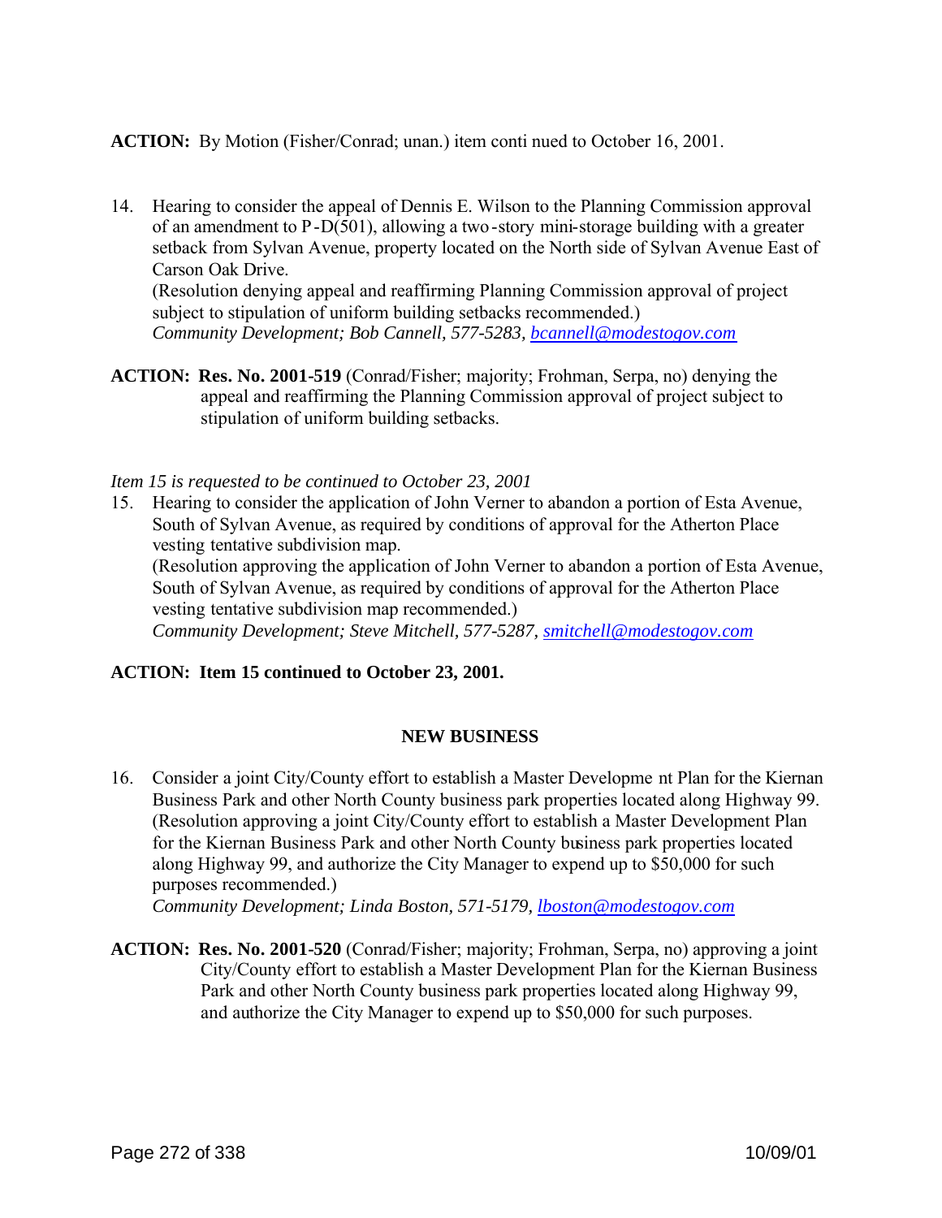**ACTION:** By Motion (Fisher/Conrad; unan.) item continued to October 16, 2001.

14. Hearing to consider the appeal of Dennis E. Wilson to the Planning Commission approval of an amendment to P-D(501), allowing a two-story mini-storage building with a greater setback from Sylvan Avenue, property located on the North side of Sylvan Avenue East of Carson Oak Drive.
    (Resolution denying appeal and reaffirming Planning Commission approval of project subject to stipulation of uniform building setbacks recommended.)
    *Community Development; Bob Cannell, 577-5283, bcannell@modestogov.com*

**ACTION: Res. No. 2001-519** (Conrad/Fisher; majority; Frohman, Serpa, no) denying the appeal and reaffirming the Planning Commission approval of project subject to stipulation of uniform building setbacks.

*Item 15 is requested to be continued to October 23, 2001*

15. Hearing to consider the application of John Verner to abandon a portion of Esta Avenue, South of Sylvan Avenue, as required by conditions of approval for the Atherton Place vesting tentative subdivision map.
    (Resolution approving the application of John Verner to abandon a portion of Esta Avenue, South of Sylvan Avenue, as required by conditions of approval for the Atherton Place vesting tentative subdivision map recommended.)
    *Community Development; Steve Mitchell, 577-5287, smitchell@modestogov.com*

**ACTION: Item 15 continued to October 23, 2001.**

## NEW BUSINESS

16. Consider a joint City/County effort to establish a Master Development Plan for the Kiernan Business Park and other North County business park properties located along Highway 99.
    (Resolution approving a joint City/County effort to establish a Master Development Plan for the Kiernan Business Park and other North County business park properties located along Highway 99, and authorize the City Manager to expend up to $50,000 for such purposes recommended.)
    *Community Development; Linda Boston, 571-5179, lboston@modestogov.com*

**ACTION: Res. No. 2001-520** (Conrad/Fisher; majority; Frohman, Serpa, no) approving a joint City/County effort to establish a Master Development Plan for the Kiernan Business Park and other North County business park properties located along Highway 99, and authorize the City Manager to expend up to $50,000 for such purposes.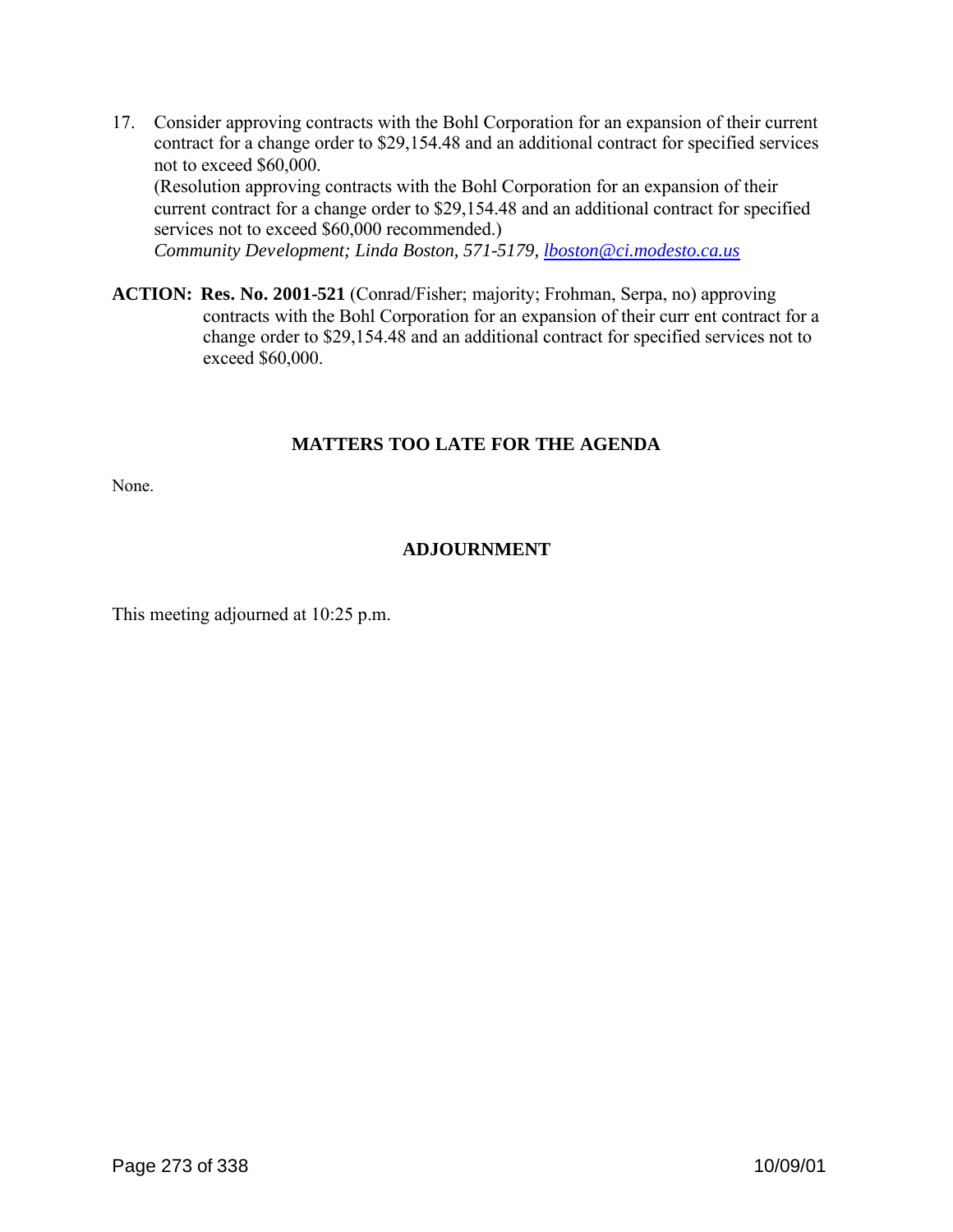17. Consider approving contracts with the Bohl Corporation for an expansion of their current contract for a change order to $29,154.48 and an additional contract for specified services not to exceed $60,000.
    (Resolution approving contracts with the Bohl Corporation for an expansion of their current contract for a change order to $29,154.48 and an additional contract for specified services not to exceed $60,000 recommended.)
    *Community Development; Linda Boston, 571-5179, [lboston@ci.modesto.ca.us](mailto:lboston@ci.modesto.ca.us)*

**ACTION: Res. No. 2001-521** (Conrad/Fisher; majority; Frohman, Serpa, no) approving contracts with the Bohl Corporation for an expansion of their curr ent contract for a change order to $29,154.48 and an additional contract for specified services not to exceed $60,000.

## MATTERS TOO LATE FOR THE AGENDA

None.

## ADJOURNMENT

This meeting adjourned at 10:25 p.m.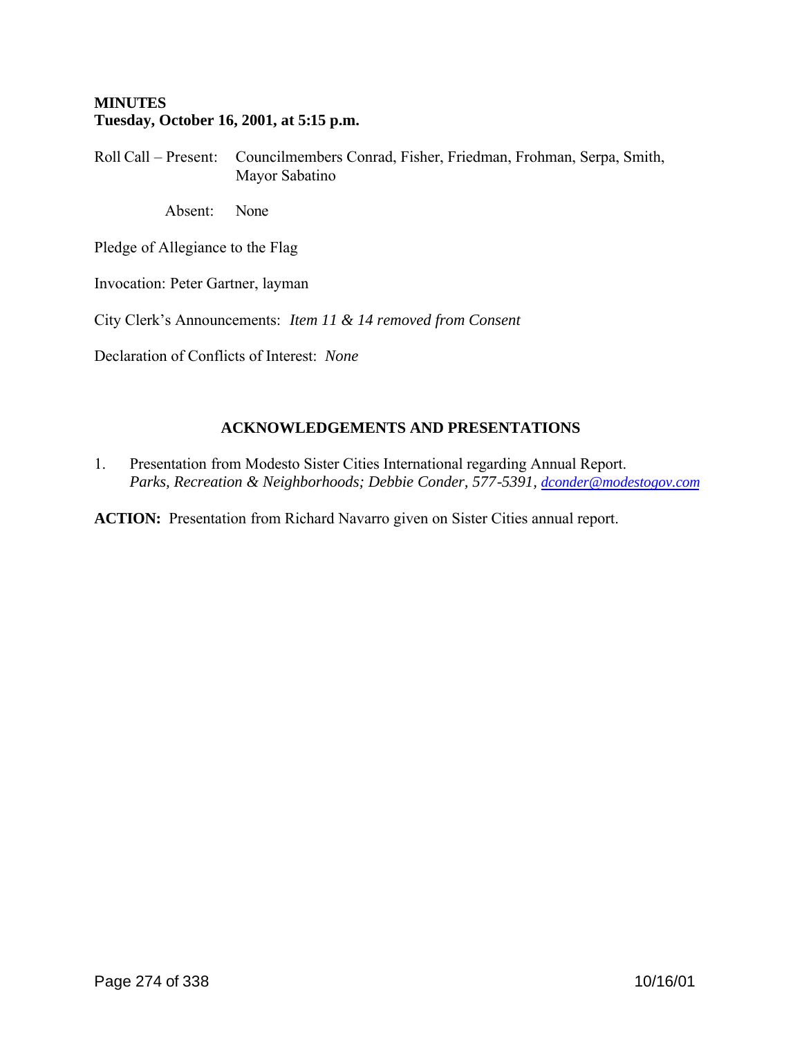**MINUTES**
**Tuesday, October 16, 2001, at 5:15 p.m.**

Roll Call – Present: Councilmembers Conrad, Fisher, Friedman, Frohman, Serpa, Smith, Mayor Sabatino

Absent: None

Pledge of Allegiance to the Flag

Invocation: Peter Gartner, layman

City Clerk's Announcements: *Item 11 & 14 removed from Consent*

Declaration of Conflicts of Interest: *None*

## ACKNOWLEDGEMENTS AND PRESENTATIONS

1. Presentation from Modesto Sister Cities International regarding Annual Report.
   *Parks, Recreation & Neighborhoods; Debbie Conder, 577-5391, dconder@modestogov.com*

**ACTION:** Presentation from Richard Navarro given on Sister Cities annual report.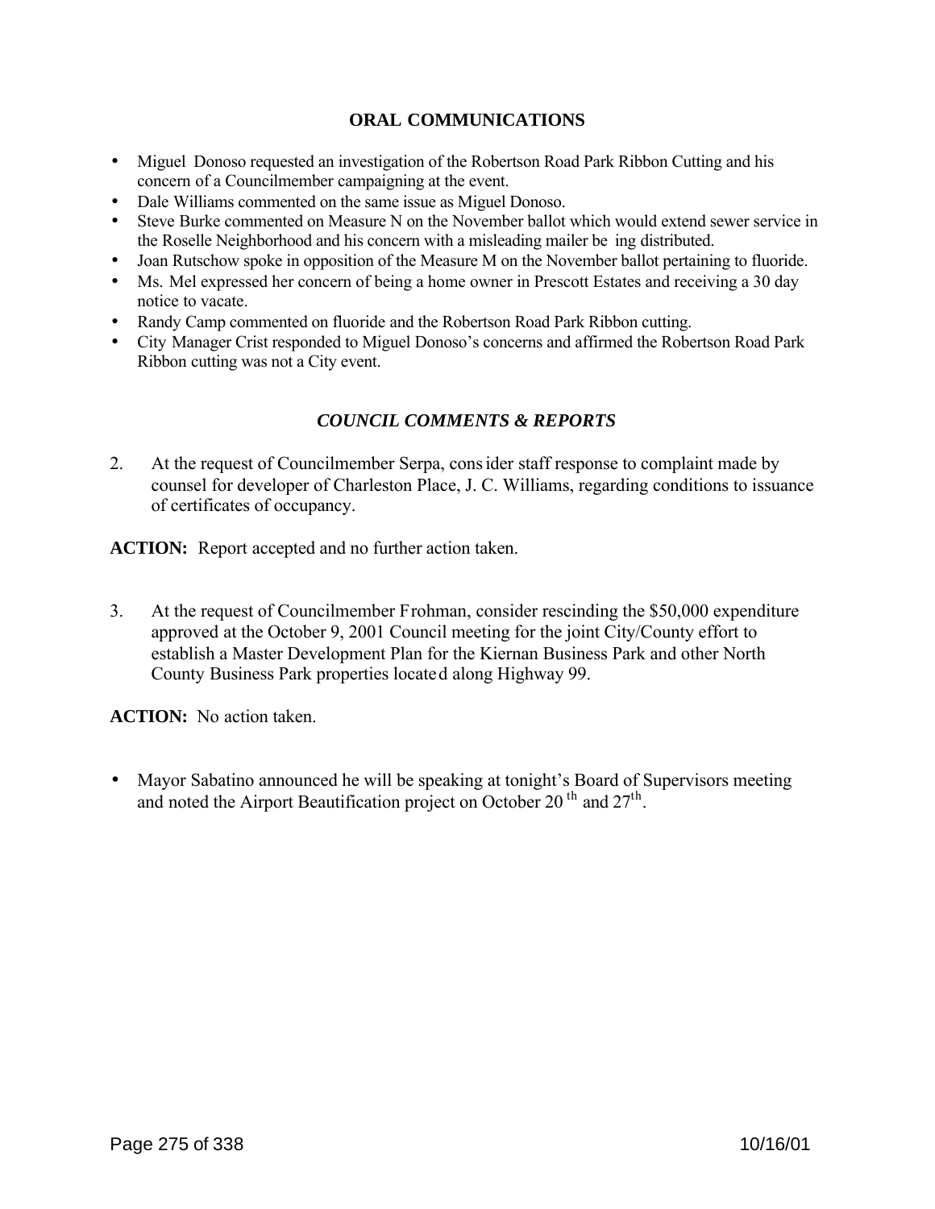## ORAL COMMUNICATIONS

- Miguel Donoso requested an investigation of the Robertson Road Park Ribbon Cutting and his concern of a Councilmember campaigning at the event.
- Dale Williams commented on the same issue as Miguel Donoso.
- Steve Burke commented on Measure N on the November ballot which would extend sewer service in the Roselle Neighborhood and his concern with a misleading mailer being distributed.
- Joan Rutschow spoke in opposition of the Measure M on the November ballot pertaining to fluoride.
- Ms. Mel expressed her concern of being a home owner in Prescott Estates and receiving a 30 day notice to vacate.
- Randy Camp commented on fluoride and the Robertson Road Park Ribbon cutting.
- City Manager Crist responded to Miguel Donoso's concerns and affirmed the Robertson Road Park Ribbon cutting was not a City event.

## *COUNCIL COMMENTS & REPORTS*

2. At the request of Councilmember Serpa, consider staff response to complaint made by counsel for developer of Charleston Place, J. C. Williams, regarding conditions to issuance of certificates of occupancy.

**ACTION:** Report accepted and no further action taken.

3. At the request of Councilmember Frohman, consider rescinding the $50,000 expenditure approved at the October 9, 2001 Council meeting for the joint City/County effort to establish a Master Development Plan for the Kiernan Business Park and other North County Business Park properties located along Highway 99.

**ACTION:** No action taken.

- Mayor Sabatino announced he will be speaking at tonight's Board of Supervisors meeting and noted the Airport Beautification project on October 20th and 27th.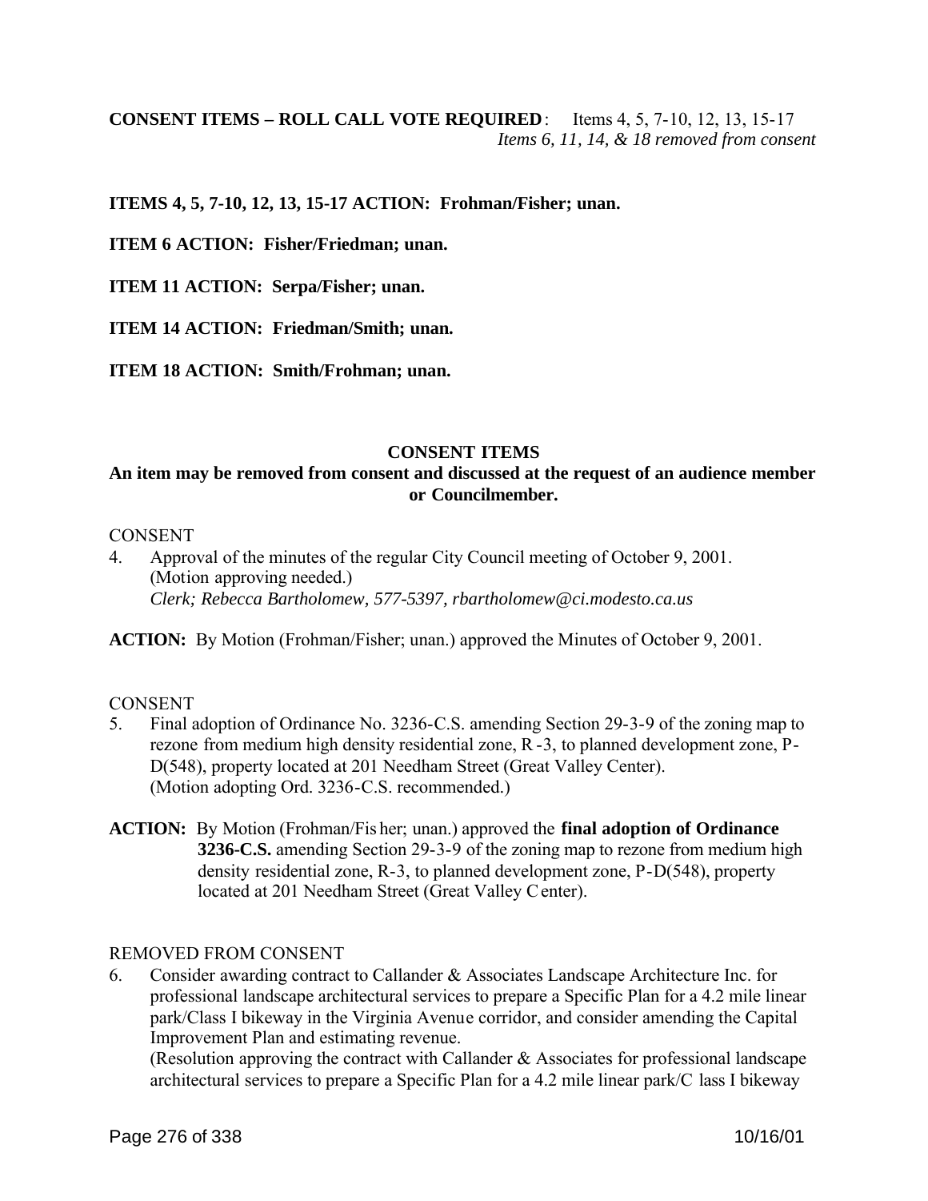**CONSENT ITEMS – ROLL CALL VOTE REQUIRED**: Items 4, 5, 7-10, 12, 13, 15-17
*Items 6, 11, 14, & 18 removed from consent*

**ITEMS 4, 5, 7-10, 12, 13, 15-17 ACTION: Frohman/Fisher; unan.**

**ITEM 6 ACTION: Fisher/Friedman; unan.**

**ITEM 11 ACTION: Serpa/Fisher; unan.**

**ITEM 14 ACTION: Friedman/Smith; unan.**

**ITEM 18 ACTION: Smith/Frohman; unan.**

**CONSENT ITEMS**

**An item may be removed from consent and discussed at the request of an audience member or Councilmember.**

CONSENT

4. Approval of the minutes of the regular City Council meeting of October 9, 2001. (Motion approving needed.)
*Clerk; Rebecca Bartholomew, 577-5397, rbartholomew@ci.modesto.ca.us*

**ACTION:** By Motion (Frohman/Fisher; unan.) approved the Minutes of October 9, 2001.

CONSENT

5. Final adoption of Ordinance No. 3236-C.S. amending Section 29-3-9 of the zoning map to rezone from medium high density residential zone, R-3, to planned development zone, P-D(548), property located at 201 Needham Street (Great Valley Center). (Motion adopting Ord. 3236-C.S. recommended.)

**ACTION:** By Motion (Frohman/Fisher; unan.) approved the **final adoption of Ordinance 3236-C.S.** amending Section 29-3-9 of the zoning map to rezone from medium high density residential zone, R-3, to planned development zone, P-D(548), property located at 201 Needham Street (Great Valley Center).

REMOVED FROM CONSENT

6. Consider awarding contract to Callander & Associates Landscape Architecture Inc. for professional landscape architectural services to prepare a Specific Plan for a 4.2 mile linear park/Class I bikeway in the Virginia Avenue corridor, and consider amending the Capital Improvement Plan and estimating revenue.
(Resolution approving the contract with Callander & Associates for professional landscape architectural services to prepare a Specific Plan for a 4.2 mile linear park/Class I bikeway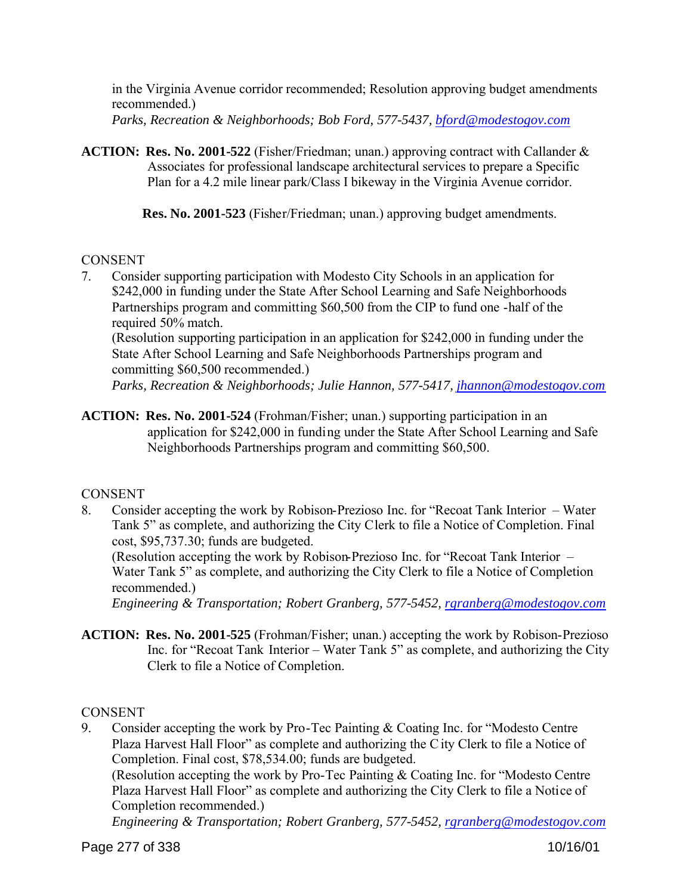in the Virginia Avenue corridor recommended; Resolution approving budget amendments recommended.)
*Parks, Recreation & Neighborhoods; Bob Ford, 577-5437, bford@modestogov.com*

**ACTION: Res. No. 2001-522** (Fisher/Friedman; unan.) approving contract with Callander & Associates for professional landscape architectural services to prepare a Specific Plan for a 4.2 mile linear park/Class I bikeway in the Virginia Avenue corridor.

**Res. No. 2001-523** (Fisher/Friedman; unan.) approving budget amendments.

CONSENT

7. Consider supporting participation with Modesto City Schools in an application for $242,000 in funding under the State After School Learning and Safe Neighborhoods Partnerships program and committing $60,500 from the CIP to fund one -half of the required 50% match.
(Resolution supporting participation in an application for $242,000 in funding under the State After School Learning and Safe Neighborhoods Partnerships program and committing $60,500 recommended.)
*Parks, Recreation & Neighborhoods; Julie Hannon, 577-5417, jhannon@modestogov.com*

**ACTION: Res. No. 2001-524** (Frohman/Fisher; unan.) supporting participation in an application for $242,000 in funding under the State After School Learning and Safe Neighborhoods Partnerships program and committing $60,500.

CONSENT

8. Consider accepting the work by Robison-Prezioso Inc. for "Recoat Tank Interior – Water Tank 5" as complete, and authorizing the City Clerk to file a Notice of Completion. Final cost, $95,737.30; funds are budgeted.
(Resolution accepting the work by Robison-Prezioso Inc. for "Recoat Tank Interior – Water Tank 5" as complete, and authorizing the City Clerk to file a Notice of Completion recommended.)
*Engineering & Transportation; Robert Granberg, 577-5452, rgranberg@modestogov.com*

**ACTION: Res. No. 2001-525** (Frohman/Fisher; unan.) accepting the work by Robison-Prezioso Inc. for "Recoat Tank Interior – Water Tank 5" as complete, and authorizing the City Clerk to file a Notice of Completion.

CONSENT

9. Consider accepting the work by Pro-Tec Painting & Coating Inc. for "Modesto Centre Plaza Harvest Hall Floor" as complete and authorizing the City Clerk to file a Notice of Completion. Final cost, $78,534.00; funds are budgeted.
(Resolution accepting the work by Pro-Tec Painting & Coating Inc. for "Modesto Centre Plaza Harvest Hall Floor" as complete and authorizing the City Clerk to file a Notice of Completion recommended.)
*Engineering & Transportation; Robert Granberg, 577-5452, rgranberg@modestogov.com*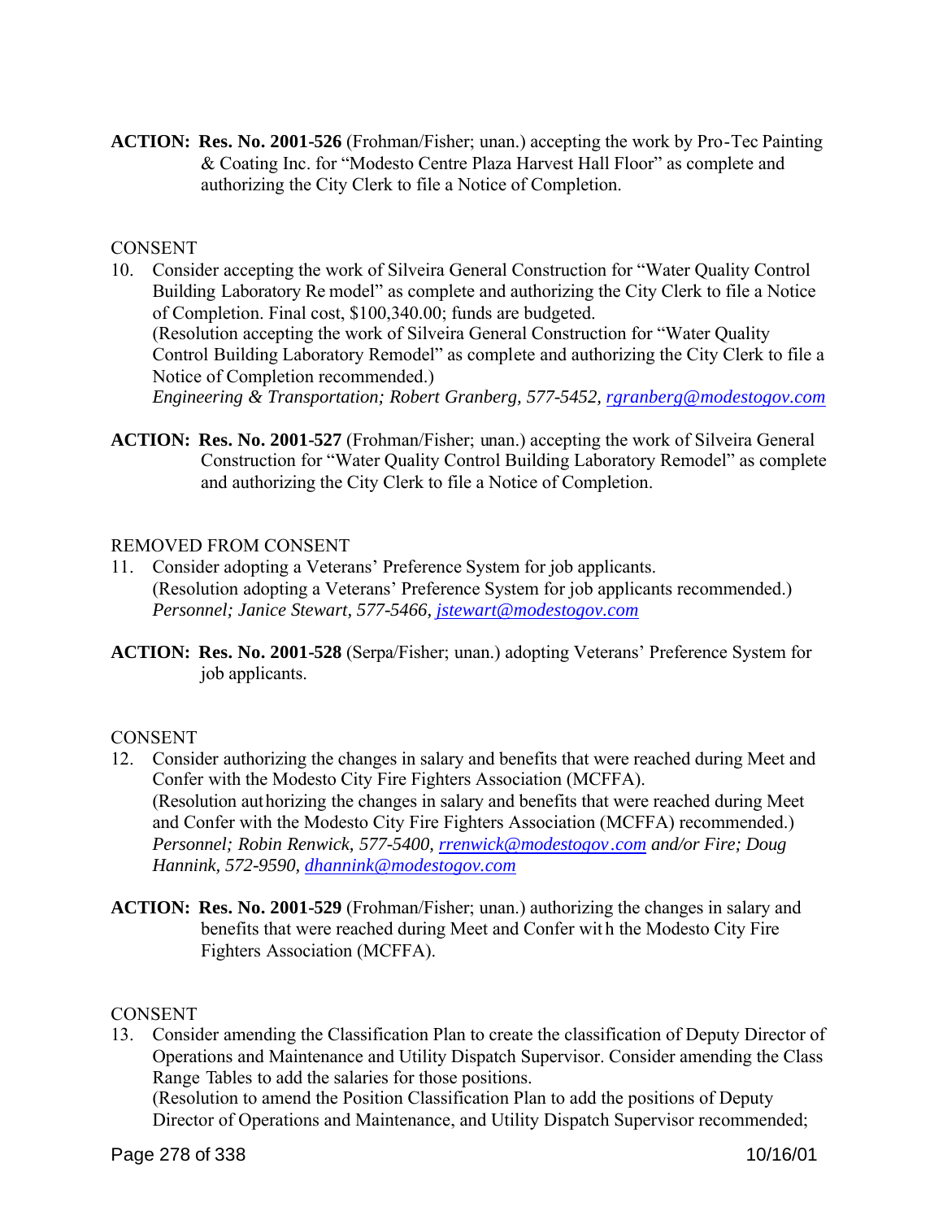**ACTION: Res. No. 2001-526** (Frohman/Fisher; unan.) accepting the work by Pro-Tec Painting & Coating Inc. for "Modesto Centre Plaza Harvest Hall Floor" as complete and authorizing the City Clerk to file a Notice of Completion.

CONSENT

10. Consider accepting the work of Silveira General Construction for "Water Quality Control Building Laboratory Remodel" as complete and authorizing the City Clerk to file a Notice of Completion. Final cost, $100,340.00; funds are budgeted.
(Resolution accepting the work of Silveira General Construction for "Water Quality Control Building Laboratory Remodel" as complete and authorizing the City Clerk to file a Notice of Completion recommended.)
*Engineering & Transportation; Robert Granberg, 577-5452, rgranberg@modestogov.com*

**ACTION: Res. No. 2001-527** (Frohman/Fisher; unan.) accepting the work of Silveira General Construction for "Water Quality Control Building Laboratory Remodel" as complete and authorizing the City Clerk to file a Notice of Completion.

REMOVED FROM CONSENT

11. Consider adopting a Veterans' Preference System for job applicants.
(Resolution adopting a Veterans' Preference System for job applicants recommended.)
*Personnel; Janice Stewart, 577-5466, jstewart@modestogov.com*

**ACTION: Res. No. 2001-528** (Serpa/Fisher; unan.) adopting Veterans' Preference System for job applicants.

CONSENT

12. Consider authorizing the changes in salary and benefits that were reached during Meet and Confer with the Modesto City Fire Fighters Association (MCFFA).
(Resolution authorizing the changes in salary and benefits that were reached during Meet and Confer with the Modesto City Fire Fighters Association (MCFFA) recommended.)
*Personnel; Robin Renwick, 577-5400, rrenwick@modestogov.com and/or Fire; Doug Hannink, 572-9590, dhannink@modestogov.com*

**ACTION: Res. No. 2001-529** (Frohman/Fisher; unan.) authorizing the changes in salary and benefits that were reached during Meet and Confer with the Modesto City Fire Fighters Association (MCFFA).

CONSENT

13. Consider amending the Classification Plan to create the classification of Deputy Director of Operations and Maintenance and Utility Dispatch Supervisor. Consider amending the Class Range Tables to add the salaries for those positions.
(Resolution to amend the Position Classification Plan to add the positions of Deputy Director of Operations and Maintenance, and Utility Dispatch Supervisor recommended;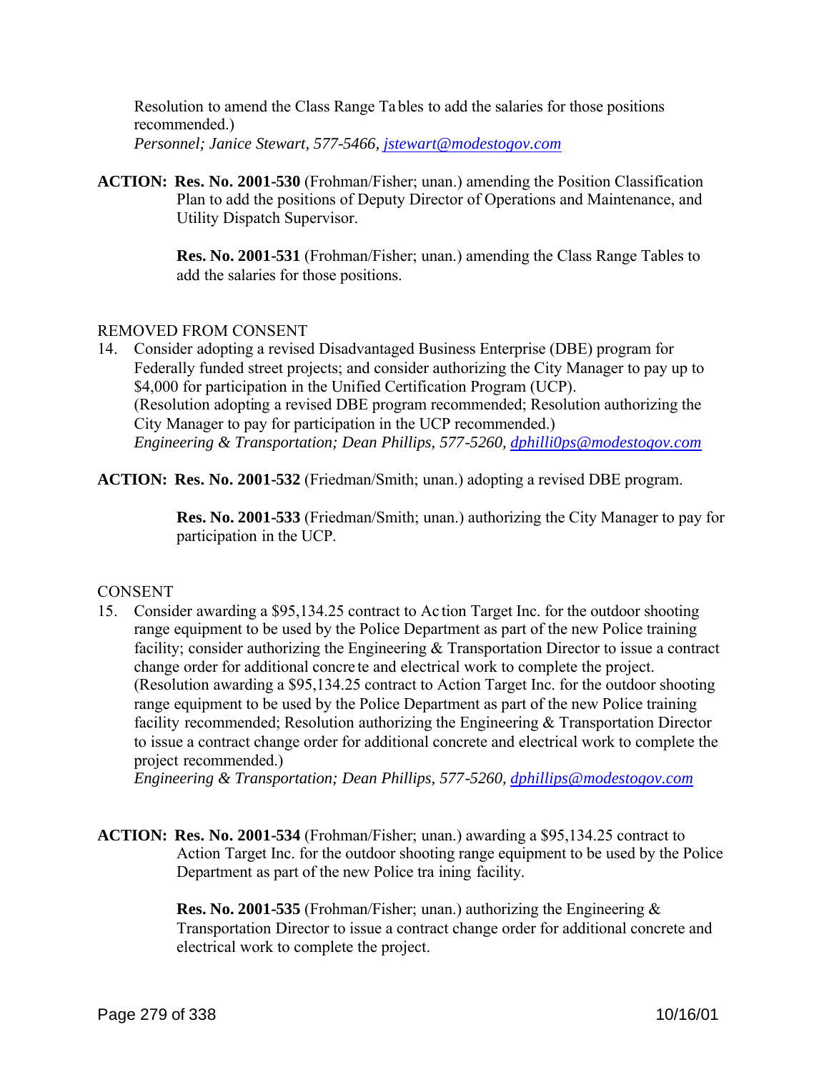Resolution to amend the Class Range Tables to add the salaries for those positions recommended.)
*Personnel; Janice Stewart, 577-5466, jstewart@modestogov.com*

**ACTION: Res. No. 2001-530** (Frohman/Fisher; unan.) amending the Position Classification Plan to add the positions of Deputy Director of Operations and Maintenance, and Utility Dispatch Supervisor.

**Res. No. 2001-531** (Frohman/Fisher; unan.) amending the Class Range Tables to add the salaries for those positions.

REMOVED FROM CONSENT

14. Consider adopting a revised Disadvantaged Business Enterprise (DBE) program for Federally funded street projects; and consider authorizing the City Manager to pay up to $4,000 for participation in the Unified Certification Program (UCP).
(Resolution adopting a revised DBE program recommended; Resolution authorizing the City Manager to pay for participation in the UCP recommended.)
*Engineering & Transportation; Dean Phillips, 577-5260, dphilli0ps@modestogov.com*

**ACTION: Res. No. 2001-532** (Friedman/Smith; unan.) adopting a revised DBE program.

**Res. No. 2001-533** (Friedman/Smith; unan.) authorizing the City Manager to pay for participation in the UCP.

CONSENT

15. Consider awarding a $95,134.25 contract to Action Target Inc. for the outdoor shooting range equipment to be used by the Police Department as part of the new Police training facility; consider authorizing the Engineering & Transportation Director to issue a contract change order for additional concrete and electrical work to complete the project.
(Resolution awarding a $95,134.25 contract to Action Target Inc. for the outdoor shooting range equipment to be used by the Police Department as part of the new Police training facility recommended; Resolution authorizing the Engineering & Transportation Director to issue a contract change order for additional concrete and electrical work to complete the project recommended.)
*Engineering & Transportation; Dean Phillips, 577-5260, dphillips@modestogov.com*

**ACTION: Res. No. 2001-534** (Frohman/Fisher; unan.) awarding a $95,134.25 contract to Action Target Inc. for the outdoor shooting range equipment to be used by the Police Department as part of the new Police training facility.

**Res. No. 2001-535** (Frohman/Fisher; unan.) authorizing the Engineering & Transportation Director to issue a contract change order for additional concrete and electrical work to complete the project.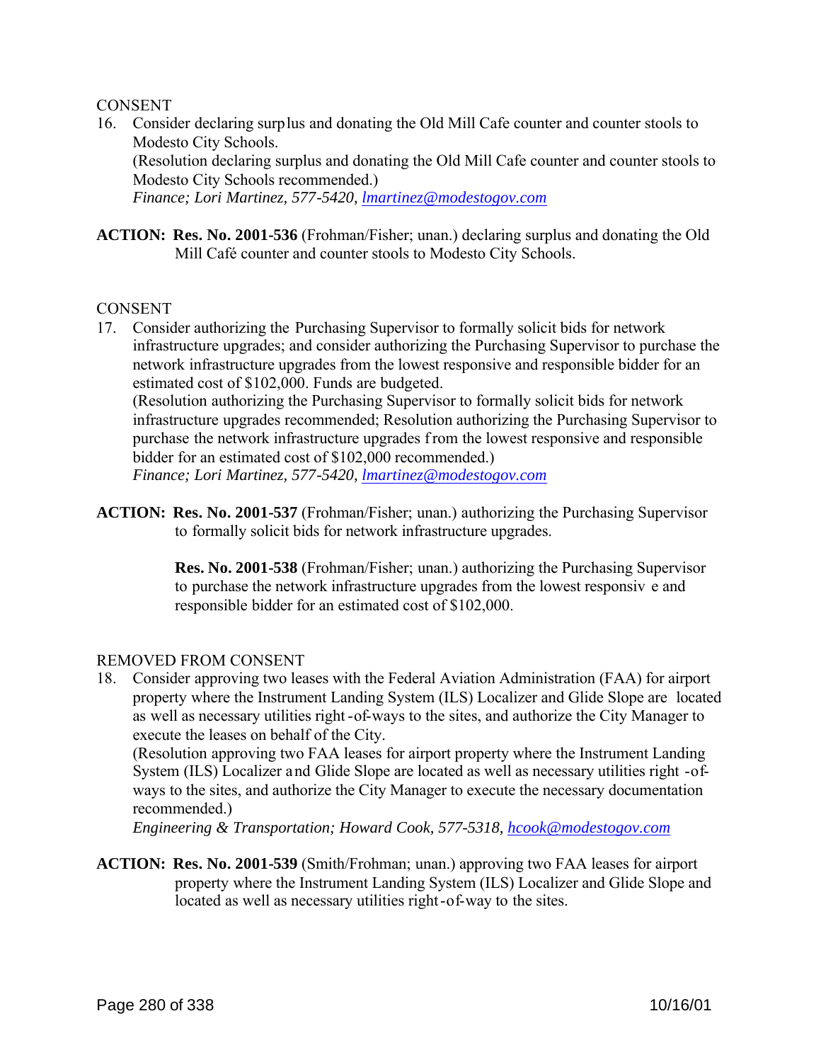CONSENT

16. Consider declaring surplus and donating the Old Mill Cafe counter and counter stools to Modesto City Schools.
(Resolution declaring surplus and donating the Old Mill Cafe counter and counter stools to Modesto City Schools recommended.)
*Finance; Lori Martinez, 577-5420, lmartinez@modestogov.com*

**ACTION:** **Res. No. 2001-536** (Frohman/Fisher; unan.) declaring surplus and donating the Old Mill Café counter and counter stools to Modesto City Schools.

CONSENT

17. Consider authorizing the Purchasing Supervisor to formally solicit bids for network infrastructure upgrades; and consider authorizing the Purchasing Supervisor to purchase the network infrastructure upgrades from the lowest responsive and responsible bidder for an estimated cost of $102,000. Funds are budgeted.
(Resolution authorizing the Purchasing Supervisor to formally solicit bids for network infrastructure upgrades recommended; Resolution authorizing the Purchasing Supervisor to purchase the network infrastructure upgrades from the lowest responsive and responsible bidder for an estimated cost of $102,000 recommended.)
*Finance; Lori Martinez, 577-5420, lmartinez@modestogov.com*

**ACTION:** **Res. No. 2001-537** (Frohman/Fisher; unan.) authorizing the Purchasing Supervisor to formally solicit bids for network infrastructure upgrades.

**Res. No. 2001-538** (Frohman/Fisher; unan.) authorizing the Purchasing Supervisor to purchase the network infrastructure upgrades from the lowest responsiv e and responsible bidder for an estimated cost of $102,000.

REMOVED FROM CONSENT

18. Consider approving two leases with the Federal Aviation Administration (FAA) for airport property where the Instrument Landing System (ILS) Localizer and Glide Slope are located as well as necessary utilities right-of-ways to the sites, and authorize the City Manager to execute the leases on behalf of the City.
(Resolution approving two FAA leases for airport property where the Instrument Landing System (ILS) Localizer and Glide Slope are located as well as necessary utilities right-of-ways to the sites, and authorize the City Manager to execute the necessary documentation recommended.)
*Engineering & Transportation; Howard Cook, 577-5318, hcook@modestogov.com*

**ACTION:** **Res. No. 2001-539** (Smith/Frohman; unan.) approving two FAA leases for airport property where the Instrument Landing System (ILS) Localizer and Glide Slope and located as well as necessary utilities right-of-way to the sites.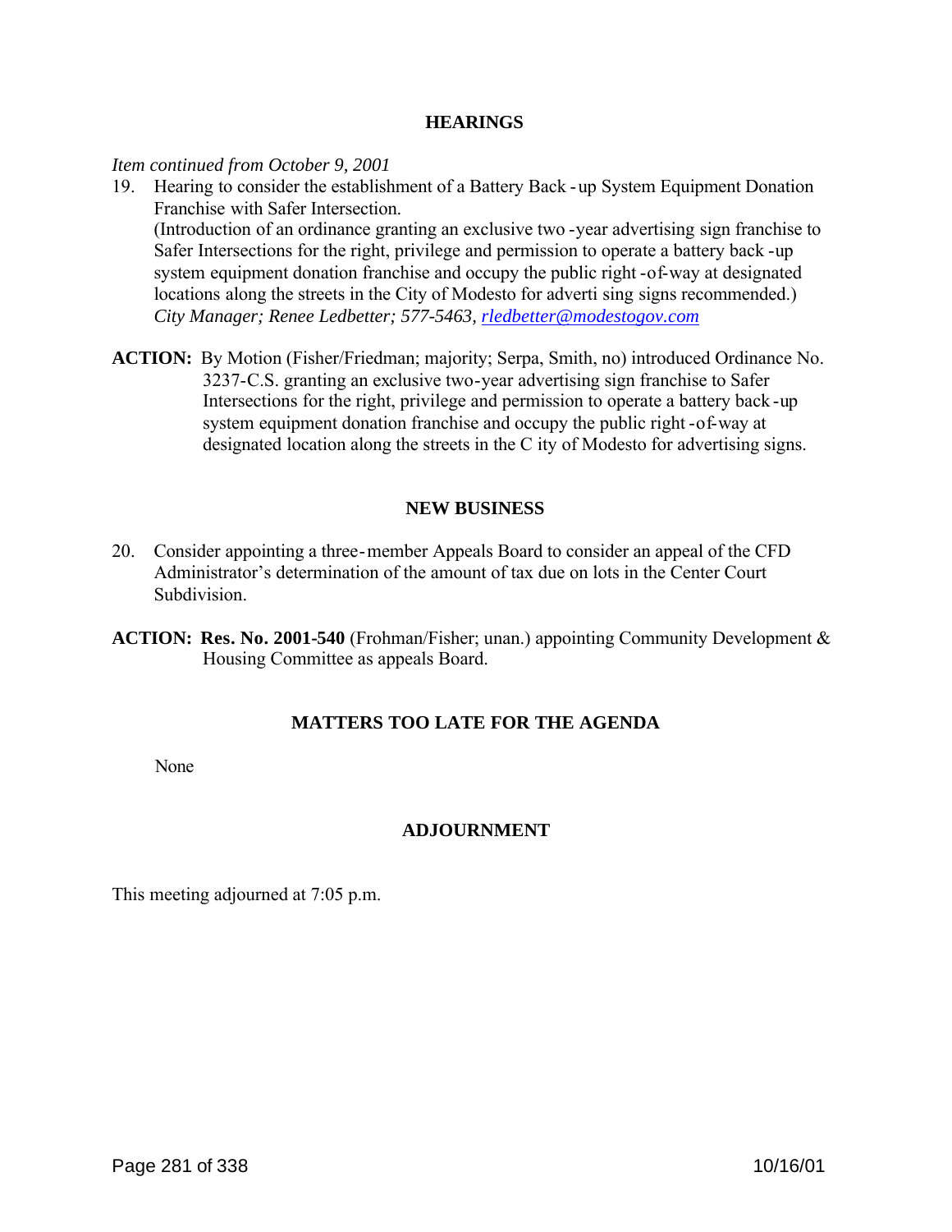## HEARINGS

*Item continued from October 9, 2001*

19. Hearing to consider the establishment of a Battery Back-up System Equipment Donation Franchise with Safer Intersection.
    (Introduction of an ordinance granting an exclusive two-year advertising sign franchise to Safer Intersections for the right, privilege and permission to operate a battery back-up system equipment donation franchise and occupy the public right-of-way at designated locations along the streets in the City of Modesto for advertising signs recommended.)
    *City Manager; Renee Ledbetter; 577-5463, [rledbetter@modestogov.com](mailto:rledbetter@modestogov.com)*

**ACTION:** By Motion (Fisher/Friedman; majority; Serpa, Smith, no) introduced Ordinance No. 3237-C.S. granting an exclusive two-year advertising sign franchise to Safer Intersections for the right, privilege and permission to operate a battery back-up system equipment donation franchise and occupy the public right-of-way at designated location along the streets in the City of Modesto for advertising signs.

## NEW BUSINESS

20. Consider appointing a three-member Appeals Board to consider an appeal of the CFD Administrator's determination of the amount of tax due on lots in the Center Court Subdivision.

**ACTION:** **Res. No. 2001-540** (Frohman/Fisher; unan.) appointing Community Development & Housing Committee as appeals Board.

## MATTERS TOO LATE FOR THE AGENDA

None

## ADJOURNMENT

This meeting adjourned at 7:05 p.m.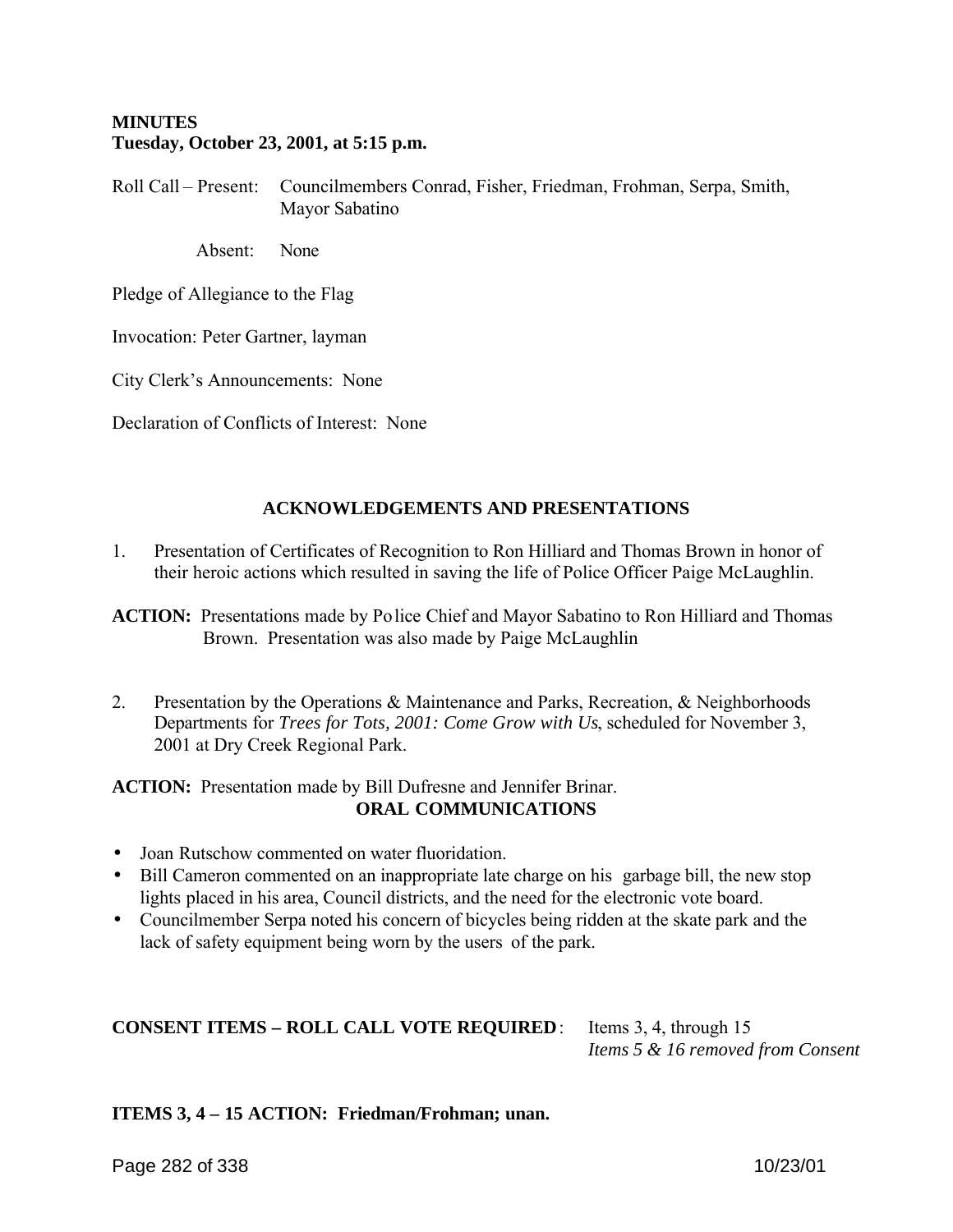**MINUTES**
**Tuesday, October 23, 2001, at 5:15 p.m.**

Roll Call – Present: Councilmembers Conrad, Fisher, Friedman, Frohman, Serpa, Smith, Mayor Sabatino

Absent: None

Pledge of Allegiance to the Flag

Invocation: Peter Gartner, layman

City Clerk's Announcements: None

Declaration of Conflicts of Interest: None

## ACKNOWLEDGEMENTS AND PRESENTATIONS

1. Presentation of Certificates of Recognition to Ron Hilliard and Thomas Brown in honor of their heroic actions which resulted in saving the life of Police Officer Paige McLaughlin.

**ACTION:** Presentations made by Police Chief and Mayor Sabatino to Ron Hilliard and Thomas Brown. Presentation was also made by Paige McLaughlin

2. Presentation by the Operations & Maintenance and Parks, Recreation, & Neighborhoods Departments for *Trees for Tots, 2001: Come Grow with Us*, scheduled for November 3, 2001 at Dry Creek Regional Park.

**ACTION:** Presentation made by Bill Dufresne and Jennifer Brinar.

## ORAL COMMUNICATIONS

- Joan Rutschow commented on water fluoridation.
- Bill Cameron commented on an inappropriate late charge on his garbage bill, the new stop lights placed in his area, Council districts, and the need for the electronic vote board.
- Councilmember Serpa noted his concern of bicycles being ridden at the skate park and the lack of safety equipment being worn by the users of the park.

**CONSENT ITEMS – ROLL CALL VOTE REQUIRED**: Items 3, 4, through 15
*Items 5 & 16 removed from Consent*

**ITEMS 3, 4 – 15 ACTION: Friedman/Frohman; unan.**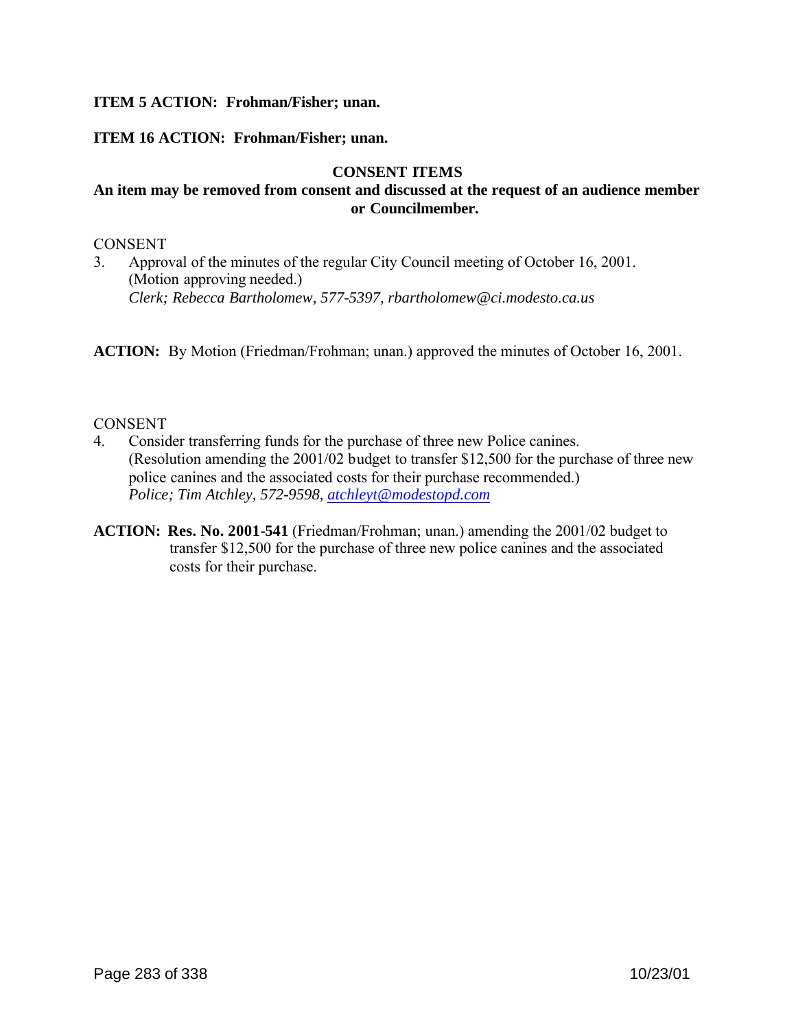**ITEM 5 ACTION: Frohman/Fisher; unan.**

**ITEM 16 ACTION: Frohman/Fisher; unan.**

**CONSENT ITEMS**

**An item may be removed from consent and discussed at the request of an audience member or Councilmember.**

CONSENT

3. Approval of the minutes of the regular City Council meeting of October 16, 2001. (Motion approving needed.)
   *Clerk; Rebecca Bartholomew, 577-5397, rbartholomew@ci.modesto.ca.us*

**ACTION:** By Motion (Friedman/Frohman; unan.) approved the minutes of October 16, 2001.

CONSENT

4. Consider transferring funds for the purchase of three new Police canines. (Resolution amending the 2001/02 budget to transfer $12,500 for the purchase of three new police canines and the associated costs for their purchase recommended.)
   *Police; Tim Atchley, 572-9598, atchleyt@modestopd.com*

**ACTION: Res. No. 2001-541** (Friedman/Frohman; unan.) amending the 2001/02 budget to transfer $12,500 for the purchase of three new police canines and the associated costs for their purchase.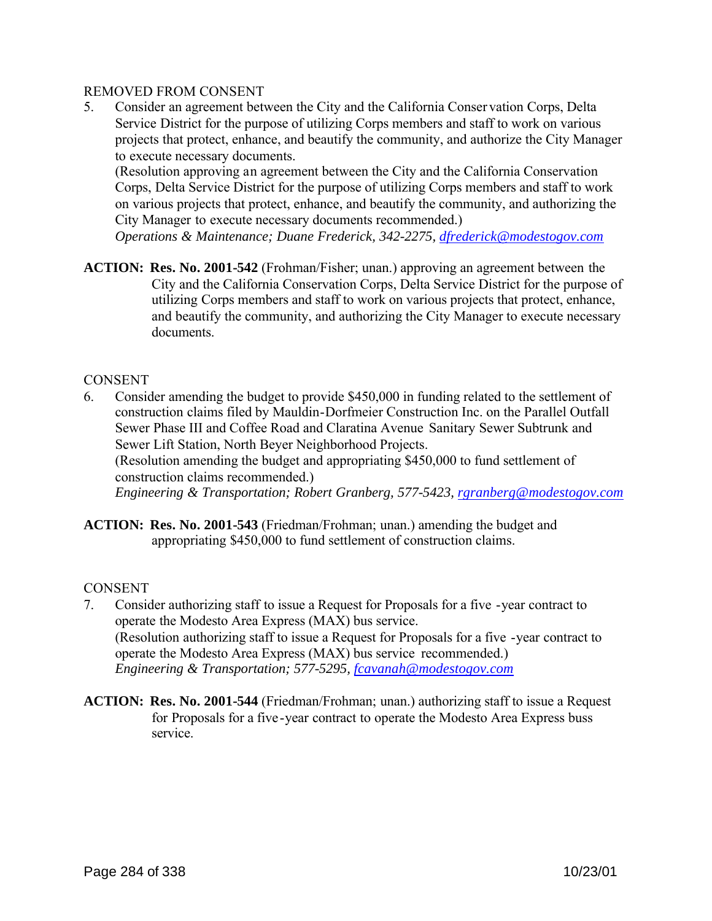REMOVED FROM CONSENT

5. Consider an agreement between the City and the California Conservation Corps, Delta Service District for the purpose of utilizing Corps members and staff to work on various projects that protect, enhance, and beautify the community, and authorize the City Manager to execute necessary documents.
   (Resolution approving an agreement between the City and the California Conservation Corps, Delta Service District for the purpose of utilizing Corps members and staff to work on various projects that protect, enhance, and beautify the community, and authorizing the City Manager to execute necessary documents recommended.)
   *Operations & Maintenance; Duane Frederick, 342-2275, [dfrederick@modestogov.com](mailto:dfrederick@modestogov.com)*

**ACTION: Res. No. 2001-542** (Frohman/Fisher; unan.) approving an agreement between the City and the California Conservation Corps, Delta Service District for the purpose of utilizing Corps members and staff to work on various projects that protect, enhance, and beautify the community, and authorizing the City Manager to execute necessary documents.

CONSENT

6. Consider amending the budget to provide $450,000 in funding related to the settlement of construction claims filed by Mauldin-Dorfmeier Construction Inc. on the Parallel Outfall Sewer Phase III and Coffee Road and Claratina Avenue Sanitary Sewer Subtrunk and Sewer Lift Station, North Beyer Neighborhood Projects.
   (Resolution amending the budget and appropriating $450,000 to fund settlement of construction claims recommended.)
   *Engineering & Transportation; Robert Granberg, 577-5423, [rgranberg@modestogov.com](mailto:rgranberg@modestogov.com)*

**ACTION: Res. No. 2001-543** (Friedman/Frohman; unan.) amending the budget and appropriating $450,000 to fund settlement of construction claims.

CONSENT

7. Consider authorizing staff to issue a Request for Proposals for a five-year contract to operate the Modesto Area Express (MAX) bus service.
   (Resolution authorizing staff to issue a Request for Proposals for a five-year contract to operate the Modesto Area Express (MAX) bus service recommended.)
   *Engineering & Transportation; 577-5295, [fcavanah@modestogov.com](mailto:fcavanah@modestogov.com)*

**ACTION: Res. No. 2001-544** (Friedman/Frohman; unan.) authorizing staff to issue a Request for Proposals for a five-year contract to operate the Modesto Area Express buss service.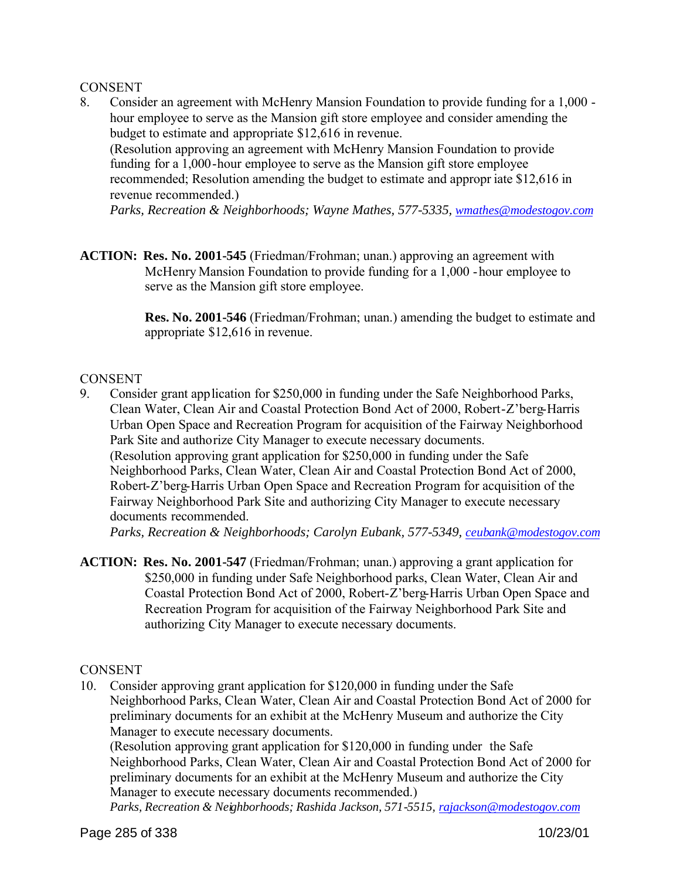CONSENT

8. Consider an agreement with McHenry Mansion Foundation to provide funding for a 1,000 - hour employee to serve as the Mansion gift store employee and consider amending the budget to estimate and appropriate $12,616 in revenue.
   (Resolution approving an agreement with McHenry Mansion Foundation to provide funding for a 1,000-hour employee to serve as the Mansion gift store employee recommended; Resolution amending the budget to estimate and appropr iate $12,616 in revenue recommended.)
   *Parks, Recreation & Neighborhoods; Wayne Mathes, 577-5335, wmathes@modestogov.com*

**ACTION: Res. No. 2001-545** (Friedman/Frohman; unan.) approving an agreement with McHenry Mansion Foundation to provide funding for a 1,000 -hour employee to serve as the Mansion gift store employee.

**Res. No. 2001-546** (Friedman/Frohman; unan.) amending the budget to estimate and appropriate $12,616 in revenue.

CONSENT

9. Consider grant application for $250,000 in funding under the Safe Neighborhood Parks, Clean Water, Clean Air and Coastal Protection Bond Act of 2000, Robert-Z'berg-Harris Urban Open Space and Recreation Program for acquisition of the Fairway Neighborhood Park Site and authorize City Manager to execute necessary documents.
   (Resolution approving grant application for $250,000 in funding under the Safe Neighborhood Parks, Clean Water, Clean Air and Coastal Protection Bond Act of 2000, Robert-Z'berg-Harris Urban Open Space and Recreation Program for acquisition of the Fairway Neighborhood Park Site and authorizing City Manager to execute necessary documents recommended.
   *Parks, Recreation & Neighborhoods; Carolyn Eubank, 577-5349, ceubank@modestogov.com*

**ACTION: Res. No. 2001-547** (Friedman/Frohman; unan.) approving a grant application for $250,000 in funding under Safe Neighborhood parks, Clean Water, Clean Air and Coastal Protection Bond Act of 2000, Robert-Z'berg-Harris Urban Open Space and Recreation Program for acquisition of the Fairway Neighborhood Park Site and authorizing City Manager to execute necessary documents.

CONSENT

10. Consider approving grant application for $120,000 in funding under the Safe Neighborhood Parks, Clean Water, Clean Air and Coastal Protection Bond Act of 2000 for preliminary documents for an exhibit at the McHenry Museum and authorize the City Manager to execute necessary documents.
    (Resolution approving grant application for $120,000 in funding under the Safe Neighborhood Parks, Clean Water, Clean Air and Coastal Protection Bond Act of 2000 for preliminary documents for an exhibit at the McHenry Museum and authorize the City Manager to execute necessary documents recommended.)
    *Parks, Recreation & Neighborhoods; Rashida Jackson, 571-5515, rajackson@modestogov.com*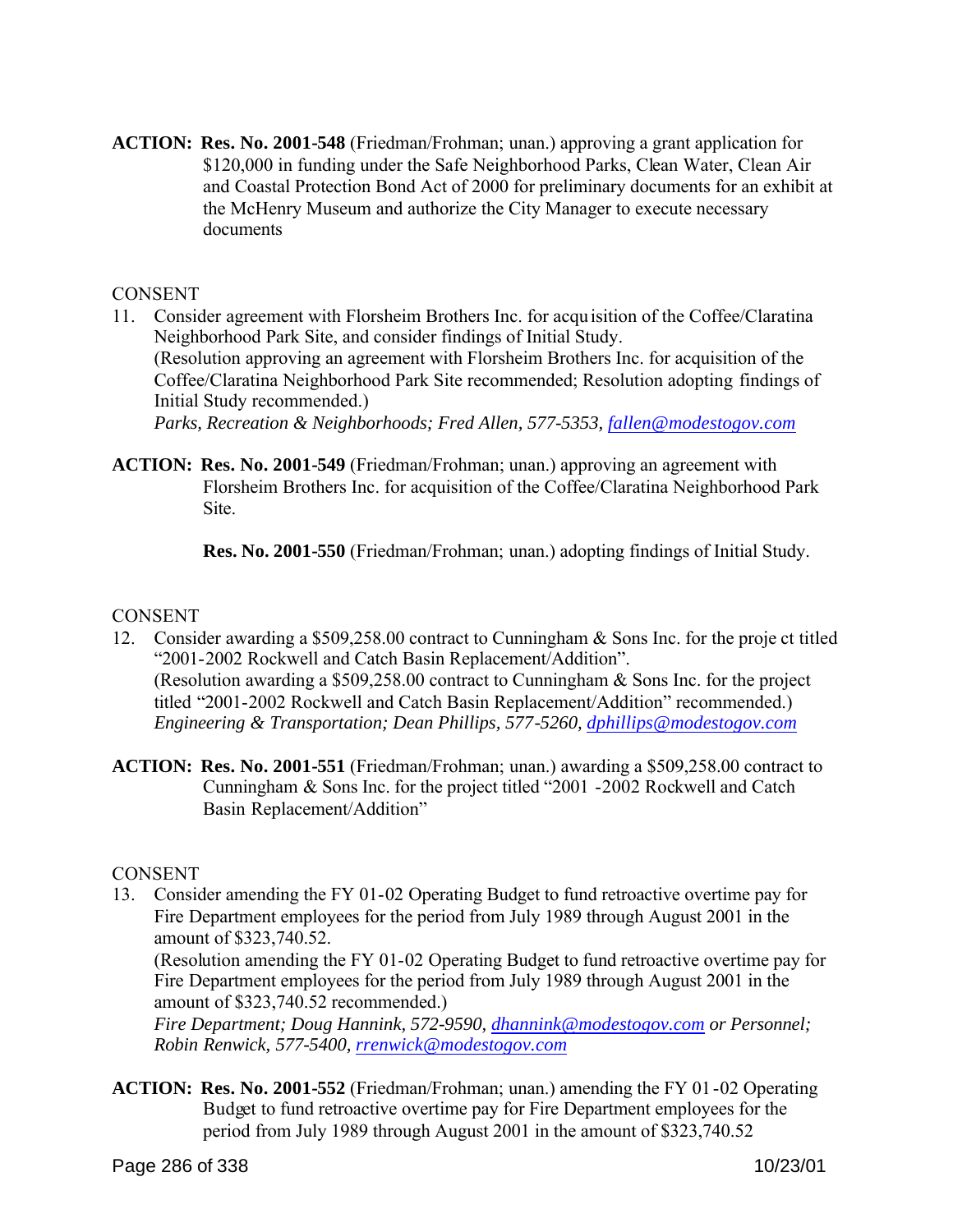**ACTION: Res. No. 2001-548** (Friedman/Frohman; unan.) approving a grant application for $120,000 in funding under the Safe Neighborhood Parks, Clean Water, Clean Air and Coastal Protection Bond Act of 2000 for preliminary documents for an exhibit at the McHenry Museum and authorize the City Manager to execute necessary documents

CONSENT

11. Consider agreement with Florsheim Brothers Inc. for acquisition of the Coffee/Claratina Neighborhood Park Site, and consider findings of Initial Study.
(Resolution approving an agreement with Florsheim Brothers Inc. for acquisition of the Coffee/Claratina Neighborhood Park Site recommended; Resolution adopting findings of Initial Study recommended.)
*Parks, Recreation & Neighborhoods; Fred Allen, 577-5353, fallen@modestogov.com*

**ACTION: Res. No. 2001-549** (Friedman/Frohman; unan.) approving an agreement with Florsheim Brothers Inc. for acquisition of the Coffee/Claratina Neighborhood Park Site.

**Res. No. 2001-550** (Friedman/Frohman; unan.) adopting findings of Initial Study.

CONSENT

12. Consider awarding a $509,258.00 contract to Cunningham & Sons Inc. for the project titled "2001-2002 Rockwell and Catch Basin Replacement/Addition".
(Resolution awarding a $509,258.00 contract to Cunningham & Sons Inc. for the project titled "2001-2002 Rockwell and Catch Basin Replacement/Addition" recommended.)
*Engineering & Transportation; Dean Phillips, 577-5260, dphillips@modestogov.com*

**ACTION: Res. No. 2001-551** (Friedman/Frohman; unan.) awarding a $509,258.00 contract to Cunningham & Sons Inc. for the project titled "2001 -2002 Rockwell and Catch Basin Replacement/Addition"

CONSENT

13. Consider amending the FY 01-02 Operating Budget to fund retroactive overtime pay for Fire Department employees for the period from July 1989 through August 2001 in the amount of $323,740.52.
(Resolution amending the FY 01-02 Operating Budget to fund retroactive overtime pay for Fire Department employees for the period from July 1989 through August 2001 in the amount of $323,740.52 recommended.)
*Fire Department; Doug Hannink, 572-9590, dhannink@modestogov.com or Personnel; Robin Renwick, 577-5400, rrenwick@modestogov.com*

**ACTION: Res. No. 2001-552** (Friedman/Frohman; unan.) amending the FY 01-02 Operating Budget to fund retroactive overtime pay for Fire Department employees for the period from July 1989 through August 2001 in the amount of $323,740.52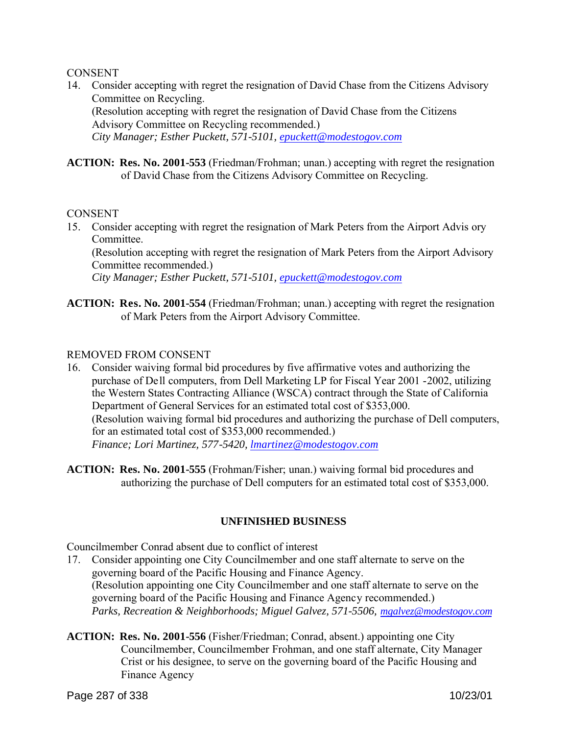CONSENT

14. Consider accepting with regret the resignation of David Chase from the Citizens Advisory Committee on Recycling.
   (Resolution accepting with regret the resignation of David Chase from the Citizens Advisory Committee on Recycling recommended.)
   *City Manager; Esther Puckett, 571-5101, epuckett@modestogov.com*

**ACTION: Res. No. 2001-553** (Friedman/Frohman; unan.) accepting with regret the resignation of David Chase from the Citizens Advisory Committee on Recycling.

CONSENT

15. Consider accepting with regret the resignation of Mark Peters from the Airport Advis ory Committee.
   (Resolution accepting with regret the resignation of Mark Peters from the Airport Advisory Committee recommended.)
   *City Manager; Esther Puckett, 571-5101, epuckett@modestogov.com*

**ACTION: Res. No. 2001-554** (Friedman/Frohman; unan.) accepting with regret the resignation of Mark Peters from the Airport Advisory Committee.

REMOVED FROM CONSENT

16. Consider waiving formal bid procedures by five affirmative votes and authorizing the purchase of Dell computers, from Dell Marketing LP for Fiscal Year 2001 -2002, utilizing the Western States Contracting Alliance (WSCA) contract through the State of California Department of General Services for an estimated total cost of $353,000.
   (Resolution waiving formal bid procedures and authorizing the purchase of Dell computers, for an estimated total cost of $353,000 recommended.)
   *Finance; Lori Martinez, 577-5420, lmartinez@modestogov.com*

**ACTION: Res. No. 2001-555** (Frohman/Fisher; unan.) waiving formal bid procedures and authorizing the purchase of Dell computers for an estimated total cost of $353,000.

## UNFINISHED BUSINESS

Councilmember Conrad absent due to conflict of interest

17. Consider appointing one City Councilmember and one staff alternate to serve on the governing board of the Pacific Housing and Finance Agency.
   (Resolution appointing one City Councilmember and one staff alternate to serve on the governing board of the Pacific Housing and Finance Agency recommended.)
   *Parks, Recreation & Neighborhoods; Miguel Galvez, 571-5506, mgalvez@modestogov.com*

**ACTION: Res. No. 2001-556** (Fisher/Friedman; Conrad, absent.) appointing one City Councilmember, Councilmember Frohman, and one staff alternate, City Manager Crist or his designee, to serve on the governing board of the Pacific Housing and Finance Agency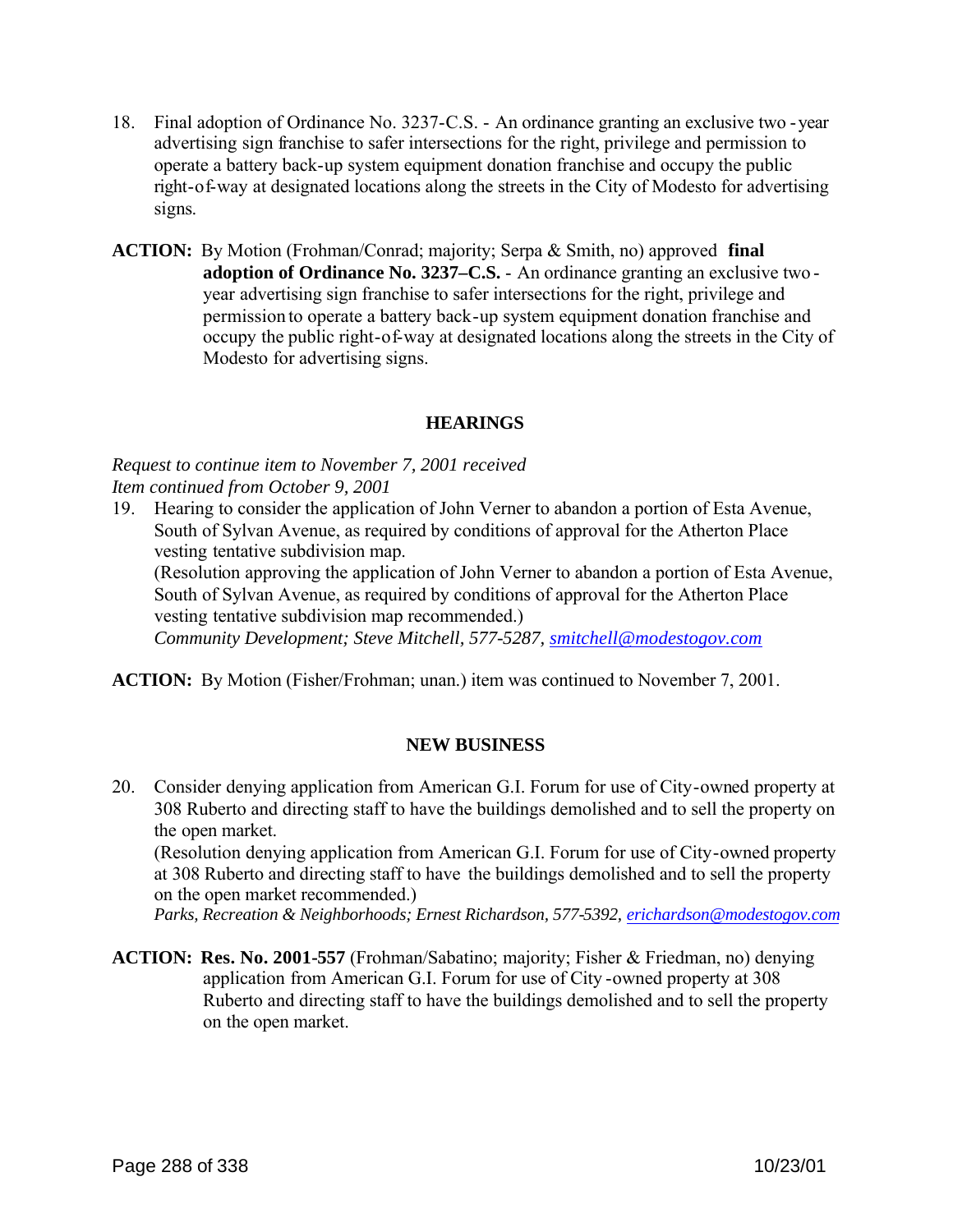18. Final adoption of Ordinance No. 3237-C.S. - An ordinance granting an exclusive two-year advertising sign franchise to safer intersections for the right, privilege and permission to operate a battery back-up system equipment donation franchise and occupy the public right-of-way at designated locations along the streets in the City of Modesto for advertising signs.

**ACTION:** By Motion (Frohman/Conrad; majority; Serpa & Smith, no) approved **final adoption of Ordinance No. 3237–C.S.** - An ordinance granting an exclusive two-year advertising sign franchise to safer intersections for the right, privilege and permission to operate a battery back-up system equipment donation franchise and occupy the public right-of-way at designated locations along the streets in the City of Modesto for advertising signs.

## HEARINGS

*Request to continue item to November 7, 2001 received*
*Item continued from October 9, 2001*

19. Hearing to consider the application of John Verner to abandon a portion of Esta Avenue, South of Sylvan Avenue, as required by conditions of approval for the Atherton Place vesting tentative subdivision map.
(Resolution approving the application of John Verner to abandon a portion of Esta Avenue, South of Sylvan Avenue, as required by conditions of approval for the Atherton Place vesting tentative subdivision map recommended.)
*Community Development; Steve Mitchell, 577-5287, smitchell@modestogov.com*

**ACTION:** By Motion (Fisher/Frohman; unan.) item was continued to November 7, 2001.

## NEW BUSINESS

20. Consider denying application from American G.I. Forum for use of City-owned property at 308 Ruberto and directing staff to have the buildings demolished and to sell the property on the open market.
(Resolution denying application from American G.I. Forum for use of City-owned property at 308 Ruberto and directing staff to have the buildings demolished and to sell the property on the open market recommended.)
*Parks, Recreation & Neighborhoods; Ernest Richardson, 577-5392, erichardson@modestogov.com*

**ACTION:** **Res. No. 2001-557** (Frohman/Sabatino; majority; Fisher & Friedman, no) denying application from American G.I. Forum for use of City-owned property at 308 Ruberto and directing staff to have the buildings demolished and to sell the property on the open market.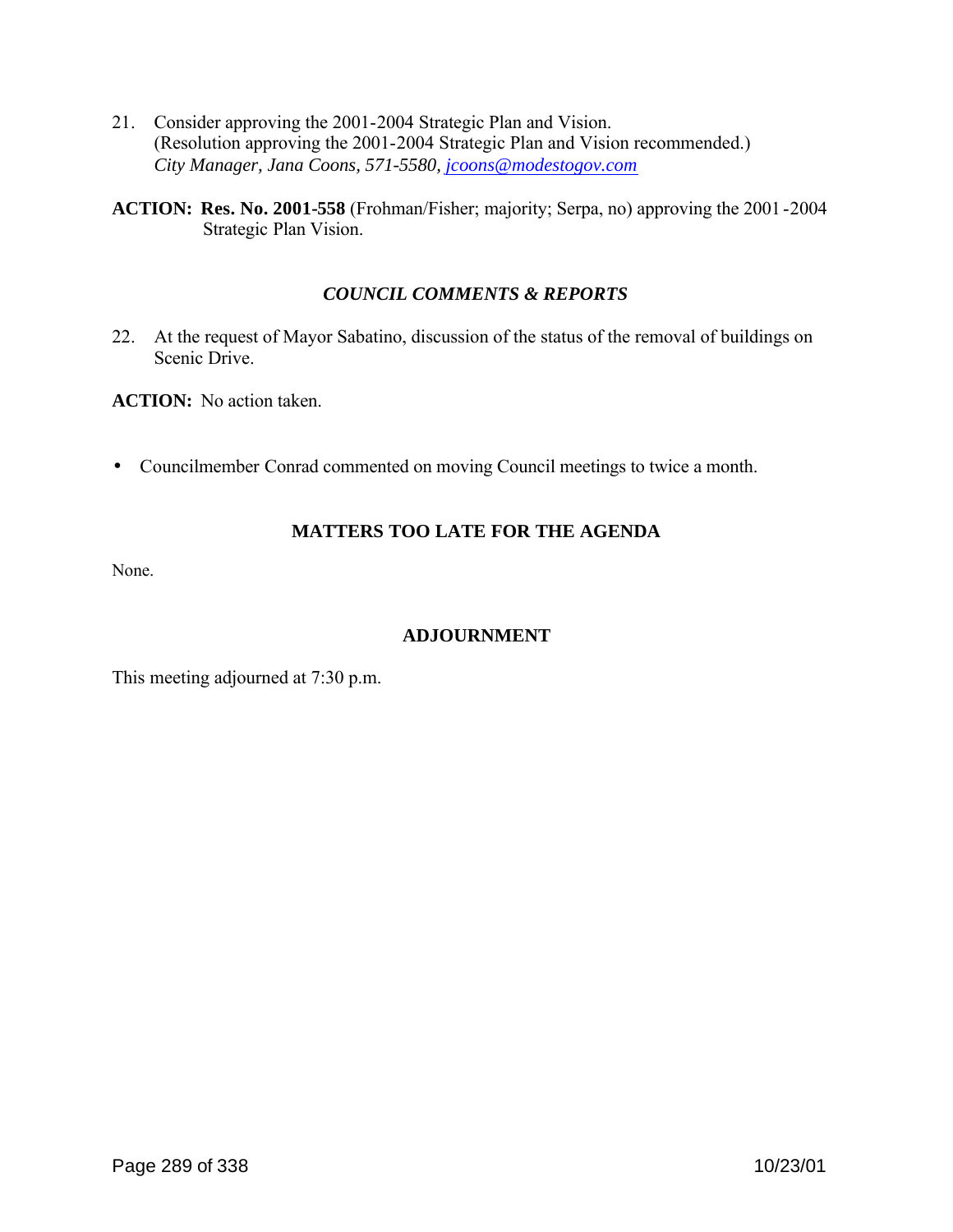21. Consider approving the 2001-2004 Strategic Plan and Vision.
    (Resolution approving the 2001-2004 Strategic Plan and Vision recommended.)
    *City Manager, Jana Coons, 571-5580, [jcoons@modestogov.com](mailto:jcoons@modestogov.com)*

**ACTION: Res. No. 2001-558** (Frohman/Fisher; majority; Serpa, no) approving the 2001-2004 Strategic Plan Vision.

### *COUNCIL COMMENTS & REPORTS*

22. At the request of Mayor Sabatino, discussion of the status of the removal of buildings on Scenic Drive.

**ACTION:** No action taken.

- Councilmember Conrad commented on moving Council meetings to twice a month.

### MATTERS TOO LATE FOR THE AGENDA

None.

### ADJOURNMENT

This meeting adjourned at 7:30 p.m.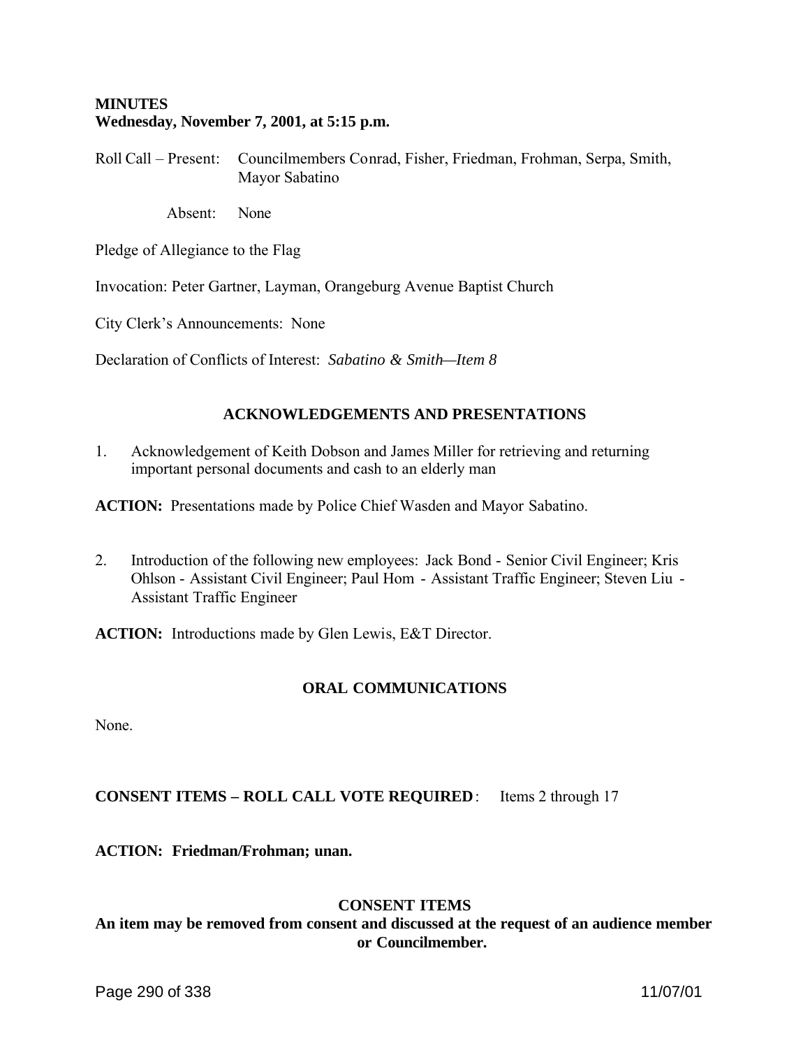**MINUTES**
**Wednesday, November 7, 2001, at 5:15 p.m.**

Roll Call – Present: Councilmembers Conrad, Fisher, Friedman, Frohman, Serpa, Smith, Mayor Sabatino

Absent: None

Pledge of Allegiance to the Flag

Invocation: Peter Gartner, Layman, Orangeburg Avenue Baptist Church

City Clerk's Announcements: None

Declaration of Conflicts of Interest: *Sabatino & Smith—Item 8*

## ACKNOWLEDGEMENTS AND PRESENTATIONS

1. Acknowledgement of Keith Dobson and James Miller for retrieving and returning important personal documents and cash to an elderly man

**ACTION:** Presentations made by Police Chief Wasden and Mayor Sabatino.

2. Introduction of the following new employees: Jack Bond - Senior Civil Engineer; Kris Ohlson - Assistant Civil Engineer; Paul Hom - Assistant Traffic Engineer; Steven Liu - Assistant Traffic Engineer

**ACTION:** Introductions made by Glen Lewis, E&T Director.

## ORAL COMMUNICATIONS

None.

**CONSENT ITEMS – ROLL CALL VOTE REQUIRED**: Items 2 through 17

**ACTION: Friedman/Frohman; unan.**

## CONSENT ITEMS

**An item may be removed from consent and discussed at the request of an audience member or Councilmember.**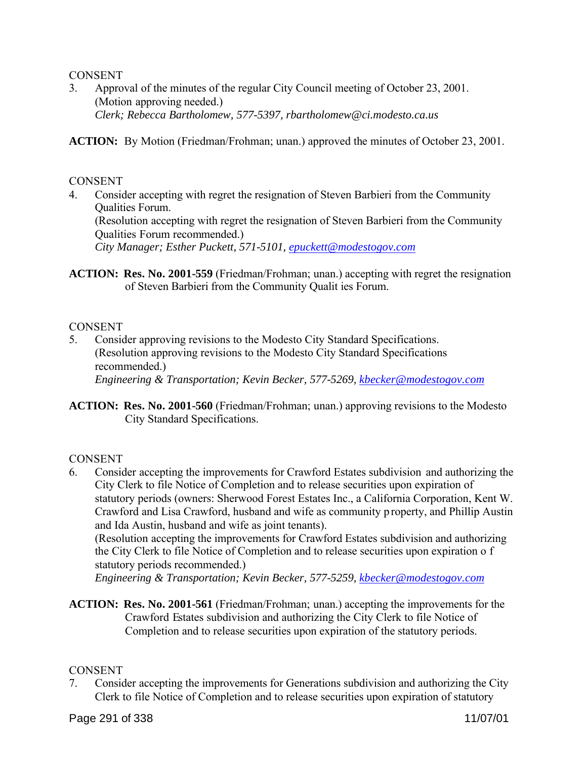CONSENT

3. Approval of the minutes of the regular City Council meeting of October 23, 2001. (Motion approving needed.)
   *Clerk; Rebecca Bartholomew, 577-5397, rbartholomew@ci.modesto.ca.us*

**ACTION:** By Motion (Friedman/Frohman; unan.) approved the minutes of October 23, 2001.

CONSENT

4. Consider accepting with regret the resignation of Steven Barbieri from the Community Qualities Forum.
   (Resolution accepting with regret the resignation of Steven Barbieri from the Community Qualities Forum recommended.)
   *City Manager; Esther Puckett, 571-5101, epuckett@modestogov.com*

**ACTION:** **Res. No. 2001-559** (Friedman/Frohman; unan.) accepting with regret the resignation of Steven Barbieri from the Community Qualities Forum.

CONSENT

5. Consider approving revisions to the Modesto City Standard Specifications.
   (Resolution approving revisions to the Modesto City Standard Specifications recommended.)
   *Engineering & Transportation; Kevin Becker, 577-5269, kbecker@modestogov.com*

**ACTION:** **Res. No. 2001-560** (Friedman/Frohman; unan.) approving revisions to the Modesto City Standard Specifications.

CONSENT

6. Consider accepting the improvements for Crawford Estates subdivision and authorizing the City Clerk to file Notice of Completion and to release securities upon expiration of statutory periods (owners: Sherwood Forest Estates Inc., a California Corporation, Kent W. Crawford and Lisa Crawford, husband and wife as community property, and Phillip Austin and Ida Austin, husband and wife as joint tenants).
   (Resolution accepting the improvements for Crawford Estates subdivision and authorizing the City Clerk to file Notice of Completion and to release securities upon expiration of statutory periods recommended.)
   *Engineering & Transportation; Kevin Becker, 577-5259, kbecker@modestogov.com*

**ACTION:** **Res. No. 2001-561** (Friedman/Frohman; unan.) accepting the improvements for the Crawford Estates subdivision and authorizing the City Clerk to file Notice of Completion and to release securities upon expiration of the statutory periods.

CONSENT

7. Consider accepting the improvements for Generations subdivision and authorizing the City Clerk to file Notice of Completion and to release securities upon expiration of statutory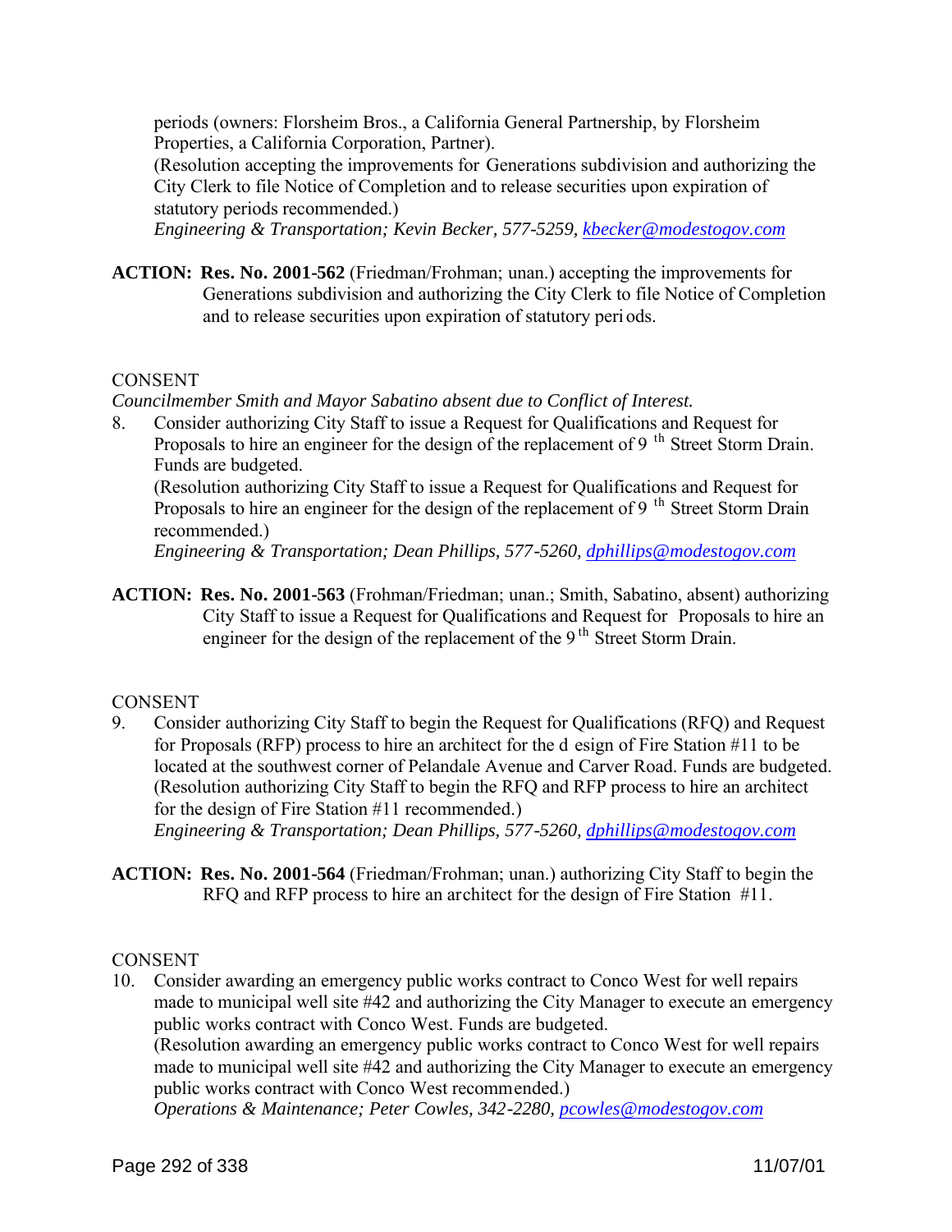periods (owners: Florsheim Bros., a California General Partnership, by Florsheim Properties, a California Corporation, Partner).
(Resolution accepting the improvements for Generations subdivision and authorizing the City Clerk to file Notice of Completion and to release securities upon expiration of statutory periods recommended.)
*Engineering & Transportation; Kevin Becker, 577-5259, kbecker@modestogov.com*

**ACTION: Res. No. 2001-562** (Friedman/Frohman; unan.) accepting the improvements for Generations subdivision and authorizing the City Clerk to file Notice of Completion and to release securities upon expiration of statutory periods.

CONSENT
*Councilmember Smith and Mayor Sabatino absent due to Conflict of Interest.*

8. Consider authorizing City Staff to issue a Request for Qualifications and Request for Proposals to hire an engineer for the design of the replacement of 9th Street Storm Drain. Funds are budgeted.
(Resolution authorizing City Staff to issue a Request for Qualifications and Request for Proposals to hire an engineer for the design of the replacement of 9th Street Storm Drain recommended.)
*Engineering & Transportation; Dean Phillips, 577-5260, dphillips@modestogov.com*

**ACTION: Res. No. 2001-563** (Frohman/Friedman; unan.; Smith, Sabatino, absent) authorizing City Staff to issue a Request for Qualifications and Request for Proposals to hire an engineer for the design of the replacement of the 9th Street Storm Drain.

CONSENT

9. Consider authorizing City Staff to begin the Request for Qualifications (RFQ) and Request for Proposals (RFP) process to hire an architect for the design of Fire Station #11 to be located at the southwest corner of Pelandale Avenue and Carver Road. Funds are budgeted.
(Resolution authorizing City Staff to begin the RFQ and RFP process to hire an architect for the design of Fire Station #11 recommended.)
*Engineering & Transportation; Dean Phillips, 577-5260, dphillips@modestogov.com*

**ACTION: Res. No. 2001-564** (Friedman/Frohman; unan.) authorizing City Staff to begin the RFQ and RFP process to hire an architect for the design of Fire Station #11.

CONSENT

10. Consider awarding an emergency public works contract to Conco West for well repairs made to municipal well site #42 and authorizing the City Manager to execute an emergency public works contract with Conco West. Funds are budgeted.
(Resolution awarding an emergency public works contract to Conco West for well repairs made to municipal well site #42 and authorizing the City Manager to execute an emergency public works contract with Conco West recommended.)
*Operations & Maintenance; Peter Cowles, 342-2280, pcowles@modestogov.com*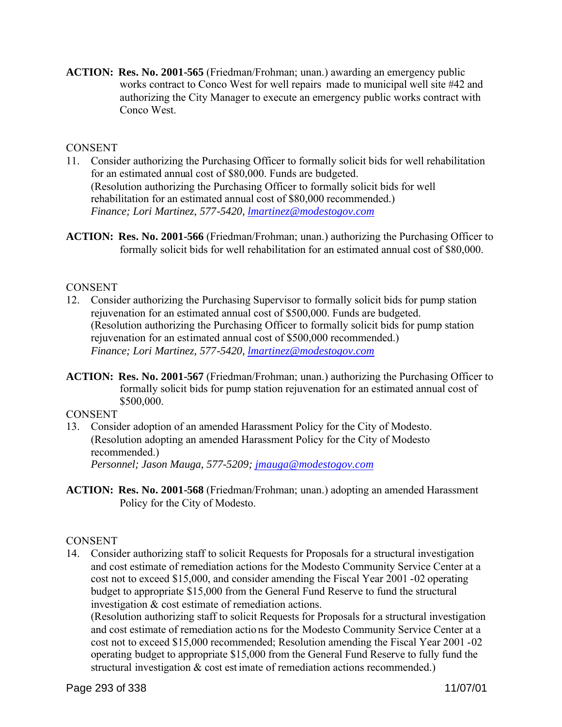**ACTION: Res. No. 2001-565** (Friedman/Frohman; unan.) awarding an emergency public works contract to Conco West for well repairs made to municipal well site #42 and authorizing the City Manager to execute an emergency public works contract with Conco West.

CONSENT

11. Consider authorizing the Purchasing Officer to formally solicit bids for well rehabilitation for an estimated annual cost of $80,000. Funds are budgeted.
(Resolution authorizing the Purchasing Officer to formally solicit bids for well rehabilitation for an estimated annual cost of $80,000 recommended.)
*Finance; Lori Martinez, 577-5420, lmartinez@modestogov.com*

**ACTION: Res. No. 2001-566** (Friedman/Frohman; unan.) authorizing the Purchasing Officer to formally solicit bids for well rehabilitation for an estimated annual cost of $80,000.

CONSENT

12. Consider authorizing the Purchasing Supervisor to formally solicit bids for pump station rejuvenation for an estimated annual cost of $500,000. Funds are budgeted.
(Resolution authorizing the Purchasing Officer to formally solicit bids for pump station rejuvenation for an estimated annual cost of $500,000 recommended.)
*Finance; Lori Martinez, 577-5420, lmartinez@modestogov.com*

**ACTION: Res. No. 2001-567** (Friedman/Frohman; unan.) authorizing the Purchasing Officer to formally solicit bids for pump station rejuvenation for an estimated annual cost of $500,000.

CONSENT

13. Consider adoption of an amended Harassment Policy for the City of Modesto.
(Resolution adopting an amended Harassment Policy for the City of Modesto recommended.)
*Personnel; Jason Mauga, 577-5209; jmauga@modestogov.com*

**ACTION: Res. No. 2001-568** (Friedman/Frohman; unan.) adopting an amended Harassment Policy for the City of Modesto.

CONSENT

14. Consider authorizing staff to solicit Requests for Proposals for a structural investigation and cost estimate of remediation actions for the Modesto Community Service Center at a cost not to exceed $15,000, and consider amending the Fiscal Year 2001 -02 operating budget to appropriate $15,000 from the General Fund Reserve to fund the structural investigation & cost estimate of remediation actions.
(Resolution authorizing staff to solicit Requests for Proposals for a structural investigation and cost estimate of remediation actions for the Modesto Community Service Center at a cost not to exceed $15,000 recommended; Resolution amending the Fiscal Year 2001 -02 operating budget to appropriate $15,000 from the General Fund Reserve to fully fund the structural investigation & cost estimate of remediation actions recommended.)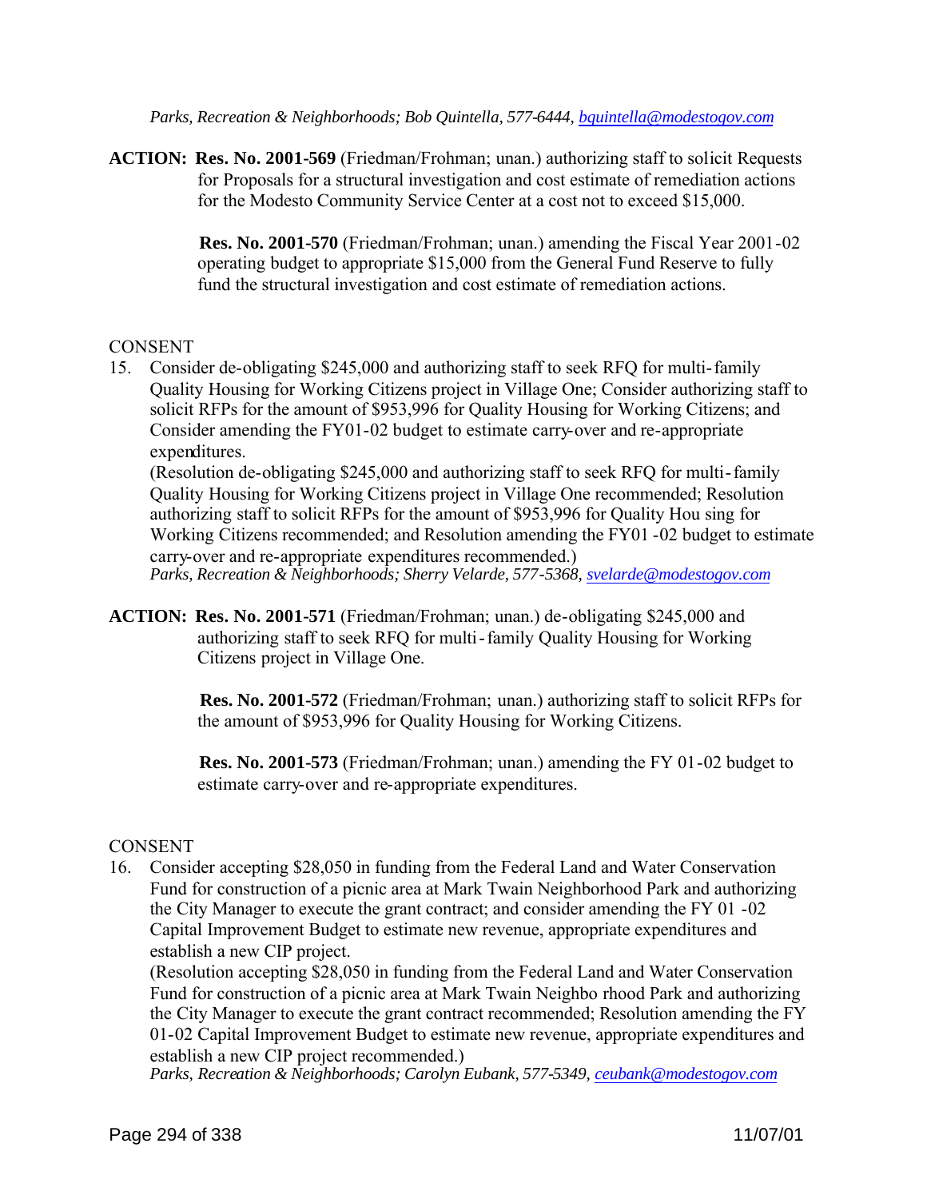*Parks, Recreation & Neighborhoods; Bob Quintella, 577-6444, bquintella@modestogov.com*

**ACTION: Res. No. 2001-569** (Friedman/Frohman; unan.) authorizing staff to solicit Requests for Proposals for a structural investigation and cost estimate of remediation actions for the Modesto Community Service Center at a cost not to exceed $15,000.

**Res. No. 2001-570** (Friedman/Frohman; unan.) amending the Fiscal Year 2001-02 operating budget to appropriate $15,000 from the General Fund Reserve to fully fund the structural investigation and cost estimate of remediation actions.

CONSENT

15. Consider de-obligating $245,000 and authorizing staff to seek RFQ for multi-family Quality Housing for Working Citizens project in Village One; Consider authorizing staff to solicit RFPs for the amount of $953,996 for Quality Housing for Working Citizens; and Consider amending the FY01-02 budget to estimate carry-over and re-appropriate expenditures.
(Resolution de-obligating $245,000 and authorizing staff to seek RFQ for multi-family Quality Housing for Working Citizens project in Village One recommended; Resolution authorizing staff to solicit RFPs for the amount of $953,996 for Quality Housing for Working Citizens recommended; and Resolution amending the FY01-02 budget to estimate carry-over and re-appropriate expenditures recommended.)
*Parks, Recreation & Neighborhoods; Sherry Velarde, 577-5368, svelarde@modestogov.com*

**ACTION: Res. No. 2001-571** (Friedman/Frohman; unan.) de-obligating $245,000 and authorizing staff to seek RFQ for multi-family Quality Housing for Working Citizens project in Village One.

**Res. No. 2001-572** (Friedman/Frohman; unan.) authorizing staff to solicit RFPs for the amount of $953,996 for Quality Housing for Working Citizens.

**Res. No. 2001-573** (Friedman/Frohman; unan.) amending the FY 01-02 budget to estimate carry-over and re-appropriate expenditures.

CONSENT

16. Consider accepting $28,050 in funding from the Federal Land and Water Conservation Fund for construction of a picnic area at Mark Twain Neighborhood Park and authorizing the City Manager to execute the grant contract; and consider amending the FY 01-02 Capital Improvement Budget to estimate new revenue, appropriate expenditures and establish a new CIP project.
(Resolution accepting $28,050 in funding from the Federal Land and Water Conservation Fund for construction of a picnic area at Mark Twain Neighborhood Park and authorizing the City Manager to execute the grant contract recommended; Resolution amending the FY 01-02 Capital Improvement Budget to estimate new revenue, appropriate expenditures and establish a new CIP project recommended.)
*Parks, Recreation & Neighborhoods; Carolyn Eubank, 577-5349, ceubank@modestogov.com*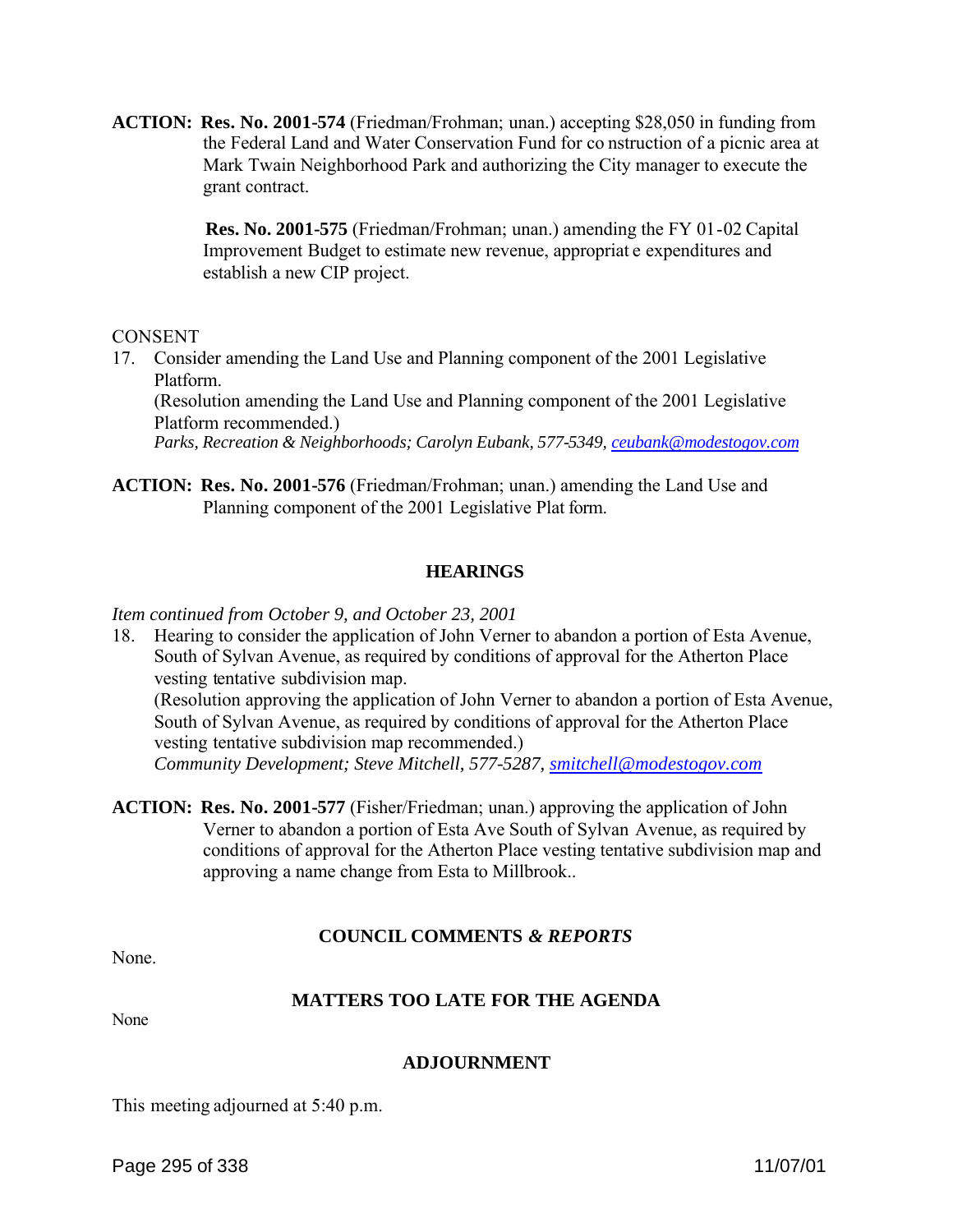**ACTION:** **Res. No. 2001-574** (Friedman/Frohman; unan.) accepting $28,050 in funding from the Federal Land and Water Conservation Fund for construction of a picnic area at Mark Twain Neighborhood Park and authorizing the City manager to execute the grant contract.

**Res. No. 2001-575** (Friedman/Frohman; unan.) amending the FY 01-02 Capital Improvement Budget to estimate new revenue, appropriate expenditures and establish a new CIP project.

CONSENT

17. Consider amending the Land Use and Planning component of the 2001 Legislative Platform.
(Resolution amending the Land Use and Planning component of the 2001 Legislative Platform recommended.)
*Parks, Recreation & Neighborhoods; Carolyn Eubank, 577-5349, ceubank@modestogov.com*

**ACTION:** **Res. No. 2001-576** (Friedman/Frohman; unan.) amending the Land Use and Planning component of the 2001 Legislative Platform.

## HEARINGS

*Item continued from October 9, and October 23, 2001*

18. Hearing to consider the application of John Verner to abandon a portion of Esta Avenue, South of Sylvan Avenue, as required by conditions of approval for the Atherton Place vesting tentative subdivision map.
(Resolution approving the application of John Verner to abandon a portion of Esta Avenue, South of Sylvan Avenue, as required by conditions of approval for the Atherton Place vesting tentative subdivision map recommended.)
*Community Development; Steve Mitchell, 577-5287, smitchell@modestogov.com*

**ACTION:** **Res. No. 2001-577** (Fisher/Friedman; unan.) approving the application of John Verner to abandon a portion of Esta Ave South of Sylvan Avenue, as required by conditions of approval for the Atherton Place vesting tentative subdivision map and approving a name change from Esta to Millbrook..

## COUNCIL COMMENTS *& REPORTS*

None.

## MATTERS TOO LATE FOR THE AGENDA

None

## ADJOURNMENT

This meeting adjourned at 5:40 p.m.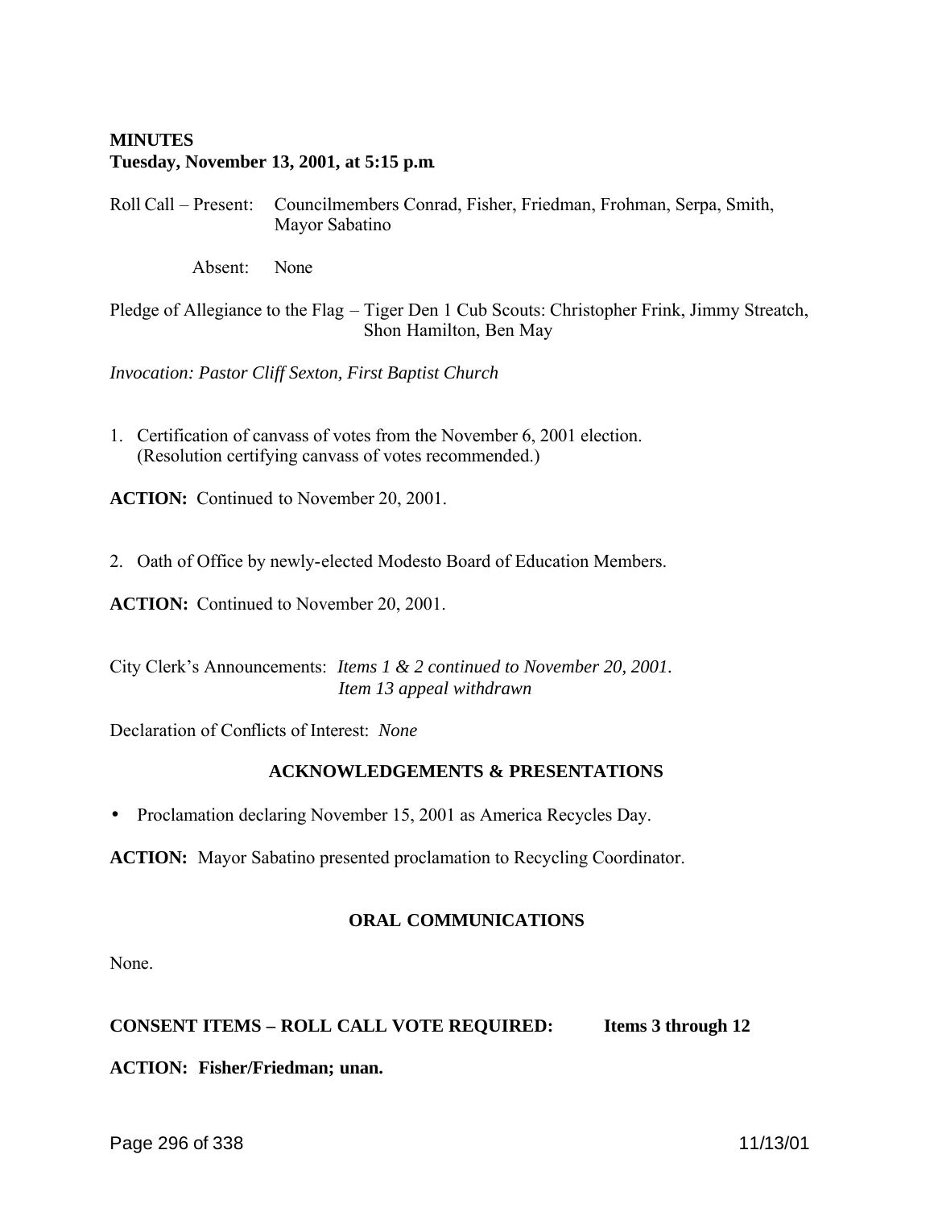**MINUTES**
**Tuesday, November 13, 2001, at 5:15 p.m.**

Roll Call – Present: Councilmembers Conrad, Fisher, Friedman, Frohman, Serpa, Smith, Mayor Sabatino

Absent: None

Pledge of Allegiance to the Flag – Tiger Den 1 Cub Scouts: Christopher Frink, Jimmy Streatch, Shon Hamilton, Ben May

*Invocation: Pastor Cliff Sexton, First Baptist Church*

1. Certification of canvass of votes from the November 6, 2001 election. (Resolution certifying canvass of votes recommended.)

**ACTION:** Continued to November 20, 2001.

2. Oath of Office by newly-elected Modesto Board of Education Members.

**ACTION:** Continued to November 20, 2001.

City Clerk's Announcements: *Items 1 & 2 continued to November 20, 2001.*
*Item 13 appeal withdrawn*

Declaration of Conflicts of Interest: *None*

## ACKNOWLEDGEMENTS & PRESENTATIONS

- Proclamation declaring November 15, 2001 as America Recycles Day.

**ACTION:** Mayor Sabatino presented proclamation to Recycling Coordinator.

## ORAL COMMUNICATIONS

None.

**CONSENT ITEMS – ROLL CALL VOTE REQUIRED: Items 3 through 12**

**ACTION: Fisher/Friedman; unan.**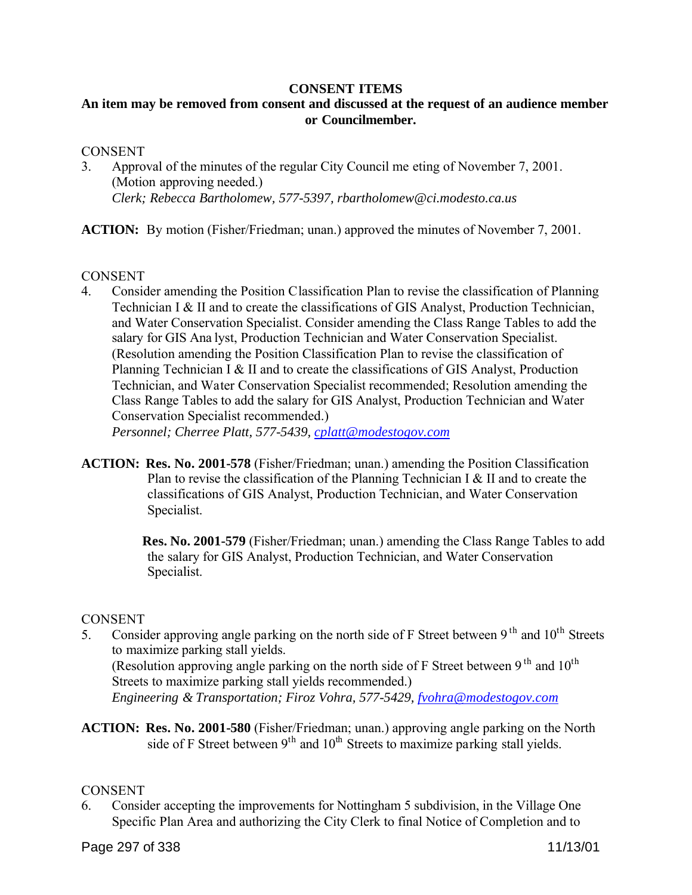**CONSENT ITEMS**

**An item may be removed from consent and discussed at the request of an audience member or Councilmember.**

CONSENT

3. Approval of the minutes of the regular City Council meeting of November 7, 2001. (Motion approving needed.)
   *Clerk; Rebecca Bartholomew, 577-5397, rbartholomew@ci.modesto.ca.us*

**ACTION:** By motion (Fisher/Friedman; unan.) approved the minutes of November 7, 2001.

CONSENT

4. Consider amending the Position Classification Plan to revise the classification of Planning Technician I & II and to create the classifications of GIS Analyst, Production Technician, and Water Conservation Specialist. Consider amending the Class Range Tables to add the salary for GIS Analyst, Production Technician and Water Conservation Specialist. (Resolution amending the Position Classification Plan to revise the classification of Planning Technician I & II and to create the classifications of GIS Analyst, Production Technician, and Water Conservation Specialist recommended; Resolution amending the Class Range Tables to add the salary for GIS Analyst, Production Technician and Water Conservation Specialist recommended.)
   *Personnel; Cherree Platt, 577-5439, cplatt@modestogov.com*

**ACTION:** **Res. No. 2001-578** (Fisher/Friedman; unan.) amending the Position Classification Plan to revise the classification of the Planning Technician I & II and to create the classifications of GIS Analyst, Production Technician, and Water Conservation Specialist.

**Res. No. 2001-579** (Fisher/Friedman; unan.) amending the Class Range Tables to add the salary for GIS Analyst, Production Technician, and Water Conservation Specialist.

CONSENT

5. Consider approving angle parking on the north side of F Street between 9th and 10th Streets to maximize parking stall yields.
   (Resolution approving angle parking on the north side of F Street between 9th and 10th Streets to maximize parking stall yields recommended.)
   *Engineering & Transportation; Firoz Vohra, 577-5429, fvohra@modestogov.com*

**ACTION:** **Res. No. 2001-580** (Fisher/Friedman; unan.) approving angle parking on the North side of F Street between 9th and 10th Streets to maximize parking stall yields.

CONSENT

6. Consider accepting the improvements for Nottingham 5 subdivision, in the Village One Specific Plan Area and authorizing the City Clerk to final Notice of Completion and to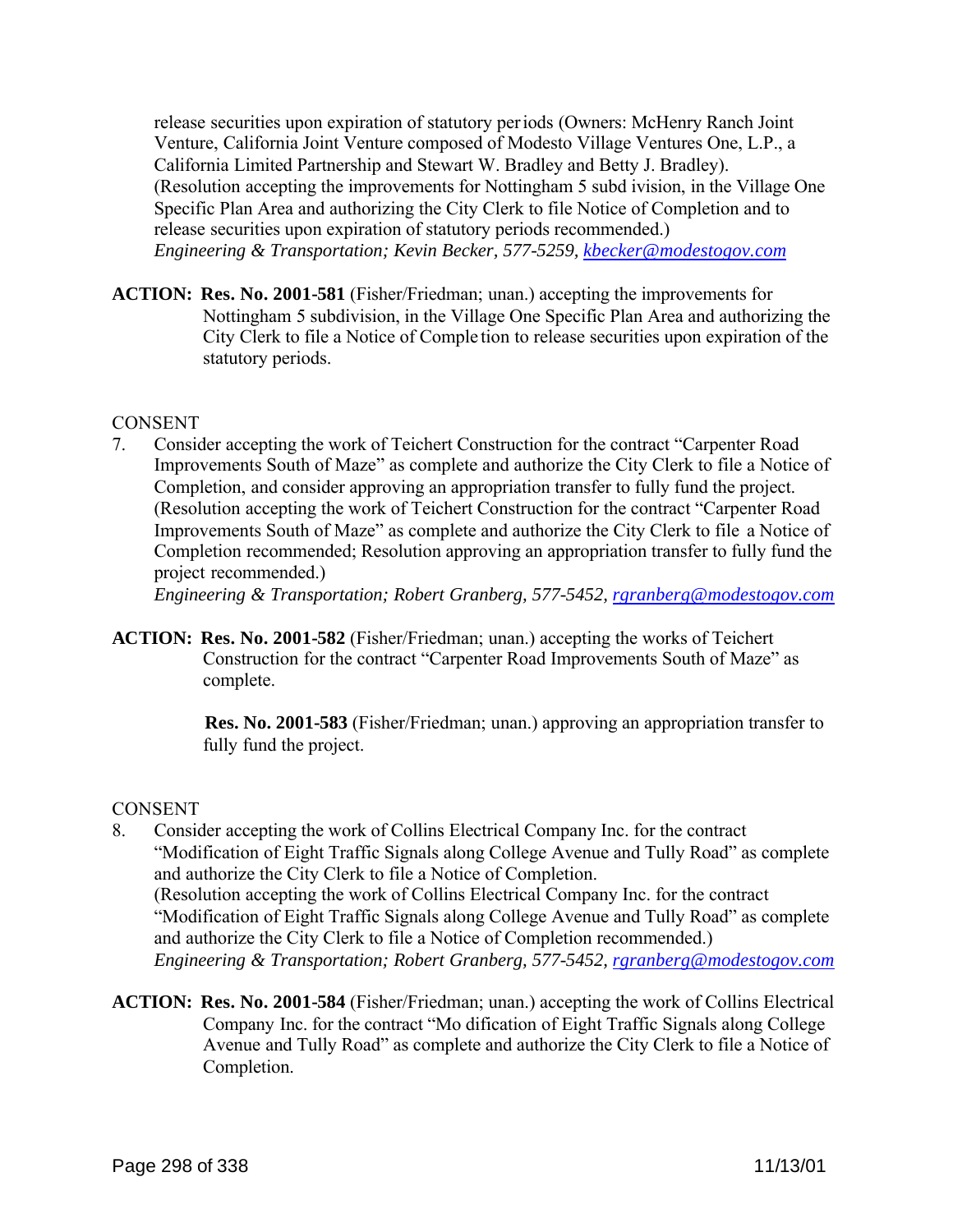release securities upon expiration of statutory periods (Owners: McHenry Ranch Joint Venture, California Joint Venture composed of Modesto Village Ventures One, L.P., a California Limited Partnership and Stewart W. Bradley and Betty J. Bradley).
(Resolution accepting the improvements for Nottingham 5 subdivision, in the Village One Specific Plan Area and authorizing the City Clerk to file Notice of Completion and to release securities upon expiration of statutory periods recommended.)
*Engineering & Transportation; Kevin Becker, 577-5259, kbecker@modestogov.com*

**ACTION: Res. No. 2001-581** (Fisher/Friedman; unan.) accepting the improvements for Nottingham 5 subdivision, in the Village One Specific Plan Area and authorizing the City Clerk to file a Notice of Completion to release securities upon expiration of the statutory periods.

CONSENT

7. Consider accepting the work of Teichert Construction for the contract "Carpenter Road Improvements South of Maze" as complete and authorize the City Clerk to file a Notice of Completion, and consider approving an appropriation transfer to fully fund the project.
(Resolution accepting the work of Teichert Construction for the contract "Carpenter Road Improvements South of Maze" as complete and authorize the City Clerk to file a Notice of Completion recommended; Resolution approving an appropriation transfer to fully fund the project recommended.)
*Engineering & Transportation; Robert Granberg, 577-5452, rgranberg@modestogov.com*

**ACTION: Res. No. 2001-582** (Fisher/Friedman; unan.) accepting the works of Teichert Construction for the contract "Carpenter Road Improvements South of Maze" as complete.

**Res. No. 2001-583** (Fisher/Friedman; unan.) approving an appropriation transfer to fully fund the project.

CONSENT

8. Consider accepting the work of Collins Electrical Company Inc. for the contract "Modification of Eight Traffic Signals along College Avenue and Tully Road" as complete and authorize the City Clerk to file a Notice of Completion.
(Resolution accepting the work of Collins Electrical Company Inc. for the contract "Modification of Eight Traffic Signals along College Avenue and Tully Road" as complete and authorize the City Clerk to file a Notice of Completion recommended.)
*Engineering & Transportation; Robert Granberg, 577-5452, rgranberg@modestogov.com*

**ACTION: Res. No. 2001-584** (Fisher/Friedman; unan.) accepting the work of Collins Electrical Company Inc. for the contract "Modification of Eight Traffic Signals along College Avenue and Tully Road" as complete and authorize the City Clerk to file a Notice of Completion.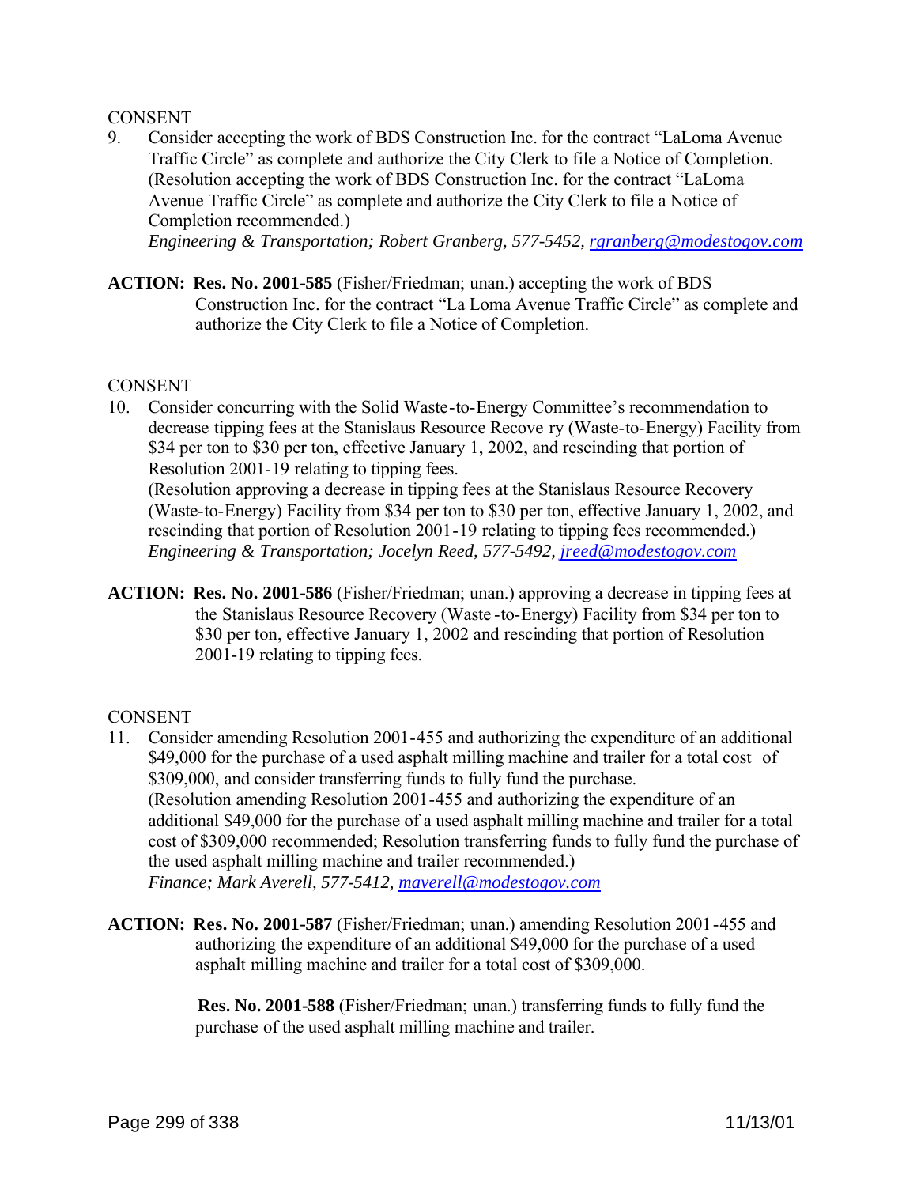CONSENT

9. Consider accepting the work of BDS Construction Inc. for the contract "LaLoma Avenue Traffic Circle" as complete and authorize the City Clerk to file a Notice of Completion. (Resolution accepting the work of BDS Construction Inc. for the contract "LaLoma Avenue Traffic Circle" as complete and authorize the City Clerk to file a Notice of Completion recommended.)
*Engineering & Transportation; Robert Granberg, 577-5452, rgranberg@modestogov.com*

**ACTION: Res. No. 2001-585** (Fisher/Friedman; unan.) accepting the work of BDS Construction Inc. for the contract "La Loma Avenue Traffic Circle" as complete and authorize the City Clerk to file a Notice of Completion.

CONSENT

10. Consider concurring with the Solid Waste-to-Energy Committee's recommendation to decrease tipping fees at the Stanislaus Resource Recove ry (Waste-to-Energy) Facility from $34 per ton to $30 per ton, effective January 1, 2002, and rescinding that portion of Resolution 2001-19 relating to tipping fees.
(Resolution approving a decrease in tipping fees at the Stanislaus Resource Recovery (Waste-to-Energy) Facility from $34 per ton to $30 per ton, effective January 1, 2002, and rescinding that portion of Resolution 2001-19 relating to tipping fees recommended.)
*Engineering & Transportation; Jocelyn Reed, 577-5492, jreed@modestogov.com*

**ACTION: Res. No. 2001-586** (Fisher/Friedman; unan.) approving a decrease in tipping fees at the Stanislaus Resource Recovery (Waste -to-Energy) Facility from $34 per ton to $30 per ton, effective January 1, 2002 and rescinding that portion of Resolution 2001-19 relating to tipping fees.

CONSENT

11. Consider amending Resolution 2001-455 and authorizing the expenditure of an additional $49,000 for the purchase of a used asphalt milling machine and trailer for a total cost of $309,000, and consider transferring funds to fully fund the purchase.
(Resolution amending Resolution 2001-455 and authorizing the expenditure of an additional $49,000 for the purchase of a used asphalt milling machine and trailer for a total cost of $309,000 recommended; Resolution transferring funds to fully fund the purchase of the used asphalt milling machine and trailer recommended.)
*Finance; Mark Averell, 577-5412, maverell@modestogov.com*

**ACTION: Res. No. 2001-587** (Fisher/Friedman; unan.) amending Resolution 2001-455 and authorizing the expenditure of an additional $49,000 for the purchase of a used asphalt milling machine and trailer for a total cost of $309,000.

**Res. No. 2001-588** (Fisher/Friedman; unan.) transferring funds to fully fund the purchase of the used asphalt milling machine and trailer.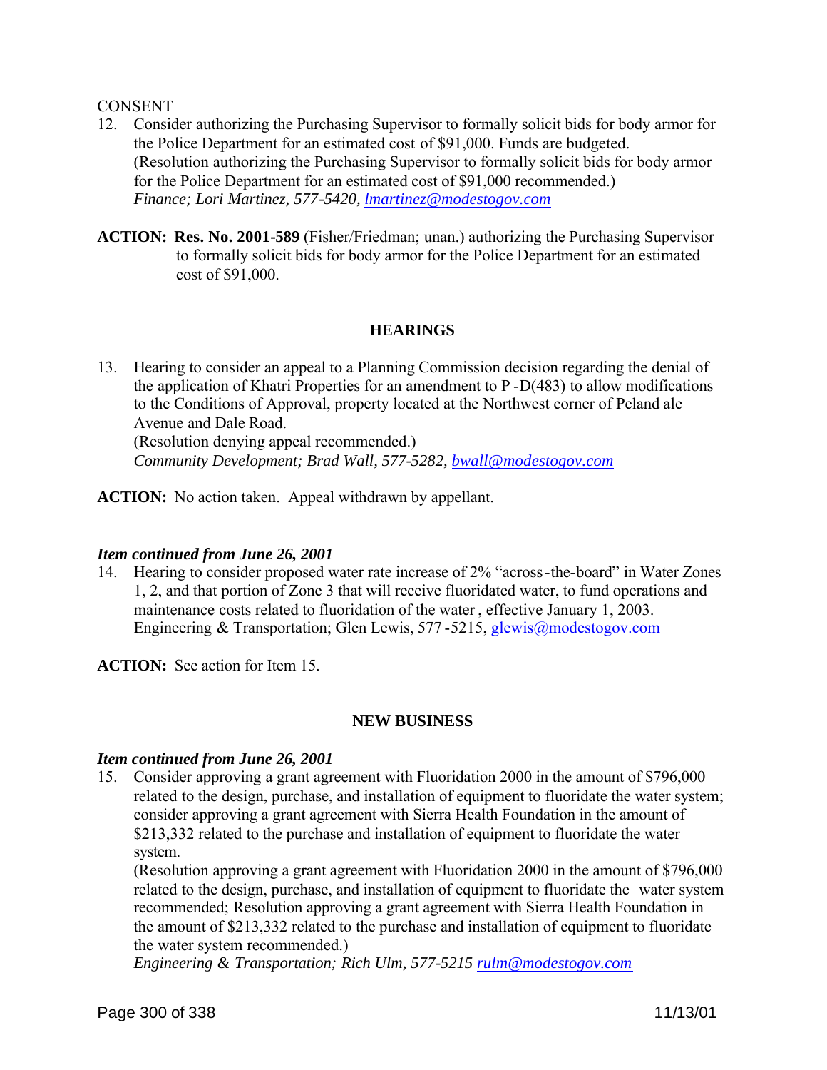CONSENT

12. Consider authorizing the Purchasing Supervisor to formally solicit bids for body armor for the Police Department for an estimated cost of $91,000. Funds are budgeted.
(Resolution authorizing the Purchasing Supervisor to formally solicit bids for body armor for the Police Department for an estimated cost of $91,000 recommended.)
*Finance; Lori Martinez, 577-5420, lmartinez@modestogov.com*

**ACTION:** **Res. No. 2001-589** (Fisher/Friedman; unan.) authorizing the Purchasing Supervisor to formally solicit bids for body armor for the Police Department for an estimated cost of $91,000.

**HEARINGS**

13. Hearing to consider an appeal to a Planning Commission decision regarding the denial of the application of Khatri Properties for an amendment to P-D(483) to allow modifications to the Conditions of Approval, property located at the Northwest corner of Peland ale Avenue and Dale Road.
(Resolution denying appeal recommended.)
*Community Development; Brad Wall, 577-5282, bwall@modestogov.com*

**ACTION:** No action taken. Appeal withdrawn by appellant.

***Item continued from June 26, 2001***

14. Hearing to consider proposed water rate increase of 2% "across-the-board" in Water Zones 1, 2, and that portion of Zone 3 that will receive fluoridated water, to fund operations and maintenance costs related to fluoridation of the water, effective January 1, 2003.
Engineering & Transportation; Glen Lewis, 577-5215, glewis@modestogov.com

**ACTION:** See action for Item 15.

**NEW BUSINESS**

***Item continued from June 26, 2001***

15. Consider approving a grant agreement with Fluoridation 2000 in the amount of $796,000 related to the design, purchase, and installation of equipment to fluoridate the water system; consider approving a grant agreement with Sierra Health Foundation in the amount of $213,332 related to the purchase and installation of equipment to fluoridate the water system.
(Resolution approving a grant agreement with Fluoridation 2000 in the amount of $796,000 related to the design, purchase, and installation of equipment to fluoridate the water system recommended; Resolution approving a grant agreement with Sierra Health Foundation in the amount of $213,332 related to the purchase and installation of equipment to fluoridate the water system recommended.)
*Engineering & Transportation; Rich Ulm, 577-5215 rulm@modestogov.com*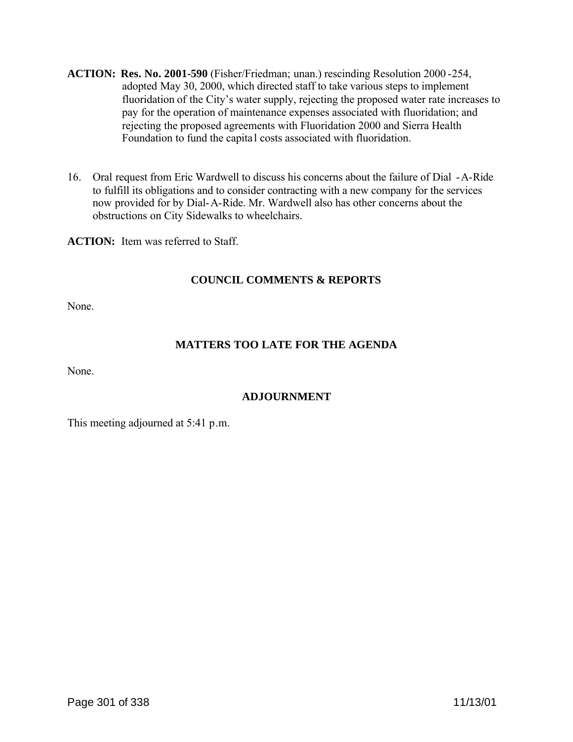**ACTION: Res. No. 2001-590** (Fisher/Friedman; unan.) rescinding Resolution 2000-254, adopted May 30, 2000, which directed staff to take various steps to implement fluoridation of the City's water supply, rejecting the proposed water rate increases to pay for the operation of maintenance expenses associated with fluoridation; and rejecting the proposed agreements with Fluoridation 2000 and Sierra Health Foundation to fund the capital costs associated with fluoridation.

16. Oral request from Eric Wardwell to discuss his concerns about the failure of Dial-A-Ride to fulfill its obligations and to consider contracting with a new company for the services now provided for by Dial-A-Ride. Mr. Wardwell also has other concerns about the obstructions on City Sidewalks to wheelchairs.

**ACTION:** Item was referred to Staff.

## COUNCIL COMMENTS & REPORTS

None.

## MATTERS TOO LATE FOR THE AGENDA

None.

## ADJOURNMENT

This meeting adjourned at 5:41 p.m.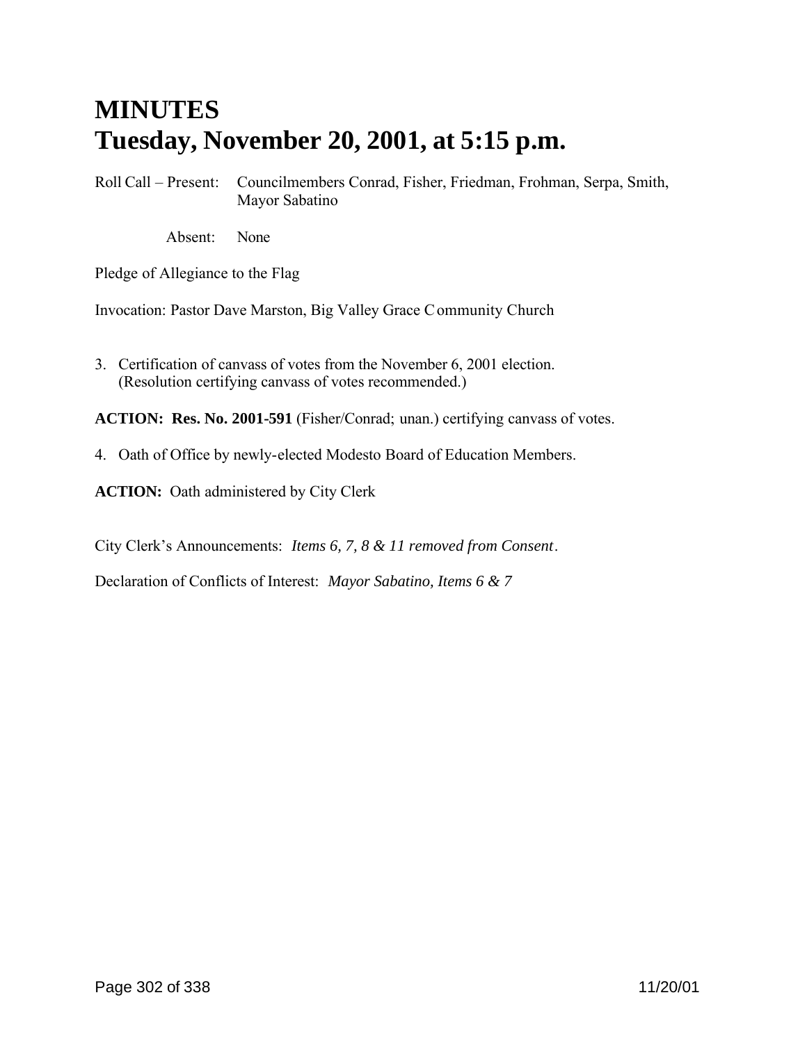# MINUTES
# Tuesday, November 20, 2001, at 5:15 p.m.

Roll Call – Present: Councilmembers Conrad, Fisher, Friedman, Frohman, Serpa, Smith, Mayor Sabatino

Absent: None

Pledge of Allegiance to the Flag

Invocation: Pastor Dave Marston, Big Valley Grace Community Church

3. Certification of canvass of votes from the November 6, 2001 election. (Resolution certifying canvass of votes recommended.)

**ACTION: Res. No. 2001-591** (Fisher/Conrad; unan.) certifying canvass of votes.

4. Oath of Office by newly-elected Modesto Board of Education Members.

**ACTION:** Oath administered by City Clerk

City Clerk's Announcements: *Items 6, 7, 8 & 11 removed from Consent*.

Declaration of Conflicts of Interest: *Mayor Sabatino, Items 6 & 7*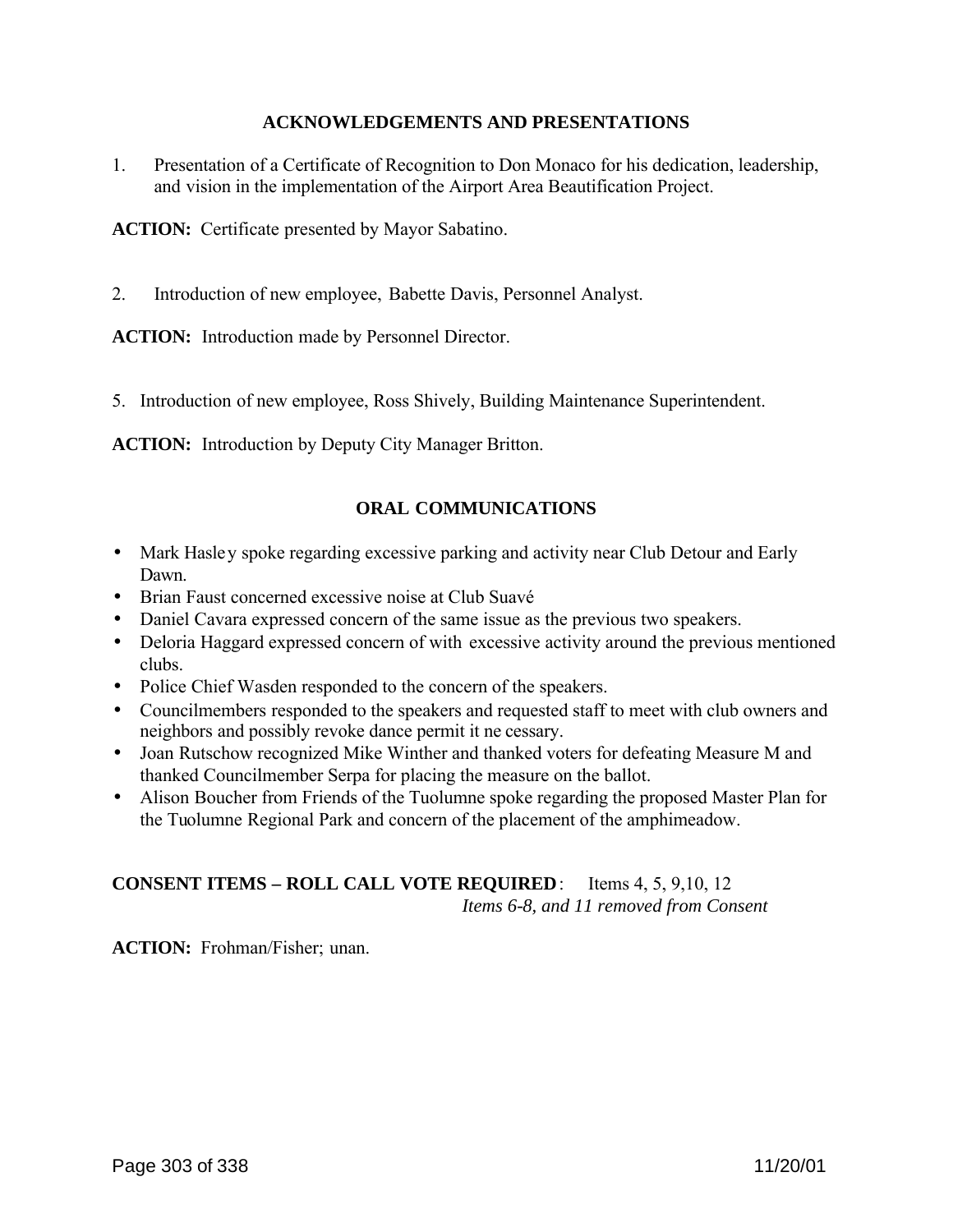## ACKNOWLEDGEMENTS AND PRESENTATIONS

1. Presentation of a Certificate of Recognition to Don Monaco for his dedication, leadership, and vision in the implementation of the Airport Area Beautification Project.

**ACTION:** Certificate presented by Mayor Sabatino.

2. Introduction of new employee, Babette Davis, Personnel Analyst.

**ACTION:** Introduction made by Personnel Director.

5. Introduction of new employee, Ross Shively, Building Maintenance Superintendent.

**ACTION:** Introduction by Deputy City Manager Britton.

## ORAL COMMUNICATIONS

- Mark Hasley spoke regarding excessive parking and activity near Club Detour and Early Dawn.
- Brian Faust concerned excessive noise at Club Suavé
- Daniel Cavara expressed concern of the same issue as the previous two speakers.
- Deloria Haggard expressed concern of with excessive activity around the previous mentioned clubs.
- Police Chief Wasden responded to the concern of the speakers.
- Councilmembers responded to the speakers and requested staff to meet with club owners and neighbors and possibly revoke dance permit it ne cessary.
- Joan Rutschow recognized Mike Winther and thanked voters for defeating Measure M and thanked Councilmember Serpa for placing the measure on the ballot.
- Alison Boucher from Friends of the Tuolumne spoke regarding the proposed Master Plan for the Tuolumne Regional Park and concern of the placement of the amphimeadow.

**CONSENT ITEMS – ROLL CALL VOTE REQUIRED**: Items 4, 5, 9,10, 12
*Items 6-8, and 11 removed from Consent*

**ACTION:** Frohman/Fisher; unan.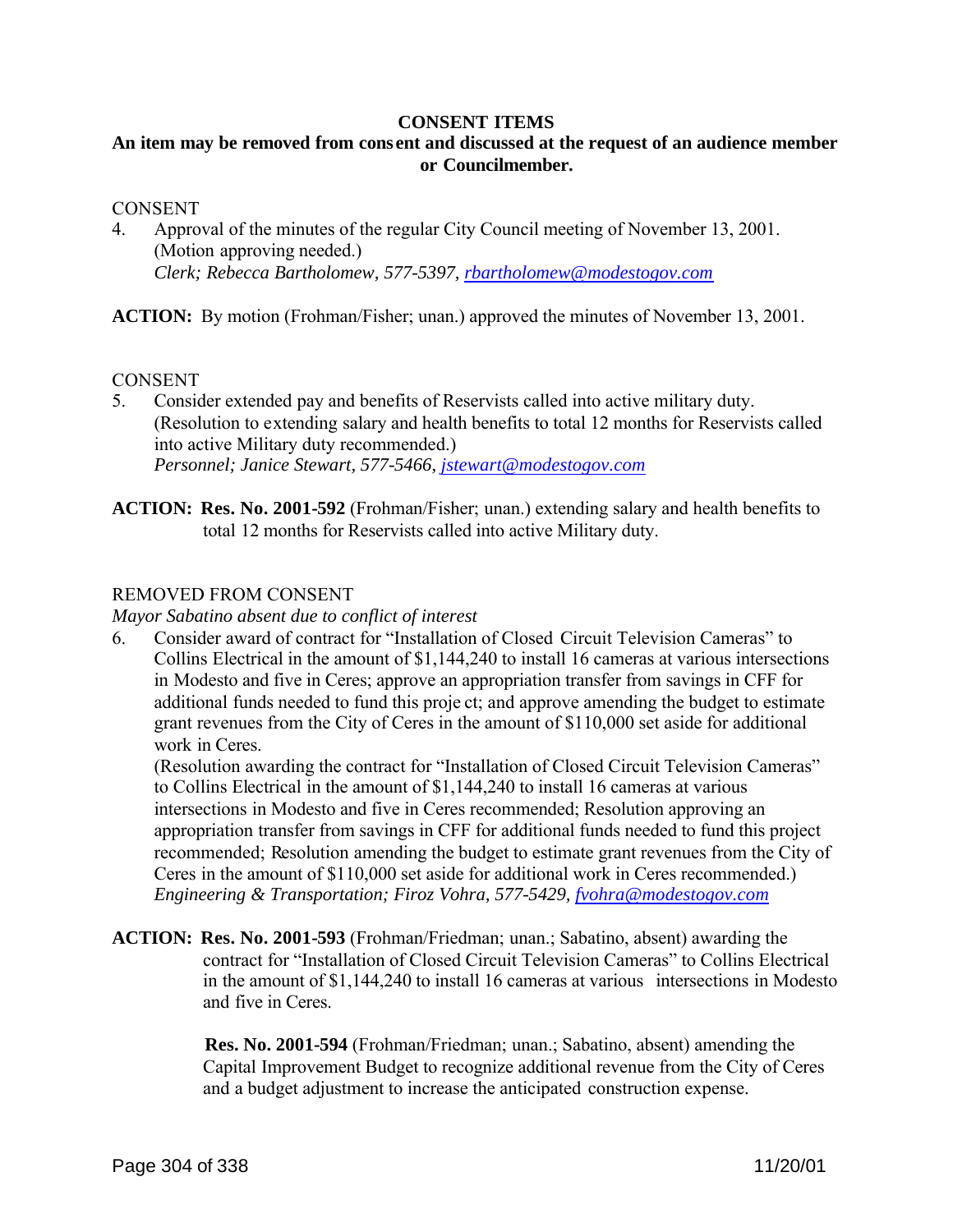**CONSENT ITEMS**

**An item may be removed from consent and discussed at the request of an audience member or Councilmember.**

CONSENT

4. Approval of the minutes of the regular City Council meeting of November 13, 2001. (Motion approving needed.)
   *Clerk; Rebecca Bartholomew, 577-5397, rbartholomew@modestogov.com*

**ACTION:** By motion (Frohman/Fisher; unan.) approved the minutes of November 13, 2001.

CONSENT

5. Consider extended pay and benefits of Reservists called into active military duty. (Resolution to extending salary and health benefits to total 12 months for Reservists called into active Military duty recommended.)
   *Personnel; Janice Stewart, 577-5466, jstewart@modestogov.com*

**ACTION: Res. No. 2001-592** (Frohman/Fisher; unan.) extending salary and health benefits to total 12 months for Reservists called into active Military duty.

REMOVED FROM CONSENT

*Mayor Sabatino absent due to conflict of interest*

6. Consider award of contract for "Installation of Closed Circuit Television Cameras" to Collins Electrical in the amount of $1,144,240 to install 16 cameras at various intersections in Modesto and five in Ceres; approve an appropriation transfer from savings in CFF for additional funds needed to fund this project; and approve amending the budget to estimate grant revenues from the City of Ceres in the amount of $110,000 set aside for additional work in Ceres.
   (Resolution awarding the contract for "Installation of Closed Circuit Television Cameras" to Collins Electrical in the amount of $1,144,240 to install 16 cameras at various intersections in Modesto and five in Ceres recommended; Resolution approving an appropriation transfer from savings in CFF for additional funds needed to fund this project recommended; Resolution amending the budget to estimate grant revenues from the City of Ceres in the amount of $110,000 set aside for additional work in Ceres recommended.)
   *Engineering & Transportation; Firoz Vohra, 577-5429, fvohra@modestogov.com*

**ACTION: Res. No. 2001-593** (Frohman/Friedman; unan.; Sabatino, absent) awarding the contract for "Installation of Closed Circuit Television Cameras" to Collins Electrical in the amount of $1,144,240 to install 16 cameras at various intersections in Modesto and five in Ceres.

**Res. No. 2001-594** (Frohman/Friedman; unan.; Sabatino, absent) amending the Capital Improvement Budget to recognize additional revenue from the City of Ceres and a budget adjustment to increase the anticipated construction expense.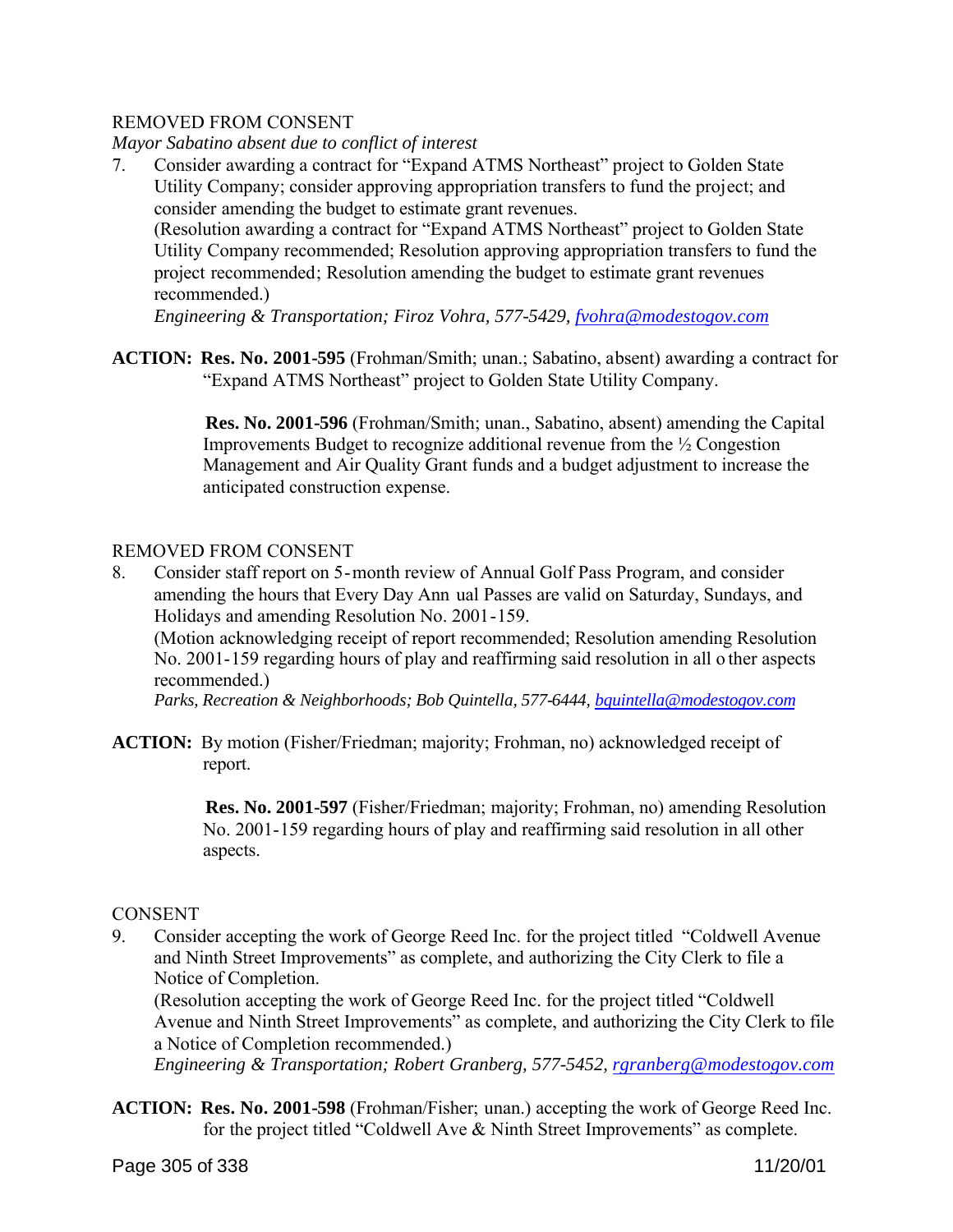REMOVED FROM CONSENT

*Mayor Sabatino absent due to conflict of interest*

7. Consider awarding a contract for "Expand ATMS Northeast" project to Golden State Utility Company; consider approving appropriation transfers to fund the project; and consider amending the budget to estimate grant revenues.
   (Resolution awarding a contract for "Expand ATMS Northeast" project to Golden State Utility Company recommended; Resolution approving appropriation transfers to fund the project recommended; Resolution amending the budget to estimate grant revenues recommended.)
   *Engineering & Transportation; Firoz Vohra, 577-5429, fvohra@modestogov.com*

**ACTION: Res. No. 2001-595** (Frohman/Smith; unan.; Sabatino, absent) awarding a contract for "Expand ATMS Northeast" project to Golden State Utility Company.

**Res. No. 2001-596** (Frohman/Smith; unan., Sabatino, absent) amending the Capital Improvements Budget to recognize additional revenue from the ½ Congestion Management and Air Quality Grant funds and a budget adjustment to increase the anticipated construction expense.

REMOVED FROM CONSENT

8. Consider staff report on 5-month review of Annual Golf Pass Program, and consider amending the hours that Every Day Ann ual Passes are valid on Saturday, Sundays, and Holidays and amending Resolution No. 2001-159.
   (Motion acknowledging receipt of report recommended; Resolution amending Resolution No. 2001-159 regarding hours of play and reaffirming said resolution in all o ther aspects recommended.)
   *Parks, Recreation & Neighborhoods; Bob Quintella, 577-6444, bquintella@modestogov.com*

**ACTION:** By motion (Fisher/Friedman; majority; Frohman, no) acknowledged receipt of report.

**Res. No. 2001-597** (Fisher/Friedman; majority; Frohman, no) amending Resolution No. 2001-159 regarding hours of play and reaffirming said resolution in all other aspects.

CONSENT

9. Consider accepting the work of George Reed Inc. for the project titled "Coldwell Avenue and Ninth Street Improvements" as complete, and authorizing the City Clerk to file a Notice of Completion.
   (Resolution accepting the work of George Reed Inc. for the project titled "Coldwell Avenue and Ninth Street Improvements" as complete, and authorizing the City Clerk to file a Notice of Completion recommended.)
   *Engineering & Transportation; Robert Granberg, 577-5452, rgranberg@modestogov.com*

**ACTION: Res. No. 2001-598** (Frohman/Fisher; unan.) accepting the work of George Reed Inc. for the project titled "Coldwell Ave & Ninth Street Improvements" as complete.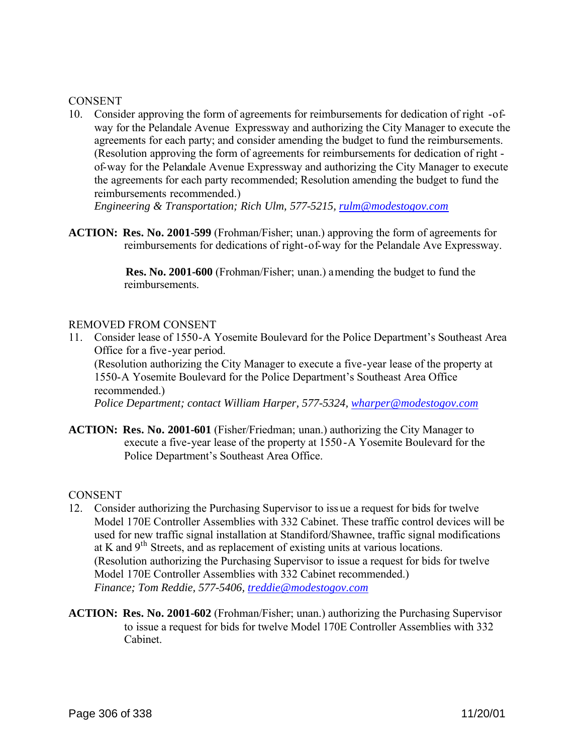CONSENT

10. Consider approving the form of agreements for reimbursements for dedication of right -of-way for the Pelandale Avenue Expressway and authorizing the City Manager to execute the agreements for each party; and consider amending the budget to fund the reimbursements. (Resolution approving the form of agreements for reimbursements for dedication of right -of-way for the Pelandale Avenue Expressway and authorizing the City Manager to execute the agreements for each party recommended; Resolution amending the budget to fund the reimbursements recommended.)
*Engineering & Transportation; Rich Ulm, 577-5215, rulm@modestogov.com*

**ACTION: Res. No. 2001-599** (Frohman/Fisher; unan.) approving the form of agreements for reimbursements for dedications of right-of-way for the Pelandale Ave Expressway.

**Res. No. 2001-600** (Frohman/Fisher; unan.) amending the budget to fund the reimbursements.

REMOVED FROM CONSENT

11. Consider lease of 1550-A Yosemite Boulevard for the Police Department's Southeast Area Office for a five-year period.
(Resolution authorizing the City Manager to execute a five-year lease of the property at 1550-A Yosemite Boulevard for the Police Department's Southeast Area Office recommended.)
*Police Department; contact William Harper, 577-5324, wharper@modestogov.com*

**ACTION: Res. No. 2001-601** (Fisher/Friedman; unan.) authorizing the City Manager to execute a five-year lease of the property at 1550-A Yosemite Boulevard for the Police Department's Southeast Area Office.

CONSENT

12. Consider authorizing the Purchasing Supervisor to issue a request for bids for twelve Model 170E Controller Assemblies with 332 Cabinet. These traffic control devices will be used for new traffic signal installation at Standiford/Shawnee, traffic signal modifications at K and 9th Streets, and as replacement of existing units at various locations.
(Resolution authorizing the Purchasing Supervisor to issue a request for bids for twelve Model 170E Controller Assemblies with 332 Cabinet recommended.)
*Finance; Tom Reddie, 577-5406, treddie@modestogov.com*

**ACTION: Res. No. 2001-602** (Frohman/Fisher; unan.) authorizing the Purchasing Supervisor to issue a request for bids for twelve Model 170E Controller Assemblies with 332 Cabinet.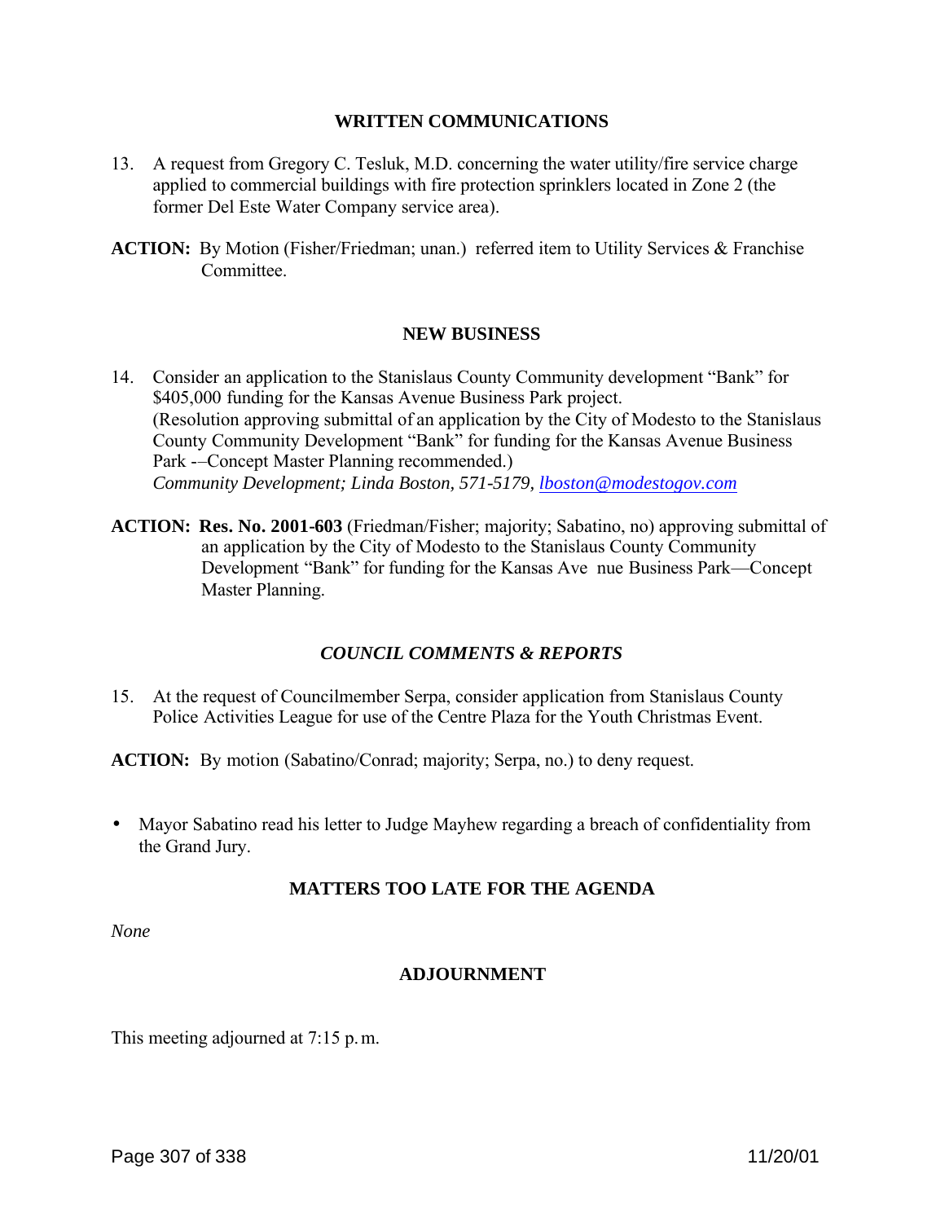## WRITTEN COMMUNICATIONS

13. A request from Gregory C. Tesluk, M.D. concerning the water utility/fire service charge applied to commercial buildings with fire protection sprinklers located in Zone 2 (the former Del Este Water Company service area).

**ACTION:** By Motion (Fisher/Friedman; unan.) referred item to Utility Services & Franchise Committee.

## NEW BUSINESS

14. Consider an application to the Stanislaus County Community development "Bank" for $405,000 funding for the Kansas Avenue Business Park project.
(Resolution approving submittal of an application by the City of Modesto to the Stanislaus County Community Development "Bank" for funding for the Kansas Avenue Business Park -–Concept Master Planning recommended.)
*Community Development; Linda Boston, 571-5179, lboston@modestogov.com*

**ACTION: Res. No. 2001-603** (Friedman/Fisher; majority; Sabatino, no) approving submittal of an application by the City of Modesto to the Stanislaus County Community Development "Bank" for funding for the Kansas Ave nue Business Park—Concept Master Planning.

## *COUNCIL COMMENTS & REPORTS*

15. At the request of Councilmember Serpa, consider application from Stanislaus County Police Activities League for use of the Centre Plaza for the Youth Christmas Event.

**ACTION:** By motion (Sabatino/Conrad; majority; Serpa, no.) to deny request.

- Mayor Sabatino read his letter to Judge Mayhew regarding a breach of confidentiality from the Grand Jury.

## MATTERS TOO LATE FOR THE AGENDA

*None*

## ADJOURNMENT

This meeting adjourned at 7:15 p.m.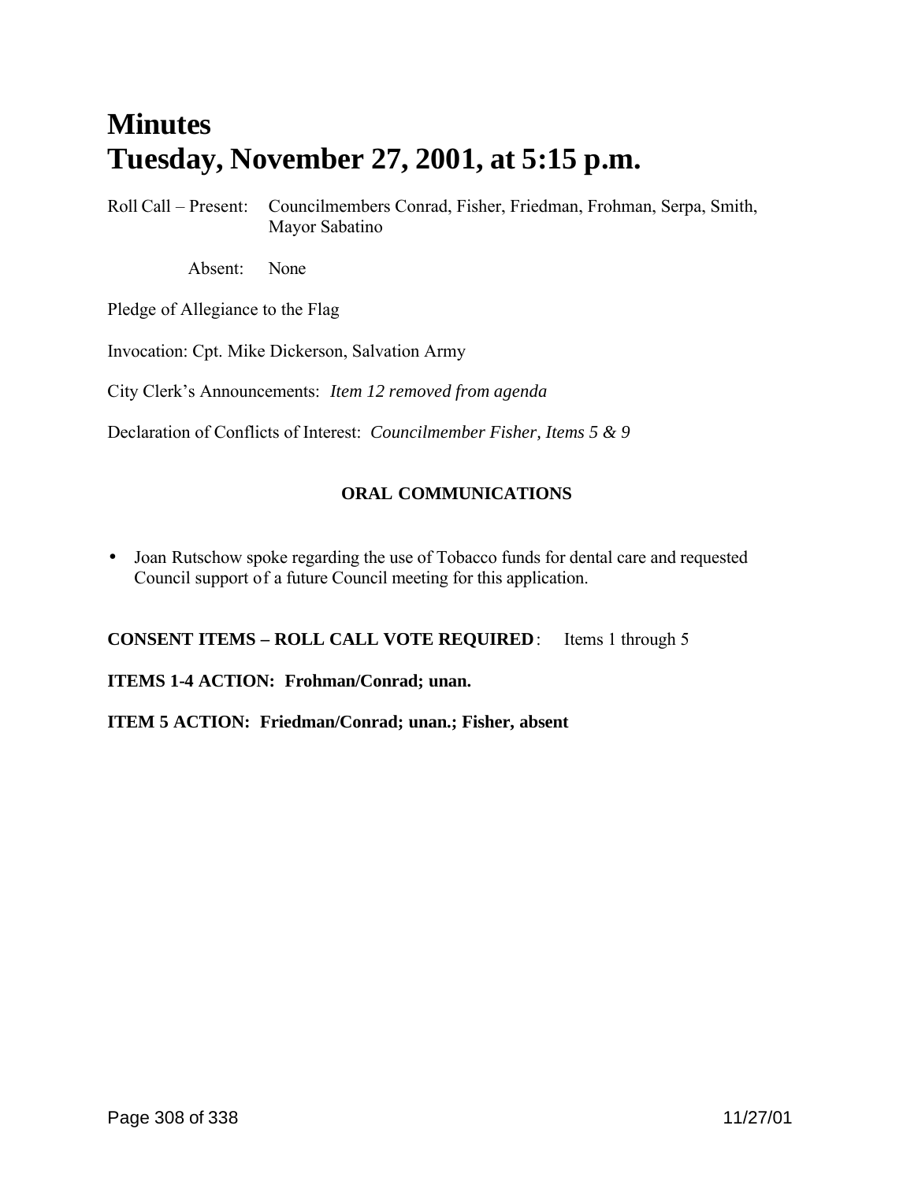# Minutes
# Tuesday, November 27, 2001, at 5:15 p.m.

Roll Call – Present: Councilmembers Conrad, Fisher, Friedman, Frohman, Serpa, Smith, Mayor Sabatino

Absent: None

Pledge of Allegiance to the Flag

Invocation: Cpt. Mike Dickerson, Salvation Army

City Clerk's Announcements: *Item 12 removed from agenda*

Declaration of Conflicts of Interest: *Councilmember Fisher, Items 5 & 9*

**ORAL COMMUNICATIONS**

- Joan Rutschow spoke regarding the use of Tobacco funds for dental care and requested Council support of a future Council meeting for this application.

**CONSENT ITEMS – ROLL CALL VOTE REQUIRED**: Items 1 through 5

**ITEMS 1-4 ACTION: Frohman/Conrad; unan.**

**ITEM 5 ACTION: Friedman/Conrad; unan.; Fisher, absent**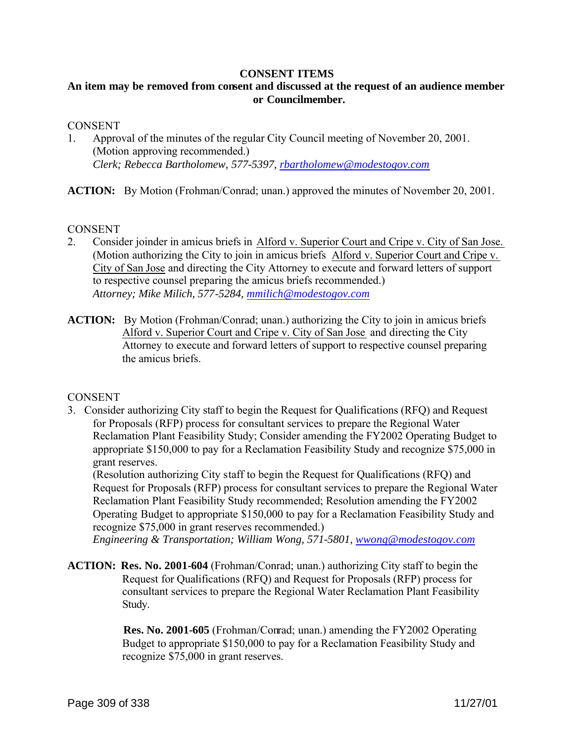**CONSENT ITEMS**

**An item may be removed from consent and discussed at the request of an audience member or Councilmember.**

CONSENT

1. Approval of the minutes of the regular City Council meeting of November 20, 2001. (Motion approving recommended.)
   *Clerk; Rebecca Bartholomew, 577-5397, rbartholomew@modestogov.com*

**ACTION:** By Motion (Frohman/Conrad; unan.) approved the minutes of November 20, 2001.

CONSENT

2. Consider joinder in amicus briefs in Alford v. Superior Court and Cripe v. City of San Jose. (Motion authorizing the City to join in amicus briefs Alford v. Superior Court and Cripe v. City of San Jose and directing the City Attorney to execute and forward letters of support to respective counsel preparing the amicus briefs recommended.)
   *Attorney; Mike Milich, 577-5284, mmilich@modestogov.com*

**ACTION:** By Motion (Frohman/Conrad; unan.) authorizing the City to join in amicus briefs Alford v. Superior Court and Cripe v. City of San Jose and directing the City Attorney to execute and forward letters of support to respective counsel preparing the amicus briefs.

CONSENT

3. Consider authorizing City staff to begin the Request for Qualifications (RFQ) and Request for Proposals (RFP) process for consultant services to prepare the Regional Water Reclamation Plant Feasibility Study; Consider amending the FY2002 Operating Budget to appropriate $150,000 to pay for a Reclamation Feasibility Study and recognize $75,000 in grant reserves.
   (Resolution authorizing City staff to begin the Request for Qualifications (RFQ) and Request for Proposals (RFP) process for consultant services to prepare the Regional Water Reclamation Plant Feasibility Study recommended; Resolution amending the FY2002 Operating Budget to appropriate $150,000 to pay for a Reclamation Feasibility Study and recognize $75,000 in grant reserves recommended.)
   *Engineering & Transportation; William Wong, 571-5801, wwong@modestogov.com*

**ACTION:** **Res. No. 2001-604** (Frohman/Conrad; unan.) authorizing City staff to begin the Request for Qualifications (RFQ) and Request for Proposals (RFP) process for consultant services to prepare the Regional Water Reclamation Plant Feasibility Study.

**Res. No. 2001-605** (Frohman/Conrad; unan.) amending the FY2002 Operating Budget to appropriate $150,000 to pay for a Reclamation Feasibility Study and recognize $75,000 in grant reserves.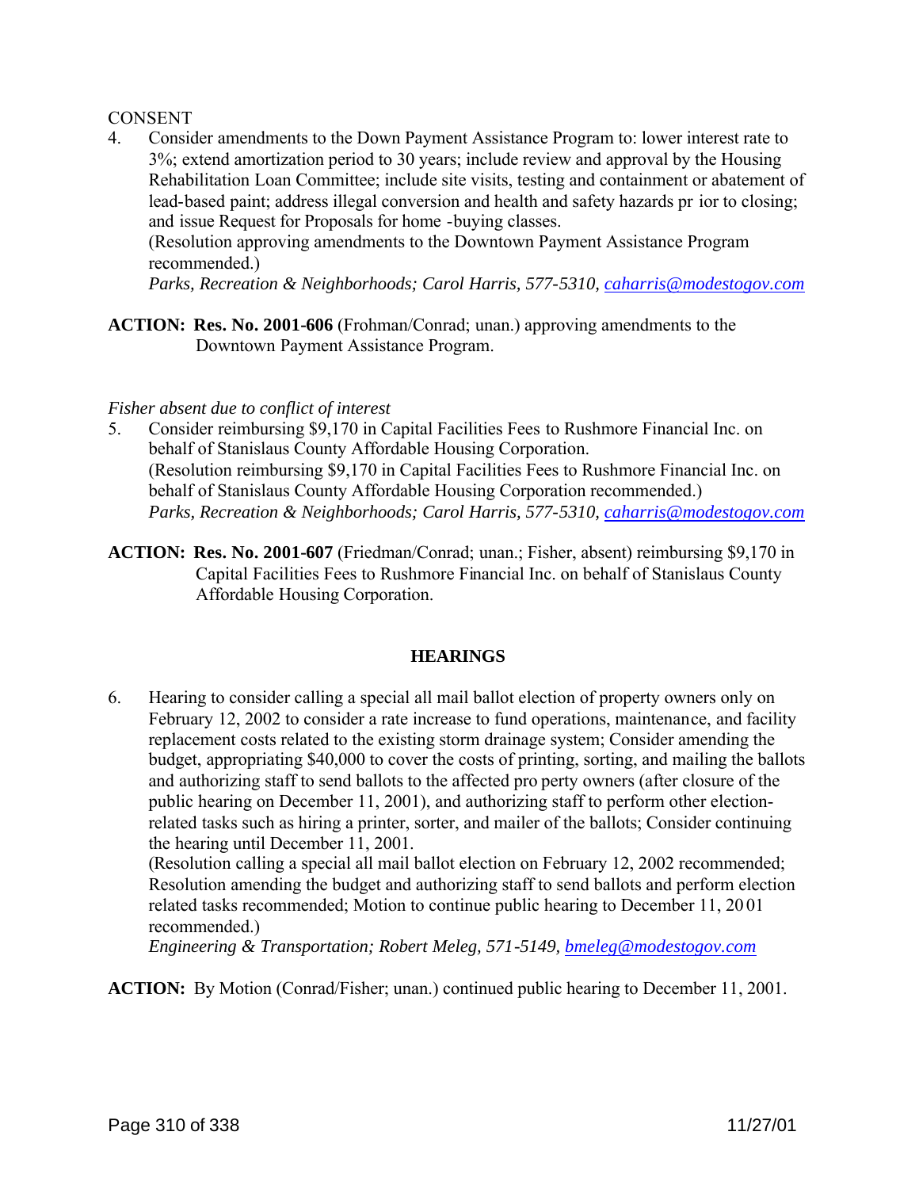CONSENT

4. Consider amendments to the Down Payment Assistance Program to: lower interest rate to 3%; extend amortization period to 30 years; include review and approval by the Housing Rehabilitation Loan Committee; include site visits, testing and containment or abatement of lead-based paint; address illegal conversion and health and safety hazards prior to closing; and issue Request for Proposals for home-buying classes.
   (Resolution approving amendments to the Downtown Payment Assistance Program recommended.)
   *Parks, Recreation & Neighborhoods; Carol Harris, 577-5310, caharris@modestogov.com*

**ACTION: Res. No. 2001-606** (Frohman/Conrad; unan.) approving amendments to the Downtown Payment Assistance Program.

*Fisher absent due to conflict of interest*

5. Consider reimbursing $9,170 in Capital Facilities Fees to Rushmore Financial Inc. on behalf of Stanislaus County Affordable Housing Corporation.
   (Resolution reimbursing $9,170 in Capital Facilities Fees to Rushmore Financial Inc. on behalf of Stanislaus County Affordable Housing Corporation recommended.)
   *Parks, Recreation & Neighborhoods; Carol Harris, 577-5310, caharris@modestogov.com*

**ACTION: Res. No. 2001-607** (Friedman/Conrad; unan.; Fisher, absent) reimbursing $9,170 in Capital Facilities Fees to Rushmore Financial Inc. on behalf of Stanislaus County Affordable Housing Corporation.

## HEARINGS

6. Hearing to consider calling a special all mail ballot election of property owners only on February 12, 2002 to consider a rate increase to fund operations, maintenance, and facility replacement costs related to the existing storm drainage system; Consider amending the budget, appropriating $40,000 to cover the costs of printing, sorting, and mailing the ballots and authorizing staff to send ballots to the affected property owners (after closure of the public hearing on December 11, 2001), and authorizing staff to perform other election-related tasks such as hiring a printer, sorter, and mailer of the ballots; Consider continuing the hearing until December 11, 2001.
   (Resolution calling a special all mail ballot election on February 12, 2002 recommended; Resolution amending the budget and authorizing staff to send ballots and perform election related tasks recommended; Motion to continue public hearing to December 11, 2001 recommended.)
   *Engineering & Transportation; Robert Meleg, 571-5149, bmeleg@modestogov.com*

**ACTION:** By Motion (Conrad/Fisher; unan.) continued public hearing to December 11, 2001.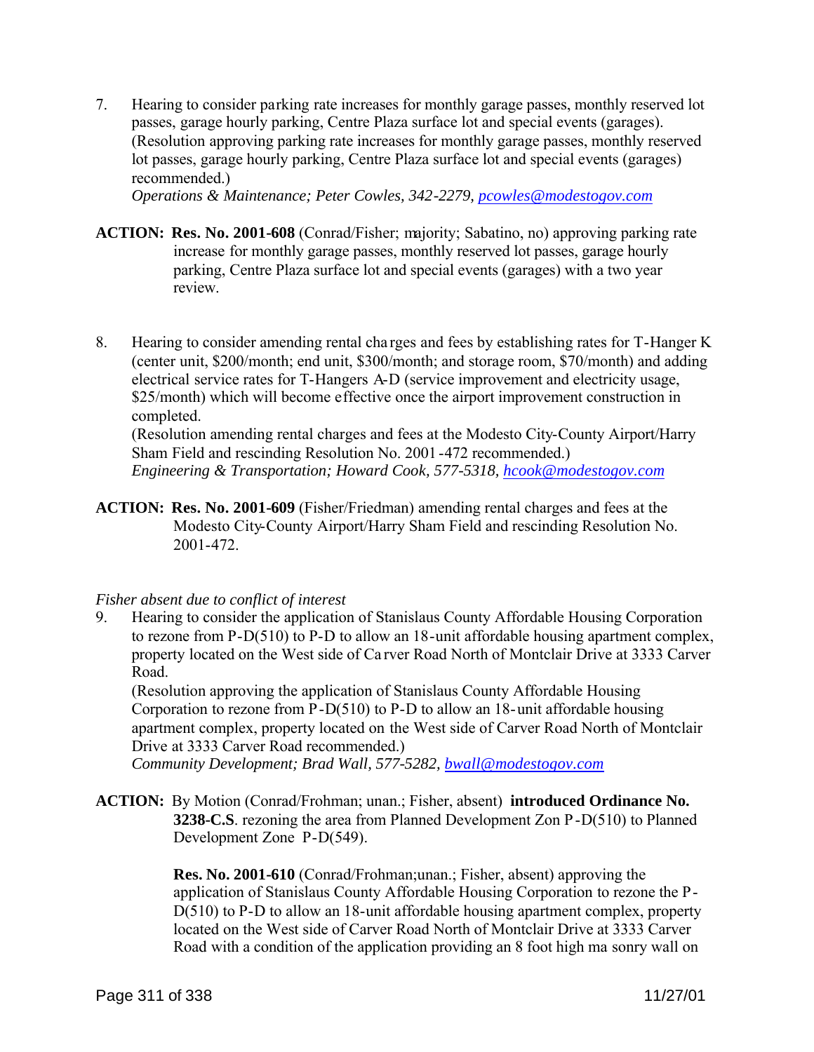7. Hearing to consider parking rate increases for monthly garage passes, monthly reserved lot passes, garage hourly parking, Centre Plaza surface lot and special events (garages). (Resolution approving parking rate increases for monthly garage passes, monthly reserved lot passes, garage hourly parking, Centre Plaza surface lot and special events (garages) recommended.)
   *Operations & Maintenance; Peter Cowles, 342-2279, pcowles@modestogov.com*

**ACTION: Res. No. 2001-608** (Conrad/Fisher; majority; Sabatino, no) approving parking rate increase for monthly garage passes, monthly reserved lot passes, garage hourly parking, Centre Plaza surface lot and special events (garages) with a two year review.

8. Hearing to consider amending rental charges and fees by establishing rates for T-Hanger K (center unit, $200/month; end unit, $300/month; and storage room, $70/month) and adding electrical service rates for T-Hangers A-D (service improvement and electricity usage, $25/month) which will become effective once the airport improvement construction in completed.
   (Resolution amending rental charges and fees at the Modesto City-County Airport/Harry Sham Field and rescinding Resolution No. 2001-472 recommended.)
   *Engineering & Transportation; Howard Cook, 577-5318, hcook@modestogov.com*

**ACTION: Res. No. 2001-609** (Fisher/Friedman) amending rental charges and fees at the Modesto City-County Airport/Harry Sham Field and rescinding Resolution No. 2001-472.

*Fisher absent due to conflict of interest*

9. Hearing to consider the application of Stanislaus County Affordable Housing Corporation to rezone from P-D(510) to P-D to allow an 18-unit affordable housing apartment complex, property located on the West side of Carver Road North of Montclair Drive at 3333 Carver Road.
   (Resolution approving the application of Stanislaus County Affordable Housing Corporation to rezone from P-D(510) to P-D to allow an 18-unit affordable housing apartment complex, property located on the West side of Carver Road North of Montclair Drive at 3333 Carver Road recommended.)
   *Community Development; Brad Wall, 577-5282, bwall@modestogov.com*

**ACTION:** By Motion (Conrad/Frohman; unan.; Fisher, absent) **introduced Ordinance No. 3238-C.S**. rezoning the area from Planned Development Zon P-D(510) to Planned Development Zone P-D(549).

**Res. No. 2001-610** (Conrad/Frohman;unan.; Fisher, absent) approving the application of Stanislaus County Affordable Housing Corporation to rezone the P-D(510) to P-D to allow an 18-unit affordable housing apartment complex, property located on the West side of Carver Road North of Montclair Drive at 3333 Carver Road with a condition of the application providing an 8 foot high masonry wall on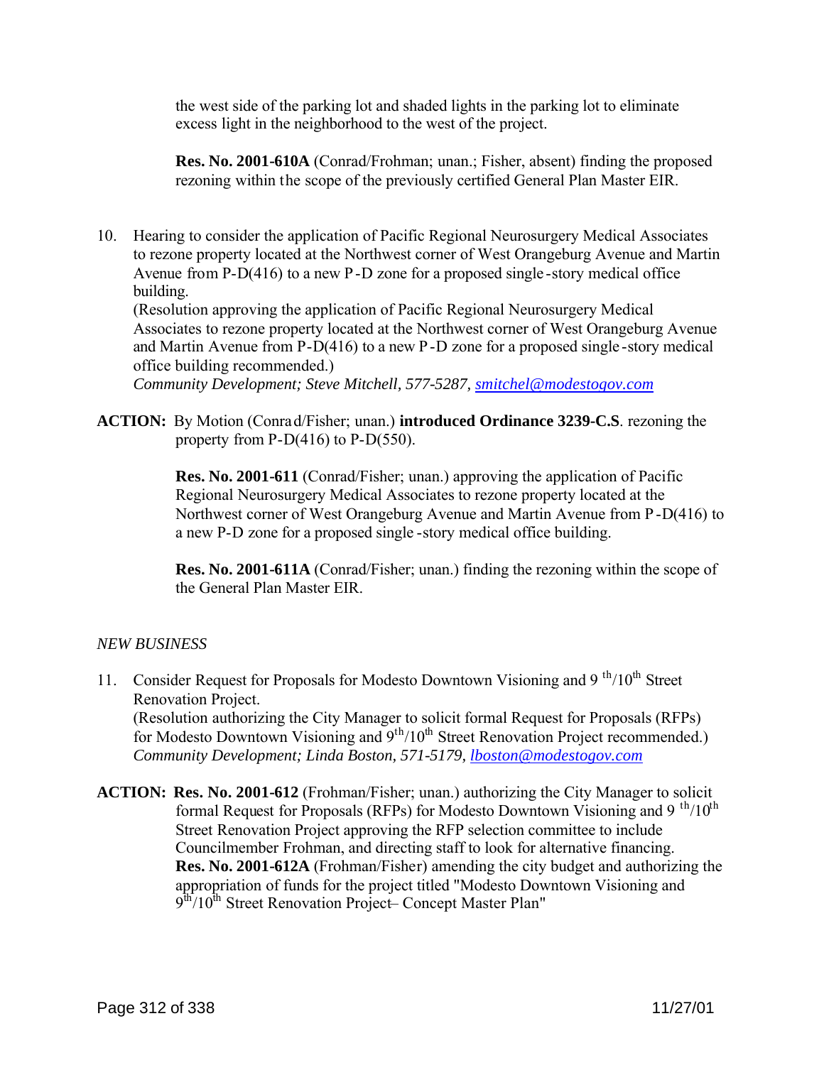the west side of the parking lot and shaded lights in the parking lot to eliminate excess light in the neighborhood to the west of the project.

**Res. No. 2001-610A** (Conrad/Frohman; unan.; Fisher, absent) finding the proposed rezoning within the scope of the previously certified General Plan Master EIR.

10. Hearing to consider the application of Pacific Regional Neurosurgery Medical Associates to rezone property located at the Northwest corner of West Orangeburg Avenue and Martin Avenue from P-D(416) to a new P-D zone for a proposed single-story medical office building.
(Resolution approving the application of Pacific Regional Neurosurgery Medical Associates to rezone property located at the Northwest corner of West Orangeburg Avenue and Martin Avenue from P-D(416) to a new P-D zone for a proposed single-story medical office building recommended.)
*Community Development; Steve Mitchell, 577-5287, smitchel@modestogov.com*

**ACTION:** By Motion (Conrad/Fisher; unan.) **introduced Ordinance 3239-C.S**. rezoning the property from P-D(416) to P-D(550).

**Res. No. 2001-611** (Conrad/Fisher; unan.) approving the application of Pacific Regional Neurosurgery Medical Associates to rezone property located at the Northwest corner of West Orangeburg Avenue and Martin Avenue from P-D(416) to a new P-D zone for a proposed single-story medical office building.

**Res. No. 2001-611A** (Conrad/Fisher; unan.) finding the rezoning within the scope of the General Plan Master EIR.

*NEW BUSINESS*

11. Consider Request for Proposals for Modesto Downtown Visioning and 9th/10th Street Renovation Project.
(Resolution authorizing the City Manager to solicit formal Request for Proposals (RFPs) for Modesto Downtown Visioning and 9th/10th Street Renovation Project recommended.)
*Community Development; Linda Boston, 571-5179, lboston@modestogov.com*

**ACTION:** **Res. No. 2001-612** (Frohman/Fisher; unan.) authorizing the City Manager to solicit formal Request for Proposals (RFPs) for Modesto Downtown Visioning and 9th/10th Street Renovation Project approving the RFP selection committee to include Councilmember Frohman, and directing staff to look for alternative financing.
**Res. No. 2001-612A** (Frohman/Fisher) amending the city budget and authorizing the appropriation of funds for the project titled "Modesto Downtown Visioning and 9th/10th Street Renovation Project– Concept Master Plan"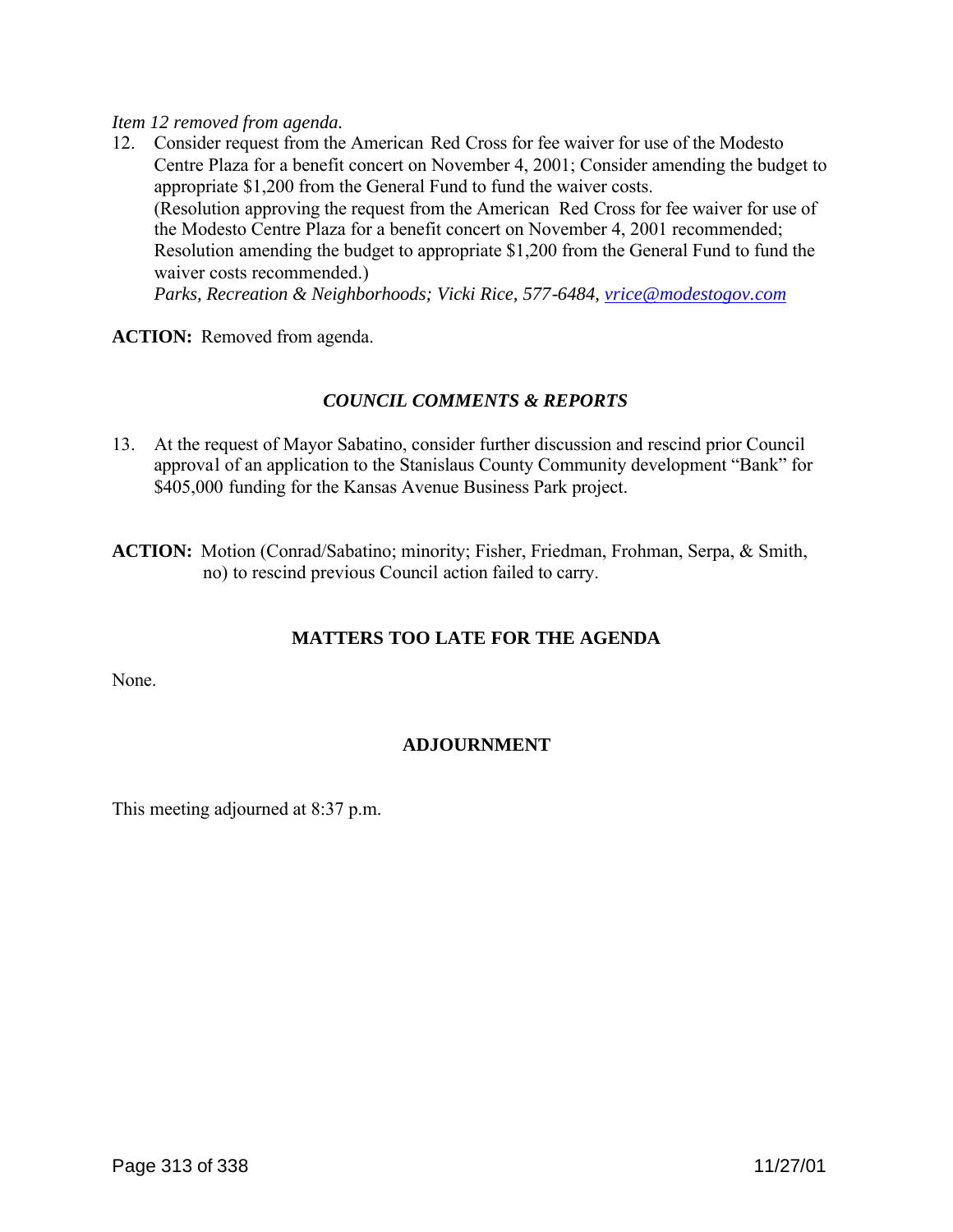*Item 12 removed from agenda.*

12. Consider request from the American Red Cross for fee waiver for use of the Modesto Centre Plaza for a benefit concert on November 4, 2001; Consider amending the budget to appropriate $1,200 from the General Fund to fund the waiver costs.
    (Resolution approving the request from the American Red Cross for fee waiver for use of the Modesto Centre Plaza for a benefit concert on November 4, 2001 recommended; Resolution amending the budget to appropriate $1,200 from the General Fund to fund the waiver costs recommended.)
    *Parks, Recreation & Neighborhoods; Vicki Rice, 577-6484, vrice@modestogov.com*

**ACTION:** Removed from agenda.

### *COUNCIL COMMENTS & REPORTS*

13. At the request of Mayor Sabatino, consider further discussion and rescind prior Council approval of an application to the Stanislaus County Community development "Bank" for $405,000 funding for the Kansas Avenue Business Park project.

**ACTION:** Motion (Conrad/Sabatino; minority; Fisher, Friedman, Frohman, Serpa, & Smith, no) to rescind previous Council action failed to carry.

### MATTERS TOO LATE FOR THE AGENDA

None.

### ADJOURNMENT

This meeting adjourned at 8:37 p.m.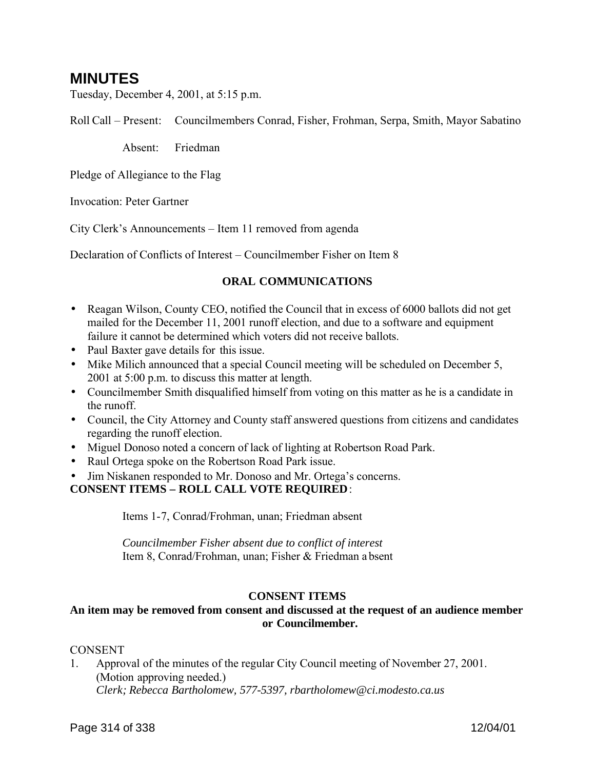# MINUTES

Tuesday, December 4, 2001, at 5:15 p.m.

Roll Call – Present: Councilmembers Conrad, Fisher, Frohman, Serpa, Smith, Mayor Sabatino

Absent: Friedman

Pledge of Allegiance to the Flag

Invocation: Peter Gartner

City Clerk's Announcements – Item 11 removed from agenda

Declaration of Conflicts of Interest – Councilmember Fisher on Item 8

**ORAL COMMUNICATIONS**

- Reagan Wilson, County CEO, notified the Council that in excess of 6000 ballots did not get mailed for the December 11, 2001 runoff election, and due to a software and equipment failure it cannot be determined which voters did not receive ballots.
- Paul Baxter gave details for this issue.
- Mike Milich announced that a special Council meeting will be scheduled on December 5, 2001 at 5:00 p.m. to discuss this matter at length.
- Councilmember Smith disqualified himself from voting on this matter as he is a candidate in the runoff.
- Council, the City Attorney and County staff answered questions from citizens and candidates regarding the runoff election.
- Miguel Donoso noted a concern of lack of lighting at Robertson Road Park.
- Raul Ortega spoke on the Robertson Road Park issue.
- Jim Niskanen responded to Mr. Donoso and Mr. Ortega's concerns.

**CONSENT ITEMS – ROLL CALL VOTE REQUIRED**:

Items 1-7, Conrad/Frohman, unan; Friedman absent

*Councilmember Fisher absent due to conflict of interest*
Item 8, Conrad/Frohman, unan; Fisher & Friedman absent

**CONSENT ITEMS**

**An item may be removed from consent and discussed at the request of an audience member or Councilmember.**

CONSENT

1. Approval of the minutes of the regular City Council meeting of November 27, 2001. (Motion approving needed.)
   *Clerk; Rebecca Bartholomew, 577-5397, rbartholomew@ci.modesto.ca.us*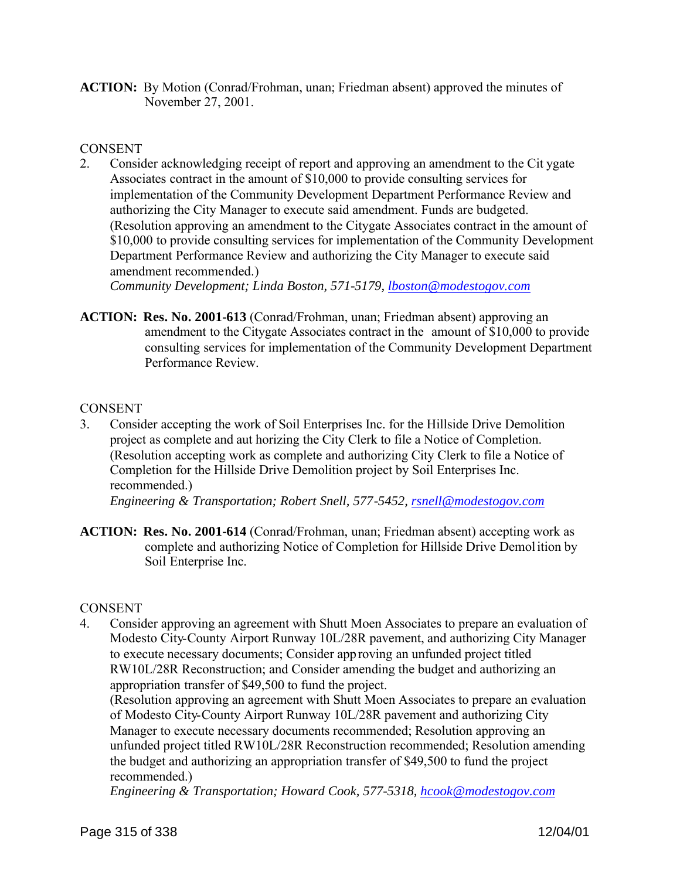**ACTION:** By Motion (Conrad/Frohman, unan; Friedman absent) approved the minutes of November 27, 2001.

CONSENT

2. Consider acknowledging receipt of report and approving an amendment to the Citygate Associates contract in the amount of $10,000 to provide consulting services for implementation of the Community Development Department Performance Review and authorizing the City Manager to execute said amendment. Funds are budgeted. (Resolution approving an amendment to the Citygate Associates contract in the amount of $10,000 to provide consulting services for implementation of the Community Development Department Performance Review and authorizing the City Manager to execute said amendment recommended.)
*Community Development; Linda Boston, 571-5179, lboston@modestogov.com*

**ACTION:** **Res. No. 2001-613** (Conrad/Frohman, unan; Friedman absent) approving an amendment to the Citygate Associates contract in the amount of $10,000 to provide consulting services for implementation of the Community Development Department Performance Review.

CONSENT

3. Consider accepting the work of Soil Enterprises Inc. for the Hillside Drive Demolition project as complete and authorizing the City Clerk to file a Notice of Completion. (Resolution accepting work as complete and authorizing City Clerk to file a Notice of Completion for the Hillside Drive Demolition project by Soil Enterprises Inc. recommended.)
*Engineering & Transportation; Robert Snell, 577-5452, rsnell@modestogov.com*

**ACTION:** **Res. No. 2001-614** (Conrad/Frohman, unan; Friedman absent) accepting work as complete and authorizing Notice of Completion for Hillside Drive Demolition by Soil Enterprise Inc.

CONSENT

4. Consider approving an agreement with Shutt Moen Associates to prepare an evaluation of Modesto City-County Airport Runway 10L/28R pavement, and authorizing City Manager to execute necessary documents; Consider approving an unfunded project titled RW10L/28R Reconstruction; and Consider amending the budget and authorizing an appropriation transfer of $49,500 to fund the project.
(Resolution approving an agreement with Shutt Moen Associates to prepare an evaluation of Modesto City-County Airport Runway 10L/28R pavement and authorizing City Manager to execute necessary documents recommended; Resolution approving an unfunded project titled RW10L/28R Reconstruction recommended; Resolution amending the budget and authorizing an appropriation transfer of $49,500 to fund the project recommended.)
*Engineering & Transportation; Howard Cook, 577-5318, hcook@modestogov.com*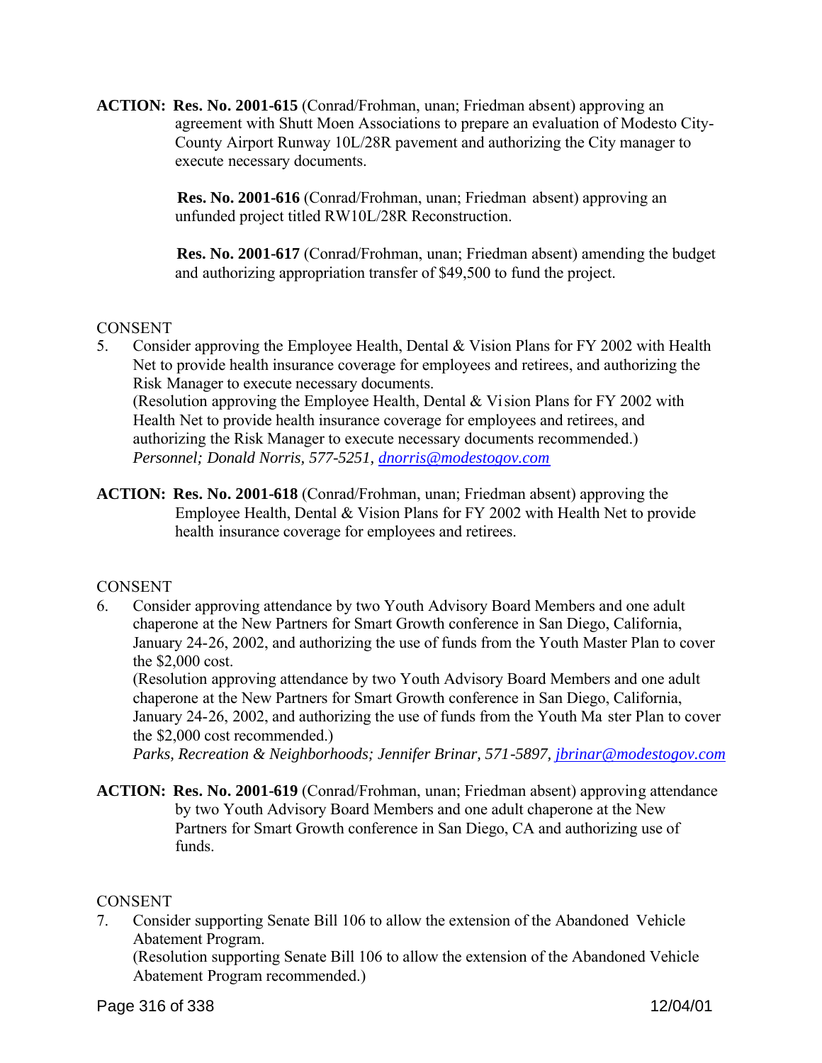**ACTION:** **Res. No. 2001-615** (Conrad/Frohman, unan; Friedman absent) approving an agreement with Shutt Moen Associations to prepare an evaluation of Modesto City-County Airport Runway 10L/28R pavement and authorizing the City manager to execute necessary documents.

**Res. No. 2001-616** (Conrad/Frohman, unan; Friedman absent) approving an unfunded project titled RW10L/28R Reconstruction.

**Res. No. 2001-617** (Conrad/Frohman, unan; Friedman absent) amending the budget and authorizing appropriation transfer of $49,500 to fund the project.

CONSENT

5. Consider approving the Employee Health, Dental & Vision Plans for FY 2002 with Health Net to provide health insurance coverage for employees and retirees, and authorizing the Risk Manager to execute necessary documents.
(Resolution approving the Employee Health, Dental & Vision Plans for FY 2002 with Health Net to provide health insurance coverage for employees and retirees, and authorizing the Risk Manager to execute necessary documents recommended.)
*Personnel; Donald Norris, 577-5251, dnorris@modestogov.com*

**ACTION:** **Res. No. 2001-618** (Conrad/Frohman, unan; Friedman absent) approving the Employee Health, Dental & Vision Plans for FY 2002 with Health Net to provide health insurance coverage for employees and retirees.

CONSENT

6. Consider approving attendance by two Youth Advisory Board Members and one adult chaperone at the New Partners for Smart Growth conference in San Diego, California, January 24-26, 2002, and authorizing the use of funds from the Youth Master Plan to cover the $2,000 cost.
(Resolution approving attendance by two Youth Advisory Board Members and one adult chaperone at the New Partners for Smart Growth conference in San Diego, California, January 24-26, 2002, and authorizing the use of funds from the Youth Master Plan to cover the $2,000 cost recommended.)
*Parks, Recreation & Neighborhoods; Jennifer Brinar, 571-5897, jbrinar@modestogov.com*

**ACTION:** **Res. No. 2001-619** (Conrad/Frohman, unan; Friedman absent) approving attendance by two Youth Advisory Board Members and one adult chaperone at the New Partners for Smart Growth conference in San Diego, CA and authorizing use of funds.

CONSENT

7. Consider supporting Senate Bill 106 to allow the extension of the Abandoned Vehicle Abatement Program.
(Resolution supporting Senate Bill 106 to allow the extension of the Abandoned Vehicle Abatement Program recommended.)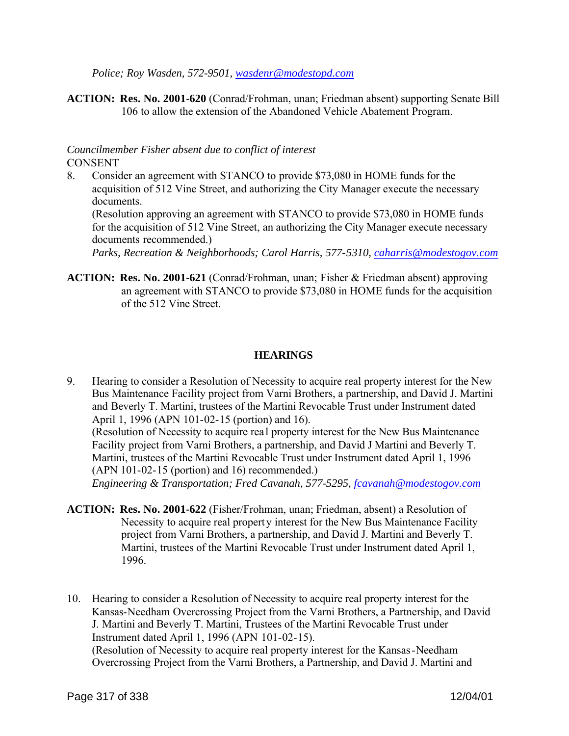*Police; Roy Wasden, 572-9501, [wasdenr@modestopd.com](mailto:wasdenr@modestopd.com)*

**ACTION:** **Res. No. 2001-620** (Conrad/Frohman, unan; Friedman absent) supporting Senate Bill 106 to allow the extension of the Abandoned Vehicle Abatement Program.

*Councilmember Fisher absent due to conflict of interest*

CONSENT

8. Consider an agreement with STANCO to provide $73,080 in HOME funds for the acquisition of 512 Vine Street, and authorizing the City Manager execute the necessary documents.
(Resolution approving an agreement with STANCO to provide $73,080 in HOME funds for the acquisition of 512 Vine Street, an authorizing the City Manager execute necessary documents recommended.)
*Parks, Recreation & Neighborhoods; Carol Harris, 577-5310, [caharris@modestogov.com](mailto:caharris@modestogov.com)*

**ACTION:** **Res. No. 2001-621** (Conrad/Frohman, unan; Fisher & Friedman absent) approving an agreement with STANCO to provide $73,080 in HOME funds for the acquisition of the 512 Vine Street.

## HEARINGS

9. Hearing to consider a Resolution of Necessity to acquire real property interest for the New Bus Maintenance Facility project from Varni Brothers, a partnership, and David J. Martini and Beverly T. Martini, trustees of the Martini Revocable Trust under Instrument dated April 1, 1996 (APN 101-02-15 (portion) and 16).
(Resolution of Necessity to acquire real property interest for the New Bus Maintenance Facility project from Varni Brothers, a partnership, and David J Martini and Beverly T. Martini, trustees of the Martini Revocable Trust under Instrument dated April 1, 1996 (APN 101-02-15 (portion) and 16) recommended.)
*Engineering & Transportation; Fred Cavanah, 577-5295, [fcavanah@modestogov.com](mailto:fcavanah@modestogov.com)*

**ACTION:** **Res. No. 2001-622** (Fisher/Frohman, unan; Friedman, absent) a Resolution of Necessity to acquire real property interest for the New Bus Maintenance Facility project from Varni Brothers, a partnership, and David J. Martini and Beverly T. Martini, trustees of the Martini Revocable Trust under Instrument dated April 1, 1996.

10. Hearing to consider a Resolution of Necessity to acquire real property interest for the Kansas-Needham Overcrossing Project from the Varni Brothers, a Partnership, and David J. Martini and Beverly T. Martini, Trustees of the Martini Revocable Trust under Instrument dated April 1, 1996 (APN 101-02-15).
(Resolution of Necessity to acquire real property interest for the Kansas-Needham Overcrossing Project from the Varni Brothers, a Partnership, and David J. Martini and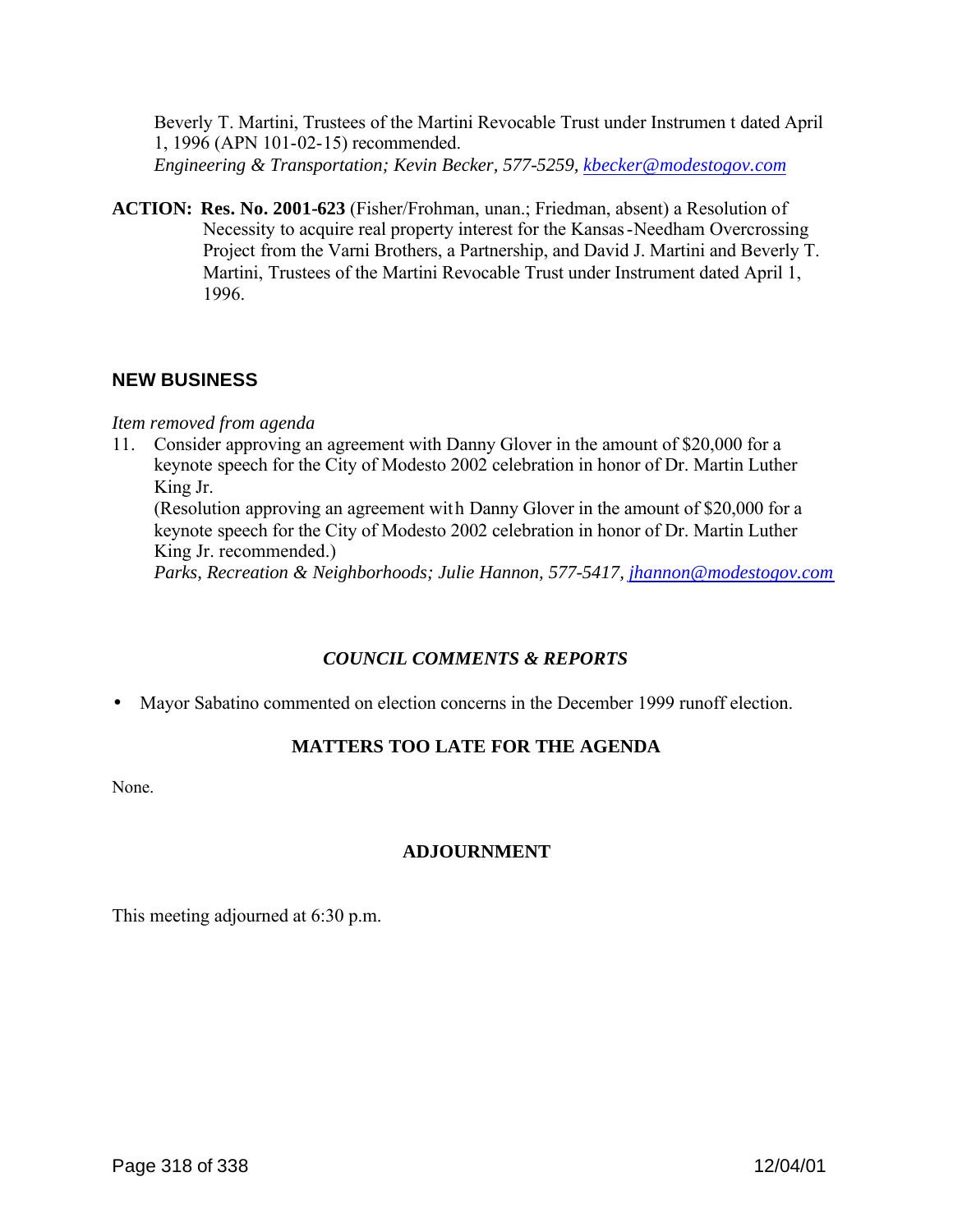Beverly T. Martini, Trustees of the Martini Revocable Trust under Instrument dated April 1, 1996 (APN 101-02-15) recommended.
*Engineering & Transportation; Kevin Becker, 577-5259, kbecker@modestogov.com*

**ACTION: Res. No. 2001-623** (Fisher/Frohman, unan.; Friedman, absent) a Resolution of Necessity to acquire real property interest for the Kansas-Needham Overcrossing Project from the Varni Brothers, a Partnership, and David J. Martini and Beverly T. Martini, Trustees of the Martini Revocable Trust under Instrument dated April 1, 1996.

## NEW BUSINESS

*Item removed from agenda*

11. Consider approving an agreement with Danny Glover in the amount of $20,000 for a keynote speech for the City of Modesto 2002 celebration in honor of Dr. Martin Luther King Jr.
(Resolution approving an agreement with Danny Glover in the amount of $20,000 for a keynote speech for the City of Modesto 2002 celebration in honor of Dr. Martin Luther King Jr. recommended.)
*Parks, Recreation & Neighborhoods; Julie Hannon, 577-5417, jhannon@modestogov.com*

## *COUNCIL COMMENTS & REPORTS*

- Mayor Sabatino commented on election concerns in the December 1999 runoff election.

## MATTERS TOO LATE FOR THE AGENDA

None.

## ADJOURNMENT

This meeting adjourned at 6:30 p.m.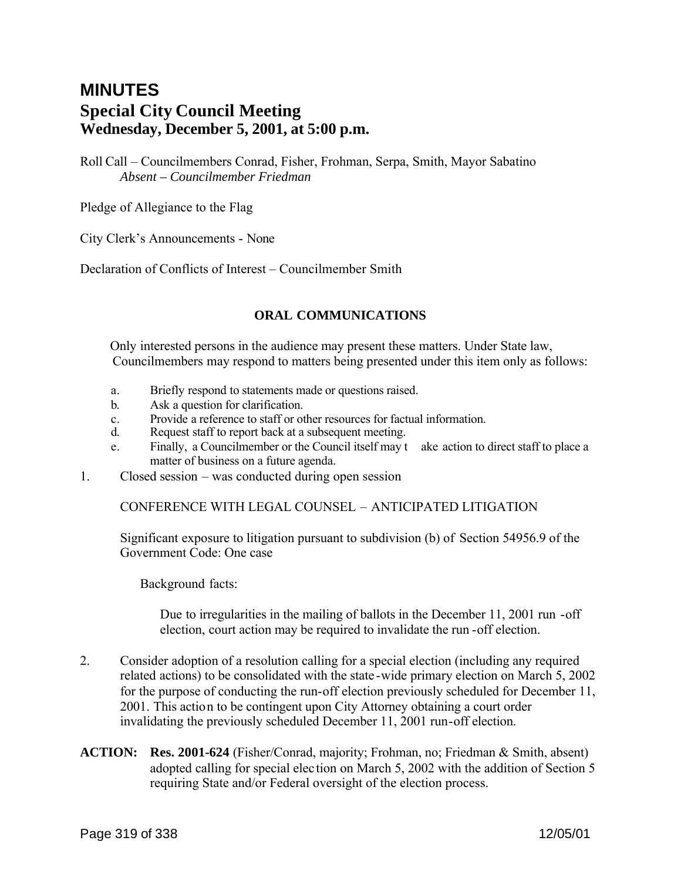# MINUTES

## Special City Council Meeting
## Wednesday, December 5, 2001, at 5:00 p.m.

Roll Call – Councilmembers Conrad, Fisher, Frohman, Serpa, Smith, Mayor Sabatino
*Absent – Councilmember Friedman*

Pledge of Allegiance to the Flag

City Clerk's Announcements - None

Declaration of Conflicts of Interest – Councilmember Smith

**ORAL COMMUNICATIONS**

Only interested persons in the audience may present these matters. Under State law, Councilmembers may respond to matters being presented under this item only as follows:

a. Briefly respond to statements made or questions raised.
b. Ask a question for clarification.
c. Provide a reference to staff or other resources for factual information.
d. Request staff to report back at a subsequent meeting.
e. Finally, a Councilmember or the Council itself may take action to direct staff to place a matter of business on a future agenda.

1. Closed session – was conducted during open session

   CONFERENCE WITH LEGAL COUNSEL – ANTICIPATED LITIGATION

   Significant exposure to litigation pursuant to subdivision (b) of Section 54956.9 of the Government Code: One case

   Background facts:

   Due to irregularities in the mailing of ballots in the December 11, 2001 run-off election, court action may be required to invalidate the run-off election.

2. Consider adoption of a resolution calling for a special election (including any required related actions) to be consolidated with the state-wide primary election on March 5, 2002 for the purpose of conducting the run-off election previously scheduled for December 11, 2001. This action to be contingent upon City Attorney obtaining a court order invalidating the previously scheduled December 11, 2001 run-off election.

**ACTION:** **Res. 2001-624** (Fisher/Conrad, majority; Frohman, no; Friedman & Smith, absent) adopted calling for special election on March 5, 2002 with the addition of Section 5 requiring State and/or Federal oversight of the election process.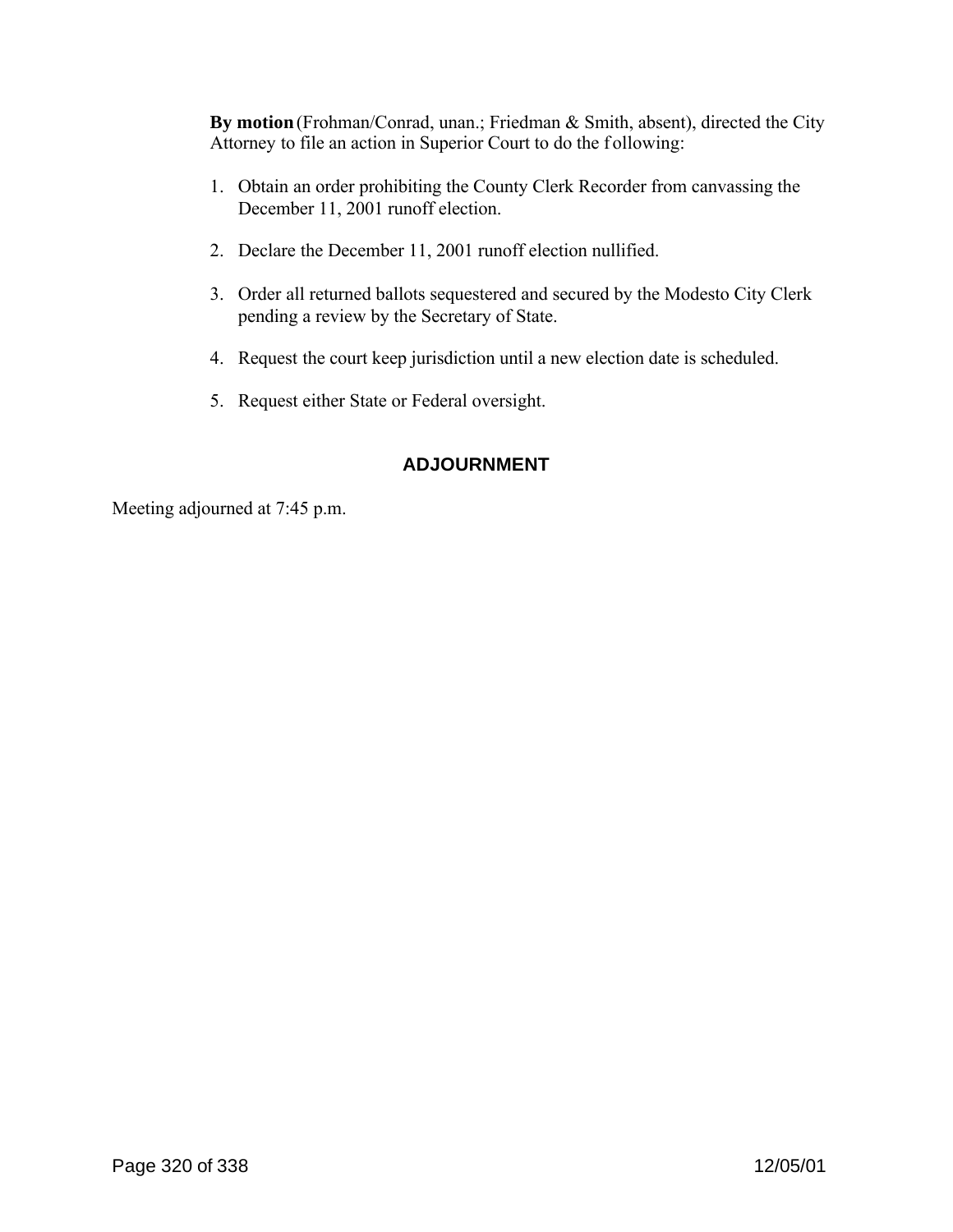**By motion** (Frohman/Conrad, unan.; Friedman & Smith, absent), directed the City Attorney to file an action in Superior Court to do the following:

1. Obtain an order prohibiting the County Clerk Recorder from canvassing the December 11, 2001 runoff election.
2. Declare the December 11, 2001 runoff election nullified.
3. Order all returned ballots sequestered and secured by the Modesto City Clerk pending a review by the Secretary of State.
4. Request the court keep jurisdiction until a new election date is scheduled.
5. Request either State or Federal oversight.

## ADJOURNMENT

Meeting adjourned at 7:45 p.m.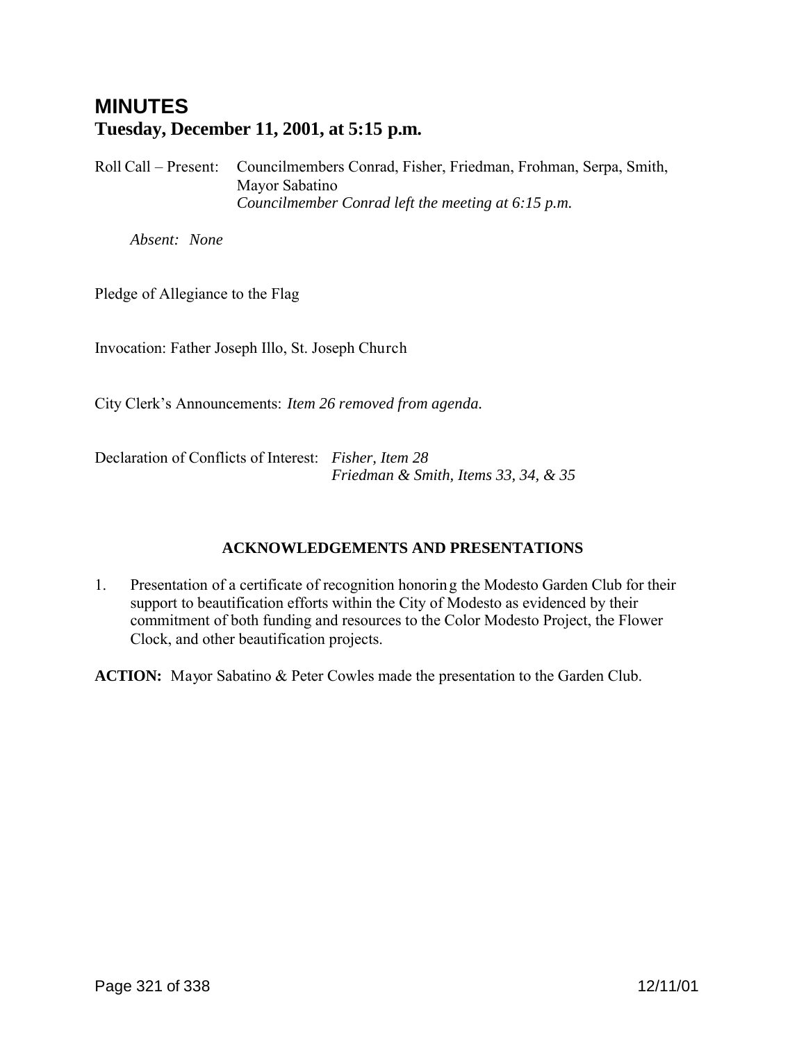# MINUTES

## Tuesday, December 11, 2001, at 5:15 p.m.

Roll Call – Present: Councilmembers Conrad, Fisher, Friedman, Frohman, Serpa, Smith, Mayor Sabatino
*Councilmember Conrad left the meeting at 6:15 p.m.*

*Absent: None*

Pledge of Allegiance to the Flag

Invocation: Father Joseph Illo, St. Joseph Church

City Clerk's Announcements: *Item 26 removed from agenda.*

Declaration of Conflicts of Interest: *Fisher, Item 28*
*Friedman & Smith, Items 33, 34, & 35*

### ACKNOWLEDGEMENTS AND PRESENTATIONS

1. Presentation of a certificate of recognition honoring the Modesto Garden Club for their support to beautification efforts within the City of Modesto as evidenced by their commitment of both funding and resources to the Color Modesto Project, the Flower Clock, and other beautification projects.

**ACTION:** Mayor Sabatino & Peter Cowles made the presentation to the Garden Club.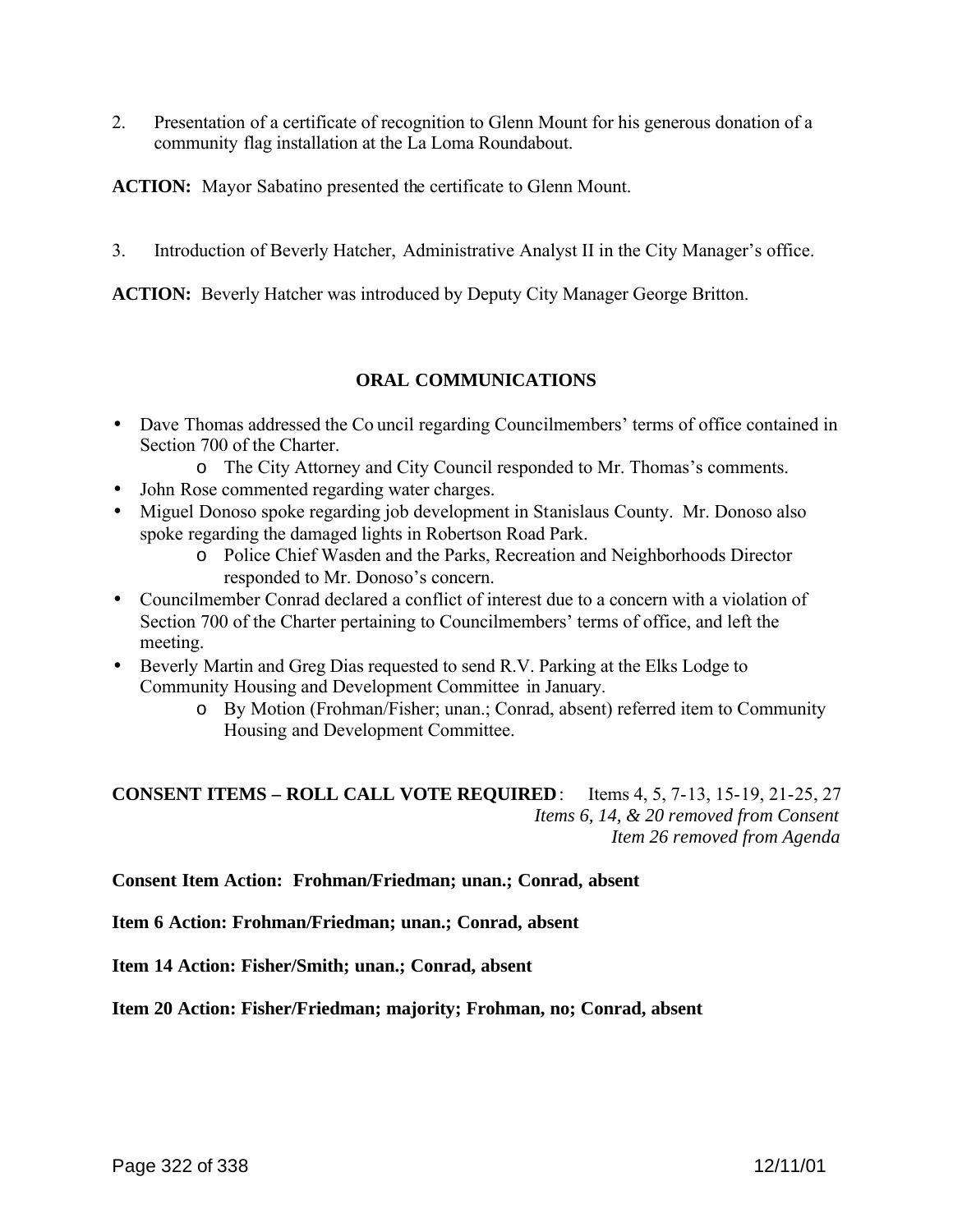2. Presentation of a certificate of recognition to Glenn Mount for his generous donation of a community flag installation at the La Loma Roundabout.

**ACTION:** Mayor Sabatino presented the certificate to Glenn Mount.

3. Introduction of Beverly Hatcher, Administrative Analyst II in the City Manager's office.

**ACTION:** Beverly Hatcher was introduced by Deputy City Manager George Britton.

## ORAL COMMUNICATIONS

- Dave Thomas addressed the Council regarding Councilmembers' terms of office contained in Section 700 of the Charter.
  - The City Attorney and City Council responded to Mr. Thomas's comments.
- John Rose commented regarding water charges.
- Miguel Donoso spoke regarding job development in Stanislaus County. Mr. Donoso also spoke regarding the damaged lights in Robertson Road Park.
  - Police Chief Wasden and the Parks, Recreation and Neighborhoods Director responded to Mr. Donoso's concern.
- Councilmember Conrad declared a conflict of interest due to a concern with a violation of Section 700 of the Charter pertaining to Councilmembers' terms of office, and left the meeting.
- Beverly Martin and Greg Dias requested to send R.V. Parking at the Elks Lodge to Community Housing and Development Committee in January.
  - By Motion (Frohman/Fisher; unan.; Conrad, absent) referred item to Community Housing and Development Committee.

**CONSENT ITEMS – ROLL CALL VOTE REQUIRED**: Items 4, 5, 7-13, 15-19, 21-25, 27
*Items 6, 14, & 20 removed from Consent*
*Item 26 removed from Agenda*

**Consent Item Action: Frohman/Friedman; unan.; Conrad, absent**

**Item 6 Action: Frohman/Friedman; unan.; Conrad, absent**

**Item 14 Action: Fisher/Smith; unan.; Conrad, absent**

**Item 20 Action: Fisher/Friedman; majority; Frohman, no; Conrad, absent**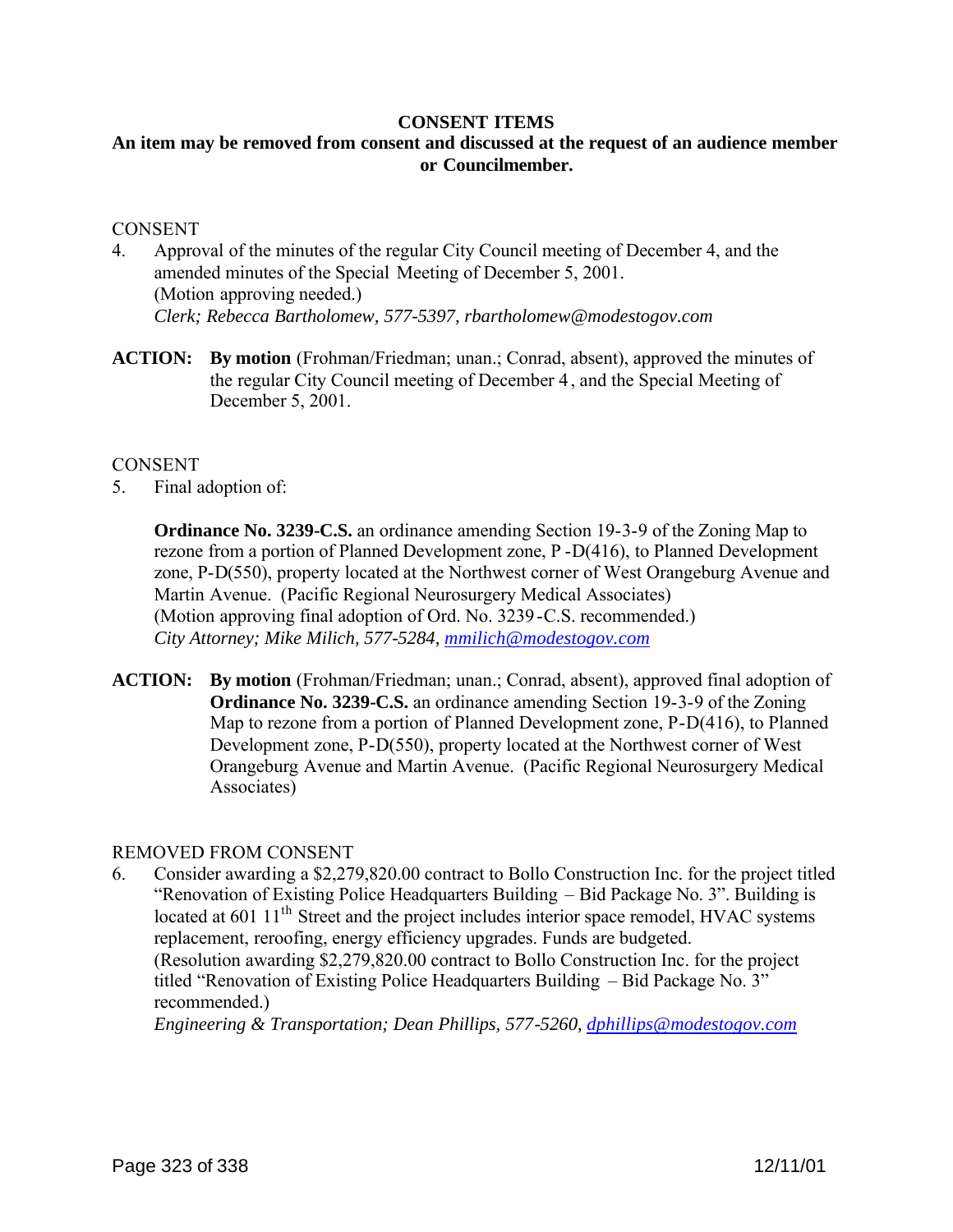**CONSENT ITEMS**

**An item may be removed from consent and discussed at the request of an audience member or Councilmember.**

CONSENT

4. Approval of the minutes of the regular City Council meeting of December 4, and the amended minutes of the Special Meeting of December 5, 2001.
   (Motion approving needed.)
   *Clerk; Rebecca Bartholomew, 577-5397, rbartholomew@modestogov.com*

**ACTION:** **By motion** (Frohman/Friedman; unan.; Conrad, absent), approved the minutes of the regular City Council meeting of December 4 , and the Special Meeting of December 5, 2001.

CONSENT

5. Final adoption of:

   **Ordinance No. 3239-C.S.** an ordinance amending Section 19-3-9 of the Zoning Map to rezone from a portion of Planned Development zone, P -D(416), to Planned Development zone, P-D(550), property located at the Northwest corner of West Orangeburg Avenue and Martin Avenue. (Pacific Regional Neurosurgery Medical Associates)
   (Motion approving final adoption of Ord. No. 3239 -C.S. recommended.)
   *City Attorney; Mike Milich, 577-5284, mmilich@modestogov.com*

**ACTION:** **By motion** (Frohman/Friedman; unan.; Conrad, absent), approved final adoption of **Ordinance No. 3239-C.S.** an ordinance amending Section 19-3-9 of the Zoning Map to rezone from a portion of Planned Development zone, P-D(416), to Planned Development zone, P-D(550), property located at the Northwest corner of West Orangeburg Avenue and Martin Avenue. (Pacific Regional Neurosurgery Medical Associates)

REMOVED FROM CONSENT

6. Consider awarding a $2,279,820.00 contract to Bollo Construction Inc. for the project titled "Renovation of Existing Police Headquarters Building – Bid Package No. 3". Building is located at 601 11th Street and the project includes interior space remodel, HVAC systems replacement, reroofing, energy efficiency upgrades. Funds are budgeted.
   (Resolution awarding $2,279,820.00 contract to Bollo Construction Inc. for the project titled "Renovation of Existing Police Headquarters Building – Bid Package No. 3" recommended.)
   *Engineering & Transportation; Dean Phillips, 577-5260, dphillips@modestogov.com*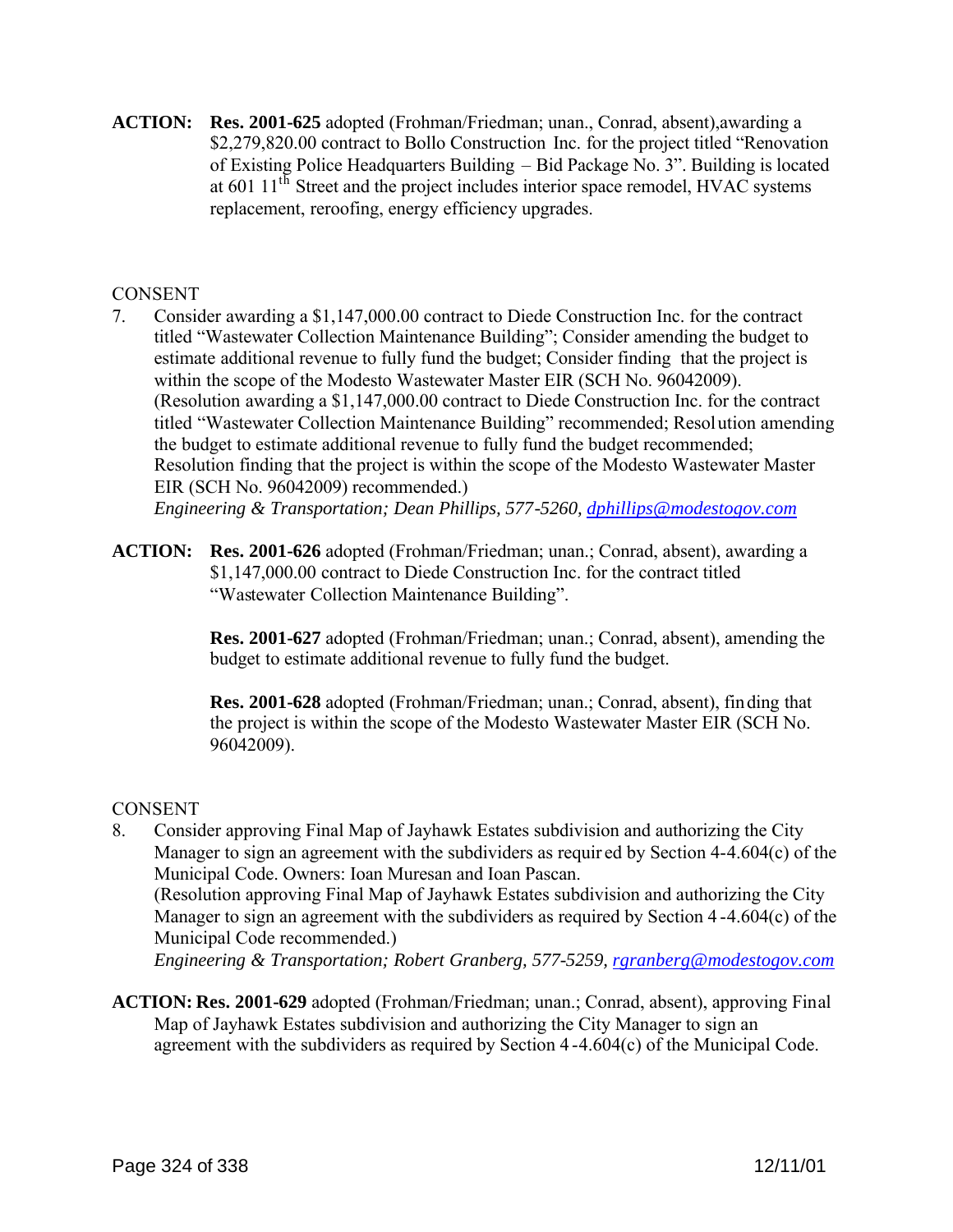**ACTION:** **Res. 2001-625** adopted (Frohman/Friedman; unan., Conrad, absent),awarding a $2,279,820.00 contract to Bollo Construction Inc. for the project titled "Renovation of Existing Police Headquarters Building – Bid Package No. 3". Building is located at 601 11th Street and the project includes interior space remodel, HVAC systems replacement, reroofing, energy efficiency upgrades.

CONSENT

7. Consider awarding a $1,147,000.00 contract to Diede Construction Inc. for the contract titled "Wastewater Collection Maintenance Building"; Consider amending the budget to estimate additional revenue to fully fund the budget; Consider finding that the project is within the scope of the Modesto Wastewater Master EIR (SCH No. 96042009). (Resolution awarding a $1,147,000.00 contract to Diede Construction Inc. for the contract titled "Wastewater Collection Maintenance Building" recommended; Resolution amending the budget to estimate additional revenue to fully fund the budget recommended; Resolution finding that the project is within the scope of the Modesto Wastewater Master EIR (SCH No. 96042009) recommended.)
*Engineering & Transportation; Dean Phillips, 577-5260, dphillips@modestogov.com*

**ACTION:** **Res. 2001-626** adopted (Frohman/Friedman; unan.; Conrad, absent), awarding a $1,147,000.00 contract to Diede Construction Inc. for the contract titled "Wastewater Collection Maintenance Building".

**Res. 2001-627** adopted (Frohman/Friedman; unan.; Conrad, absent), amending the budget to estimate additional revenue to fully fund the budget.

**Res. 2001-628** adopted (Frohman/Friedman; unan.; Conrad, absent), finding that the project is within the scope of the Modesto Wastewater Master EIR (SCH No. 96042009).

CONSENT

8. Consider approving Final Map of Jayhawk Estates subdivision and authorizing the City Manager to sign an agreement with the subdividers as required by Section 4-4.604(c) of the Municipal Code. Owners: Ioan Muresan and Ioan Pascan.
(Resolution approving Final Map of Jayhawk Estates subdivision and authorizing the City Manager to sign an agreement with the subdividers as required by Section 4-4.604(c) of the Municipal Code recommended.)
*Engineering & Transportation; Robert Granberg, 577-5259, rgranberg@modestogov.com*

**ACTION:** **Res. 2001-629** adopted (Frohman/Friedman; unan.; Conrad, absent), approving Final Map of Jayhawk Estates subdivision and authorizing the City Manager to sign an agreement with the subdividers as required by Section 4-4.604(c) of the Municipal Code.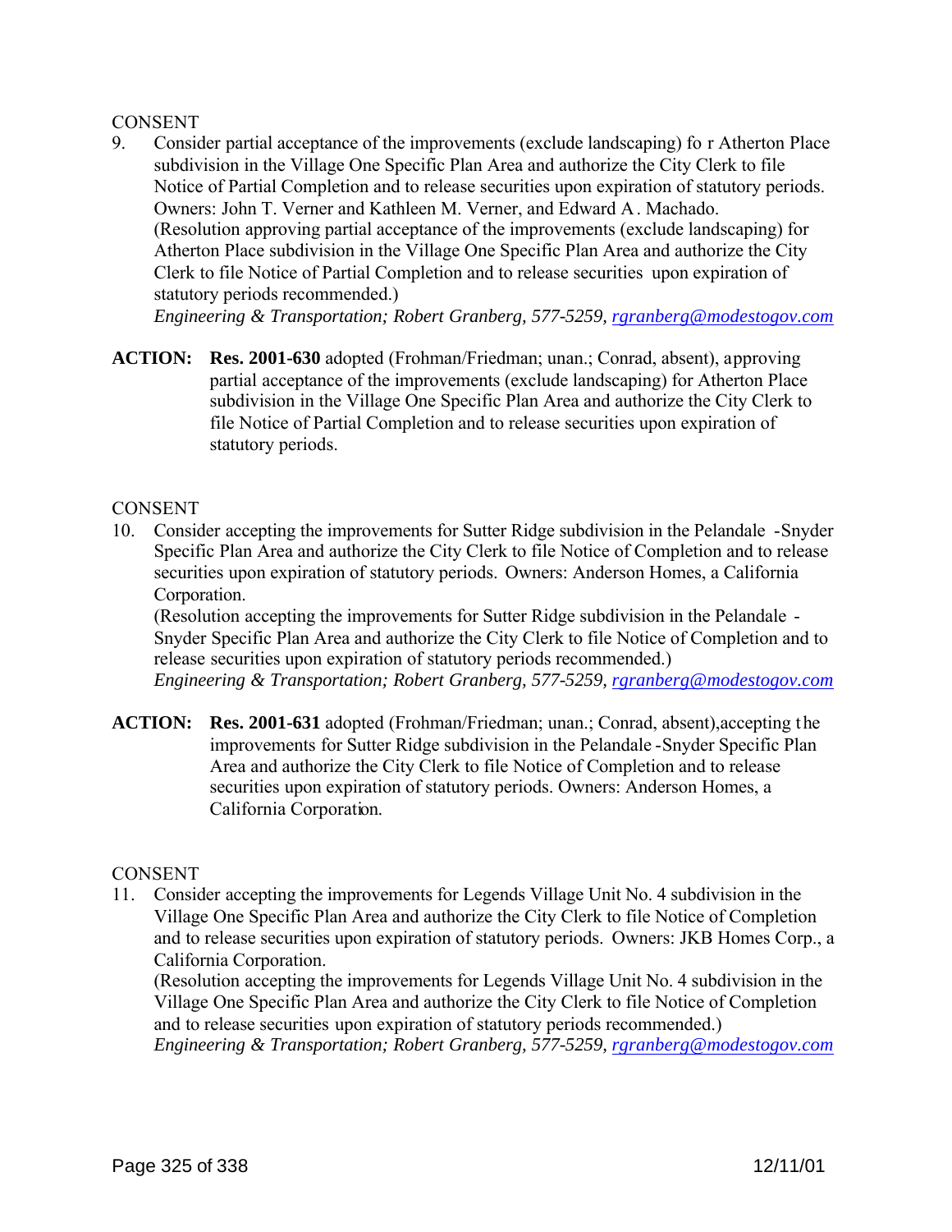CONSENT

9. Consider partial acceptance of the improvements (exclude landscaping) for Atherton Place subdivision in the Village One Specific Plan Area and authorize the City Clerk to file Notice of Partial Completion and to release securities upon expiration of statutory periods. Owners: John T. Verner and Kathleen M. Verner, and Edward A. Machado.
(Resolution approving partial acceptance of the improvements (exclude landscaping) for Atherton Place subdivision in the Village One Specific Plan Area and authorize the City Clerk to file Notice of Partial Completion and to release securities upon expiration of statutory periods recommended.)
*Engineering & Transportation; Robert Granberg, 577-5259, rgranberg@modestogov.com*

**ACTION:** **Res. 2001-630** adopted (Frohman/Friedman; unan.; Conrad, absent), approving partial acceptance of the improvements (exclude landscaping) for Atherton Place subdivision in the Village One Specific Plan Area and authorize the City Clerk to file Notice of Partial Completion and to release securities upon expiration of statutory periods.

CONSENT

10. Consider accepting the improvements for Sutter Ridge subdivision in the Pelandale -Snyder Specific Plan Area and authorize the City Clerk to file Notice of Completion and to release securities upon expiration of statutory periods. Owners: Anderson Homes, a California Corporation.
(Resolution accepting the improvements for Sutter Ridge subdivision in the Pelandale - Snyder Specific Plan Area and authorize the City Clerk to file Notice of Completion and to release securities upon expiration of statutory periods recommended.)
*Engineering & Transportation; Robert Granberg, 577-5259, rgranberg@modestogov.com*

**ACTION:** **Res. 2001-631** adopted (Frohman/Friedman; unan.; Conrad, absent),accepting the improvements for Sutter Ridge subdivision in the Pelandale -Snyder Specific Plan Area and authorize the City Clerk to file Notice of Completion and to release securities upon expiration of statutory periods. Owners: Anderson Homes, a California Corporation.

CONSENT

11. Consider accepting the improvements for Legends Village Unit No. 4 subdivision in the Village One Specific Plan Area and authorize the City Clerk to file Notice of Completion and to release securities upon expiration of statutory periods. Owners: JKB Homes Corp., a California Corporation.
(Resolution accepting the improvements for Legends Village Unit No. 4 subdivision in the Village One Specific Plan Area and authorize the City Clerk to file Notice of Completion and to release securities upon expiration of statutory periods recommended.)
*Engineering & Transportation; Robert Granberg, 577-5259, rgranberg@modestogov.com*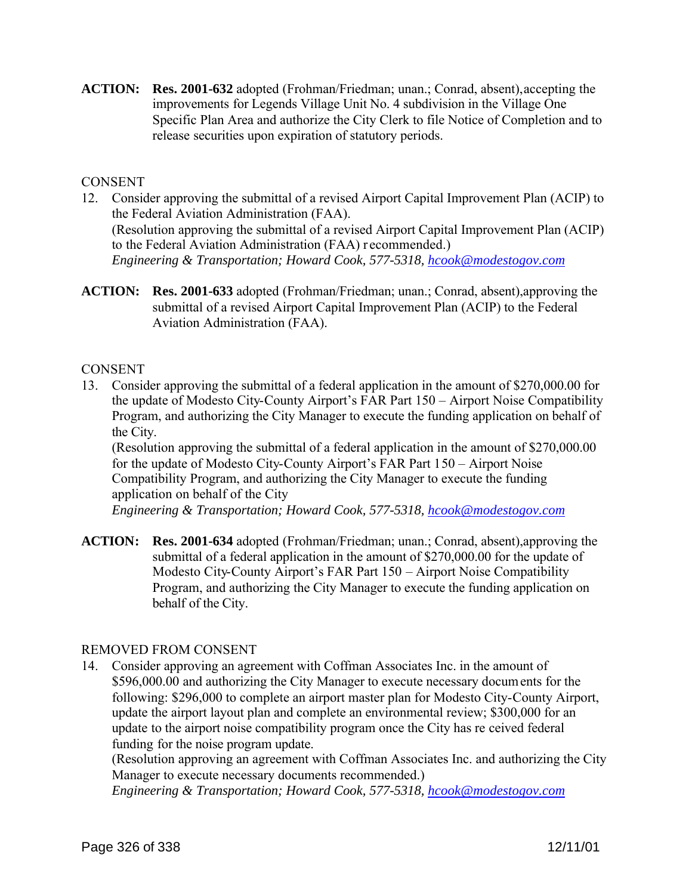**ACTION:** **Res. 2001-632** adopted (Frohman/Friedman; unan.; Conrad, absent),accepting the improvements for Legends Village Unit No. 4 subdivision in the Village One Specific Plan Area and authorize the City Clerk to file Notice of Completion and to release securities upon expiration of statutory periods.

CONSENT

12. Consider approving the submittal of a revised Airport Capital Improvement Plan (ACIP) to the Federal Aviation Administration (FAA).
(Resolution approving the submittal of a revised Airport Capital Improvement Plan (ACIP) to the Federal Aviation Administration (FAA) recommended.)
*Engineering & Transportation; Howard Cook, 577-5318, hcook@modestogov.com*

**ACTION:** **Res. 2001-633** adopted (Frohman/Friedman; unan.; Conrad, absent),approving the submittal of a revised Airport Capital Improvement Plan (ACIP) to the Federal Aviation Administration (FAA).

CONSENT

13. Consider approving the submittal of a federal application in the amount of $270,000.00 for the update of Modesto City-County Airport's FAR Part 150 – Airport Noise Compatibility Program, and authorizing the City Manager to execute the funding application on behalf of the City.
(Resolution approving the submittal of a federal application in the amount of $270,000.00 for the update of Modesto City-County Airport's FAR Part 150 – Airport Noise Compatibility Program, and authorizing the City Manager to execute the funding application on behalf of the City
*Engineering & Transportation; Howard Cook, 577-5318, hcook@modestogov.com*

**ACTION:** **Res. 2001-634** adopted (Frohman/Friedman; unan.; Conrad, absent),approving the submittal of a federal application in the amount of $270,000.00 for the update of Modesto City-County Airport's FAR Part 150 – Airport Noise Compatibility Program, and authorizing the City Manager to execute the funding application on behalf of the City.

REMOVED FROM CONSENT

14. Consider approving an agreement with Coffman Associates Inc. in the amount of $596,000.00 and authorizing the City Manager to execute necessary documents for the following: $296,000 to complete an airport master plan for Modesto City-County Airport, update the airport layout plan and complete an environmental review; $300,000 for an update to the airport noise compatibility program once the City has received federal funding for the noise program update.
(Resolution approving an agreement with Coffman Associates Inc. and authorizing the City Manager to execute necessary documents recommended.)
*Engineering & Transportation; Howard Cook, 577-5318, hcook@modestogov.com*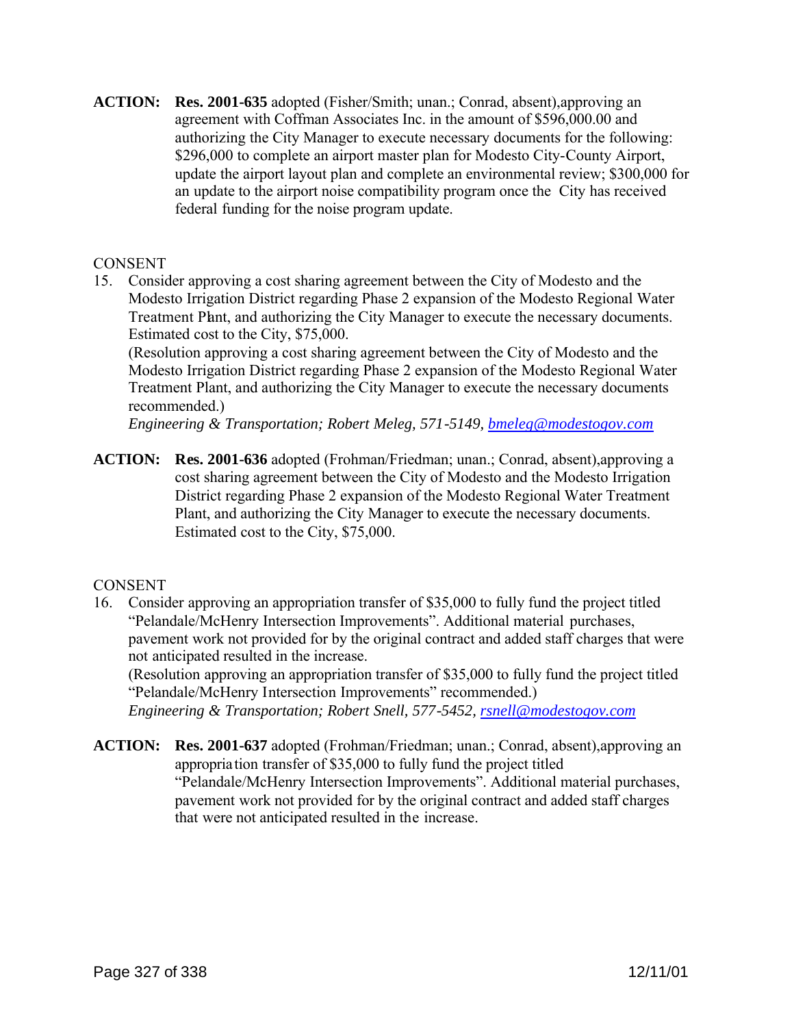**ACTION:** **Res. 2001-635** adopted (Fisher/Smith; unan.; Conrad, absent),approving an agreement with Coffman Associates Inc. in the amount of $596,000.00 and authorizing the City Manager to execute necessary documents for the following: $296,000 to complete an airport master plan for Modesto City-County Airport, update the airport layout plan and complete an environmental review; $300,000 for an update to the airport noise compatibility program once the City has received federal funding for the noise program update.

CONSENT

15. Consider approving a cost sharing agreement between the City of Modesto and the Modesto Irrigation District regarding Phase 2 expansion of the Modesto Regional Water Treatment Plant, and authorizing the City Manager to execute the necessary documents. Estimated cost to the City, $75,000.
(Resolution approving a cost sharing agreement between the City of Modesto and the Modesto Irrigation District regarding Phase 2 expansion of the Modesto Regional Water Treatment Plant, and authorizing the City Manager to execute the necessary documents recommended.)
*Engineering & Transportation; Robert Meleg, 571-5149, bmeleg@modestogov.com*

**ACTION:** **Res. 2001-636** adopted (Frohman/Friedman; unan.; Conrad, absent),approving a cost sharing agreement between the City of Modesto and the Modesto Irrigation District regarding Phase 2 expansion of the Modesto Regional Water Treatment Plant, and authorizing the City Manager to execute the necessary documents. Estimated cost to the City, $75,000.

CONSENT

16. Consider approving an appropriation transfer of $35,000 to fully fund the project titled "Pelandale/McHenry Intersection Improvements". Additional material purchases, pavement work not provided for by the original contract and added staff charges that were not anticipated resulted in the increase.
(Resolution approving an appropriation transfer of $35,000 to fully fund the project titled "Pelandale/McHenry Intersection Improvements" recommended.)
*Engineering & Transportation; Robert Snell, 577-5452, rsnell@modestogov.com*

**ACTION:** **Res. 2001-637** adopted (Frohman/Friedman; unan.; Conrad, absent),approving an appropriation transfer of $35,000 to fully fund the project titled "Pelandale/McHenry Intersection Improvements". Additional material purchases, pavement work not provided for by the original contract and added staff charges that were not anticipated resulted in the increase.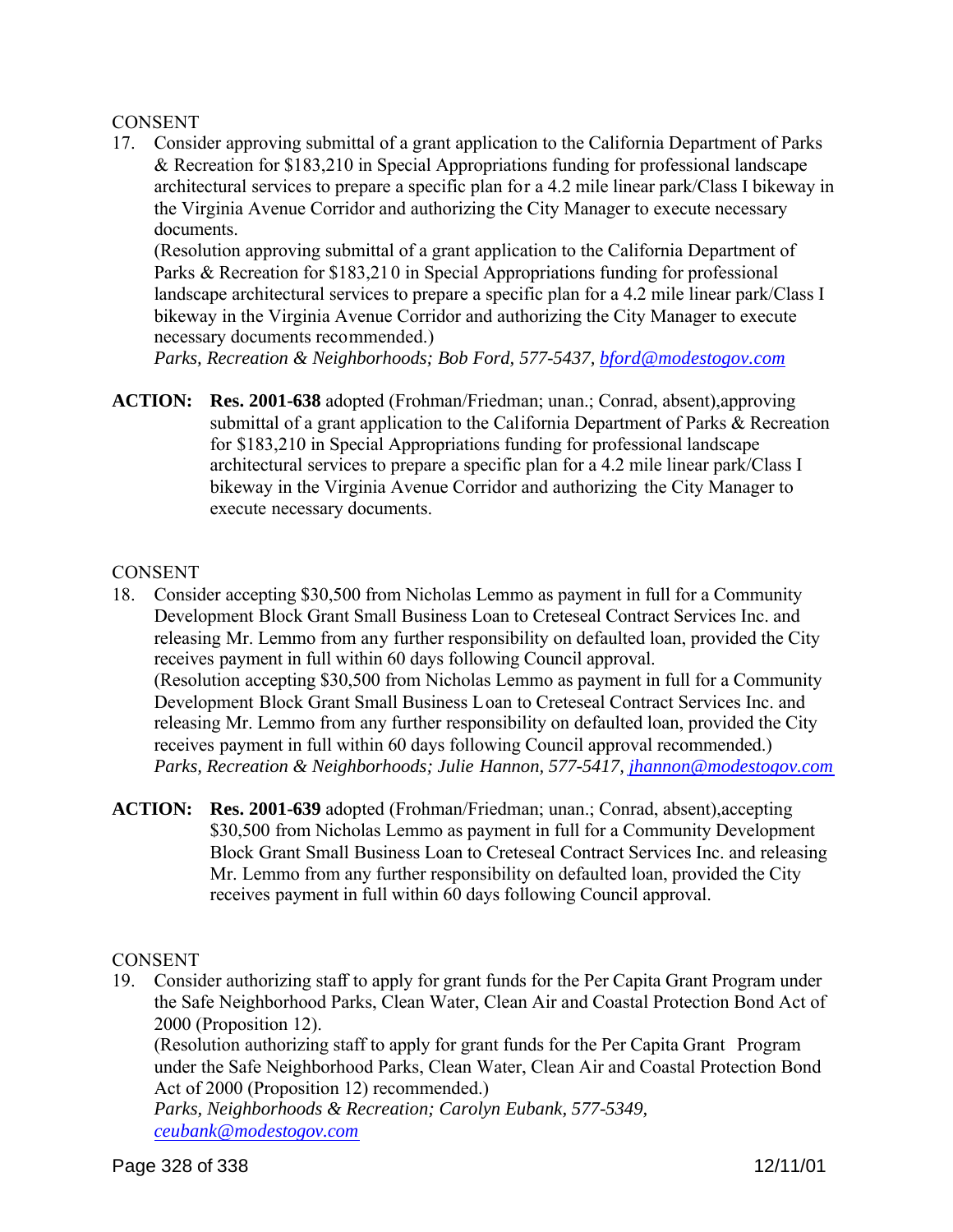CONSENT

17. Consider approving submittal of a grant application to the California Department of Parks & Recreation for $183,210 in Special Appropriations funding for professional landscape architectural services to prepare a specific plan for a 4.2 mile linear park/Class I bikeway in the Virginia Avenue Corridor and authorizing the City Manager to execute necessary documents.
(Resolution approving submittal of a grant application to the California Department of Parks & Recreation for $183,210 in Special Appropriations funding for professional landscape architectural services to prepare a specific plan for a 4.2 mile linear park/Class I bikeway in the Virginia Avenue Corridor and authorizing the City Manager to execute necessary documents recommended.)
*Parks, Recreation & Neighborhoods; Bob Ford, 577-5437, bford@modestogov.com*

**ACTION:** **Res. 2001-638** adopted (Frohman/Friedman; unan.; Conrad, absent),approving submittal of a grant application to the California Department of Parks & Recreation for $183,210 in Special Appropriations funding for professional landscape architectural services to prepare a specific plan for a 4.2 mile linear park/Class I bikeway in the Virginia Avenue Corridor and authorizing the City Manager to execute necessary documents.

CONSENT

18. Consider accepting $30,500 from Nicholas Lemmo as payment in full for a Community Development Block Grant Small Business Loan to Creteseal Contract Services Inc. and releasing Mr. Lemmo from any further responsibility on defaulted loan, provided the City receives payment in full within 60 days following Council approval.
(Resolution accepting $30,500 from Nicholas Lemmo as payment in full for a Community Development Block Grant Small Business Loan to Creteseal Contract Services Inc. and releasing Mr. Lemmo from any further responsibility on defaulted loan, provided the City receives payment in full within 60 days following Council approval recommended.)
*Parks, Recreation & Neighborhoods; Julie Hannon, 577-5417, jhannon@modestogov.com*

**ACTION:** **Res. 2001-639** adopted (Frohman/Friedman; unan.; Conrad, absent),accepting $30,500 from Nicholas Lemmo as payment in full for a Community Development Block Grant Small Business Loan to Creteseal Contract Services Inc. and releasing Mr. Lemmo from any further responsibility on defaulted loan, provided the City receives payment in full within 60 days following Council approval.

CONSENT

19. Consider authorizing staff to apply for grant funds for the Per Capita Grant Program under the Safe Neighborhood Parks, Clean Water, Clean Air and Coastal Protection Bond Act of 2000 (Proposition 12).
(Resolution authorizing staff to apply for grant funds for the Per Capita Grant Program under the Safe Neighborhood Parks, Clean Water, Clean Air and Coastal Protection Bond Act of 2000 (Proposition 12) recommended.)
*Parks, Neighborhoods & Recreation; Carolyn Eubank, 577-5349, ceubank@modestogov.com*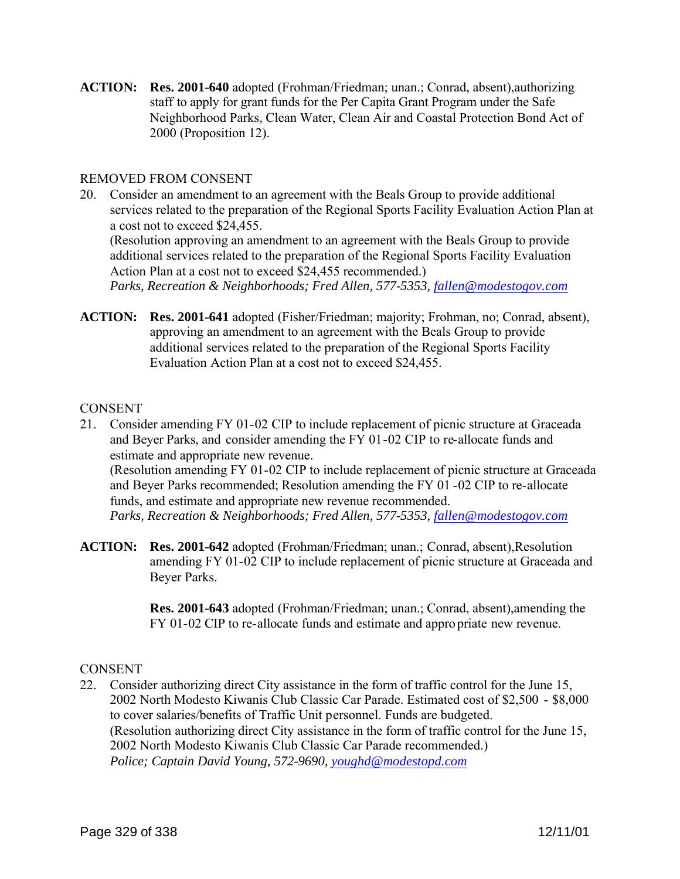**ACTION:** **Res. 2001-640** adopted (Frohman/Friedman; unan.; Conrad, absent),authorizing staff to apply for grant funds for the Per Capita Grant Program under the Safe Neighborhood Parks, Clean Water, Clean Air and Coastal Protection Bond Act of 2000 (Proposition 12).

REMOVED FROM CONSENT

20. Consider an amendment to an agreement with the Beals Group to provide additional services related to the preparation of the Regional Sports Facility Evaluation Action Plan at a cost not to exceed $24,455.
    (Resolution approving an amendment to an agreement with the Beals Group to provide additional services related to the preparation of the Regional Sports Facility Evaluation Action Plan at a cost not to exceed $24,455 recommended.)
    *Parks, Recreation & Neighborhoods; Fred Allen, 577-5353, fallen@modestogov.com*

**ACTION:** **Res. 2001-641** adopted (Fisher/Friedman; majority; Frohman, no; Conrad, absent), approving an amendment to an agreement with the Beals Group to provide additional services related to the preparation of the Regional Sports Facility Evaluation Action Plan at a cost not to exceed $24,455.

CONSENT

21. Consider amending FY 01-02 CIP to include replacement of picnic structure at Graceada and Beyer Parks, and consider amending the FY 01-02 CIP to re-allocate funds and estimate and appropriate new revenue.
    (Resolution amending FY 01-02 CIP to include replacement of picnic structure at Graceada and Beyer Parks recommended; Resolution amending the FY 01 -02 CIP to re-allocate funds, and estimate and appropriate new revenue recommended.
    *Parks, Recreation & Neighborhoods; Fred Allen, 577-5353, fallen@modestogov.com*

**ACTION:** **Res. 2001-642** adopted (Frohman/Friedman; unan.; Conrad, absent),Resolution amending FY 01-02 CIP to include replacement of picnic structure at Graceada and Beyer Parks.

**Res. 2001-643** adopted (Frohman/Friedman; unan.; Conrad, absent),amending the FY 01-02 CIP to re-allocate funds and estimate and appropriate new revenue.

CONSENT

22. Consider authorizing direct City assistance in the form of traffic control for the June 15, 2002 North Modesto Kiwanis Club Classic Car Parade. Estimated cost of $2,500 - $8,000 to cover salaries/benefits of Traffic Unit personnel. Funds are budgeted.
    (Resolution authorizing direct City assistance in the form of traffic control for the June 15, 2002 North Modesto Kiwanis Club Classic Car Parade recommended.)
    *Police; Captain David Young, 572-9690, youghd@modestopd.com*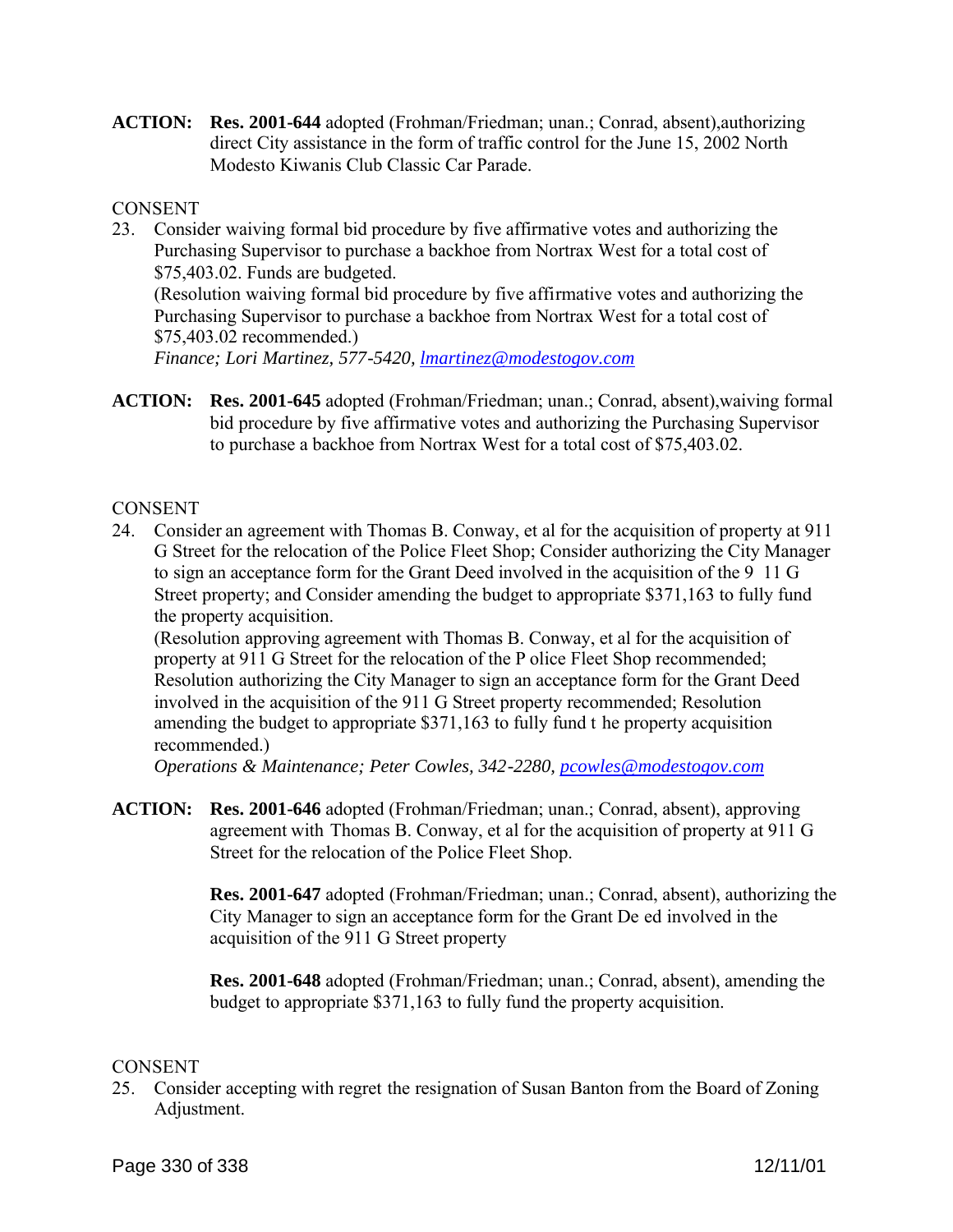**ACTION:** **Res. 2001-644** adopted (Frohman/Friedman; unan.; Conrad, absent),authorizing direct City assistance in the form of traffic control for the June 15, 2002 North Modesto Kiwanis Club Classic Car Parade.

CONSENT

23. Consider waiving formal bid procedure by five affirmative votes and authorizing the Purchasing Supervisor to purchase a backhoe from Nortrax West for a total cost of $75,403.02. Funds are budgeted.
(Resolution waiving formal bid procedure by five affirmative votes and authorizing the Purchasing Supervisor to purchase a backhoe from Nortrax West for a total cost of $75,403.02 recommended.)
*Finance; Lori Martinez, 577-5420, lmartinez@modestogov.com*

**ACTION:** **Res. 2001-645** adopted (Frohman/Friedman; unan.; Conrad, absent),waiving formal bid procedure by five affirmative votes and authorizing the Purchasing Supervisor to purchase a backhoe from Nortrax West for a total cost of $75,403.02.

CONSENT

24. Consider an agreement with Thomas B. Conway, et al for the acquisition of property at 911 G Street for the relocation of the Police Fleet Shop; Consider authorizing the City Manager to sign an acceptance form for the Grant Deed involved in the acquisition of the 911 G Street property; and Consider amending the budget to appropriate $371,163 to fully fund the property acquisition.
(Resolution approving agreement with Thomas B. Conway, et al for the acquisition of property at 911 G Street for the relocation of the Police Fleet Shop recommended; Resolution authorizing the City Manager to sign an acceptance form for the Grant Deed involved in the acquisition of the 911 G Street property recommended; Resolution amending the budget to appropriate $371,163 to fully fund the property acquisition recommended.)
*Operations & Maintenance; Peter Cowles, 342-2280, pcowles@modestogov.com*

**ACTION:** **Res. 2001-646** adopted (Frohman/Friedman; unan.; Conrad, absent), approving agreement with Thomas B. Conway, et al for the acquisition of property at 911 G Street for the relocation of the Police Fleet Shop.

**Res. 2001-647** adopted (Frohman/Friedman; unan.; Conrad, absent), authorizing the City Manager to sign an acceptance form for the Grant Deed involved in the acquisition of the 911 G Street property

**Res. 2001-648** adopted (Frohman/Friedman; unan.; Conrad, absent), amending the budget to appropriate $371,163 to fully fund the property acquisition.

CONSENT

25. Consider accepting with regret the resignation of Susan Banton from the Board of Zoning Adjustment.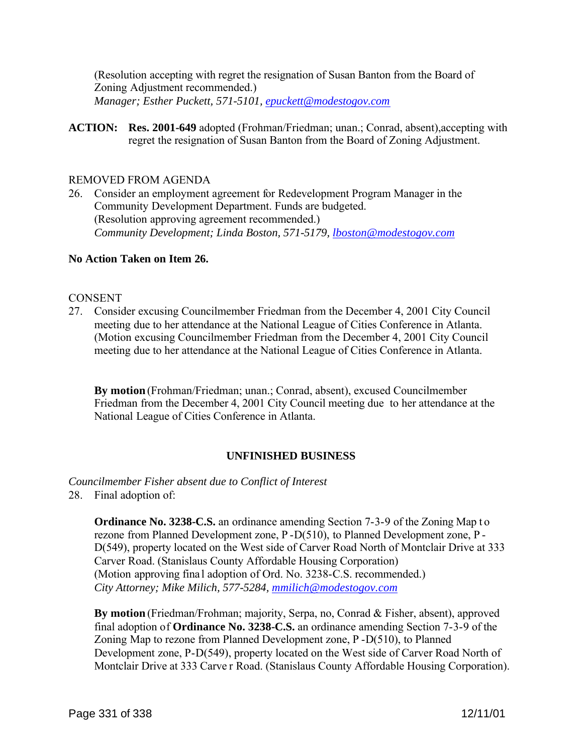(Resolution accepting with regret the resignation of Susan Banton from the Board of Zoning Adjustment recommended.)
*Manager; Esther Puckett, 571-5101, epuckett@modestogov.com*

**ACTION:** **Res. 2001-649** adopted (Frohman/Friedman; unan.; Conrad, absent),accepting with regret the resignation of Susan Banton from the Board of Zoning Adjustment.

REMOVED FROM AGENDA

26. Consider an employment agreement for Redevelopment Program Manager in the Community Development Department. Funds are budgeted.
(Resolution approving agreement recommended.)
*Community Development; Linda Boston, 571-5179, lboston@modestogov.com*

**No Action Taken on Item 26.**

CONSENT

27. Consider excusing Councilmember Friedman from the December 4, 2001 City Council meeting due to her attendance at the National League of Cities Conference in Atlanta.
(Motion excusing Councilmember Friedman from the December 4, 2001 City Council meeting due to her attendance at the National League of Cities Conference in Atlanta.

**By motion** (Frohman/Friedman; unan.; Conrad, absent), excused Councilmember Friedman from the December 4, 2001 City Council meeting due to her attendance at the National League of Cities Conference in Atlanta.

## UNFINISHED BUSINESS

*Councilmember Fisher absent due to Conflict of Interest*

28. Final adoption of:

**Ordinance No. 3238-C.S.** an ordinance amending Section 7-3-9 of the Zoning Map to rezone from Planned Development zone, P-D(510), to Planned Development zone, P-D(549), property located on the West side of Carver Road North of Montclair Drive at 333 Carver Road. (Stanislaus County Affordable Housing Corporation)
(Motion approving final adoption of Ord. No. 3238-C.S. recommended.)
*City Attorney; Mike Milich, 577-5284, mmilich@modestogov.com*

**By motion** (Friedman/Frohman; majority, Serpa, no, Conrad & Fisher, absent), approved final adoption of **Ordinance No. 3238-C.S.** an ordinance amending Section 7-3-9 of the Zoning Map to rezone from Planned Development zone, P-D(510), to Planned Development zone, P-D(549), property located on the West side of Carver Road North of Montclair Drive at 333 Carver Road. (Stanislaus County Affordable Housing Corporation).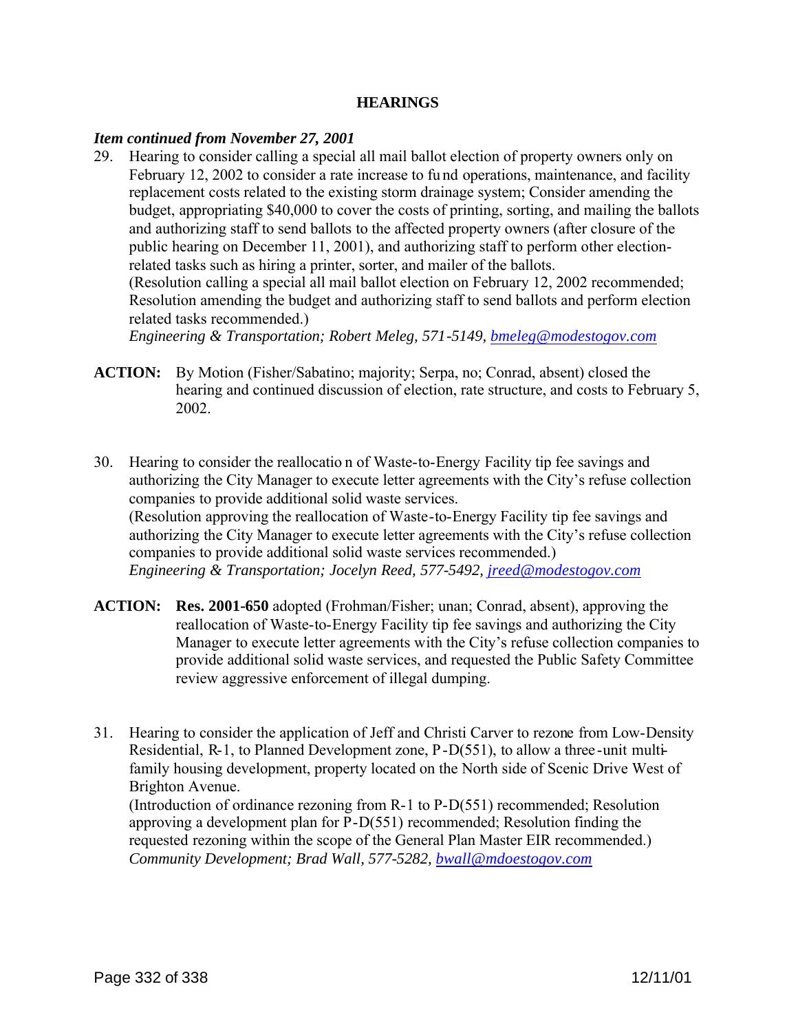## HEARINGS

***Item continued from November 27, 2001***

29. Hearing to consider calling a special all mail ballot election of property owners only on February 12, 2002 to consider a rate increase to fund operations, maintenance, and facility replacement costs related to the existing storm drainage system; Consider amending the budget, appropriating $40,000 to cover the costs of printing, sorting, and mailing the ballots and authorizing staff to send ballots to the affected property owners (after closure of the public hearing on December 11, 2001), and authorizing staff to perform other election-related tasks such as hiring a printer, sorter, and mailer of the ballots.
(Resolution calling a special all mail ballot election on February 12, 2002 recommended; Resolution amending the budget and authorizing staff to send ballots and perform election related tasks recommended.)
*Engineering & Transportation; Robert Meleg, 571-5149, bmeleg@modestogov.com*

**ACTION:** By Motion (Fisher/Sabatino; majority; Serpa, no; Conrad, absent) closed the hearing and continued discussion of election, rate structure, and costs to February 5, 2002.

30. Hearing to consider the reallocation of Waste-to-Energy Facility tip fee savings and authorizing the City Manager to execute letter agreements with the City's refuse collection companies to provide additional solid waste services.
(Resolution approving the reallocation of Waste-to-Energy Facility tip fee savings and authorizing the City Manager to execute letter agreements with the City's refuse collection companies to provide additional solid waste services recommended.)
*Engineering & Transportation; Jocelyn Reed, 577-5492, jreed@modestogov.com*

**ACTION:** **Res. 2001-650** adopted (Frohman/Fisher; unan; Conrad, absent), approving the reallocation of Waste-to-Energy Facility tip fee savings and authorizing the City Manager to execute letter agreements with the City's refuse collection companies to provide additional solid waste services, and requested the Public Safety Committee review aggressive enforcement of illegal dumping.

31. Hearing to consider the application of Jeff and Christi Carver to rezone from Low-Density Residential, R-1, to Planned Development zone, P-D(551), to allow a three-unit multi-family housing development, property located on the North side of Scenic Drive West of Brighton Avenue.
(Introduction of ordinance rezoning from R-1 to P-D(551) recommended; Resolution approving a development plan for P-D(551) recommended; Resolution finding the requested rezoning within the scope of the General Plan Master EIR recommended.)
*Community Development; Brad Wall, 577-5282, bwall@mdoestogov.com*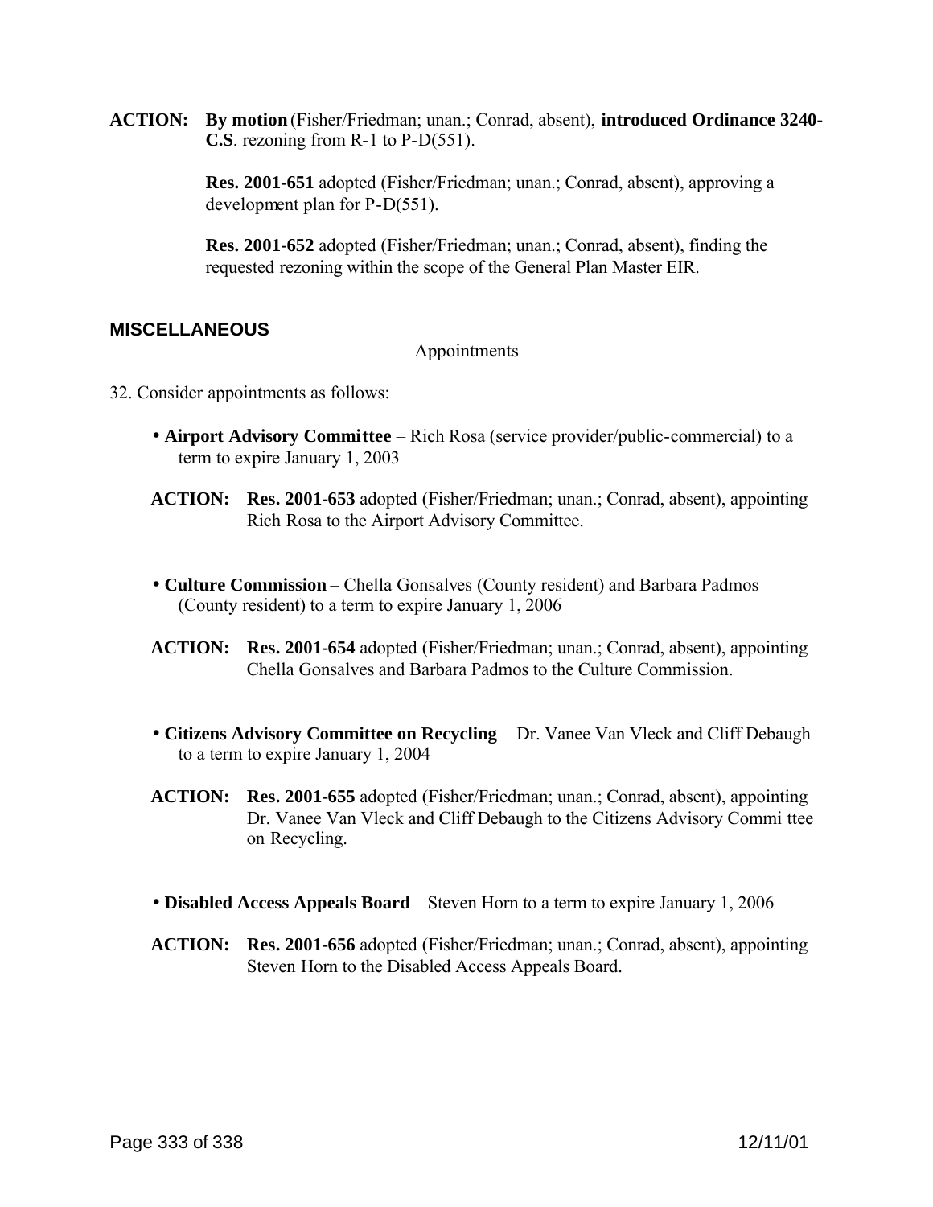**ACTION:** **By motion** (Fisher/Friedman; unan.; Conrad, absent), **introduced Ordinance 3240-C.S**. rezoning from R-1 to P-D(551).

**Res. 2001-651** adopted (Fisher/Friedman; unan.; Conrad, absent), approving a development plan for P-D(551).

**Res. 2001-652** adopted (Fisher/Friedman; unan.; Conrad, absent), finding the requested rezoning within the scope of the General Plan Master EIR.

## MISCELLANEOUS

Appointments

32. Consider appointments as follows:

- **Airport Advisory Committee** – Rich Rosa (service provider/public-commercial) to a term to expire January 1, 2003

**ACTION:** **Res. 2001-653** adopted (Fisher/Friedman; unan.; Conrad, absent), appointing Rich Rosa to the Airport Advisory Committee.

- **Culture Commission** – Chella Gonsalves (County resident) and Barbara Padmos (County resident) to a term to expire January 1, 2006

**ACTION:** **Res. 2001-654** adopted (Fisher/Friedman; unan.; Conrad, absent), appointing Chella Gonsalves and Barbara Padmos to the Culture Commission.

- **Citizens Advisory Committee on Recycling** – Dr. Vanee Van Vleck and Cliff Debaugh to a term to expire January 1, 2004

**ACTION:** **Res. 2001-655** adopted (Fisher/Friedman; unan.; Conrad, absent), appointing Dr. Vanee Van Vleck and Cliff Debaugh to the Citizens Advisory Committee on Recycling.

- **Disabled Access Appeals Board** – Steven Horn to a term to expire January 1, 2006

**ACTION:** **Res. 2001-656** adopted (Fisher/Friedman; unan.; Conrad, absent), appointing Steven Horn to the Disabled Access Appeals Board.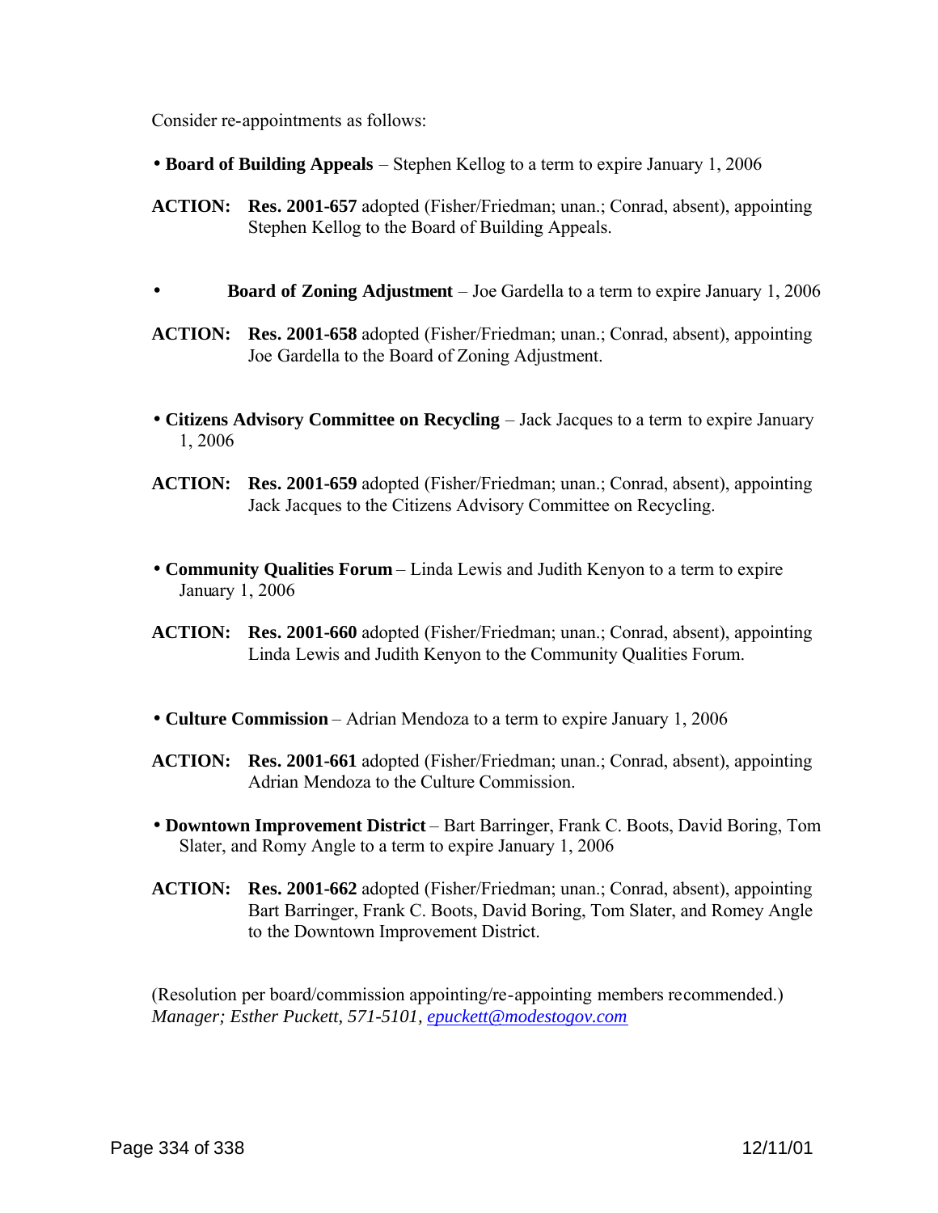Consider re-appointments as follows:

- **Board of Building Appeals** – Stephen Kellog to a term to expire January 1, 2006

**ACTION:** **Res. 2001-657** adopted (Fisher/Friedman; unan.; Conrad, absent), appointing Stephen Kellog to the Board of Building Appeals.

- **Board of Zoning Adjustment** – Joe Gardella to a term to expire January 1, 2006

**ACTION:** **Res. 2001-658** adopted (Fisher/Friedman; unan.; Conrad, absent), appointing Joe Gardella to the Board of Zoning Adjustment.

- **Citizens Advisory Committee on Recycling** – Jack Jacques to a term to expire January 1, 2006

**ACTION:** **Res. 2001-659** adopted (Fisher/Friedman; unan.; Conrad, absent), appointing Jack Jacques to the Citizens Advisory Committee on Recycling.

- **Community Qualities Forum** – Linda Lewis and Judith Kenyon to a term to expire January 1, 2006

**ACTION:** **Res. 2001-660** adopted (Fisher/Friedman; unan.; Conrad, absent), appointing Linda Lewis and Judith Kenyon to the Community Qualities Forum.

- **Culture Commission** – Adrian Mendoza to a term to expire January 1, 2006

**ACTION:** **Res. 2001-661** adopted (Fisher/Friedman; unan.; Conrad, absent), appointing Adrian Mendoza to the Culture Commission.

- **Downtown Improvement District** – Bart Barringer, Frank C. Boots, David Boring, Tom Slater, and Romy Angle to a term to expire January 1, 2006

**ACTION:** **Res. 2001-662** adopted (Fisher/Friedman; unan.; Conrad, absent), appointing Bart Barringer, Frank C. Boots, David Boring, Tom Slater, and Romey Angle to the Downtown Improvement District.

(Resolution per board/commission appointing/re-appointing members recommended.)
*Manager; Esther Puckett, 571-5101, epuckett@modestogov.com*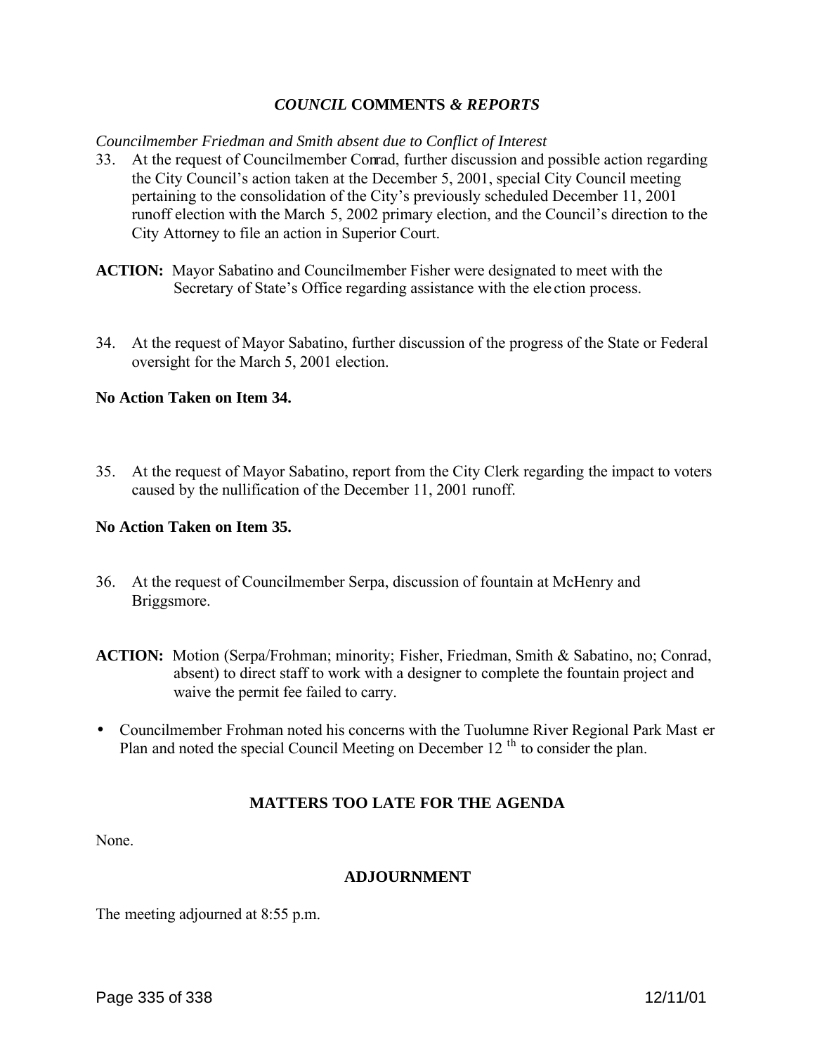## *COUNCIL* COMMENTS *& REPORTS*

*Councilmember Friedman and Smith absent due to Conflict of Interest*

33. At the request of Councilmember Conrad, further discussion and possible action regarding the City Council's action taken at the December 5, 2001, special City Council meeting pertaining to the consolidation of the City's previously scheduled December 11, 2001 runoff election with the March 5, 2002 primary election, and the Council's direction to the City Attorney to file an action in Superior Court.

**ACTION:** Mayor Sabatino and Councilmember Fisher were designated to meet with the Secretary of State's Office regarding assistance with the election process.

34. At the request of Mayor Sabatino, further discussion of the progress of the State or Federal oversight for the March 5, 2001 election.

**No Action Taken on Item 34.**

35. At the request of Mayor Sabatino, report from the City Clerk regarding the impact to voters caused by the nullification of the December 11, 2001 runoff.

**No Action Taken on Item 35.**

36. At the request of Councilmember Serpa, discussion of fountain at McHenry and Briggsmore.

**ACTION:** Motion (Serpa/Frohman; minority; Fisher, Friedman, Smith & Sabatino, no; Conrad, absent) to direct staff to work with a designer to complete the fountain project and waive the permit fee failed to carry.

- Councilmember Frohman noted his concerns with the Tuolumne River Regional Park Master Plan and noted the special Council Meeting on December 12[th] to consider the plan.

## MATTERS TOO LATE FOR THE AGENDA

None.

## ADJOURNMENT

The meeting adjourned at 8:55 p.m.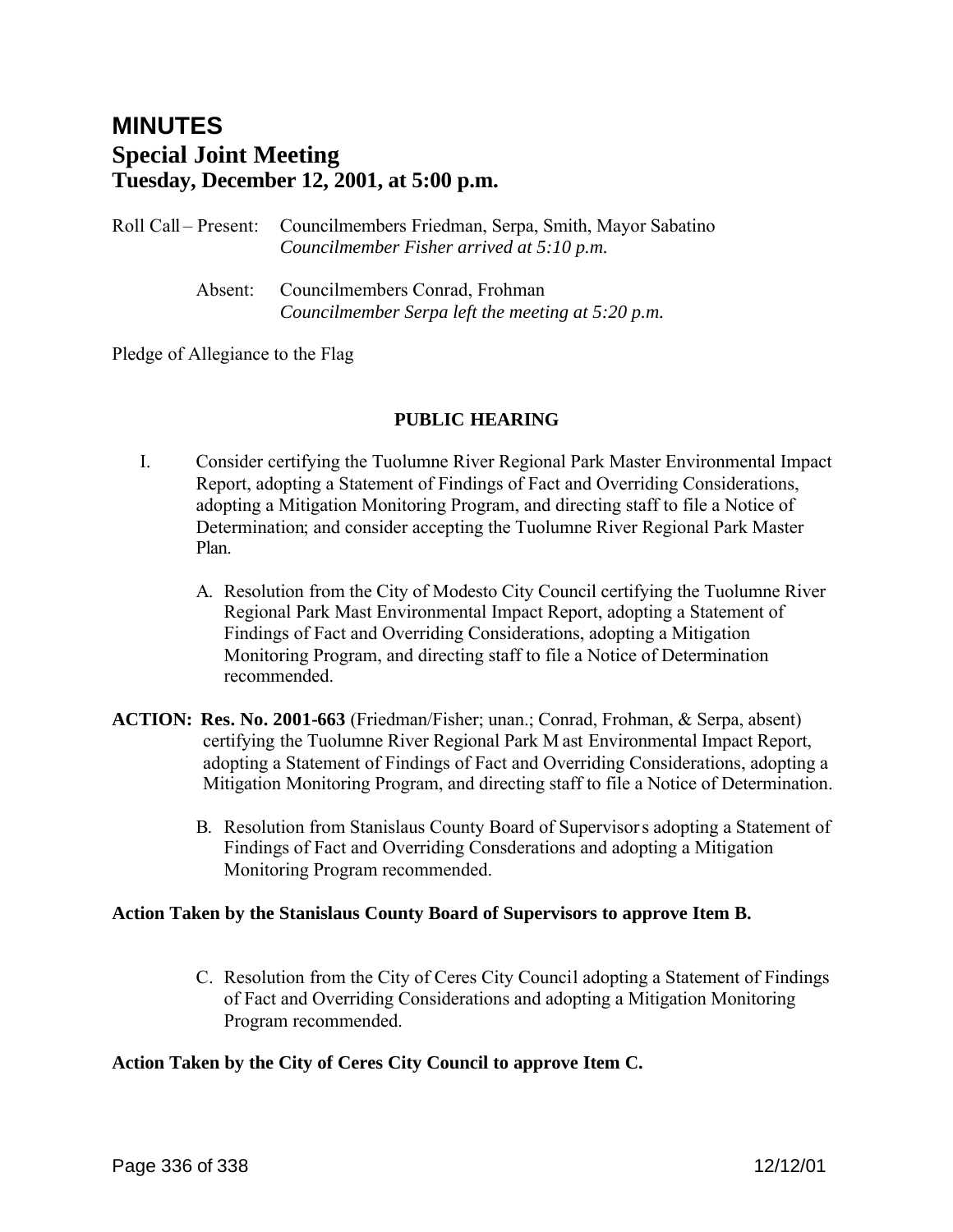# MINUTES

## Special Joint Meeting

## Tuesday, December 12, 2001, at 5:00 p.m.

Roll Call – Present: Councilmembers Friedman, Serpa, Smith, Mayor Sabatino
*Councilmember Fisher arrived at 5:10 p.m.*

Absent: Councilmembers Conrad, Frohman
*Councilmember Serpa left the meeting at 5:20 p.m.*

Pledge of Allegiance to the Flag

**PUBLIC HEARING**

I. Consider certifying the Tuolumne River Regional Park Master Environmental Impact Report, adopting a Statement of Findings of Fact and Overriding Considerations, adopting a Mitigation Monitoring Program, and directing staff to file a Notice of Determination; and consider accepting the Tuolumne River Regional Park Master Plan.

A. Resolution from the City of Modesto City Council certifying the Tuolumne River Regional Park Mast Environmental Impact Report, adopting a Statement of Findings of Fact and Overriding Considerations, adopting a Mitigation Monitoring Program, and directing staff to file a Notice of Determination recommended.

**ACTION: Res. No. 2001-663** (Friedman/Fisher; unan.; Conrad, Frohman, & Serpa, absent) certifying the Tuolumne River Regional Park M ast Environmental Impact Report, adopting a Statement of Findings of Fact and Overriding Considerations, adopting a Mitigation Monitoring Program, and directing staff to file a Notice of Determination.

B. Resolution from Stanislaus County Board of Supervisors adopting a Statement of Findings of Fact and Overriding Consderations and adopting a Mitigation Monitoring Program recommended.

**Action Taken by the Stanislaus County Board of Supervisors to approve Item B.**

C. Resolution from the City of Ceres City Council adopting a Statement of Findings of Fact and Overriding Considerations and adopting a Mitigation Monitoring Program recommended.

**Action Taken by the City of Ceres City Council to approve Item C.**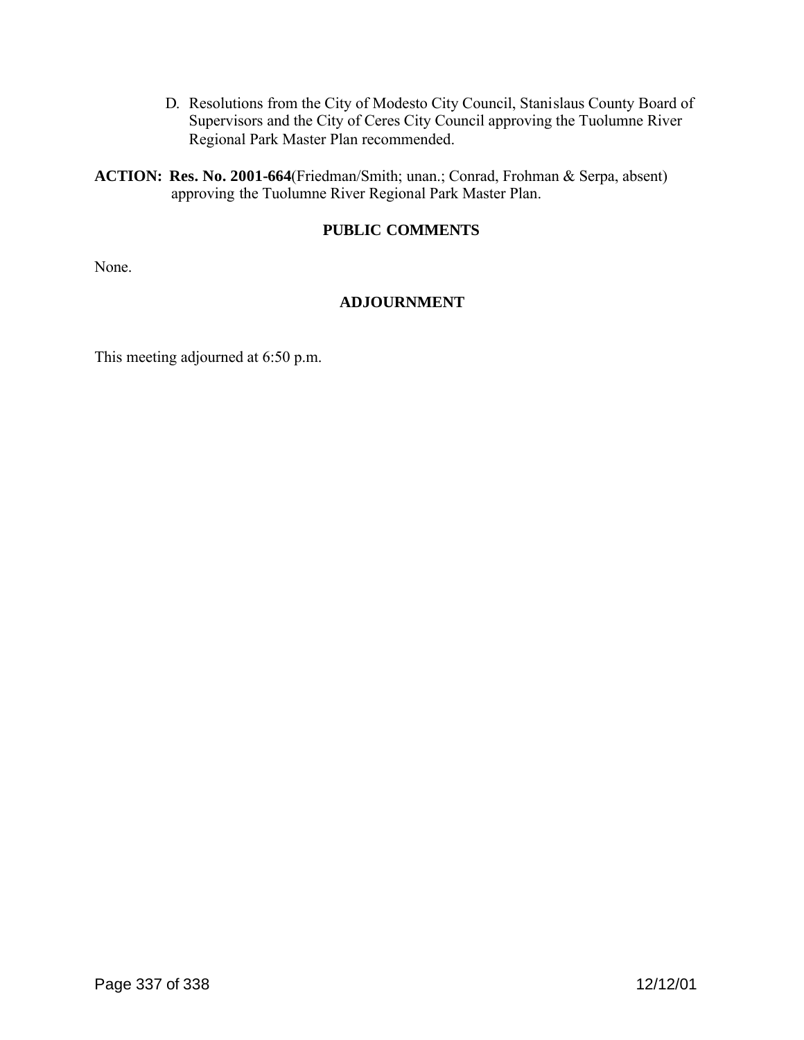D. Resolutions from the City of Modesto City Council, Stanislaus County Board of Supervisors and the City of Ceres City Council approving the Tuolumne River Regional Park Master Plan recommended.

**ACTION: Res. No. 2001-664**(Friedman/Smith; unan.; Conrad, Frohman & Serpa, absent) approving the Tuolumne River Regional Park Master Plan.

## PUBLIC COMMENTS

None.

## ADJOURNMENT

This meeting adjourned at 6:50 p.m.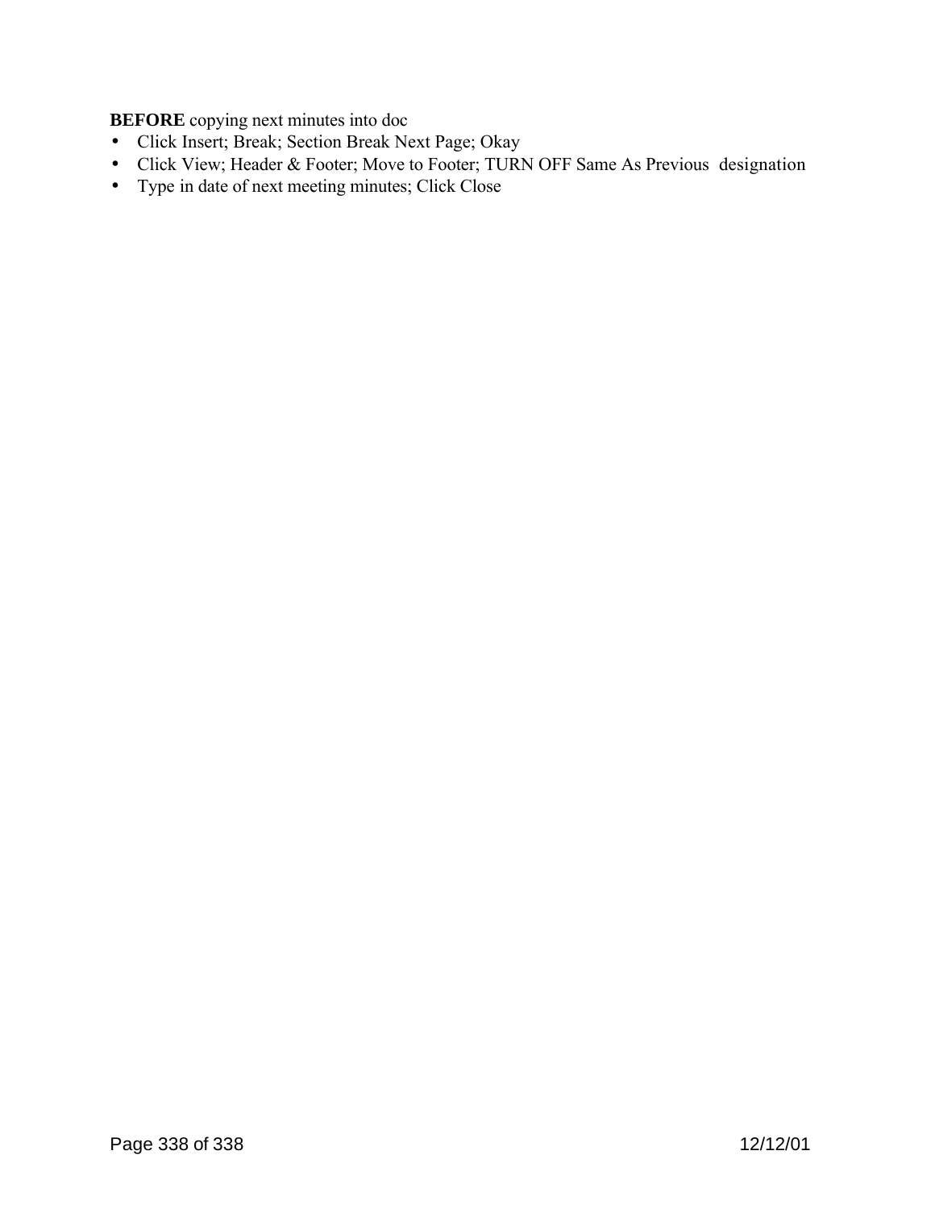**BEFORE** copying next minutes into doc

- Click Insert; Break; Section Break Next Page; Okay
- Click View; Header & Footer; Move to Footer; TURN OFF Same As Previous designation
- Type in date of next meeting minutes; Click Close